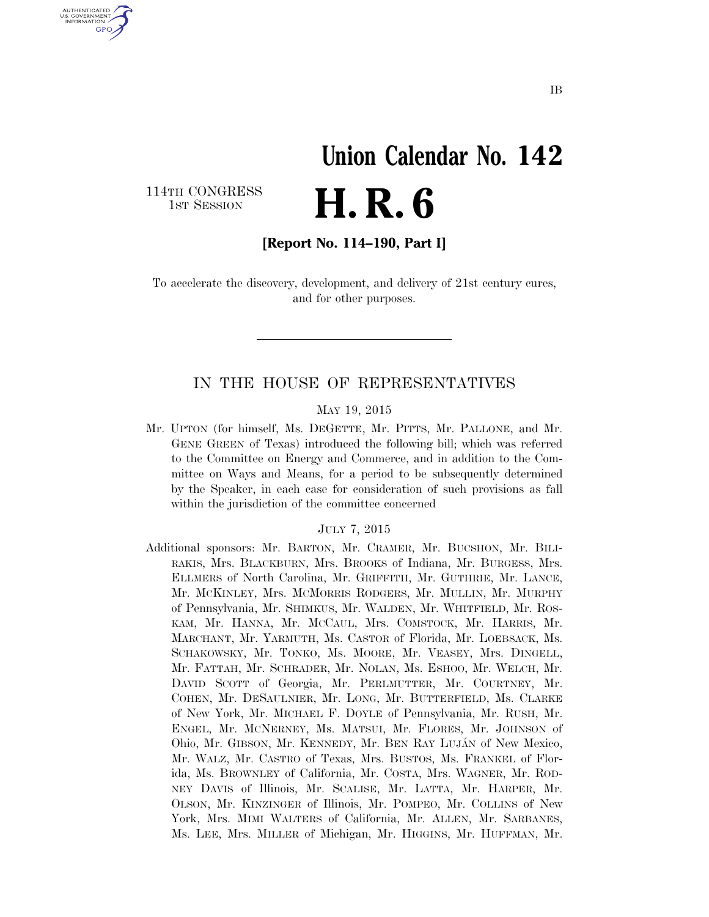IB

# Union Calendar No. 142

114TH CONGRESS
1ST SESSION

# H. R. 6

**[Report No. 114–190, Part I]**

To accelerate the discovery, development, and delivery of 21st century cures, and for other purposes.

---

## IN THE HOUSE OF REPRESENTATIVES

MAY 19, 2015

Mr. UPTON (for himself, Ms. DEGETTE, Mr. PITTS, Mr. PALLONE, and Mr. GENE GREEN of Texas) introduced the following bill; which was referred to the Committee on Energy and Commerce, and in addition to the Committee on Ways and Means, for a period to be subsequently determined by the Speaker, in each case for consideration of such provisions as fall within the jurisdiction of the committee concerned

JULY 7, 2015

Additional sponsors: Mr. BARTON, Mr. CRAMER, Mr. BUCSHON, Mr. BILIRAKIS, Mrs. BLACKBURN, Mrs. BROOKS of Indiana, Mr. BURGESS, Mrs. ELLMERS of North Carolina, Mr. GRIFFITH, Mr. GUTHRIE, Mr. LANCE, Mr. MCKINLEY, Mrs. MCMORRIS RODGERS, Mr. MULLIN, Mr. MURPHY of Pennsylvania, Mr. SHIMKUS, Mr. WALDEN, Mr. WHITFIELD, Mr. ROSKAM, Mr. HANNA, Mr. MCCAUL, Mrs. COMSTOCK, Mr. HARRIS, Mr. MARCHANT, Mr. YARMUTH, Ms. CASTOR of Florida, Mr. LOEBSACK, Ms. SCHAKOWSKY, Mr. TONKO, Ms. MOORE, Mr. VEASEY, Mrs. DINGELL, Mr. FATTAH, Mr. SCHRADER, Mr. NOLAN, Ms. ESHOO, Mr. WELCH, Mr. DAVID SCOTT of Georgia, Mr. PERLMUTTER, Mr. COURTNEY, Mr. COHEN, Mr. DESAULNIER, Mr. LONG, Mr. BUTTERFIELD, Ms. CLARKE of New York, Mr. MICHAEL F. DOYLE of Pennsylvania, Mr. RUSH, Mr. ENGEL, Mr. MCNERNEY, Ms. MATSUI, Mr. FLORES, Mr. JOHNSON of Ohio, Mr. GIBSON, Mr. KENNEDY, Mr. BEN RAY LUJÁN of New Mexico, Mr. WALZ, Mr. CASTRO of Texas, Mrs. BUSTOS, Ms. FRANKEL of Florida, Ms. BROWNLEY of California, Mr. COSTA, Mrs. WAGNER, Mr. RODNEY DAVIS of Illinois, Mr. SCALISE, Mr. LATTA, Mr. HARPER, Mr. OLSON, Mr. KINZINGER of Illinois, Mr. POMPEO, Mr. COLLINS of New York, Mrs. MIMI WALTERS of California, Mr. ALLEN, Mr. SARBANES, Ms. LEE, Mrs. MILLER of Michigan, Mr. HIGGINS, Mr. HUFFMAN, Mr.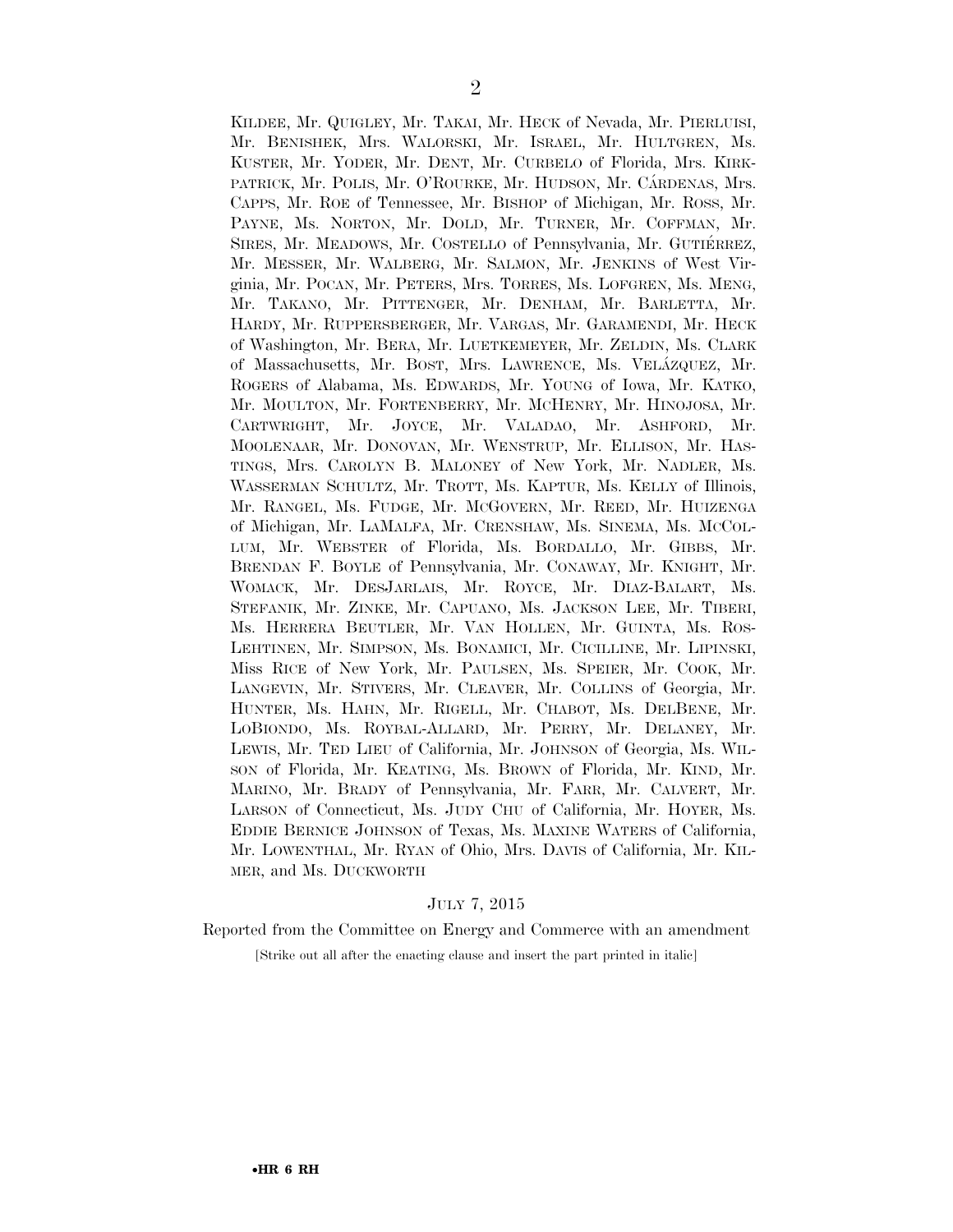KILDEE, Mr. QUIGLEY, Mr. TAKAI, Mr. HECK of Nevada, Mr. PIERLUISI, Mr. BENISHEK, Mrs. WALORSKI, Mr. ISRAEL, Mr. HULTGREN, Ms. KUSTER, Mr. YODER, Mr. DENT, Mr. CURBELO of Florida, Mrs. KIRKPATRICK, Mr. POLIS, Mr. O'ROURKE, Mr. HUDSON, Mr. CÁRDENAS, Mrs. CAPPS, Mr. ROE of Tennessee, Mr. BISHOP of Michigan, Mr. ROSS, Mr. PAYNE, Ms. NORTON, Mr. DOLD, Mr. TURNER, Mr. COFFMAN, Mr. SIRES, Mr. MEADOWS, Mr. COSTELLO of Pennsylvania, Mr. GUTIÉRREZ, Mr. MESSER, Mr. WALBERG, Mr. SALMON, Mr. JENKINS of West Virginia, Mr. POCAN, Mr. PETERS, Mrs. TORRES, Ms. LOFGREN, Ms. MENG, Mr. TAKANO, Mr. PITTENGER, Mr. DENHAM, Mr. BARLETTA, Mr. HARDY, Mr. RUPPERSBERGER, Mr. VARGAS, Mr. GARAMENDI, Mr. HECK of Washington, Mr. BERA, Mr. LUETKEMEYER, Mr. ZELDIN, Ms. CLARK of Massachusetts, Mr. BOST, Mrs. LAWRENCE, Ms. VELÁZQUEZ, Mr. ROGERS of Alabama, Ms. EDWARDS, Mr. YOUNG of Iowa, Mr. KATKO, Mr. MOULTON, Mr. FORTENBERRY, Mr. MCHENRY, Mr. HINOJOSA, Mr. CARTWRIGHT, Mr. JOYCE, Mr. VALADAO, Mr. ASHFORD, Mr. MOOLENAAR, Mr. DONOVAN, Mr. WENSTRUP, Mr. ELLISON, Mr. HASTINGS, Mrs. CAROLYN B. MALONEY of New York, Mr. NADLER, Ms. WASSERMAN SCHULTZ, Mr. TROTT, Ms. KAPTUR, Ms. KELLY of Illinois, Mr. RANGEL, Ms. FUDGE, Mr. MCGOVERN, Mr. REED, Mr. HUIZENGA of Michigan, Mr. LAMALFA, Mr. CRENSHAW, Ms. SINEMA, Ms. MCCOLLUM, Mr. WEBSTER of Florida, Ms. BORDALLO, Mr. GIBBS, Mr. BRENDAN F. BOYLE of Pennsylvania, Mr. CONAWAY, Mr. KNIGHT, Mr. WOMACK, Mr. DESJARLAIS, Mr. ROYCE, Mr. DIAZ-BALART, Ms. STEFANIK, Mr. ZINKE, Mr. CAPUANO, Ms. JACKSON LEE, Mr. TIBERI, Ms. HERRERA BEUTLER, Mr. VAN HOLLEN, Mr. GUINTA, Ms. ROS-LEHTINEN, Mr. SIMPSON, Ms. BONAMICI, Mr. CICILLINE, Mr. LIPINSKI, Miss RICE of New York, Mr. PAULSEN, Ms. SPEIER, Mr. COOK, Mr. LANGEVIN, Mr. STIVERS, Mr. CLEAVER, Mr. COLLINS of Georgia, Mr. HUNTER, Ms. HAHN, Mr. RIGELL, Mr. CHABOT, Ms. DELBENE, Mr. LOBIONDO, Ms. ROYBAL-ALLARD, Mr. PERRY, Mr. DELANEY, Mr. LEWIS, Mr. TED LIEU of California, Mr. JOHNSON of Georgia, Ms. WILSON of Florida, Mr. KEATING, Ms. BROWN of Florida, Mr. KIND, Mr. MARINO, Mr. BRADY of Pennsylvania, Mr. FARR, Mr. CALVERT, Mr. LARSON of Connecticut, Ms. JUDY CHU of California, Mr. HOYER, Ms. EDDIE BERNICE JOHNSON of Texas, Ms. MAXINE WATERS of California, Mr. LOWENTHAL, Mr. RYAN of Ohio, Mrs. DAVIS of California, Mr. KILMER, and Ms. DUCKWORTH

JULY 7, 2015

Reported from the Committee on Energy and Commerce with an amendment

[Strike out all after the enacting clause and insert the part printed in italic]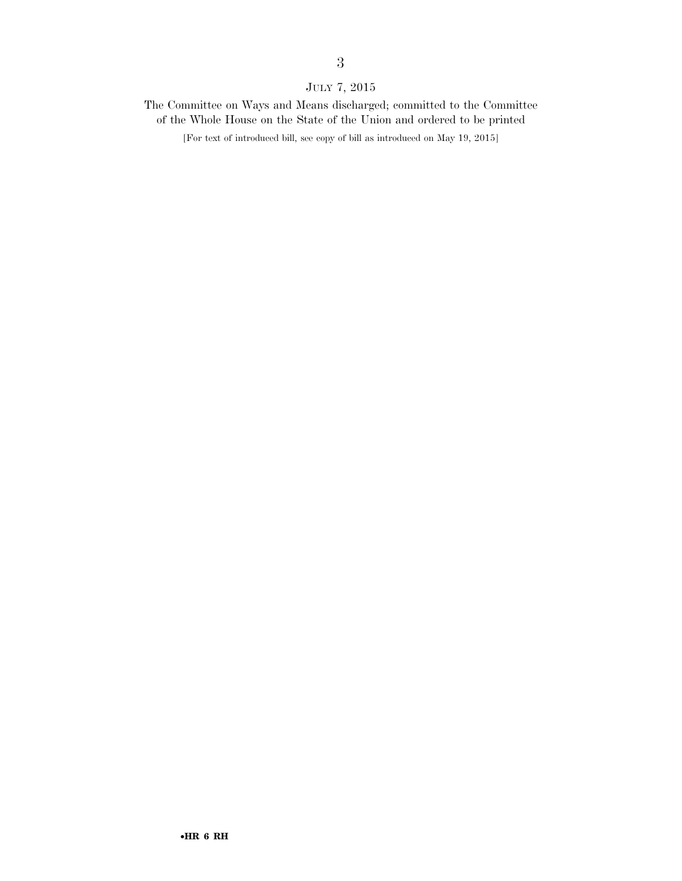JULY 7, 2015

The Committee on Ways and Means discharged; committed to the Committee of the Whole House on the State of the Union and ordered to be printed

[For text of introduced bill, see copy of bill as introduced on May 19, 2015]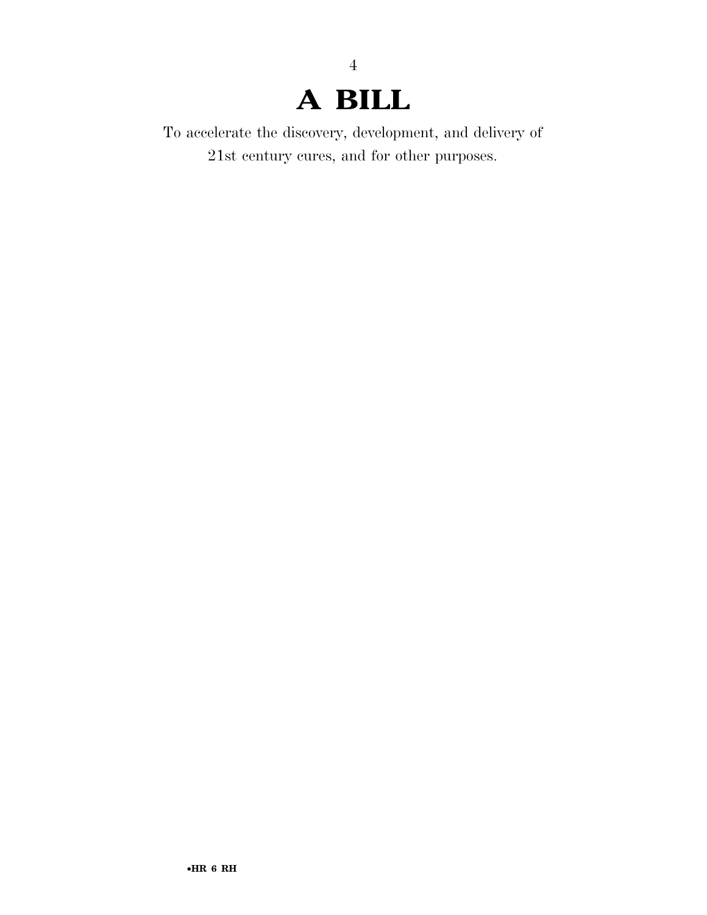# A BILL

To accelerate the discovery, development, and delivery of 21st century cures, and for other purposes.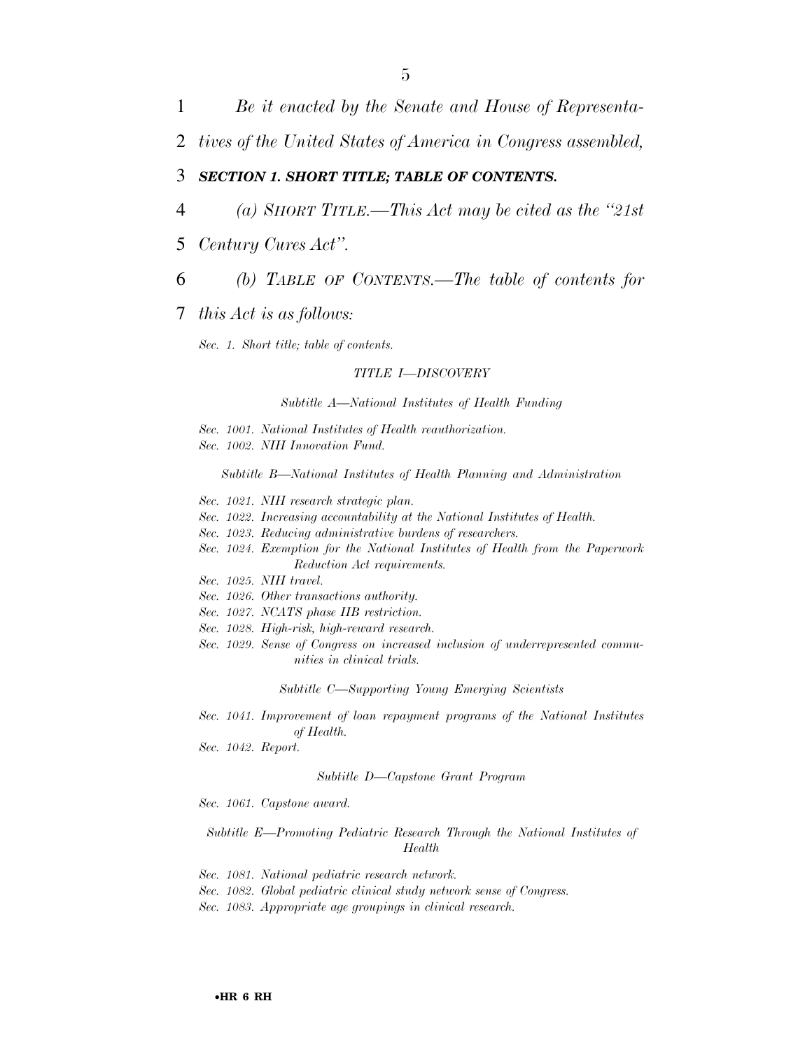*Be it enacted by the Senate and House of Representatives of the United States of America in Congress assembled,*

### ***SECTION 1. SHORT TITLE; TABLE OF CONTENTS.***

*(a) SHORT TITLE.—This Act may be cited as the "21st Century Cures Act".*

*(b) TABLE OF CONTENTS.—The table of contents for this Act is as follows:*

*Sec. 1. Short title; table of contents.*

*TITLE I—DISCOVERY*

*Subtitle A—National Institutes of Health Funding*

*Sec. 1001. National Institutes of Health reauthorization.*
*Sec. 1002. NIH Innovation Fund.*

*Subtitle B—National Institutes of Health Planning and Administration*

*Sec. 1021. NIH research strategic plan.*
*Sec. 1022. Increasing accountability at the National Institutes of Health.*
*Sec. 1023. Reducing administrative burdens of researchers.*
*Sec. 1024. Exemption for the National Institutes of Health from the Paperwork Reduction Act requirements.*
*Sec. 1025. NIH travel.*
*Sec. 1026. Other transactions authority.*
*Sec. 1027. NCATS phase IIB restriction.*
*Sec. 1028. High-risk, high-reward research.*
*Sec. 1029. Sense of Congress on increased inclusion of underrepresented communities in clinical trials.*

*Subtitle C—Supporting Young Emerging Scientists*

*Sec. 1041. Improvement of loan repayment programs of the National Institutes of Health.*
*Sec. 1042. Report.*

*Subtitle D—Capstone Grant Program*

*Sec. 1061. Capstone award.*

*Subtitle E—Promoting Pediatric Research Through the National Institutes of Health*

*Sec. 1081. National pediatric research network.*
*Sec. 1082. Global pediatric clinical study network sense of Congress.*
*Sec. 1083. Appropriate age groupings in clinical research.*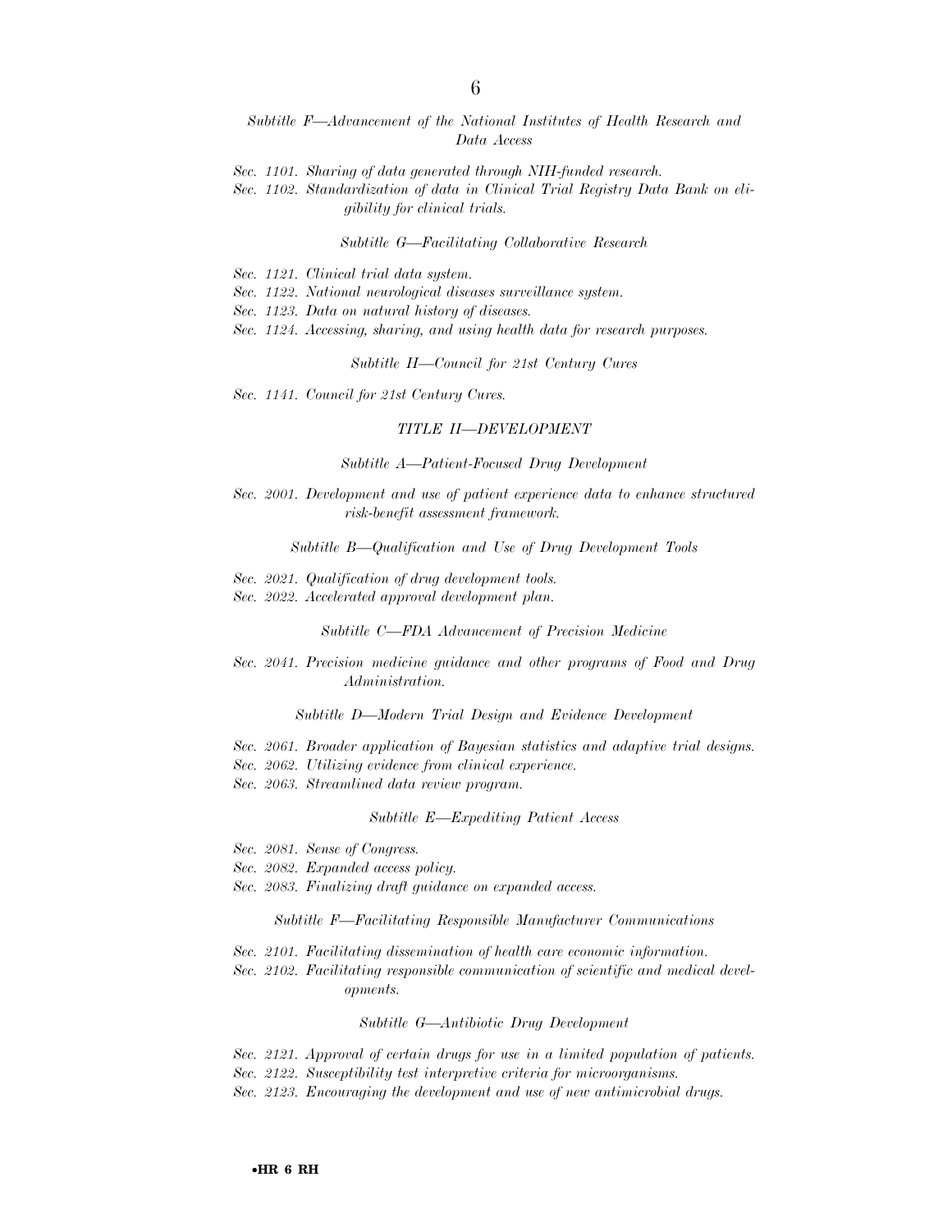*Subtitle F—Advancement of the National Institutes of Health Research and Data Access*

*Sec. 1101. Sharing of data generated through NIH-funded research.*
*Sec. 1102. Standardization of data in Clinical Trial Registry Data Bank on eligibility for clinical trials.*

*Subtitle G—Facilitating Collaborative Research*

*Sec. 1121. Clinical trial data system.*
*Sec. 1122. National neurological diseases surveillance system.*
*Sec. 1123. Data on natural history of diseases.*
*Sec. 1124. Accessing, sharing, and using health data for research purposes.*

*Subtitle H—Council for 21st Century Cures*

*Sec. 1141. Council for 21st Century Cures.*

*TITLE II—DEVELOPMENT*

*Subtitle A—Patient-Focused Drug Development*

*Sec. 2001. Development and use of patient experience data to enhance structured risk-benefit assessment framework.*

*Subtitle B—Qualification and Use of Drug Development Tools*

*Sec. 2021. Qualification of drug development tools.*
*Sec. 2022. Accelerated approval development plan.*

*Subtitle C—FDA Advancement of Precision Medicine*

*Sec. 2041. Precision medicine guidance and other programs of Food and Drug Administration.*

*Subtitle D—Modern Trial Design and Evidence Development*

*Sec. 2061. Broader application of Bayesian statistics and adaptive trial designs.*
*Sec. 2062. Utilizing evidence from clinical experience.*
*Sec. 2063. Streamlined data review program.*

*Subtitle E—Expediting Patient Access*

*Sec. 2081. Sense of Congress.*
*Sec. 2082. Expanded access policy.*
*Sec. 2083. Finalizing draft guidance on expanded access.*

*Subtitle F—Facilitating Responsible Manufacturer Communications*

*Sec. 2101. Facilitating dissemination of health care economic information.*
*Sec. 2102. Facilitating responsible communication of scientific and medical developments.*

*Subtitle G—Antibiotic Drug Development*

*Sec. 2121. Approval of certain drugs for use in a limited population of patients.*
*Sec. 2122. Susceptibility test interpretive criteria for microorganisms.*
*Sec. 2123. Encouraging the development and use of new antimicrobial drugs.*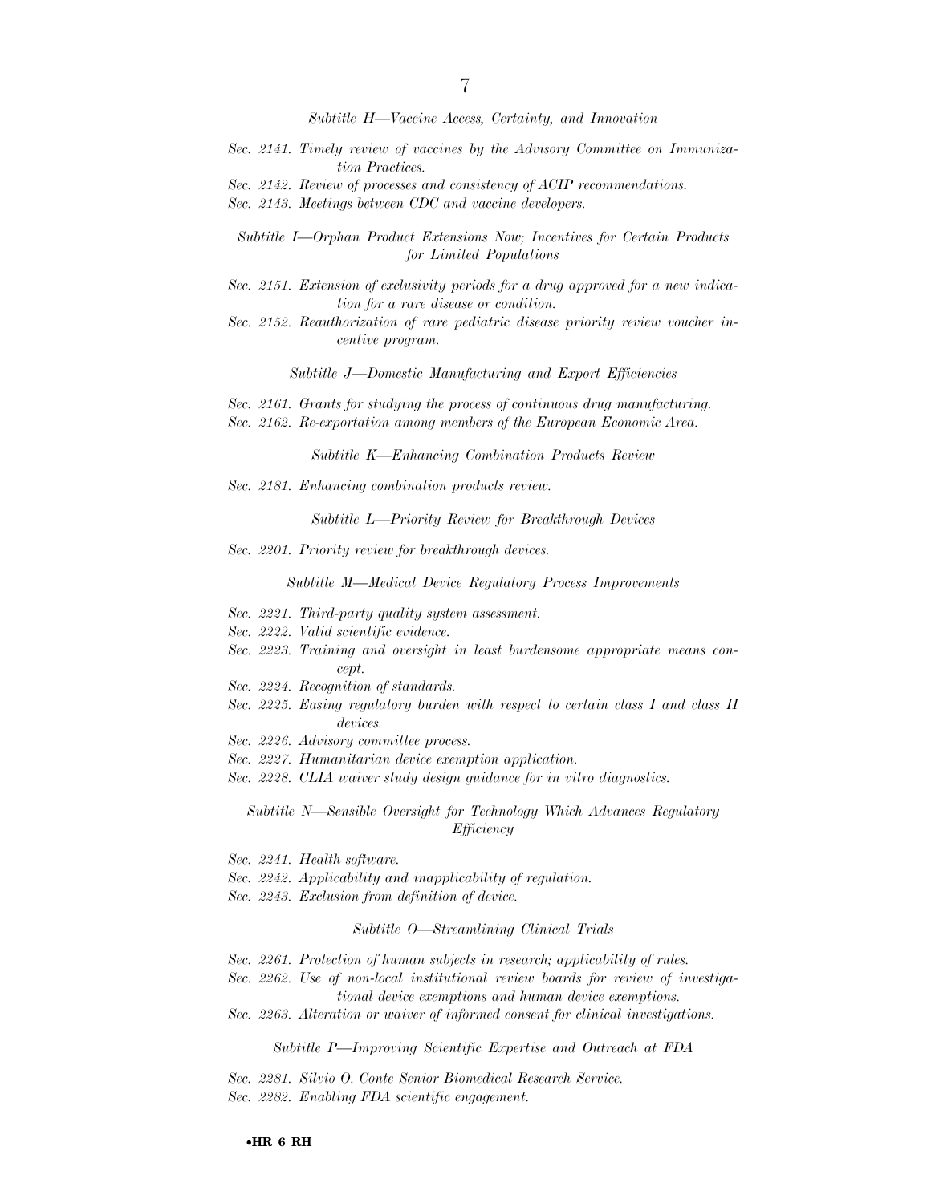*Subtitle H—Vaccine Access, Certainty, and Innovation*

*Sec. 2141. Timely review of vaccines by the Advisory Committee on Immunization Practices.*
*Sec. 2142. Review of processes and consistency of ACIP recommendations.*
*Sec. 2143. Meetings between CDC and vaccine developers.*

*Subtitle I—Orphan Product Extensions Now; Incentives for Certain Products for Limited Populations*

*Sec. 2151. Extension of exclusivity periods for a drug approved for a new indication for a rare disease or condition.*
*Sec. 2152. Reauthorization of rare pediatric disease priority review voucher incentive program.*

*Subtitle J—Domestic Manufacturing and Export Efficiencies*

*Sec. 2161. Grants for studying the process of continuous drug manufacturing.*
*Sec. 2162. Re-exportation among members of the European Economic Area.*

*Subtitle K—Enhancing Combination Products Review*

*Sec. 2181. Enhancing combination products review.*

*Subtitle L—Priority Review for Breakthrough Devices*

*Sec. 2201. Priority review for breakthrough devices.*

*Subtitle M—Medical Device Regulatory Process Improvements*

*Sec. 2221. Third-party quality system assessment.*
*Sec. 2222. Valid scientific evidence.*
*Sec. 2223. Training and oversight in least burdensome appropriate means concept.*
*Sec. 2224. Recognition of standards.*
*Sec. 2225. Easing regulatory burden with respect to certain class I and class II devices.*
*Sec. 2226. Advisory committee process.*
*Sec. 2227. Humanitarian device exemption application.*
*Sec. 2228. CLIA waiver study design guidance for in vitro diagnostics.*

*Subtitle N—Sensible Oversight for Technology Which Advances Regulatory Efficiency*

*Sec. 2241. Health software.*
*Sec. 2242. Applicability and inapplicability of regulation.*
*Sec. 2243. Exclusion from definition of device.*

*Subtitle O—Streamlining Clinical Trials*

*Sec. 2261. Protection of human subjects in research; applicability of rules.*
*Sec. 2262. Use of non-local institutional review boards for review of investigational device exemptions and human device exemptions.*
*Sec. 2263. Alteration or waiver of informed consent for clinical investigations.*

*Subtitle P—Improving Scientific Expertise and Outreach at FDA*

*Sec. 2281. Silvio O. Conte Senior Biomedical Research Service.*
*Sec. 2282. Enabling FDA scientific engagement.*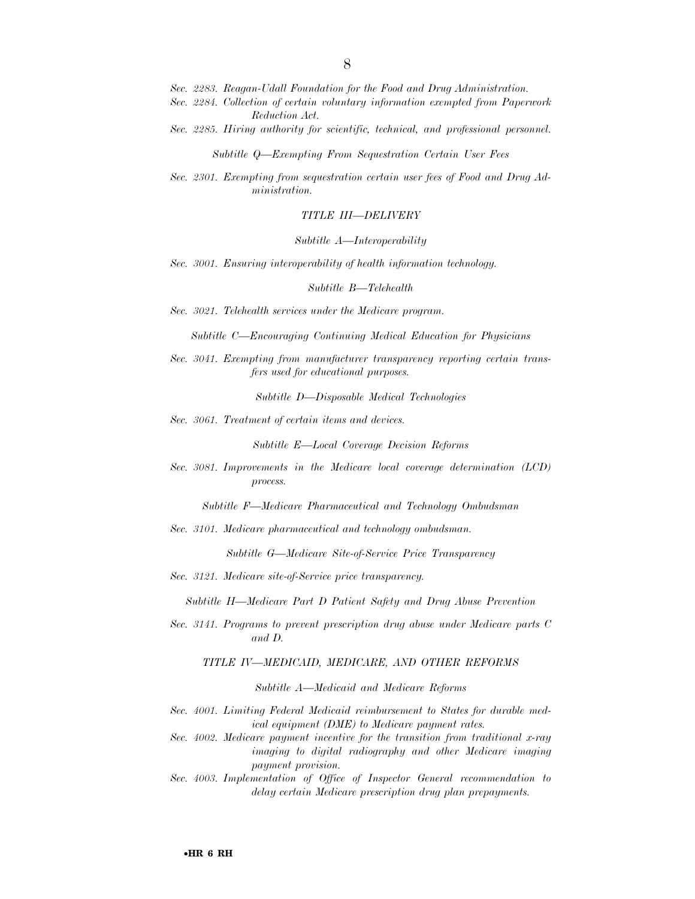*Sec. 2283. Reagan-Udall Foundation for the Food and Drug Administration.*
*Sec. 2284. Collection of certain voluntary information exempted from Paperwork Reduction Act.*
*Sec. 2285. Hiring authority for scientific, technical, and professional personnel.*

*Subtitle Q—Exempting From Sequestration Certain User Fees*

*Sec. 2301. Exempting from sequestration certain user fees of Food and Drug Administration.*

*TITLE III—DELIVERY*

*Subtitle A—Interoperability*

*Sec. 3001. Ensuring interoperability of health information technology.*

*Subtitle B—Telehealth*

*Sec. 3021. Telehealth services under the Medicare program.*

*Subtitle C—Encouraging Continuing Medical Education for Physicians*

*Sec. 3041. Exempting from manufacturer transparency reporting certain transfers used for educational purposes.*

*Subtitle D—Disposable Medical Technologies*

*Sec. 3061. Treatment of certain items and devices.*

*Subtitle E—Local Coverage Decision Reforms*

*Sec. 3081. Improvements in the Medicare local coverage determination (LCD) process.*

*Subtitle F—Medicare Pharmaceutical and Technology Ombudsman*

*Sec. 3101. Medicare pharmaceutical and technology ombudsman.*

*Subtitle G—Medicare Site-of-Service Price Transparency*

*Sec. 3121. Medicare site-of-Service price transparency.*

*Subtitle H—Medicare Part D Patient Safety and Drug Abuse Prevention*

*Sec. 3141. Programs to prevent prescription drug abuse under Medicare parts C and D.*

*TITLE IV—MEDICAID, MEDICARE, AND OTHER REFORMS*

*Subtitle A—Medicaid and Medicare Reforms*

*Sec. 4001. Limiting Federal Medicaid reimbursement to States for durable medical equipment (DME) to Medicare payment rates.*
*Sec. 4002. Medicare payment incentive for the transition from traditional x-ray imaging to digital radiography and other Medicare imaging payment provision.*
*Sec. 4003. Implementation of Office of Inspector General recommendation to delay certain Medicare prescription drug plan prepayments.*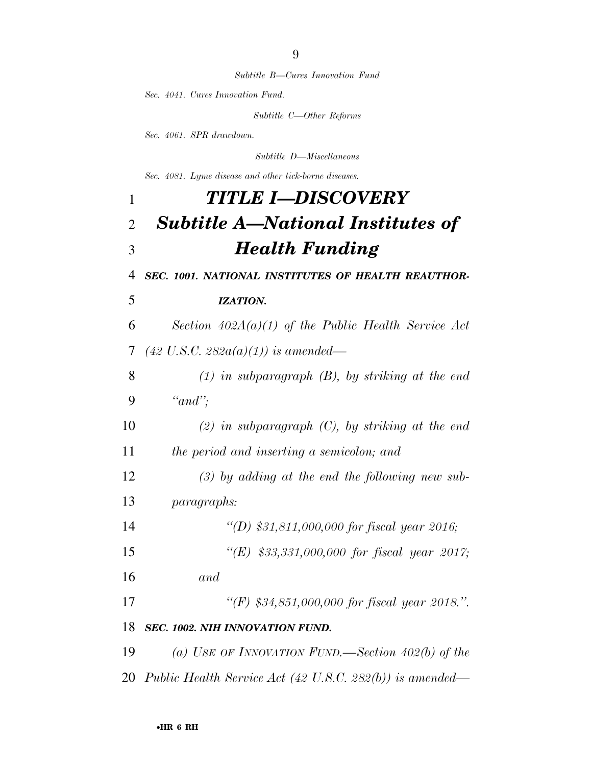*Subtitle B—Cures Innovation Fund*

*Sec. 4041. Cures Innovation Fund.*

*Subtitle C—Other Reforms*

*Sec. 4061. SPR drawdown.*

*Subtitle D—Miscellaneous*

*Sec. 4081. Lyme disease and other tick-borne diseases.*

# *TITLE I—DISCOVERY*

## *Subtitle A—National Institutes of Health Funding*

### *SEC. 1001. NATIONAL INSTITUTES OF HEALTH REAUTHORIZATION.*

*Section 402A(a)(1) of the Public Health Service Act (42 U.S.C. 282a(a)(1)) is amended—*

*(1) in subparagraph (B), by striking at the end "and";*

*(2) in subparagraph (C), by striking at the end the period and inserting a semicolon; and*

*(3) by adding at the end the following new subparagraphs:*

*"(D) $31,811,000,000 for fiscal year 2016;*

*"(E) $33,331,000,000 for fiscal year 2017; and*

*"(F) $34,851,000,000 for fiscal year 2018.".*

### *SEC. 1002. NIH INNOVATION FUND.*

*(a) USE OF INNOVATION FUND.—Section 402(b) of the Public Health Service Act (42 U.S.C. 282(b)) is amended—*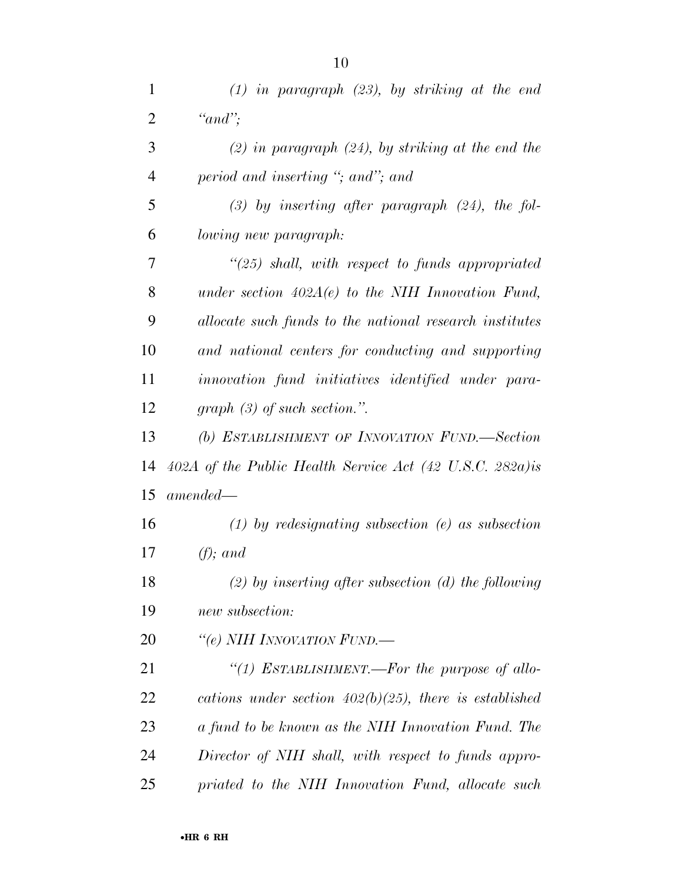*(1) in paragraph (23), by striking at the end "and";*

*(2) in paragraph (24), by striking at the end the period and inserting "; and"; and*

*(3) by inserting after paragraph (24), the following new paragraph:*

*"(25) shall, with respect to funds appropriated under section 402A(e) to the NIH Innovation Fund, allocate such funds to the national research institutes and national centers for conducting and supporting innovation fund initiatives identified under paragraph (3) of such section.".*

*(b) ESTABLISHMENT OF INNOVATION FUND.—Section 402A of the Public Health Service Act (42 U.S.C. 282a)is amended—*

*(1) by redesignating subsection (e) as subsection (f); and*

*(2) by inserting after subsection (d) the following new subsection:*

*"(e) NIH INNOVATION FUND.—*

*"(1) ESTABLISHMENT.—For the purpose of allocations under section 402(b)(25), there is established a fund to be known as the NIH Innovation Fund. The Director of NIH shall, with respect to funds appropriated to the NIH Innovation Fund, allocate such*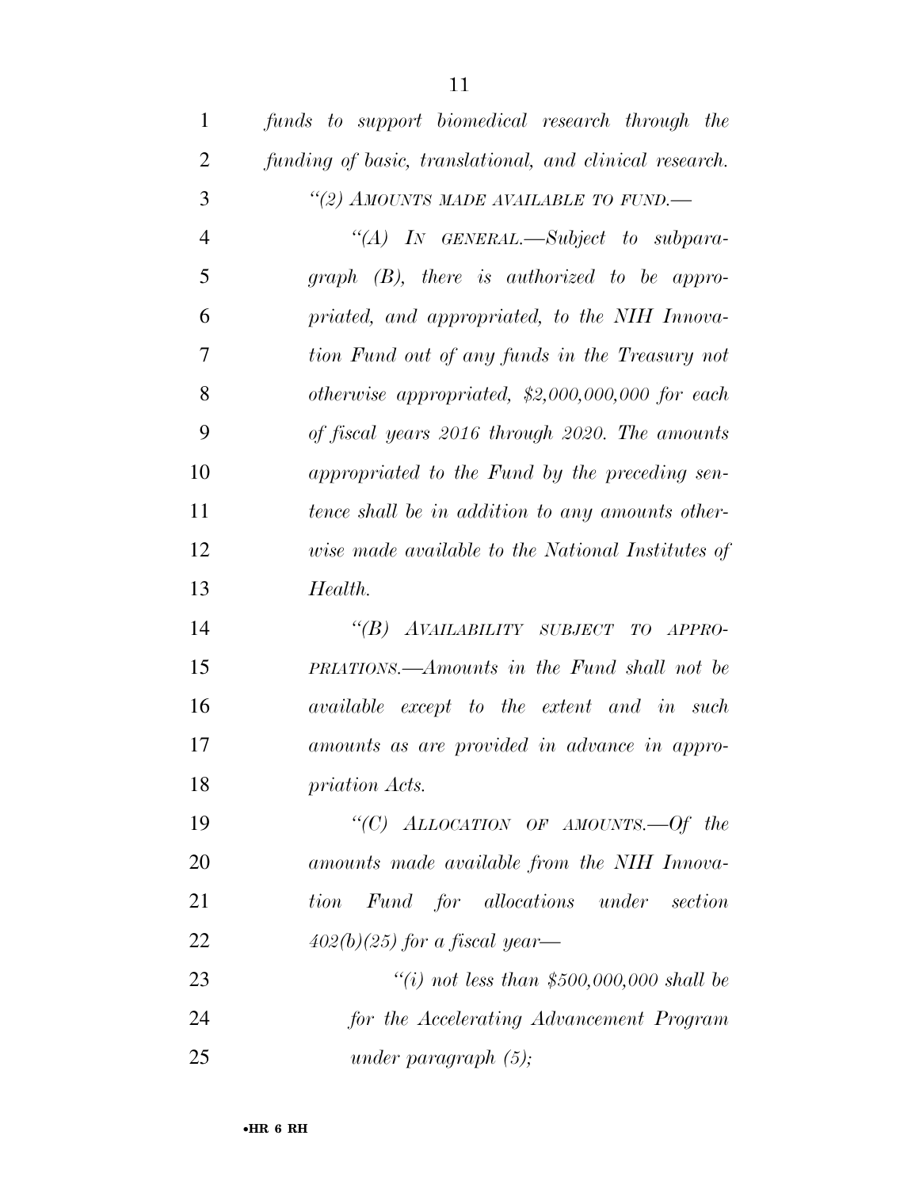*funds to support biomedical research through the funding of basic, translational, and clinical research.*

*"(2) AMOUNTS MADE AVAILABLE TO FUND.—*

*"(A) IN GENERAL.—Subject to subparagraph (B), there is authorized to be appropriated, and appropriated, to the NIH Innovation Fund out of any funds in the Treasury not otherwise appropriated, $2,000,000,000 for each of fiscal years 2016 through 2020. The amounts appropriated to the Fund by the preceding sentence shall be in addition to any amounts otherwise made available to the National Institutes of Health.*

*"(B) AVAILABILITY SUBJECT TO APPROPRIATIONS.—Amounts in the Fund shall not be available except to the extent and in such amounts as are provided in advance in appropriation Acts.*

*"(C) ALLOCATION OF AMOUNTS.—Of the amounts made available from the NIH Innovation Fund for allocations under section 402(b)(25) for a fiscal year—*

*"(i) not less than $500,000,000 shall be for the Accelerating Advancement Program under paragraph (5);*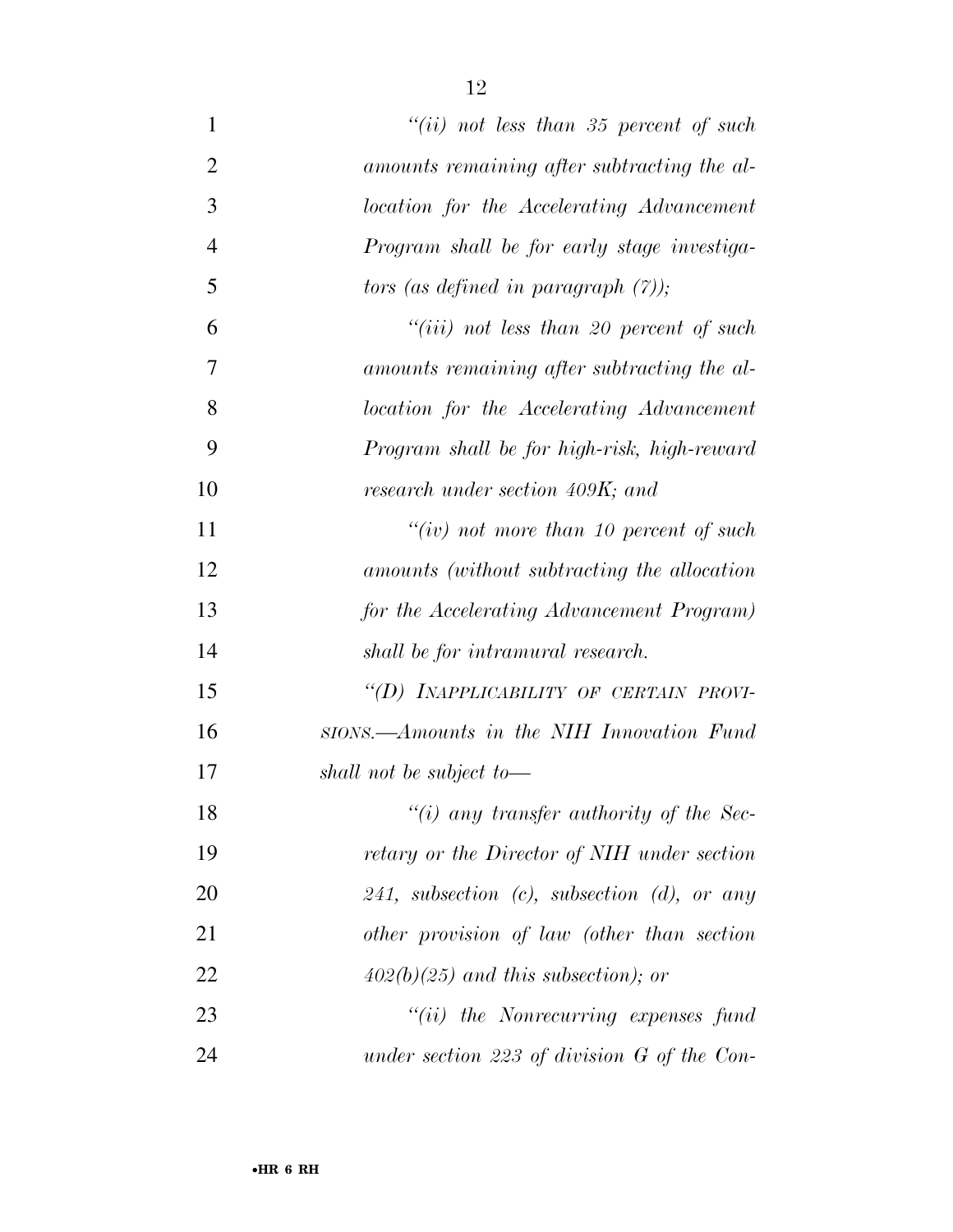*"(ii) not less than 35 percent of such amounts remaining after subtracting the allocation for the Accelerating Advancement Program shall be for early stage investigators (as defined in paragraph (7));*

*"(iii) not less than 20 percent of such amounts remaining after subtracting the allocation for the Accelerating Advancement Program shall be for high-risk, high-reward research under section 409K; and*

*"(iv) not more than 10 percent of such amounts (without subtracting the allocation for the Accelerating Advancement Program) shall be for intramural research.*

*"(D) INAPPLICABILITY OF CERTAIN PROVISIONS.—Amounts in the NIH Innovation Fund shall not be subject to—*

*"(i) any transfer authority of the Secretary or the Director of NIH under section 241, subsection (c), subsection (d), or any other provision of law (other than section 402(b)(25) and this subsection); or*

*"(ii) the Nonrecurring expenses fund under section 223 of division G of the Con-*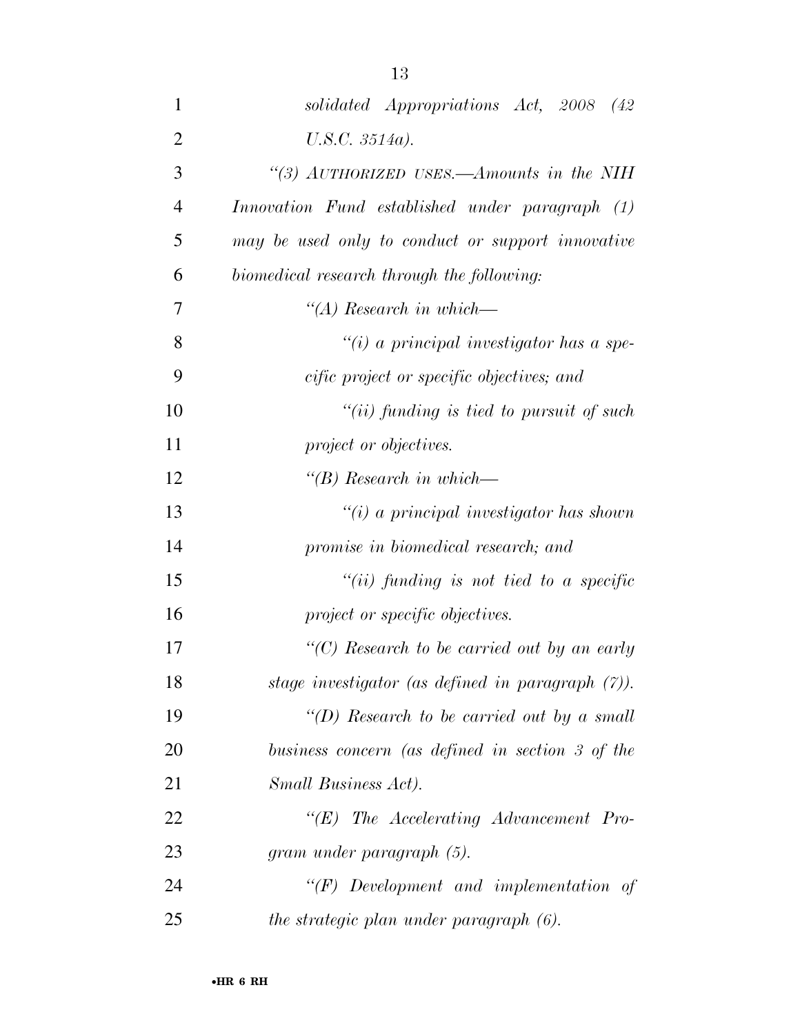*solidated Appropriations Act, 2008 (42 U.S.C. 3514a).*

*"(3) AUTHORIZED USES.—Amounts in the NIH Innovation Fund established under paragraph (1) may be used only to conduct or support innovative biomedical research through the following:*

*"(A) Research in which—*

*"(i) a principal investigator has a specific project or specific objectives; and*

*"(ii) funding is tied to pursuit of such project or objectives.*

*"(B) Research in which—*

*"(i) a principal investigator has shown promise in biomedical research; and*

*"(ii) funding is not tied to a specific project or specific objectives.*

*"(C) Research to be carried out by an early stage investigator (as defined in paragraph (7)).*

*"(D) Research to be carried out by a small business concern (as defined in section 3 of the Small Business Act).*

*"(E) The Accelerating Advancement Program under paragraph (5).*

*"(F) Development and implementation of the strategic plan under paragraph (6).*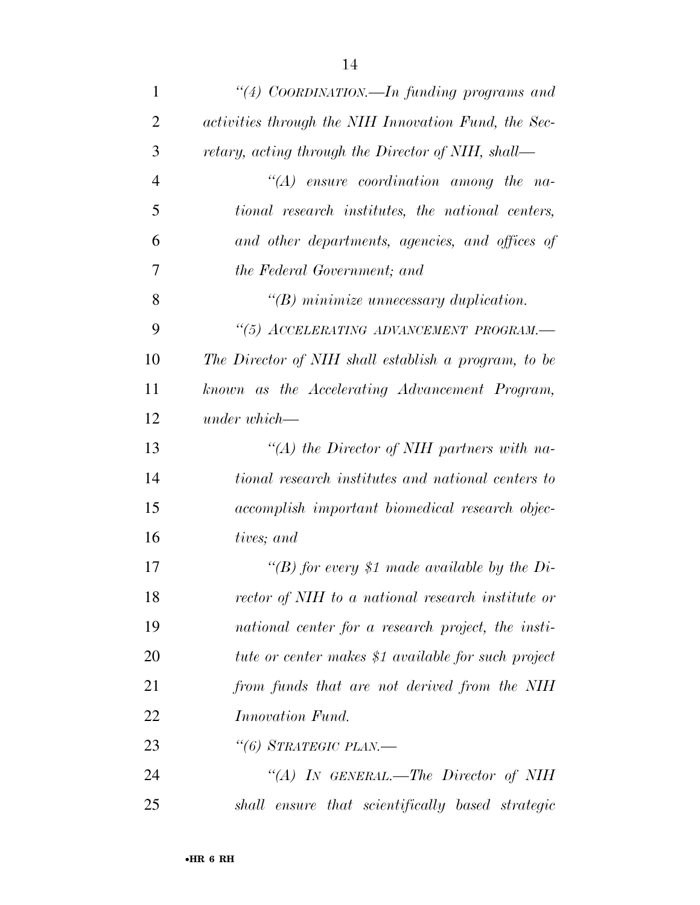*"(4) COORDINATION.—In funding programs and activities through the NIH Innovation Fund, the Secretary, acting through the Director of NIH, shall—*

*"(A) ensure coordination among the national research institutes, the national centers, and other departments, agencies, and offices of the Federal Government; and*

*"(B) minimize unnecessary duplication.*

*"(5) ACCELERATING ADVANCEMENT PROGRAM.—The Director of NIH shall establish a program, to be known as the Accelerating Advancement Program, under which—*

*"(A) the Director of NIH partners with national research institutes and national centers to accomplish important biomedical research objectives; and*

*"(B) for every $1 made available by the Director of NIH to a national research institute or national center for a research project, the institute or center makes $1 available for such project from funds that are not derived from the NIH Innovation Fund.*

*"(6) STRATEGIC PLAN.—*

*"(A) IN GENERAL.—The Director of NIH shall ensure that scientifically based strategic*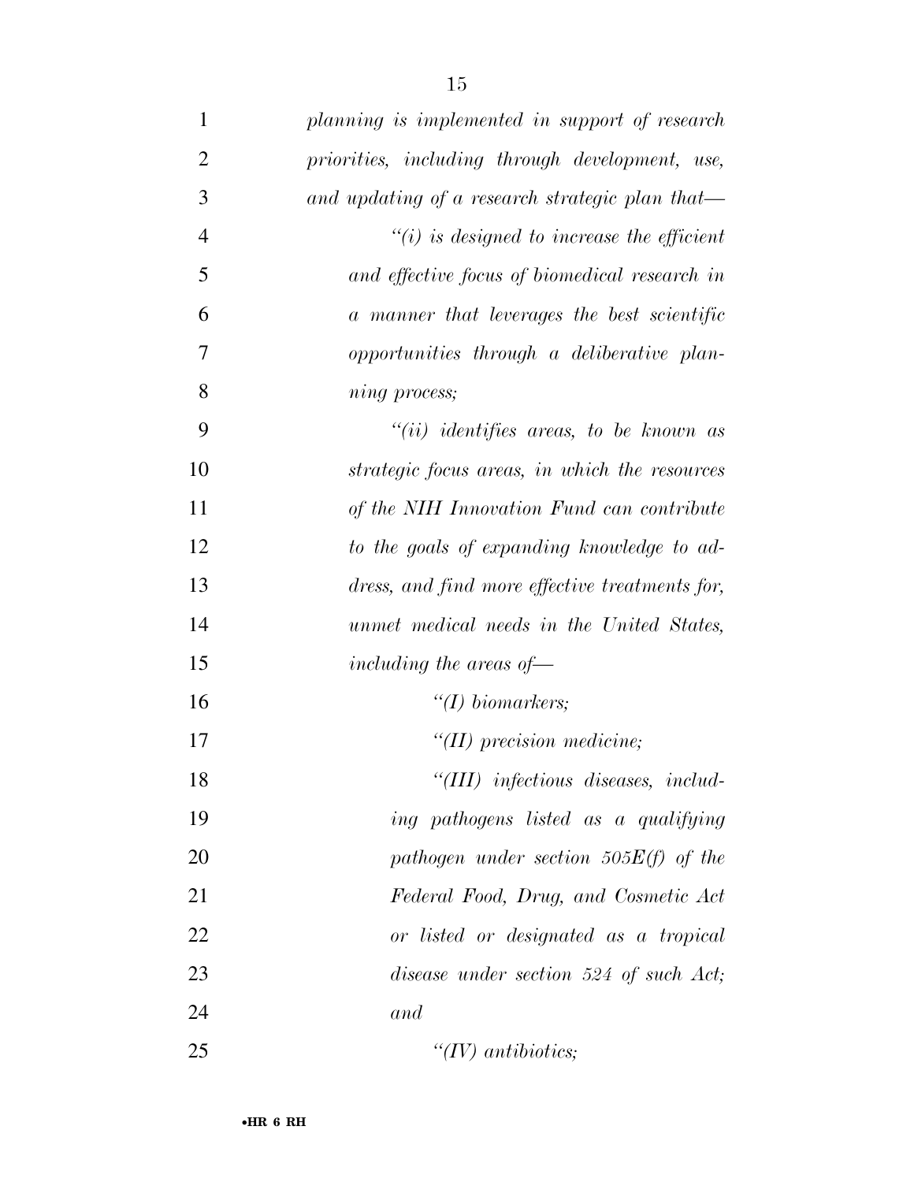*planning is implemented in support of research priorities, including through development, use, and updating of a research strategic plan that—*

*"(i) is designed to increase the efficient and effective focus of biomedical research in a manner that leverages the best scientific opportunities through a deliberative planning process;*

*"(ii) identifies areas, to be known as strategic focus areas, in which the resources of the NIH Innovation Fund can contribute to the goals of expanding knowledge to address, and find more effective treatments for, unmet medical needs in the United States, including the areas of—*

*"(I) biomarkers;*

*"(II) precision medicine;*

*"(III) infectious diseases, including pathogens listed as a qualifying pathogen under section 505E(f) of the Federal Food, Drug, and Cosmetic Act or listed or designated as a tropical disease under section 524 of such Act; and*

*"(IV) antibiotics;*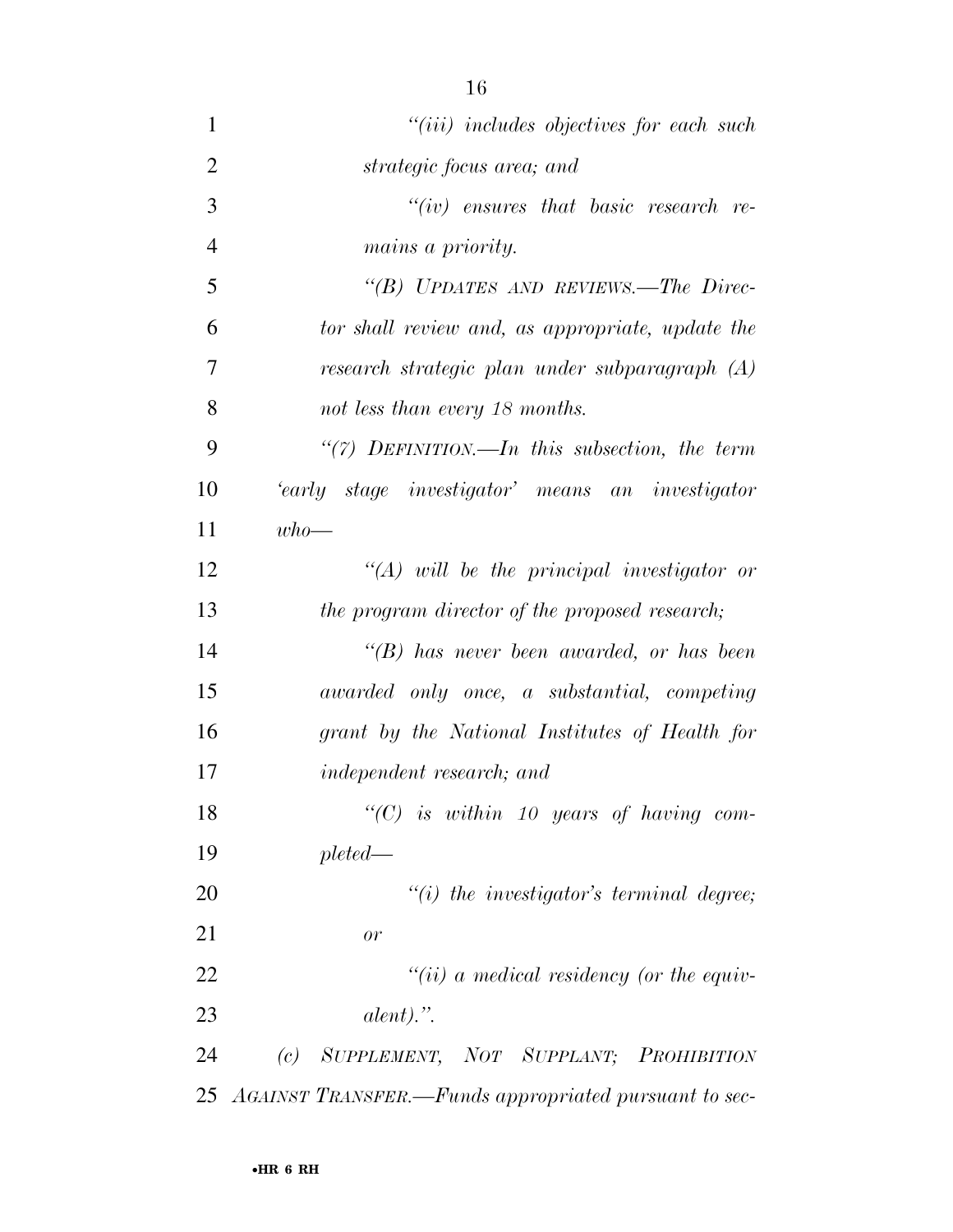*"(iii) includes objectives for each such strategic focus area; and*

*"(iv) ensures that basic research remains a priority.*

*"(B) UPDATES AND REVIEWS.—The Director shall review and, as appropriate, update the research strategic plan under subparagraph (A) not less than every 18 months.*

*"(7) DEFINITION.—In this subsection, the term 'early stage investigator' means an investigator who—*

*"(A) will be the principal investigator or the program director of the proposed research;*

*"(B) has never been awarded, or has been awarded only once, a substantial, competing grant by the National Institutes of Health for independent research; and*

*"(C) is within 10 years of having completed—*

*"(i) the investigator's terminal degree; or*

*"(ii) a medical residency (or the equivalent).".*

*(c) SUPPLEMENT, NOT SUPPLANT; PROHIBITION AGAINST TRANSFER.—Funds appropriated pursuant to sec-*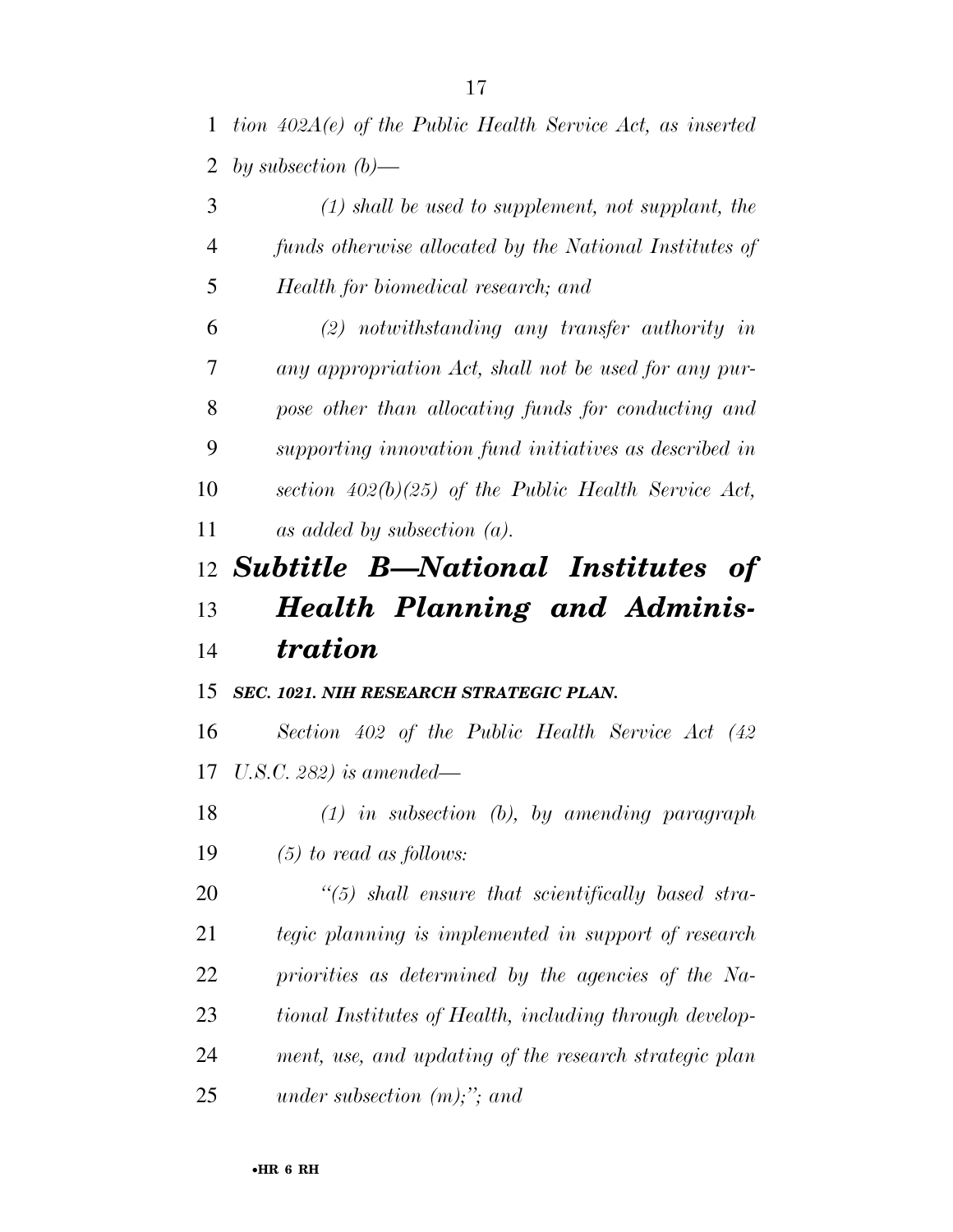*tion 402A(e) of the Public Health Service Act, as inserted by subsection (b)—*

*(1) shall be used to supplement, not supplant, the funds otherwise allocated by the National Institutes of Health for biomedical research; and*

*(2) notwithstanding any transfer authority in any appropriation Act, shall not be used for any purpose other than allocating funds for conducting and supporting innovation fund initiatives as described in section 402(b)(25) of the Public Health Service Act, as added by subsection (a).*

## *Subtitle B—National Institutes of Health Planning and Administration*

***SEC. 1021. NIH RESEARCH STRATEGIC PLAN.***

*Section 402 of the Public Health Service Act (42 U.S.C. 282) is amended—*

*(1) in subsection (b), by amending paragraph (5) to read as follows:*

*"(5) shall ensure that scientifically based strategic planning is implemented in support of research priorities as determined by the agencies of the National Institutes of Health, including through development, use, and updating of the research strategic plan under subsection (m);"; and*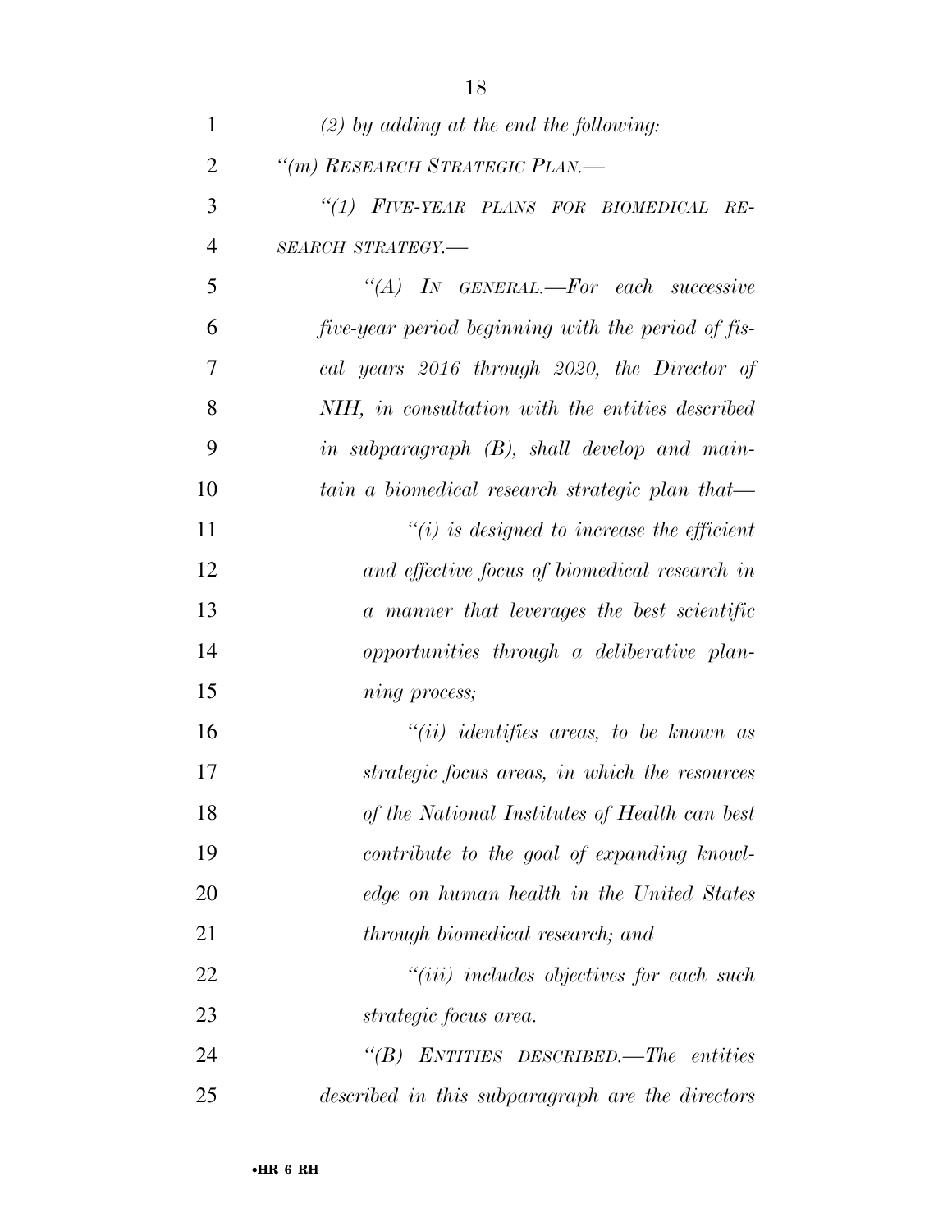*(2) by adding at the end the following:*

*"(m) RESEARCH STRATEGIC PLAN.—*

*"(1) FIVE-YEAR PLANS FOR BIOMEDICAL RESEARCH STRATEGY.—*

*"(A) IN GENERAL.—For each successive five-year period beginning with the period of fiscal years 2016 through 2020, the Director of NIH, in consultation with the entities described in subparagraph (B), shall develop and maintain a biomedical research strategic plan that—*

*"(i) is designed to increase the efficient and effective focus of biomedical research in a manner that leverages the best scientific opportunities through a deliberative planning process;*

*"(ii) identifies areas, to be known as strategic focus areas, in which the resources of the National Institutes of Health can best contribute to the goal of expanding knowledge on human health in the United States through biomedical research; and*

*"(iii) includes objectives for each such strategic focus area.*

*"(B) ENTITIES DESCRIBED.—The entities described in this subparagraph are the directors*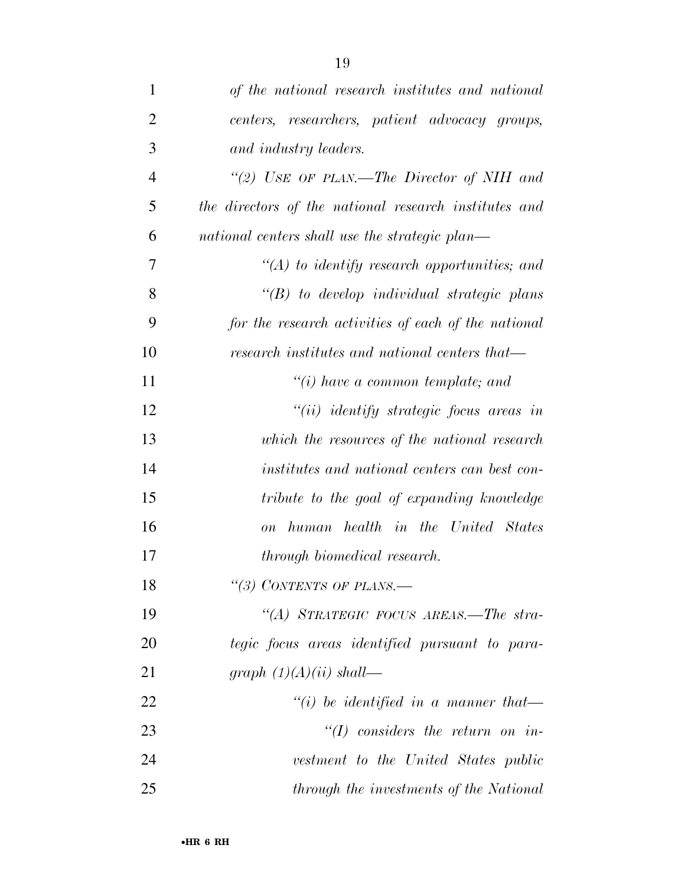*of the national research institutes and national centers, researchers, patient advocacy groups, and industry leaders.*

*"(2) USE OF PLAN.—The Director of NIH and the directors of the national research institutes and national centers shall use the strategic plan—*

*"(A) to identify research opportunities; and*

*"(B) to develop individual strategic plans for the research activities of each of the national research institutes and national centers that—*

*"(i) have a common template; and*

*"(ii) identify strategic focus areas in which the resources of the national research institutes and national centers can best contribute to the goal of expanding knowledge on human health in the United States through biomedical research.*

*"(3) CONTENTS OF PLANS.—*

*"(A) STRATEGIC FOCUS AREAS.—The strategic focus areas identified pursuant to paragraph (1)(A)(ii) shall—*

*"(i) be identified in a manner that—*

*"(I) considers the return on investment to the United States public through the investments of the National*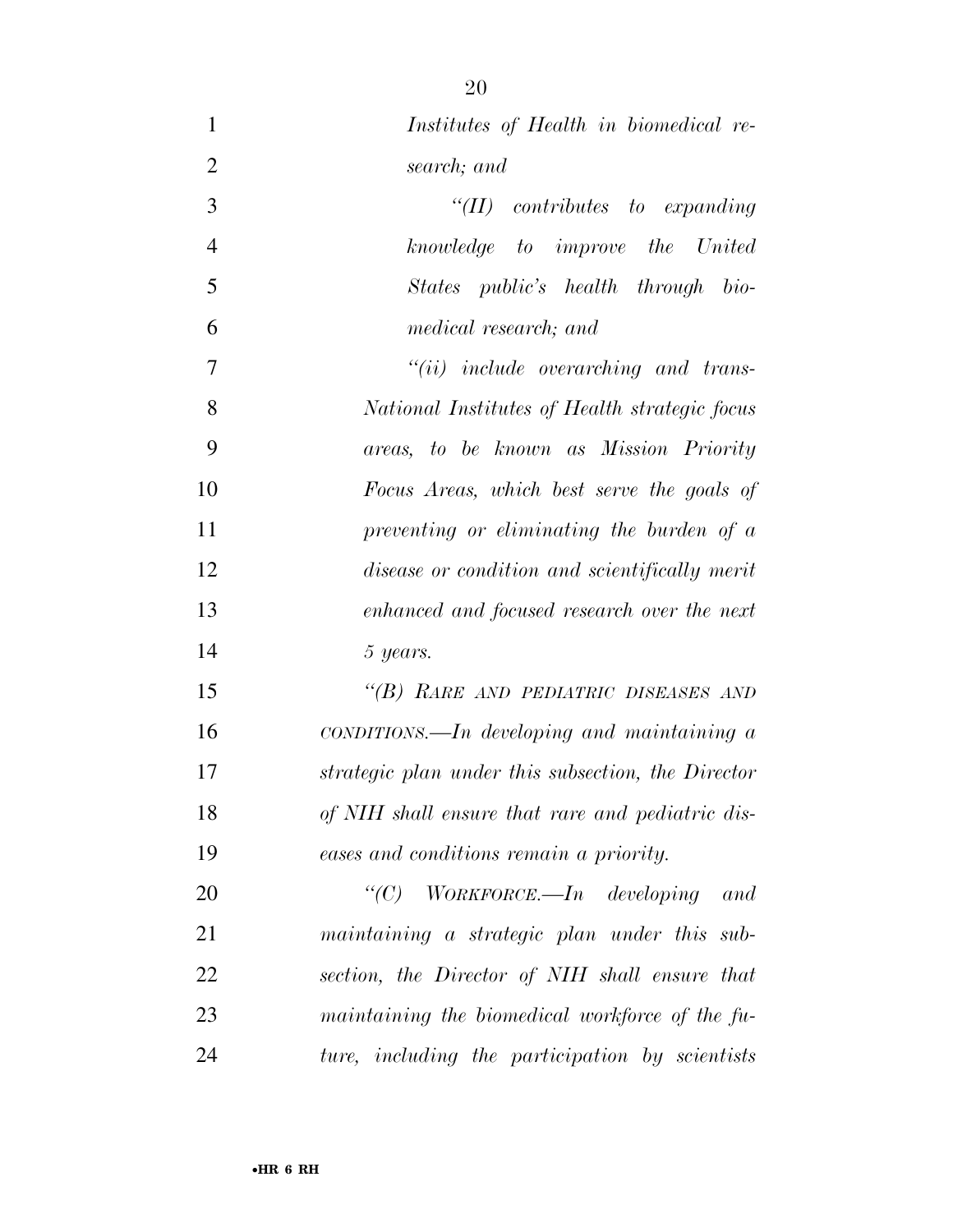*Institutes of Health in biomedical research; and*

*"(II) contributes to expanding knowledge to improve the United States public's health through biomedical research; and*

*"(ii) include overarching and trans-National Institutes of Health strategic focus areas, to be known as Mission Priority Focus Areas, which best serve the goals of preventing or eliminating the burden of a disease or condition and scientifically merit enhanced and focused research over the next 5 years.*

*"(B) RARE AND PEDIATRIC DISEASES AND CONDITIONS.—In developing and maintaining a strategic plan under this subsection, the Director of NIH shall ensure that rare and pediatric diseases and conditions remain a priority.*

*"(C) WORKFORCE.—In developing and maintaining a strategic plan under this subsection, the Director of NIH shall ensure that maintaining the biomedical workforce of the future, including the participation by scientists*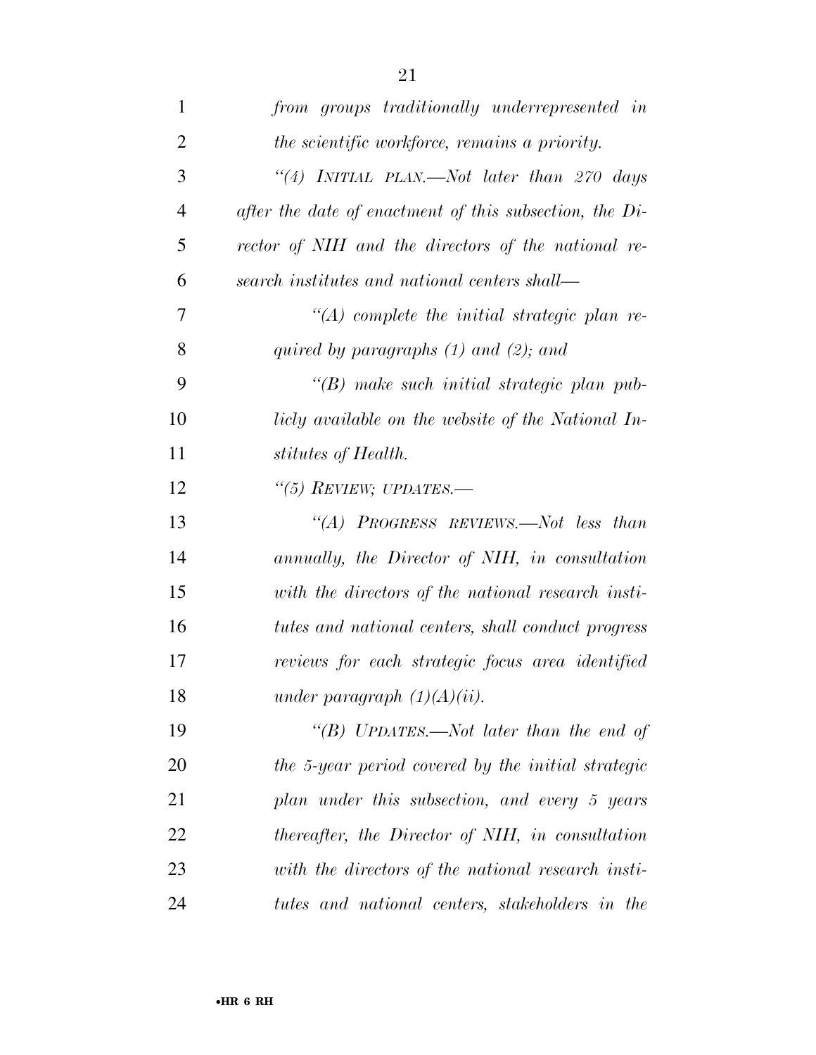*from groups traditionally underrepresented in the scientific workforce, remains a priority.*

*"(4) INITIAL PLAN.—Not later than 270 days after the date of enactment of this subsection, the Director of NIH and the directors of the national research institutes and national centers shall—*

*"(A) complete the initial strategic plan required by paragraphs (1) and (2); and*

*"(B) make such initial strategic plan publicly available on the website of the National Institutes of Health.*

*"(5) REVIEW; UPDATES.—*

*"(A) PROGRESS REVIEWS.—Not less than annually, the Director of NIH, in consultation with the directors of the national research institutes and national centers, shall conduct progress reviews for each strategic focus area identified under paragraph (1)(A)(ii).*

*"(B) UPDATES.—Not later than the end of the 5-year period covered by the initial strategic plan under this subsection, and every 5 years thereafter, the Director of NIH, in consultation with the directors of the national research institutes and national centers, stakeholders in the*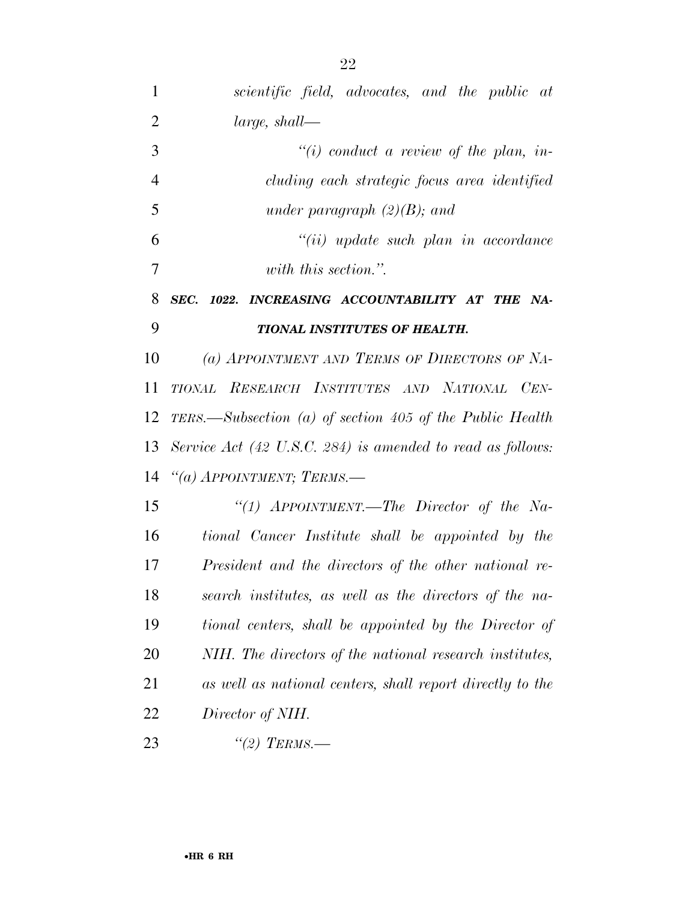*scientific field, advocates, and the public at large, shall—*

*"(i) conduct a review of the plan, including each strategic focus area identified under paragraph (2)(B); and*

*"(ii) update such plan in accordance with this section.".*

***SEC. 1022. INCREASING ACCOUNTABILITY AT THE NATIONAL INSTITUTES OF HEALTH.***

*(a) APPOINTMENT AND TERMS OF DIRECTORS OF NATIONAL RESEARCH INSTITUTES AND NATIONAL CENTERS.—Subsection (a) of section 405 of the Public Health Service Act (42 U.S.C. 284) is amended to read as follows:*

*"(a) APPOINTMENT; TERMS.—*

*"(1) APPOINTMENT.—The Director of the National Cancer Institute shall be appointed by the President and the directors of the other national research institutes, as well as the directors of the national centers, shall be appointed by the Director of NIH. The directors of the national research institutes, as well as national centers, shall report directly to the Director of NIH.*

*"(2) TERMS.—*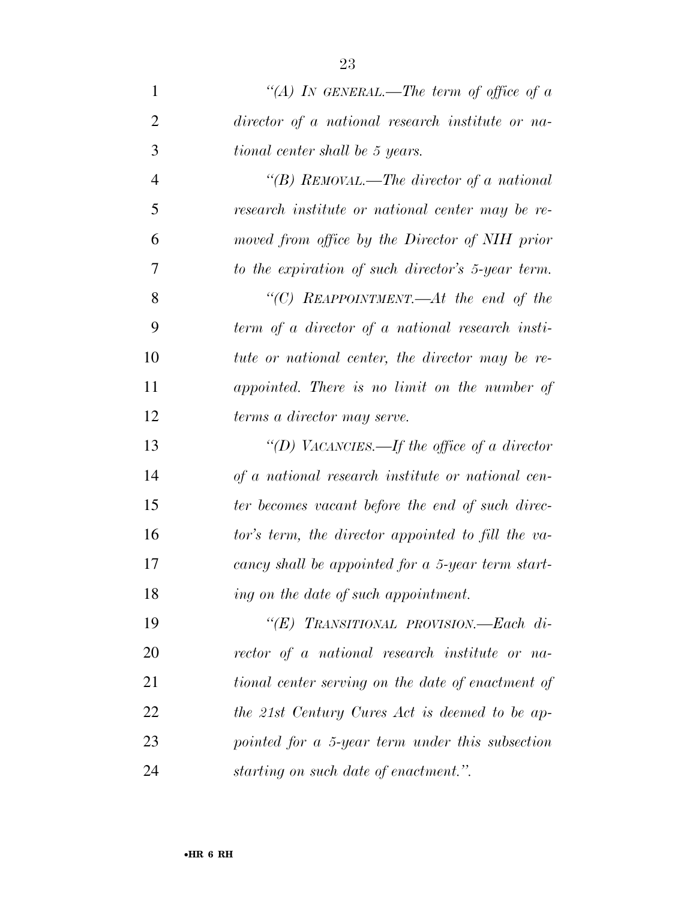*"(A) In general.—The term of office of a director of a national research institute or national center shall be 5 years.*

*"(B) Removal.—The director of a national research institute or national center may be removed from office by the Director of NIH prior to the expiration of such director's 5-year term.*

*"(C) Reappointment.—At the end of the term of a director of a national research institute or national center, the director may be reappointed. There is no limit on the number of terms a director may serve.*

*"(D) Vacancies.—If the office of a director of a national research institute or national center becomes vacant before the end of such director's term, the director appointed to fill the vacancy shall be appointed for a 5-year term starting on the date of such appointment.*

*"(E) Transitional provision.—Each director of a national research institute or national center serving on the date of enactment of the 21st Century Cures Act is deemed to be appointed for a 5-year term under this subsection starting on such date of enactment.".*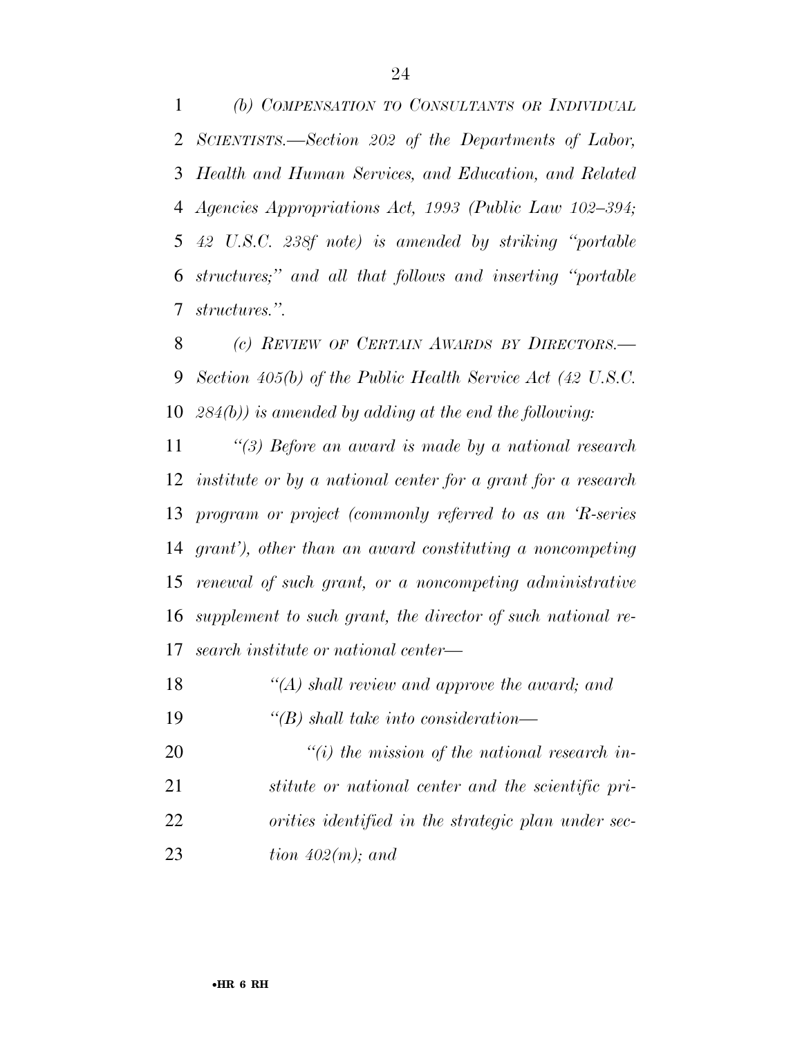*(b) Compensation to Consultants or Individual Scientists.—Section 202 of the Departments of Labor, Health and Human Services, and Education, and Related Agencies Appropriations Act, 1993 (Public Law 102–394; 42 U.S.C. 238f note) is amended by striking "portable structures;" and all that follows and inserting "portable structures.".*

*(c) Review of Certain Awards by Directors.—Section 405(b) of the Public Health Service Act (42 U.S.C. 284(b)) is amended by adding at the end the following:*

*"(3) Before an award is made by a national research institute or by a national center for a grant for a research program or project (commonly referred to as an 'R-series grant'), other than an award constituting a noncompeting renewal of such grant, or a noncompeting administrative supplement to such grant, the director of such national research institute or national center—*

*"(A) shall review and approve the award; and*

*"(B) shall take into consideration—*

*"(i) the mission of the national research institute or national center and the scientific priorities identified in the strategic plan under section 402(m); and*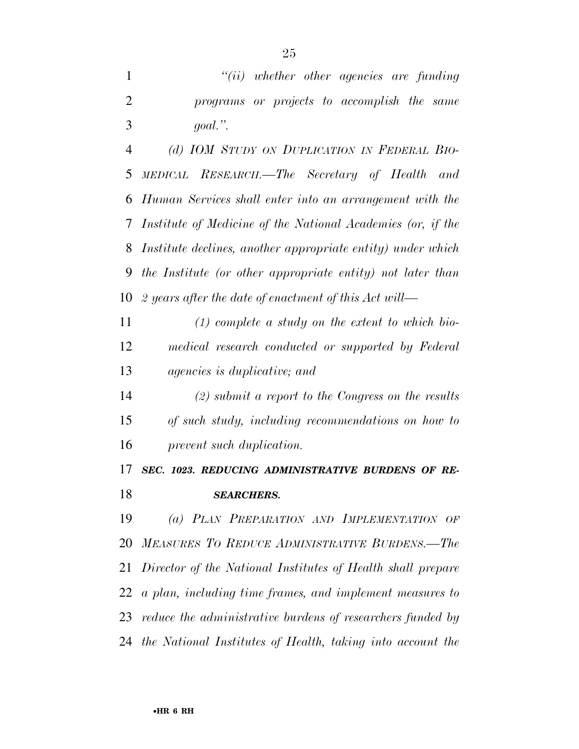*"(ii) whether other agencies are funding programs or projects to accomplish the same goal.".*

*(d) IOM STUDY ON DUPLICATION IN FEDERAL BIOMEDICAL RESEARCH.—The Secretary of Health and Human Services shall enter into an arrangement with the Institute of Medicine of the National Academies (or, if the Institute declines, another appropriate entity) under which the Institute (or other appropriate entity) not later than 2 years after the date of enactment of this Act will—*

*(1) complete a study on the extent to which biomedical research conducted or supported by Federal agencies is duplicative; and*

*(2) submit a report to the Congress on the results of such study, including recommendations on how to prevent such duplication.*

***SEC. 1023. REDUCING ADMINISTRATIVE BURDENS OF RESEARCHERS.***

*(a) PLAN PREPARATION AND IMPLEMENTATION OF MEASURES TO REDUCE ADMINISTRATIVE BURDENS.—The Director of the National Institutes of Health shall prepare a plan, including time frames, and implement measures to reduce the administrative burdens of researchers funded by the National Institutes of Health, taking into account the*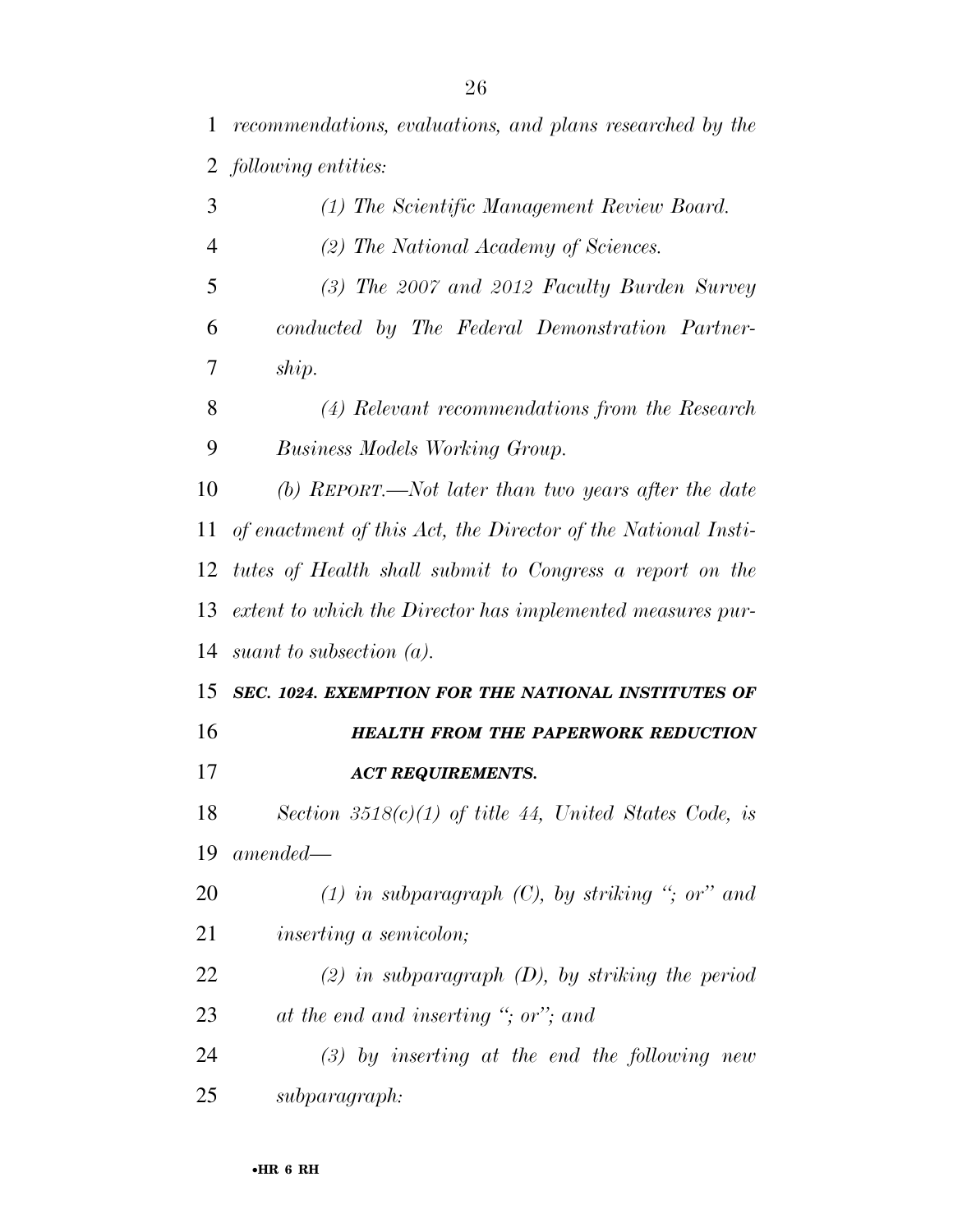*recommendations, evaluations, and plans researched by the following entities:*

*(1) The Scientific Management Review Board.*

*(2) The National Academy of Sciences.*

*(3) The 2007 and 2012 Faculty Burden Survey conducted by The Federal Demonstration Partnership.*

*(4) Relevant recommendations from the Research Business Models Working Group.*

*(b) REPORT.—Not later than two years after the date of enactment of this Act, the Director of the National Institutes of Health shall submit to Congress a report on the extent to which the Director has implemented measures pursuant to subsection (a).*

***SEC. 1024. EXEMPTION FOR THE NATIONAL INSTITUTES OF HEALTH FROM THE PAPERWORK REDUCTION ACT REQUIREMENTS.***

*Section 3518(c)(1) of title 44, United States Code, is amended—*

*(1) in subparagraph (C), by striking "; or" and inserting a semicolon;*

*(2) in subparagraph (D), by striking the period at the end and inserting "; or"; and*

*(3) by inserting at the end the following new subparagraph:*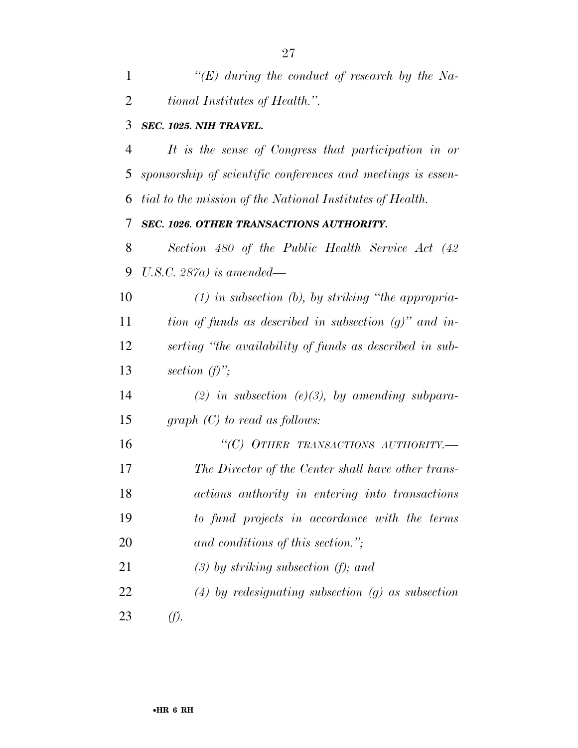*"(E) during the conduct of research by the National Institutes of Health.".*

***SEC. 1025. NIH TRAVEL.***

*It is the sense of Congress that participation in or sponsorship of scientific conferences and meetings is essential to the mission of the National Institutes of Health.*

***SEC. 1026. OTHER TRANSACTIONS AUTHORITY.***

*Section 480 of the Public Health Service Act (42 U.S.C. 287a) is amended—*

*(1) in subsection (b), by striking "the appropriation of funds as described in subsection (g)" and inserting "the availability of funds as described in subsection (f)";*

*(2) in subsection (e)(3), by amending subparagraph (C) to read as follows:*

*"(C) OTHER TRANSACTIONS AUTHORITY.—The Director of the Center shall have other transactions authority in entering into transactions to fund projects in accordance with the terms and conditions of this section.";*

*(3) by striking subsection (f); and*

*(4) by redesignating subsection (g) as subsection (f).*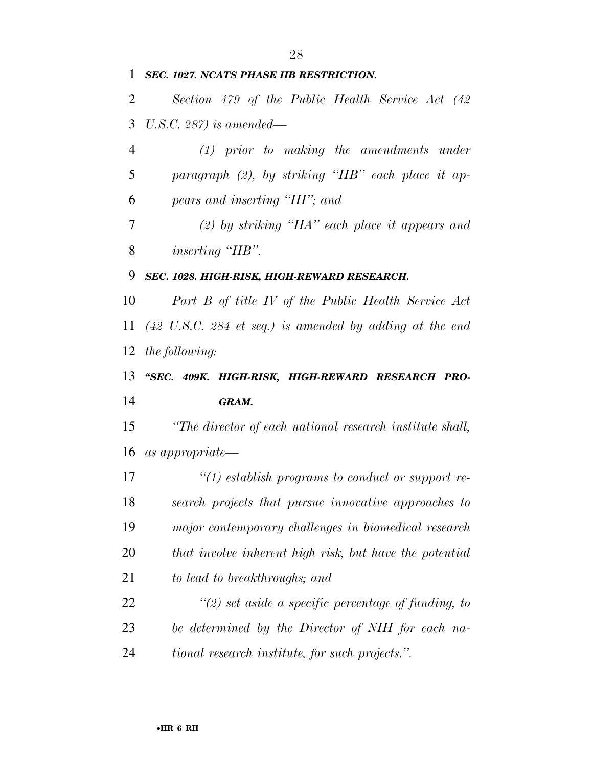***SEC. 1027. NCATS PHASE IIB RESTRICTION.***

*Section 479 of the Public Health Service Act (42 U.S.C. 287) is amended—*

*(1) prior to making the amendments under paragraph (2), by striking "IIB" each place it appears and inserting "III"; and*

*(2) by striking "IIA" each place it appears and inserting "IIB".*

***SEC. 1028. HIGH-RISK, HIGH-REWARD RESEARCH.***

*Part B of title IV of the Public Health Service Act (42 U.S.C. 284 et seq.) is amended by adding at the end the following:*

***"SEC. 409K. HIGH-RISK, HIGH-REWARD RESEARCH PROGRAM.***

*"The director of each national research institute shall, as appropriate—*

*"(1) establish programs to conduct or support research projects that pursue innovative approaches to major contemporary challenges in biomedical research that involve inherent high risk, but have the potential to lead to breakthroughs; and*

*"(2) set aside a specific percentage of funding, to be determined by the Director of NIH for each national research institute, for such projects.".*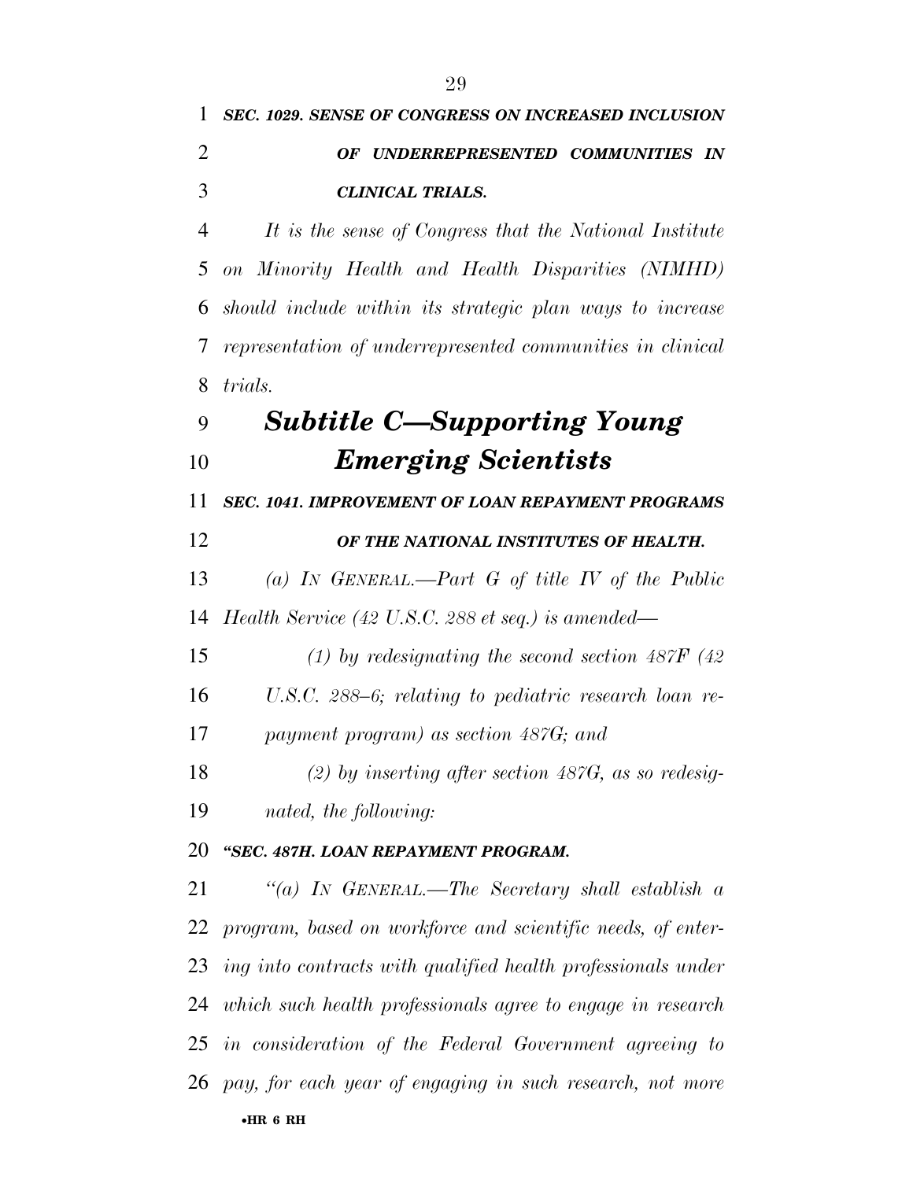***SEC. 1029. SENSE OF CONGRESS ON INCREASED INCLUSION OF UNDERREPRESENTED COMMUNITIES IN CLINICAL TRIALS.***

*It is the sense of Congress that the National Institute on Minority Health and Health Disparities (NIMHD) should include within its strategic plan ways to increase representation of underrepresented communities in clinical trials.*

## *Subtitle C—Supporting Young Emerging Scientists*

***SEC. 1041. IMPROVEMENT OF LOAN REPAYMENT PROGRAMS OF THE NATIONAL INSTITUTES OF HEALTH.***

*(a) IN GENERAL.—Part G of title IV of the Public Health Service (42 U.S.C. 288 et seq.) is amended—*

*(1) by redesignating the second section 487F (42 U.S.C. 288–6; relating to pediatric research loan repayment program) as section 487G; and*

*(2) by inserting after section 487G, as so redesignated, the following:*

***"SEC. 487H. LOAN REPAYMENT PROGRAM.***

*"(a) IN GENERAL.—The Secretary shall establish a program, based on workforce and scientific needs, of entering into contracts with qualified health professionals under which such health professionals agree to engage in research in consideration of the Federal Government agreeing to pay, for each year of engaging in such research, not more*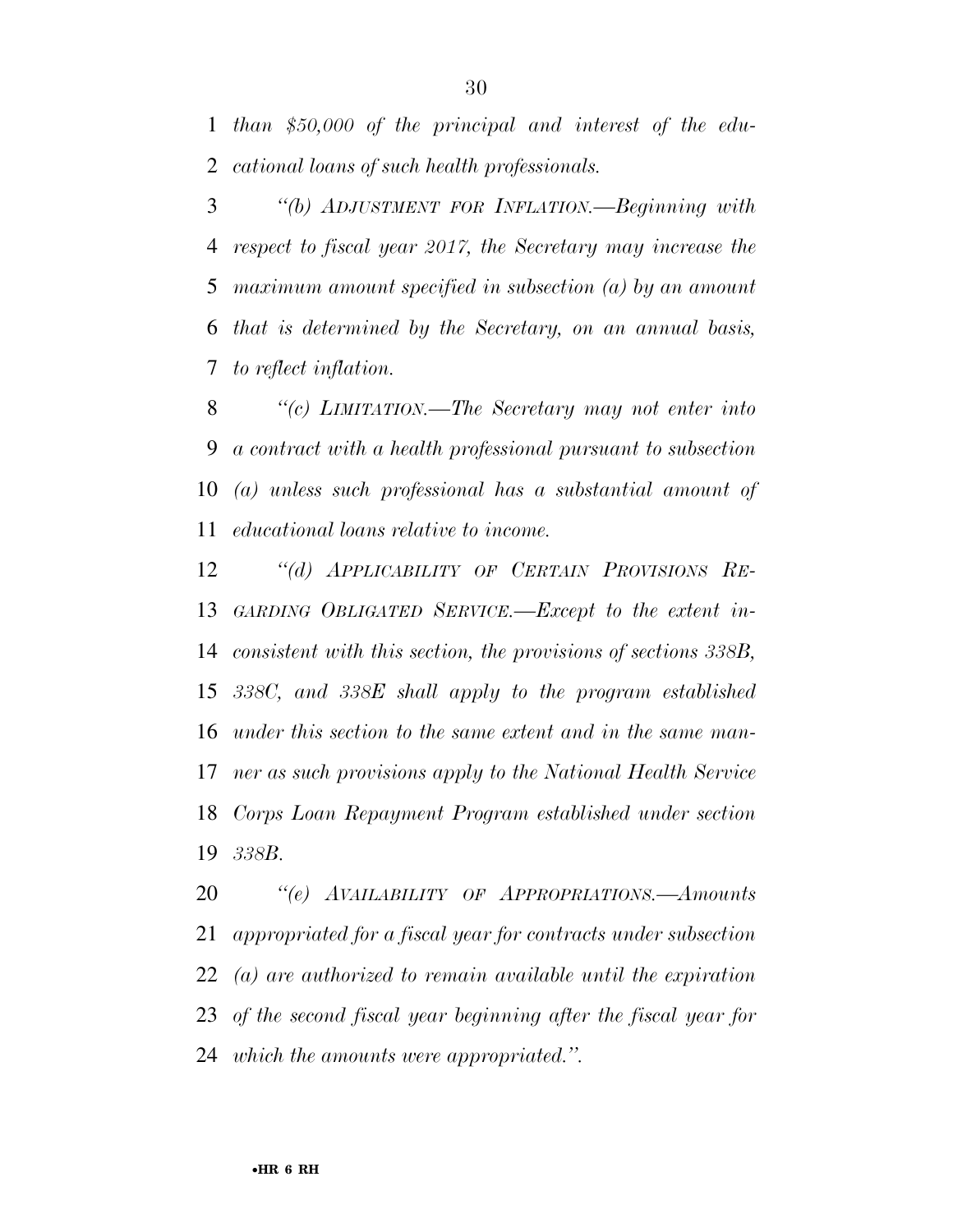*than $50,000 of the principal and interest of the educational loans of such health professionals.*

*"(b) ADJUSTMENT FOR INFLATION.—Beginning with respect to fiscal year 2017, the Secretary may increase the maximum amount specified in subsection (a) by an amount that is determined by the Secretary, on an annual basis, to reflect inflation.*

*"(c) LIMITATION.—The Secretary may not enter into a contract with a health professional pursuant to subsection (a) unless such professional has a substantial amount of educational loans relative to income.*

*"(d) APPLICABILITY OF CERTAIN PROVISIONS REGARDING OBLIGATED SERVICE.—Except to the extent inconsistent with this section, the provisions of sections 338B, 338C, and 338E shall apply to the program established under this section to the same extent and in the same manner as such provisions apply to the National Health Service Corps Loan Repayment Program established under section 338B.*

*"(e) AVAILABILITY OF APPROPRIATIONS.—Amounts appropriated for a fiscal year for contracts under subsection (a) are authorized to remain available until the expiration of the second fiscal year beginning after the fiscal year for which the amounts were appropriated.".*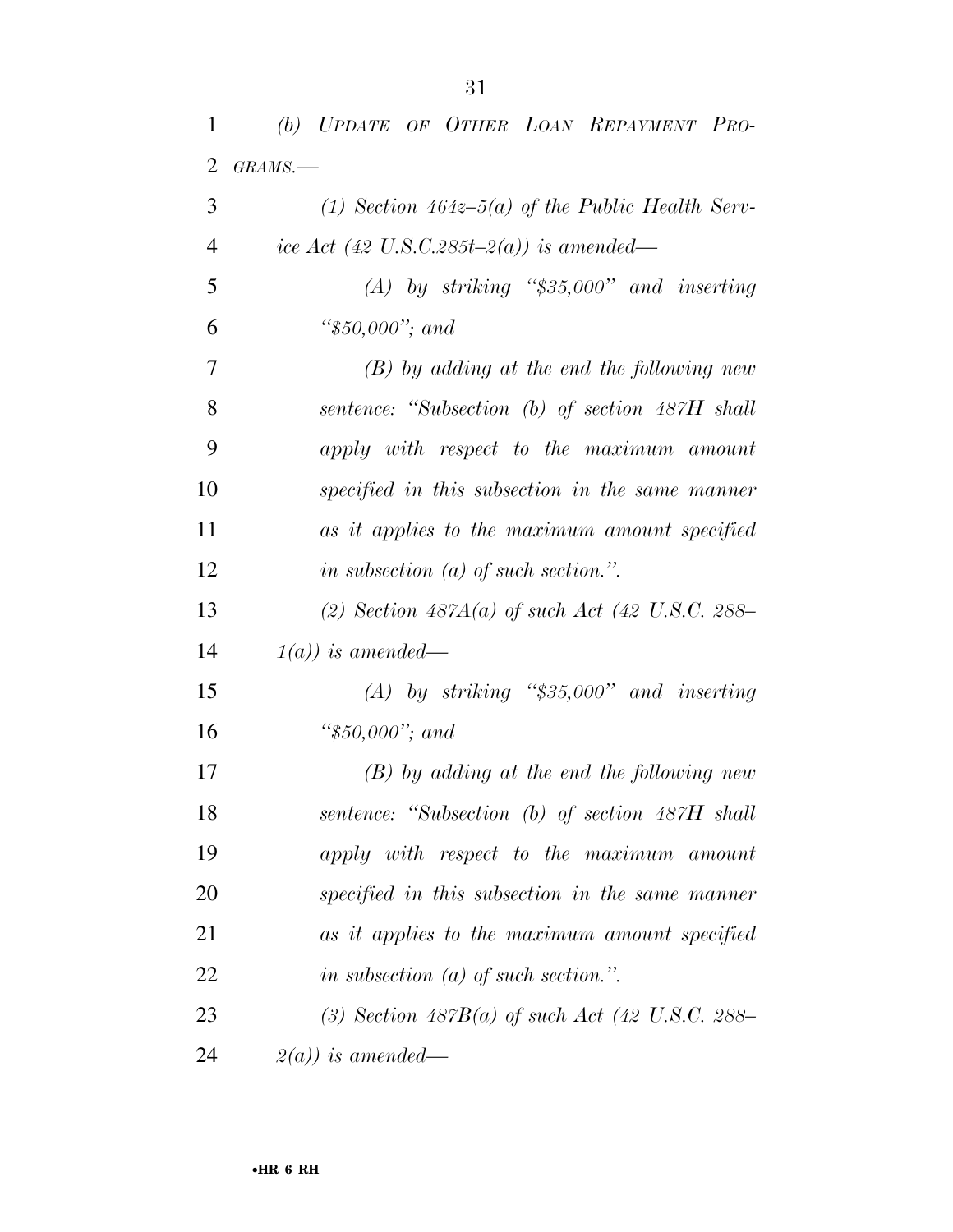*(b) UPDATE OF OTHER LOAN REPAYMENT PROGRAMS.—*

*(1) Section 464z–5(a) of the Public Health Service Act (42 U.S.C.285t–2(a)) is amended—*

*(A) by striking "$35,000" and inserting "$50,000"; and*

*(B) by adding at the end the following new sentence: "Subsection (b) of section 487H shall apply with respect to the maximum amount specified in this subsection in the same manner as it applies to the maximum amount specified in subsection (a) of such section.".*

*(2) Section 487A(a) of such Act (42 U.S.C. 288–1(a)) is amended—*

*(A) by striking "$35,000" and inserting "$50,000"; and*

*(B) by adding at the end the following new sentence: "Subsection (b) of section 487H shall apply with respect to the maximum amount specified in this subsection in the same manner as it applies to the maximum amount specified in subsection (a) of such section.".*

*(3) Section 487B(a) of such Act (42 U.S.C. 288–2(a)) is amended—*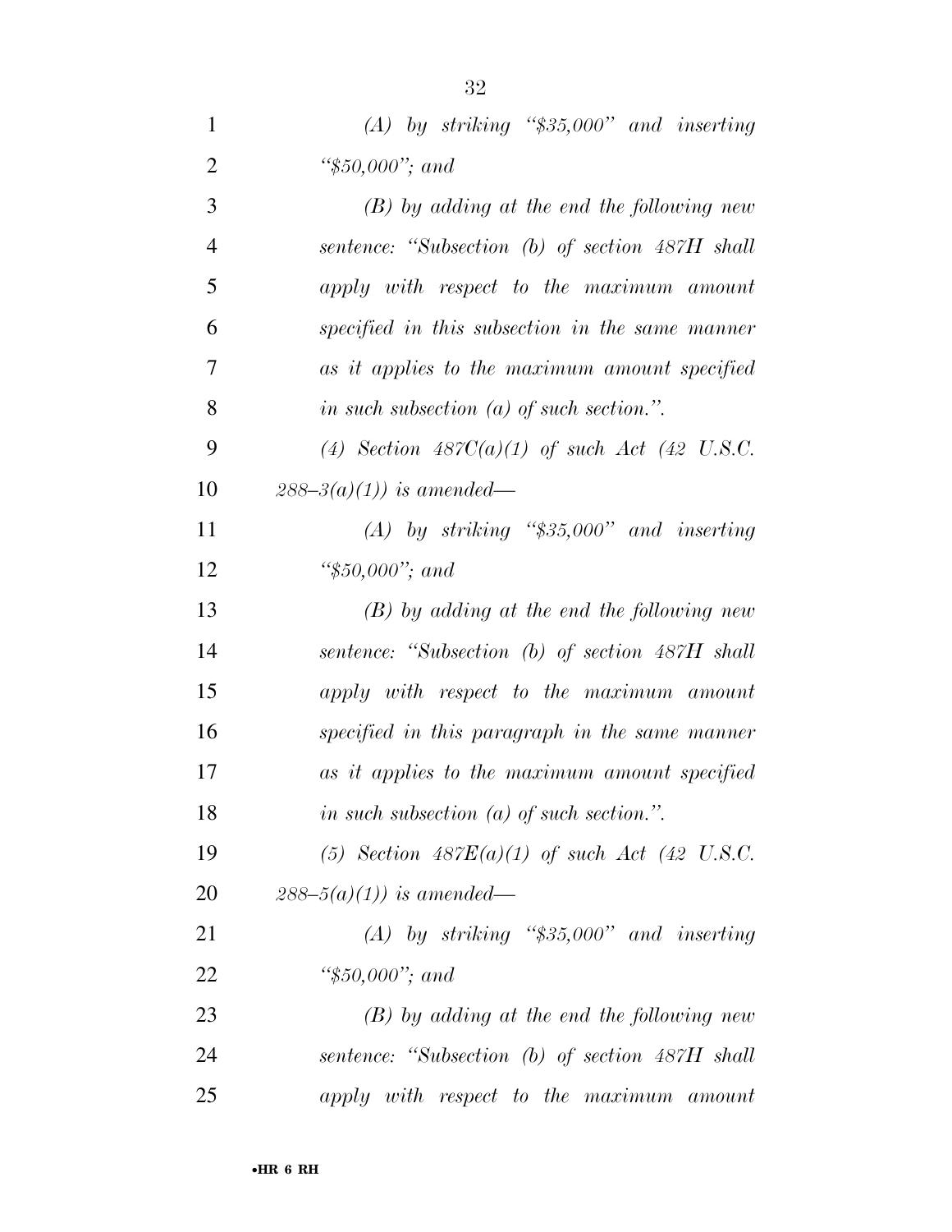*(A) by striking "$35,000" and inserting "$50,000"; and*

*(B) by adding at the end the following new sentence: "Subsection (b) of section 487H shall apply with respect to the maximum amount specified in this subsection in the same manner as it applies to the maximum amount specified in such subsection (a) of such section.".*

*(4) Section 487C(a)(1) of such Act (42 U.S.C. 288–3(a)(1)) is amended—*

*(A) by striking "$35,000" and inserting "$50,000"; and*

*(B) by adding at the end the following new sentence: "Subsection (b) of section 487H shall apply with respect to the maximum amount specified in this paragraph in the same manner as it applies to the maximum amount specified in such subsection (a) of such section.".*

*(5) Section 487E(a)(1) of such Act (42 U.S.C. 288–5(a)(1)) is amended—*

*(A) by striking "$35,000" and inserting "$50,000"; and*

*(B) by adding at the end the following new sentence: "Subsection (b) of section 487H shall apply with respect to the maximum amount*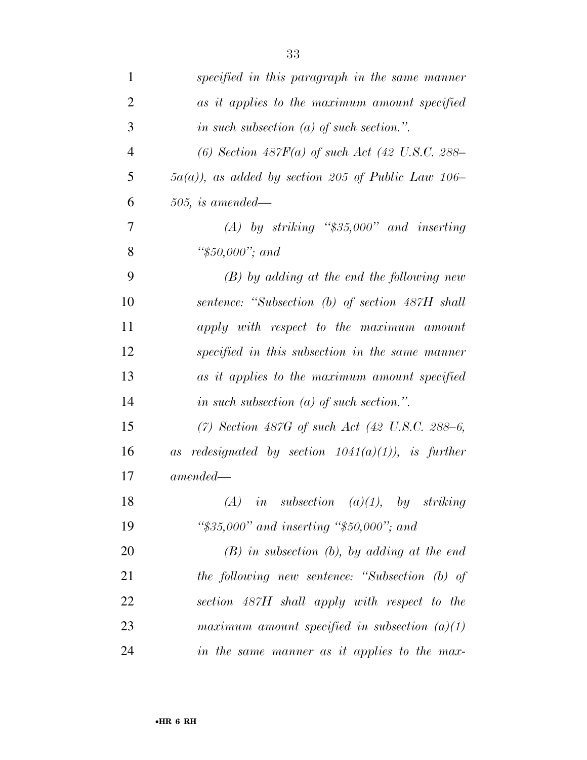*specified in this paragraph in the same manner as it applies to the maximum amount specified in such subsection (a) of such section.".*

*(6) Section 487F(a) of such Act (42 U.S.C. 288–5a(a)), as added by section 205 of Public Law 106–505, is amended—*

*(A) by striking "$35,000" and inserting "$50,000"; and*

*(B) by adding at the end the following new sentence: "Subsection (b) of section 487H shall apply with respect to the maximum amount specified in this subsection in the same manner as it applies to the maximum amount specified in such subsection (a) of such section.".*

*(7) Section 487G of such Act (42 U.S.C. 288–6, as redesignated by section 1041(a)(1)), is further amended—*

*(A) in subsection (a)(1), by striking "$35,000" and inserting "$50,000"; and*

*(B) in subsection (b), by adding at the end the following new sentence: "Subsection (b) of section 487H shall apply with respect to the maximum amount specified in subsection (a)(1) in the same manner as it applies to the max-*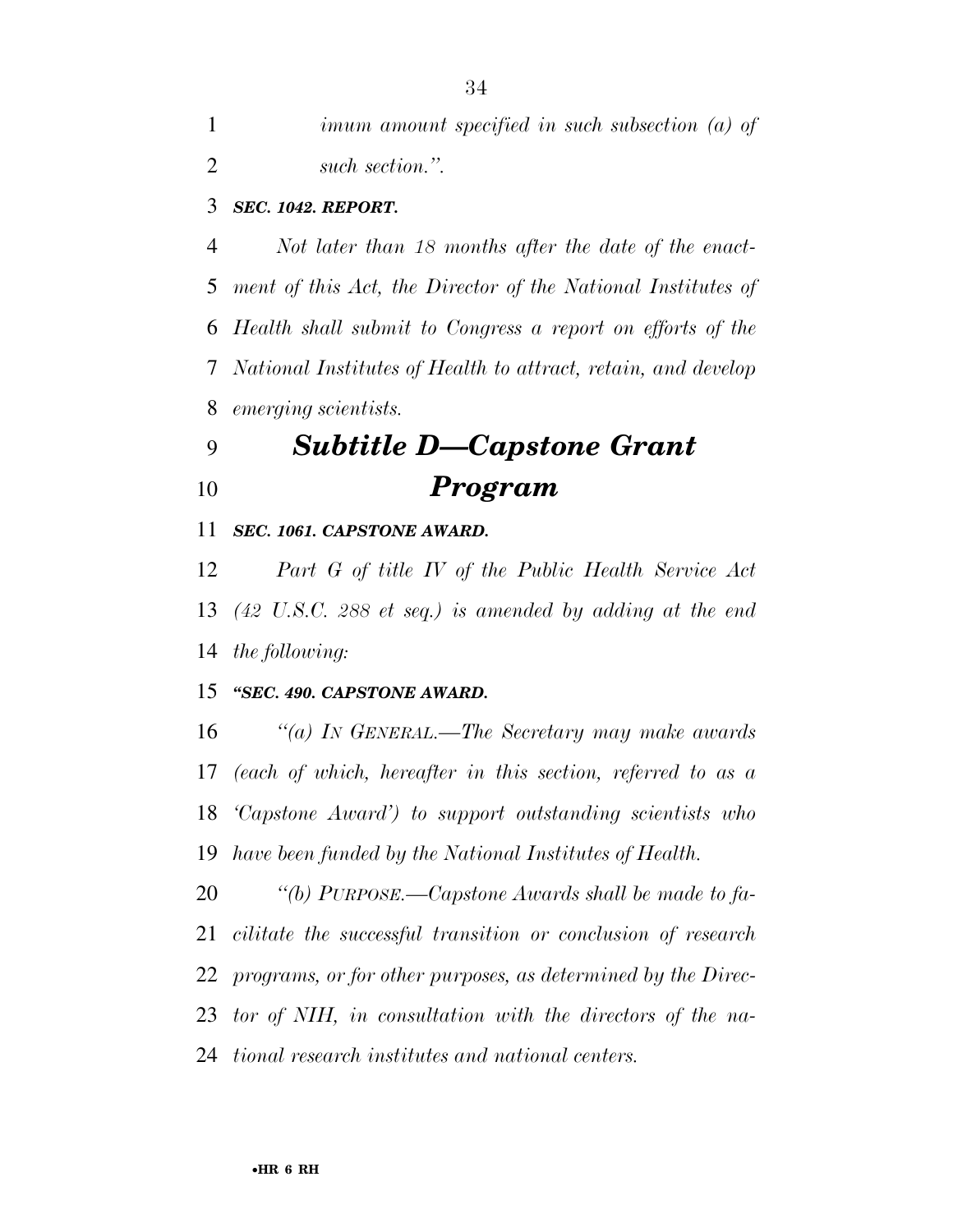*imum amount specified in such subsection (a) of such section.''.*

***SEC. 1042. REPORT.***

*Not later than 18 months after the date of the enactment of this Act, the Director of the National Institutes of Health shall submit to Congress a report on efforts of the National Institutes of Health to attract, retain, and develop emerging scientists.*

## *Subtitle D—Capstone Grant Program*

***SEC. 1061. CAPSTONE AWARD.***

*Part G of title IV of the Public Health Service Act (42 U.S.C. 288 et seq.) is amended by adding at the end the following:*

***''SEC. 490. CAPSTONE AWARD.***

*''(a) IN GENERAL.—The Secretary may make awards (each of which, hereafter in this section, referred to as a 'Capstone Award') to support outstanding scientists who have been funded by the National Institutes of Health.*

*''(b) PURPOSE.—Capstone Awards shall be made to facilitate the successful transition or conclusion of research programs, or for other purposes, as determined by the Director of NIH, in consultation with the directors of the national research institutes and national centers.*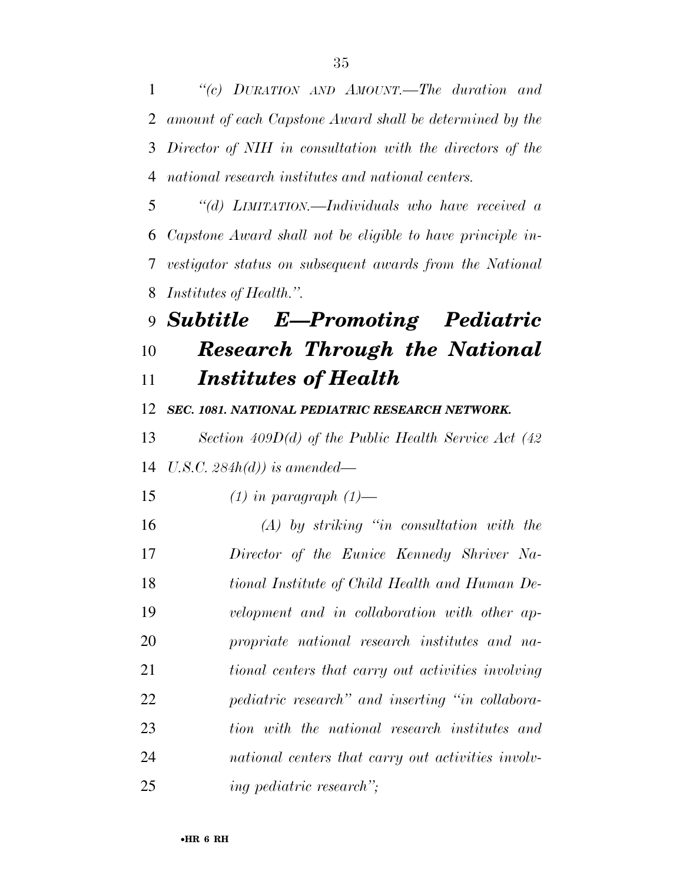*"(c) Duration and Amount.—The duration and amount of each Capstone Award shall be determined by the Director of NIH in consultation with the directors of the national research institutes and national centers.*

*"(d) Limitation.—Individuals who have received a Capstone Award shall not be eligible to have principle investigator status on subsequent awards from the National Institutes of Health.".*

## *Subtitle E—Promoting Pediatric Research Through the National Institutes of Health*

### *SEC. 1081. NATIONAL PEDIATRIC RESEARCH NETWORK.*

*Section 409D(d) of the Public Health Service Act (42 U.S.C. 284h(d)) is amended—*

*(1) in paragraph (1)—*

*(A) by striking "in consultation with the Director of the Eunice Kennedy Shriver National Institute of Child Health and Human Development and in collaboration with other appropriate national research institutes and national centers that carry out activities involving pediatric research" and inserting "in collaboration with the national research institutes and national centers that carry out activities involving pediatric research";*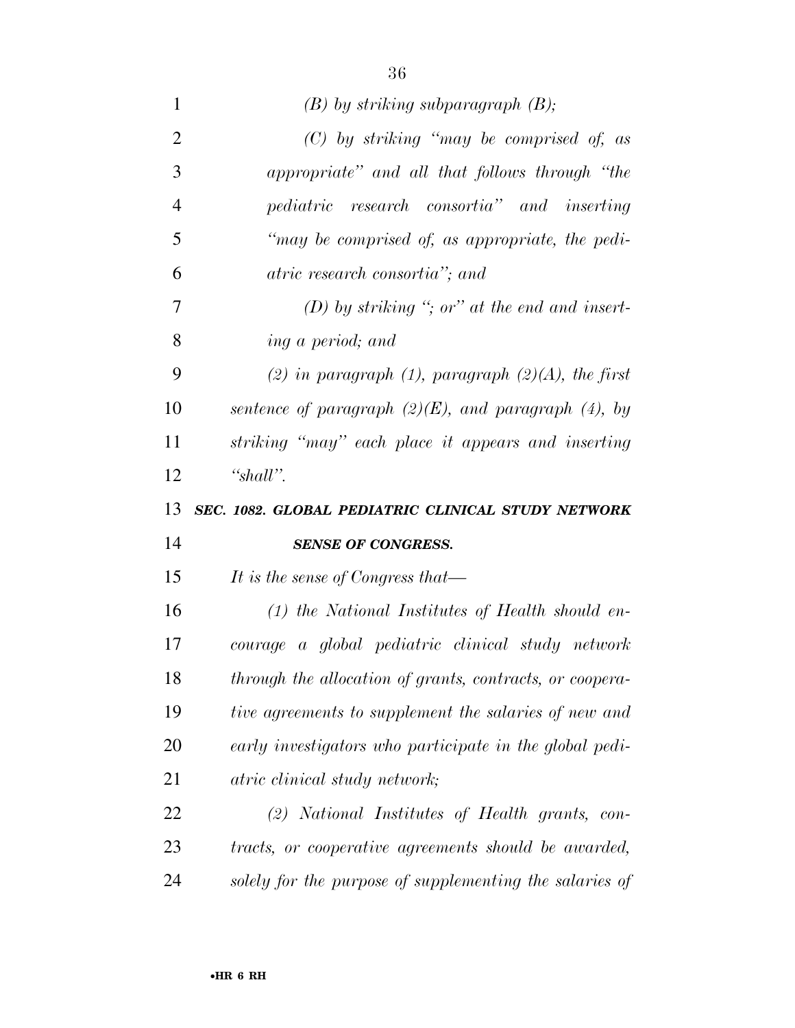*(B) by striking subparagraph (B);*

*(C) by striking "may be comprised of, as appropriate" and all that follows through "the pediatric research consortia" and inserting "may be comprised of, as appropriate, the pediatric research consortia"; and*

*(D) by striking "; or" at the end and inserting a period; and*

*(2) in paragraph (1), paragraph (2)(A), the first sentence of paragraph (2)(E), and paragraph (4), by striking "may" each place it appears and inserting "shall".*

***SEC. 1082. GLOBAL PEDIATRIC CLINICAL STUDY NETWORK SENSE OF CONGRESS.***

*It is the sense of Congress that—*

*(1) the National Institutes of Health should encourage a global pediatric clinical study network through the allocation of grants, contracts, or cooperative agreements to supplement the salaries of new and early investigators who participate in the global pediatric clinical study network;*

*(2) National Institutes of Health grants, contracts, or cooperative agreements should be awarded, solely for the purpose of supplementing the salaries of*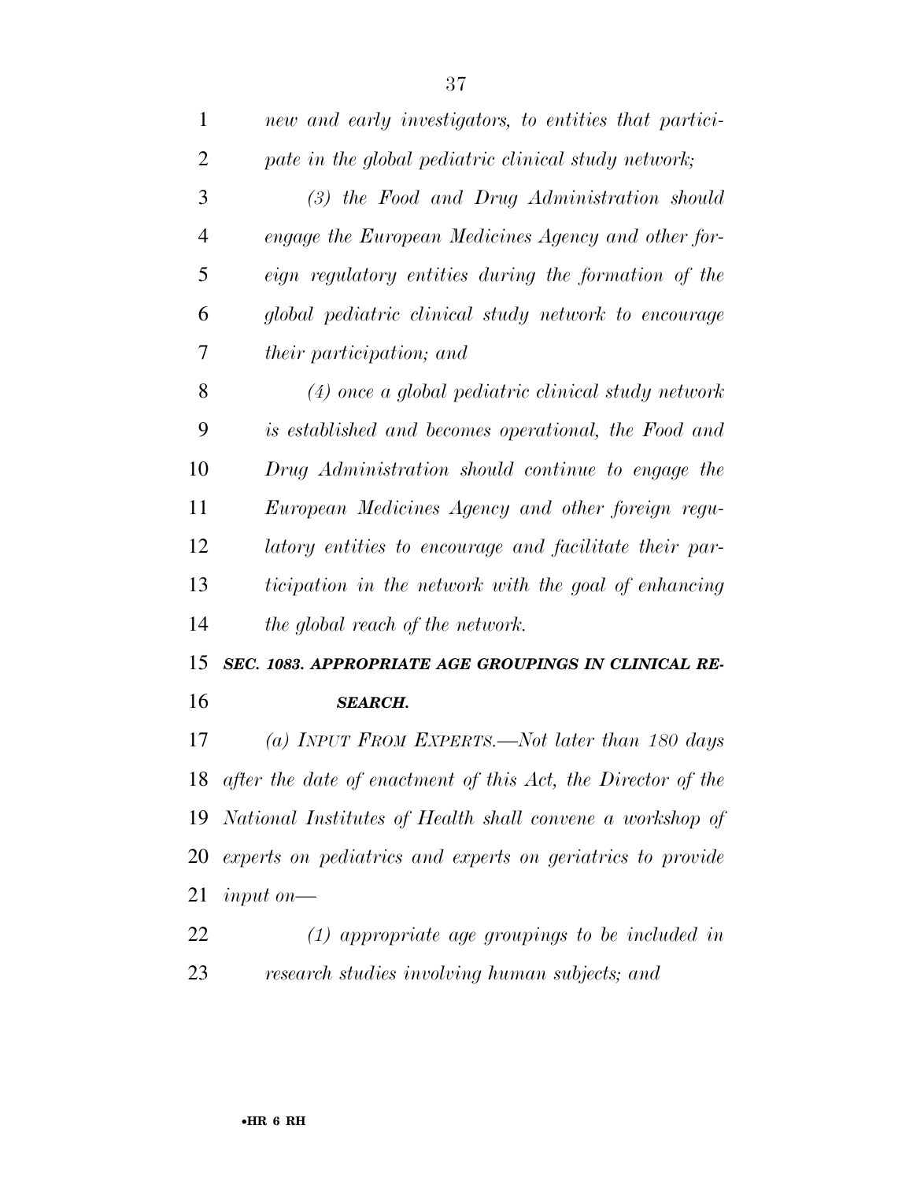*new and early investigators, to entities that participate in the global pediatric clinical study network;*

*(3) the Food and Drug Administration should engage the European Medicines Agency and other foreign regulatory entities during the formation of the global pediatric clinical study network to encourage their participation; and*

*(4) once a global pediatric clinical study network is established and becomes operational, the Food and Drug Administration should continue to engage the European Medicines Agency and other foreign regulatory entities to encourage and facilitate their participation in the network with the goal of enhancing the global reach of the network.*

***SEC. 1083. APPROPRIATE AGE GROUPINGS IN CLINICAL RESEARCH.***

*(a) INPUT FROM EXPERTS.—Not later than 180 days after the date of enactment of this Act, the Director of the National Institutes of Health shall convene a workshop of experts on pediatrics and experts on geriatrics to provide input on—*

*(1) appropriate age groupings to be included in research studies involving human subjects; and*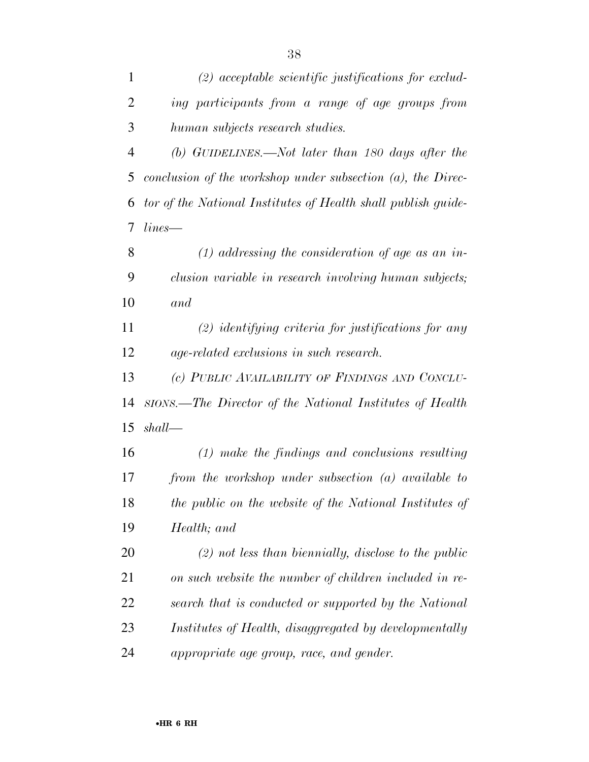*(2) acceptable scientific justifications for excluding participants from a range of age groups from human subjects research studies.*

*(b) GUIDELINES.—Not later than 180 days after the conclusion of the workshop under subsection (a), the Director of the National Institutes of Health shall publish guidelines—*

*(1) addressing the consideration of age as an inclusion variable in research involving human subjects; and*

*(2) identifying criteria for justifications for any age-related exclusions in such research.*

*(c) PUBLIC AVAILABILITY OF FINDINGS AND CONCLUSIONS.—The Director of the National Institutes of Health shall—*

*(1) make the findings and conclusions resulting from the workshop under subsection (a) available to the public on the website of the National Institutes of Health; and*

*(2) not less than biennially, disclose to the public on such website the number of children included in research that is conducted or supported by the National Institutes of Health, disaggregated by developmentally appropriate age group, race, and gender.*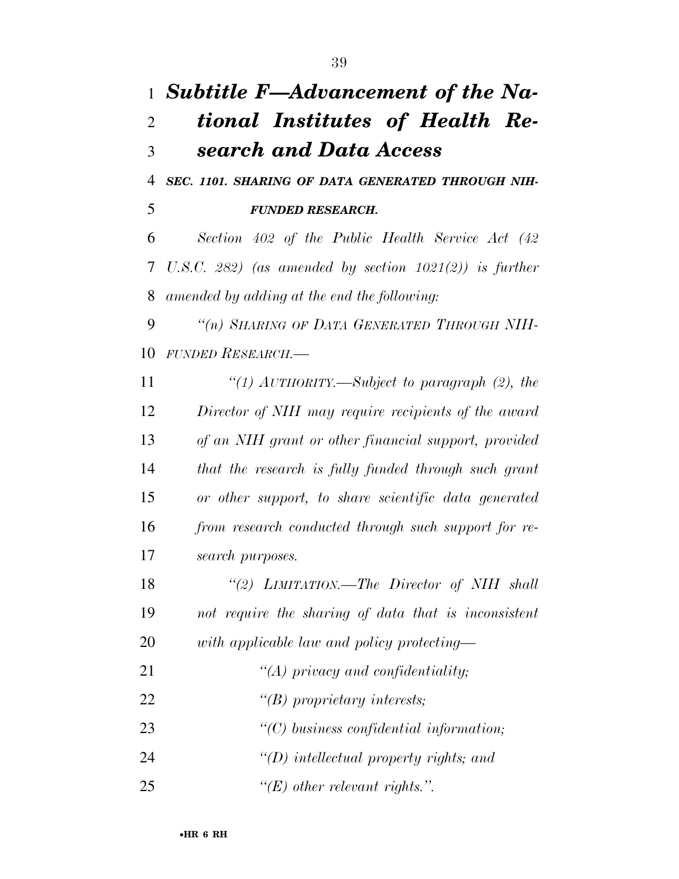# *Subtitle F—Advancement of the National Institutes of Health Research and Data Access*

***SEC. 1101. SHARING OF DATA GENERATED THROUGH NIH-FUNDED RESEARCH.***

*Section 402 of the Public Health Service Act (42 U.S.C. 282) (as amended by section 1021(2)) is further amended by adding at the end the following:*

*"(n) SHARING OF DATA GENERATED THROUGH NIH-FUNDED RESEARCH.—*

*"(1) AUTHORITY.—Subject to paragraph (2), the Director of NIH may require recipients of the award of an NIH grant or other financial support, provided that the research is fully funded through such grant or other support, to share scientific data generated from research conducted through such support for research purposes.*

*"(2) LIMITATION.—The Director of NIH shall not require the sharing of data that is inconsistent with applicable law and policy protecting—*

*"(A) privacy and confidentiality;*

*"(B) proprietary interests;*

*"(C) business confidential information;*

*"(D) intellectual property rights; and*

*"(E) other relevant rights.".*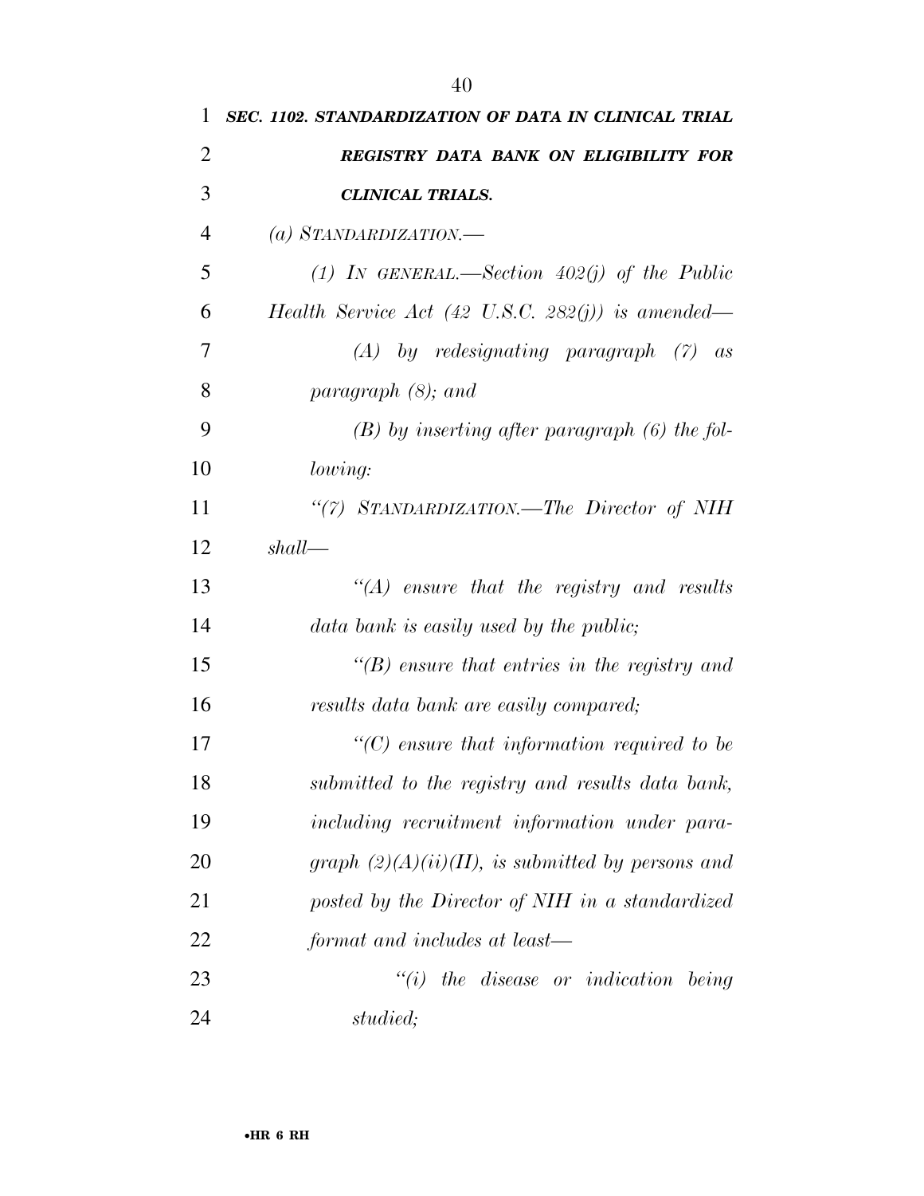**SEC. 1102. STANDARDIZATION OF DATA IN CLINICAL TRIAL REGISTRY DATA BANK ON ELIGIBILITY FOR CLINICAL TRIALS.**

*(a) STANDARDIZATION.—*

*(1) IN GENERAL.—Section 402(j) of the Public Health Service Act (42 U.S.C. 282(j)) is amended—*

*(A) by redesignating paragraph (7) as paragraph (8); and*

*(B) by inserting after paragraph (6) the following:*

*"(7) STANDARDIZATION.—The Director of NIH shall—*

*"(A) ensure that the registry and results data bank is easily used by the public;*

*"(B) ensure that entries in the registry and results data bank are easily compared;*

*"(C) ensure that information required to be submitted to the registry and results data bank, including recruitment information under paragraph (2)(A)(ii)(II), is submitted by persons and posted by the Director of NIH in a standardized format and includes at least—*

*"(i) the disease or indication being studied;*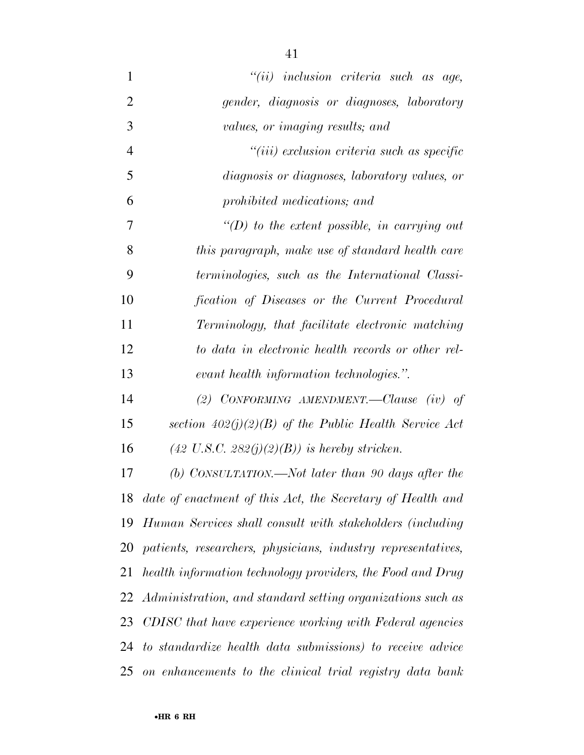*"(ii) inclusion criteria such as age, gender, diagnosis or diagnoses, laboratory values, or imaging results; and*

*"(iii) exclusion criteria such as specific diagnosis or diagnoses, laboratory values, or prohibited medications; and*

*"(D) to the extent possible, in carrying out this paragraph, make use of standard health care terminologies, such as the International Classification of Diseases or the Current Procedural Terminology, that facilitate electronic matching to data in electronic health records or other relevant health information technologies.".*

*(2) CONFORMING AMENDMENT.—Clause (iv) of section 402(j)(2)(B) of the Public Health Service Act (42 U.S.C. 282(j)(2)(B)) is hereby stricken.*

*(b) CONSULTATION.—Not later than 90 days after the date of enactment of this Act, the Secretary of Health and Human Services shall consult with stakeholders (including patients, researchers, physicians, industry representatives, health information technology providers, the Food and Drug Administration, and standard setting organizations such as CDISC that have experience working with Federal agencies to standardize health data submissions) to receive advice on enhancements to the clinical trial registry data bank*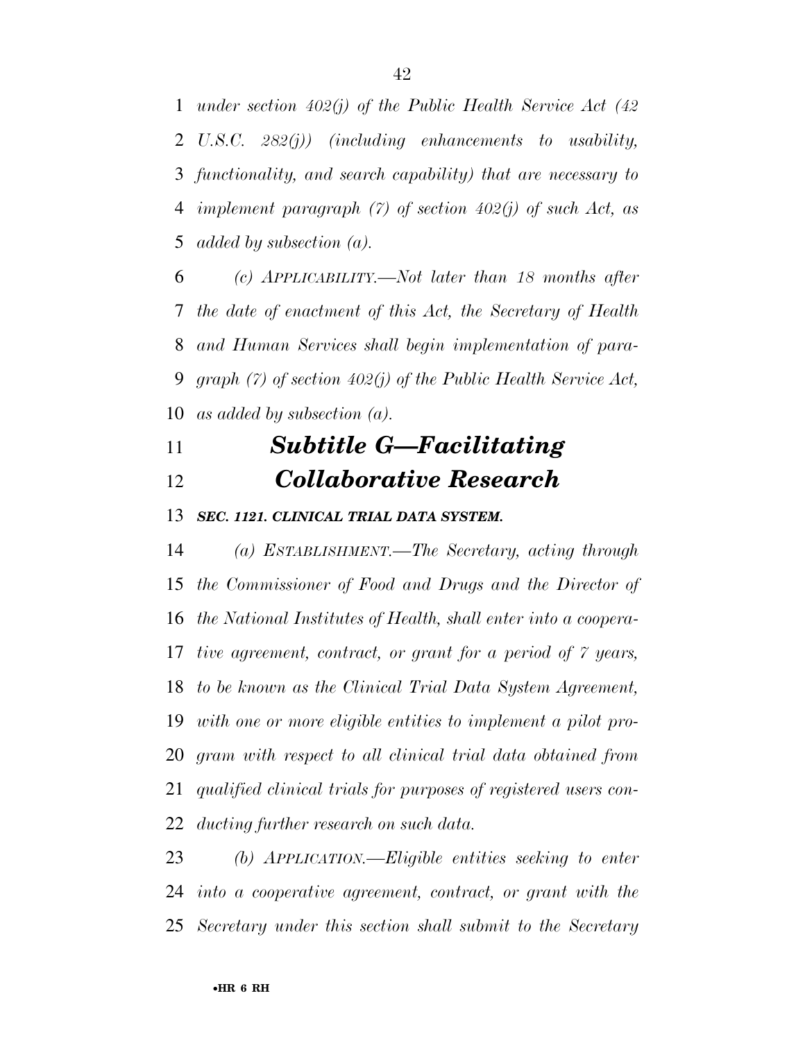*under section 402(j) of the Public Health Service Act (42 U.S.C. 282(j)) (including enhancements to usability, functionality, and search capability) that are necessary to implement paragraph (7) of section 402(j) of such Act, as added by subsection (a).*

*(c) APPLICABILITY.—Not later than 18 months after the date of enactment of this Act, the Secretary of Health and Human Services shall begin implementation of paragraph (7) of section 402(j) of the Public Health Service Act, as added by subsection (a).*

## *Subtitle G—Facilitating Collaborative Research*

### *SEC. 1121. CLINICAL TRIAL DATA SYSTEM.*

*(a) ESTABLISHMENT.—The Secretary, acting through the Commissioner of Food and Drugs and the Director of the National Institutes of Health, shall enter into a cooperative agreement, contract, or grant for a period of 7 years, to be known as the Clinical Trial Data System Agreement, with one or more eligible entities to implement a pilot program with respect to all clinical trial data obtained from qualified clinical trials for purposes of registered users conducting further research on such data.*

*(b) APPLICATION.—Eligible entities seeking to enter into a cooperative agreement, contract, or grant with the Secretary under this section shall submit to the Secretary*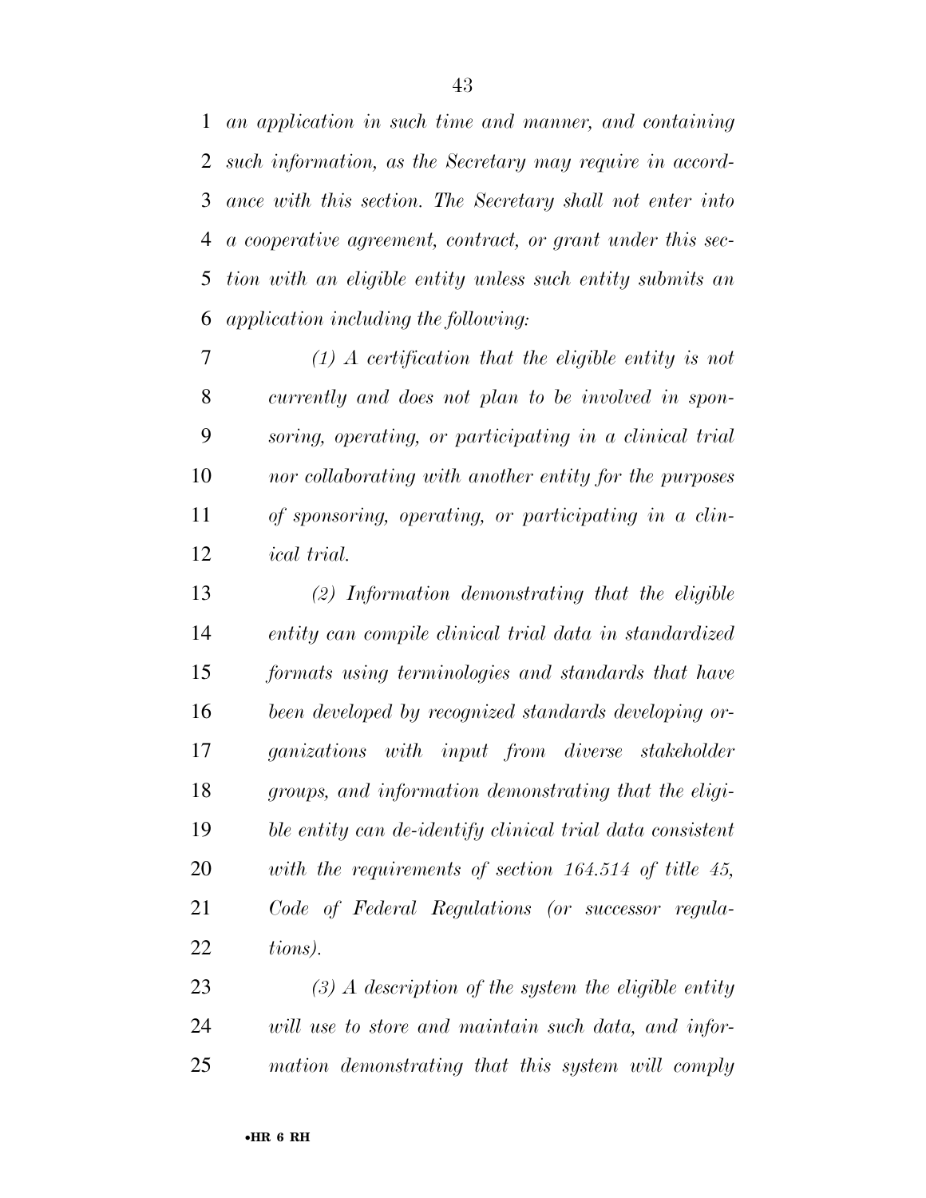*an application in such time and manner, and containing such information, as the Secretary may require in accordance with this section. The Secretary shall not enter into a cooperative agreement, contract, or grant under this section with an eligible entity unless such entity submits an application including the following:*

*(1) A certification that the eligible entity is not currently and does not plan to be involved in sponsoring, operating, or participating in a clinical trial nor collaborating with another entity for the purposes of sponsoring, operating, or participating in a clinical trial.*

*(2) Information demonstrating that the eligible entity can compile clinical trial data in standardized formats using terminologies and standards that have been developed by recognized standards developing organizations with input from diverse stakeholder groups, and information demonstrating that the eligible entity can de-identify clinical trial data consistent with the requirements of section 164.514 of title 45, Code of Federal Regulations (or successor regulations).*

*(3) A description of the system the eligible entity will use to store and maintain such data, and information demonstrating that this system will comply*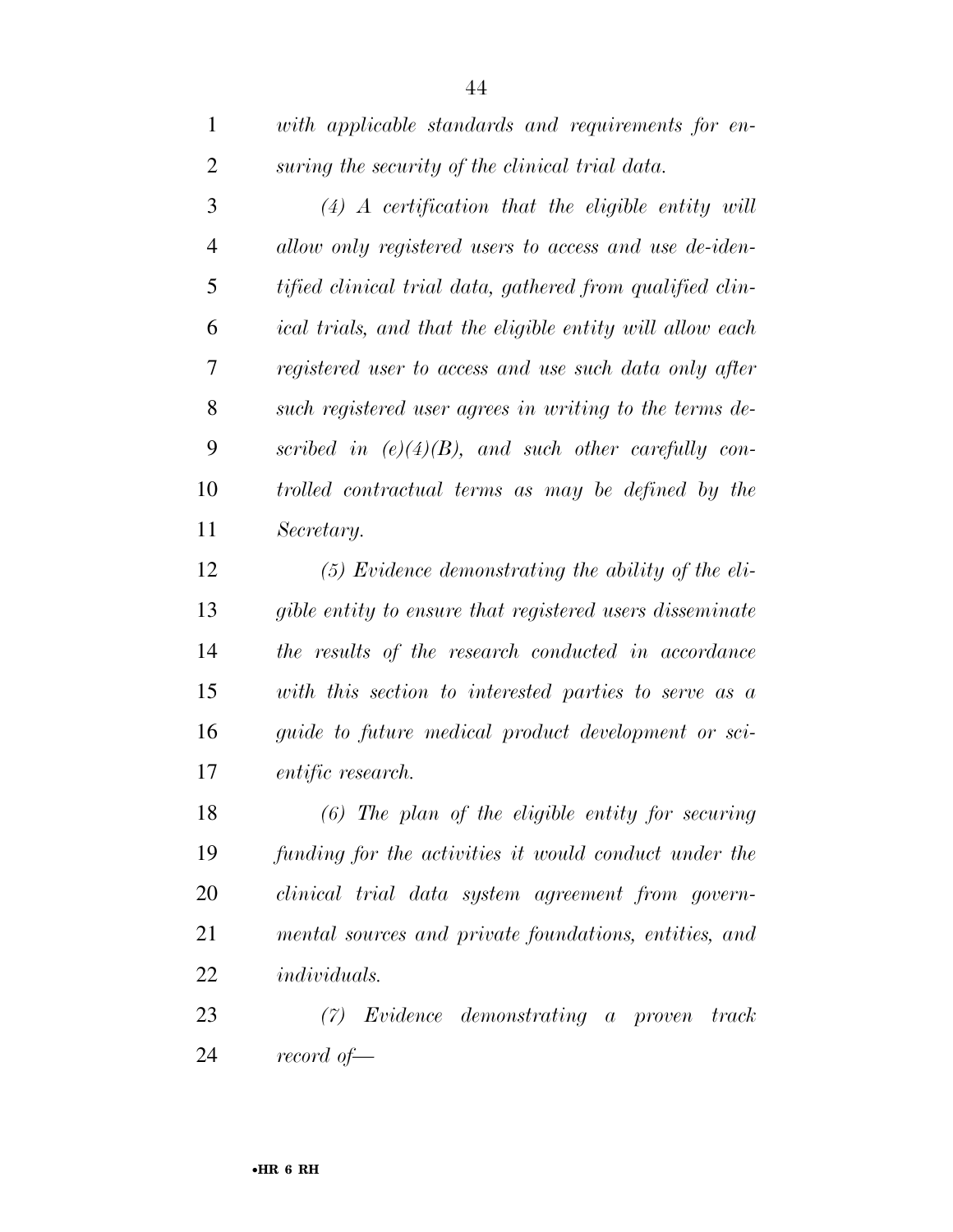*with applicable standards and requirements for ensuring the security of the clinical trial data.*

*(4) A certification that the eligible entity will allow only registered users to access and use de-identified clinical trial data, gathered from qualified clinical trials, and that the eligible entity will allow each registered user to access and use such data only after such registered user agrees in writing to the terms described in (e)(4)(B), and such other carefully controlled contractual terms as may be defined by the Secretary.*

*(5) Evidence demonstrating the ability of the eligible entity to ensure that registered users disseminate the results of the research conducted in accordance with this section to interested parties to serve as a guide to future medical product development or scientific research.*

*(6) The plan of the eligible entity for securing funding for the activities it would conduct under the clinical trial data system agreement from governmental sources and private foundations, entities, and individuals.*

*(7) Evidence demonstrating a proven track record of—*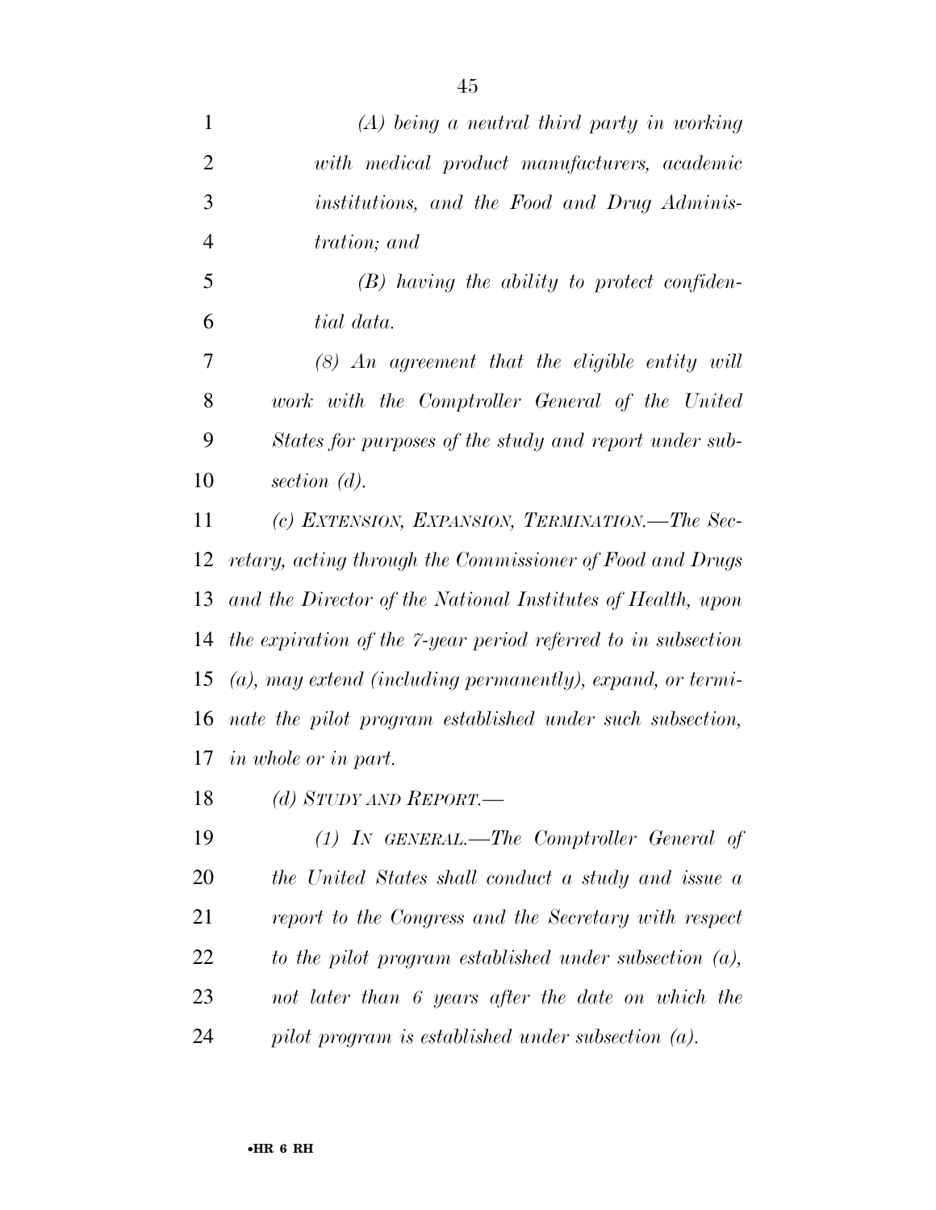*(A) being a neutral third party in working with medical product manufacturers, academic institutions, and the Food and Drug Administration; and*

*(B) having the ability to protect confidential data.*

*(8) An agreement that the eligible entity will work with the Comptroller General of the United States for purposes of the study and report under subsection (d).*

*(c) EXTENSION, EXPANSION, TERMINATION.—The Secretary, acting through the Commissioner of Food and Drugs and the Director of the National Institutes of Health, upon the expiration of the 7-year period referred to in subsection (a), may extend (including permanently), expand, or terminate the pilot program established under such subsection, in whole or in part.*

*(d) STUDY AND REPORT.—*

*(1) IN GENERAL.—The Comptroller General of the United States shall conduct a study and issue a report to the Congress and the Secretary with respect to the pilot program established under subsection (a), not later than 6 years after the date on which the pilot program is established under subsection (a).*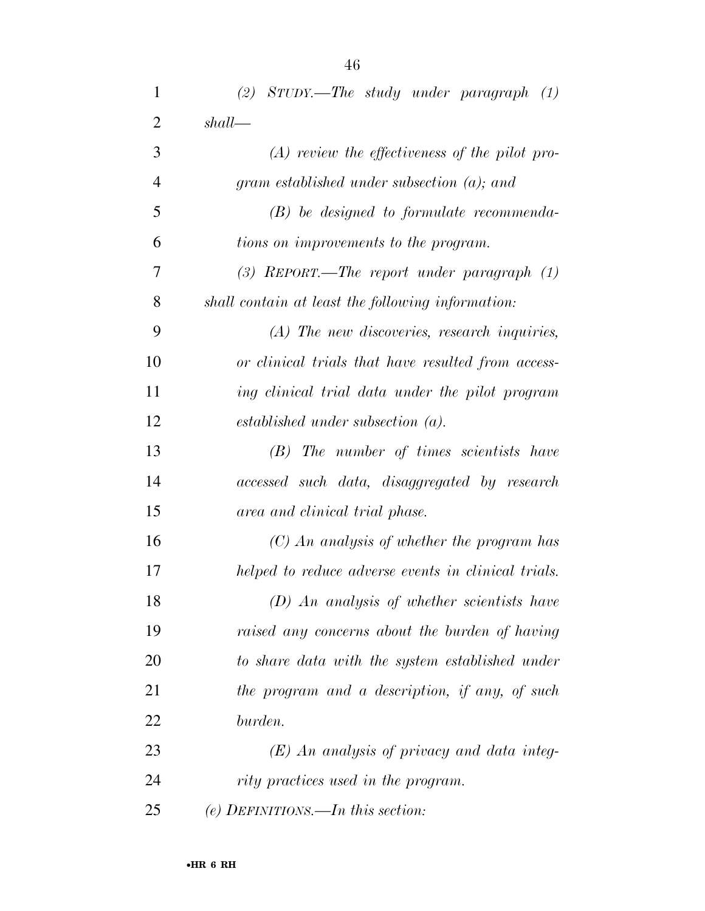*(2) STUDY.—The study under paragraph (1) shall—*

*(A) review the effectiveness of the pilot program established under subsection (a); and*

*(B) be designed to formulate recommendations on improvements to the program.*

*(3) REPORT.—The report under paragraph (1) shall contain at least the following information:*

*(A) The new discoveries, research inquiries, or clinical trials that have resulted from accessing clinical trial data under the pilot program established under subsection (a).*

*(B) The number of times scientists have accessed such data, disaggregated by research area and clinical trial phase.*

*(C) An analysis of whether the program has helped to reduce adverse events in clinical trials.*

*(D) An analysis of whether scientists have raised any concerns about the burden of having to share data with the system established under the program and a description, if any, of such burden.*

*(E) An analysis of privacy and data integrity practices used in the program.*

*(e) DEFINITIONS.—In this section:*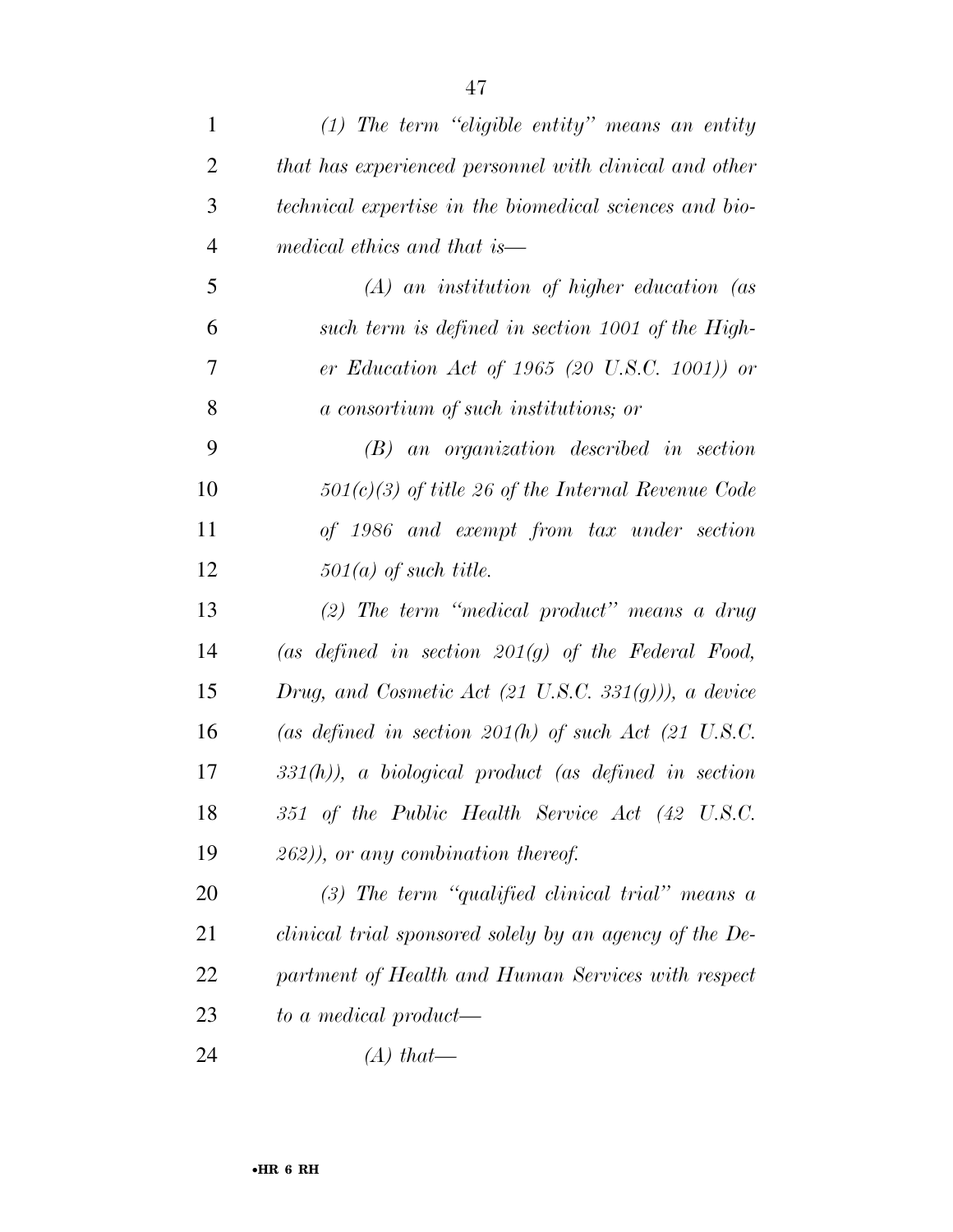*(1) The term "eligible entity" means an entity that has experienced personnel with clinical and other technical expertise in the biomedical sciences and biomedical ethics and that is—*

*(A) an institution of higher education (as such term is defined in section 1001 of the Higher Education Act of 1965 (20 U.S.C. 1001)) or a consortium of such institutions; or*

*(B) an organization described in section 501(c)(3) of title 26 of the Internal Revenue Code of 1986 and exempt from tax under section 501(a) of such title.*

*(2) The term "medical product" means a drug (as defined in section 201(g) of the Federal Food, Drug, and Cosmetic Act (21 U.S.C. 331(g))), a device (as defined in section 201(h) of such Act (21 U.S.C. 331(h)), a biological product (as defined in section 351 of the Public Health Service Act (42 U.S.C. 262)), or any combination thereof.*

*(3) The term "qualified clinical trial" means a clinical trial sponsored solely by an agency of the Department of Health and Human Services with respect to a medical product—*

*(A) that—*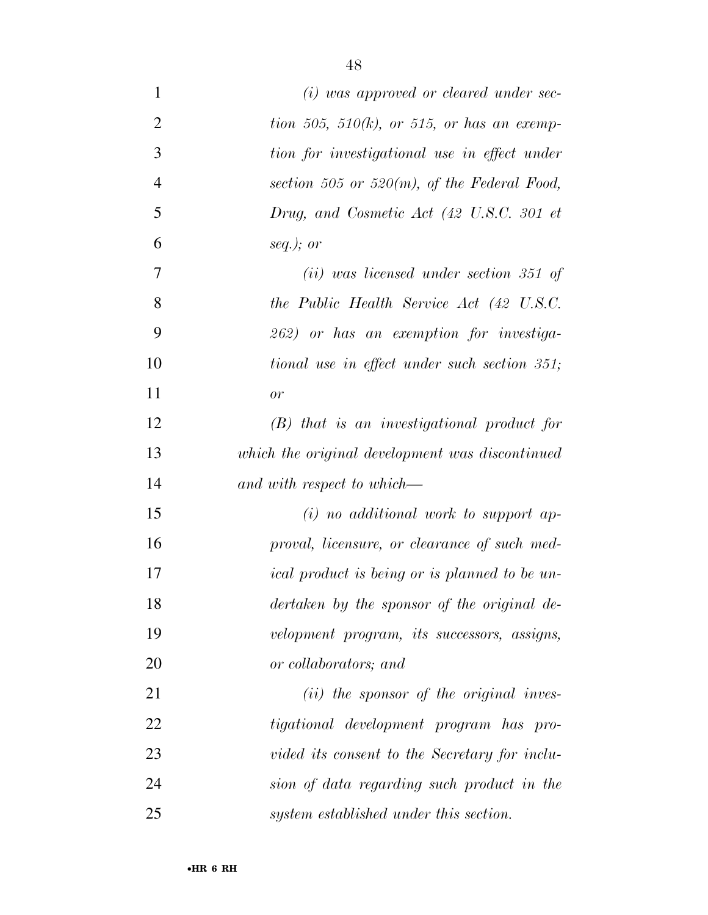*(i) was approved or cleared under section 505, 510(k), or 515, or has an exemption for investigational use in effect under section 505 or 520(m), of the Federal Food, Drug, and Cosmetic Act (42 U.S.C. 301 et seq.); or*

*(ii) was licensed under section 351 of the Public Health Service Act (42 U.S.C. 262) or has an exemption for investigational use in effect under such section 351; or*

*(B) that is an investigational product for which the original development was discontinued and with respect to which—*

*(i) no additional work to support approval, licensure, or clearance of such medical product is being or is planned to be undertaken by the sponsor of the original development program, its successors, assigns, or collaborators; and*

*(ii) the sponsor of the original investigational development program has provided its consent to the Secretary for inclusion of data regarding such product in the system established under this section.*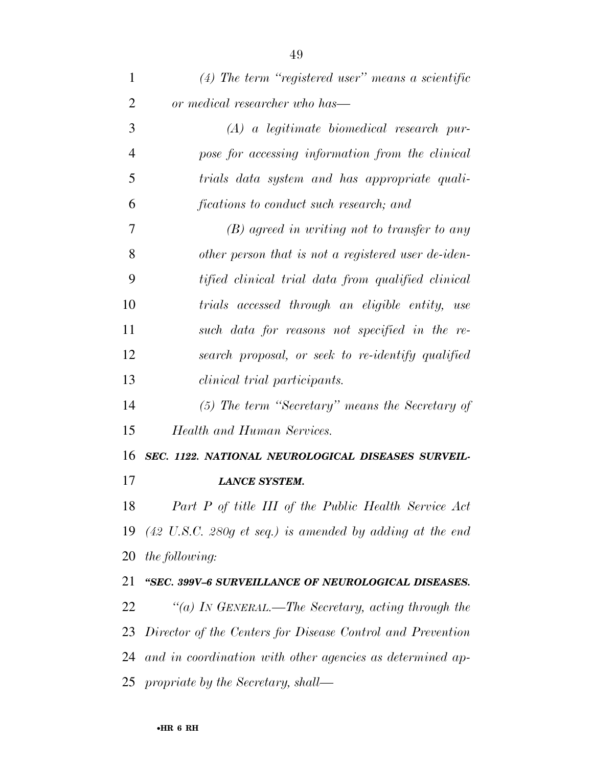*(4) The term "registered user" means a scientific or medical researcher who has—*

*(A) a legitimate biomedical research purpose for accessing information from the clinical trials data system and has appropriate qualifications to conduct such research; and*

*(B) agreed in writing not to transfer to any other person that is not a registered user de-identified clinical trial data from qualified clinical trials accessed through an eligible entity, use such data for reasons not specified in the research proposal, or seek to re-identify qualified clinical trial participants.*

*(5) The term "Secretary" means the Secretary of Health and Human Services.*

***SEC. 1122. NATIONAL NEUROLOGICAL DISEASES SURVEILLANCE SYSTEM.***

*Part P of title III of the Public Health Service Act (42 U.S.C. 280g et seq.) is amended by adding at the end the following:*

***"SEC. 399V–6 SURVEILLANCE OF NEUROLOGICAL DISEASES.***

*"(a) IN GENERAL.—The Secretary, acting through the Director of the Centers for Disease Control and Prevention and in coordination with other agencies as determined appropriate by the Secretary, shall—*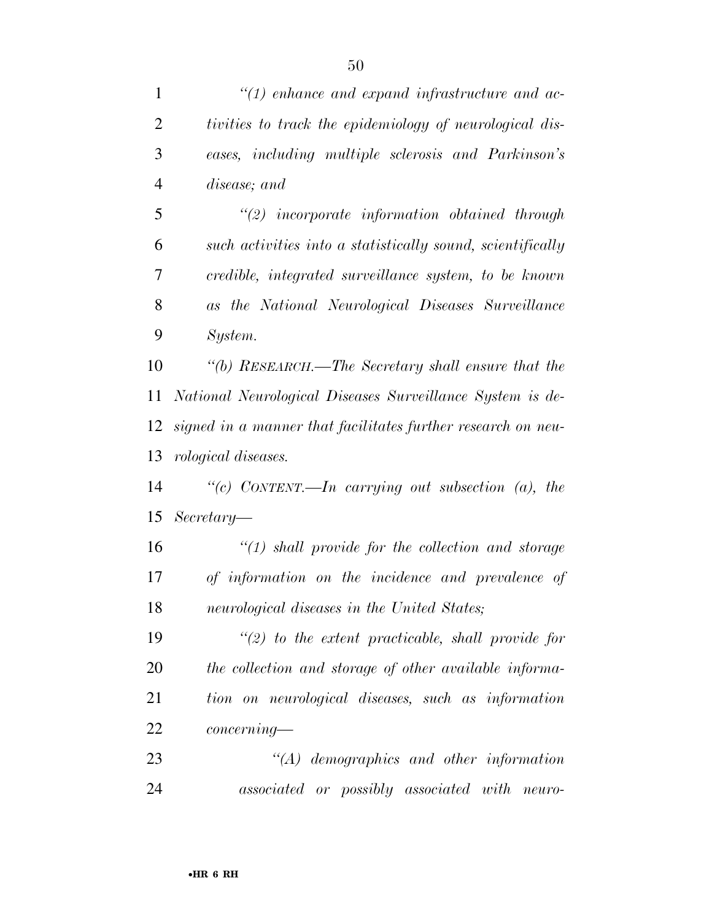*"(1) enhance and expand infrastructure and activities to track the epidemiology of neurological diseases, including multiple sclerosis and Parkinson's disease; and*

*"(2) incorporate information obtained through such activities into a statistically sound, scientifically credible, integrated surveillance system, to be known as the National Neurological Diseases Surveillance System.*

*"(b) RESEARCH.—The Secretary shall ensure that the National Neurological Diseases Surveillance System is designed in a manner that facilitates further research on neurological diseases.*

*"(c) CONTENT.—In carrying out subsection (a), the Secretary—*

*"(1) shall provide for the collection and storage of information on the incidence and prevalence of neurological diseases in the United States;*

*"(2) to the extent practicable, shall provide for the collection and storage of other available information on neurological diseases, such as information concerning—*

*"(A) demographics and other information associated or possibly associated with neuro-*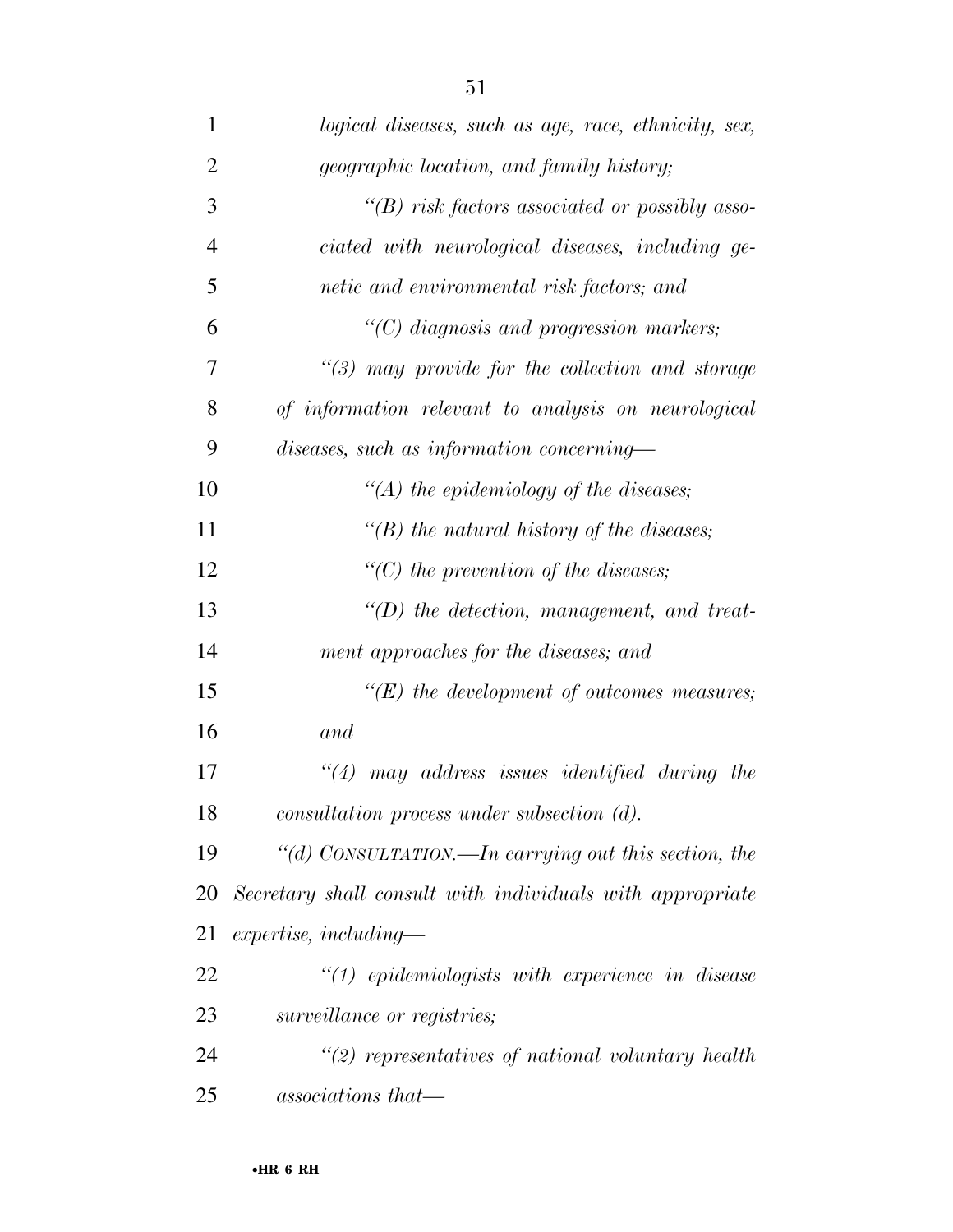*logical diseases, such as age, race, ethnicity, sex, geographic location, and family history;*

*"(B) risk factors associated or possibly associated with neurological diseases, including genetic and environmental risk factors; and*

*"(C) diagnosis and progression markers;*

*"(3) may provide for the collection and storage of information relevant to analysis on neurological diseases, such as information concerning—*

*"(A) the epidemiology of the diseases;*

*"(B) the natural history of the diseases;*

*"(C) the prevention of the diseases;*

*"(D) the detection, management, and treatment approaches for the diseases; and*

*"(E) the development of outcomes measures; and*

*"(4) may address issues identified during the consultation process under subsection (d).*

*"(d) CONSULTATION.—In carrying out this section, the Secretary shall consult with individuals with appropriate expertise, including—*

*"(1) epidemiologists with experience in disease surveillance or registries;*

*"(2) representatives of national voluntary health associations that—*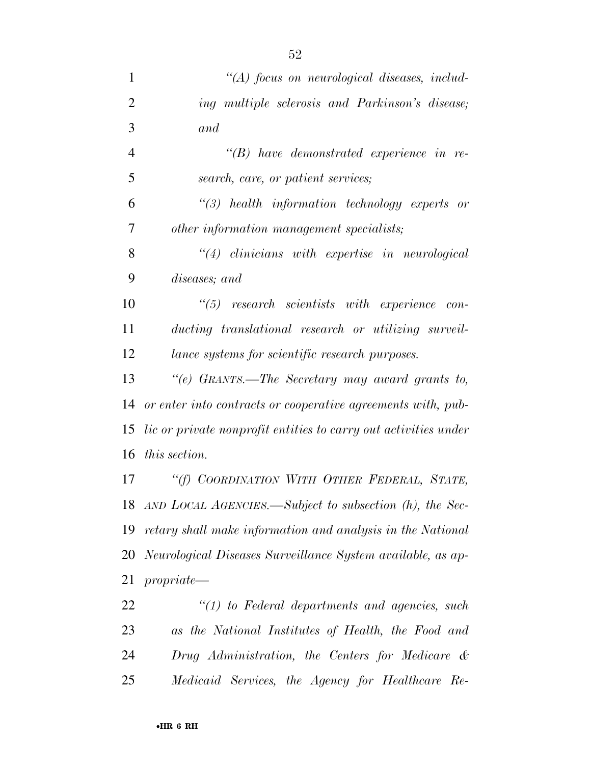*"(A) focus on neurological diseases, including multiple sclerosis and Parkinson's disease; and*

*"(B) have demonstrated experience in research, care, or patient services;*

*"(3) health information technology experts or other information management specialists;*

*"(4) clinicians with expertise in neurological diseases; and*

*"(5) research scientists with experience conducting translational research or utilizing surveillance systems for scientific research purposes.*

*"(e) GRANTS.—The Secretary may award grants to, or enter into contracts or cooperative agreements with, public or private nonprofit entities to carry out activities under this section.*

*"(f) COORDINATION WITH OTHER FEDERAL, STATE, AND LOCAL AGENCIES.—Subject to subsection (h), the Secretary shall make information and analysis in the National Neurological Diseases Surveillance System available, as appropriate—*

*"(1) to Federal departments and agencies, such as the National Institutes of Health, the Food and Drug Administration, the Centers for Medicare & Medicaid Services, the Agency for Healthcare Re-*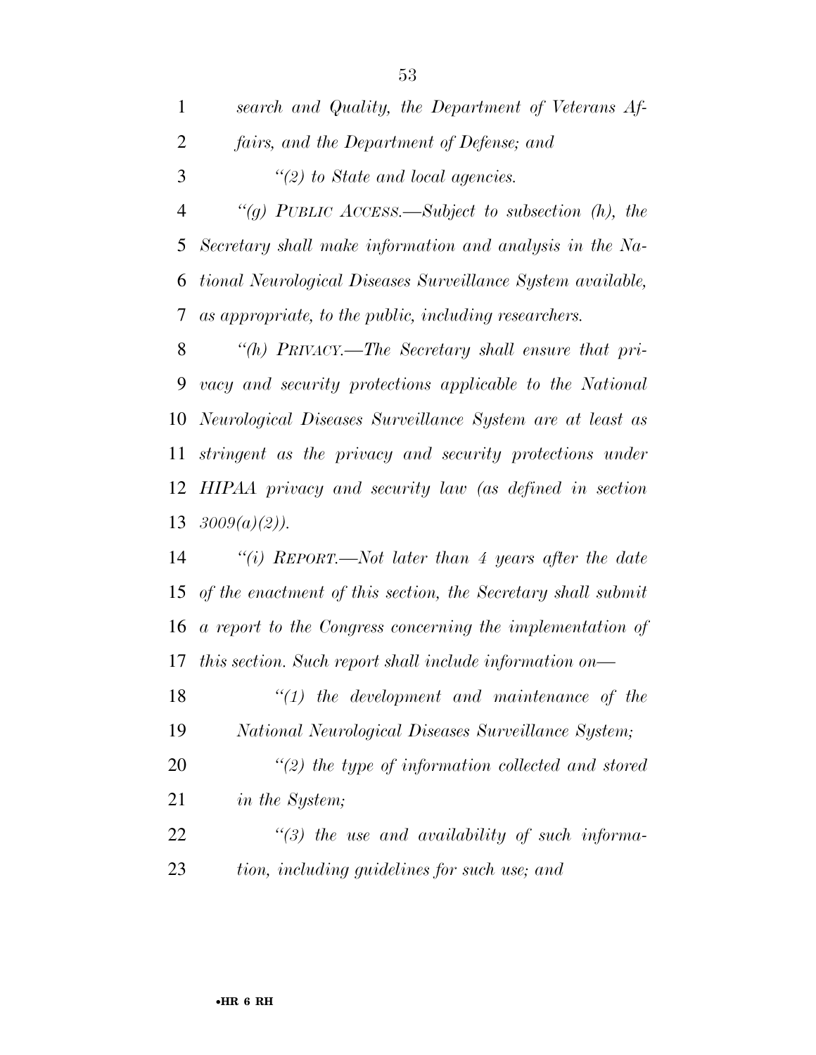*search and Quality, the Department of Veterans Affairs, and the Department of Defense; and*

*"(2) to State and local agencies.*

*"(g) PUBLIC ACCESS.—Subject to subsection (h), the Secretary shall make information and analysis in the National Neurological Diseases Surveillance System available, as appropriate, to the public, including researchers.*

*"(h) PRIVACY.—The Secretary shall ensure that privacy and security protections applicable to the National Neurological Diseases Surveillance System are at least as stringent as the privacy and security protections under HIPAA privacy and security law (as defined in section 3009(a)(2)).*

*"(i) REPORT.—Not later than 4 years after the date of the enactment of this section, the Secretary shall submit a report to the Congress concerning the implementation of this section. Such report shall include information on—*

*"(1) the development and maintenance of the National Neurological Diseases Surveillance System;*

*"(2) the type of information collected and stored in the System;*

*"(3) the use and availability of such information, including guidelines for such use; and*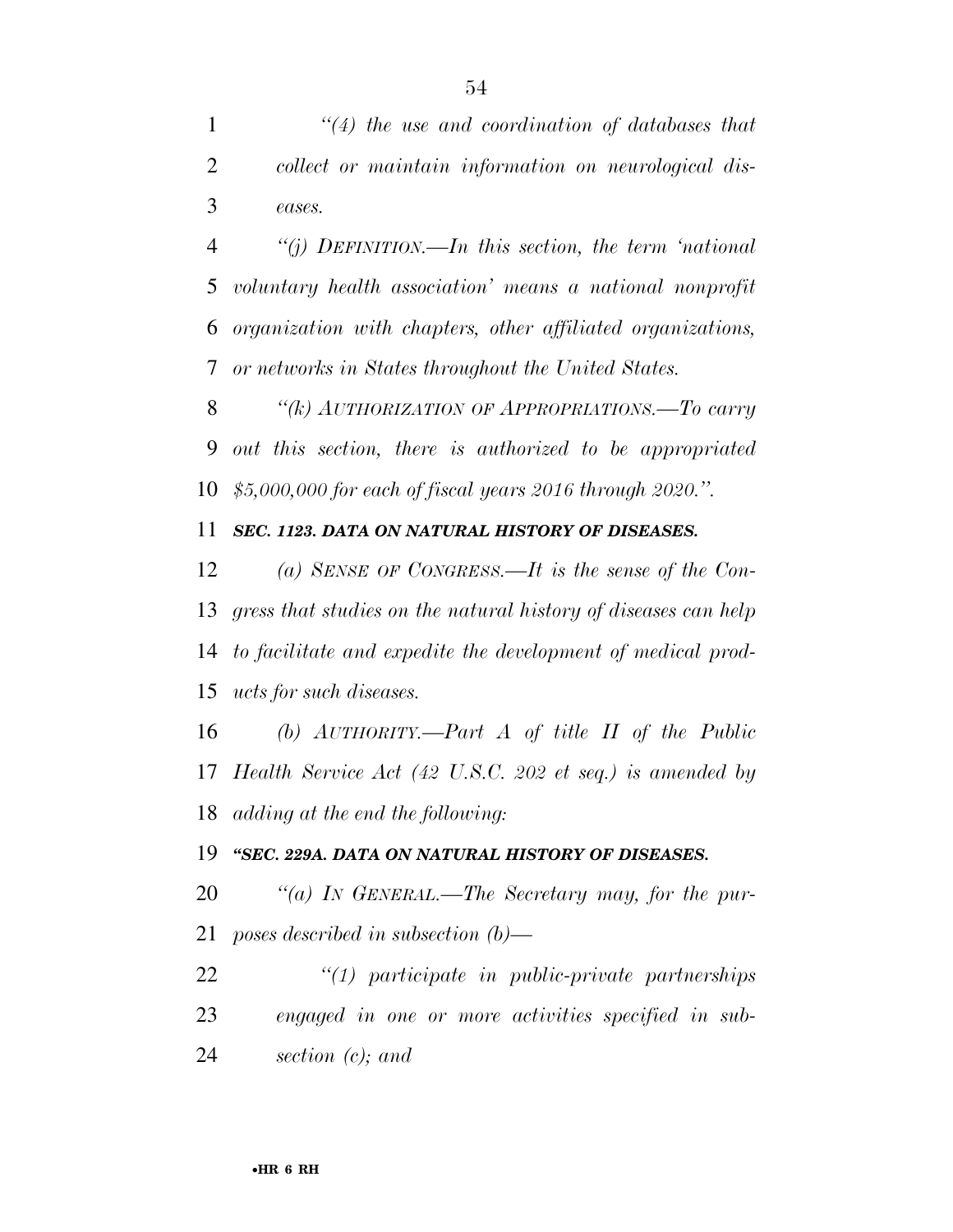*"(4) the use and coordination of databases that collect or maintain information on neurological diseases.*

*"(j) DEFINITION.—In this section, the term 'national voluntary health association' means a national nonprofit organization with chapters, other affiliated organizations, or networks in States throughout the United States.*

*"(k) AUTHORIZATION OF APPROPRIATIONS.—To carry out this section, there is authorized to be appropriated $5,000,000 for each of fiscal years 2016 through 2020.".*

***SEC. 1123. DATA ON NATURAL HISTORY OF DISEASES.***

*(a) SENSE OF CONGRESS.—It is the sense of the Congress that studies on the natural history of diseases can help to facilitate and expedite the development of medical products for such diseases.*

*(b) AUTHORITY.—Part A of title II of the Public Health Service Act (42 U.S.C. 202 et seq.) is amended by adding at the end the following:*

***"SEC. 229A. DATA ON NATURAL HISTORY OF DISEASES.***

*"(a) IN GENERAL.—The Secretary may, for the purposes described in subsection (b)—*

*"(1) participate in public-private partnerships engaged in one or more activities specified in subsection (c); and*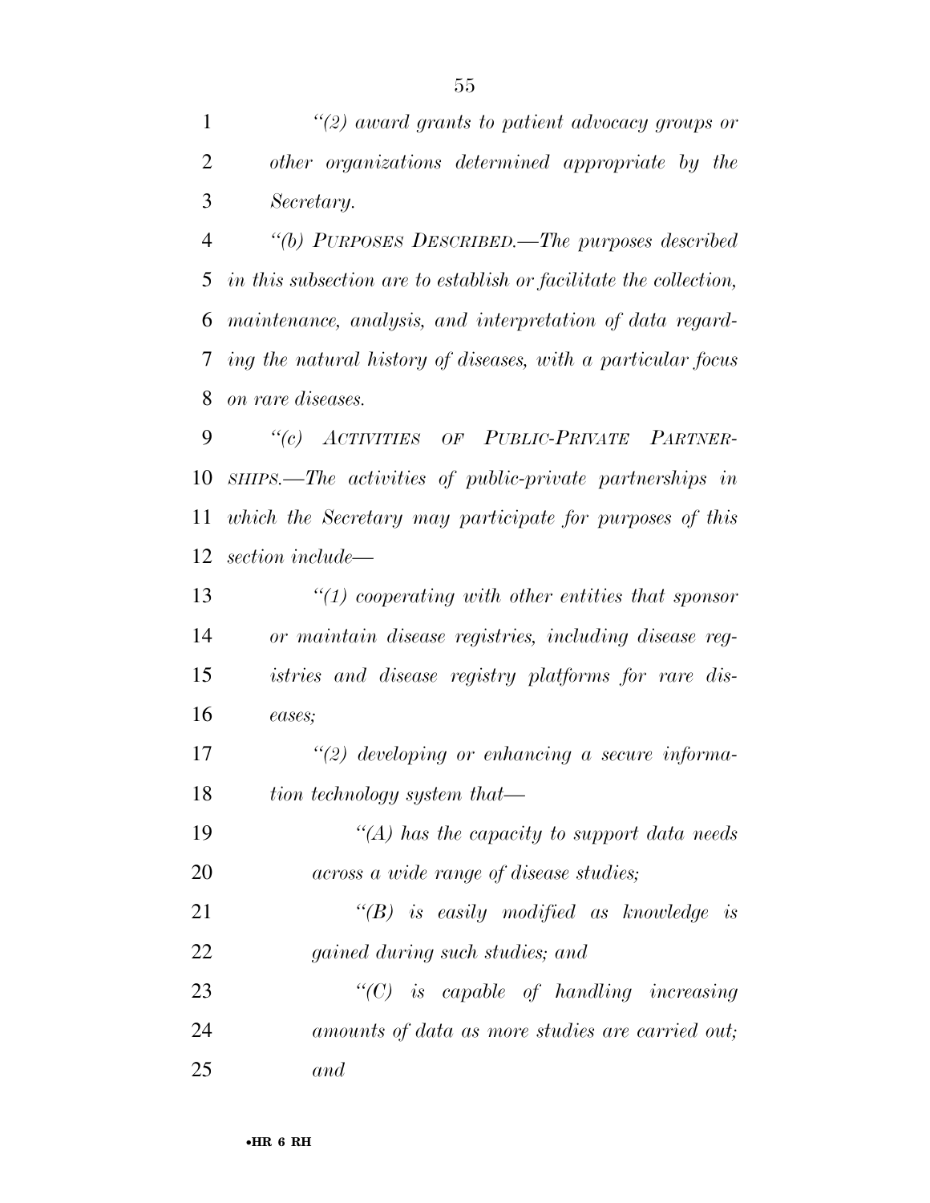*"(2) award grants to patient advocacy groups or other organizations determined appropriate by the Secretary.*

*"(b) PURPOSES DESCRIBED.—The purposes described in this subsection are to establish or facilitate the collection, maintenance, analysis, and interpretation of data regarding the natural history of diseases, with a particular focus on rare diseases.*

*"(c) ACTIVITIES OF PUBLIC-PRIVATE PARTNERSHIPS.—The activities of public-private partnerships in which the Secretary may participate for purposes of this section include—*

*"(1) cooperating with other entities that sponsor or maintain disease registries, including disease registries and disease registry platforms for rare diseases;*

*"(2) developing or enhancing a secure information technology system that—*

*"(A) has the capacity to support data needs across a wide range of disease studies;*

*"(B) is easily modified as knowledge is gained during such studies; and*

*"(C) is capable of handling increasing amounts of data as more studies are carried out; and*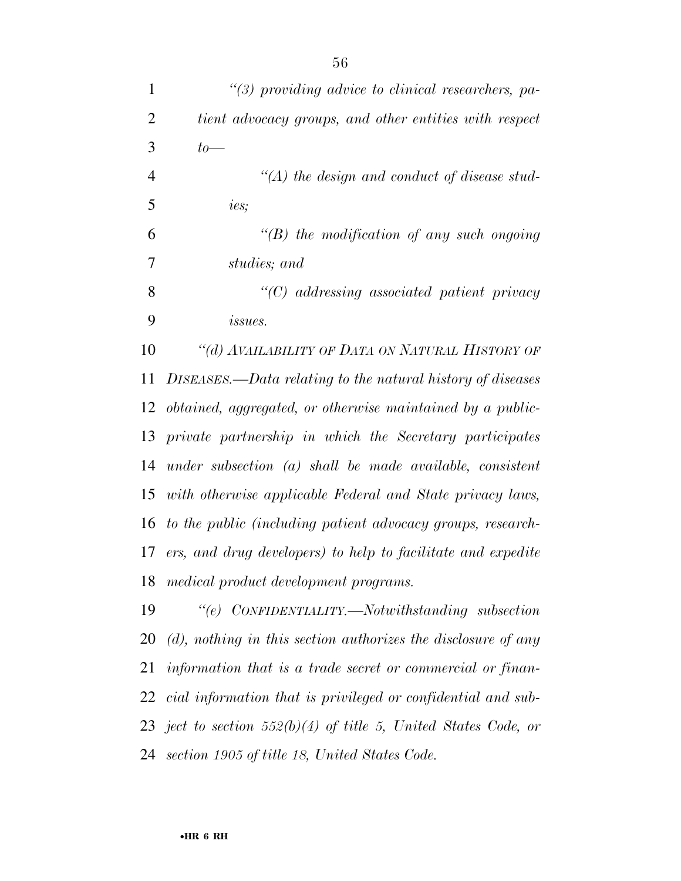*"(3) providing advice to clinical researchers, patient advocacy groups, and other entities with respect to—*

*"(A) the design and conduct of disease studies;*

*"(B) the modification of any such ongoing studies; and*

*"(C) addressing associated patient privacy issues.*

*"(d) AVAILABILITY OF DATA ON NATURAL HISTORY OF DISEASES.—Data relating to the natural history of diseases obtained, aggregated, or otherwise maintained by a public-private partnership in which the Secretary participates under subsection (a) shall be made available, consistent with otherwise applicable Federal and State privacy laws, to the public (including patient advocacy groups, researchers, and drug developers) to help to facilitate and expedite medical product development programs.*

*"(e) CONFIDENTIALITY.—Notwithstanding subsection (d), nothing in this section authorizes the disclosure of any information that is a trade secret or commercial or financial information that is privileged or confidential and subject to section 552(b)(4) of title 5, United States Code, or section 1905 of title 18, United States Code.*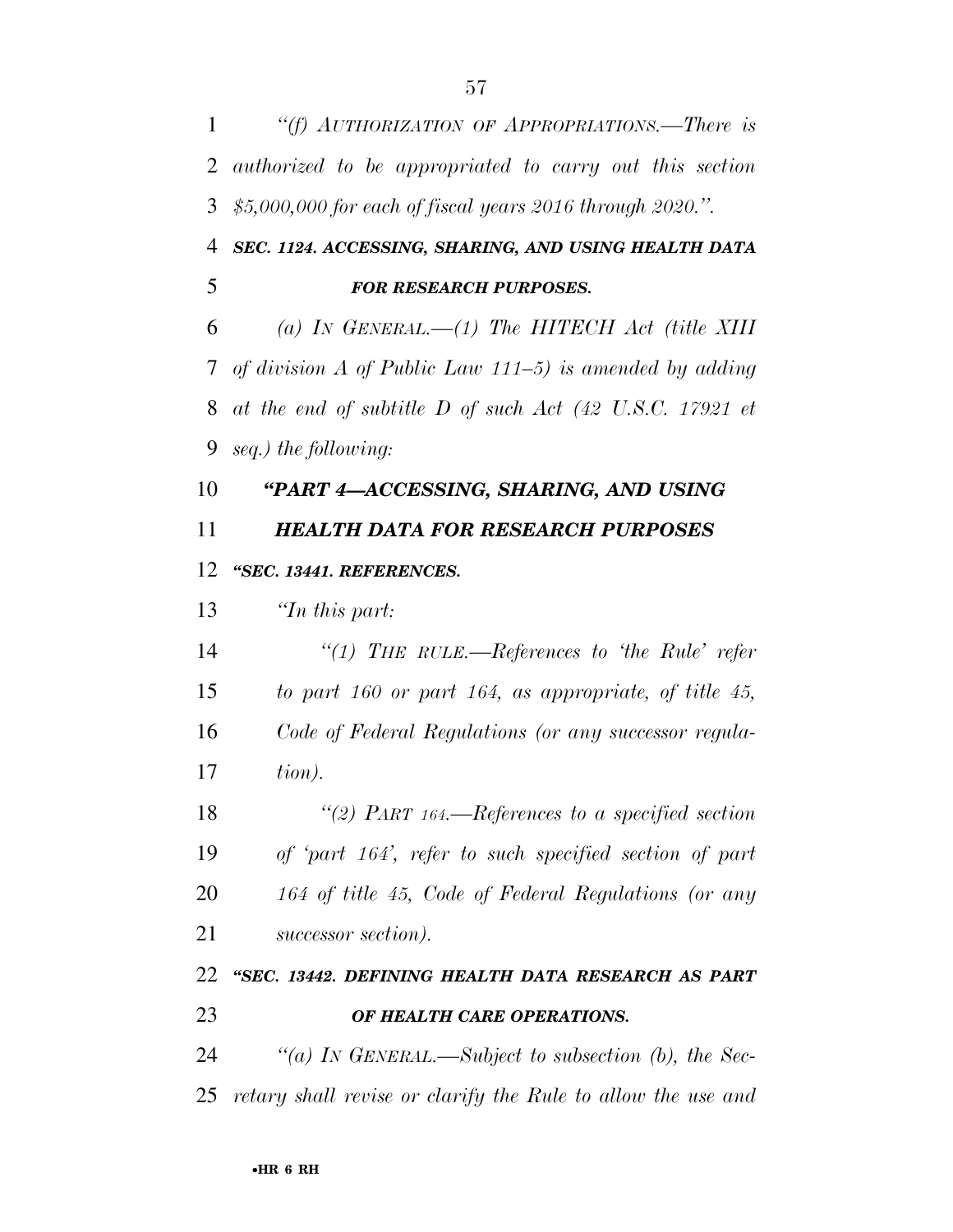*"(f) AUTHORIZATION OF APPROPRIATIONS.—There is authorized to be appropriated to carry out this section $5,000,000 for each of fiscal years 2016 through 2020.".*

***SEC. 1124. ACCESSING, SHARING, AND USING HEALTH DATA FOR RESEARCH PURPOSES.***

*(a) IN GENERAL.—(1) The HITECH Act (title XIII of division A of Public Law 111–5) is amended by adding at the end of subtitle D of such Act (42 U.S.C. 17921 et seq.) the following:*

***"PART 4—ACCESSING, SHARING, AND USING HEALTH DATA FOR RESEARCH PURPOSES***

***"SEC. 13441. REFERENCES.***

*"In this part:*

*"(1) THE RULE.—References to 'the Rule' refer to part 160 or part 164, as appropriate, of title 45, Code of Federal Regulations (or any successor regulation).*

*"(2) PART 164.—References to a specified section of 'part 164', refer to such specified section of part 164 of title 45, Code of Federal Regulations (or any successor section).*

***"SEC. 13442. DEFINING HEALTH DATA RESEARCH AS PART OF HEALTH CARE OPERATIONS.***

*"(a) IN GENERAL.—Subject to subsection (b), the Secretary shall revise or clarify the Rule to allow the use and*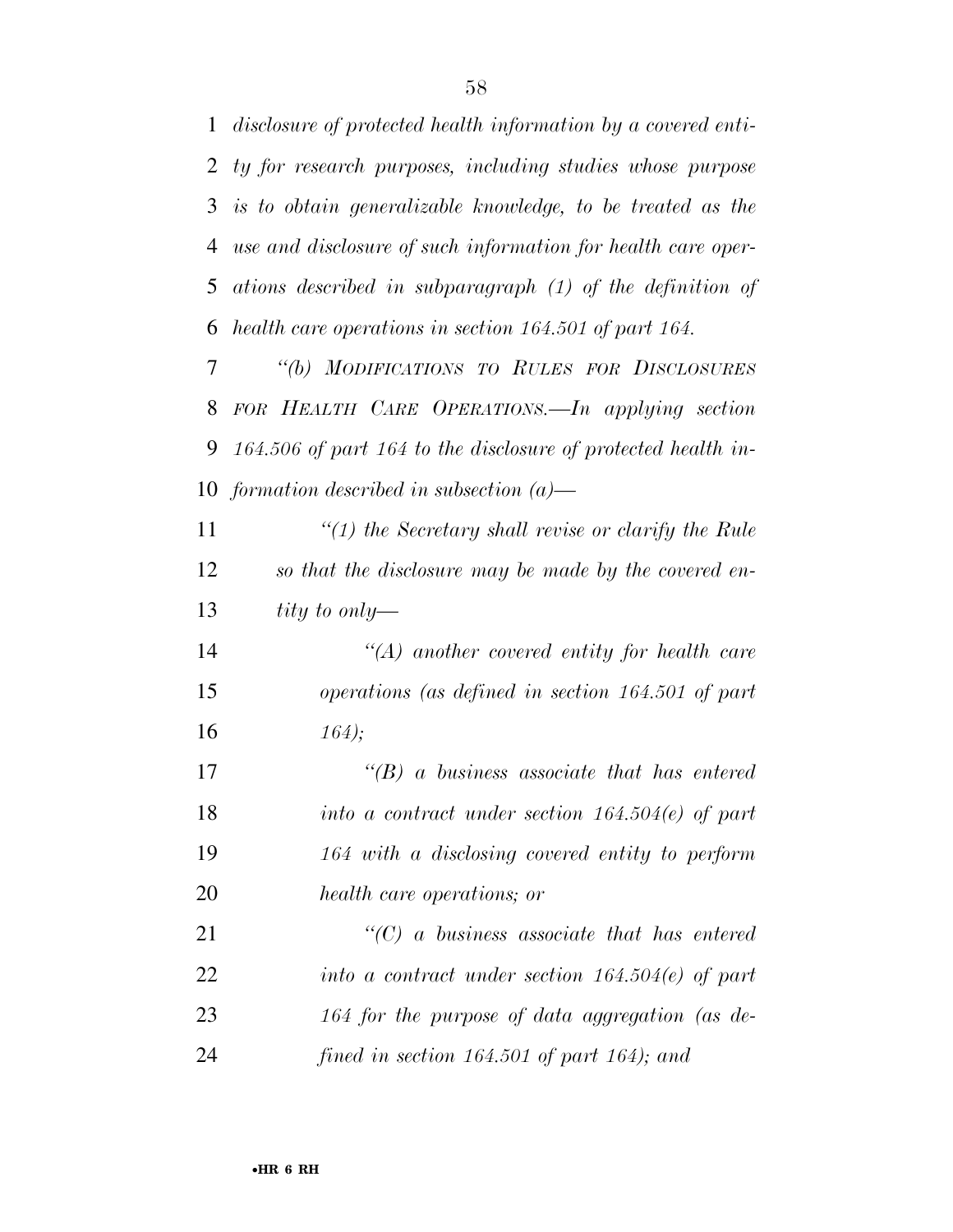*disclosure of protected health information by a covered entity for research purposes, including studies whose purpose is to obtain generalizable knowledge, to be treated as the use and disclosure of such information for health care operations described in subparagraph (1) of the definition of health care operations in section 164.501 of part 164.*

*"(b) MODIFICATIONS TO RULES FOR DISCLOSURES FOR HEALTH CARE OPERATIONS.—In applying section 164.506 of part 164 to the disclosure of protected health information described in subsection (a)—*

*"(1) the Secretary shall revise or clarify the Rule so that the disclosure may be made by the covered entity to only—*

*"(A) another covered entity for health care operations (as defined in section 164.501 of part 164);*

*"(B) a business associate that has entered into a contract under section 164.504(e) of part 164 with a disclosing covered entity to perform health care operations; or*

*"(C) a business associate that has entered into a contract under section 164.504(e) of part 164 for the purpose of data aggregation (as defined in section 164.501 of part 164); and*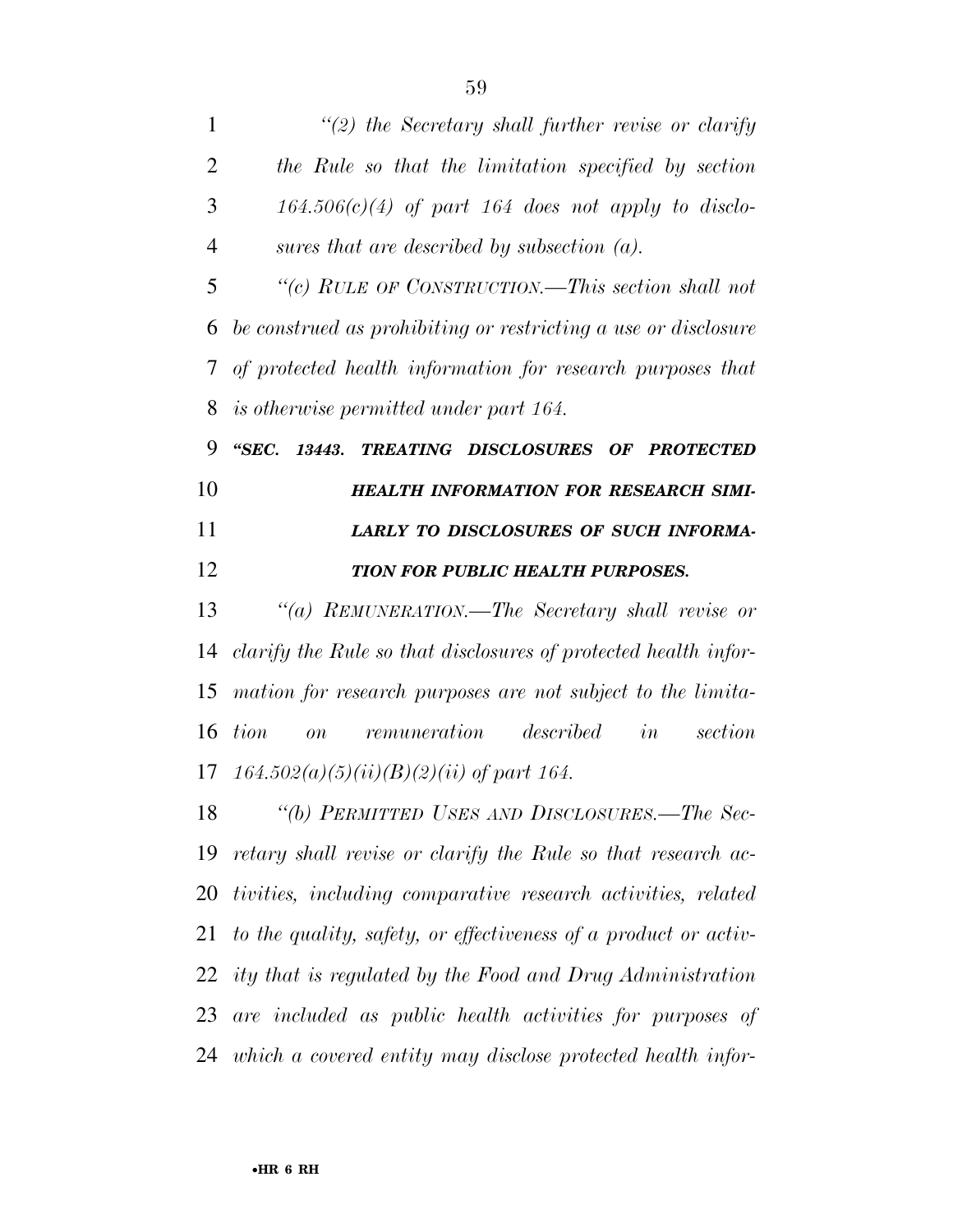*"(2) the Secretary shall further revise or clarify the Rule so that the limitation specified by section 164.506(c)(4) of part 164 does not apply to disclosures that are described by subsection (a).*

*"(c) RULE OF CONSTRUCTION.—This section shall not be construed as prohibiting or restricting a use or disclosure of protected health information for research purposes that is otherwise permitted under part 164.*

***"SEC. 13443. TREATING DISCLOSURES OF PROTECTED HEALTH INFORMATION FOR RESEARCH SIMILARLY TO DISCLOSURES OF SUCH INFORMATION FOR PUBLIC HEALTH PURPOSES.***

*"(a) REMUNERATION.—The Secretary shall revise or clarify the Rule so that disclosures of protected health information for research purposes are not subject to the limitation on remuneration described in section 164.502(a)(5)(ii)(B)(2)(ii) of part 164.*

*"(b) PERMITTED USES AND DISCLOSURES.—The Secretary shall revise or clarify the Rule so that research activities, including comparative research activities, related to the quality, safety, or effectiveness of a product or activity that is regulated by the Food and Drug Administration are included as public health activities for purposes of which a covered entity may disclose protected health infor-*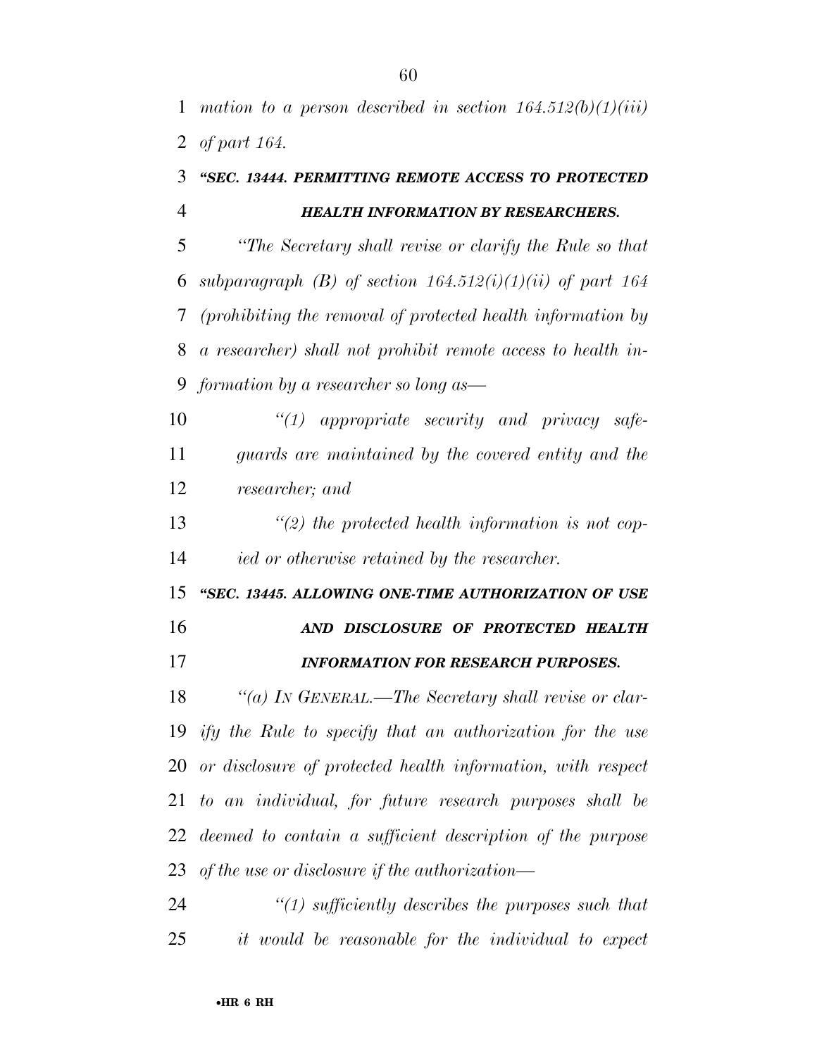*mation to a person described in section 164.512(b)(1)(iii) of part 164.*

### *"SEC. 13444. PERMITTING REMOTE ACCESS TO PROTECTED HEALTH INFORMATION BY RESEARCHERS.*

*"The Secretary shall revise or clarify the Rule so that subparagraph (B) of section 164.512(i)(1)(ii) of part 164 (prohibiting the removal of protected health information by a researcher) shall not prohibit remote access to health information by a researcher so long as—*

*"(1) appropriate security and privacy safeguards are maintained by the covered entity and the researcher; and*

*"(2) the protected health information is not copied or otherwise retained by the researcher.*

### *"SEC. 13445. ALLOWING ONE-TIME AUTHORIZATION OF USE AND DISCLOSURE OF PROTECTED HEALTH INFORMATION FOR RESEARCH PURPOSES.*

*"(a) IN GENERAL.—The Secretary shall revise or clarify the Rule to specify that an authorization for the use or disclosure of protected health information, with respect to an individual, for future research purposes shall be deemed to contain a sufficient description of the purpose of the use or disclosure if the authorization—*

*"(1) sufficiently describes the purposes such that it would be reasonable for the individual to expect*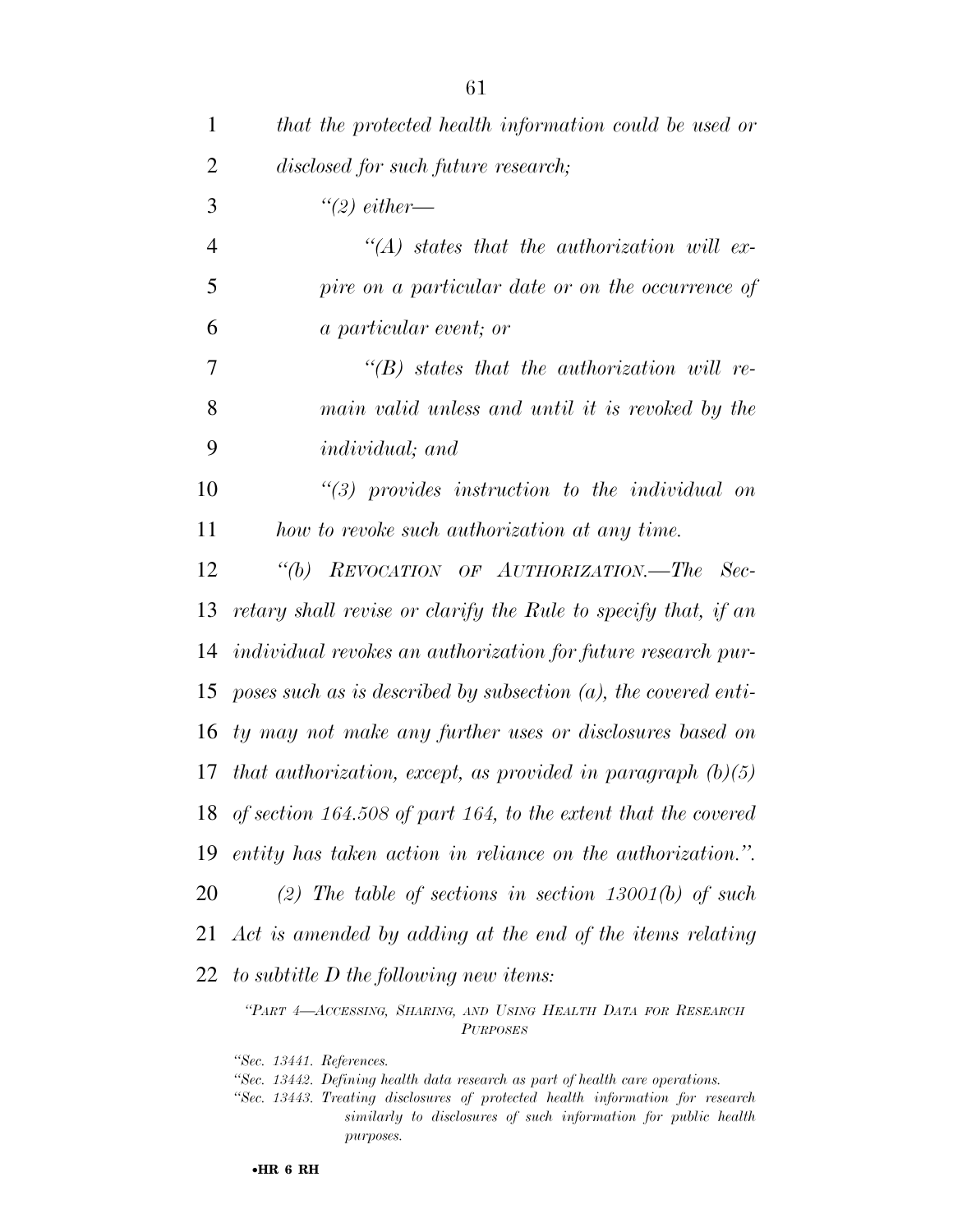*that the protected health information could be used or disclosed for such future research;*

*“(2) either—*

*“(A) states that the authorization will expire on a particular date or on the occurrence of a particular event; or*

*“(B) states that the authorization will remain valid unless and until it is revoked by the individual; and*

*“(3) provides instruction to the individual on how to revoke such authorization at any time.*

*“(b) REVOCATION OF AUTHORIZATION.—The Secretary shall revise or clarify the Rule to specify that, if an individual revokes an authorization for future research purposes such as is described by subsection (a), the covered entity may not make any further uses or disclosures based on that authorization, except, as provided in paragraph (b)(5) of section 164.508 of part 164, to the extent that the covered entity has taken action in reliance on the authorization.”.*

*(2) The table of sections in section 13001(b) of such Act is amended by adding at the end of the items relating to subtitle D the following new items:*

*“PART 4—ACCESSING, SHARING, AND USING HEALTH DATA FOR RESEARCH PURPOSES*

*“Sec. 13441. References.*
*“Sec. 13442. Defining health data research as part of health care operations.*
*“Sec. 13443. Treating disclosures of protected health information for research similarly to disclosures of such information for public health purposes.*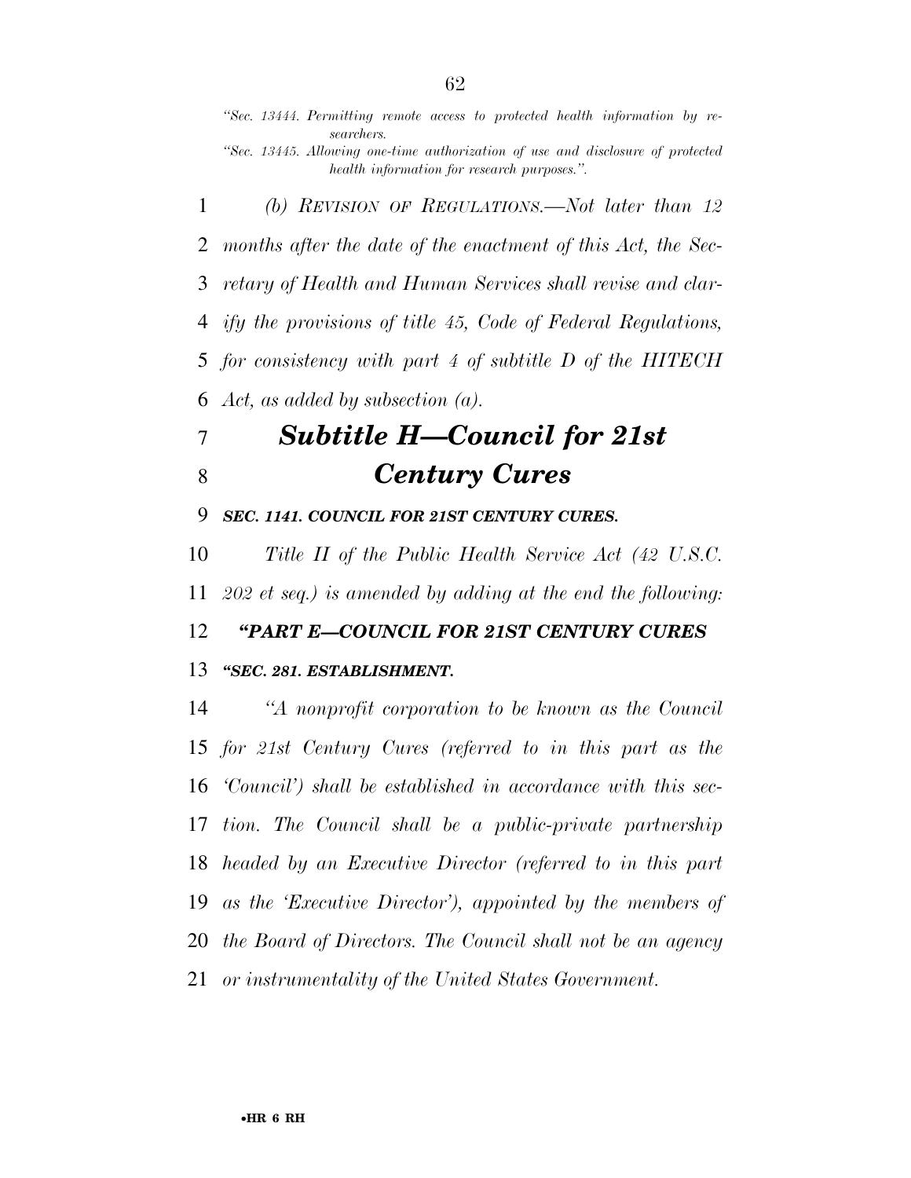*"Sec. 13444. Permitting remote access to protected health information by researchers.*

*"Sec. 13445. Allowing one-time authorization of use and disclosure of protected health information for research purposes.".*

*(b) REVISION OF REGULATIONS.—Not later than 12 months after the date of the enactment of this Act, the Secretary of Health and Human Services shall revise and clarify the provisions of title 45, Code of Federal Regulations, for consistency with part 4 of subtitle D of the HITECH Act, as added by subsection (a).*

# *Subtitle H—Council for 21st Century Cures*

***SEC. 1141. COUNCIL FOR 21ST CENTURY CURES.***

*Title II of the Public Health Service Act (42 U.S.C. 202 et seq.) is amended by adding at the end the following:*

***"PART E—COUNCIL FOR 21ST CENTURY CURES***

***"SEC. 281. ESTABLISHMENT.***

*"A nonprofit corporation to be known as the Council for 21st Century Cures (referred to in this part as the 'Council') shall be established in accordance with this section. The Council shall be a public-private partnership headed by an Executive Director (referred to in this part as the 'Executive Director'), appointed by the members of the Board of Directors. The Council shall not be an agency or instrumentality of the United States Government.*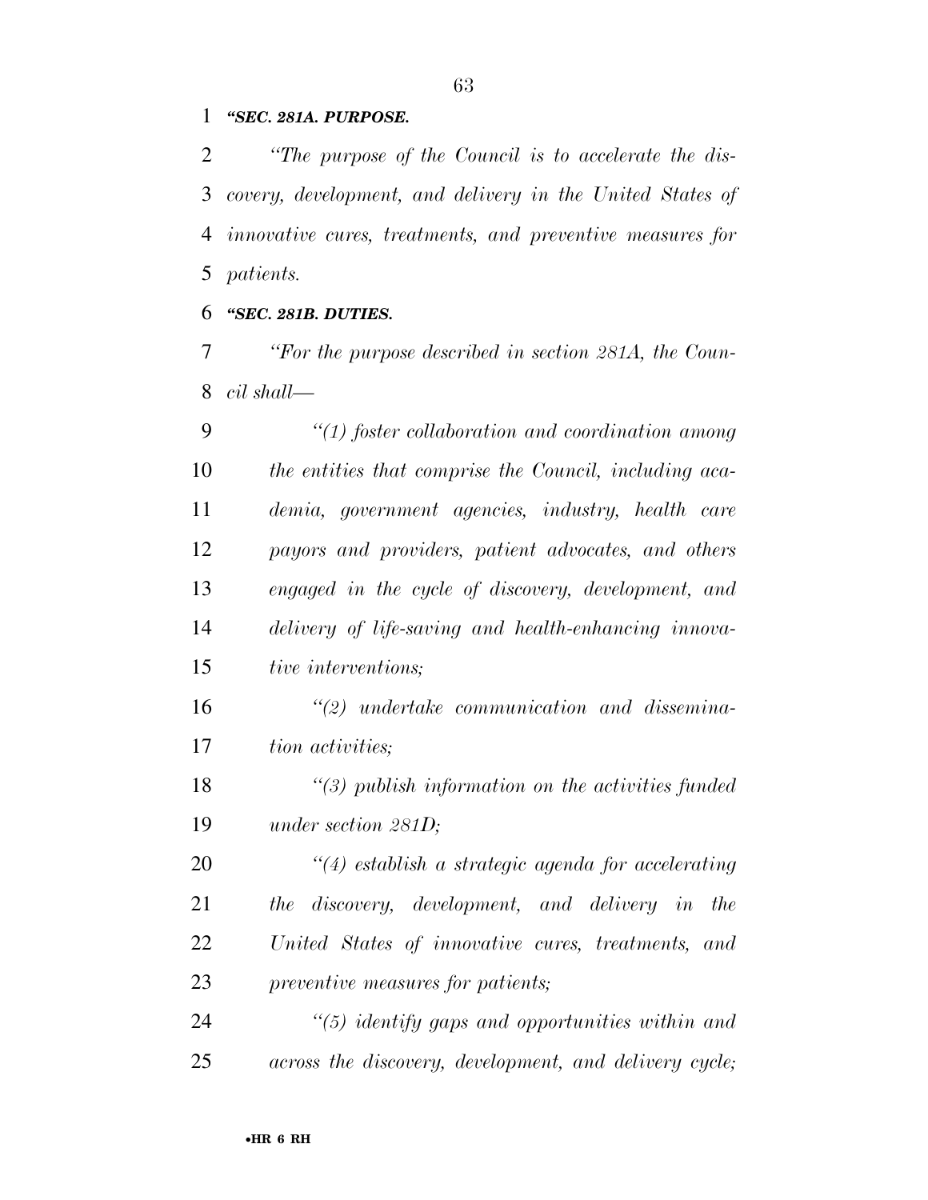***"SEC. 281A. PURPOSE.***

*"The purpose of the Council is to accelerate the discovery, development, and delivery in the United States of innovative cures, treatments, and preventive measures for patients.*

***"SEC. 281B. DUTIES.***

*"For the purpose described in section 281A, the Council shall—*

*"(1) foster collaboration and coordination among the entities that comprise the Council, including academia, government agencies, industry, health care payors and providers, patient advocates, and others engaged in the cycle of discovery, development, and delivery of life-saving and health-enhancing innovative interventions;*

*"(2) undertake communication and dissemination activities;*

*"(3) publish information on the activities funded under section 281D;*

*"(4) establish a strategic agenda for accelerating the discovery, development, and delivery in the United States of innovative cures, treatments, and preventive measures for patients;*

*"(5) identify gaps and opportunities within and across the discovery, development, and delivery cycle;*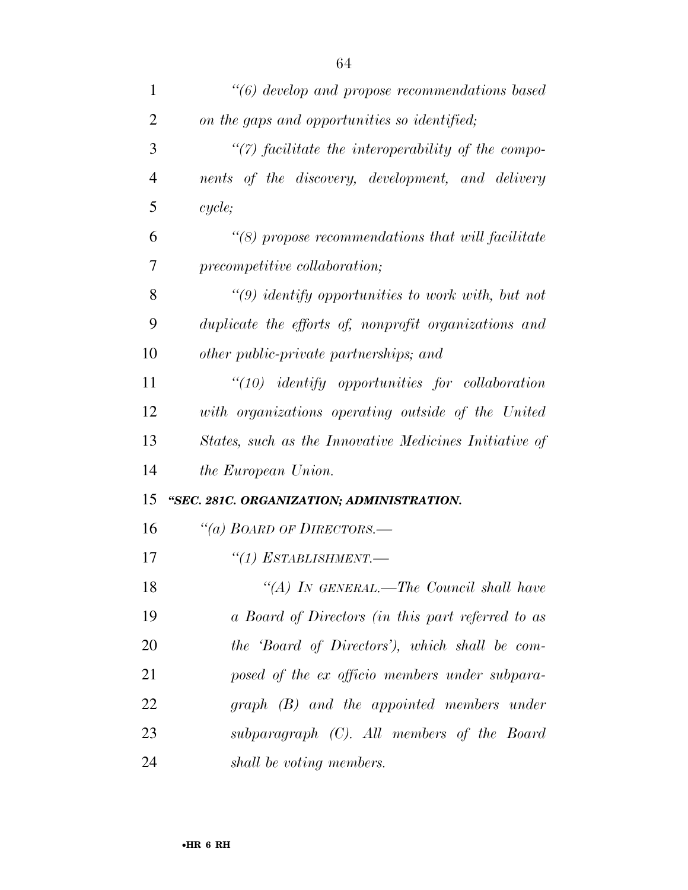*"(6) develop and propose recommendations based on the gaps and opportunities so identified;*

*"(7) facilitate the interoperability of the components of the discovery, development, and delivery cycle;*

*"(8) propose recommendations that will facilitate precompetitive collaboration;*

*"(9) identify opportunities to work with, but not duplicate the efforts of, nonprofit organizations and other public-private partnerships; and*

*"(10) identify opportunities for collaboration with organizations operating outside of the United States, such as the Innovative Medicines Initiative of the European Union.*

***"SEC. 281C. ORGANIZATION; ADMINISTRATION.***

*"(a) BOARD OF DIRECTORS.—*

*"(1) ESTABLISHMENT.—*

*"(A) IN GENERAL.—The Council shall have a Board of Directors (in this part referred to as the 'Board of Directors'), which shall be composed of the ex officio members under subparagraph (B) and the appointed members under subparagraph (C). All members of the Board shall be voting members.*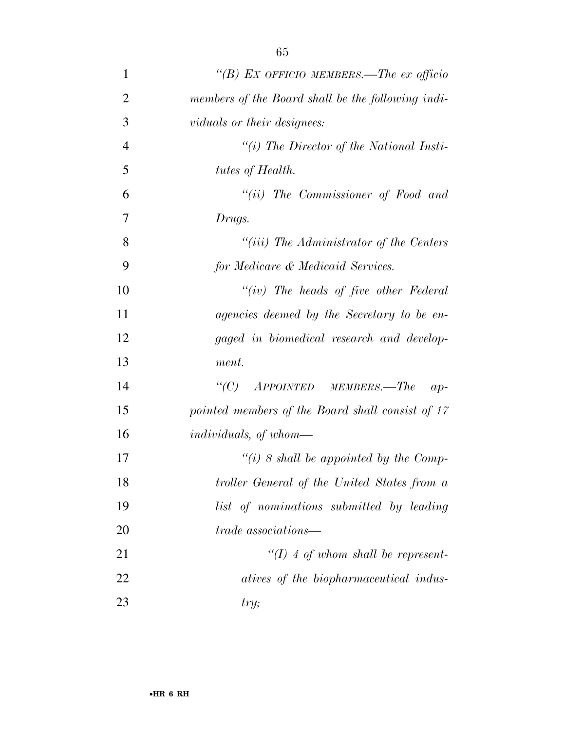*"(B) EX OFFICIO MEMBERS.—The ex officio members of the Board shall be the following individuals or their designees:*

*"(i) The Director of the National Institutes of Health.*

*"(ii) The Commissioner of Food and Drugs.*

*"(iii) The Administrator of the Centers for Medicare & Medicaid Services.*

*"(iv) The heads of five other Federal agencies deemed by the Secretary to be engaged in biomedical research and development.*

*"(C) APPOINTED MEMBERS.—The appointed members of the Board shall consist of 17 individuals, of whom—*

*"(i) 8 shall be appointed by the Comptroller General of the United States from a list of nominations submitted by leading trade associations—*

*"(I) 4 of whom shall be representatives of the biopharmaceutical industry;*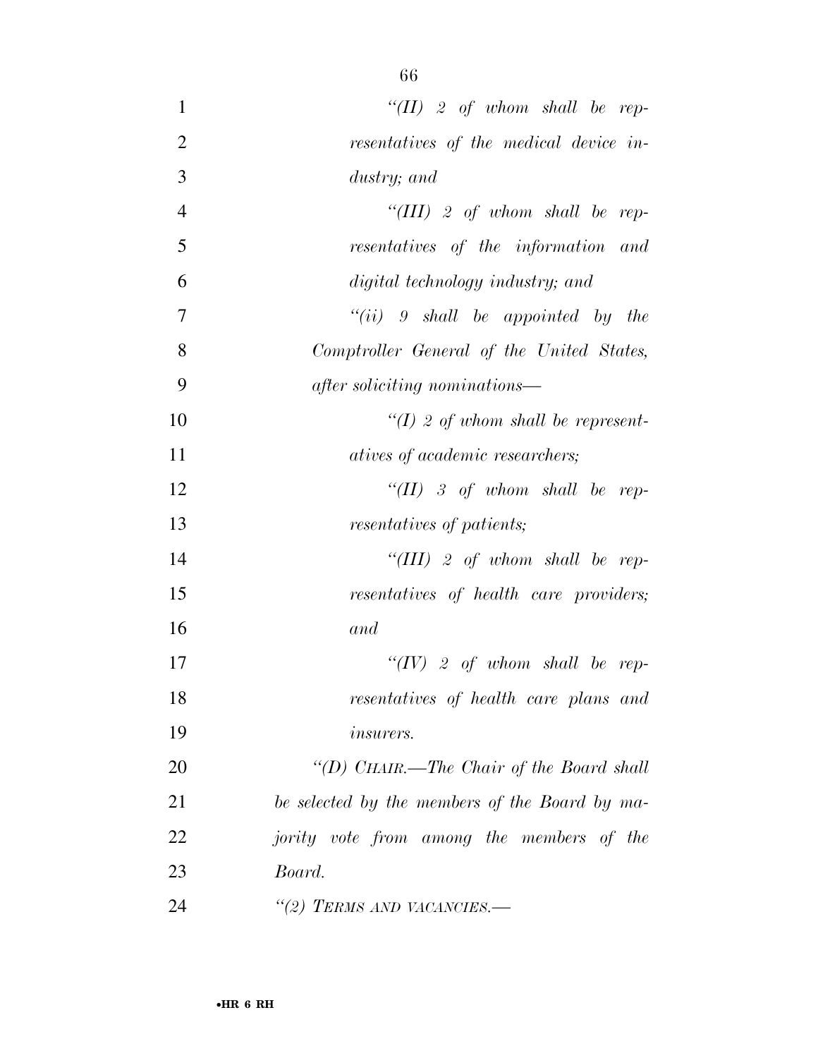*"(II) 2 of whom shall be representatives of the medical device industry; and*

*"(III) 2 of whom shall be representatives of the information and digital technology industry; and*

*"(ii) 9 shall be appointed by the Comptroller General of the United States, after soliciting nominations—*

*"(I) 2 of whom shall be representatives of academic researchers;*

*"(II) 3 of whom shall be representatives of patients;*

*"(III) 2 of whom shall be representatives of health care providers; and*

*"(IV) 2 of whom shall be representatives of health care plans and insurers.*

*"(D) CHAIR.—The Chair of the Board shall be selected by the members of the Board by majority vote from among the members of the Board.*

*"(2) TERMS AND VACANCIES.—*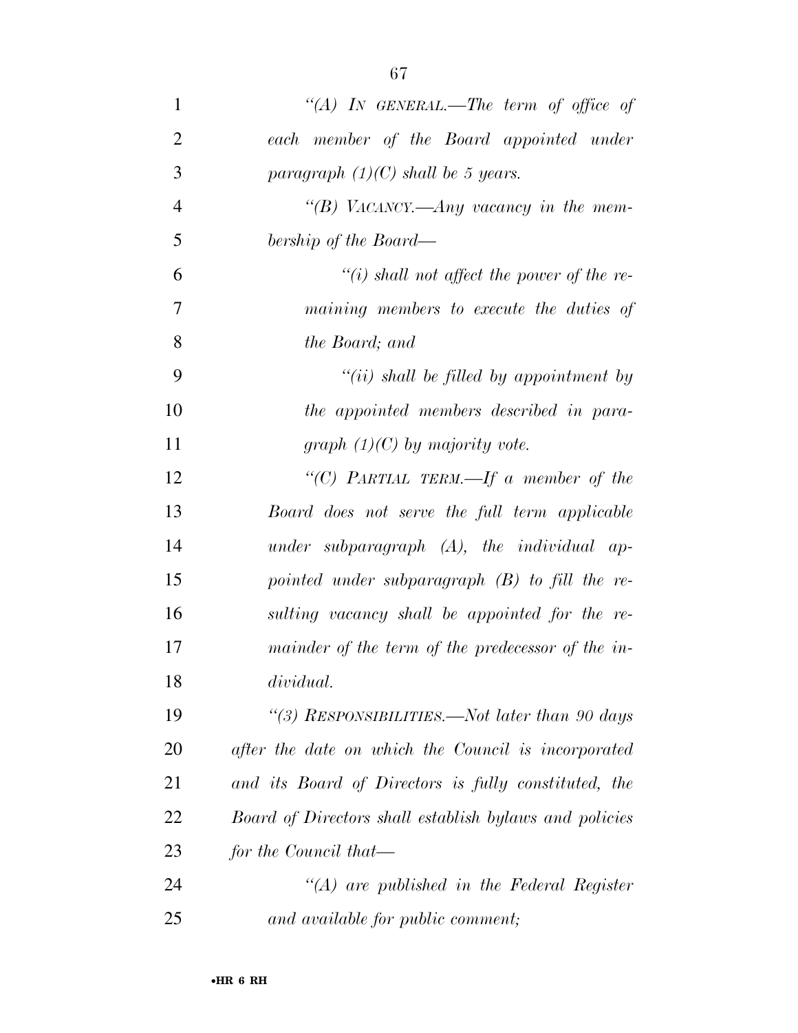*"(A) IN GENERAL.—The term of office of each member of the Board appointed under paragraph (1)(C) shall be 5 years.*

*"(B) VACANCY.—Any vacancy in the membership of the Board—*

*"(i) shall not affect the power of the remaining members to execute the duties of the Board; and*

*"(ii) shall be filled by appointment by the appointed members described in paragraph (1)(C) by majority vote.*

*"(C) PARTIAL TERM.—If a member of the Board does not serve the full term applicable under subparagraph (A), the individual appointed under subparagraph (B) to fill the resulting vacancy shall be appointed for the remainder of the term of the predecessor of the individual.*

*"(3) RESPONSIBILITIES.—Not later than 90 days after the date on which the Council is incorporated and its Board of Directors is fully constituted, the Board of Directors shall establish bylaws and policies for the Council that—*

*"(A) are published in the Federal Register and available for public comment;*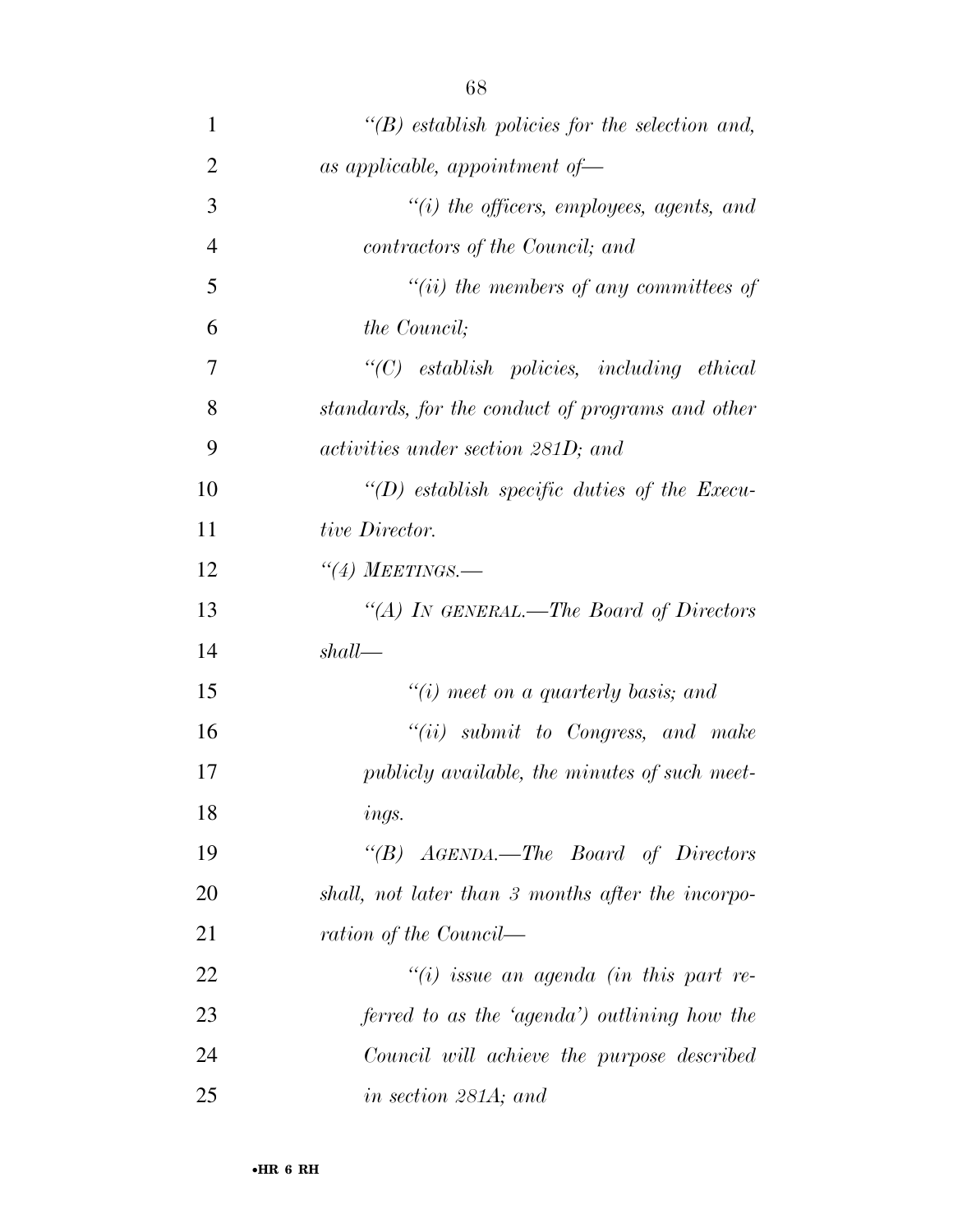*"(B) establish policies for the selection and, as applicable, appointment of—*

*"(i) the officers, employees, agents, and contractors of the Council; and*

*"(ii) the members of any committees of the Council;*

*"(C) establish policies, including ethical standards, for the conduct of programs and other activities under section 281D; and*

*"(D) establish specific duties of the Executive Director.*

*"(4) MEETINGS.—*

*"(A) IN GENERAL.—The Board of Directors shall—*

*"(i) meet on a quarterly basis; and*

*"(ii) submit to Congress, and make publicly available, the minutes of such meetings.*

*"(B) AGENDA.—The Board of Directors shall, not later than 3 months after the incorporation of the Council—*

*"(i) issue an agenda (in this part referred to as the 'agenda') outlining how the Council will achieve the purpose described in section 281A; and*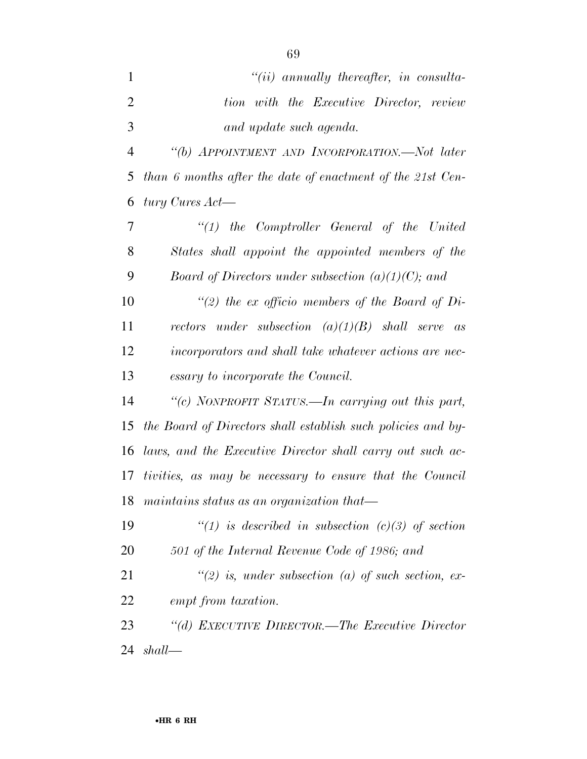*"(ii) annually thereafter, in consultation with the Executive Director, review and update such agenda.*

*"(b) APPOINTMENT AND INCORPORATION.—Not later than 6 months after the date of enactment of the 21st Century Cures Act—*

*"(1) the Comptroller General of the United States shall appoint the appointed members of the Board of Directors under subsection (a)(1)(C); and*

*"(2) the ex officio members of the Board of Directors under subsection (a)(1)(B) shall serve as incorporators and shall take whatever actions are necessary to incorporate the Council.*

*"(c) NONPROFIT STATUS.—In carrying out this part, the Board of Directors shall establish such policies and bylaws, and the Executive Director shall carry out such activities, as may be necessary to ensure that the Council maintains status as an organization that—*

*"(1) is described in subsection (c)(3) of section 501 of the Internal Revenue Code of 1986; and*

*"(2) is, under subsection (a) of such section, exempt from taxation.*

*"(d) EXECUTIVE DIRECTOR.—The Executive Director shall—*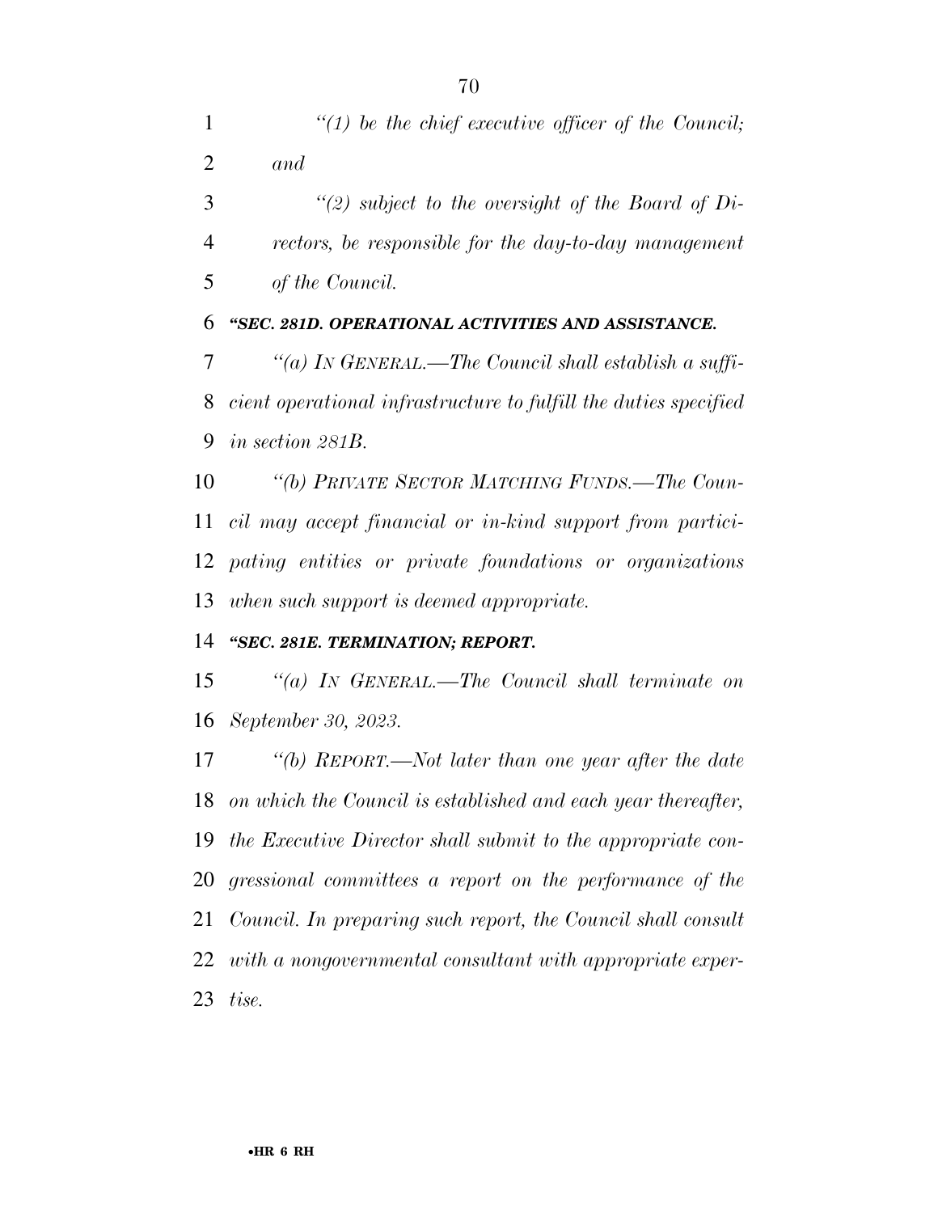*"(1) be the chief executive officer of the Council; and*

*"(2) subject to the oversight of the Board of Directors, be responsible for the day-to-day management of the Council.*

***"SEC. 281D. OPERATIONAL ACTIVITIES AND ASSISTANCE.***

*"(a) IN GENERAL.—The Council shall establish a sufficient operational infrastructure to fulfill the duties specified in section 281B.*

*"(b) PRIVATE SECTOR MATCHING FUNDS.—The Council may accept financial or in-kind support from participating entities or private foundations or organizations when such support is deemed appropriate.*

***"SEC. 281E. TERMINATION; REPORT.***

*"(a) IN GENERAL.—The Council shall terminate on September 30, 2023.*

*"(b) REPORT.—Not later than one year after the date on which the Council is established and each year thereafter, the Executive Director shall submit to the appropriate congressional committees a report on the performance of the Council. In preparing such report, the Council shall consult with a nongovernmental consultant with appropriate expertise.*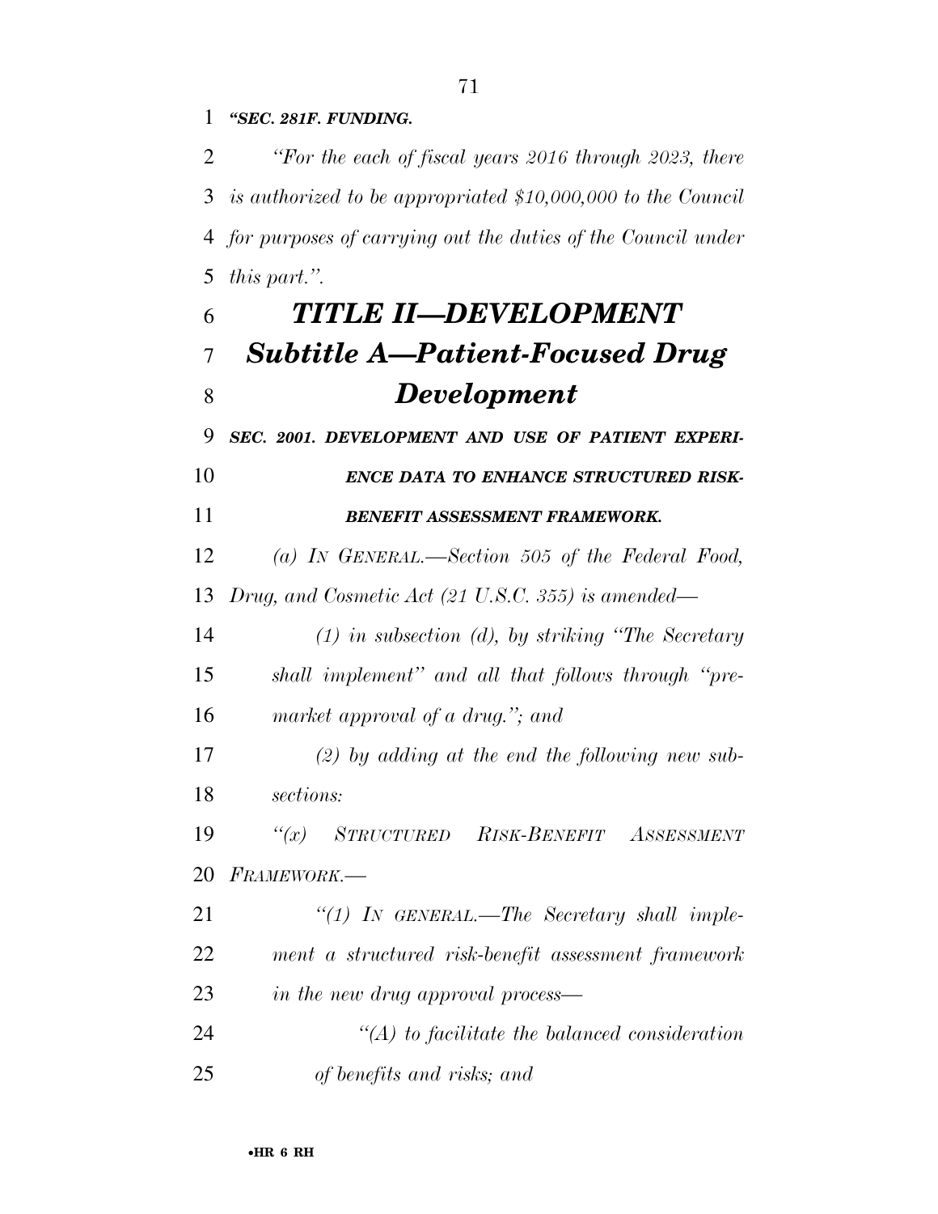***"SEC. 281F. FUNDING.***

*"For the each of fiscal years 2016 through 2023, there is authorized to be appropriated $10,000,000 to the Council for purposes of carrying out the duties of the Council under this part.".*

# *TITLE II—DEVELOPMENT*

## *Subtitle A—Patient-Focused Drug Development*

***SEC. 2001. DEVELOPMENT AND USE OF PATIENT EXPERIENCE DATA TO ENHANCE STRUCTURED RISK-BENEFIT ASSESSMENT FRAMEWORK.***

*(a) IN GENERAL.—Section 505 of the Federal Food, Drug, and Cosmetic Act (21 U.S.C. 355) is amended—*

*(1) in subsection (d), by striking "The Secretary shall implement" and all that follows through "premarket approval of a drug."; and*

*(2) by adding at the end the following new subsections:*

*"(x) STRUCTURED RISK-BENEFIT ASSESSMENT FRAMEWORK.—*

*"(1) IN GENERAL.—The Secretary shall implement a structured risk-benefit assessment framework in the new drug approval process—*

*"(A) to facilitate the balanced consideration of benefits and risks; and*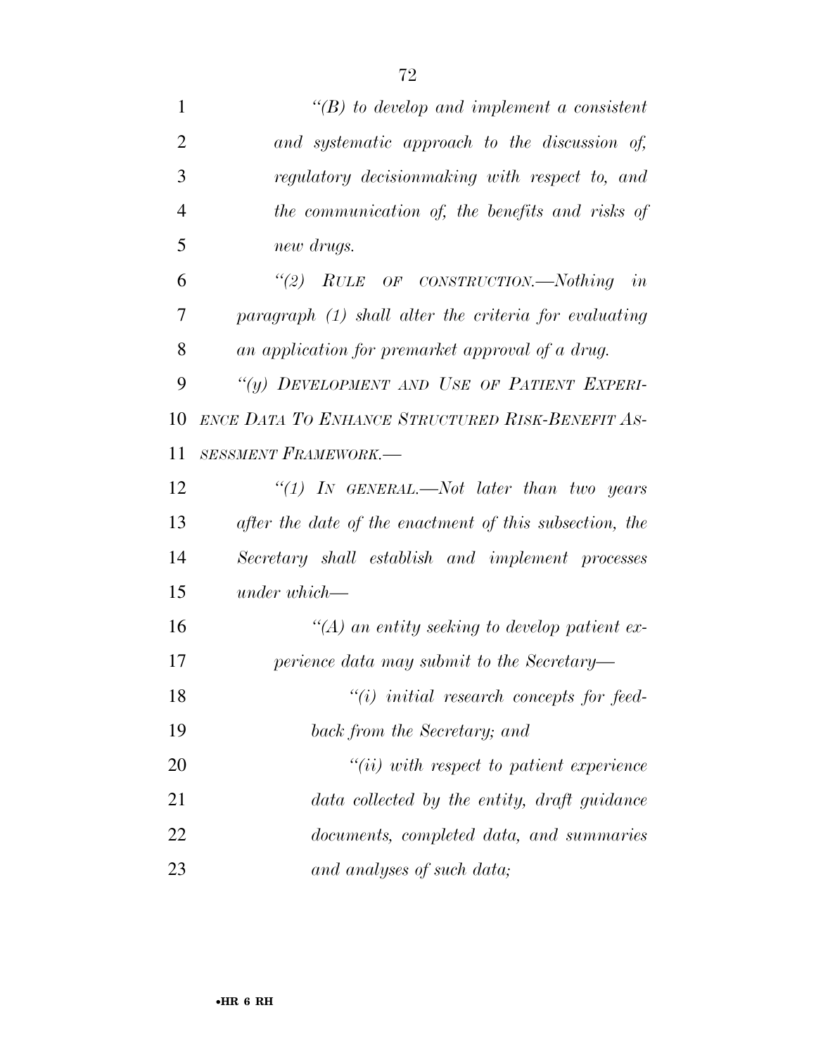*"(B) to develop and implement a consistent and systematic approach to the discussion of, regulatory decisionmaking with respect to, and the communication of, the benefits and risks of new drugs.*

*"(2) RULE OF CONSTRUCTION.—Nothing in paragraph (1) shall alter the criteria for evaluating an application for premarket approval of a drug.*

*"(y) DEVELOPMENT AND USE OF PATIENT EXPERIENCE DATA TO ENHANCE STRUCTURED RISK-BENEFIT ASSESSMENT FRAMEWORK.—*

*"(1) IN GENERAL.—Not later than two years after the date of the enactment of this subsection, the Secretary shall establish and implement processes under which—*

*"(A) an entity seeking to develop patient experience data may submit to the Secretary—*

*"(i) initial research concepts for feedback from the Secretary; and*

*"(ii) with respect to patient experience data collected by the entity, draft guidance documents, completed data, and summaries and analyses of such data;*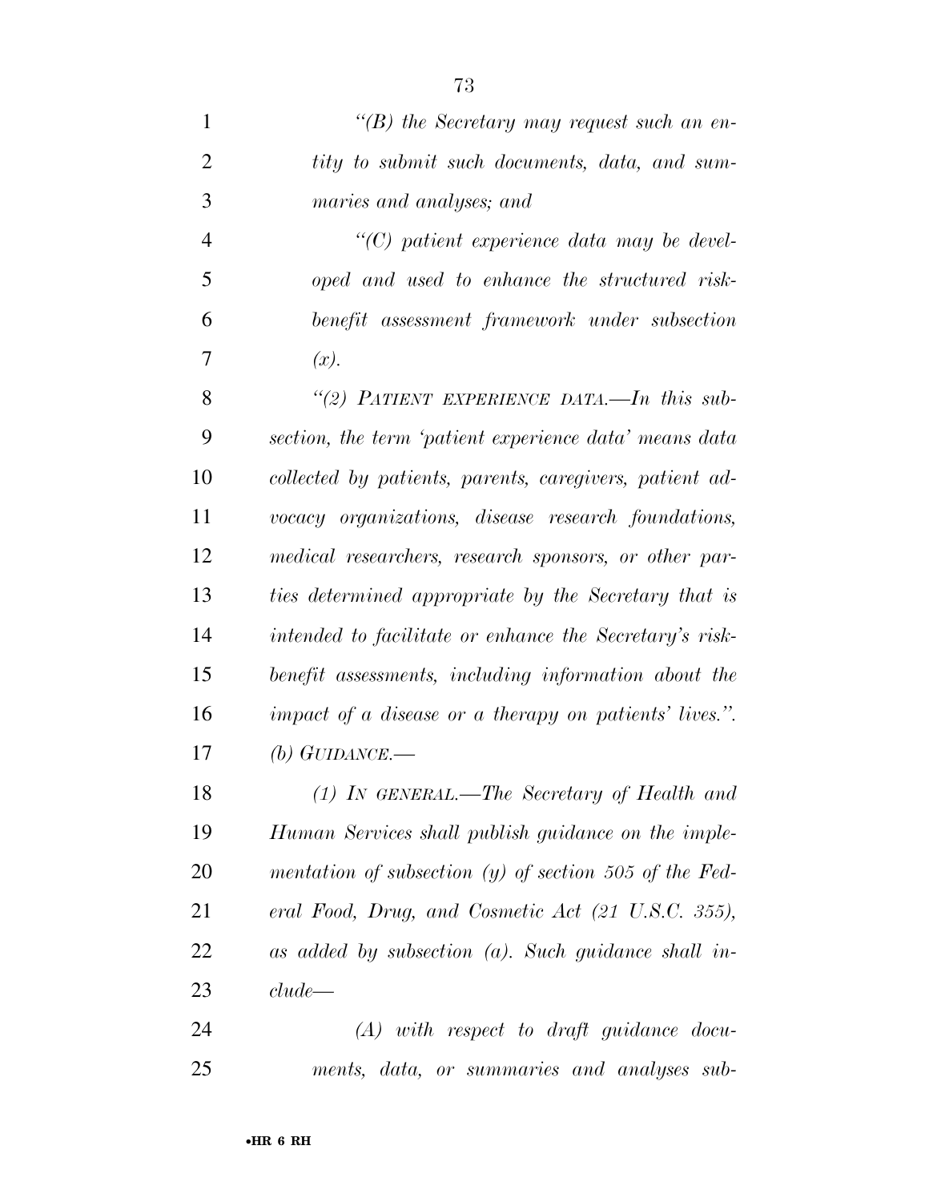*"(B) the Secretary may request such an entity to submit such documents, data, and summaries and analyses; and*

*"(C) patient experience data may be developed and used to enhance the structured risk-benefit assessment framework under subsection (x).*

*"(2) PATIENT EXPERIENCE DATA.—In this subsection, the term 'patient experience data' means data collected by patients, parents, caregivers, patient advocacy organizations, disease research foundations, medical researchers, research sponsors, or other parties determined appropriate by the Secretary that is intended to facilitate or enhance the Secretary's risk-benefit assessments, including information about the impact of a disease or a therapy on patients' lives.".*

*(b) GUIDANCE.—*

*(1) IN GENERAL.—The Secretary of Health and Human Services shall publish guidance on the implementation of subsection (y) of section 505 of the Federal Food, Drug, and Cosmetic Act (21 U.S.C. 355), as added by subsection (a). Such guidance shall include—*

*(A) with respect to draft guidance documents, data, or summaries and analyses sub-*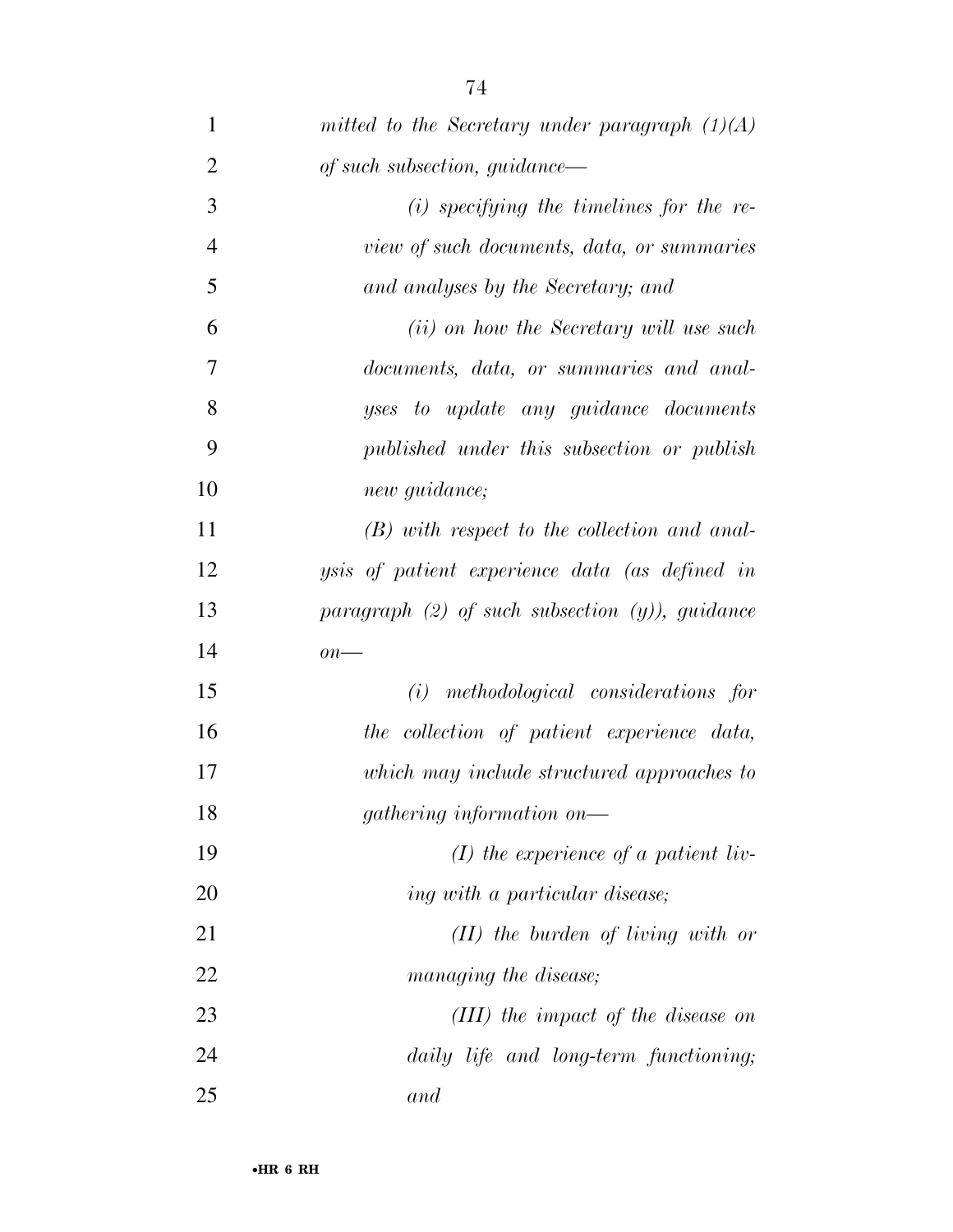*mitted to the Secretary under paragraph (1)(A) of such subsection, guidance—*

*(i) specifying the timelines for the review of such documents, data, or summaries and analyses by the Secretary; and*

*(ii) on how the Secretary will use such documents, data, or summaries and analyses to update any guidance documents published under this subsection or publish new guidance;*

*(B) with respect to the collection and analysis of patient experience data (as defined in paragraph (2) of such subsection (y)), guidance on—*

*(i) methodological considerations for the collection of patient experience data, which may include structured approaches to gathering information on—*

*(I) the experience of a patient living with a particular disease;*

*(II) the burden of living with or managing the disease;*

*(III) the impact of the disease on daily life and long-term functioning; and*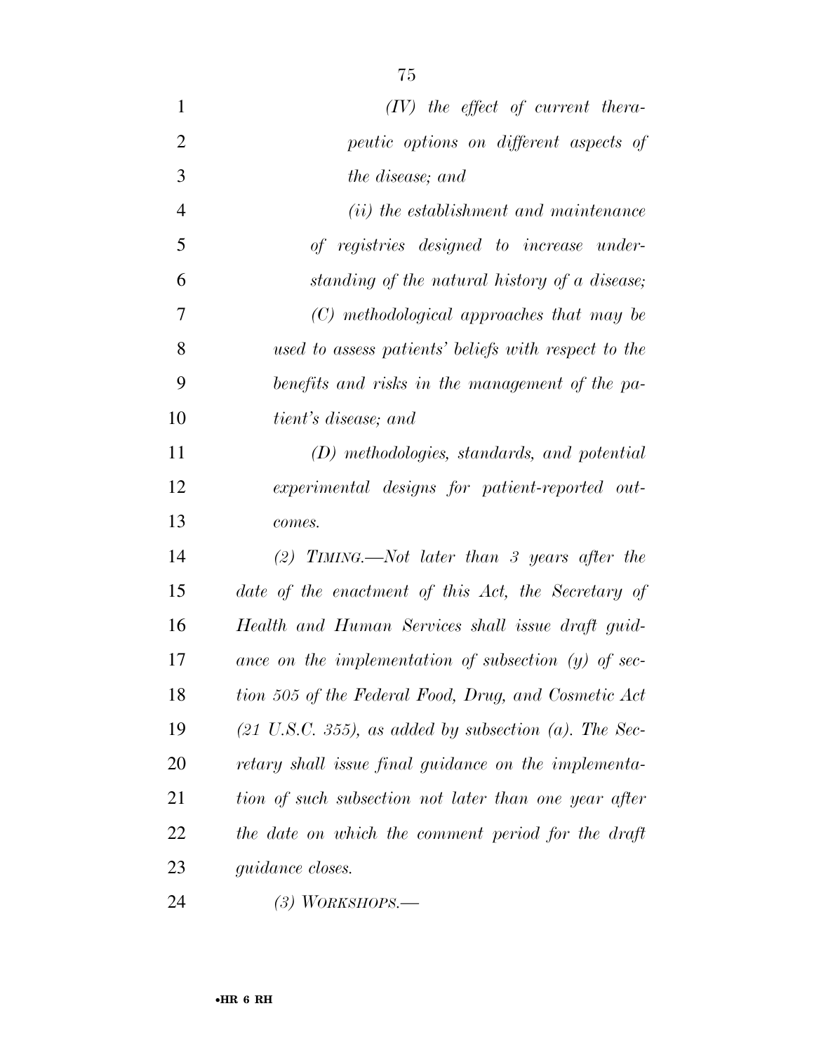*(IV) the effect of current therapeutic options on different aspects of the disease; and*

*(ii) the establishment and maintenance of registries designed to increase understanding of the natural history of a disease;*

*(C) methodological approaches that may be used to assess patients' beliefs with respect to the benefits and risks in the management of the patient's disease; and*

*(D) methodologies, standards, and potential experimental designs for patient-reported outcomes.*

*(2) TIMING.—Not later than 3 years after the date of the enactment of this Act, the Secretary of Health and Human Services shall issue draft guidance on the implementation of subsection (y) of section 505 of the Federal Food, Drug, and Cosmetic Act (21 U.S.C. 355), as added by subsection (a). The Secretary shall issue final guidance on the implementation of such subsection not later than one year after the date on which the comment period for the draft guidance closes.*

*(3) WORKSHOPS.—*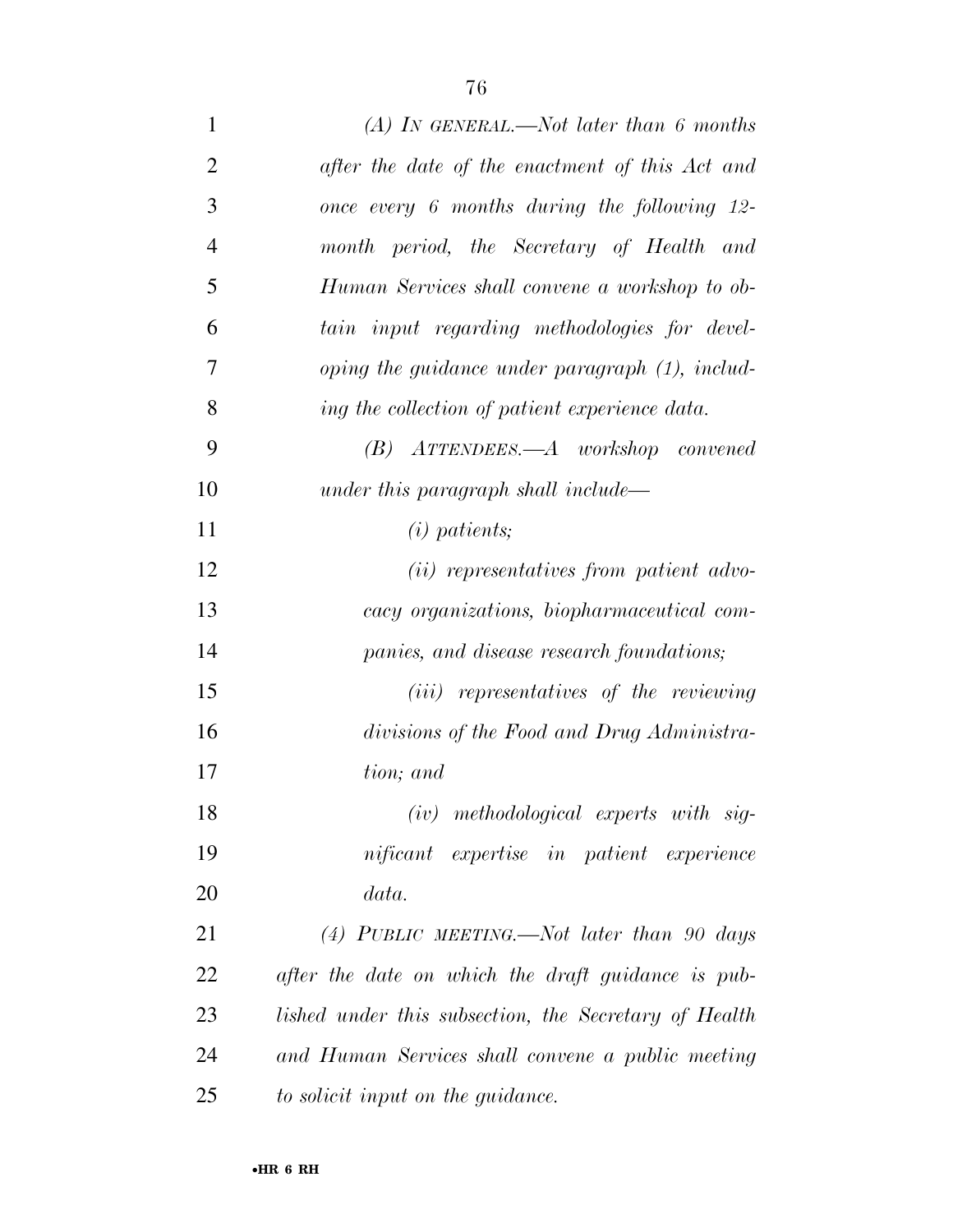*(A) IN GENERAL.—Not later than 6 months after the date of the enactment of this Act and once every 6 months during the following 12-month period, the Secretary of Health and Human Services shall convene a workshop to obtain input regarding methodologies for developing the guidance under paragraph (1), including the collection of patient experience data.*

*(B) ATTENDEES.—A workshop convened under this paragraph shall include—*

*(i) patients;*

*(ii) representatives from patient advocacy organizations, biopharmaceutical companies, and disease research foundations;*

*(iii) representatives of the reviewing divisions of the Food and Drug Administration; and*

*(iv) methodological experts with significant expertise in patient experience data.*

*(4) PUBLIC MEETING.—Not later than 90 days after the date on which the draft guidance is published under this subsection, the Secretary of Health and Human Services shall convene a public meeting to solicit input on the guidance.*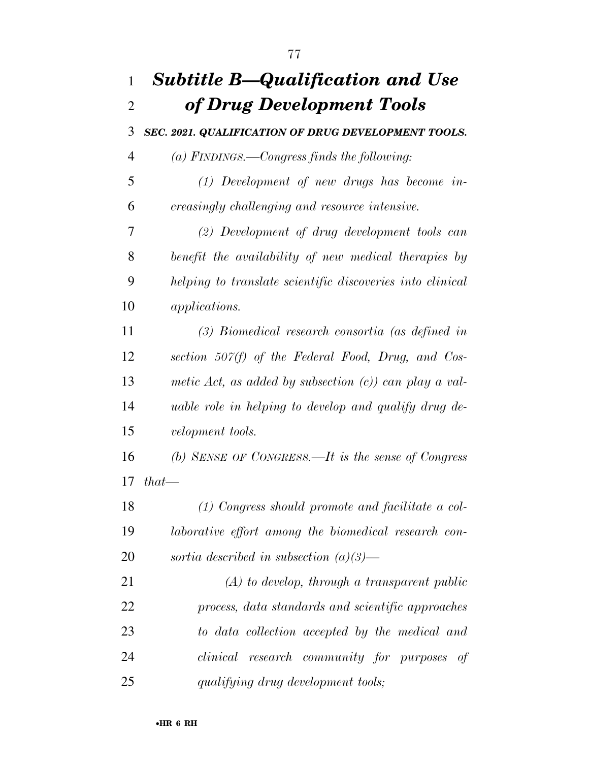# *Subtitle B—Qualification and Use of Drug Development Tools*

***SEC. 2021. QUALIFICATION OF DRUG DEVELOPMENT TOOLS.***

*(a) FINDINGS.—Congress finds the following:*

*(1) Development of new drugs has become increasingly challenging and resource intensive.*

*(2) Development of drug development tools can benefit the availability of new medical therapies by helping to translate scientific discoveries into clinical applications.*

*(3) Biomedical research consortia (as defined in section 507(f) of the Federal Food, Drug, and Cosmetic Act, as added by subsection (c)) can play a valuable role in helping to develop and qualify drug development tools.*

*(b) SENSE OF CONGRESS.—It is the sense of Congress that—*

*(1) Congress should promote and facilitate a collaborative effort among the biomedical research consortia described in subsection (a)(3)—*

*(A) to develop, through a transparent public process, data standards and scientific approaches to data collection accepted by the medical and clinical research community for purposes of qualifying drug development tools;*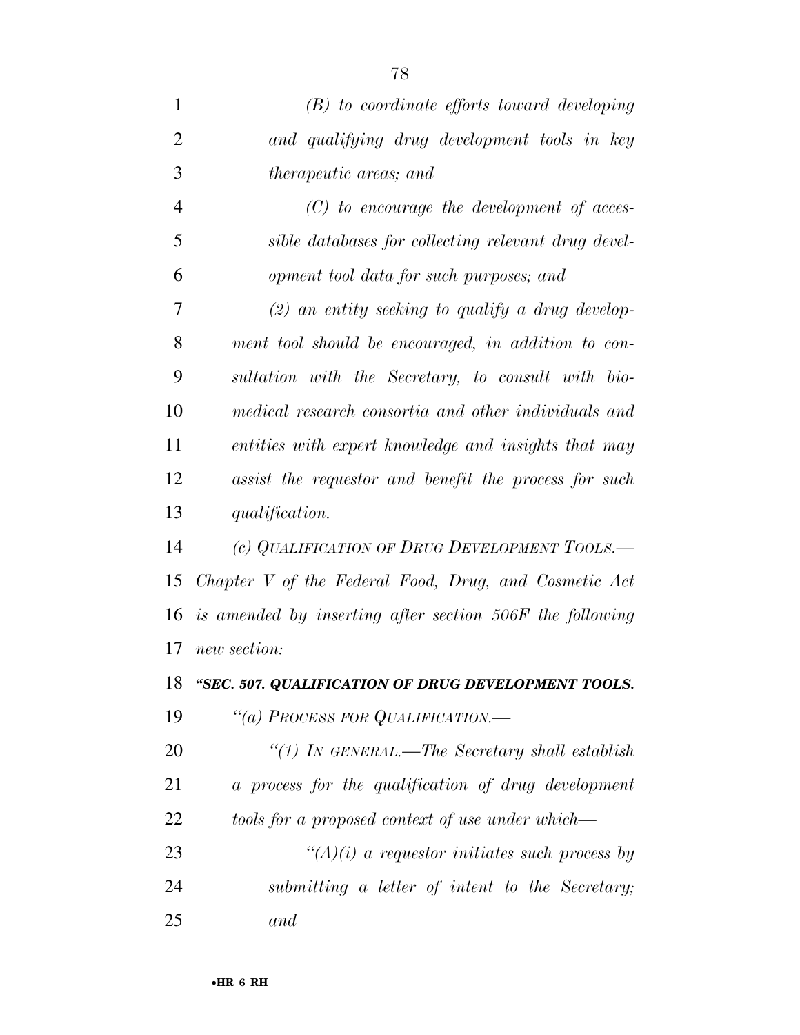*(B) to coordinate efforts toward developing and qualifying drug development tools in key therapeutic areas; and*

*(C) to encourage the development of accessible databases for collecting relevant drug development tool data for such purposes; and*

*(2) an entity seeking to qualify a drug development tool should be encouraged, in addition to consultation with the Secretary, to consult with biomedical research consortia and other individuals and entities with expert knowledge and insights that may assist the requestor and benefit the process for such qualification.*

*(c) QUALIFICATION OF DRUG DEVELOPMENT TOOLS.—Chapter V of the Federal Food, Drug, and Cosmetic Act is amended by inserting after section 506F the following new section:*

***"SEC. 507. QUALIFICATION OF DRUG DEVELOPMENT TOOLS.***

*"(a) PROCESS FOR QUALIFICATION.—*

*"(1) IN GENERAL.—The Secretary shall establish a process for the qualification of drug development tools for a proposed context of use under which—*

*"(A)(i) a requestor initiates such process by submitting a letter of intent to the Secretary; and*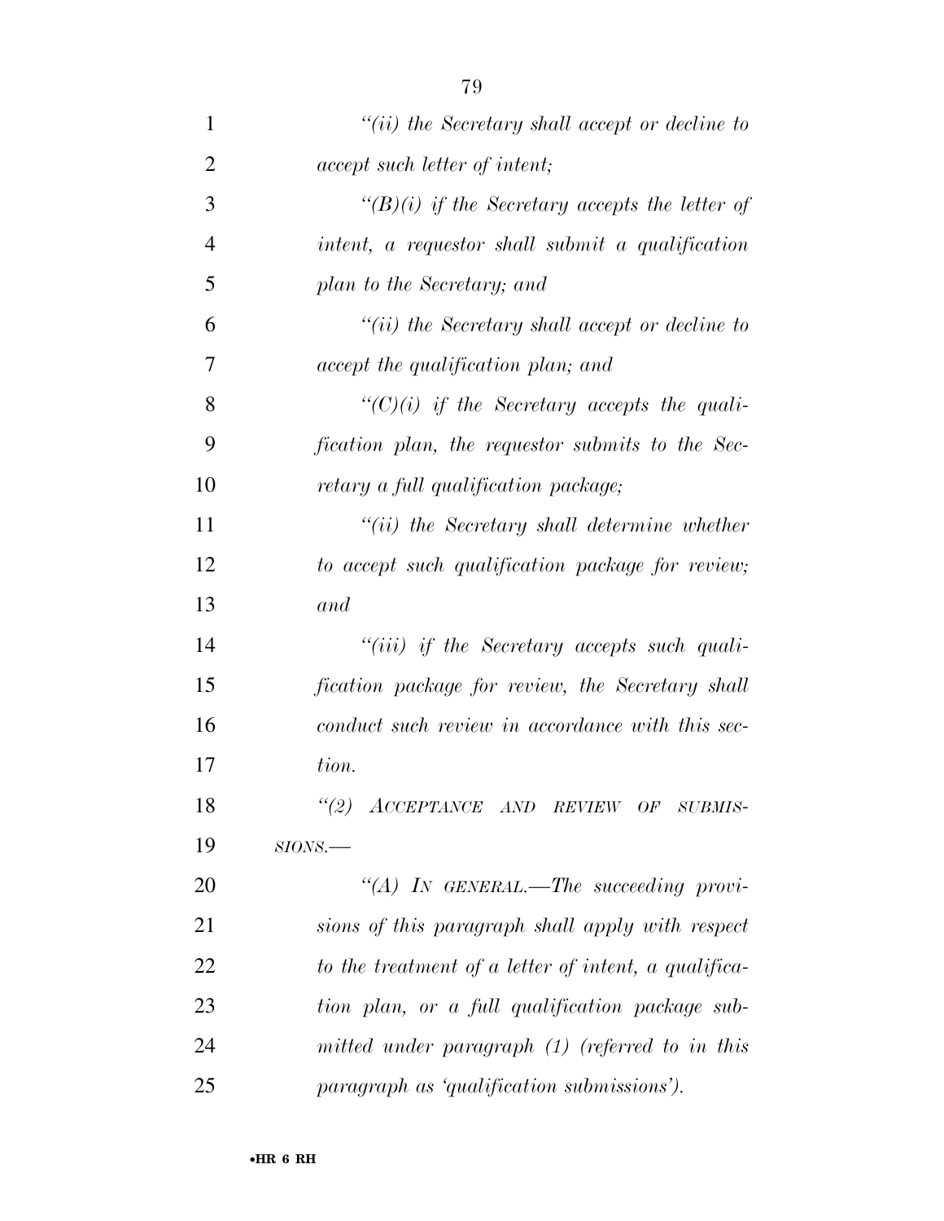*"(ii) the Secretary shall accept or decline to accept such letter of intent;*

*"(B)(i) if the Secretary accepts the letter of intent, a requestor shall submit a qualification plan to the Secretary; and*

*"(ii) the Secretary shall accept or decline to accept the qualification plan; and*

*"(C)(i) if the Secretary accepts the qualification plan, the requestor submits to the Secretary a full qualification package;*

*"(ii) the Secretary shall determine whether to accept such qualification package for review; and*

*"(iii) if the Secretary accepts such qualification package for review, the Secretary shall conduct such review in accordance with this section.*

*"(2) ACCEPTANCE AND REVIEW OF SUBMISSIONS.—*

*"(A) IN GENERAL.—The succeeding provisions of this paragraph shall apply with respect to the treatment of a letter of intent, a qualification plan, or a full qualification package submitted under paragraph (1) (referred to in this paragraph as 'qualification submissions').*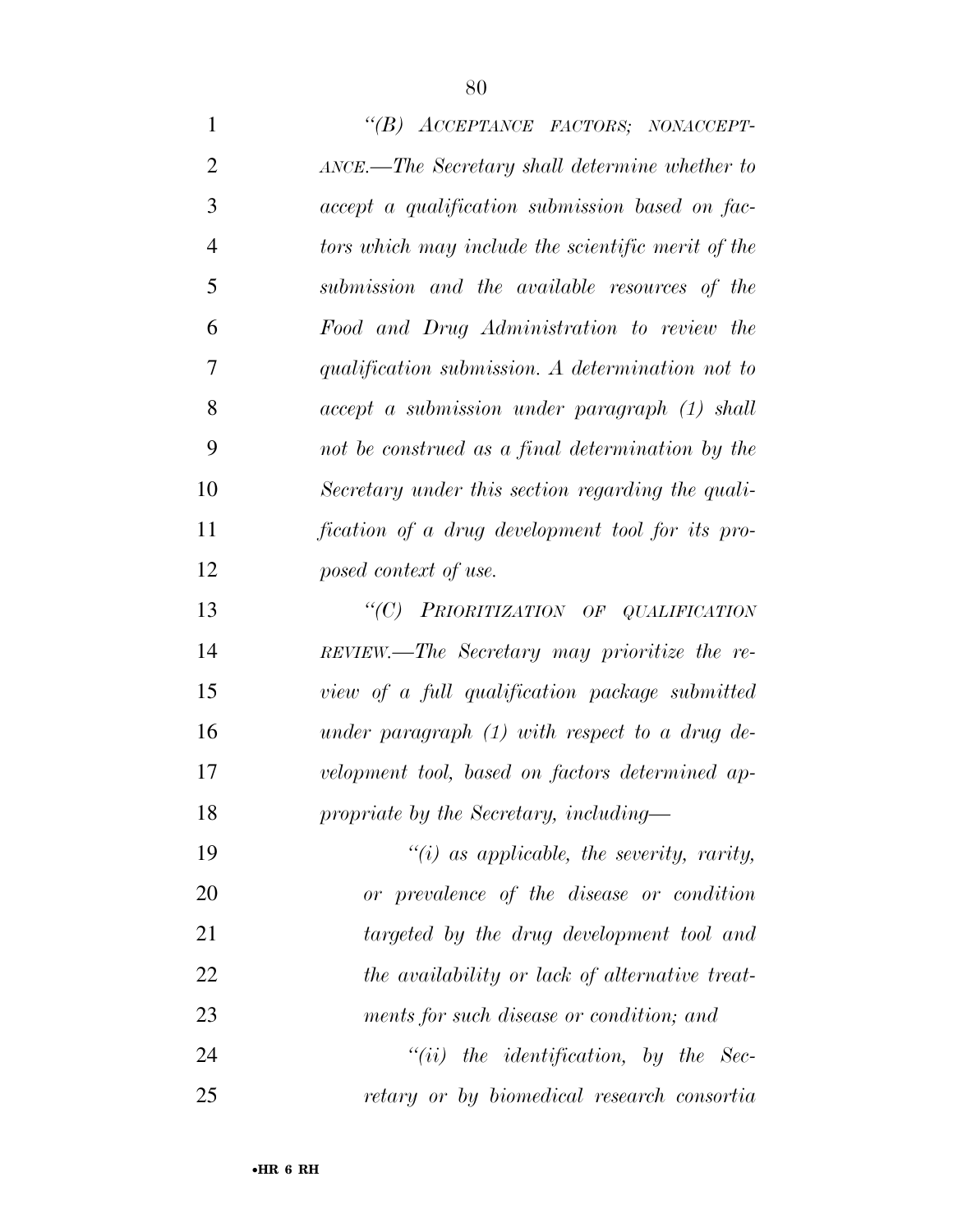*"(B) ACCEPTANCE FACTORS; NONACCEPTANCE.—The Secretary shall determine whether to accept a qualification submission based on factors which may include the scientific merit of the submission and the available resources of the Food and Drug Administration to review the qualification submission. A determination not to accept a submission under paragraph (1) shall not be construed as a final determination by the Secretary under this section regarding the qualification of a drug development tool for its proposed context of use.*

*"(C) PRIORITIZATION OF QUALIFICATION REVIEW.—The Secretary may prioritize the review of a full qualification package submitted under paragraph (1) with respect to a drug development tool, based on factors determined appropriate by the Secretary, including—*

*"(i) as applicable, the severity, rarity, or prevalence of the disease or condition targeted by the drug development tool and the availability or lack of alternative treatments for such disease or condition; and*

*"(ii) the identification, by the Secretary or by biomedical research consortia*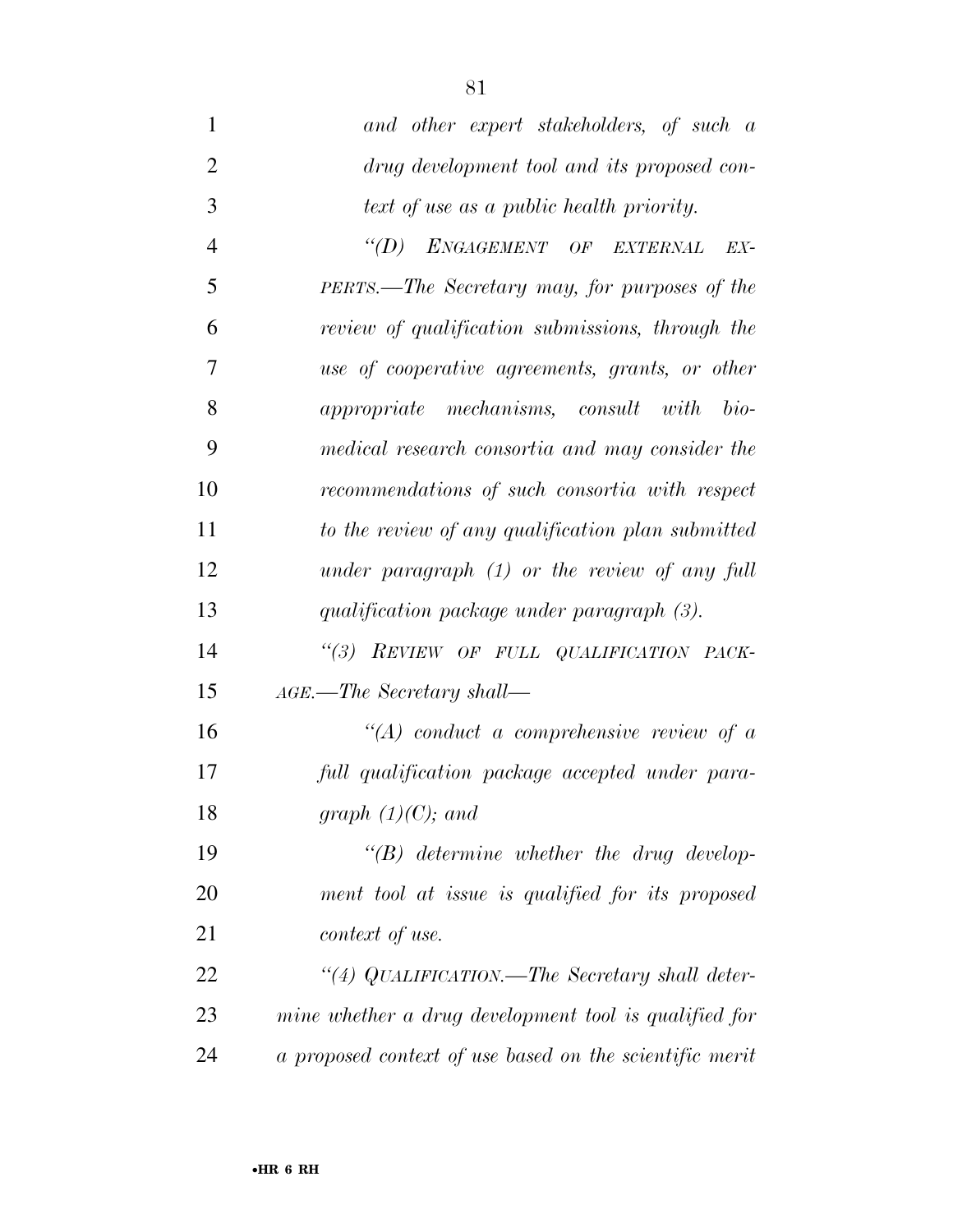*and other expert stakeholders, of such a drug development tool and its proposed context of use as a public health priority.*

*"(D) ENGAGEMENT OF EXTERNAL EXPERTS.—The Secretary may, for purposes of the review of qualification submissions, through the use of cooperative agreements, grants, or other appropriate mechanisms, consult with biomedical research consortia and may consider the recommendations of such consortia with respect to the review of any qualification plan submitted under paragraph (1) or the review of any full qualification package under paragraph (3).*

*"(3) REVIEW OF FULL QUALIFICATION PACKAGE.—The Secretary shall—*

*"(A) conduct a comprehensive review of a full qualification package accepted under paragraph (1)(C); and*

*"(B) determine whether the drug development tool at issue is qualified for its proposed context of use.*

*"(4) QUALIFICATION.—The Secretary shall determine whether a drug development tool is qualified for a proposed context of use based on the scientific merit*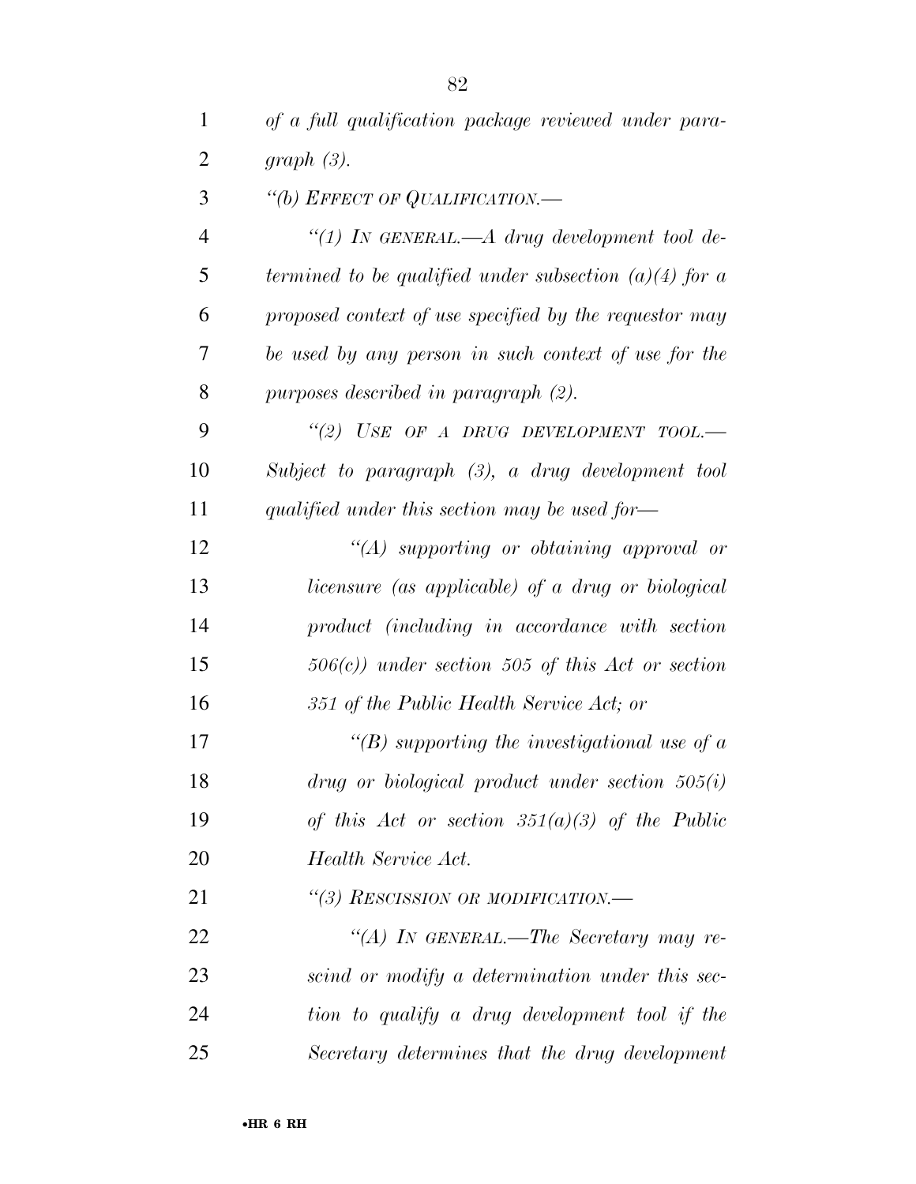*of a full qualification package reviewed under paragraph (3).*

*"(b) EFFECT OF QUALIFICATION.—*

*"(1) IN GENERAL.—A drug development tool determined to be qualified under subsection (a)(4) for a proposed context of use specified by the requestor may be used by any person in such context of use for the purposes described in paragraph (2).*

*"(2) USE OF A DRUG DEVELOPMENT TOOL.—Subject to paragraph (3), a drug development tool qualified under this section may be used for—*

*"(A) supporting or obtaining approval or licensure (as applicable) of a drug or biological product (including in accordance with section 506(c)) under section 505 of this Act or section 351 of the Public Health Service Act; or*

*"(B) supporting the investigational use of a drug or biological product under section 505(i) of this Act or section 351(a)(3) of the Public Health Service Act.*

*"(3) RESCISSION OR MODIFICATION.—*

*"(A) IN GENERAL.—The Secretary may rescind or modify a determination under this section to qualify a drug development tool if the Secretary determines that the drug development*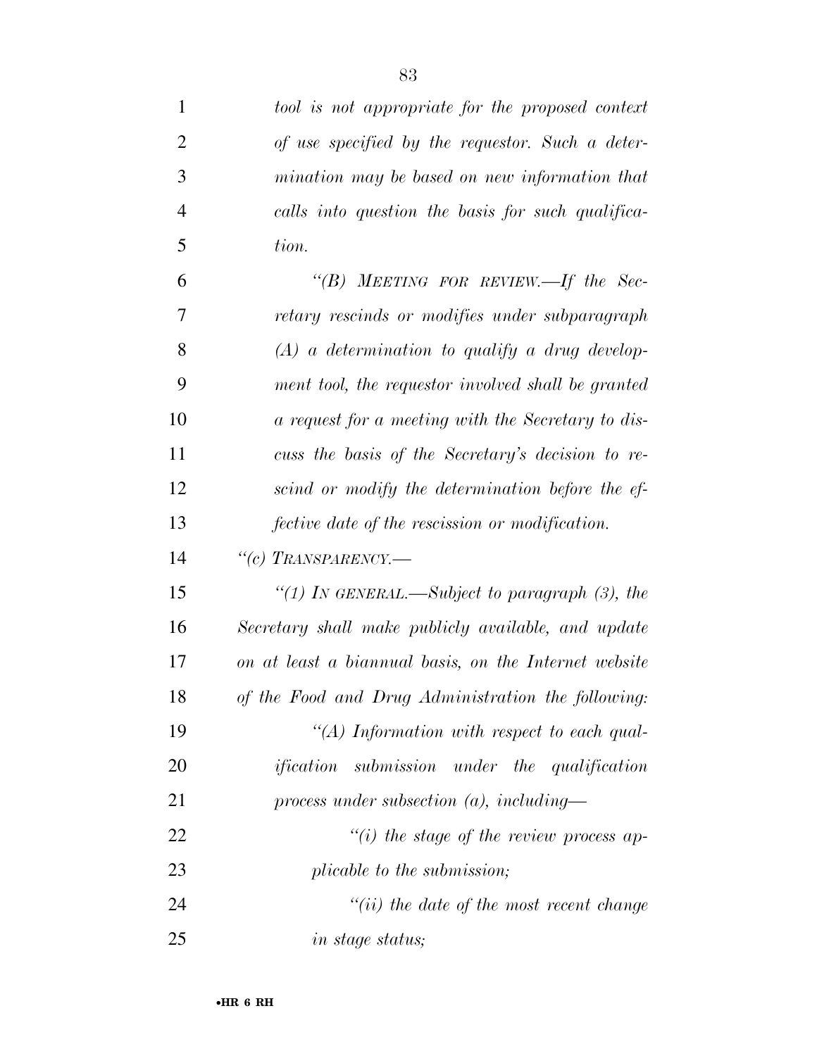*tool is not appropriate for the proposed context of use specified by the requestor. Such a determination may be based on new information that calls into question the basis for such qualification.*

*"(B) MEETING FOR REVIEW.—If the Secretary rescinds or modifies under subparagraph (A) a determination to qualify a drug development tool, the requestor involved shall be granted a request for a meeting with the Secretary to discuss the basis of the Secretary's decision to rescind or modify the determination before the effective date of the rescission or modification.*

*"(c) TRANSPARENCY.—*

*"(1) IN GENERAL.—Subject to paragraph (3), the Secretary shall make publicly available, and update on at least a biannual basis, on the Internet website of the Food and Drug Administration the following:*

*"(A) Information with respect to each qualification submission under the qualification process under subsection (a), including—*

*"(i) the stage of the review process applicable to the submission;*

*"(ii) the date of the most recent change in stage status;*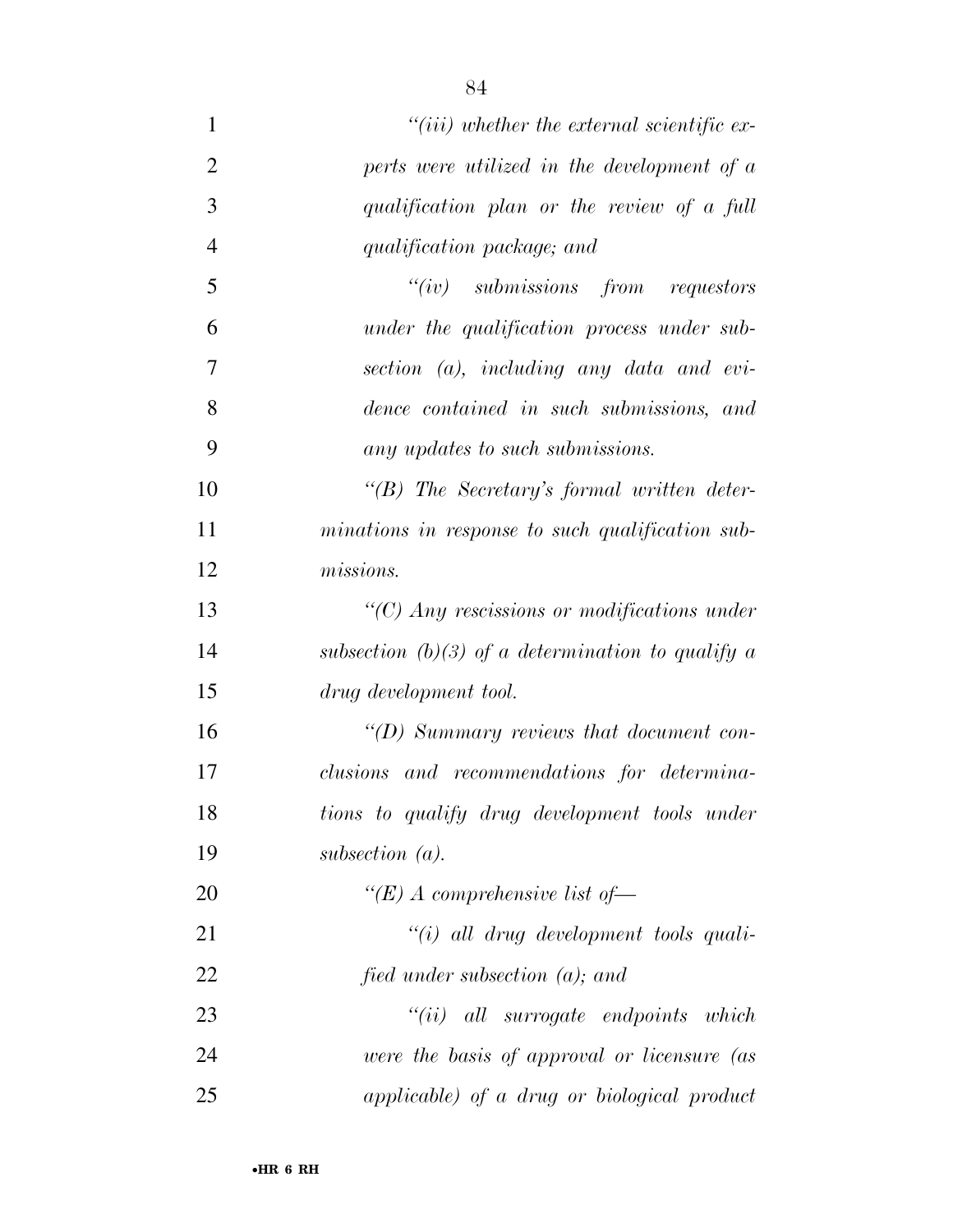*"(iii) whether the external scientific experts were utilized in the development of a qualification plan or the review of a full qualification package; and*

*"(iv) submissions from requestors under the qualification process under subsection (a), including any data and evidence contained in such submissions, and any updates to such submissions.*

*"(B) The Secretary's formal written determinations in response to such qualification submissions.*

*"(C) Any rescissions or modifications under subsection (b)(3) of a determination to qualify a drug development tool.*

*"(D) Summary reviews that document conclusions and recommendations for determinations to qualify drug development tools under subsection (a).*

*"(E) A comprehensive list of—*

*"(i) all drug development tools qualified under subsection (a); and*

*"(ii) all surrogate endpoints which were the basis of approval or licensure (as applicable) of a drug or biological product*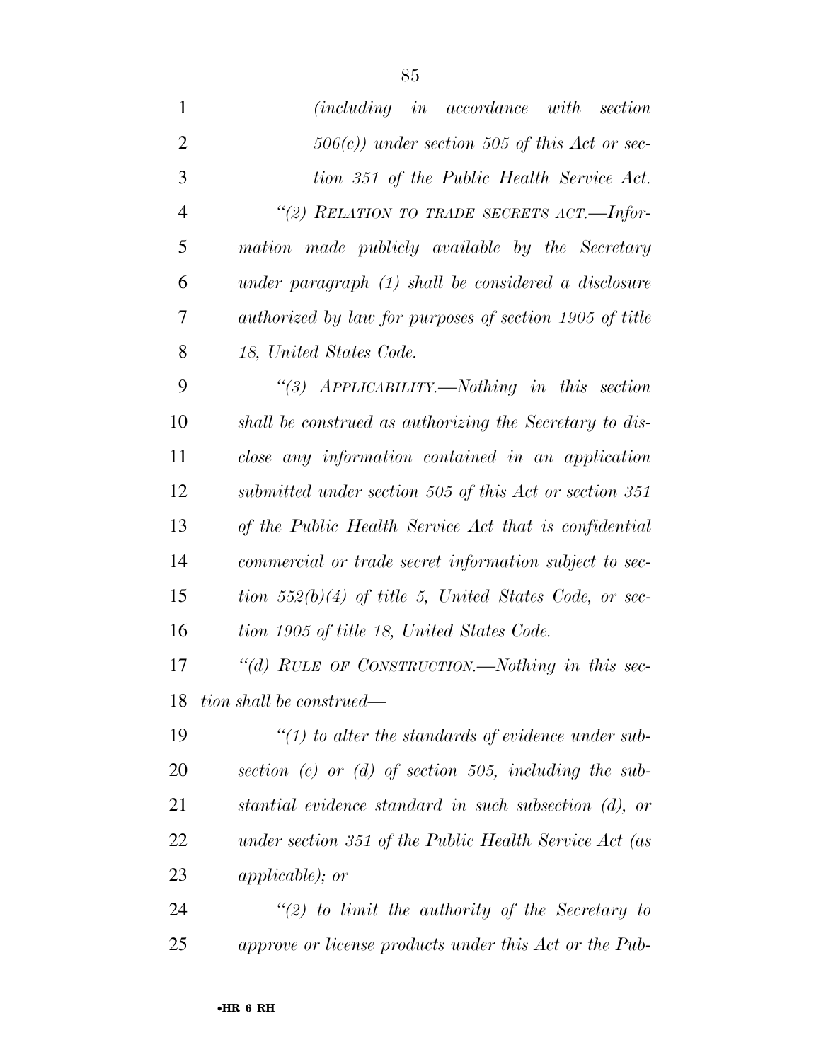*(including in accordance with section 506(c)) under section 505 of this Act or section 351 of the Public Health Service Act.*

*"(2) RELATION TO TRADE SECRETS ACT.—Information made publicly available by the Secretary under paragraph (1) shall be considered a disclosure authorized by law for purposes of section 1905 of title 18, United States Code.*

*"(3) APPLICABILITY.—Nothing in this section shall be construed as authorizing the Secretary to disclose any information contained in an application submitted under section 505 of this Act or section 351 of the Public Health Service Act that is confidential commercial or trade secret information subject to section 552(b)(4) of title 5, United States Code, or section 1905 of title 18, United States Code.*

*"(d) RULE OF CONSTRUCTION.—Nothing in this section shall be construed—*

*"(1) to alter the standards of evidence under subsection (c) or (d) of section 505, including the substantial evidence standard in such subsection (d), or under section 351 of the Public Health Service Act (as applicable); or*

*"(2) to limit the authority of the Secretary to approve or license products under this Act or the Pub-*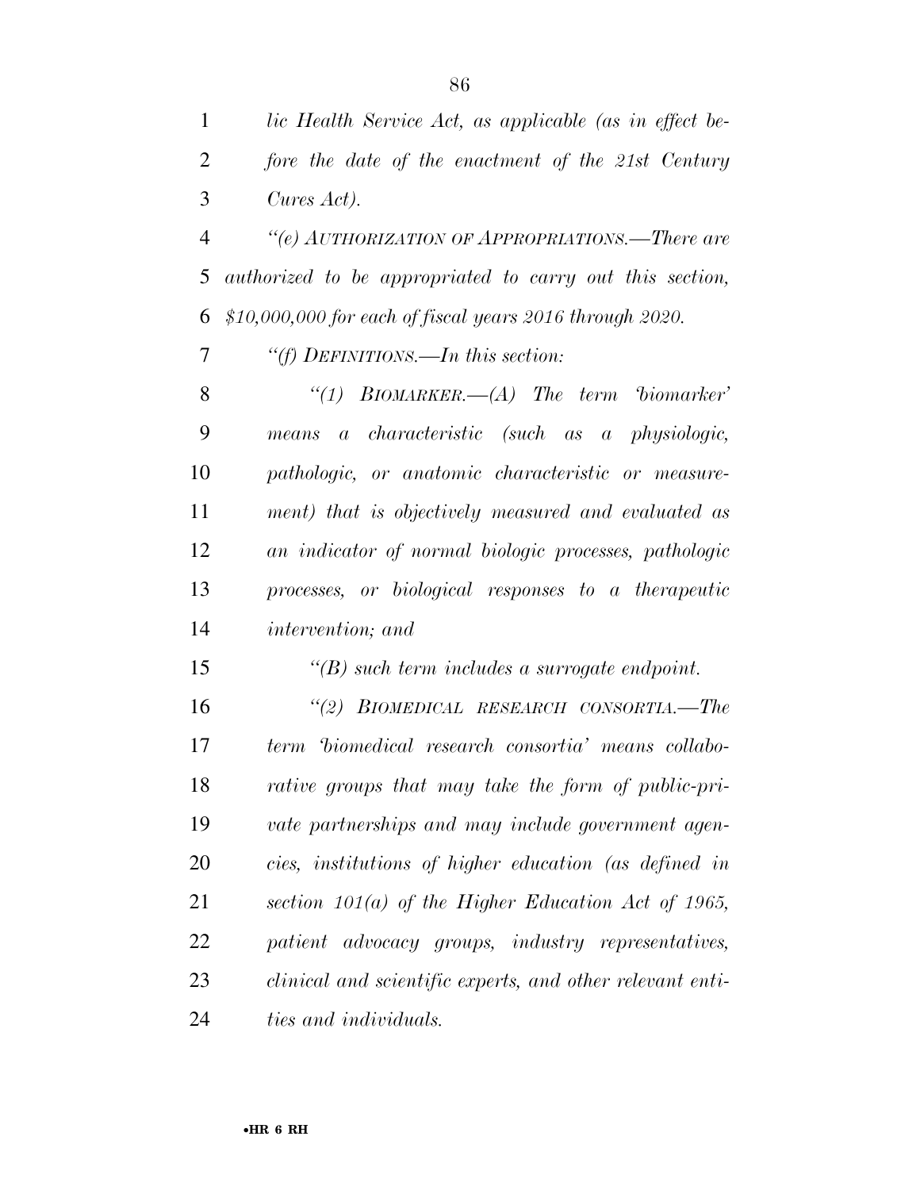*lic Health Service Act, as applicable (as in effect before the date of the enactment of the 21st Century Cures Act).*

*"(e) AUTHORIZATION OF APPROPRIATIONS.—There are authorized to be appropriated to carry out this section, $10,000,000 for each of fiscal years 2016 through 2020.*

*"(f) DEFINITIONS.—In this section:*

*"(1) BIOMARKER.—(A) The term 'biomarker' means a characteristic (such as a physiologic, pathologic, or anatomic characteristic or measurement) that is objectively measured and evaluated as an indicator of normal biologic processes, pathologic processes, or biological responses to a therapeutic intervention; and*

*"(B) such term includes a surrogate endpoint.*

*"(2) BIOMEDICAL RESEARCH CONSORTIA.—The term 'biomedical research consortia' means collaborative groups that may take the form of public-private partnerships and may include government agencies, institutions of higher education (as defined in section 101(a) of the Higher Education Act of 1965, patient advocacy groups, industry representatives, clinical and scientific experts, and other relevant entities and individuals.*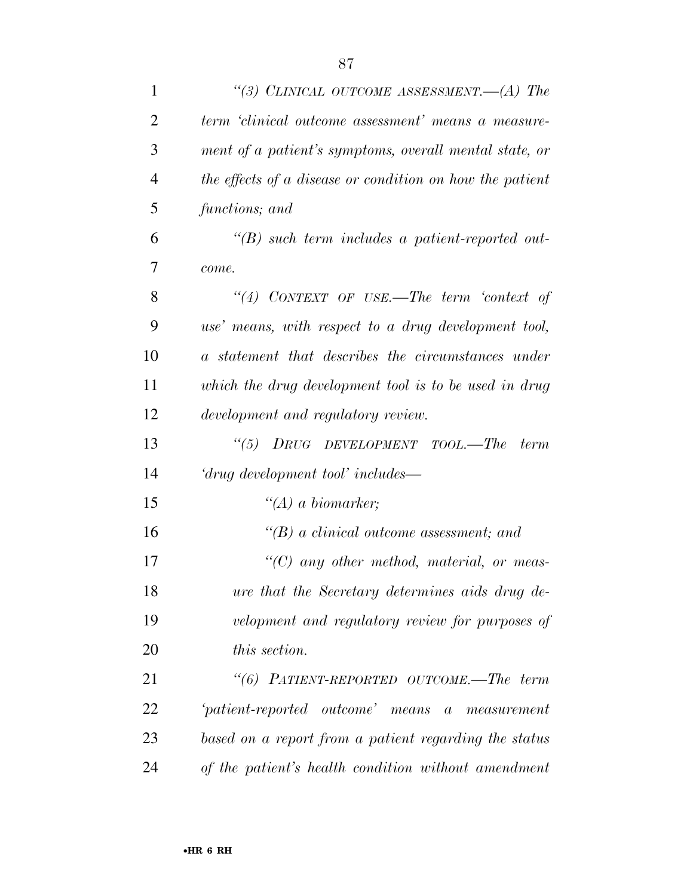*"(3) CLINICAL OUTCOME ASSESSMENT.—(A) The term 'clinical outcome assessment' means a measurement of a patient's symptoms, overall mental state, or the effects of a disease or condition on how the patient functions; and*

*"(B) such term includes a patient-reported outcome.*

*"(4) CONTEXT OF USE.—The term 'context of use' means, with respect to a drug development tool, a statement that describes the circumstances under which the drug development tool is to be used in drug development and regulatory review.*

*"(5) DRUG DEVELOPMENT TOOL.—The term 'drug development tool' includes—*

*"(A) a biomarker;*

*"(B) a clinical outcome assessment; and*

*"(C) any other method, material, or measure that the Secretary determines aids drug development and regulatory review for purposes of this section.*

*"(6) PATIENT-REPORTED OUTCOME.—The term 'patient-reported outcome' means a measurement based on a report from a patient regarding the status of the patient's health condition without amendment*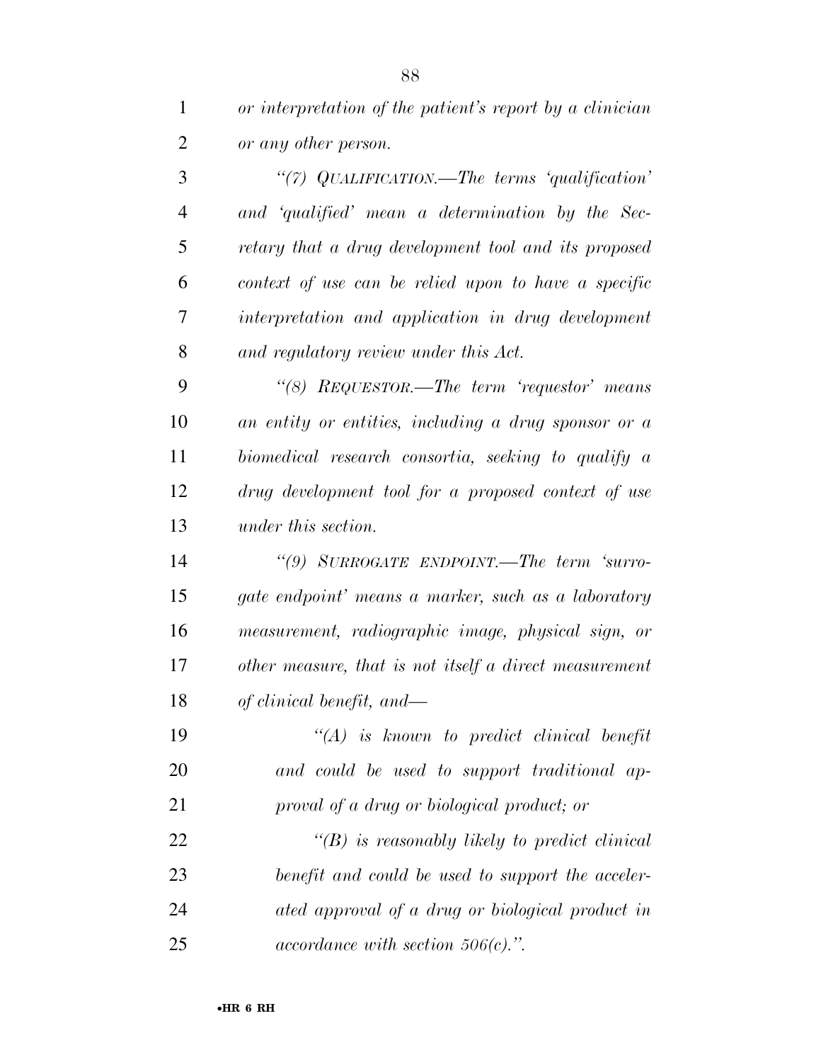*or interpretation of the patient's report by a clinician or any other person.*

*"(7) QUALIFICATION.—The terms 'qualification' and 'qualified' mean a determination by the Secretary that a drug development tool and its proposed context of use can be relied upon to have a specific interpretation and application in drug development and regulatory review under this Act.*

*"(8) REQUESTOR.—The term 'requestor' means an entity or entities, including a drug sponsor or a biomedical research consortia, seeking to qualify a drug development tool for a proposed context of use under this section.*

*"(9) SURROGATE ENDPOINT.—The term 'surrogate endpoint' means a marker, such as a laboratory measurement, radiographic image, physical sign, or other measure, that is not itself a direct measurement of clinical benefit, and—*

*"(A) is known to predict clinical benefit and could be used to support traditional approval of a drug or biological product; or*

*"(B) is reasonably likely to predict clinical benefit and could be used to support the accelerated approval of a drug or biological product in accordance with section 506(c).".*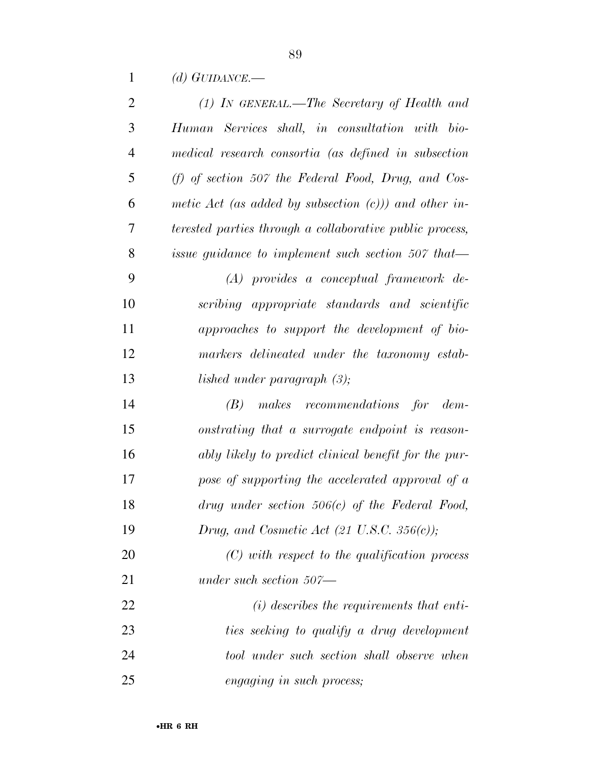*(d) GUIDANCE.—*

*(1) IN GENERAL.—The Secretary of Health and Human Services shall, in consultation with biomedical research consortia (as defined in subsection (f) of section 507 the Federal Food, Drug, and Cosmetic Act (as added by subsection (c))) and other interested parties through a collaborative public process, issue guidance to implement such section 507 that—*

*(A) provides a conceptual framework describing appropriate standards and scientific approaches to support the development of biomarkers delineated under the taxonomy established under paragraph (3);*

*(B) makes recommendations for demonstrating that a surrogate endpoint is reasonably likely to predict clinical benefit for the purpose of supporting the accelerated approval of a drug under section 506(c) of the Federal Food, Drug, and Cosmetic Act (21 U.S.C. 356(c));*

*(C) with respect to the qualification process under such section 507—*

*(i) describes the requirements that entities seeking to qualify a drug development tool under such section shall observe when engaging in such process;*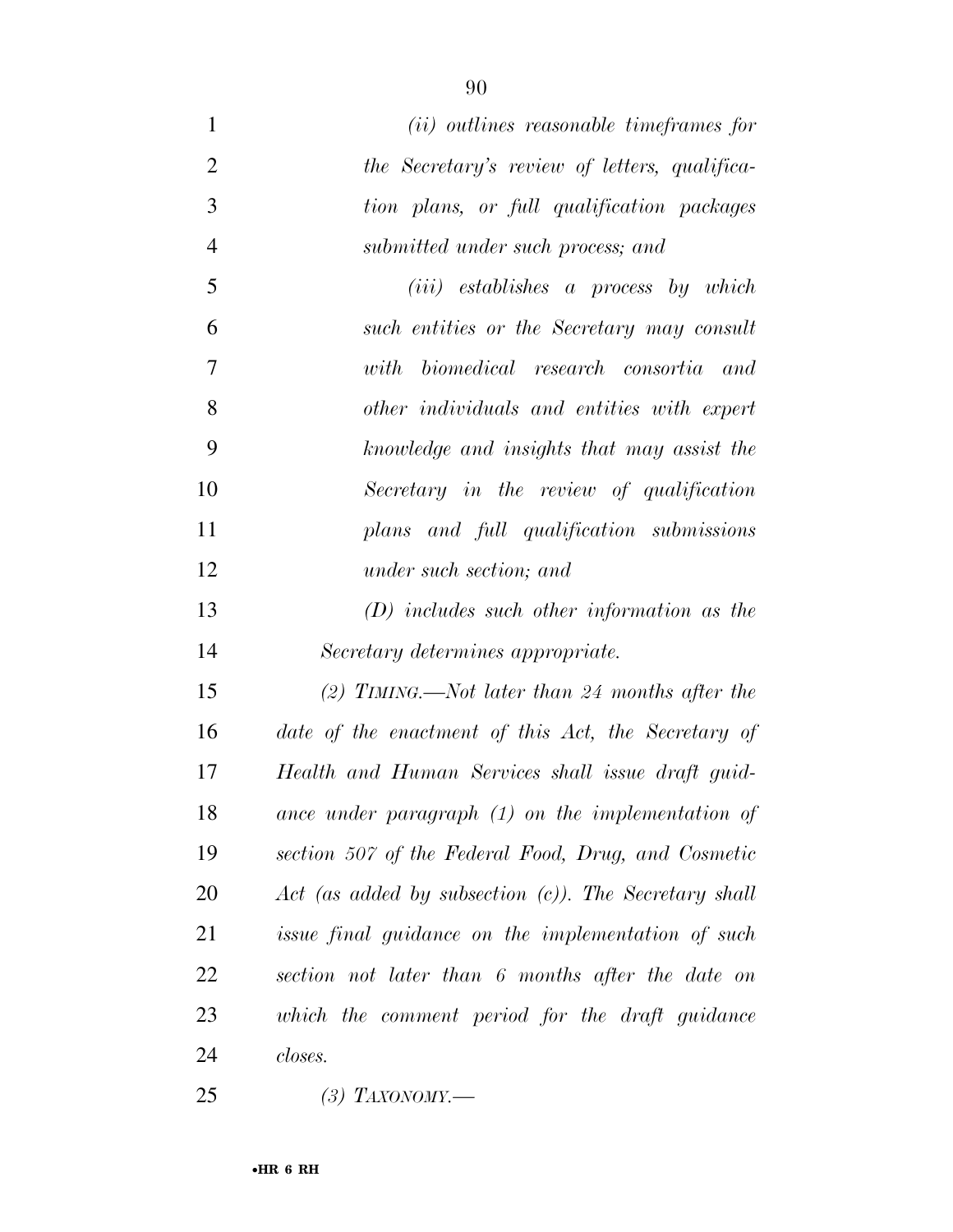*(ii) outlines reasonable timeframes for the Secretary's review of letters, qualification plans, or full qualification packages submitted under such process; and*

*(iii) establishes a process by which such entities or the Secretary may consult with biomedical research consortia and other individuals and entities with expert knowledge and insights that may assist the Secretary in the review of qualification plans and full qualification submissions under such section; and*

*(D) includes such other information as the Secretary determines appropriate.*

*(2) TIMING.—Not later than 24 months after the date of the enactment of this Act, the Secretary of Health and Human Services shall issue draft guidance under paragraph (1) on the implementation of section 507 of the Federal Food, Drug, and Cosmetic Act (as added by subsection (c)). The Secretary shall issue final guidance on the implementation of such section not later than 6 months after the date on which the comment period for the draft guidance closes.*

*(3) TAXONOMY.—*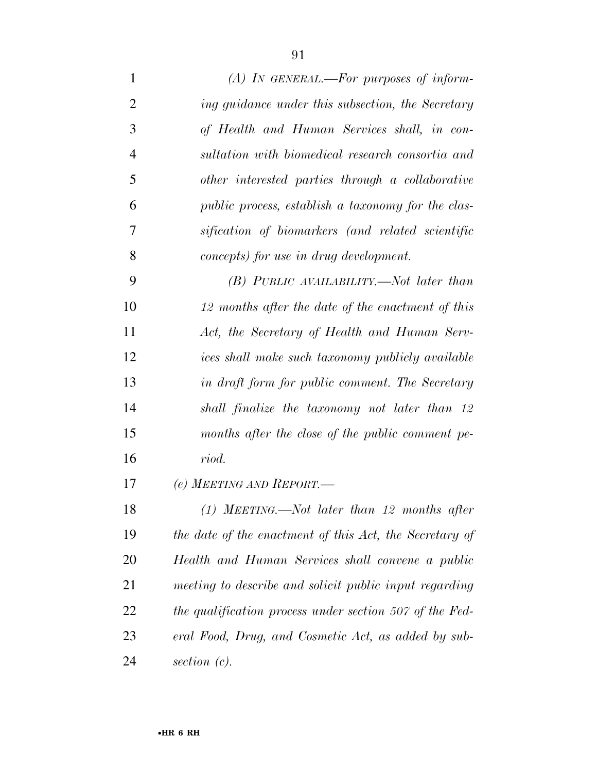*(A) IN GENERAL.—For purposes of informing guidance under this subsection, the Secretary of Health and Human Services shall, in consultation with biomedical research consortia and other interested parties through a collaborative public process, establish a taxonomy for the classification of biomarkers (and related scientific concepts) for use in drug development.*

*(B) PUBLIC AVAILABILITY.—Not later than 12 months after the date of the enactment of this Act, the Secretary of Health and Human Services shall make such taxonomy publicly available in draft form for public comment. The Secretary shall finalize the taxonomy not later than 12 months after the close of the public comment period.*

*(e) MEETING AND REPORT.—*

*(1) MEETING.—Not later than 12 months after the date of the enactment of this Act, the Secretary of Health and Human Services shall convene a public meeting to describe and solicit public input regarding the qualification process under section 507 of the Federal Food, Drug, and Cosmetic Act, as added by subsection (c).*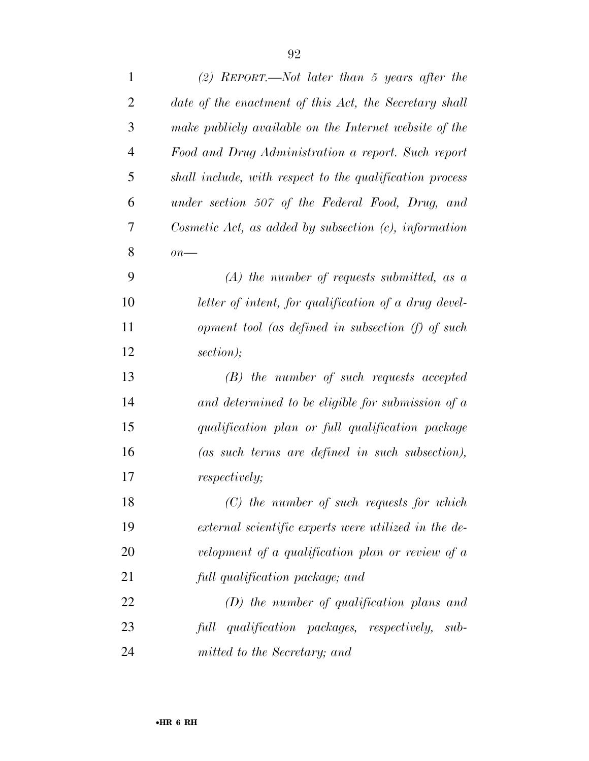*(2) REPORT.—Not later than 5 years after the date of the enactment of this Act, the Secretary shall make publicly available on the Internet website of the Food and Drug Administration a report. Such report shall include, with respect to the qualification process under section 507 of the Federal Food, Drug, and Cosmetic Act, as added by subsection (c), information on—*

*(A) the number of requests submitted, as a letter of intent, for qualification of a drug development tool (as defined in subsection (f) of such section);*

*(B) the number of such requests accepted and determined to be eligible for submission of a qualification plan or full qualification package (as such terms are defined in such subsection), respectively;*

*(C) the number of such requests for which external scientific experts were utilized in the development of a qualification plan or review of a full qualification package; and*

*(D) the number of qualification plans and full qualification packages, respectively, submitted to the Secretary; and*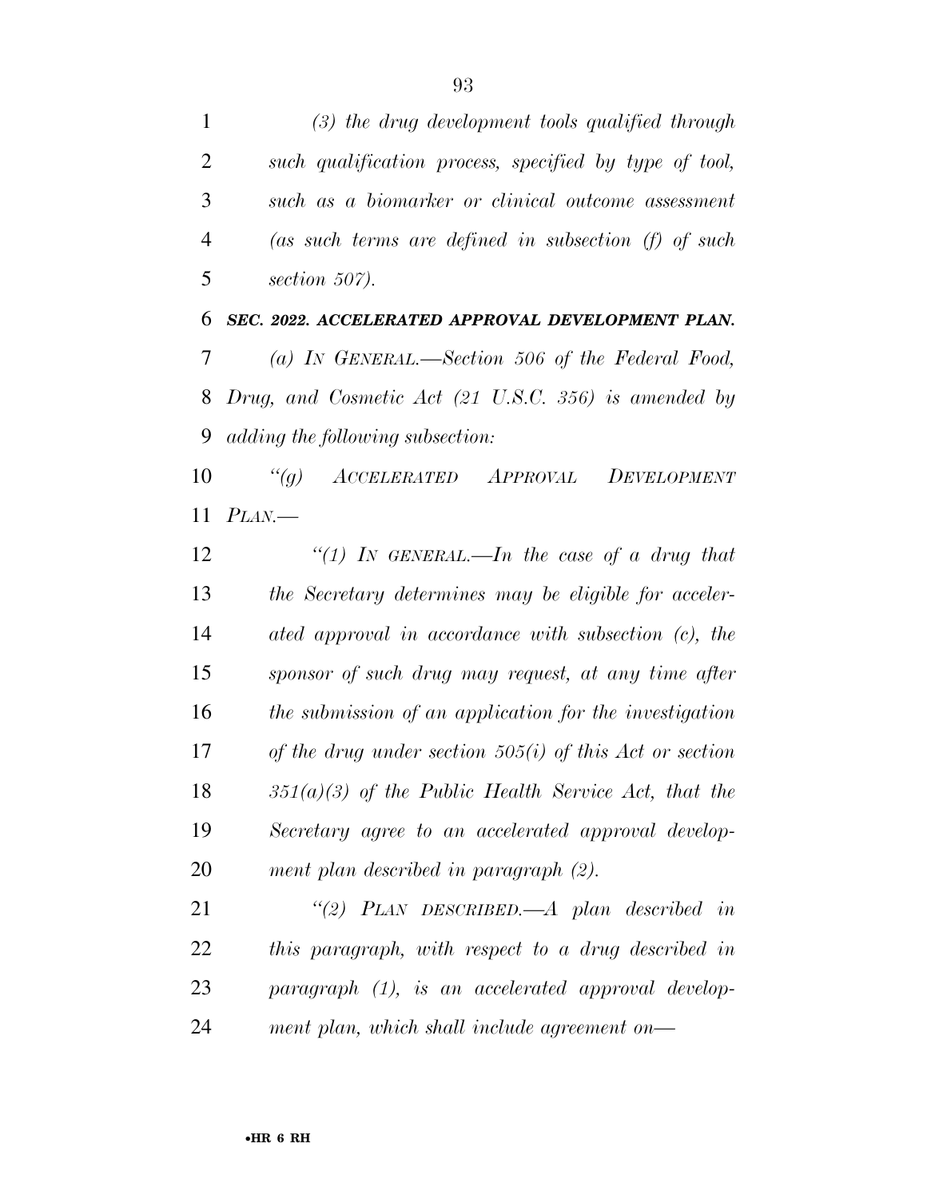*(3) the drug development tools qualified through such qualification process, specified by type of tool, such as a biomarker or clinical outcome assessment (as such terms are defined in subsection (f) of such section 507).*

***SEC. 2022. ACCELERATED APPROVAL DEVELOPMENT PLAN.***

*(a) IN GENERAL.—Section 506 of the Federal Food, Drug, and Cosmetic Act (21 U.S.C. 356) is amended by adding the following subsection:*

*"(g) ACCELERATED APPROVAL DEVELOPMENT PLAN.—*

*"(1) IN GENERAL.—In the case of a drug that the Secretary determines may be eligible for accelerated approval in accordance with subsection (c), the sponsor of such drug may request, at any time after the submission of an application for the investigation of the drug under section 505(i) of this Act or section 351(a)(3) of the Public Health Service Act, that the Secretary agree to an accelerated approval development plan described in paragraph (2).*

*"(2) PLAN DESCRIBED.—A plan described in this paragraph, with respect to a drug described in paragraph (1), is an accelerated approval development plan, which shall include agreement on—*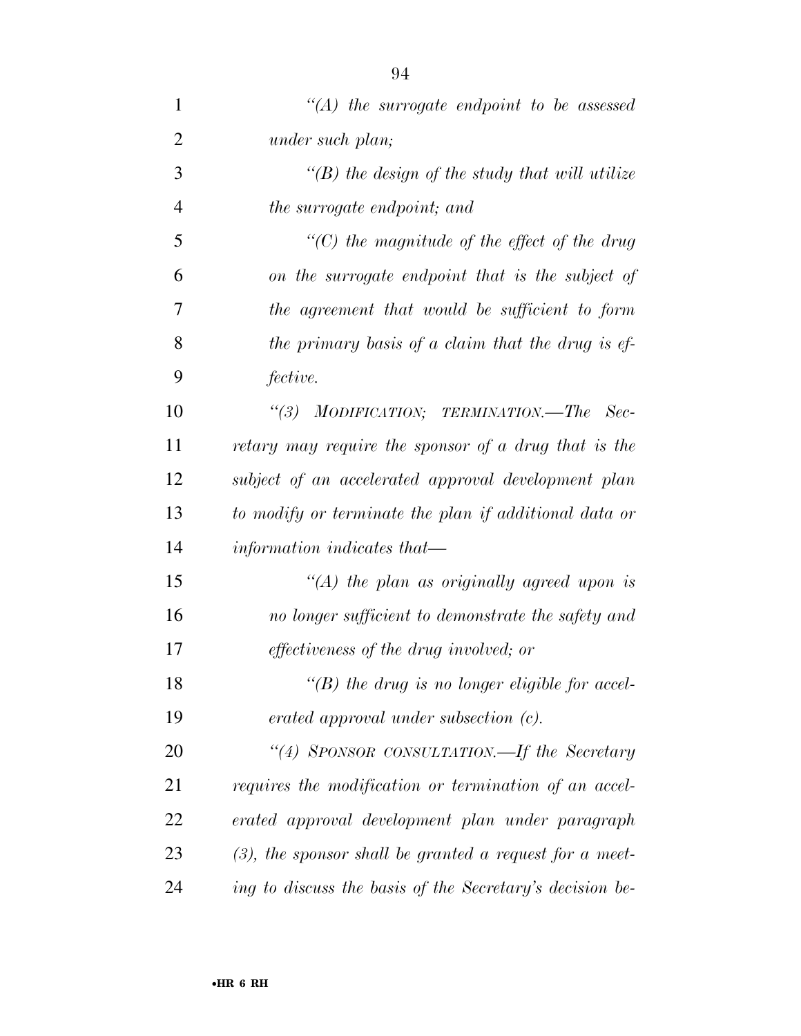*“(A) the surrogate endpoint to be assessed under such plan;*

*“(B) the design of the study that will utilize the surrogate endpoint; and*

*“(C) the magnitude of the effect of the drug on the surrogate endpoint that is the subject of the agreement that would be sufficient to form the primary basis of a claim that the drug is effective.*

*“(3) MODIFICATION; TERMINATION.—The Secretary may require the sponsor of a drug that is the subject of an accelerated approval development plan to modify or terminate the plan if additional data or information indicates that—*

*“(A) the plan as originally agreed upon is no longer sufficient to demonstrate the safety and effectiveness of the drug involved; or*

*“(B) the drug is no longer eligible for accelerated approval under subsection (c).*

*“(4) SPONSOR CONSULTATION.—If the Secretary requires the modification or termination of an accelerated approval development plan under paragraph (3), the sponsor shall be granted a request for a meeting to discuss the basis of the Secretary’s decision be-*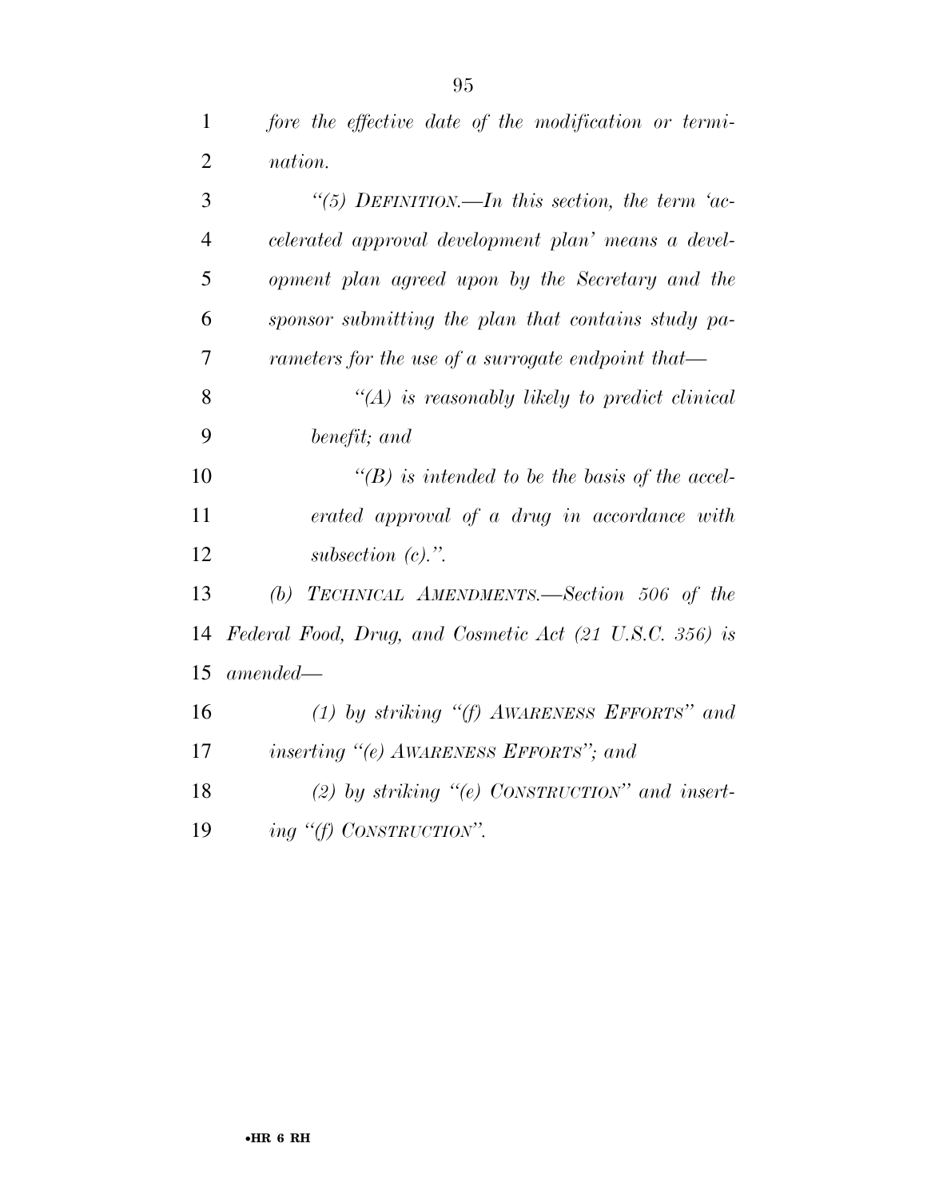*fore the effective date of the modification or termination.*

*"(5) DEFINITION.—In this section, the term 'accelerated approval development plan' means a development plan agreed upon by the Secretary and the sponsor submitting the plan that contains study parameters for the use of a surrogate endpoint that—*

*"(A) is reasonably likely to predict clinical benefit; and*

*"(B) is intended to be the basis of the accelerated approval of a drug in accordance with subsection (c).".*

*(b) TECHNICAL AMENDMENTS.—Section 506 of the Federal Food, Drug, and Cosmetic Act (21 U.S.C. 356) is amended—*

*(1) by striking "(f) AWARENESS EFFORTS" and inserting "(e) AWARENESS EFFORTS"; and*

*(2) by striking "(e) CONSTRUCTION" and inserting "(f) CONSTRUCTION".*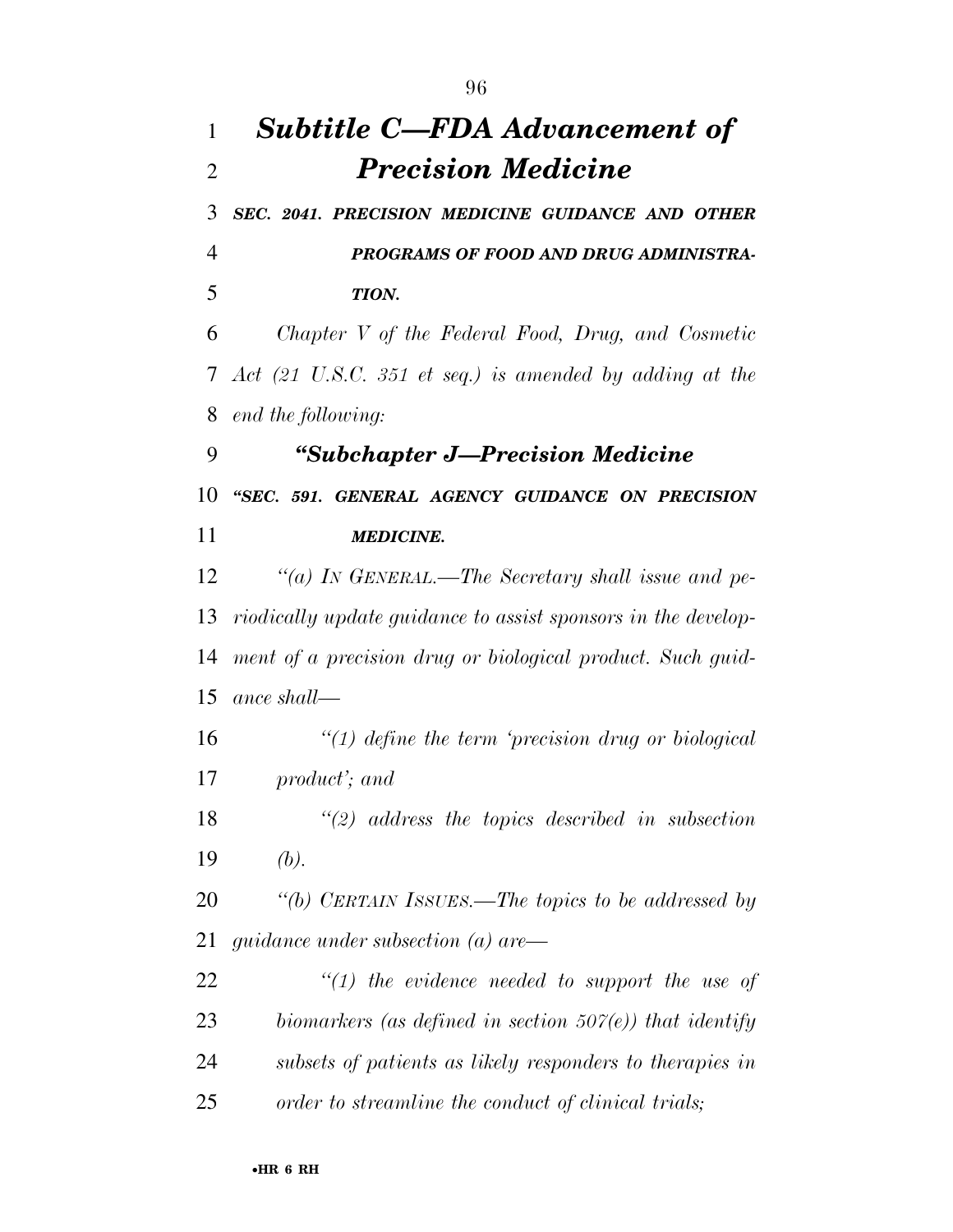# *Subtitle C—FDA Advancement of Precision Medicine*

***SEC. 2041. PRECISION MEDICINE GUIDANCE AND OTHER PROGRAMS OF FOOD AND DRUG ADMINISTRATION.***

*Chapter V of the Federal Food, Drug, and Cosmetic Act (21 U.S.C. 351 et seq.) is amended by adding at the end the following:*

## *"Subchapter J—Precision Medicine*

***"SEC. 591. GENERAL AGENCY GUIDANCE ON PRECISION MEDICINE.***

*"(a) IN GENERAL.—The Secretary shall issue and periodically update guidance to assist sponsors in the development of a precision drug or biological product. Such guidance shall—*

*"(1) define the term 'precision drug or biological product'; and*

*"(2) address the topics described in subsection (b).*

*"(b) CERTAIN ISSUES.—The topics to be addressed by guidance under subsection (a) are—*

*"(1) the evidence needed to support the use of biomarkers (as defined in section 507(e)) that identify subsets of patients as likely responders to therapies in order to streamline the conduct of clinical trials;*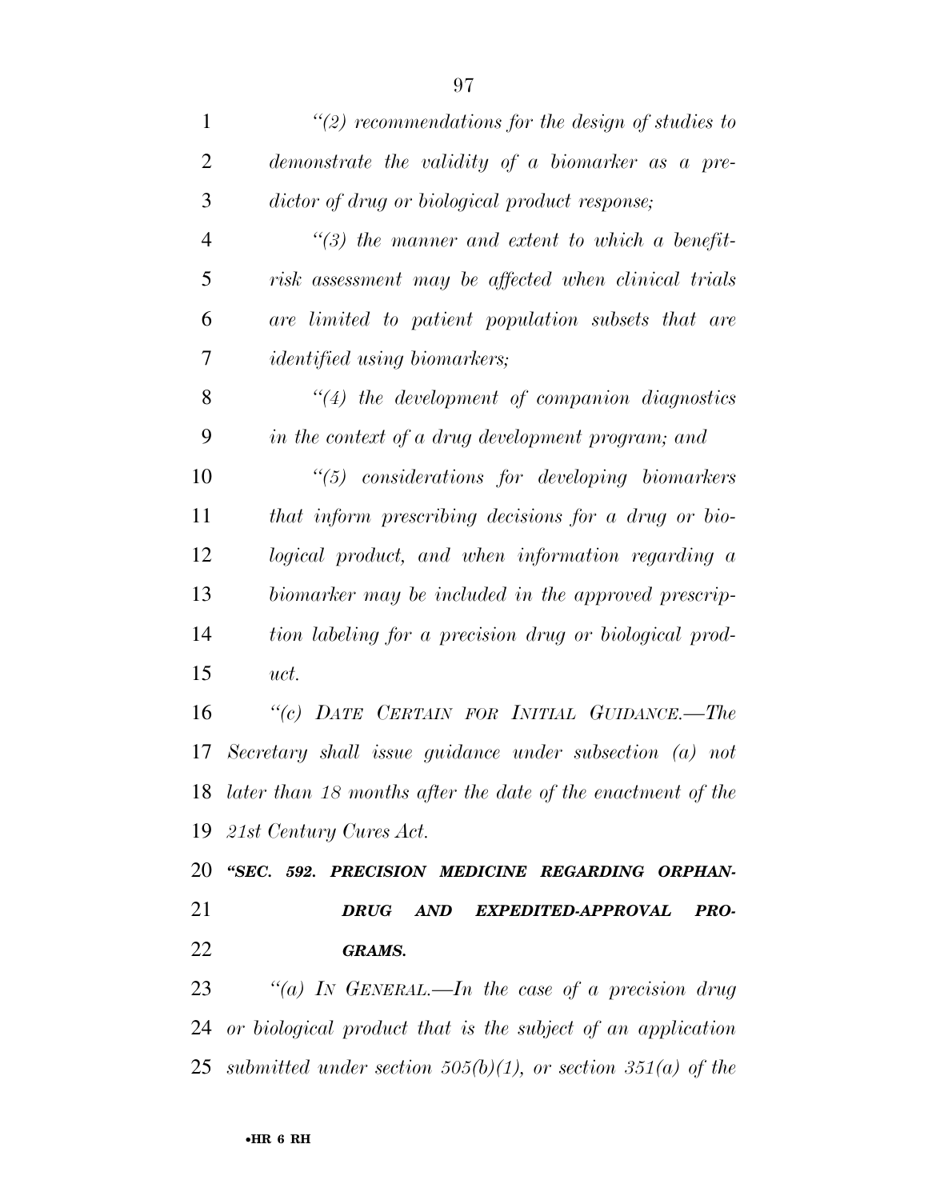*"(2) recommendations for the design of studies to demonstrate the validity of a biomarker as a predictor of drug or biological product response;*

*"(3) the manner and extent to which a benefit-risk assessment may be affected when clinical trials are limited to patient population subsets that are identified using biomarkers;*

*"(4) the development of companion diagnostics in the context of a drug development program; and*

*"(5) considerations for developing biomarkers that inform prescribing decisions for a drug or biological product, and when information regarding a biomarker may be included in the approved prescription labeling for a precision drug or biological product.*

*"(c) DATE CERTAIN FOR INITIAL GUIDANCE.—The Secretary shall issue guidance under subsection (a) not later than 18 months after the date of the enactment of the 21st Century Cures Act.*

***"SEC. 592. PRECISION MEDICINE REGARDING ORPHAN-DRUG AND EXPEDITED-APPROVAL PROGRAMS.***

*"(a) IN GENERAL.—In the case of a precision drug or biological product that is the subject of an application submitted under section 505(b)(1), or section 351(a) of the*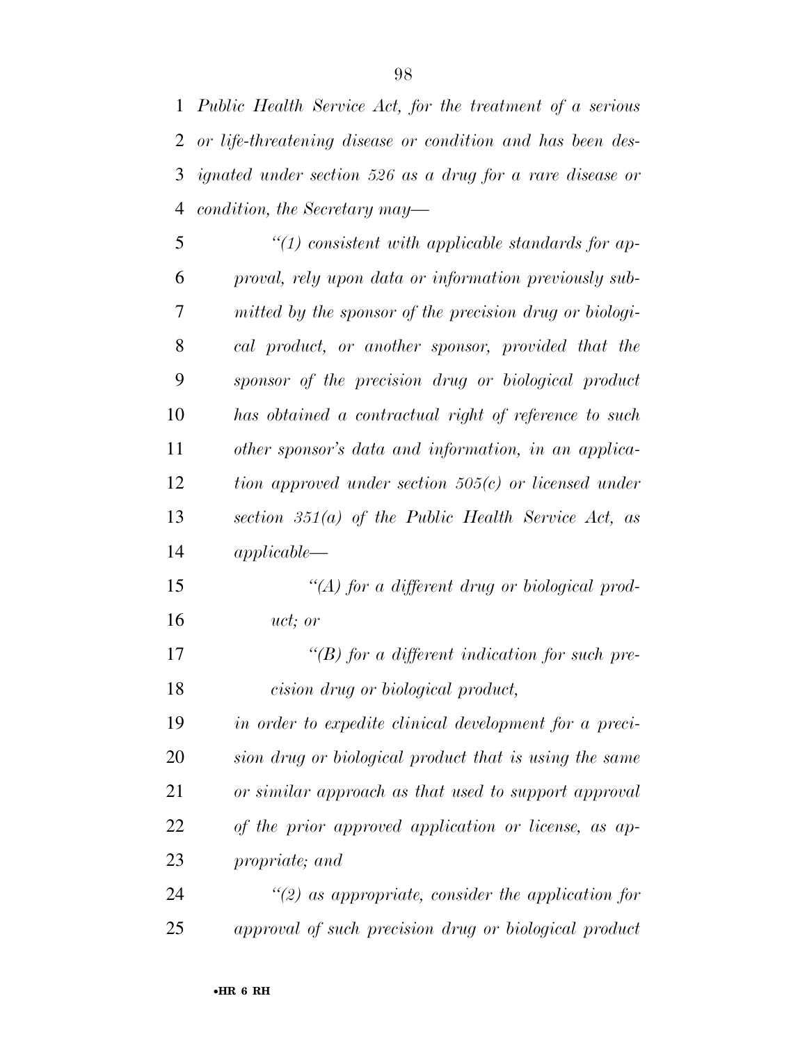*Public Health Service Act, for the treatment of a serious or life-threatening disease or condition and has been designated under section 526 as a drug for a rare disease or condition, the Secretary may—*

*"(1) consistent with applicable standards for approval, rely upon data or information previously submitted by the sponsor of the precision drug or biological product, or another sponsor, provided that the sponsor of the precision drug or biological product has obtained a contractual right of reference to such other sponsor's data and information, in an application approved under section 505(c) or licensed under section 351(a) of the Public Health Service Act, as applicable—*

*"(A) for a different drug or biological product; or*

*"(B) for a different indication for such precision drug or biological product,*

*in order to expedite clinical development for a precision drug or biological product that is using the same or similar approach as that used to support approval of the prior approved application or license, as appropriate; and*

*"(2) as appropriate, consider the application for approval of such precision drug or biological product*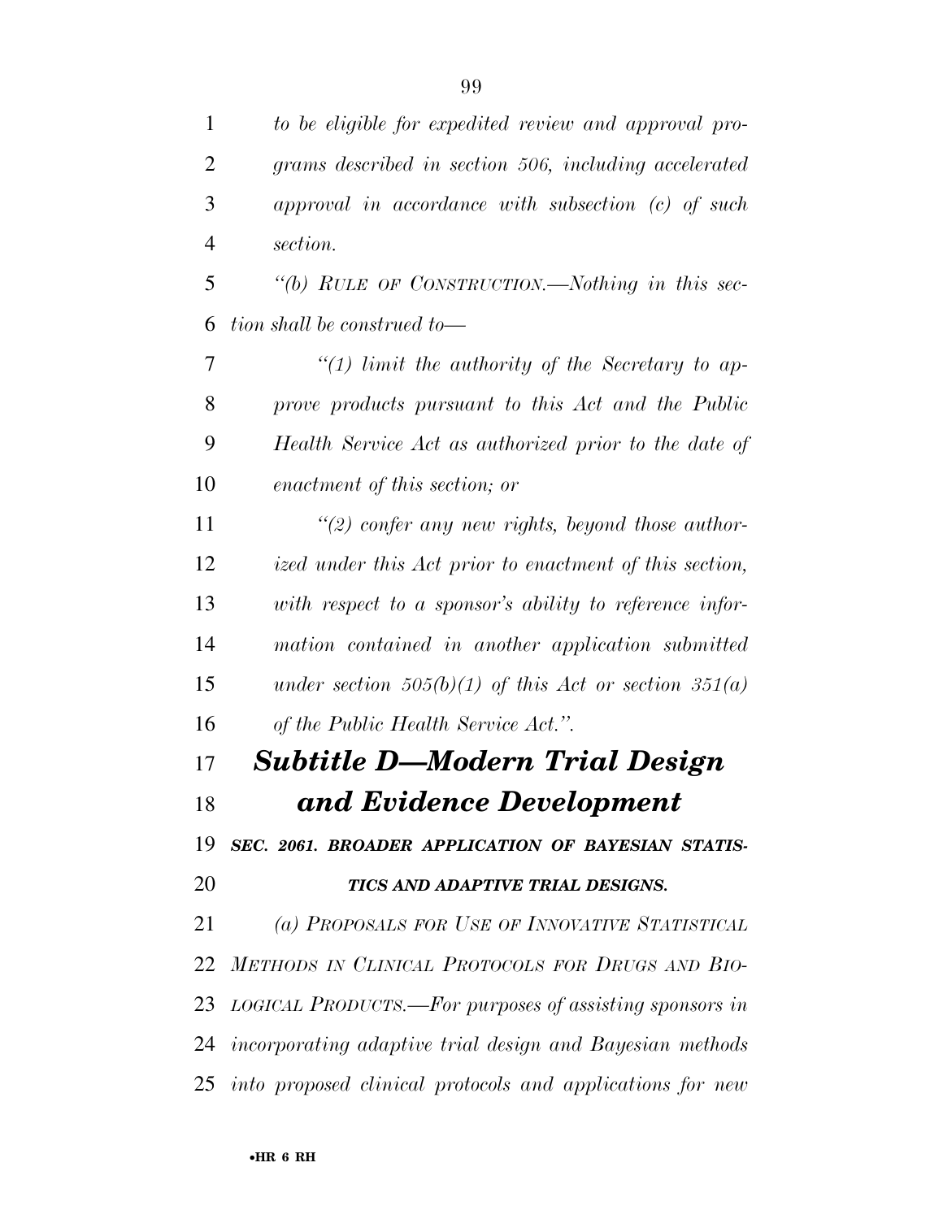*to be eligible for expedited review and approval programs described in section 506, including accelerated approval in accordance with subsection (c) of such section.*

*"(b) RULE OF CONSTRUCTION.—Nothing in this section shall be construed to—*

*"(1) limit the authority of the Secretary to approve products pursuant to this Act and the Public Health Service Act as authorized prior to the date of enactment of this section; or*

*"(2) confer any new rights, beyond those authorized under this Act prior to enactment of this section, with respect to a sponsor's ability to reference information contained in another application submitted under section 505(b)(1) of this Act or section 351(a) of the Public Health Service Act.".*

## *Subtitle D—Modern Trial Design and Evidence Development*

***SEC. 2061. BROADER APPLICATION OF BAYESIAN STATISTICS AND ADAPTIVE TRIAL DESIGNS.***

*(a) PROPOSALS FOR USE OF INNOVATIVE STATISTICAL METHODS IN CLINICAL PROTOCOLS FOR DRUGS AND BIOLOGICAL PRODUCTS.—For purposes of assisting sponsors in incorporating adaptive trial design and Bayesian methods into proposed clinical protocols and applications for new*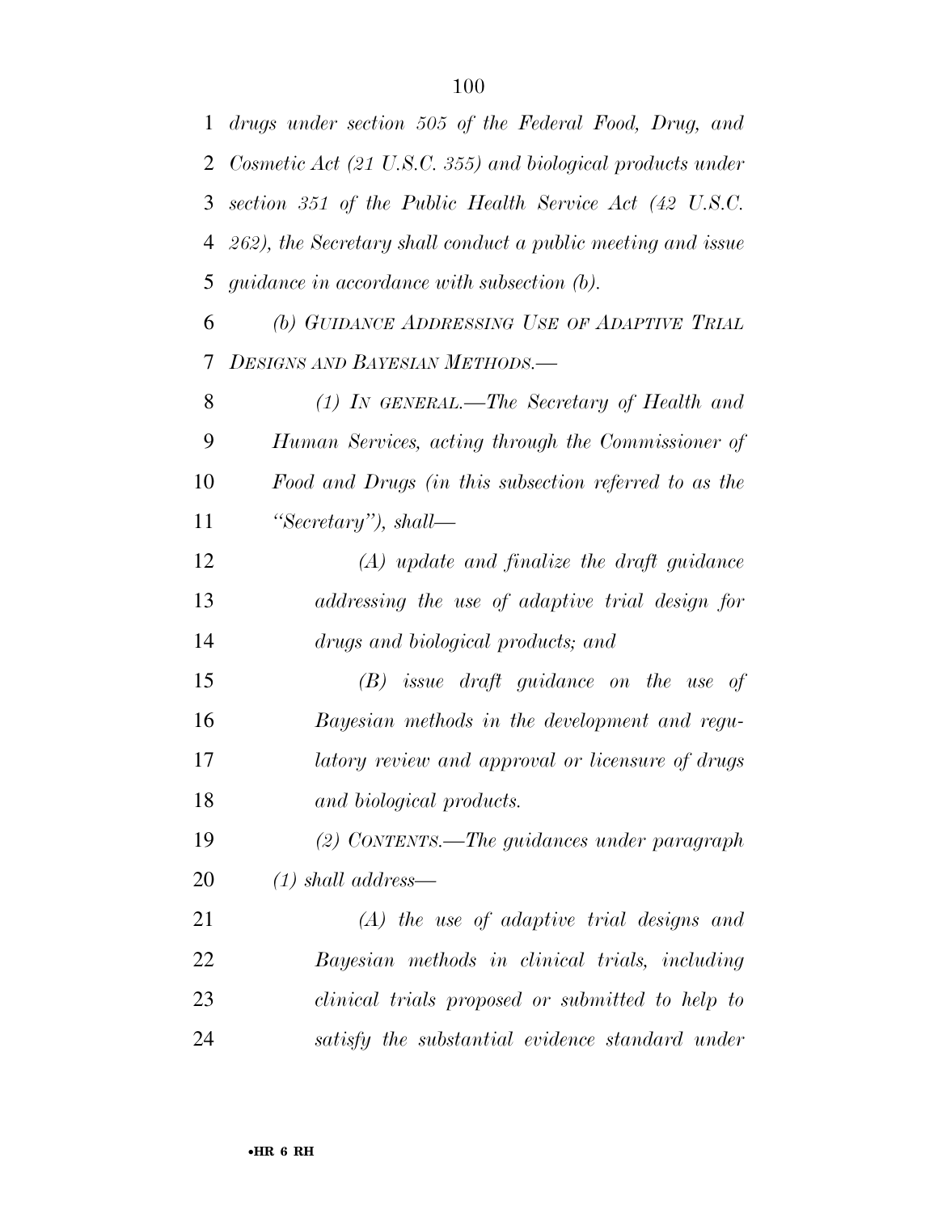*drugs under section 505 of the Federal Food, Drug, and Cosmetic Act (21 U.S.C. 355) and biological products under section 351 of the Public Health Service Act (42 U.S.C. 262), the Secretary shall conduct a public meeting and issue guidance in accordance with subsection (b).*

*(b) GUIDANCE ADDRESSING USE OF ADAPTIVE TRIAL DESIGNS AND BAYESIAN METHODS.—*

*(1) IN GENERAL.—The Secretary of Health and Human Services, acting through the Commissioner of Food and Drugs (in this subsection referred to as the "Secretary"), shall—*

*(A) update and finalize the draft guidance addressing the use of adaptive trial design for drugs and biological products; and*

*(B) issue draft guidance on the use of Bayesian methods in the development and regulatory review and approval or licensure of drugs and biological products.*

*(2) CONTENTS.—The guidances under paragraph (1) shall address—*

*(A) the use of adaptive trial designs and Bayesian methods in clinical trials, including clinical trials proposed or submitted to help to satisfy the substantial evidence standard under*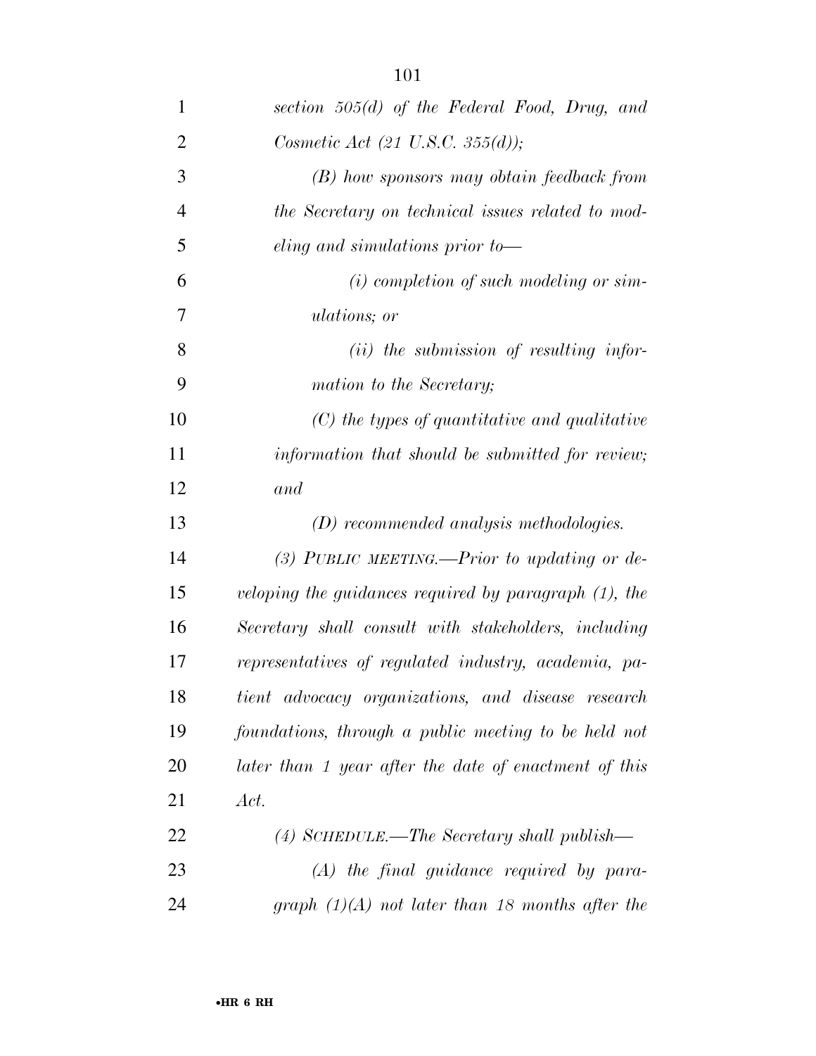*section 505(d) of the Federal Food, Drug, and Cosmetic Act (21 U.S.C. 355(d));*

*(B) how sponsors may obtain feedback from the Secretary on technical issues related to modeling and simulations prior to—*

*(i) completion of such modeling or simulations; or*

*(ii) the submission of resulting information to the Secretary;*

*(C) the types of quantitative and qualitative information that should be submitted for review; and*

*(D) recommended analysis methodologies.*

*(3) PUBLIC MEETING.—Prior to updating or developing the guidances required by paragraph (1), the Secretary shall consult with stakeholders, including representatives of regulated industry, academia, patient advocacy organizations, and disease research foundations, through a public meeting to be held not later than 1 year after the date of enactment of this Act.*

*(4) SCHEDULE.—The Secretary shall publish—*

*(A) the final guidance required by paragraph (1)(A) not later than 18 months after the*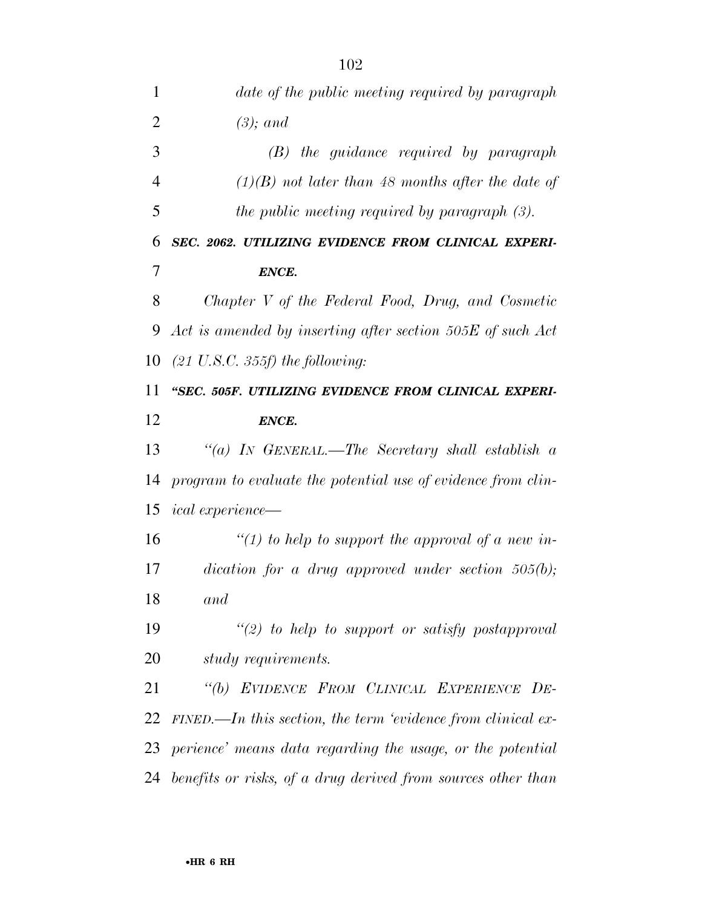*date of the public meeting required by paragraph (3); and*

*(B) the guidance required by paragraph (1)(B) not later than 48 months after the date of the public meeting required by paragraph (3).*

***SEC. 2062. UTILIZING EVIDENCE FROM CLINICAL EXPERIENCE.***

*Chapter V of the Federal Food, Drug, and Cosmetic Act is amended by inserting after section 505E of such Act (21 U.S.C. 355f) the following:*

***"SEC. 505F. UTILIZING EVIDENCE FROM CLINICAL EXPERIENCE.***

*"(a) IN GENERAL.—The Secretary shall establish a program to evaluate the potential use of evidence from clinical experience—*

*"(1) to help to support the approval of a new indication for a drug approved under section 505(b); and*

*"(2) to help to support or satisfy postapproval study requirements.*

*"(b) EVIDENCE FROM CLINICAL EXPERIENCE DEFINED.—In this section, the term 'evidence from clinical experience' means data regarding the usage, or the potential benefits or risks, of a drug derived from sources other than*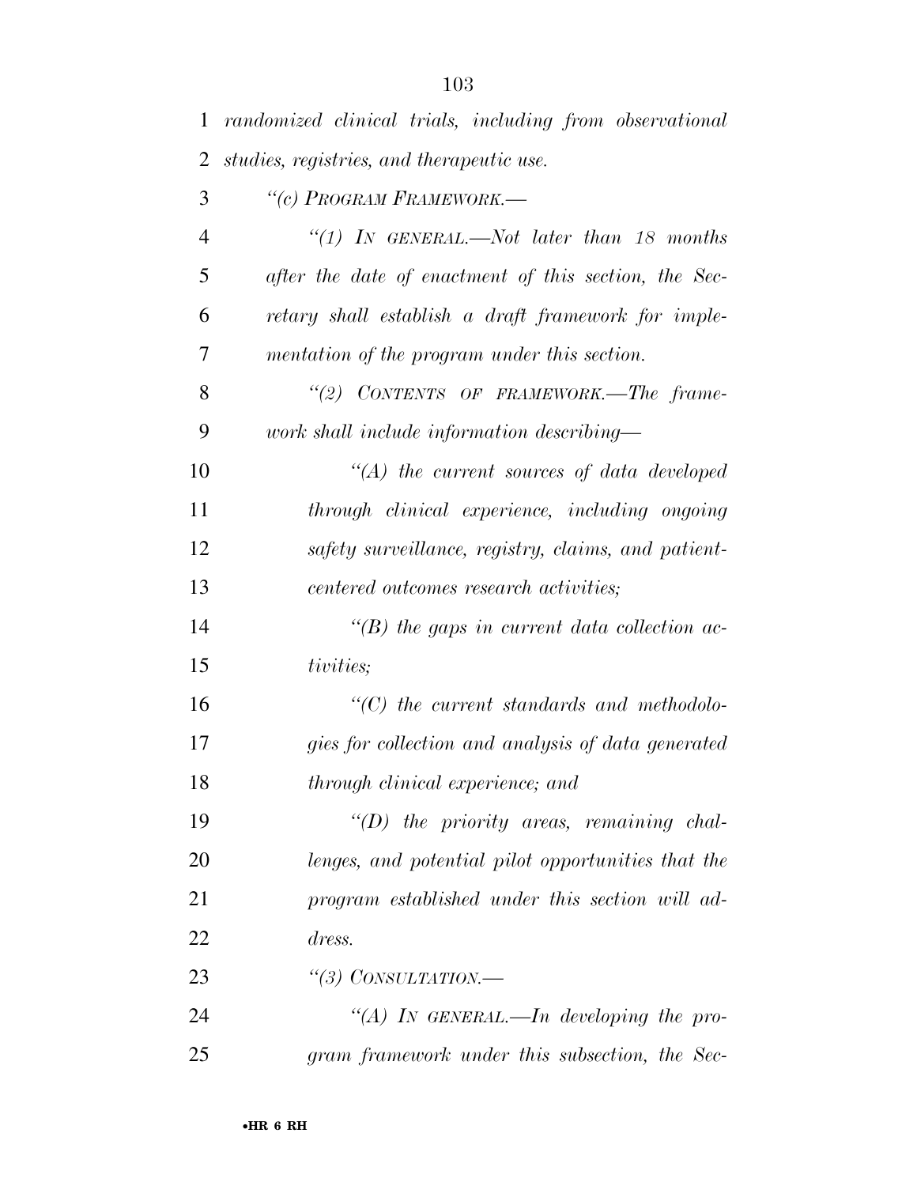*randomized clinical trials, including from observational studies, registries, and therapeutic use.*

*"(c) PROGRAM FRAMEWORK.—*

*"(1) IN GENERAL.—Not later than 18 months after the date of enactment of this section, the Secretary shall establish a draft framework for implementation of the program under this section.*

*"(2) CONTENTS OF FRAMEWORK.—The framework shall include information describing—*

*"(A) the current sources of data developed through clinical experience, including ongoing safety surveillance, registry, claims, and patient-centered outcomes research activities;*

*"(B) the gaps in current data collection activities;*

*"(C) the current standards and methodologies for collection and analysis of data generated through clinical experience; and*

*"(D) the priority areas, remaining challenges, and potential pilot opportunities that the program established under this section will address.*

*"(3) CONSULTATION.—*

*"(A) IN GENERAL.—In developing the program framework under this subsection, the Sec-*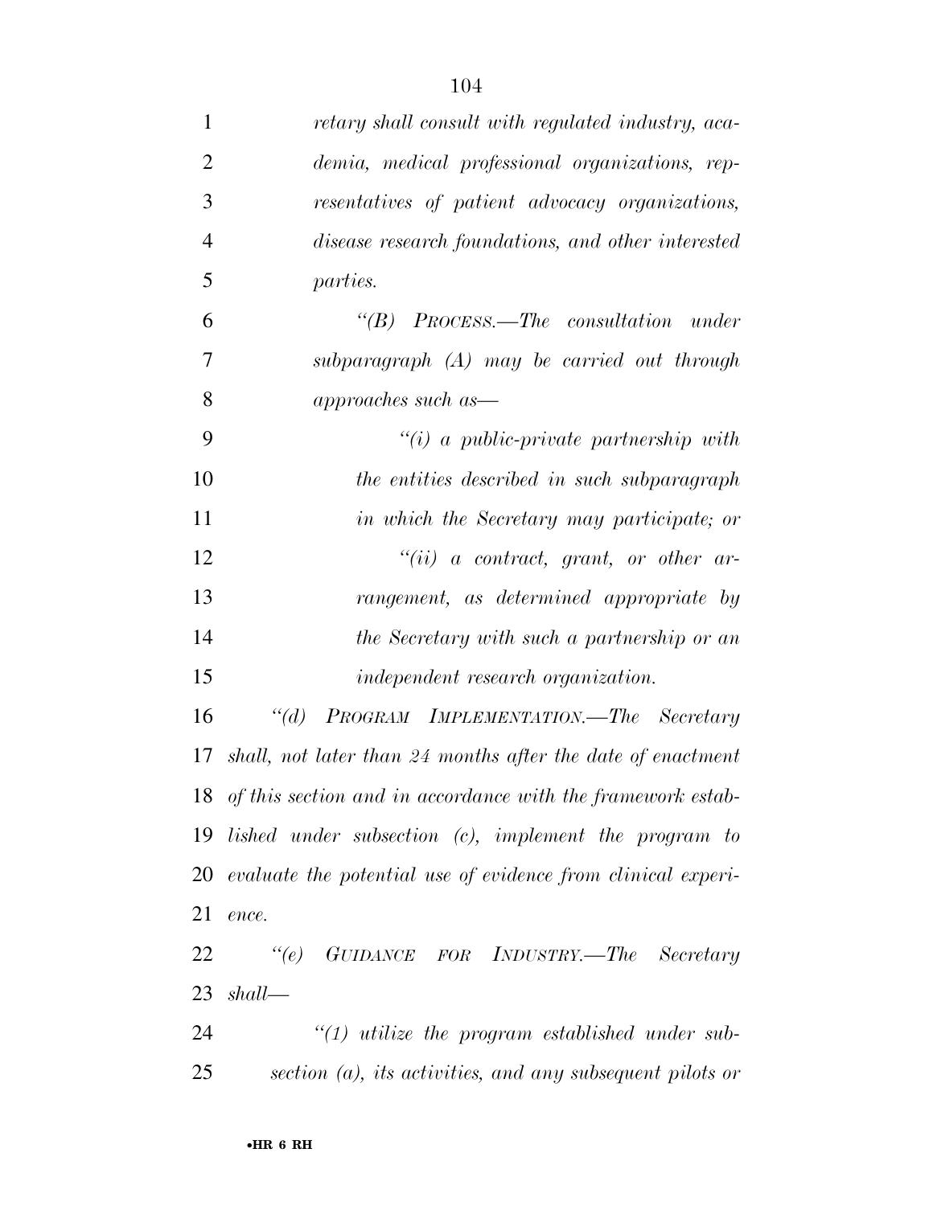*retary shall consult with regulated industry, academia, medical professional organizations, representatives of patient advocacy organizations, disease research foundations, and other interested parties.*

*"(B) PROCESS.—The consultation under subparagraph (A) may be carried out through approaches such as—*

*"(i) a public-private partnership with the entities described in such subparagraph in which the Secretary may participate; or*

*"(ii) a contract, grant, or other arrangement, as determined appropriate by the Secretary with such a partnership or an independent research organization.*

*"(d) PROGRAM IMPLEMENTATION.—The Secretary shall, not later than 24 months after the date of enactment of this section and in accordance with the framework established under subsection (c), implement the program to evaluate the potential use of evidence from clinical experience.*

*"(e) GUIDANCE FOR INDUSTRY.—The Secretary shall—*

*"(1) utilize the program established under subsection (a), its activities, and any subsequent pilots or*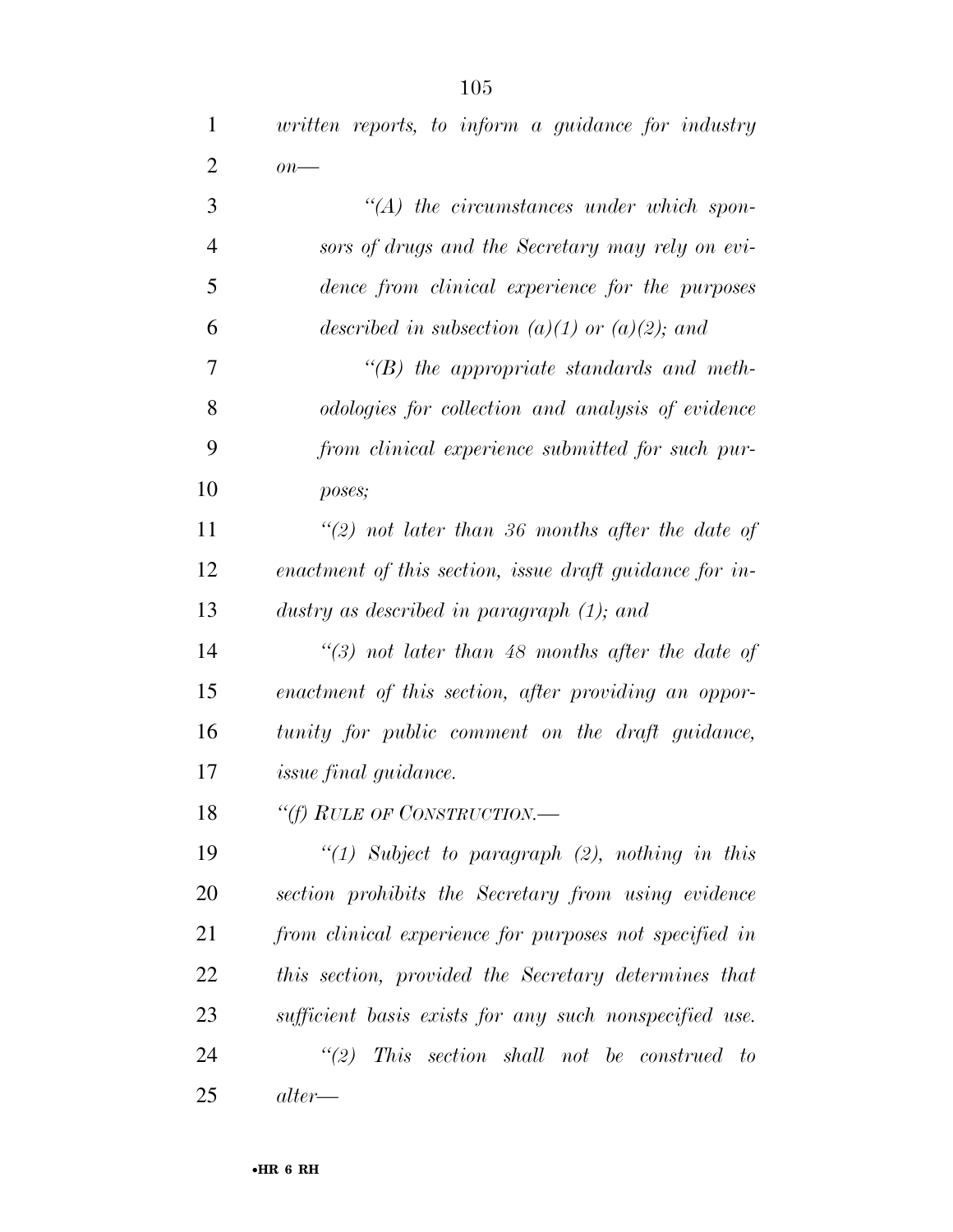*written reports, to inform a guidance for industry on—*

*"(A) the circumstances under which sponsors of drugs and the Secretary may rely on evidence from clinical experience for the purposes described in subsection (a)(1) or (a)(2); and*

*"(B) the appropriate standards and methodologies for collection and analysis of evidence from clinical experience submitted for such purposes;*

*"(2) not later than 36 months after the date of enactment of this section, issue draft guidance for industry as described in paragraph (1); and*

*"(3) not later than 48 months after the date of enactment of this section, after providing an opportunity for public comment on the draft guidance, issue final guidance.*

*"(f) RULE OF CONSTRUCTION.—*

*"(1) Subject to paragraph (2), nothing in this section prohibits the Secretary from using evidence from clinical experience for purposes not specified in this section, provided the Secretary determines that sufficient basis exists for any such nonspecified use.*

*"(2) This section shall not be construed to alter—*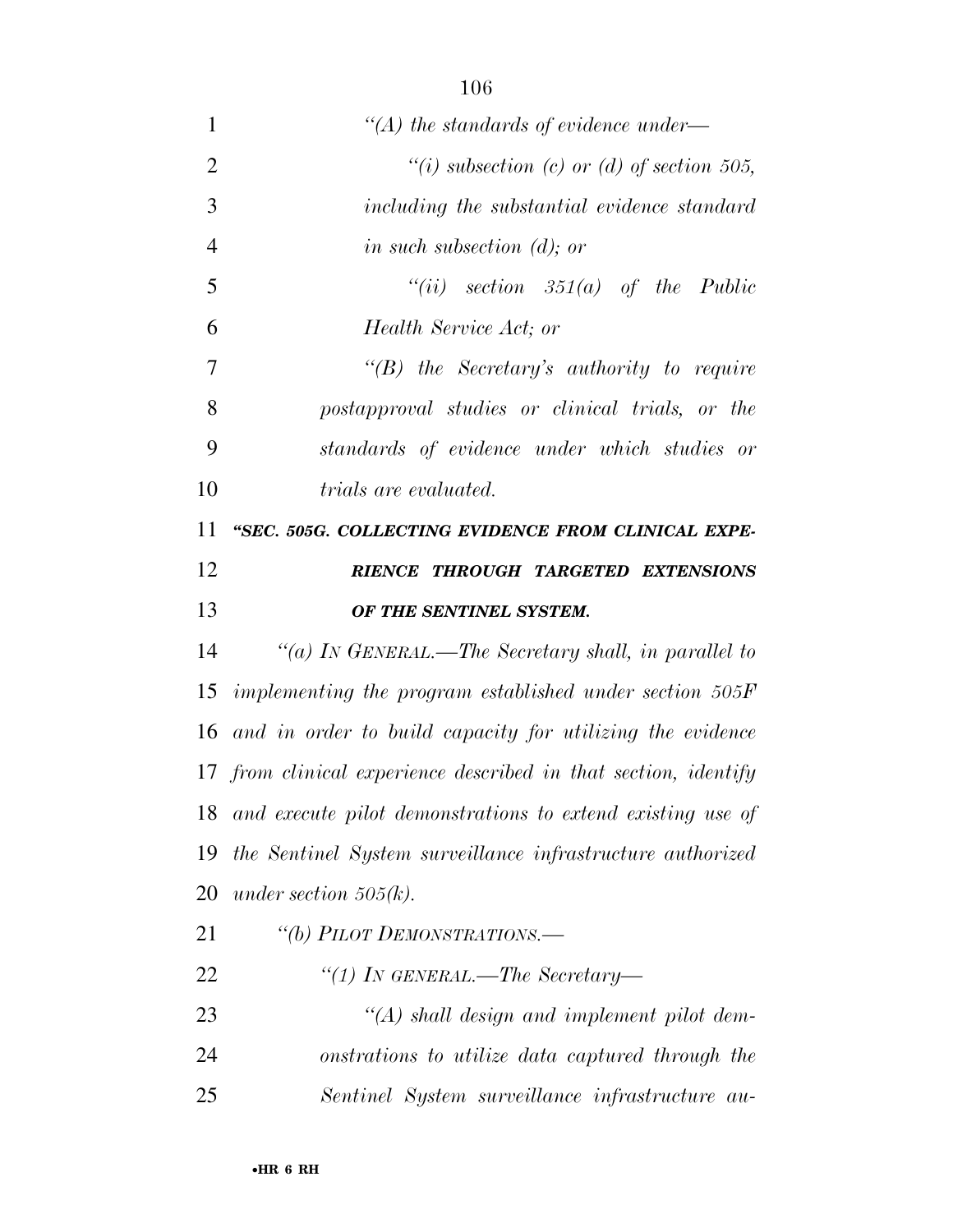*"(A) the standards of evidence under—*

*"(i) subsection (c) or (d) of section 505, including the substantial evidence standard in such subsection (d); or*

*"(ii) section 351(a) of the Public Health Service Act; or*

*"(B) the Secretary's authority to require postapproval studies or clinical trials, or the standards of evidence under which studies or trials are evaluated.*

***"SEC. 505G. COLLECTING EVIDENCE FROM CLINICAL EXPERIENCE THROUGH TARGETED EXTENSIONS OF THE SENTINEL SYSTEM.***

*"(a) IN GENERAL.—The Secretary shall, in parallel to implementing the program established under section 505F and in order to build capacity for utilizing the evidence from clinical experience described in that section, identify and execute pilot demonstrations to extend existing use of the Sentinel System surveillance infrastructure authorized under section 505(k).*

*"(b) PILOT DEMONSTRATIONS.—*

*"(1) IN GENERAL.—The Secretary—*

*"(A) shall design and implement pilot demonstrations to utilize data captured through the Sentinel System surveillance infrastructure au-*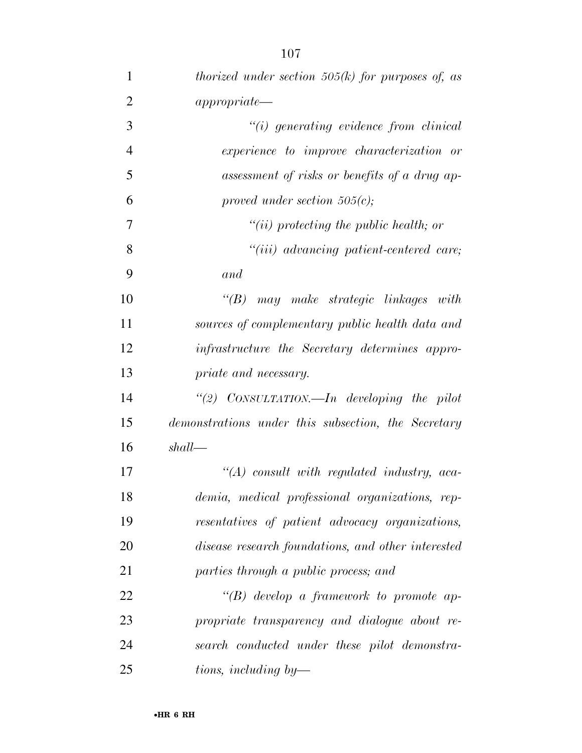*thorized under section 505(k) for purposes of, as appropriate—*

*“(i) generating evidence from clinical experience to improve characterization or assessment of risks or benefits of a drug approved under section 505(c);*

*“(ii) protecting the public health; or*

*“(iii) advancing patient-centered care; and*

*“(B) may make strategic linkages with sources of complementary public health data and infrastructure the Secretary determines appropriate and necessary.*

*“(2) CONSULTATION.—In developing the pilot demonstrations under this subsection, the Secretary shall—*

*“(A) consult with regulated industry, academia, medical professional organizations, representatives of patient advocacy organizations, disease research foundations, and other interested parties through a public process; and*

*“(B) develop a framework to promote appropriate transparency and dialogue about research conducted under these pilot demonstrations, including by—*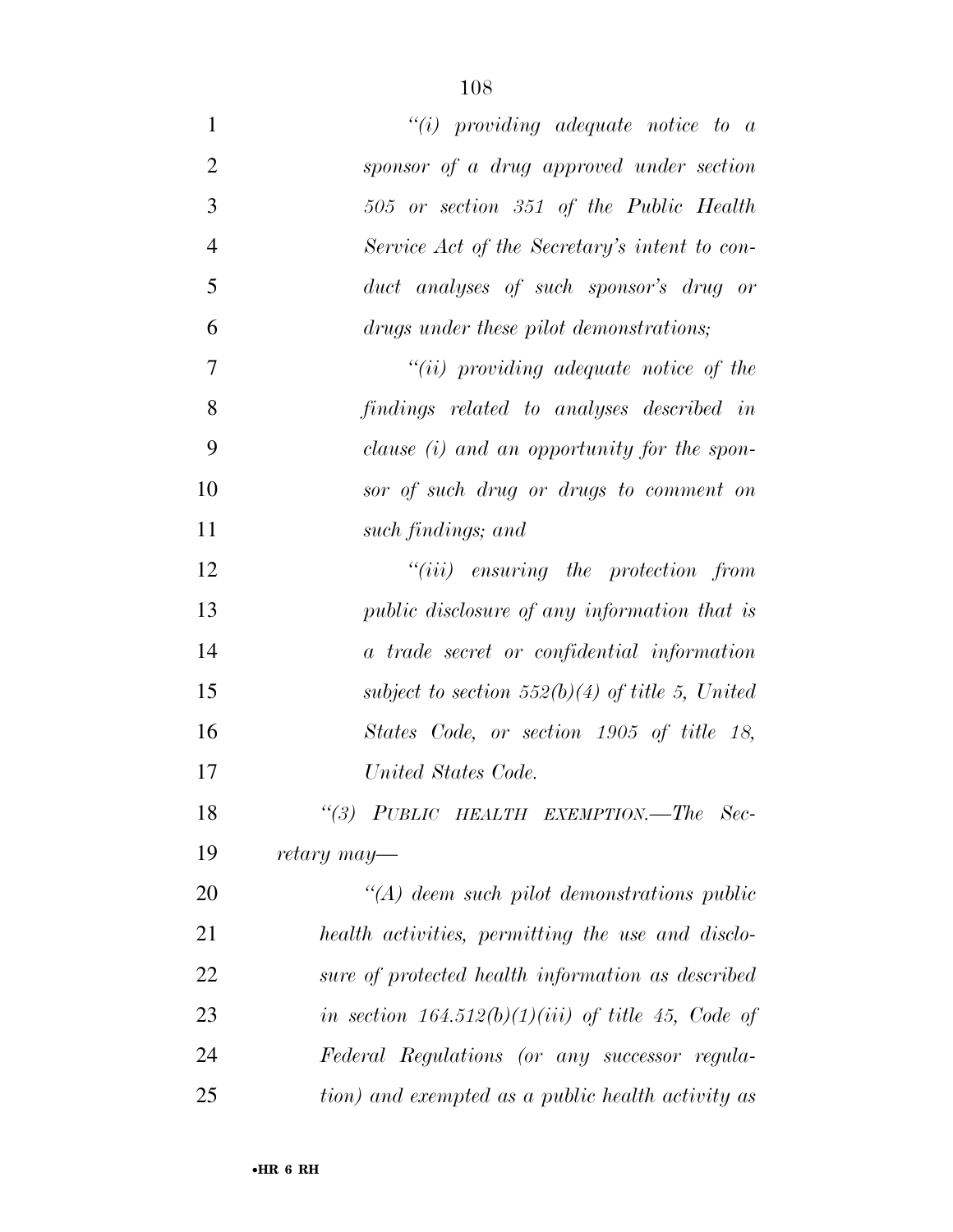*"(i) providing adequate notice to a sponsor of a drug approved under section 505 or section 351 of the Public Health Service Act of the Secretary's intent to conduct analyses of such sponsor's drug or drugs under these pilot demonstrations;*

*"(ii) providing adequate notice of the findings related to analyses described in clause (i) and an opportunity for the sponsor of such drug or drugs to comment on such findings; and*

*"(iii) ensuring the protection from public disclosure of any information that is a trade secret or confidential information subject to section 552(b)(4) of title 5, United States Code, or section 1905 of title 18, United States Code.*

*"(3) PUBLIC HEALTH EXEMPTION.—The Secretary may—*

*"(A) deem such pilot demonstrations public health activities, permitting the use and disclosure of protected health information as described in section 164.512(b)(1)(iii) of title 45, Code of Federal Regulations (or any successor regulation) and exempted as a public health activity as*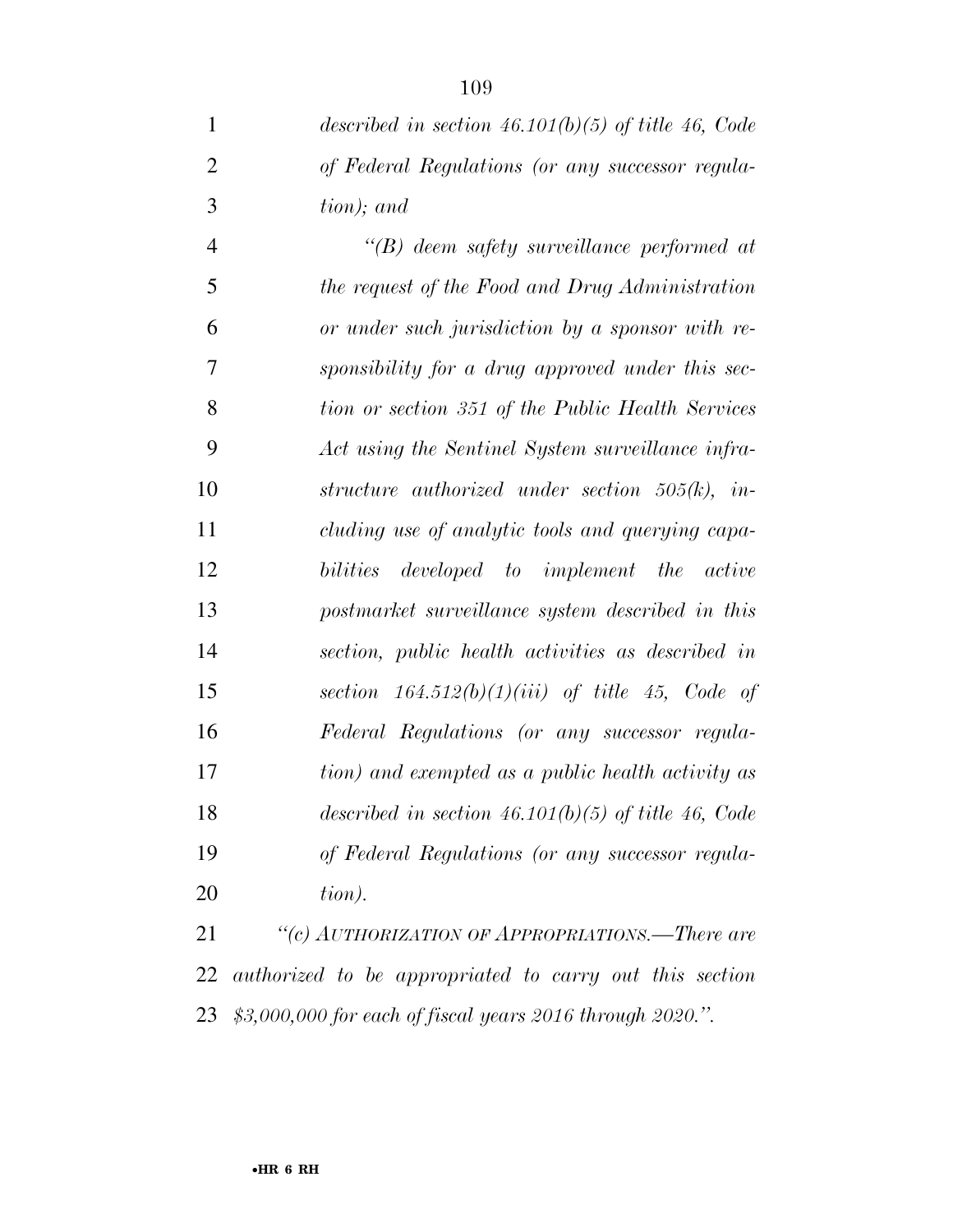*described in section 46.101(b)(5) of title 46, Code of Federal Regulations (or any successor regulation); and*

*"(B) deem safety surveillance performed at the request of the Food and Drug Administration or under such jurisdiction by a sponsor with responsibility for a drug approved under this section or section 351 of the Public Health Services Act using the Sentinel System surveillance infrastructure authorized under section 505(k), including use of analytic tools and querying capabilities developed to implement the active postmarket surveillance system described in this section, public health activities as described in section 164.512(b)(1)(iii) of title 45, Code of Federal Regulations (or any successor regulation) and exempted as a public health activity as described in section 46.101(b)(5) of title 46, Code of Federal Regulations (or any successor regulation).*

*"(c) AUTHORIZATION OF APPROPRIATIONS.—There are authorized to be appropriated to carry out this section $3,000,000 for each of fiscal years 2016 through 2020.".*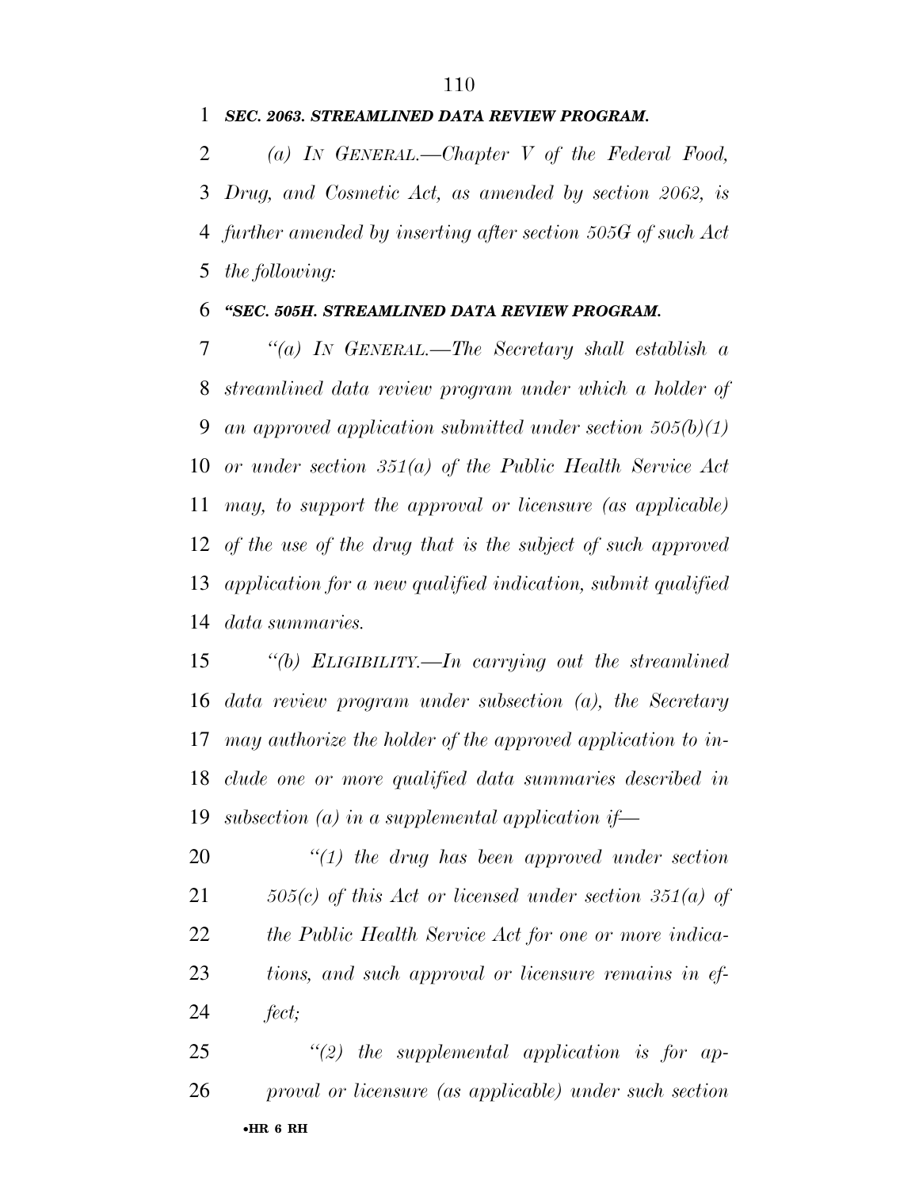***SEC. 2063. STREAMLINED DATA REVIEW PROGRAM.***

*(a) IN GENERAL.—Chapter V of the Federal Food, Drug, and Cosmetic Act, as amended by section 2062, is further amended by inserting after section 505G of such Act the following:*

***"SEC. 505H. STREAMLINED DATA REVIEW PROGRAM.***

*"(a) IN GENERAL.—The Secretary shall establish a streamlined data review program under which a holder of an approved application submitted under section 505(b)(1) or under section 351(a) of the Public Health Service Act may, to support the approval or licensure (as applicable) of the use of the drug that is the subject of such approved application for a new qualified indication, submit qualified data summaries.*

*"(b) ELIGIBILITY.—In carrying out the streamlined data review program under subsection (a), the Secretary may authorize the holder of the approved application to include one or more qualified data summaries described in subsection (a) in a supplemental application if—*

*"(1) the drug has been approved under section 505(c) of this Act or licensed under section 351(a) of the Public Health Service Act for one or more indications, and such approval or licensure remains in effect;*

*"(2) the supplemental application is for approval or licensure (as applicable) under such section*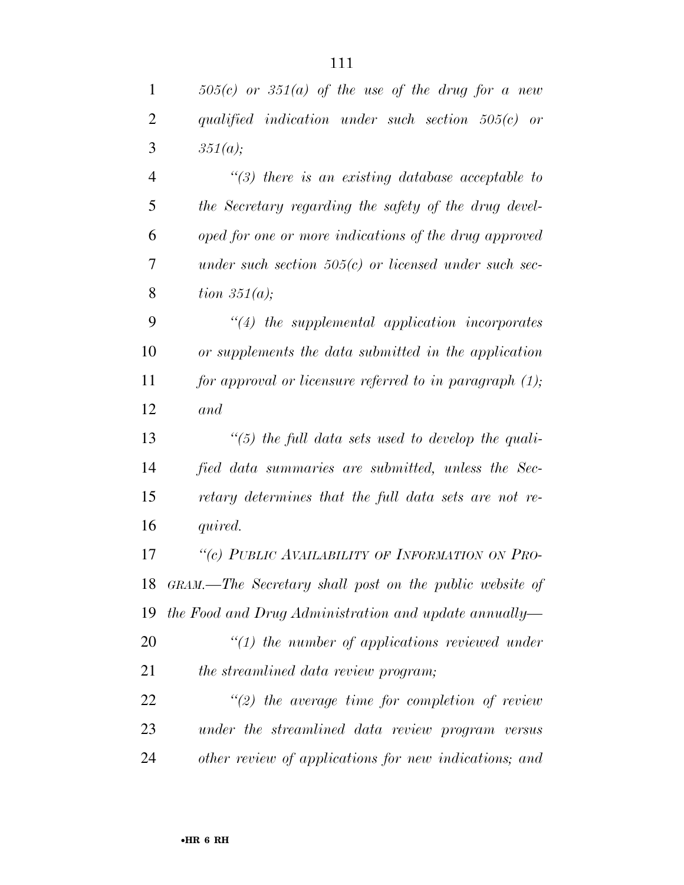*505(c) or 351(a) of the use of the drug for a new qualified indication under such section 505(c) or 351(a);*

*"(3) there is an existing database acceptable to the Secretary regarding the safety of the drug developed for one or more indications of the drug approved under such section 505(c) or licensed under such section 351(a);*

*"(4) the supplemental application incorporates or supplements the data submitted in the application for approval or licensure referred to in paragraph (1); and*

*"(5) the full data sets used to develop the qualified data summaries are submitted, unless the Secretary determines that the full data sets are not required.*

*"(c) PUBLIC AVAILABILITY OF INFORMATION ON PROGRAM.—The Secretary shall post on the public website of the Food and Drug Administration and update annually—*

*"(1) the number of applications reviewed under the streamlined data review program;*

*"(2) the average time for completion of review under the streamlined data review program versus other review of applications for new indications; and*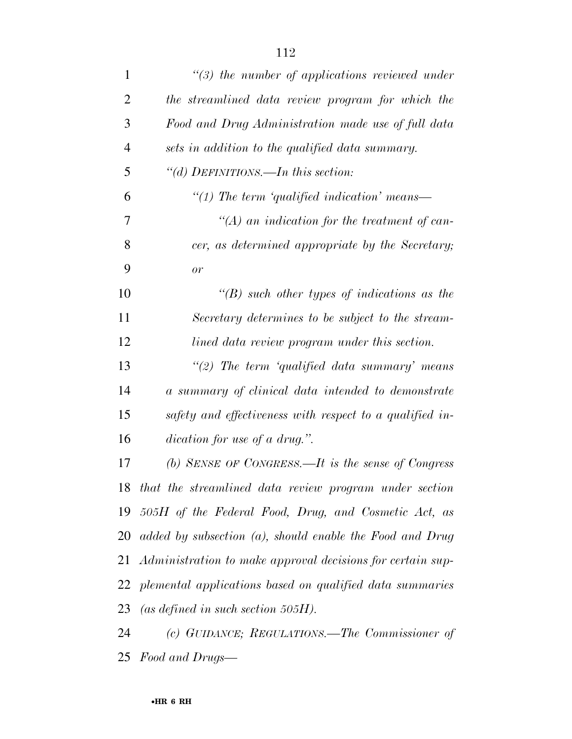*"(3) the number of applications reviewed under the streamlined data review program for which the Food and Drug Administration made use of full data sets in addition to the qualified data summary.*

*"(d) DEFINITIONS.—In this section:*

*"(1) The term 'qualified indication' means—*

*"(A) an indication for the treatment of cancer, as determined appropriate by the Secretary; or*

*"(B) such other types of indications as the Secretary determines to be subject to the streamlined data review program under this section.*

*"(2) The term 'qualified data summary' means a summary of clinical data intended to demonstrate safety and effectiveness with respect to a qualified indication for use of a drug.".*

*(b) SENSE OF CONGRESS.—It is the sense of Congress that the streamlined data review program under section 505H of the Federal Food, Drug, and Cosmetic Act, as added by subsection (a), should enable the Food and Drug Administration to make approval decisions for certain supplemental applications based on qualified data summaries (as defined in such section 505H).*

*(c) GUIDANCE; REGULATIONS.—The Commissioner of Food and Drugs—*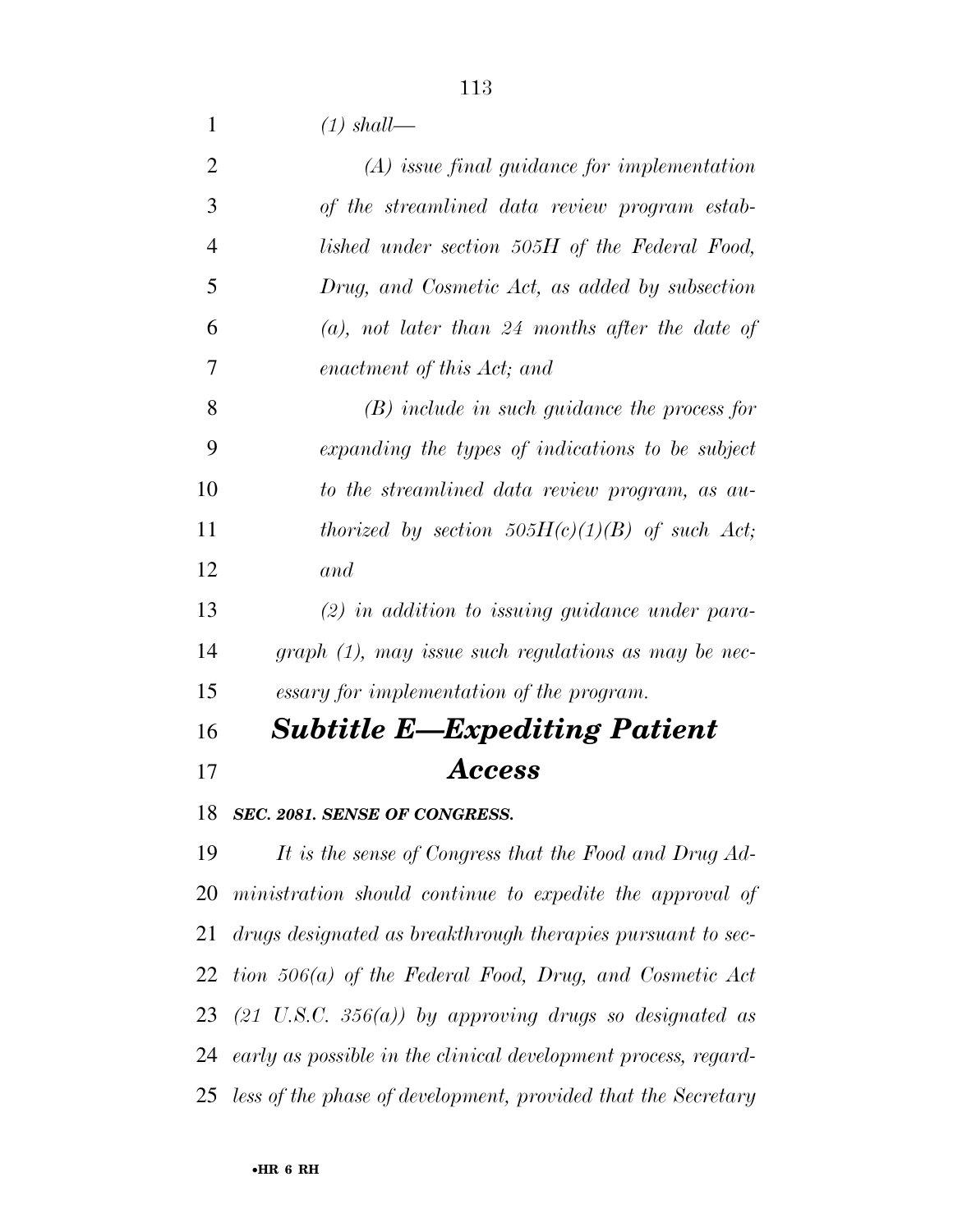*(1) shall—*

*(A) issue final guidance for implementation of the streamlined data review program established under section 505H of the Federal Food, Drug, and Cosmetic Act, as added by subsection (a), not later than 24 months after the date of enactment of this Act; and*

*(B) include in such guidance the process for expanding the types of indications to be subject to the streamlined data review program, as authorized by section 505H(c)(1)(B) of such Act; and*

*(2) in addition to issuing guidance under paragraph (1), may issue such regulations as may be necessary for implementation of the program.*

## *Subtitle E—Expediting Patient Access*

***SEC. 2081. SENSE OF CONGRESS.***

*It is the sense of Congress that the Food and Drug Administration should continue to expedite the approval of drugs designated as breakthrough therapies pursuant to section 506(a) of the Federal Food, Drug, and Cosmetic Act (21 U.S.C. 356(a)) by approving drugs so designated as early as possible in the clinical development process, regardless of the phase of development, provided that the Secretary*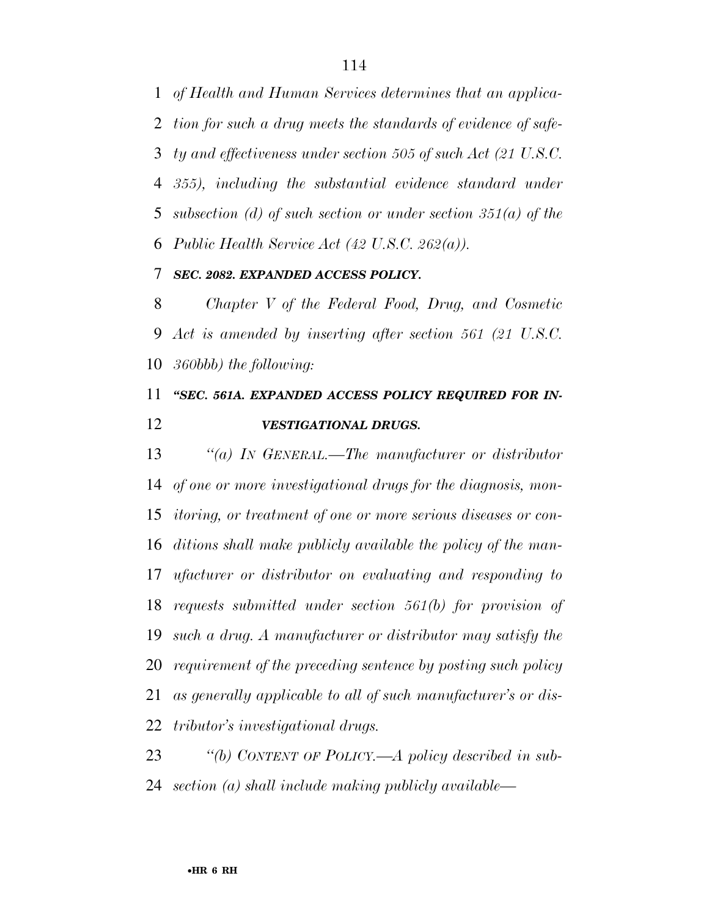*of Health and Human Services determines that an application for such a drug meets the standards of evidence of safety and effectiveness under section 505 of such Act (21 U.S.C. 355), including the substantial evidence standard under subsection (d) of such section or under section 351(a) of the Public Health Service Act (42 U.S.C. 262(a)).*

***SEC. 2082. EXPANDED ACCESS POLICY.***

*Chapter V of the Federal Food, Drug, and Cosmetic Act is amended by inserting after section 561 (21 U.S.C. 360bbb) the following:*

***"SEC. 561A. EXPANDED ACCESS POLICY REQUIRED FOR INVESTIGATIONAL DRUGS.***

*"(a) IN GENERAL.—The manufacturer or distributor of one or more investigational drugs for the diagnosis, monitoring, or treatment of one or more serious diseases or conditions shall make publicly available the policy of the manufacturer or distributor on evaluating and responding to requests submitted under section 561(b) for provision of such a drug. A manufacturer or distributor may satisfy the requirement of the preceding sentence by posting such policy as generally applicable to all of such manufacturer's or distributor's investigational drugs.*

*"(b) CONTENT OF POLICY.—A policy described in subsection (a) shall include making publicly available—*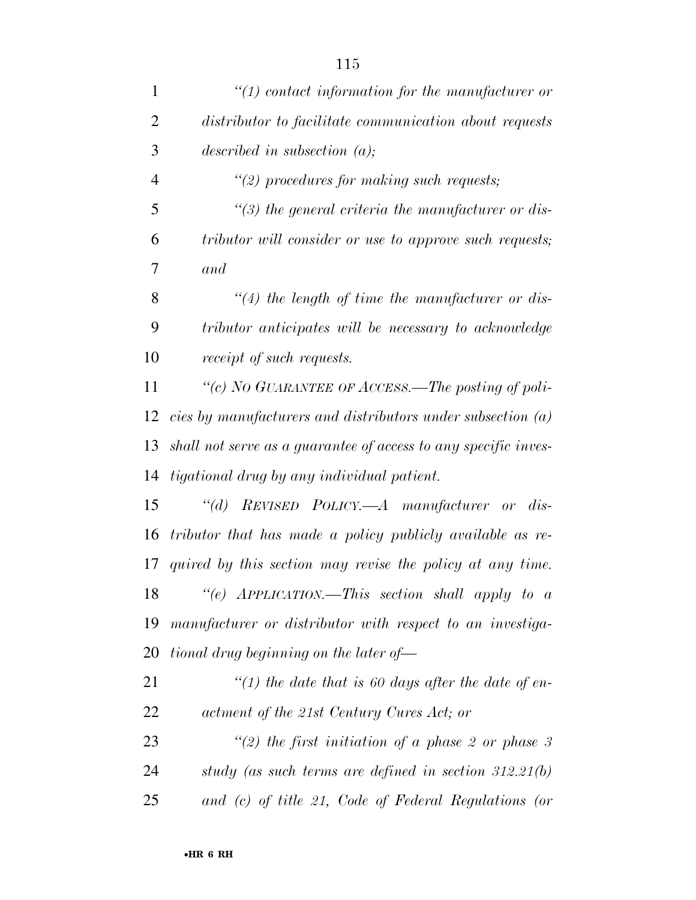*“(1) contact information for the manufacturer or distributor to facilitate communication about requests described in subsection (a);*

*“(2) procedures for making such requests;*

*“(3) the general criteria the manufacturer or distributor will consider or use to approve such requests; and*

*“(4) the length of time the manufacturer or distributor anticipates will be necessary to acknowledge receipt of such requests.*

*“(c) NO GUARANTEE OF ACCESS.—The posting of policies by manufacturers and distributors under subsection (a) shall not serve as a guarantee of access to any specific investigational drug by any individual patient.*

*“(d) REVISED POLICY.—A manufacturer or distributor that has made a policy publicly available as required by this section may revise the policy at any time.*

*“(e) APPLICATION.—This section shall apply to a manufacturer or distributor with respect to an investigational drug beginning on the later of—*

*“(1) the date that is 60 days after the date of enactment of the 21st Century Cures Act; or*

*“(2) the first initiation of a phase 2 or phase 3 study (as such terms are defined in section 312.21(b) and (c) of title 21, Code of Federal Regulations (or*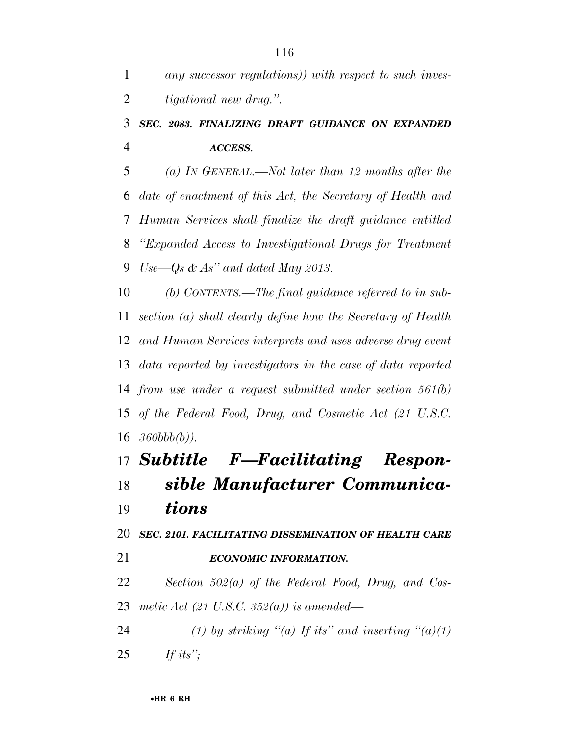*any successor regulations)) with respect to such investigational new drug.''.*

***SEC. 2083. FINALIZING DRAFT GUIDANCE ON EXPANDED ACCESS.***

*(a) IN GENERAL.—Not later than 12 months after the date of enactment of this Act, the Secretary of Health and Human Services shall finalize the draft guidance entitled ''Expanded Access to Investigational Drugs for Treatment Use—Qs & As'' and dated May 2013.*

*(b) CONTENTS.—The final guidance referred to in subsection (a) shall clearly define how the Secretary of Health and Human Services interprets and uses adverse drug event data reported by investigators in the case of data reported from use under a request submitted under section 561(b) of the Federal Food, Drug, and Cosmetic Act (21 U.S.C. 360bbb(b)).*

## ***Subtitle F—Facilitating Responsible Manufacturer Communications***

***SEC. 2101. FACILITATING DISSEMINATION OF HEALTH CARE ECONOMIC INFORMATION.***

*Section 502(a) of the Federal Food, Drug, and Cosmetic Act (21 U.S.C. 352(a)) is amended—*

*(1) by striking ''(a) If its'' and inserting ''(a)(1) If its'';*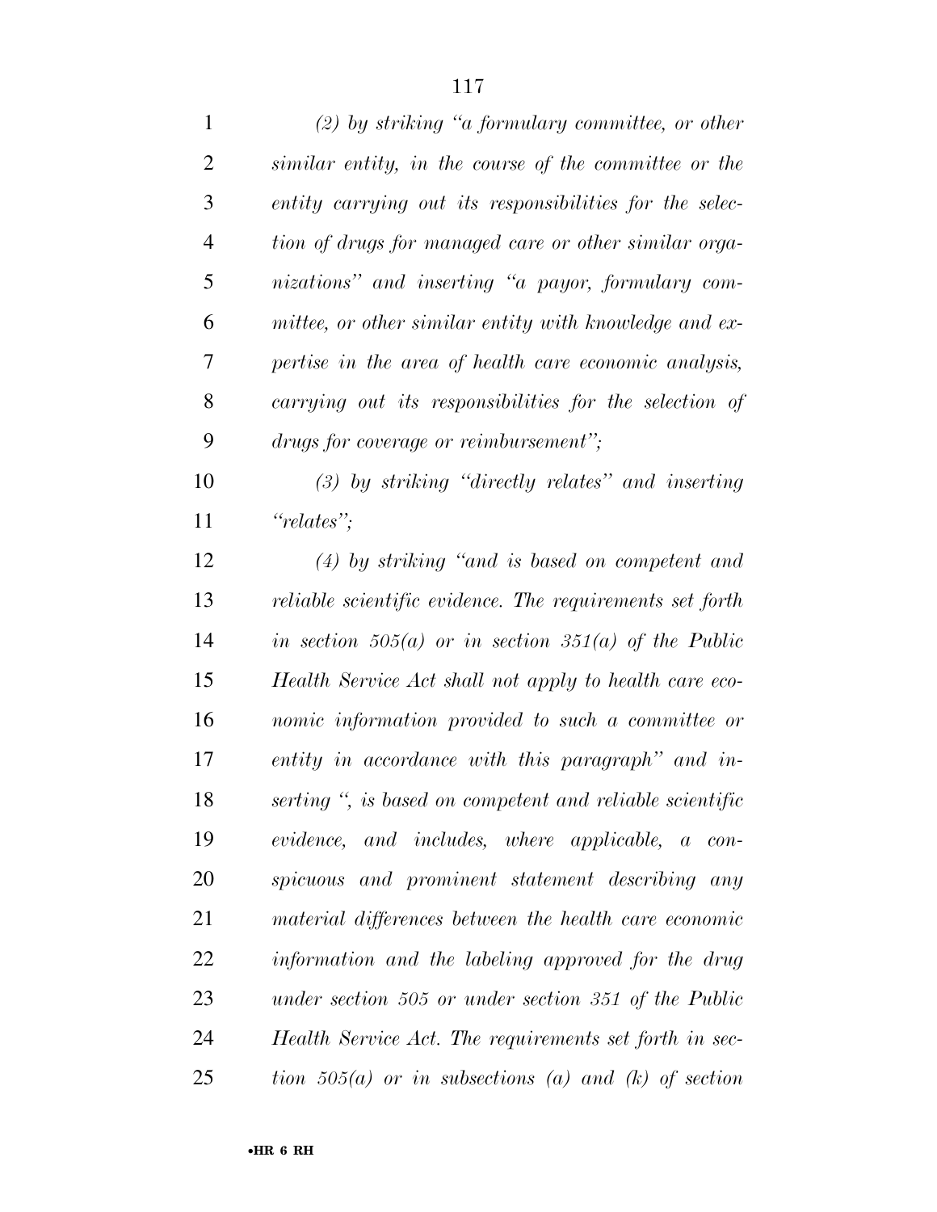*(2) by striking "a formulary committee, or other similar entity, in the course of the committee or the entity carrying out its responsibilities for the selection of drugs for managed care or other similar organizations" and inserting "a payor, formulary committee, or other similar entity with knowledge and expertise in the area of health care economic analysis, carrying out its responsibilities for the selection of drugs for coverage or reimbursement";*

*(3) by striking "directly relates" and inserting "relates";*

*(4) by striking "and is based on competent and reliable scientific evidence. The requirements set forth in section 505(a) or in section 351(a) of the Public Health Service Act shall not apply to health care economic information provided to such a committee or entity in accordance with this paragraph" and inserting ", is based on competent and reliable scientific evidence, and includes, where applicable, a conspicuous and prominent statement describing any material differences between the health care economic information and the labeling approved for the drug under section 505 or under section 351 of the Public Health Service Act. The requirements set forth in section 505(a) or in subsections (a) and (k) of section*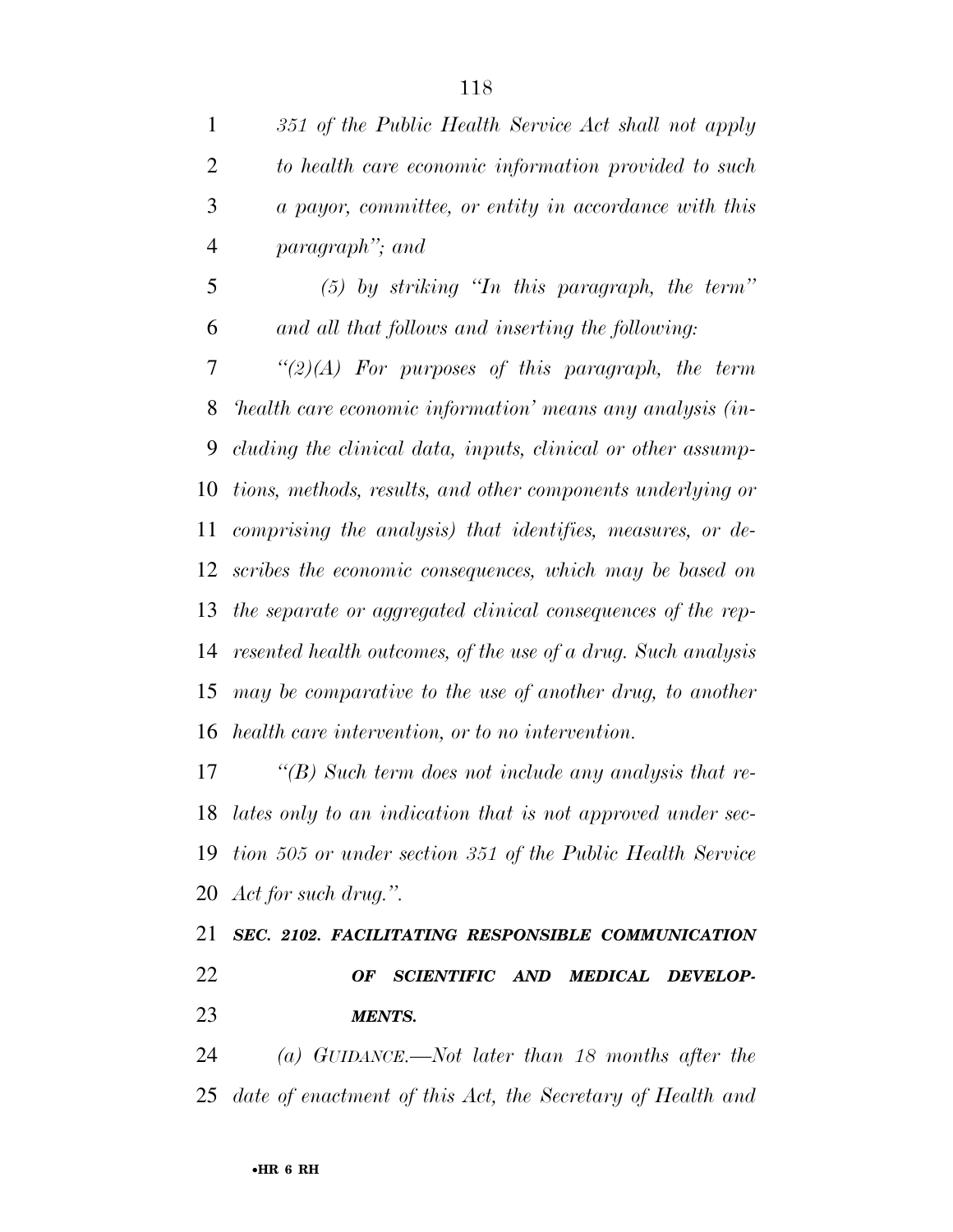*351 of the Public Health Service Act shall not apply to health care economic information provided to such a payor, committee, or entity in accordance with this paragraph''; and*

*(5) by striking ''In this paragraph, the term'' and all that follows and inserting the following:*

*''(2)(A) For purposes of this paragraph, the term 'health care economic information' means any analysis (including the clinical data, inputs, clinical or other assumptions, methods, results, and other components underlying or comprising the analysis) that identifies, measures, or describes the economic consequences, which may be based on the separate or aggregated clinical consequences of the represented health outcomes, of the use of a drug. Such analysis may be comparative to the use of another drug, to another health care intervention, or to no intervention.*

*''(B) Such term does not include any analysis that relates only to an indication that is not approved under section 505 or under section 351 of the Public Health Service Act for such drug.''.*

***SEC. 2102. FACILITATING RESPONSIBLE COMMUNICATION OF SCIENTIFIC AND MEDICAL DEVELOPMENTS.***

*(a) GUIDANCE.—Not later than 18 months after the date of enactment of this Act, the Secretary of Health and*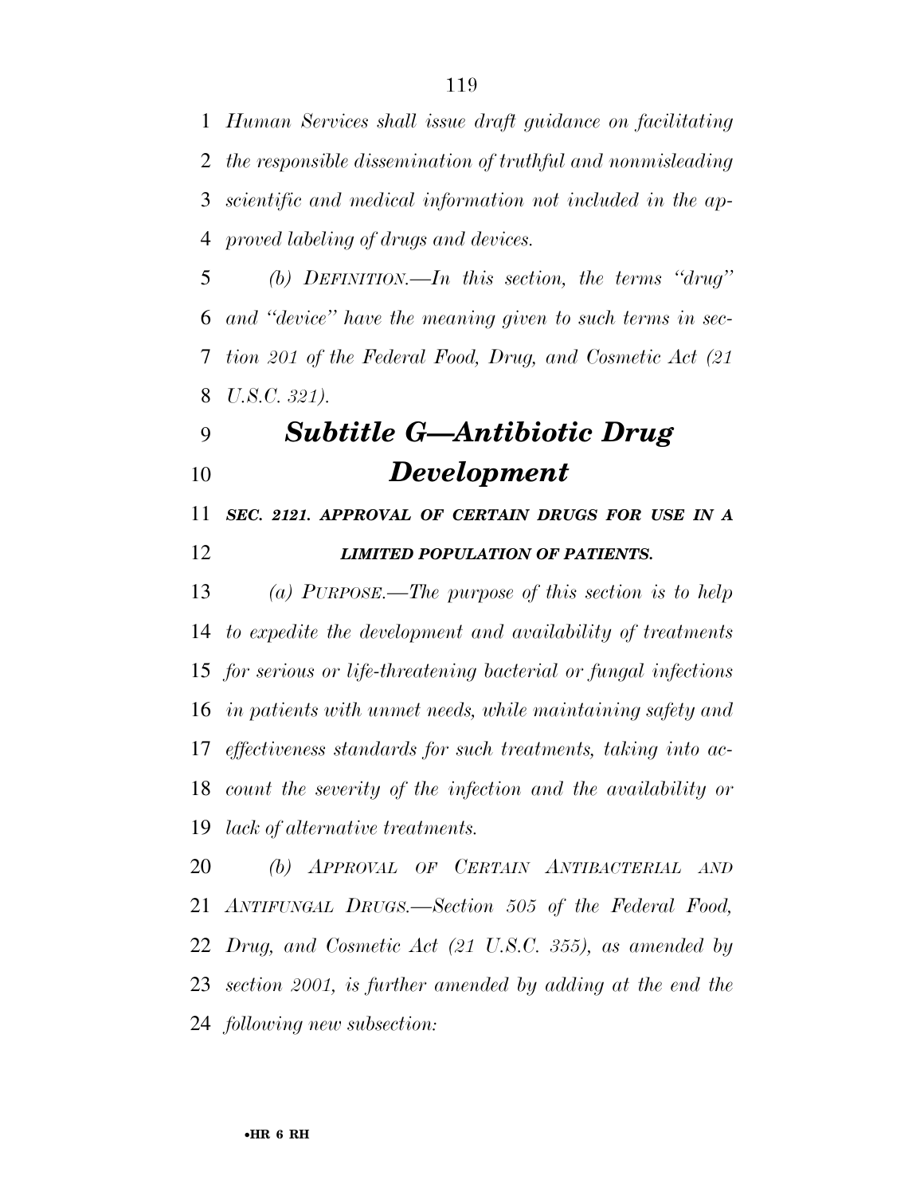*Human Services shall issue draft guidance on facilitating the responsible dissemination of truthful and nonmisleading scientific and medical information not included in the approved labeling of drugs and devices.*

*(b) DEFINITION.—In this section, the terms "drug" and "device" have the meaning given to such terms in section 201 of the Federal Food, Drug, and Cosmetic Act (21 U.S.C. 321).*

## *Subtitle G—Antibiotic Drug Development*

### *SEC. 2121. APPROVAL OF CERTAIN DRUGS FOR USE IN A LIMITED POPULATION OF PATIENTS.*

*(a) PURPOSE.—The purpose of this section is to help to expedite the development and availability of treatments for serious or life-threatening bacterial or fungal infections in patients with unmet needs, while maintaining safety and effectiveness standards for such treatments, taking into account the severity of the infection and the availability or lack of alternative treatments.*

*(b) APPROVAL OF CERTAIN ANTIBACTERIAL AND ANTIFUNGAL DRUGS.—Section 505 of the Federal Food, Drug, and Cosmetic Act (21 U.S.C. 355), as amended by section 2001, is further amended by adding at the end the following new subsection:*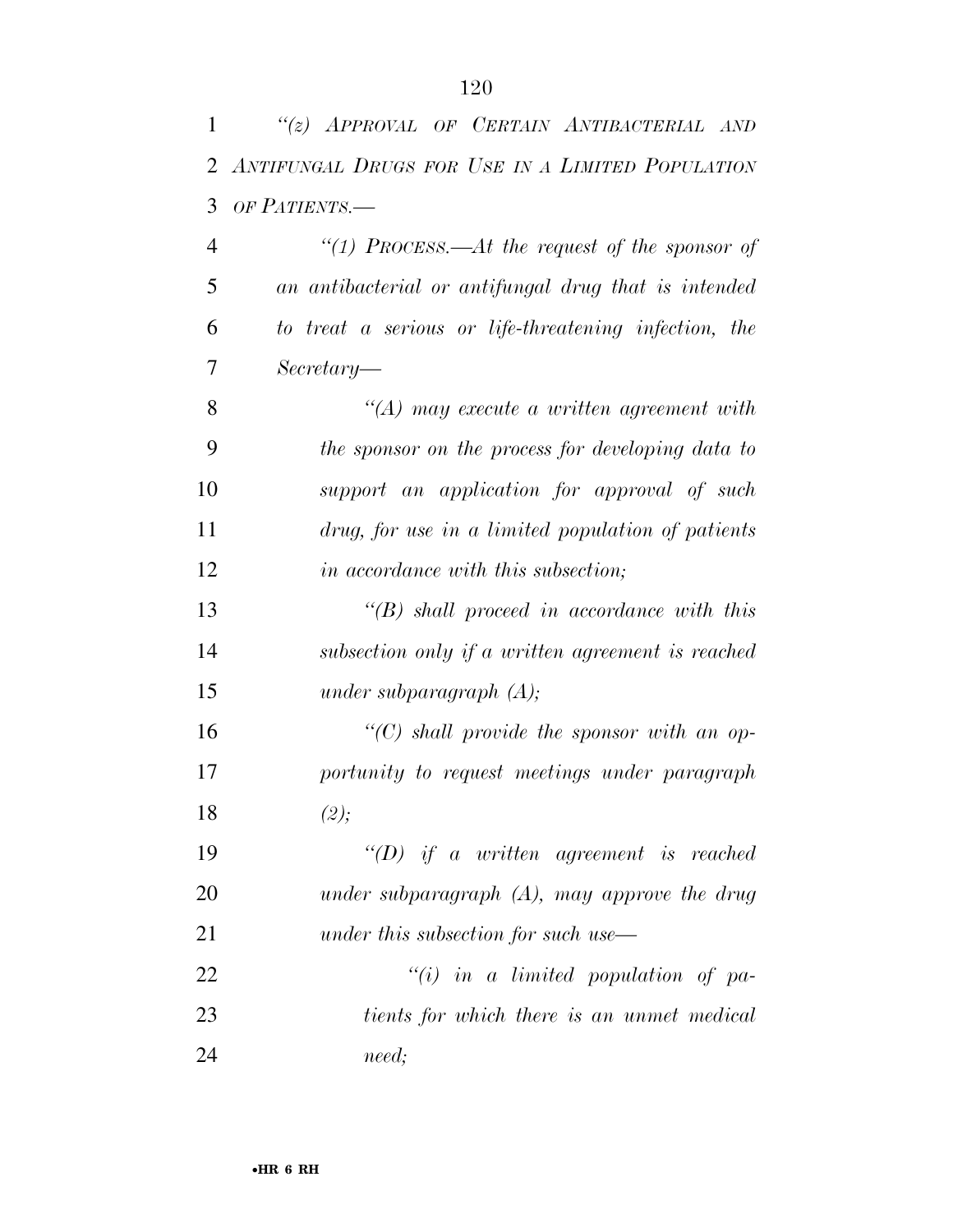*"(z) Approval of Certain Antibacterial and Antifungal Drugs for Use in a Limited Population of Patients.—*

*"(1) Process.—At the request of the sponsor of an antibacterial or antifungal drug that is intended to treat a serious or life-threatening infection, the Secretary—*

*"(A) may execute a written agreement with the sponsor on the process for developing data to support an application for approval of such drug, for use in a limited population of patients in accordance with this subsection;*

*"(B) shall proceed in accordance with this subsection only if a written agreement is reached under subparagraph (A);*

*"(C) shall provide the sponsor with an opportunity to request meetings under paragraph (2);*

*"(D) if a written agreement is reached under subparagraph (A), may approve the drug under this subsection for such use—*

*"(i) in a limited population of patients for which there is an unmet medical need;*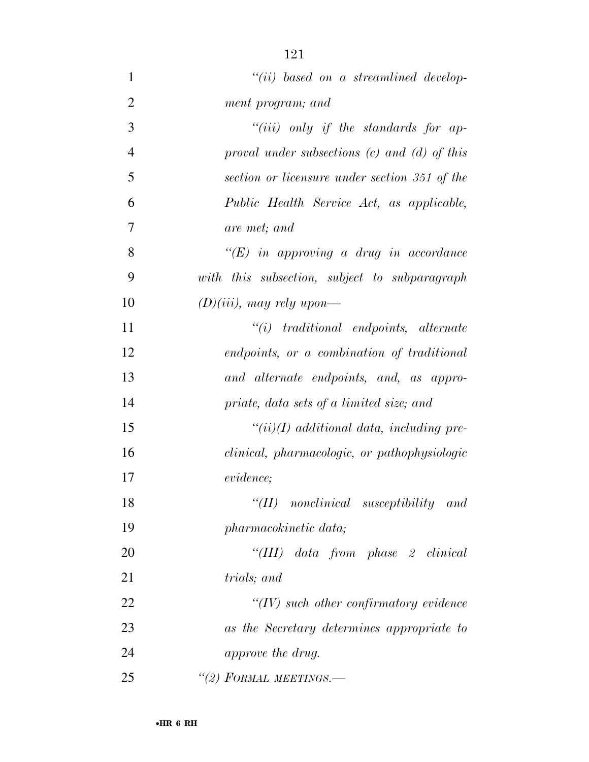*"(ii) based on a streamlined development program; and*

*"(iii) only if the standards for approval under subsections (c) and (d) of this section or licensure under section 351 of the Public Health Service Act, as applicable, are met; and*

*"(E) in approving a drug in accordance with this subsection, subject to subparagraph (D)(iii), may rely upon—*

*"(i) traditional endpoints, alternate endpoints, or a combination of traditional and alternate endpoints, and, as appropriate, data sets of a limited size; and*

*"(ii)(I) additional data, including preclinical, pharmacologic, or pathophysiologic evidence;*

*"(II) nonclinical susceptibility and pharmacokinetic data;*

*"(III) data from phase 2 clinical trials; and*

*"(IV) such other confirmatory evidence as the Secretary determines appropriate to approve the drug.*

*"(2) FORMAL MEETINGS.—*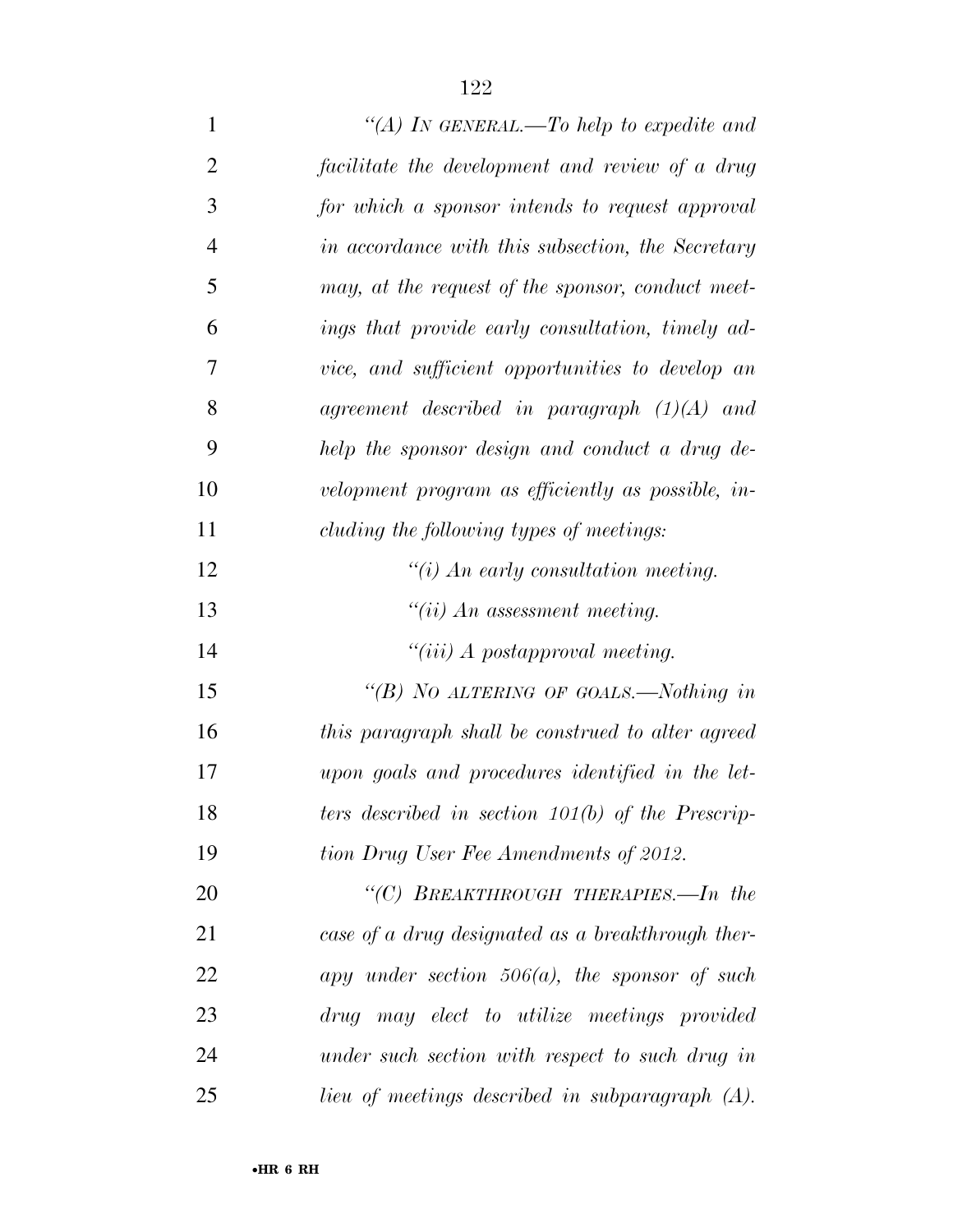*"(A) IN GENERAL.—To help to expedite and facilitate the development and review of a drug for which a sponsor intends to request approval in accordance with this subsection, the Secretary may, at the request of the sponsor, conduct meetings that provide early consultation, timely advice, and sufficient opportunities to develop an agreement described in paragraph (1)(A) and help the sponsor design and conduct a drug development program as efficiently as possible, including the following types of meetings:*

*"(i) An early consultation meeting.*

*"(ii) An assessment meeting.*

*"(iii) A postapproval meeting.*

*"(B) NO ALTERING OF GOALS.—Nothing in this paragraph shall be construed to alter agreed upon goals and procedures identified in the letters described in section 101(b) of the Prescription Drug User Fee Amendments of 2012.*

*"(C) BREAKTHROUGH THERAPIES.—In the case of a drug designated as a breakthrough therapy under section 506(a), the sponsor of such drug may elect to utilize meetings provided under such section with respect to such drug in lieu of meetings described in subparagraph (A).*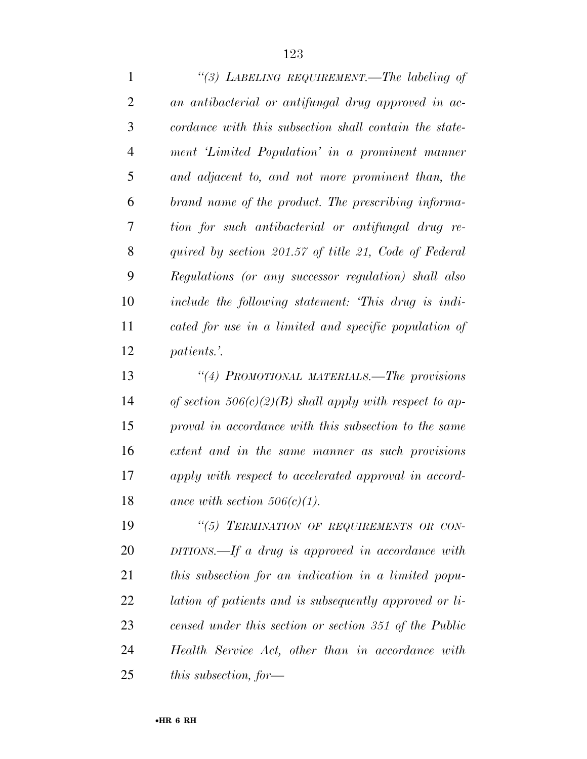*"(3) LABELING REQUIREMENT.—The labeling of an antibacterial or antifungal drug approved in accordance with this subsection shall contain the statement 'Limited Population' in a prominent manner and adjacent to, and not more prominent than, the brand name of the product. The prescribing information for such antibacterial or antifungal drug required by section 201.57 of title 21, Code of Federal Regulations (or any successor regulation) shall also include the following statement: 'This drug is indicated for use in a limited and specific population of patients.'.*

*"(4) PROMOTIONAL MATERIALS.—The provisions of section 506(c)(2)(B) shall apply with respect to approval in accordance with this subsection to the same extent and in the same manner as such provisions apply with respect to accelerated approval in accordance with section 506(c)(1).*

*"(5) TERMINATION OF REQUIREMENTS OR CONDITIONS.—If a drug is approved in accordance with this subsection for an indication in a limited population of patients and is subsequently approved or licensed under this section or section 351 of the Public Health Service Act, other than in accordance with this subsection, for—*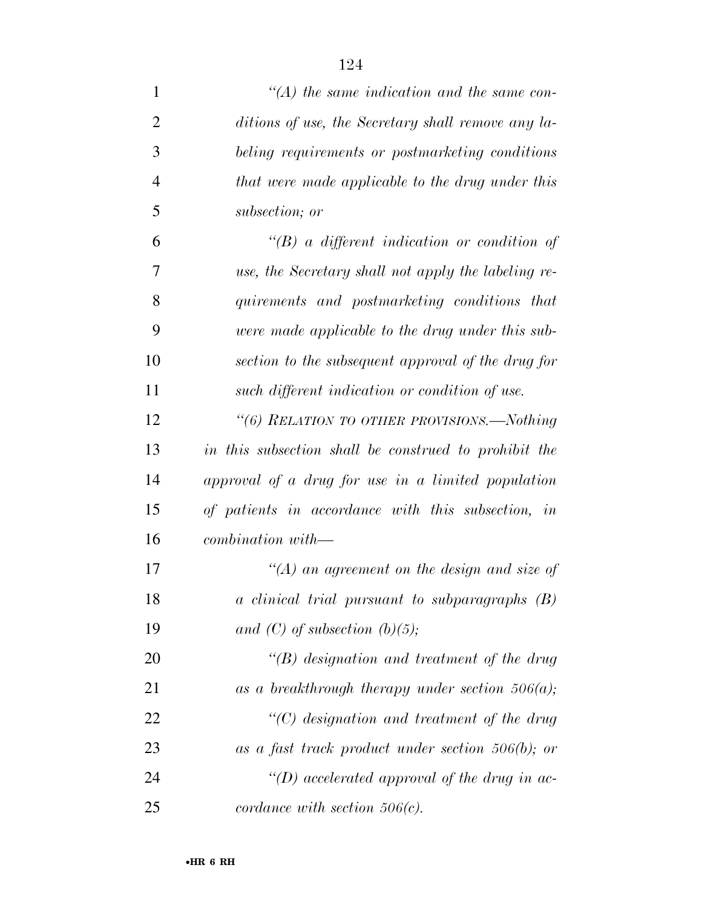*"(A) the same indication and the same conditions of use, the Secretary shall remove any labeling requirements or postmarketing conditions that were made applicable to the drug under this subsection; or*

*"(B) a different indication or condition of use, the Secretary shall not apply the labeling requirements and postmarketing conditions that were made applicable to the drug under this subsection to the subsequent approval of the drug for such different indication or condition of use.*

*"(6) RELATION TO OTHER PROVISIONS.—Nothing in this subsection shall be construed to prohibit the approval of a drug for use in a limited population of patients in accordance with this subsection, in combination with—*

*"(A) an agreement on the design and size of a clinical trial pursuant to subparagraphs (B) and (C) of subsection (b)(5);*

*"(B) designation and treatment of the drug as a breakthrough therapy under section 506(a);*

*"(C) designation and treatment of the drug as a fast track product under section 506(b); or*

*"(D) accelerated approval of the drug in accordance with section 506(c).*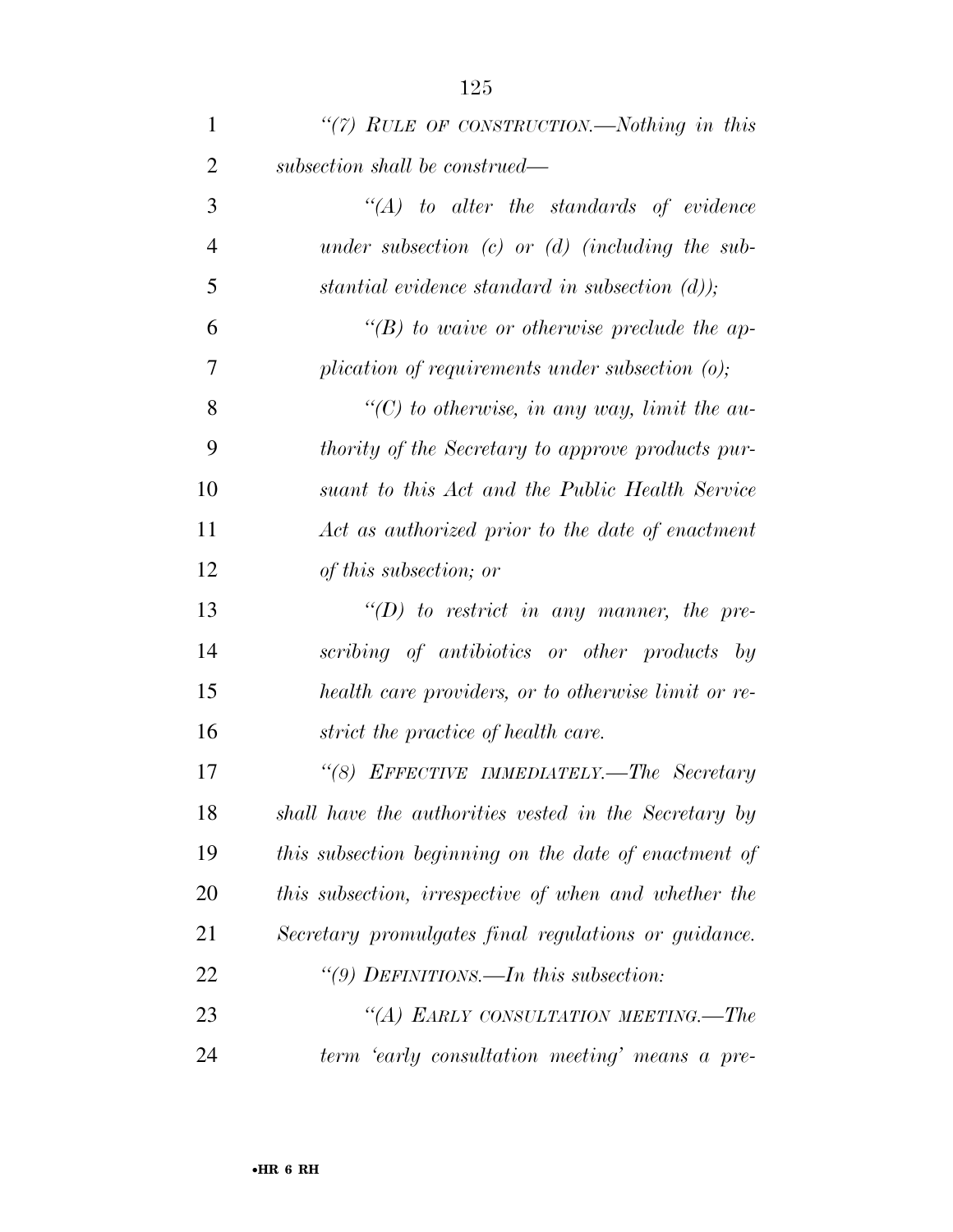*“(7) RULE OF CONSTRUCTION.—Nothing in this subsection shall be construed—*

*“(A) to alter the standards of evidence under subsection (c) or (d) (including the substantial evidence standard in subsection (d));*

*“(B) to waive or otherwise preclude the application of requirements under subsection (o);*

*“(C) to otherwise, in any way, limit the authority of the Secretary to approve products pursuant to this Act and the Public Health Service Act as authorized prior to the date of enactment of this subsection; or*

*“(D) to restrict in any manner, the prescribing of antibiotics or other products by health care providers, or to otherwise limit or restrict the practice of health care.*

*“(8) EFFECTIVE IMMEDIATELY.—The Secretary shall have the authorities vested in the Secretary by this subsection beginning on the date of enactment of this subsection, irrespective of when and whether the Secretary promulgates final regulations or guidance.*

*“(9) DEFINITIONS.—In this subsection:*

*“(A) EARLY CONSULTATION MEETING.—The term ‘early consultation meeting’ means a pre-*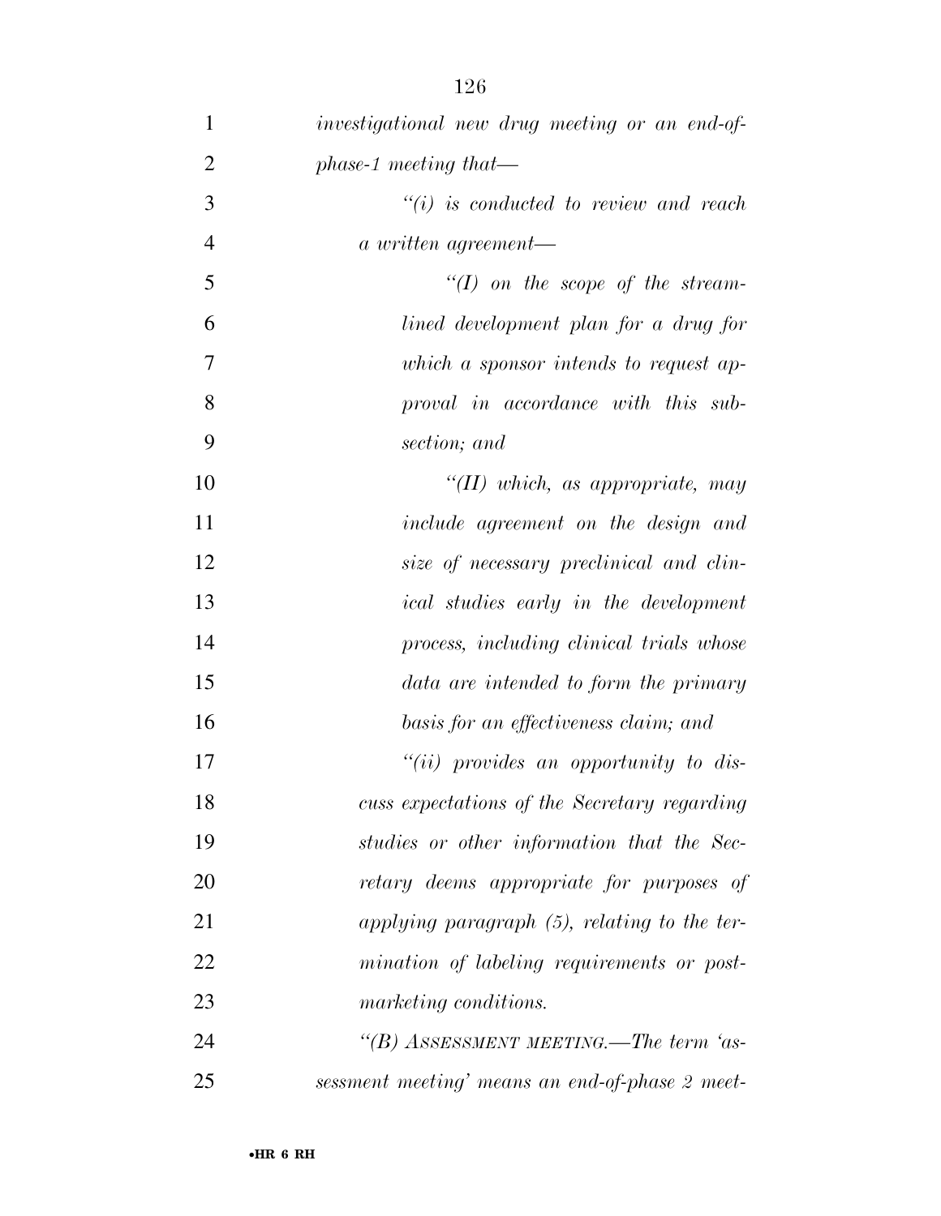*investigational new drug meeting or an end-of-phase-1 meeting that—*

*"(i) is conducted to review and reach a written agreement—*

*"(I) on the scope of the streamlined development plan for a drug for which a sponsor intends to request approval in accordance with this subsection; and*

*"(II) which, as appropriate, may include agreement on the design and size of necessary preclinical and clinical studies early in the development process, including clinical trials whose data are intended to form the primary basis for an effectiveness claim; and*

*"(ii) provides an opportunity to discuss expectations of the Secretary regarding studies or other information that the Secretary deems appropriate for purposes of applying paragraph (5), relating to the termination of labeling requirements or postmarketing conditions.*

*"(B) ASSESSMENT MEETING.—The term 'assessment meeting' means an end-of-phase 2 meet-*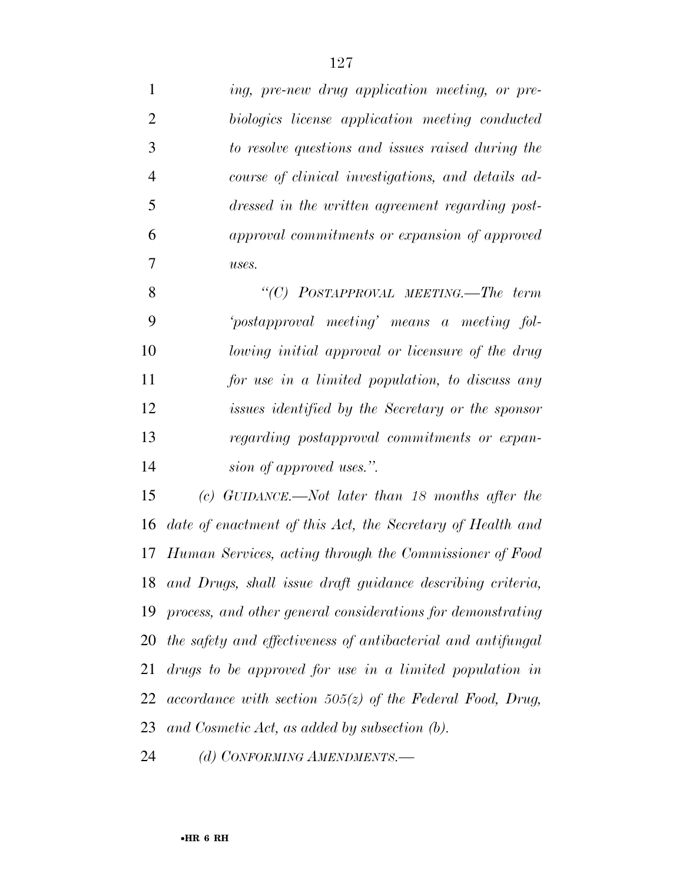*ing, pre-new drug application meeting, or pre-biologics license application meeting conducted to resolve questions and issues raised during the course of clinical investigations, and details addressed in the written agreement regarding post-approval commitments or expansion of approved uses.*

*"(C) POSTAPPROVAL MEETING.—The term 'postapproval meeting' means a meeting following initial approval or licensure of the drug for use in a limited population, to discuss any issues identified by the Secretary or the sponsor regarding postapproval commitments or expansion of approved uses.".*

*(c) GUIDANCE.—Not later than 18 months after the date of enactment of this Act, the Secretary of Health and Human Services, acting through the Commissioner of Food and Drugs, shall issue draft guidance describing criteria, process, and other general considerations for demonstrating the safety and effectiveness of antibacterial and antifungal drugs to be approved for use in a limited population in accordance with section 505(z) of the Federal Food, Drug, and Cosmetic Act, as added by subsection (b).*

*(d) CONFORMING AMENDMENTS.—*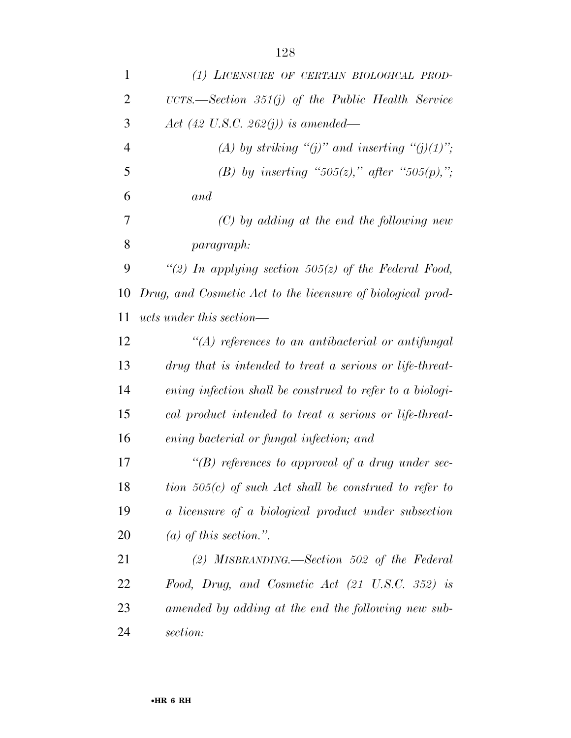*(1) LICENSURE OF CERTAIN BIOLOGICAL PRODUCTS.—Section 351(j) of the Public Health Service Act (42 U.S.C. 262(j)) is amended—*

*(A) by striking "(j)" and inserting "(j)(1)";*

*(B) by inserting "505(z)," after "505(p),"; and*

*(C) by adding at the end the following new paragraph:*

*"(2) In applying section 505(z) of the Federal Food, Drug, and Cosmetic Act to the licensure of biological products under this section—*

*"(A) references to an antibacterial or antifungal drug that is intended to treat a serious or life-threatening infection shall be construed to refer to a biological product intended to treat a serious or life-threatening bacterial or fungal infection; and*

*"(B) references to approval of a drug under section 505(c) of such Act shall be construed to refer to a licensure of a biological product under subsection (a) of this section.".*

*(2) MISBRANDING.—Section 502 of the Federal Food, Drug, and Cosmetic Act (21 U.S.C. 352) is amended by adding at the end the following new subsection:*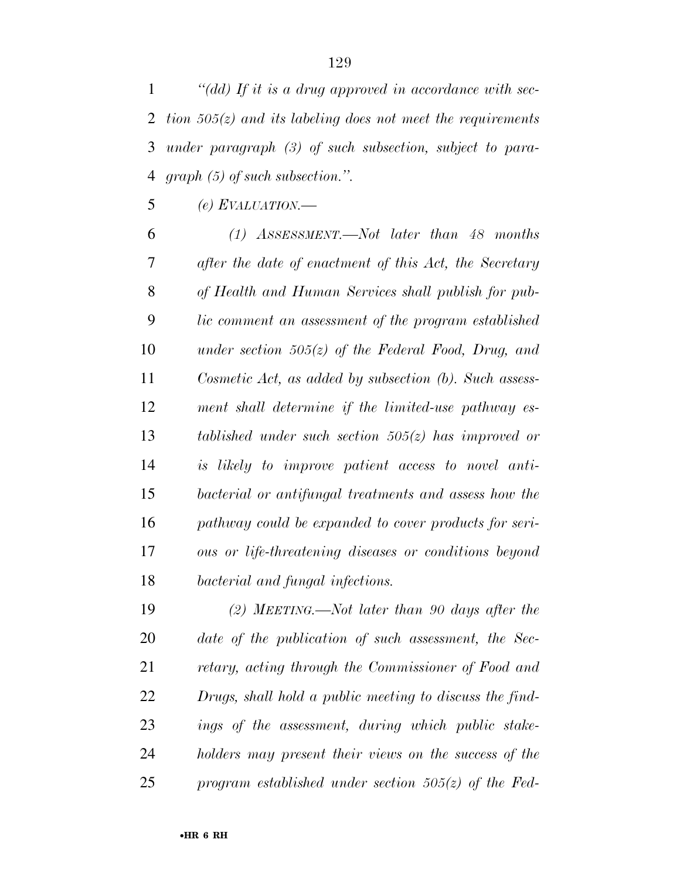*"(dd) If it is a drug approved in accordance with section 505(z) and its labeling does not meet the requirements under paragraph (3) of such subsection, subject to paragraph (5) of such subsection.".*

*(e) EVALUATION.—*

*(1) ASSESSMENT.—Not later than 48 months after the date of enactment of this Act, the Secretary of Health and Human Services shall publish for public comment an assessment of the program established under section 505(z) of the Federal Food, Drug, and Cosmetic Act, as added by subsection (b). Such assessment shall determine if the limited-use pathway established under such section 505(z) has improved or is likely to improve patient access to novel antibacterial or antifungal treatments and assess how the pathway could be expanded to cover products for serious or life-threatening diseases or conditions beyond bacterial and fungal infections.*

*(2) MEETING.—Not later than 90 days after the date of the publication of such assessment, the Secretary, acting through the Commissioner of Food and Drugs, shall hold a public meeting to discuss the findings of the assessment, during which public stakeholders may present their views on the success of the program established under section 505(z) of the Fed-*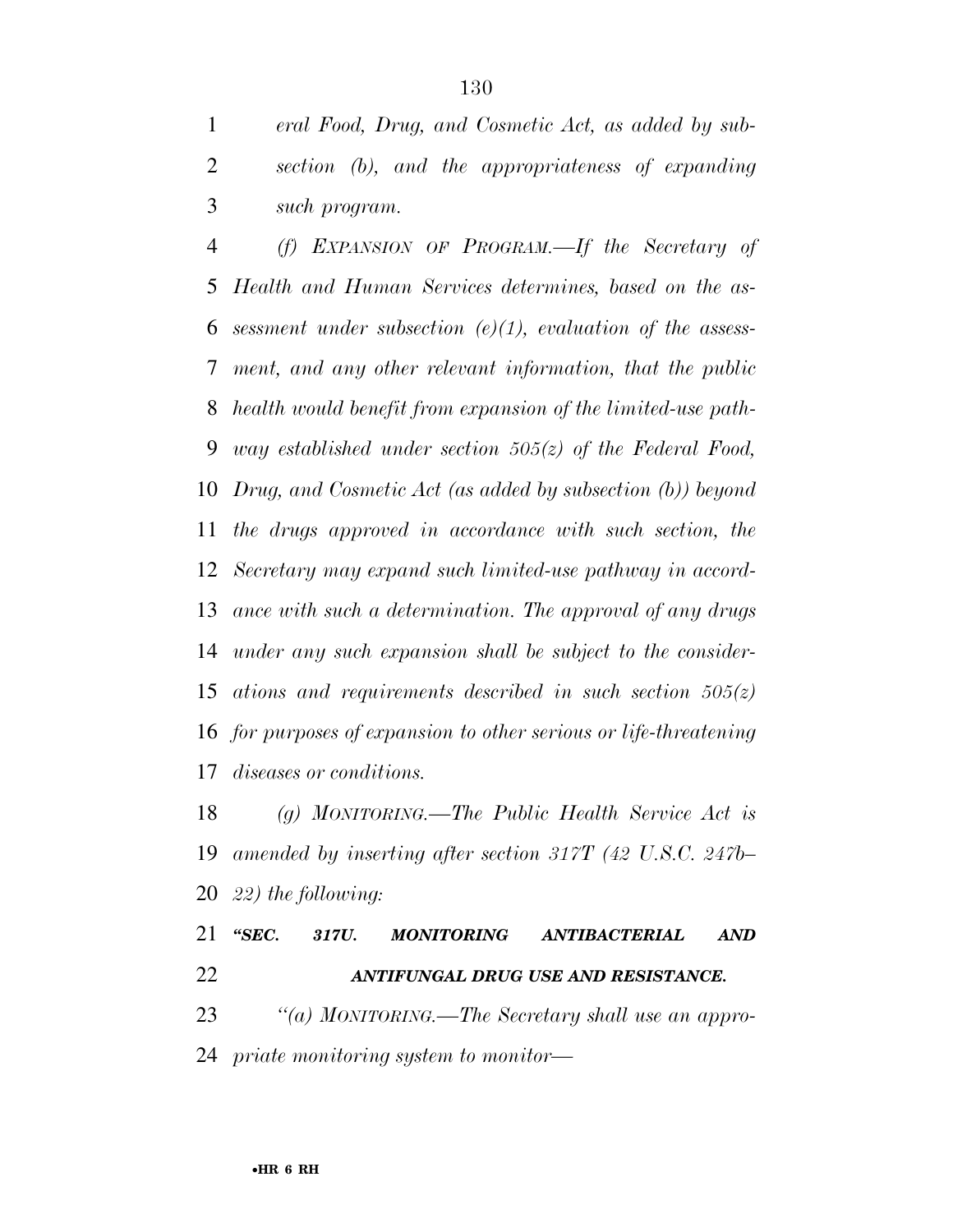*eral Food, Drug, and Cosmetic Act, as added by subsection (b), and the appropriateness of expanding such program.*

*(f) EXPANSION OF PROGRAM.—If the Secretary of Health and Human Services determines, based on the assessment under subsection (e)(1), evaluation of the assessment, and any other relevant information, that the public health would benefit from expansion of the limited-use pathway established under section 505(z) of the Federal Food, Drug, and Cosmetic Act (as added by subsection (b)) beyond the drugs approved in accordance with such section, the Secretary may expand such limited-use pathway in accordance with such a determination. The approval of any drugs under any such expansion shall be subject to the considerations and requirements described in such section 505(z) for purposes of expansion to other serious or life-threatening diseases or conditions.*

*(g) MONITORING.—The Public Health Service Act is amended by inserting after section 317T (42 U.S.C. 247b–22) the following:*

***"SEC. 317U. MONITORING ANTIBACTERIAL AND ANTIFUNGAL DRUG USE AND RESISTANCE.***

*"(a) MONITORING.—The Secretary shall use an appropriate monitoring system to monitor—*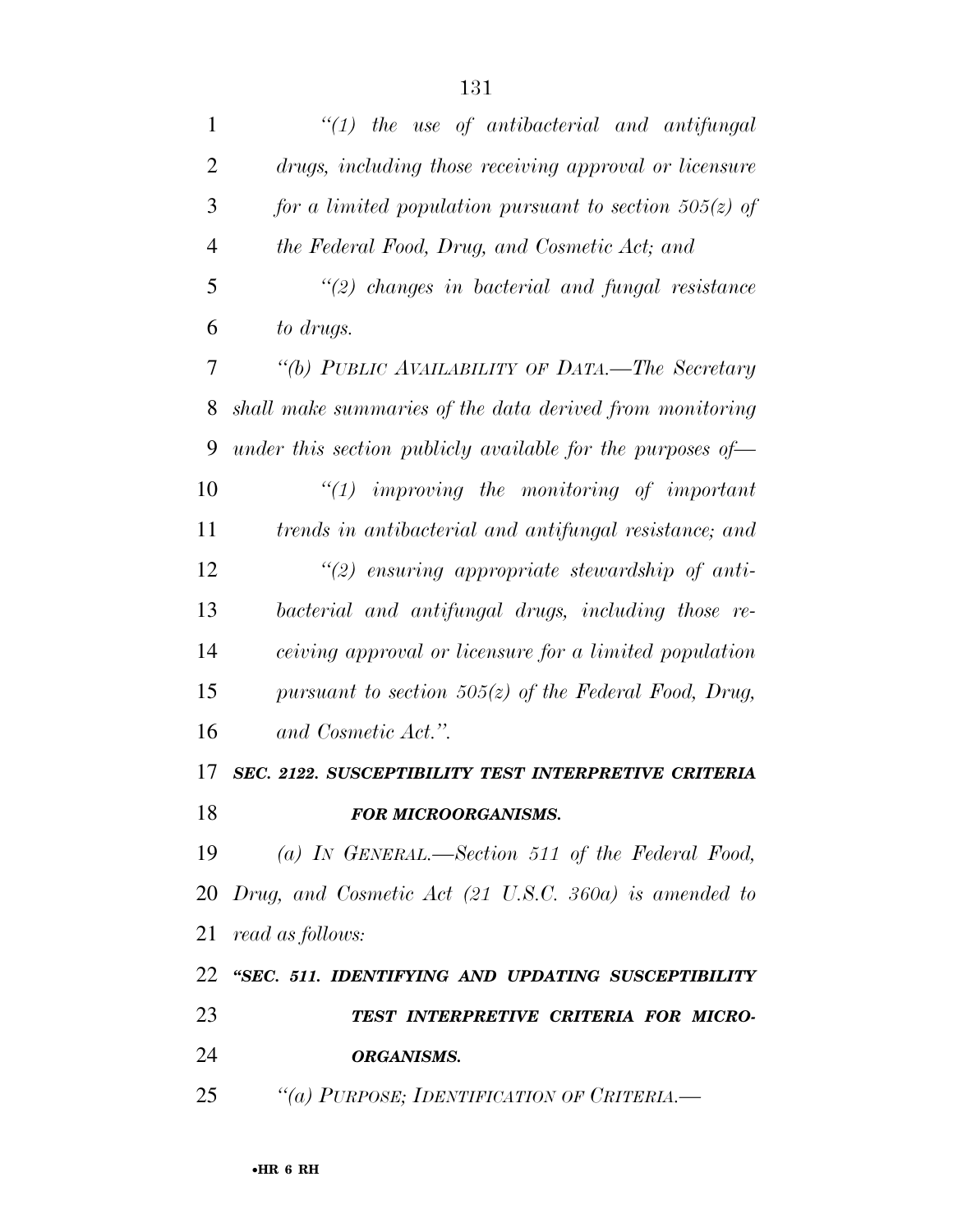*"(1) the use of antibacterial and antifungal drugs, including those receiving approval or licensure for a limited population pursuant to section 505(z) of the Federal Food, Drug, and Cosmetic Act; and*

*"(2) changes in bacterial and fungal resistance to drugs.*

*"(b) PUBLIC AVAILABILITY OF DATA.—The Secretary shall make summaries of the data derived from monitoring under this section publicly available for the purposes of—*

*"(1) improving the monitoring of important trends in antibacterial and antifungal resistance; and*

*"(2) ensuring appropriate stewardship of antibacterial and antifungal drugs, including those receiving approval or licensure for a limited population pursuant to section 505(z) of the Federal Food, Drug, and Cosmetic Act.".*

***SEC. 2122. SUSCEPTIBILITY TEST INTERPRETIVE CRITERIA FOR MICROORGANISMS.***

*(a) IN GENERAL.—Section 511 of the Federal Food, Drug, and Cosmetic Act (21 U.S.C. 360a) is amended to read as follows:*

***"SEC. 511. IDENTIFYING AND UPDATING SUSCEPTIBILITY TEST INTERPRETIVE CRITERIA FOR MICROORGANISMS.***

*"(a) PURPOSE; IDENTIFICATION OF CRITERIA.—*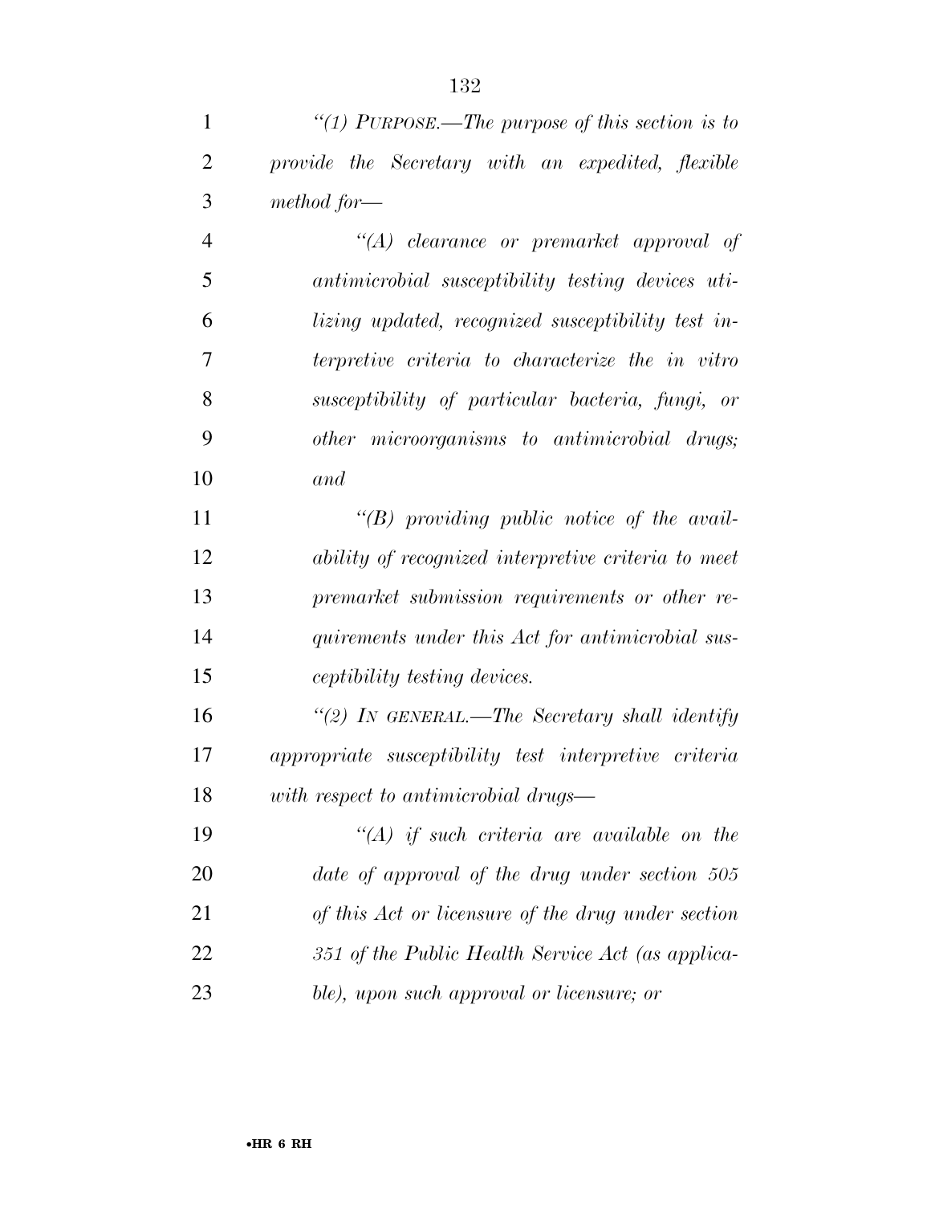*"(1) PURPOSE.—The purpose of this section is to provide the Secretary with an expedited, flexible method for—*

*"(A) clearance or premarket approval of antimicrobial susceptibility testing devices utilizing updated, recognized susceptibility test interpretive criteria to characterize the in vitro susceptibility of particular bacteria, fungi, or other microorganisms to antimicrobial drugs; and*

*"(B) providing public notice of the availability of recognized interpretive criteria to meet premarket submission requirements or other requirements under this Act for antimicrobial susceptibility testing devices.*

*"(2) IN GENERAL.—The Secretary shall identify appropriate susceptibility test interpretive criteria with respect to antimicrobial drugs—*

*"(A) if such criteria are available on the date of approval of the drug under section 505 of this Act or licensure of the drug under section 351 of the Public Health Service Act (as applicable), upon such approval or licensure; or*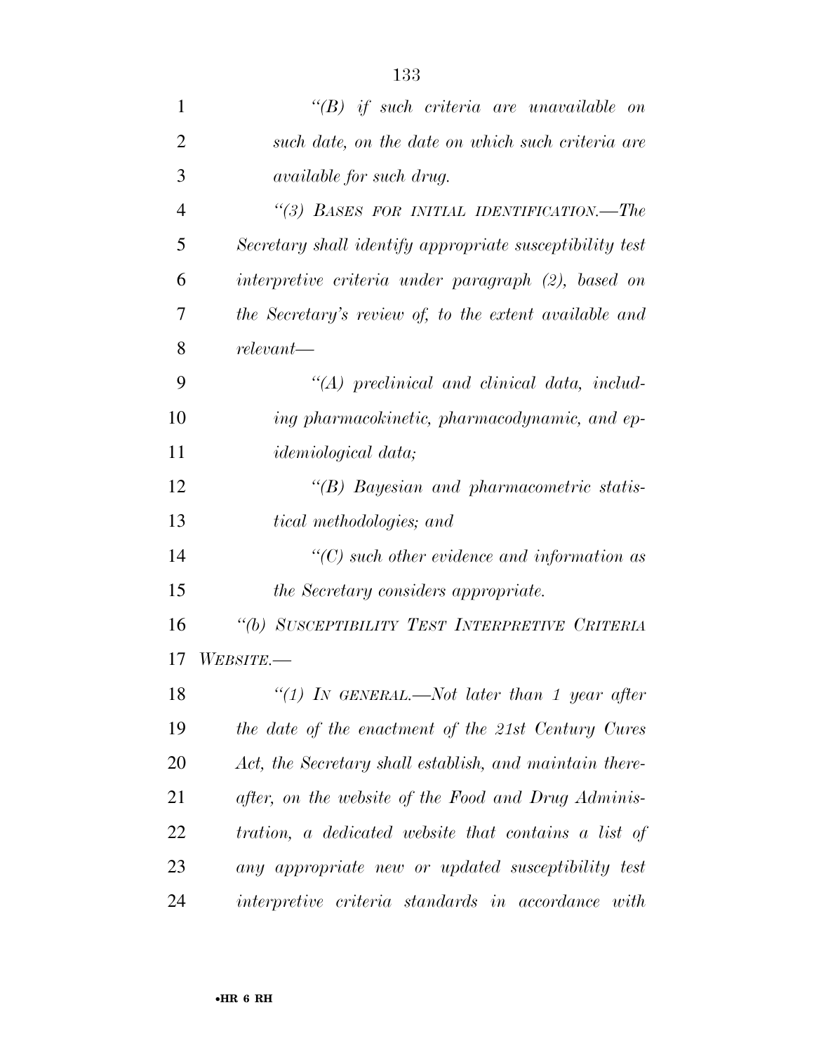*"(B) if such criteria are unavailable on such date, on the date on which such criteria are available for such drug.*

*"(3) BASES FOR INITIAL IDENTIFICATION.—The Secretary shall identify appropriate susceptibility test interpretive criteria under paragraph (2), based on the Secretary's review of, to the extent available and relevant—*

*"(A) preclinical and clinical data, including pharmacokinetic, pharmacodynamic, and epidemiological data;*

*"(B) Bayesian and pharmacometric statistical methodologies; and*

*"(C) such other evidence and information as the Secretary considers appropriate.*

*"(b) SUSCEPTIBILITY TEST INTERPRETIVE CRITERIA WEBSITE.—*

*"(1) IN GENERAL.—Not later than 1 year after the date of the enactment of the 21st Century Cures Act, the Secretary shall establish, and maintain thereafter, on the website of the Food and Drug Administration, a dedicated website that contains a list of any appropriate new or updated susceptibility test interpretive criteria standards in accordance with*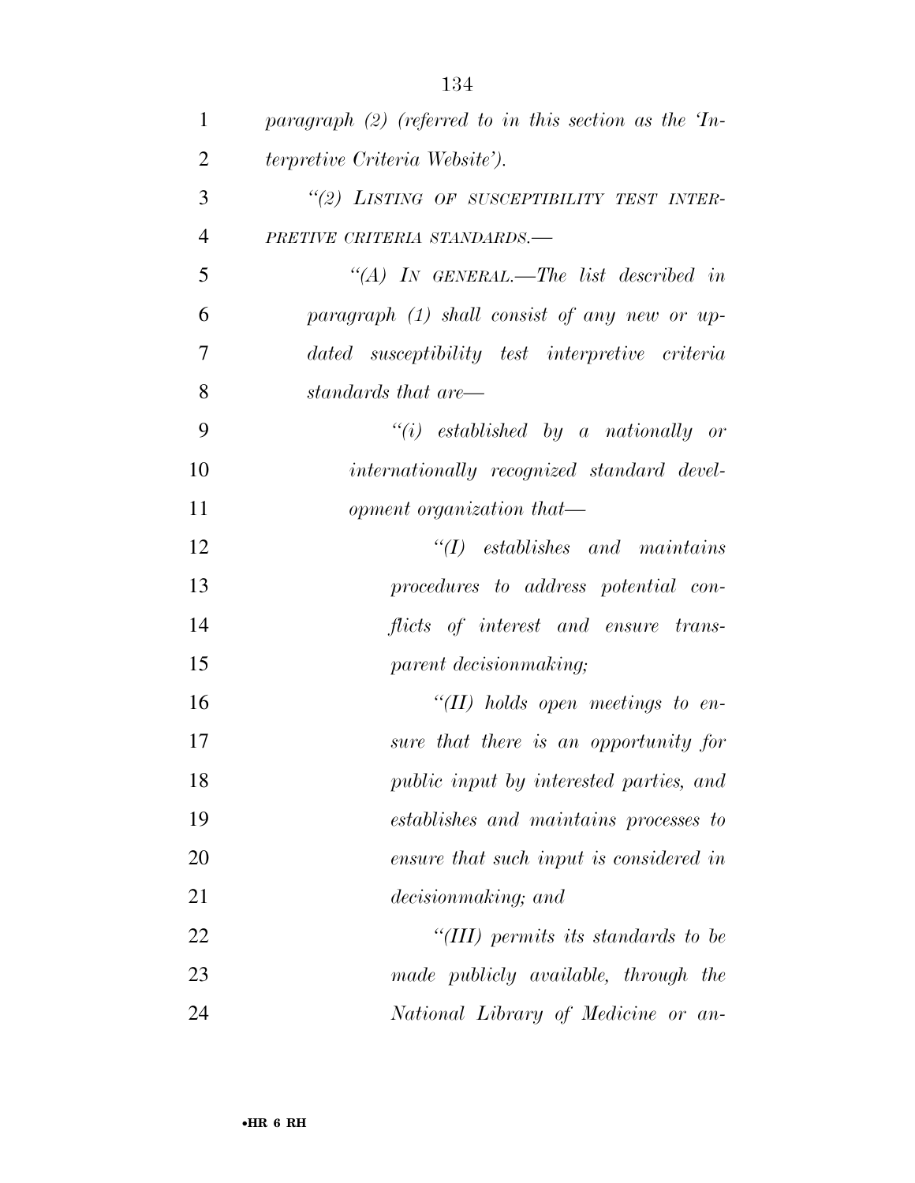*paragraph (2) (referred to in this section as the 'Interpretive Criteria Website').*

*"(2) LISTING OF SUSCEPTIBILITY TEST INTERPRETIVE CRITERIA STANDARDS.—*

*"(A) IN GENERAL.—The list described in paragraph (1) shall consist of any new or updated susceptibility test interpretive criteria standards that are—*

*"(i) established by a nationally or internationally recognized standard development organization that—*

*"(I) establishes and maintains procedures to address potential conflicts of interest and ensure transparent decisionmaking;*

*"(II) holds open meetings to ensure that there is an opportunity for public input by interested parties, and establishes and maintains processes to ensure that such input is considered in decisionmaking; and*

*"(III) permits its standards to be made publicly available, through the National Library of Medicine or an-*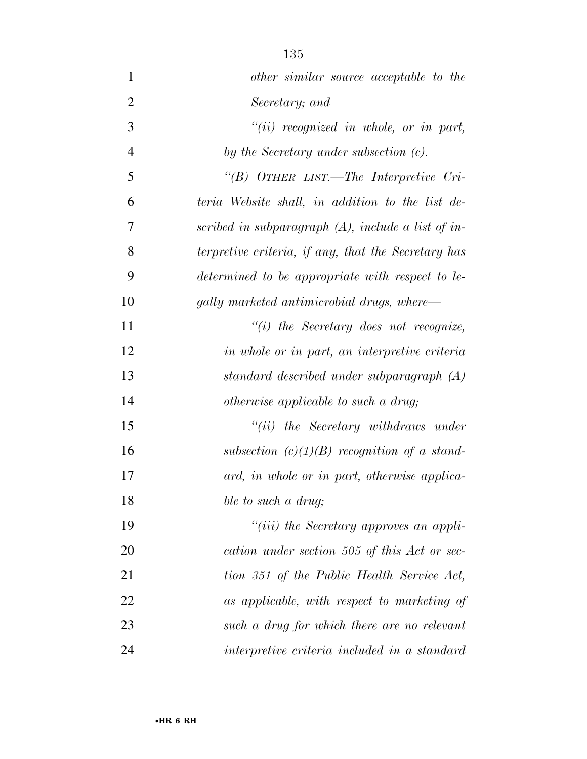*other similar source acceptable to the Secretary; and*

*"(ii) recognized in whole, or in part, by the Secretary under subsection (c).*

*"(B) OTHER LIST.—The Interpretive Criteria Website shall, in addition to the list described in subparagraph (A), include a list of interpretive criteria, if any, that the Secretary has determined to be appropriate with respect to legally marketed antimicrobial drugs, where—*

*"(i) the Secretary does not recognize, in whole or in part, an interpretive criteria standard described under subparagraph (A) otherwise applicable to such a drug;*

*"(ii) the Secretary withdraws under subsection (c)(1)(B) recognition of a standard, in whole or in part, otherwise applicable to such a drug;*

*"(iii) the Secretary approves an application under section 505 of this Act or section 351 of the Public Health Service Act, as applicable, with respect to marketing of such a drug for which there are no relevant interpretive criteria included in a standard*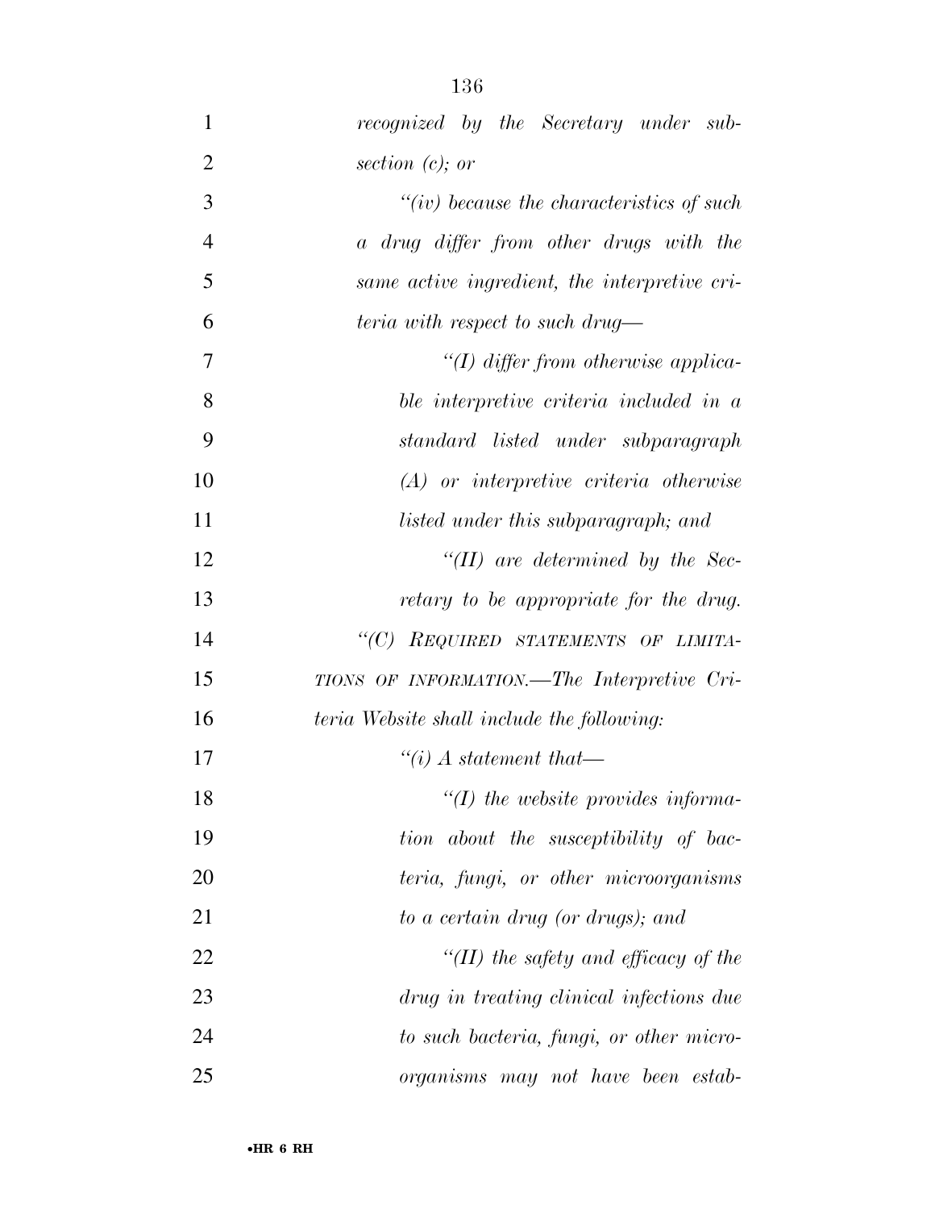*recognized by the Secretary under subsection (c); or*

*"(iv) because the characteristics of such a drug differ from other drugs with the same active ingredient, the interpretive criteria with respect to such drug—*

*"(I) differ from otherwise applicable interpretive criteria included in a standard listed under subparagraph (A) or interpretive criteria otherwise listed under this subparagraph; and*

*"(II) are determined by the Secretary to be appropriate for the drug.*

*"(C) REQUIRED STATEMENTS OF LIMITATIONS OF INFORMATION.—The Interpretive Criteria Website shall include the following:*

*"(i) A statement that—*

*"(I) the website provides information about the susceptibility of bacteria, fungi, or other microorganisms to a certain drug (or drugs); and*

*"(II) the safety and efficacy of the drug in treating clinical infections due to such bacteria, fungi, or other microorganisms may not have been estab-*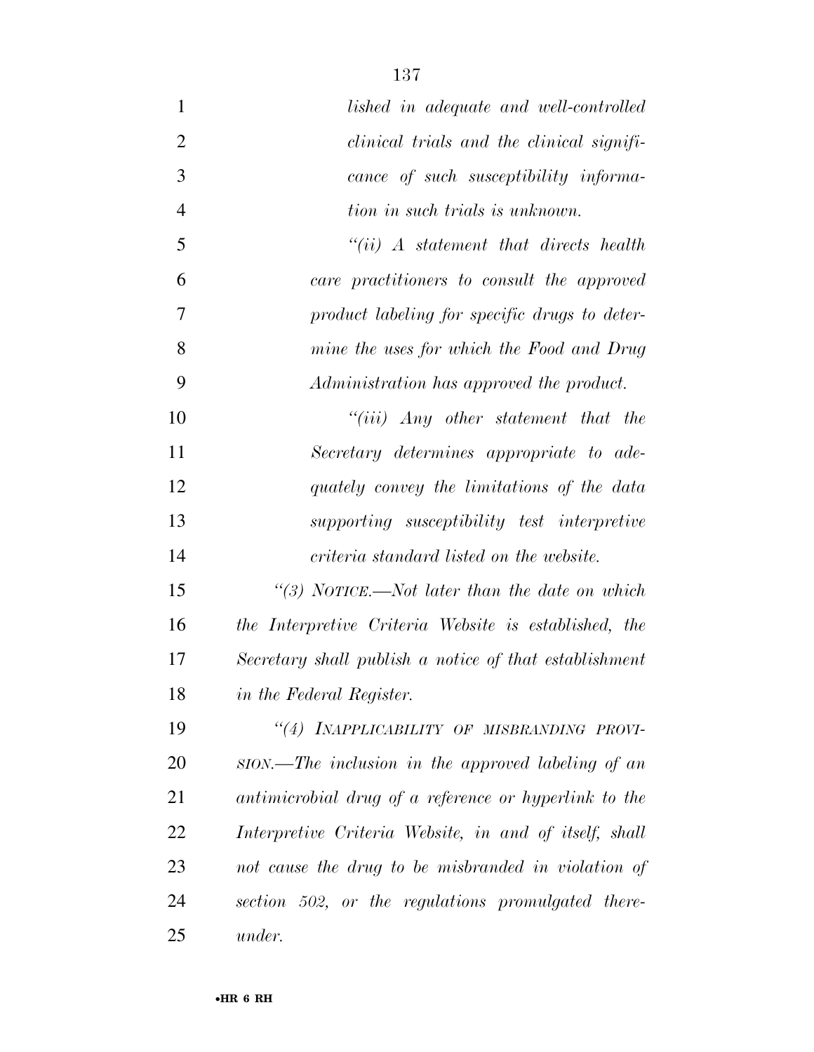*lished in adequate and well-controlled clinical trials and the clinical significance of such susceptibility information in such trials is unknown.*

*"(ii) A statement that directs health care practitioners to consult the approved product labeling for specific drugs to determine the uses for which the Food and Drug Administration has approved the product.*

*"(iii) Any other statement that the Secretary determines appropriate to adequately convey the limitations of the data supporting susceptibility test interpretive criteria standard listed on the website.*

*"(3) NOTICE.—Not later than the date on which the Interpretive Criteria Website is established, the Secretary shall publish a notice of that establishment in the Federal Register.*

*"(4) INAPPLICABILITY OF MISBRANDING PROVISION.—The inclusion in the approved labeling of an antimicrobial drug of a reference or hyperlink to the Interpretive Criteria Website, in and of itself, shall not cause the drug to be misbranded in violation of section 502, or the regulations promulgated thereunder.*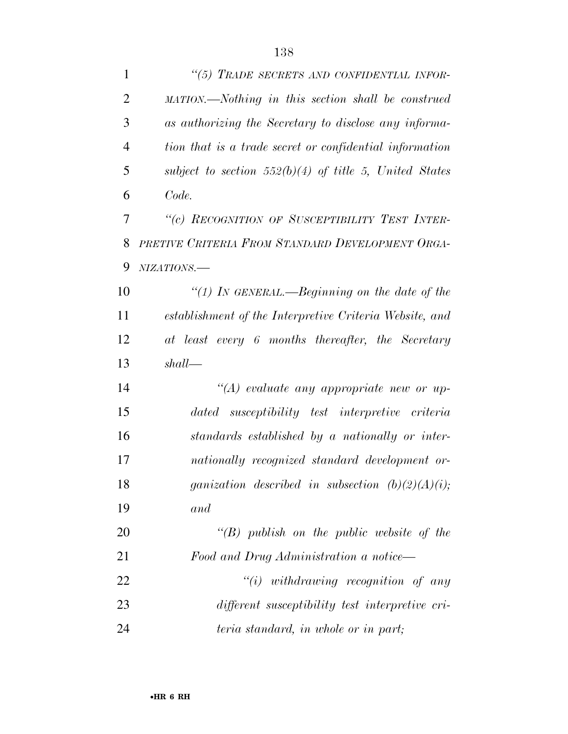*"(5) TRADE SECRETS AND CONFIDENTIAL INFORMATION.—Nothing in this section shall be construed as authorizing the Secretary to disclose any information that is a trade secret or confidential information subject to section 552(b)(4) of title 5, United States Code.*

*"(c) RECOGNITION OF SUSCEPTIBILITY TEST INTERPRETIVE CRITERIA FROM STANDARD DEVELOPMENT ORGANIZATIONS.—*

*"(1) IN GENERAL.—Beginning on the date of the establishment of the Interpretive Criteria Website, and at least every 6 months thereafter, the Secretary shall—*

*"(A) evaluate any appropriate new or updated susceptibility test interpretive criteria standards established by a nationally or internationally recognized standard development organization described in subsection (b)(2)(A)(i); and*

*"(B) publish on the public website of the Food and Drug Administration a notice—*

*"(i) withdrawing recognition of any different susceptibility test interpretive criteria standard, in whole or in part;*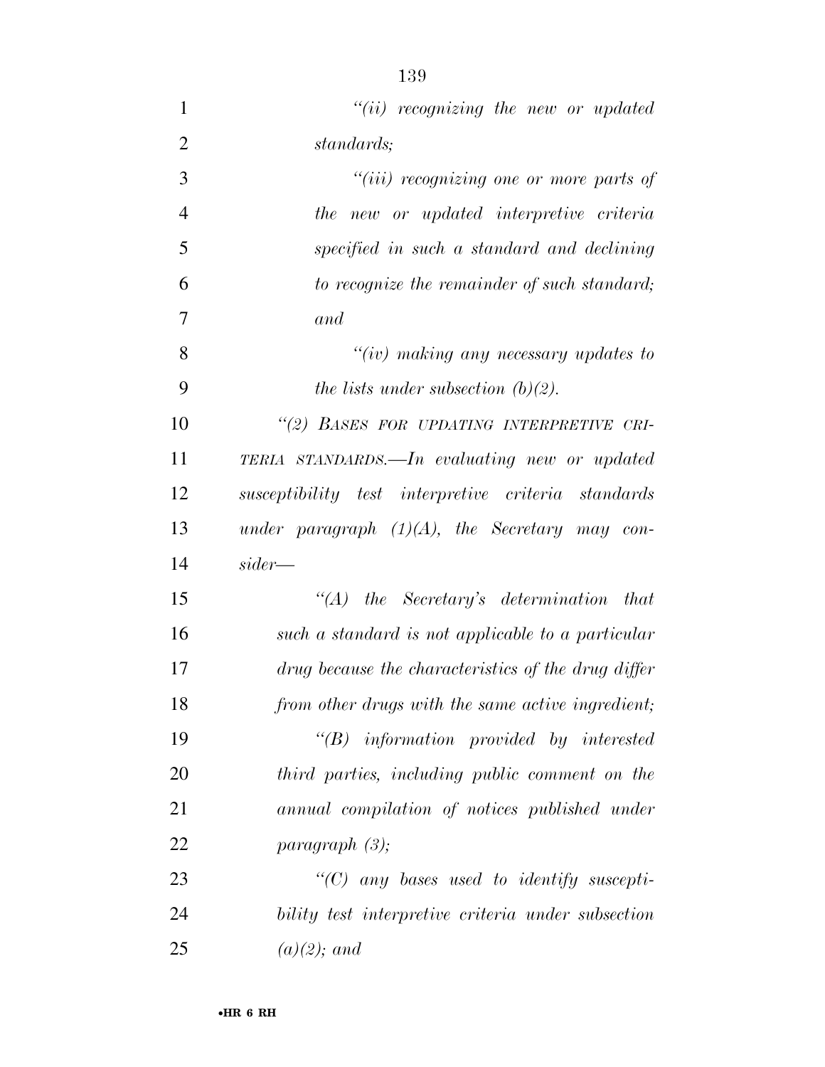*"(ii) recognizing the new or updated standards;*

*"(iii) recognizing one or more parts of the new or updated interpretive criteria specified in such a standard and declining to recognize the remainder of such standard; and*

*"(iv) making any necessary updates to the lists under subsection (b)(2).*

*"(2) BASES FOR UPDATING INTERPRETIVE CRITERIA STANDARDS.—In evaluating new or updated susceptibility test interpretive criteria standards under paragraph (1)(A), the Secretary may consider—*

*"(A) the Secretary's determination that such a standard is not applicable to a particular drug because the characteristics of the drug differ from other drugs with the same active ingredient;*

*"(B) information provided by interested third parties, including public comment on the annual compilation of notices published under paragraph (3);*

*"(C) any bases used to identify susceptibility test interpretive criteria under subsection (a)(2); and*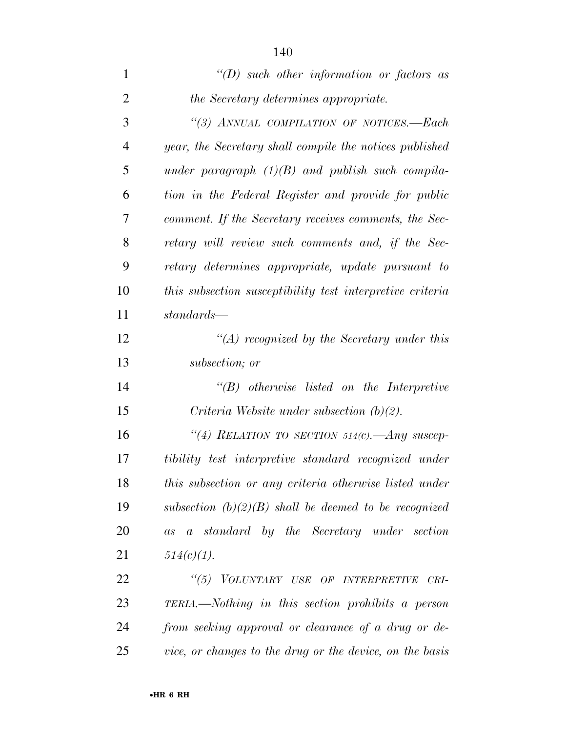*"(D) such other information or factors as the Secretary determines appropriate.*

*"(3) ANNUAL COMPILATION OF NOTICES.—Each year, the Secretary shall compile the notices published under paragraph (1)(B) and publish such compilation in the Federal Register and provide for public comment. If the Secretary receives comments, the Secretary will review such comments and, if the Secretary determines appropriate, update pursuant to this subsection susceptibility test interpretive criteria standards—*

*"(A) recognized by the Secretary under this subsection; or*

*"(B) otherwise listed on the Interpretive Criteria Website under subsection (b)(2).*

*"(4) RELATION TO SECTION 514(C).—Any susceptibility test interpretive standard recognized under this subsection or any criteria otherwise listed under subsection (b)(2)(B) shall be deemed to be recognized as a standard by the Secretary under section 514(c)(1).*

*"(5) VOLUNTARY USE OF INTERPRETIVE CRITERIA.—Nothing in this section prohibits a person from seeking approval or clearance of a drug or device, or changes to the drug or the device, on the basis*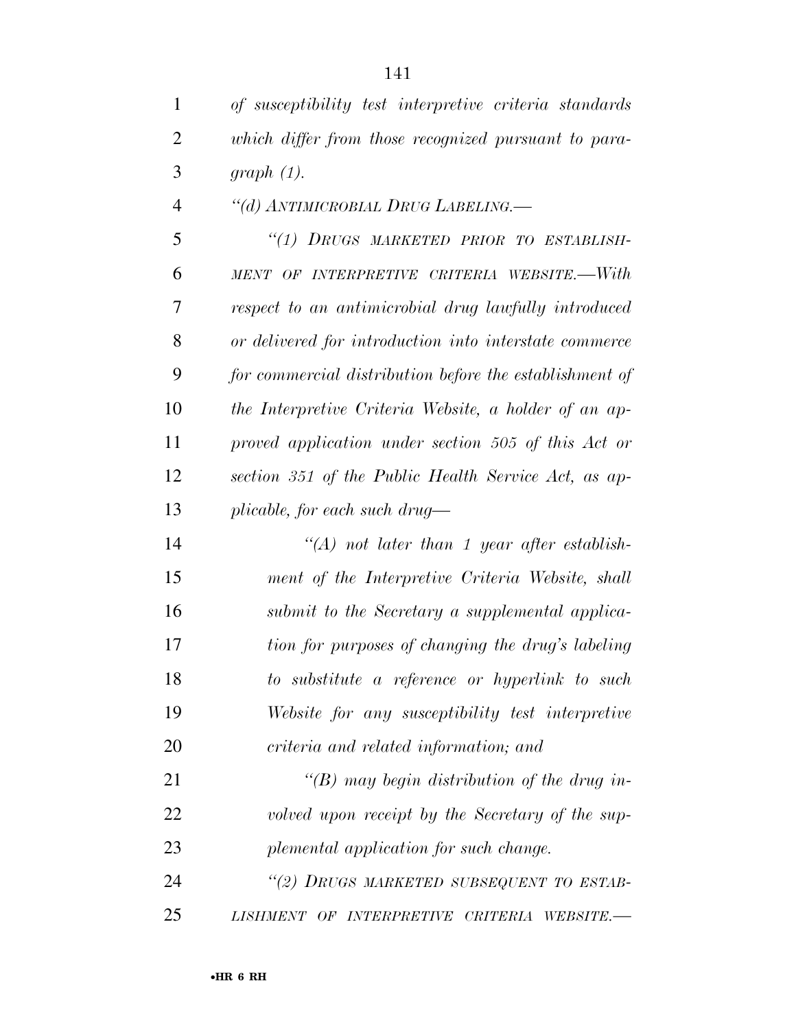*of susceptibility test interpretive criteria standards which differ from those recognized pursuant to paragraph (1).*

*"(d) ANTIMICROBIAL DRUG LABELING.—*

*"(1) DRUGS MARKETED PRIOR TO ESTABLISHMENT OF INTERPRETIVE CRITERIA WEBSITE.—With respect to an antimicrobial drug lawfully introduced or delivered for introduction into interstate commerce for commercial distribution before the establishment of the Interpretive Criteria Website, a holder of an approved application under section 505 of this Act or section 351 of the Public Health Service Act, as applicable, for each such drug—*

*"(A) not later than 1 year after establishment of the Interpretive Criteria Website, shall submit to the Secretary a supplemental application for purposes of changing the drug's labeling to substitute a reference or hyperlink to such Website for any susceptibility test interpretive criteria and related information; and*

*"(B) may begin distribution of the drug involved upon receipt by the Secretary of the supplemental application for such change.*

*"(2) DRUGS MARKETED SUBSEQUENT TO ESTABLISHMENT OF INTERPRETIVE CRITERIA WEBSITE.—*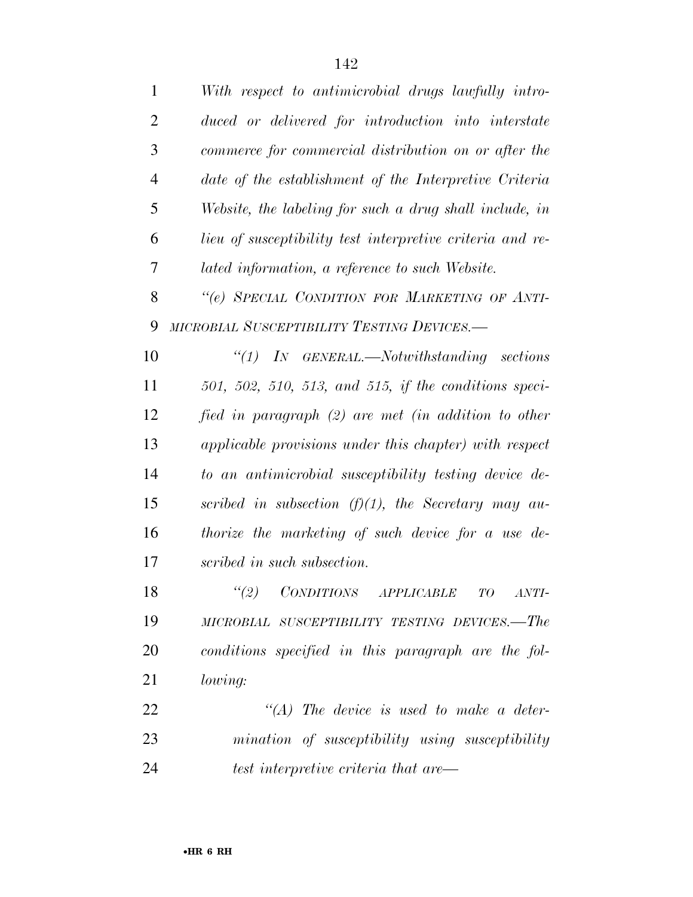*With respect to antimicrobial drugs lawfully introduced or delivered for introduction into interstate commerce for commercial distribution on or after the date of the establishment of the Interpretive Criteria Website, the labeling for such a drug shall include, in lieu of susceptibility test interpretive criteria and related information, a reference to such Website.*

*''(e) SPECIAL CONDITION FOR MARKETING OF ANTIMICROBIAL SUSCEPTIBILITY TESTING DEVICES.—*

*''(1) IN GENERAL.—Notwithstanding sections 501, 502, 510, 513, and 515, if the conditions specified in paragraph (2) are met (in addition to other applicable provisions under this chapter) with respect to an antimicrobial susceptibility testing device described in subsection (f)(1), the Secretary may authorize the marketing of such device for a use described in such subsection.*

*''(2) CONDITIONS APPLICABLE TO ANTIMICROBIAL SUSCEPTIBILITY TESTING DEVICES.—The conditions specified in this paragraph are the following:*

*''(A) The device is used to make a determination of susceptibility using susceptibility test interpretive criteria that are—*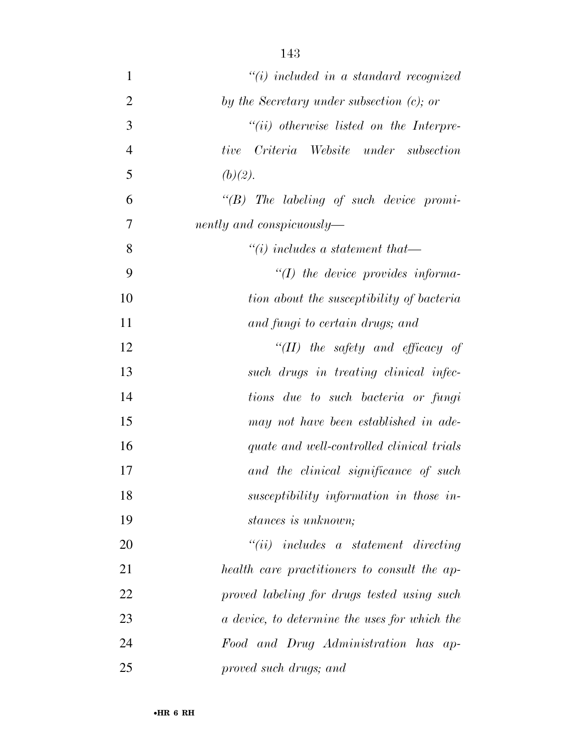*"(i) included in a standard recognized by the Secretary under subsection (c); or*

*"(ii) otherwise listed on the Interpretive Criteria Website under subsection (b)(2).*

*"(B) The labeling of such device prominently and conspicuously—*

*"(i) includes a statement that—*

*"(I) the device provides information about the susceptibility of bacteria and fungi to certain drugs; and*

*"(II) the safety and efficacy of such drugs in treating clinical infections due to such bacteria or fungi may not have been established in adequate and well-controlled clinical trials and the clinical significance of such susceptibility information in those instances is unknown;*

*"(ii) includes a statement directing health care practitioners to consult the approved labeling for drugs tested using such a device, to determine the uses for which the Food and Drug Administration has approved such drugs; and*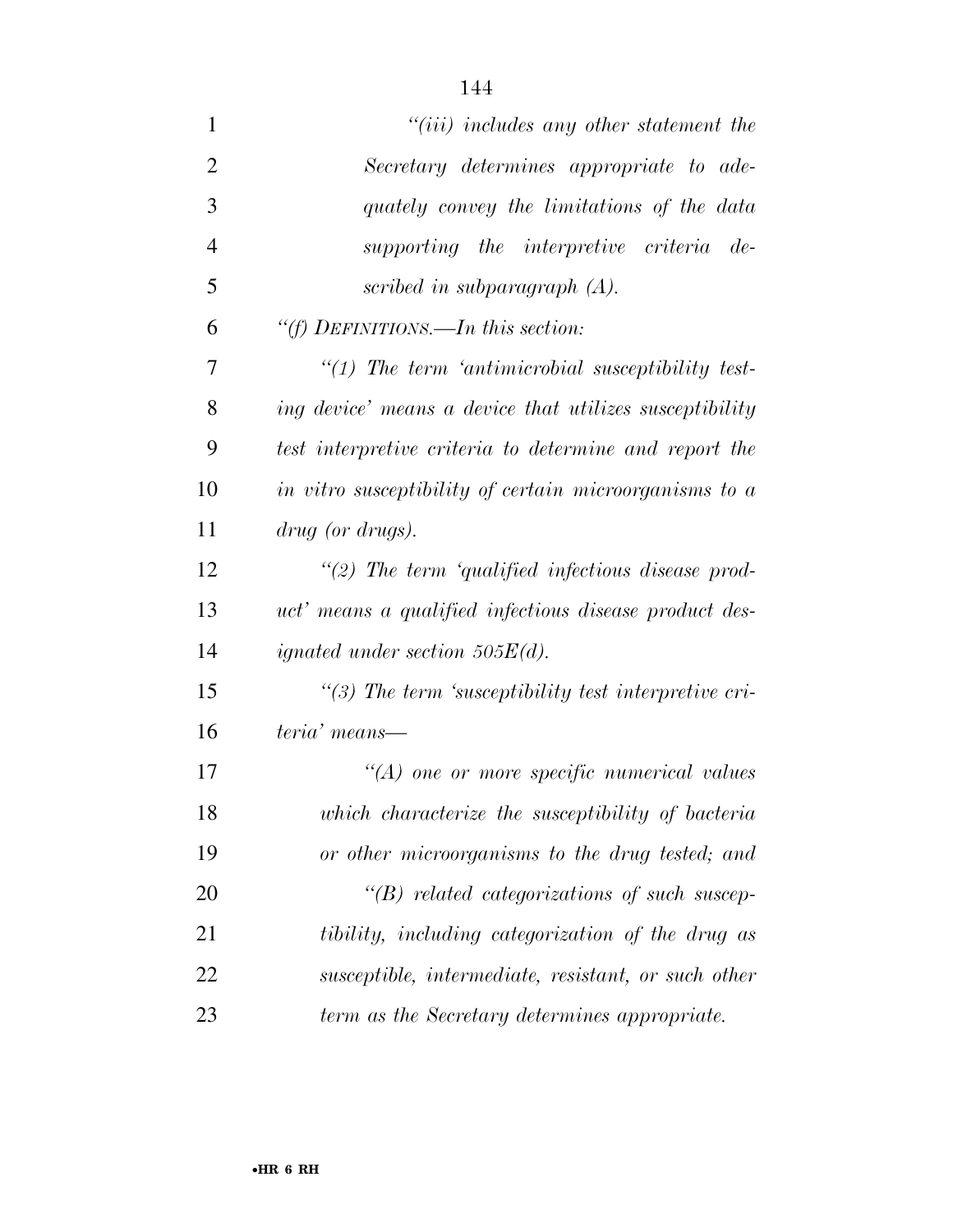*"(iii) includes any other statement the Secretary determines appropriate to adequately convey the limitations of the data supporting the interpretive criteria described in subparagraph (A).*

*"(f) DEFINITIONS.—In this section:*

*"(1) The term 'antimicrobial susceptibility testing device' means a device that utilizes susceptibility test interpretive criteria to determine and report the in vitro susceptibility of certain microorganisms to a drug (or drugs).*

*"(2) The term 'qualified infectious disease product' means a qualified infectious disease product designated under section 505E(d).*

*"(3) The term 'susceptibility test interpretive criteria' means—*

*"(A) one or more specific numerical values which characterize the susceptibility of bacteria or other microorganisms to the drug tested; and*

*"(B) related categorizations of such susceptibility, including categorization of the drug as susceptible, intermediate, resistant, or such other term as the Secretary determines appropriate.*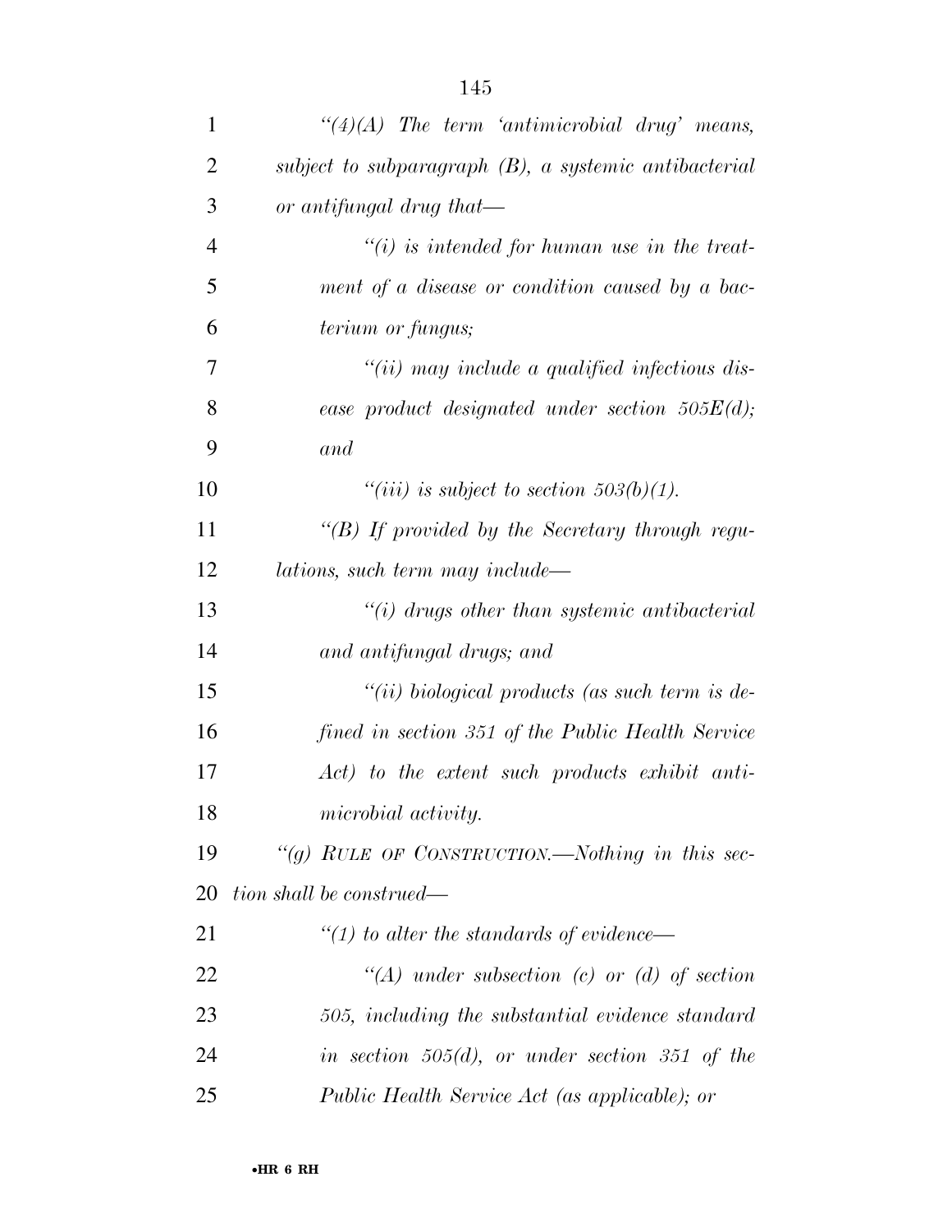*"(4)(A) The term 'antimicrobial drug' means, subject to subparagraph (B), a systemic antibacterial or antifungal drug that—*

*"(i) is intended for human use in the treatment of a disease or condition caused by a bacterium or fungus;*

*"(ii) may include a qualified infectious disease product designated under section 505E(d); and*

*"(iii) is subject to section 503(b)(1).*

*"(B) If provided by the Secretary through regulations, such term may include—*

*"(i) drugs other than systemic antibacterial and antifungal drugs; and*

*"(ii) biological products (as such term is defined in section 351 of the Public Health Service Act) to the extent such products exhibit antimicrobial activity.*

*"(g) RULE OF CONSTRUCTION.—Nothing in this section shall be construed—*

*"(1) to alter the standards of evidence—*

*"(A) under subsection (c) or (d) of section 505, including the substantial evidence standard in section 505(d), or under section 351 of the Public Health Service Act (as applicable); or*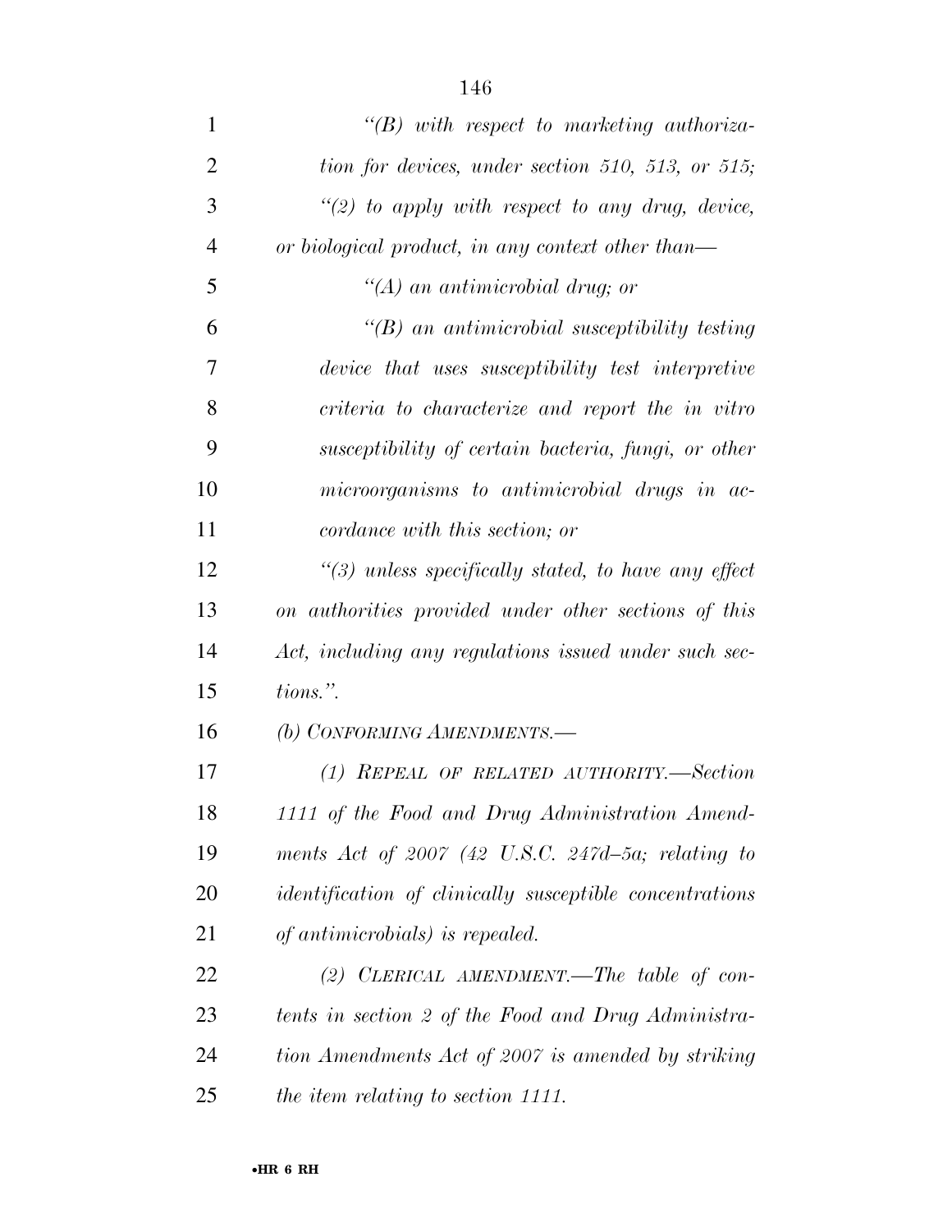*"(B) with respect to marketing authorization for devices, under section 510, 513, or 515;*

*"(2) to apply with respect to any drug, device, or biological product, in any context other than—*

*"(A) an antimicrobial drug; or*

*"(B) an antimicrobial susceptibility testing device that uses susceptibility test interpretive criteria to characterize and report the in vitro susceptibility of certain bacteria, fungi, or other microorganisms to antimicrobial drugs in accordance with this section; or*

*"(3) unless specifically stated, to have any effect on authorities provided under other sections of this Act, including any regulations issued under such sections.".*

*(b) CONFORMING AMENDMENTS.—*

*(1) REPEAL OF RELATED AUTHORITY.—Section 1111 of the Food and Drug Administration Amendments Act of 2007 (42 U.S.C. 247d–5a; relating to identification of clinically susceptible concentrations of antimicrobials) is repealed.*

*(2) CLERICAL AMENDMENT.—The table of contents in section 2 of the Food and Drug Administration Amendments Act of 2007 is amended by striking the item relating to section 1111.*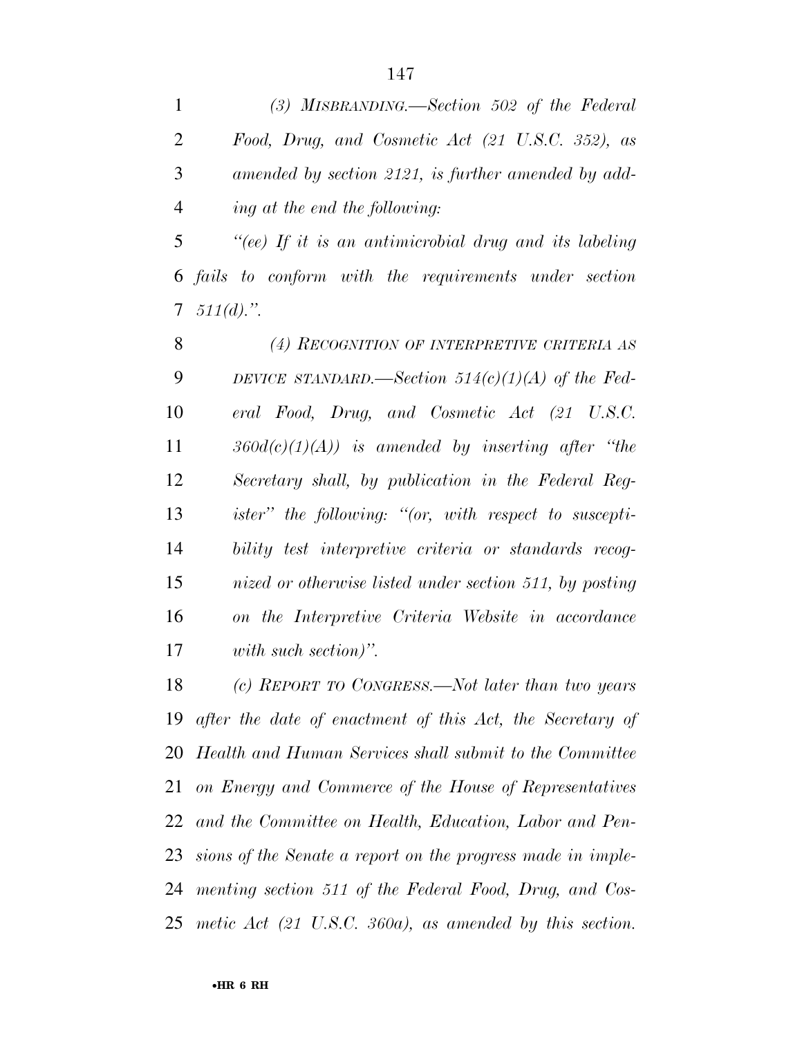*(3) MISBRANDING.—Section 502 of the Federal Food, Drug, and Cosmetic Act (21 U.S.C. 352), as amended by section 2121, is further amended by adding at the end the following:*

*"(ee) If it is an antimicrobial drug and its labeling fails to conform with the requirements under section 511(d).".*

*(4) RECOGNITION OF INTERPRETIVE CRITERIA AS DEVICE STANDARD.—Section 514(c)(1)(A) of the Federal Food, Drug, and Cosmetic Act (21 U.S.C. 360d(c)(1)(A)) is amended by inserting after "the Secretary shall, by publication in the Federal Register" the following: "(or, with respect to susceptibility test interpretive criteria or standards recognized or otherwise listed under section 511, by posting on the Interpretive Criteria Website in accordance with such section)".*

*(c) REPORT TO CONGRESS.—Not later than two years after the date of enactment of this Act, the Secretary of Health and Human Services shall submit to the Committee on Energy and Commerce of the House of Representatives and the Committee on Health, Education, Labor and Pensions of the Senate a report on the progress made in implementing section 511 of the Federal Food, Drug, and Cosmetic Act (21 U.S.C. 360a), as amended by this section.*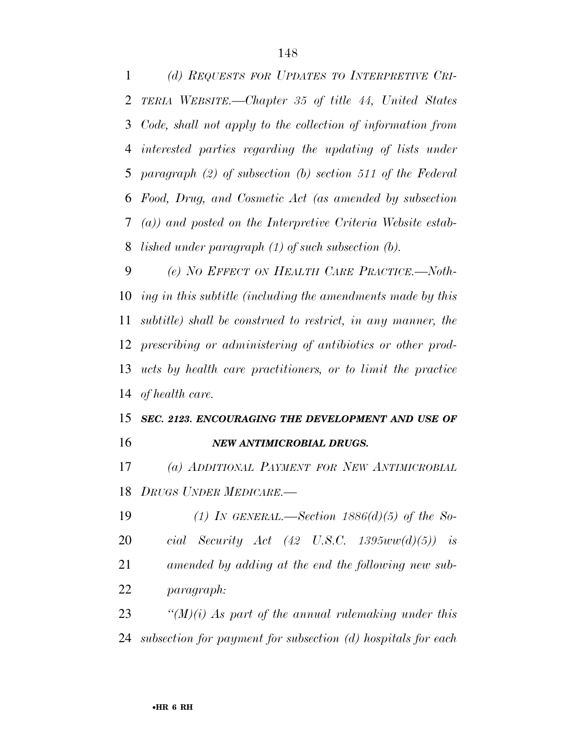*(d) REQUESTS FOR UPDATES TO INTERPRETIVE CRITERIA WEBSITE.—Chapter 35 of title 44, United States Code, shall not apply to the collection of information from interested parties regarding the updating of lists under paragraph (2) of subsection (b) section 511 of the Federal Food, Drug, and Cosmetic Act (as amended by subsection (a)) and posted on the Interpretive Criteria Website established under paragraph (1) of such subsection (b).*

*(e) NO EFFECT ON HEALTH CARE PRACTICE.—Nothing in this subtitle (including the amendments made by this subtitle) shall be construed to restrict, in any manner, the prescribing or administering of antibiotics or other products by health care practitioners, or to limit the practice of health care.*

***SEC. 2123. ENCOURAGING THE DEVELOPMENT AND USE OF NEW ANTIMICROBIAL DRUGS.***

*(a) ADDITIONAL PAYMENT FOR NEW ANTIMICROBIAL DRUGS UNDER MEDICARE.—*

*(1) IN GENERAL.—Section 1886(d)(5) of the Social Security Act (42 U.S.C. 1395ww(d)(5)) is amended by adding at the end the following new subparagraph:*

*"(M)(i) As part of the annual rulemaking under this subsection for payment for subsection (d) hospitals for each*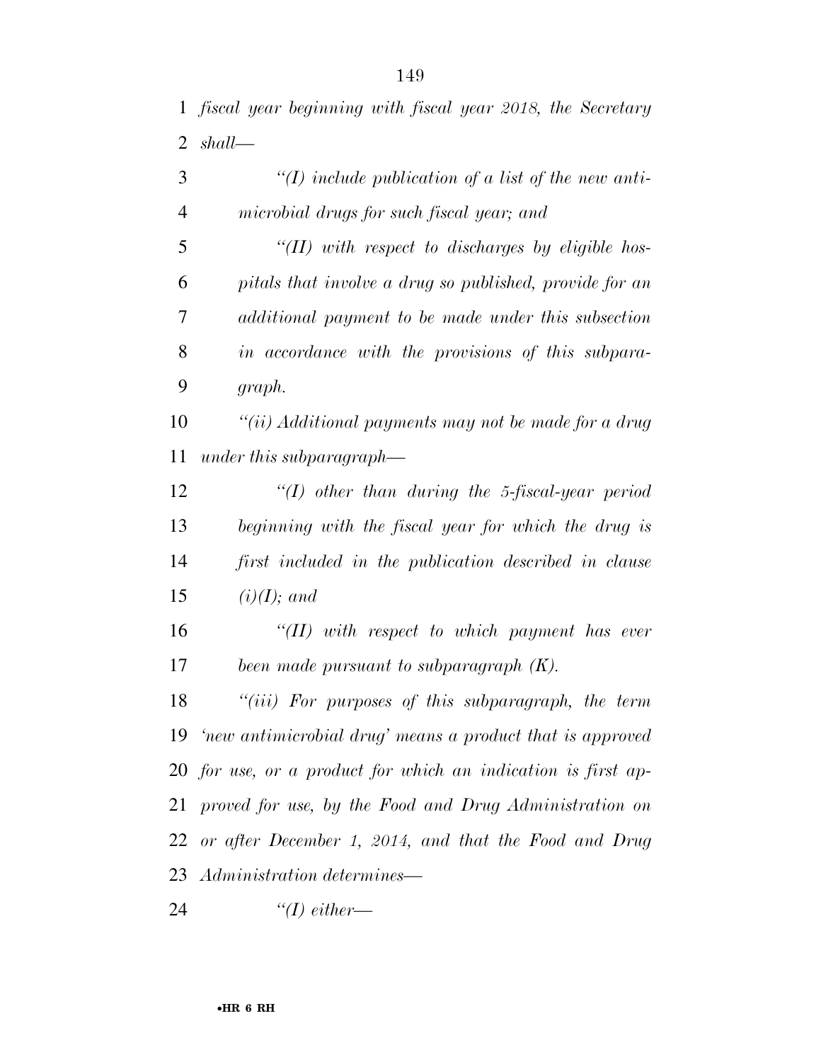*fiscal year beginning with fiscal year 2018, the Secretary shall—*

*"(I) include publication of a list of the new antimicrobial drugs for such fiscal year; and*

*"(II) with respect to discharges by eligible hospitals that involve a drug so published, provide for an additional payment to be made under this subsection in accordance with the provisions of this subparagraph.*

*"(ii) Additional payments may not be made for a drug under this subparagraph—*

*"(I) other than during the 5-fiscal-year period beginning with the fiscal year for which the drug is first included in the publication described in clause (i)(I); and*

*"(II) with respect to which payment has ever been made pursuant to subparagraph (K).*

*"(iii) For purposes of this subparagraph, the term 'new antimicrobial drug' means a product that is approved for use, or a product for which an indication is first approved for use, by the Food and Drug Administration on or after December 1, 2014, and that the Food and Drug Administration determines—*

*"(I) either—*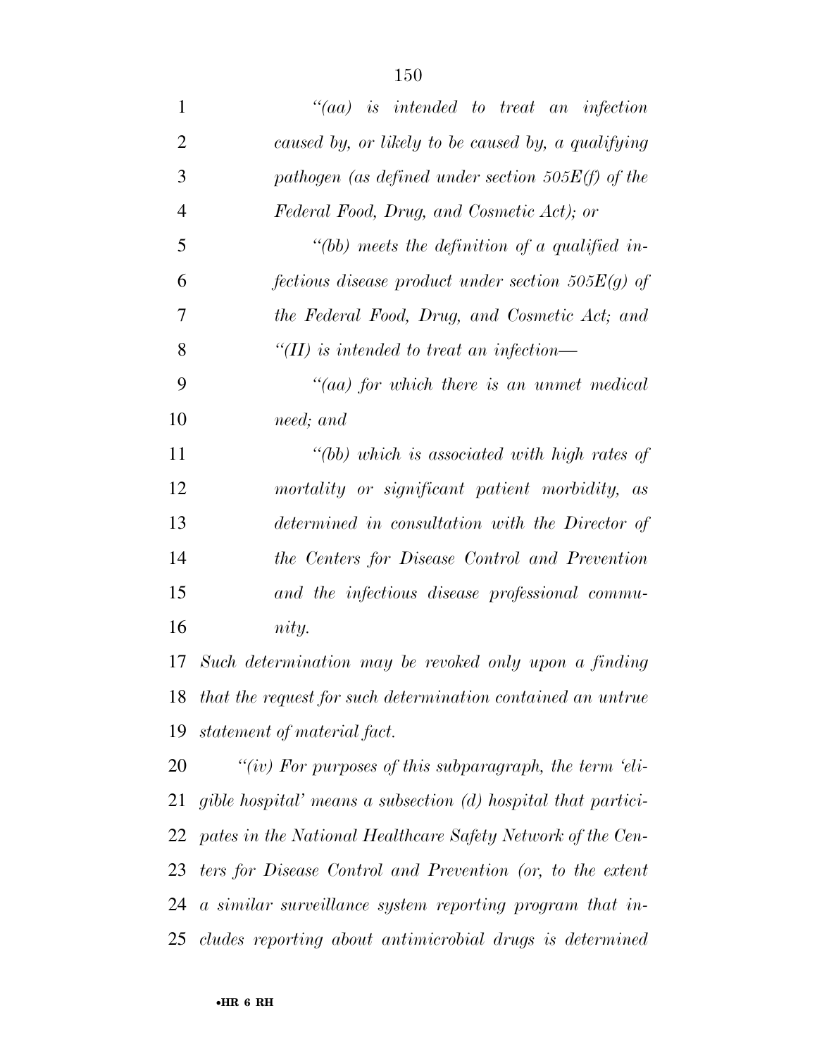*“(aa) is intended to treat an infection caused by, or likely to be caused by, a qualifying pathogen (as defined under section 505E(f) of the Federal Food, Drug, and Cosmetic Act); or*

*“(bb) meets the definition of a qualified infectious disease product under section 505E(g) of the Federal Food, Drug, and Cosmetic Act; and*

*“(II) is intended to treat an infection—*

*“(aa) for which there is an unmet medical need; and*

*“(bb) which is associated with high rates of mortality or significant patient morbidity, as determined in consultation with the Director of the Centers for Disease Control and Prevention and the infectious disease professional community.*

*Such determination may be revoked only upon a finding that the request for such determination contained an untrue statement of material fact.*

*“(iv) For purposes of this subparagraph, the term ‘eligible hospital’ means a subsection (d) hospital that participates in the National Healthcare Safety Network of the Centers for Disease Control and Prevention (or, to the extent a similar surveillance system reporting program that includes reporting about antimicrobial drugs is determined*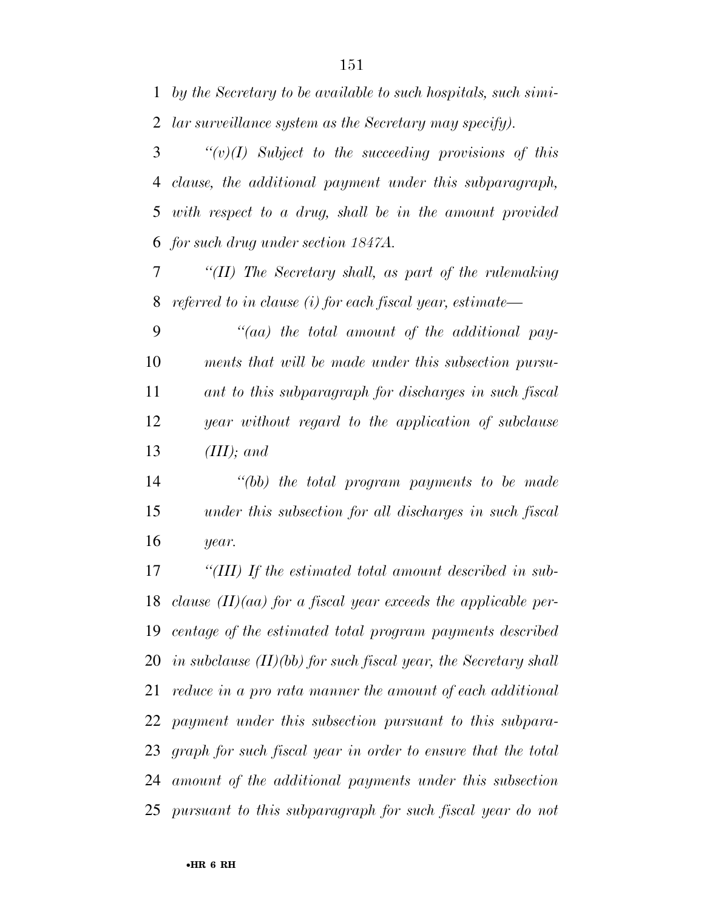*by the Secretary to be available to such hospitals, such similar surveillance system as the Secretary may specify).*

*''(v)(I) Subject to the succeeding provisions of this clause, the additional payment under this subparagraph, with respect to a drug, shall be in the amount provided for such drug under section 1847A.*

*''(II) The Secretary shall, as part of the rulemaking referred to in clause (i) for each fiscal year, estimate—*

*''(aa) the total amount of the additional payments that will be made under this subsection pursuant to this subparagraph for discharges in such fiscal year without regard to the application of subclause (III); and*

*''(bb) the total program payments to be made under this subsection for all discharges in such fiscal year.*

*''(III) If the estimated total amount described in subclause (II)(aa) for a fiscal year exceeds the applicable percentage of the estimated total program payments described in subclause (II)(bb) for such fiscal year, the Secretary shall reduce in a pro rata manner the amount of each additional payment under this subsection pursuant to this subparagraph for such fiscal year in order to ensure that the total amount of the additional payments under this subsection pursuant to this subparagraph for such fiscal year do not*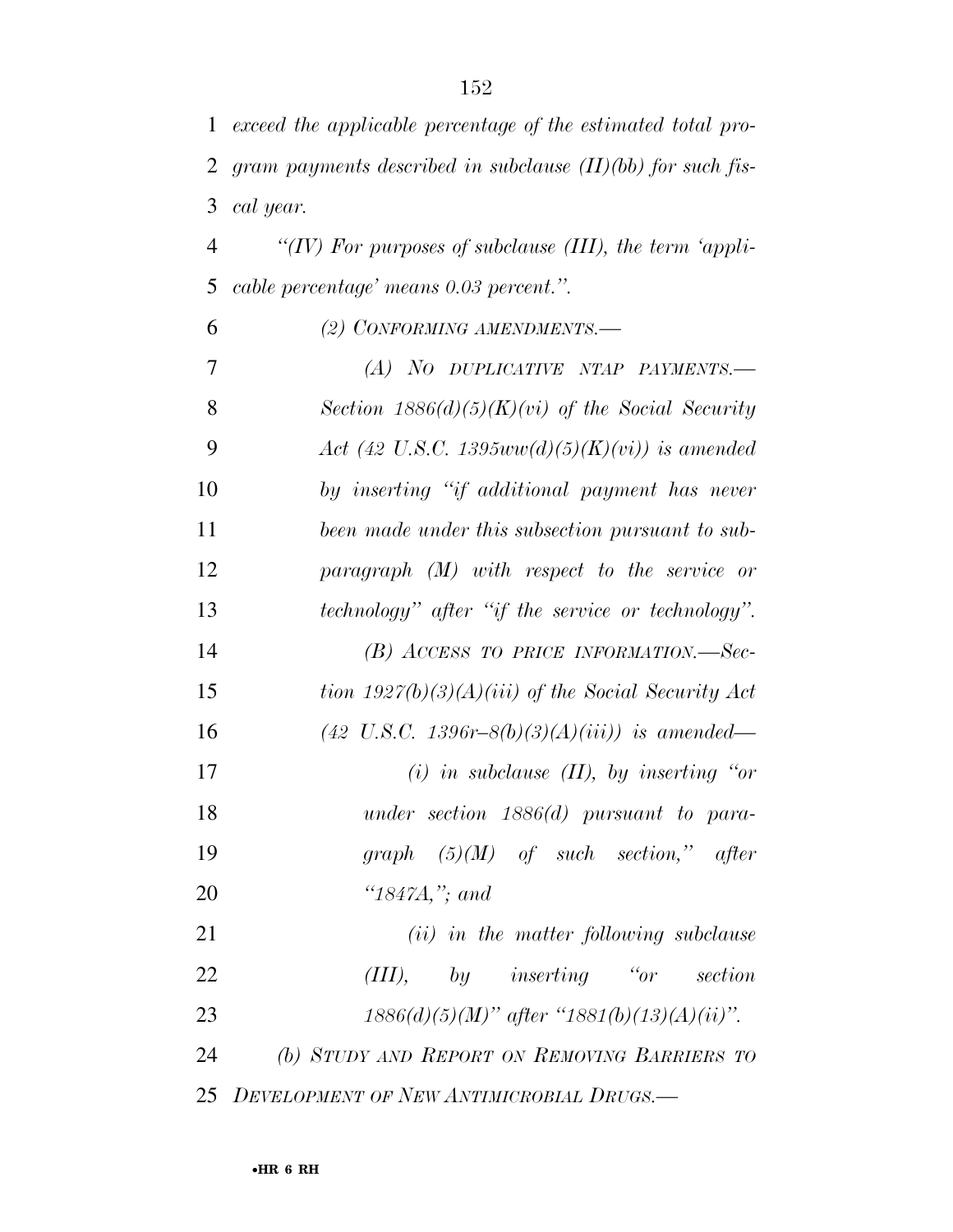*exceed the applicable percentage of the estimated total program payments described in subclause (II)(bb) for such fiscal year.*

*"(IV) For purposes of subclause (III), the term 'applicable percentage' means 0.03 percent.".*

*(2) CONFORMING AMENDMENTS.—*

*(A) NO DUPLICATIVE NTAP PAYMENTS.— Section 1886(d)(5)(K)(vi) of the Social Security Act (42 U.S.C. 1395ww(d)(5)(K)(vi)) is amended by inserting "if additional payment has never been made under this subsection pursuant to subparagraph (M) with respect to the service or technology" after "if the service or technology".*

*(B) ACCESS TO PRICE INFORMATION.—Section 1927(b)(3)(A)(iii) of the Social Security Act (42 U.S.C. 1396r–8(b)(3)(A)(iii)) is amended—*

*(i) in subclause (II), by inserting "or under section 1886(d) pursuant to paragraph (5)(M) of such section," after "1847A,"; and*

*(ii) in the matter following subclause (III), by inserting "or section 1886(d)(5)(M)" after "1881(b)(13)(A)(ii)".*

*(b) STUDY AND REPORT ON REMOVING BARRIERS TO DEVELOPMENT OF NEW ANTIMICROBIAL DRUGS.—*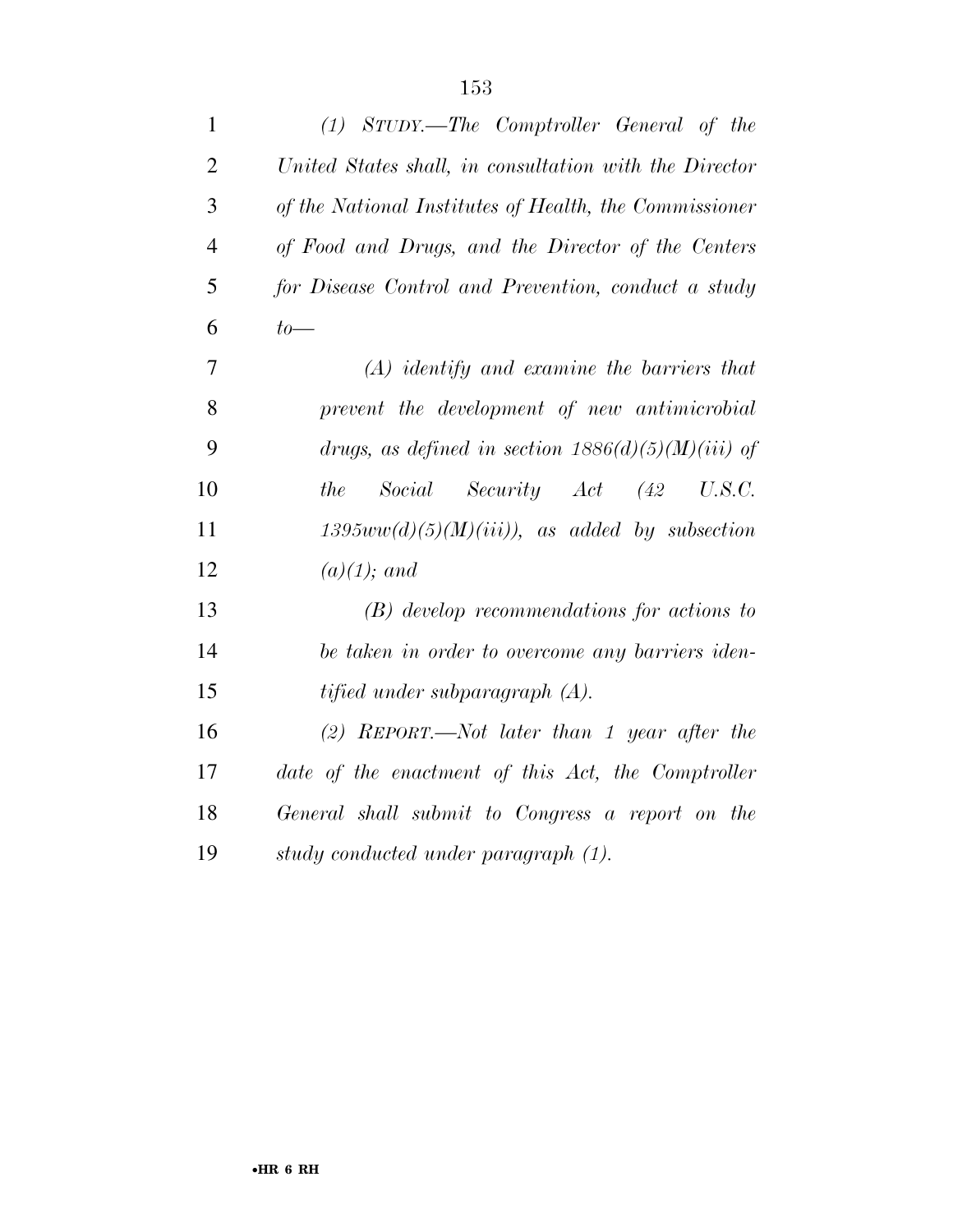*(1) STUDY.—The Comptroller General of the United States shall, in consultation with the Director of the National Institutes of Health, the Commissioner of Food and Drugs, and the Director of the Centers for Disease Control and Prevention, conduct a study to—*

*(A) identify and examine the barriers that prevent the development of new antimicrobial drugs, as defined in section 1886(d)(5)(M)(iii) of the Social Security Act (42 U.S.C. 1395ww(d)(5)(M)(iii)), as added by subsection (a)(1); and*

*(B) develop recommendations for actions to be taken in order to overcome any barriers identified under subparagraph (A).*

*(2) REPORT.—Not later than 1 year after the date of the enactment of this Act, the Comptroller General shall submit to Congress a report on the study conducted under paragraph (1).*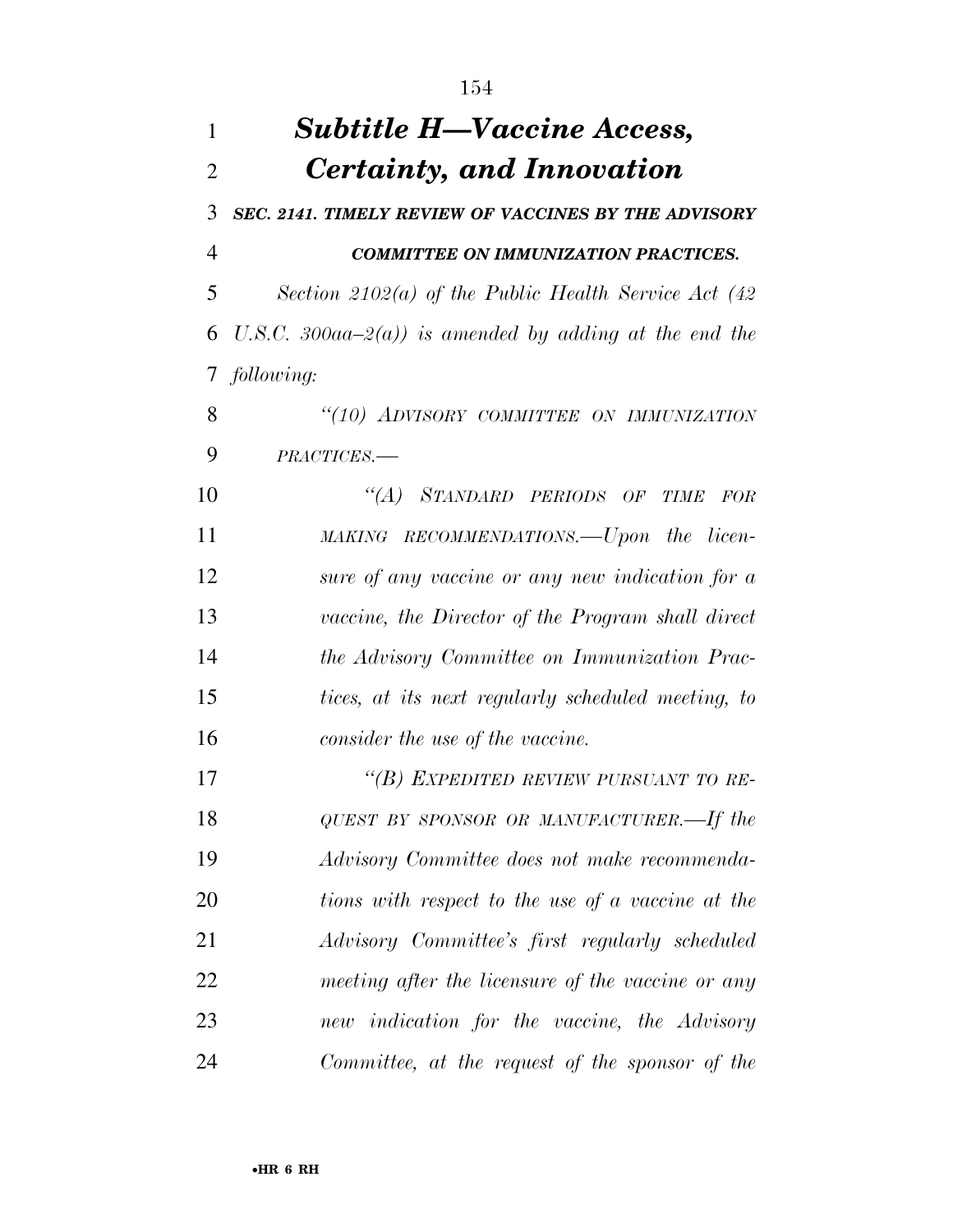## *Subtitle H—Vaccine Access, Certainty, and Innovation*

***SEC. 2141. TIMELY REVIEW OF VACCINES BY THE ADVISORY COMMITTEE ON IMMUNIZATION PRACTICES.***

*Section 2102(a) of the Public Health Service Act (42 U.S.C. 300aa–2(a)) is amended by adding at the end the following:*

*"(10) ADVISORY COMMITTEE ON IMMUNIZATION PRACTICES.—*

*"(A) STANDARD PERIODS OF TIME FOR MAKING RECOMMENDATIONS.—Upon the licensure of any vaccine or any new indication for a vaccine, the Director of the Program shall direct the Advisory Committee on Immunization Practices, at its next regularly scheduled meeting, to consider the use of the vaccine.*

*"(B) EXPEDITED REVIEW PURSUANT TO REQUEST BY SPONSOR OR MANUFACTURER.—If the Advisory Committee does not make recommendations with respect to the use of a vaccine at the Advisory Committee's first regularly scheduled meeting after the licensure of the vaccine or any new indication for the vaccine, the Advisory Committee, at the request of the sponsor of the*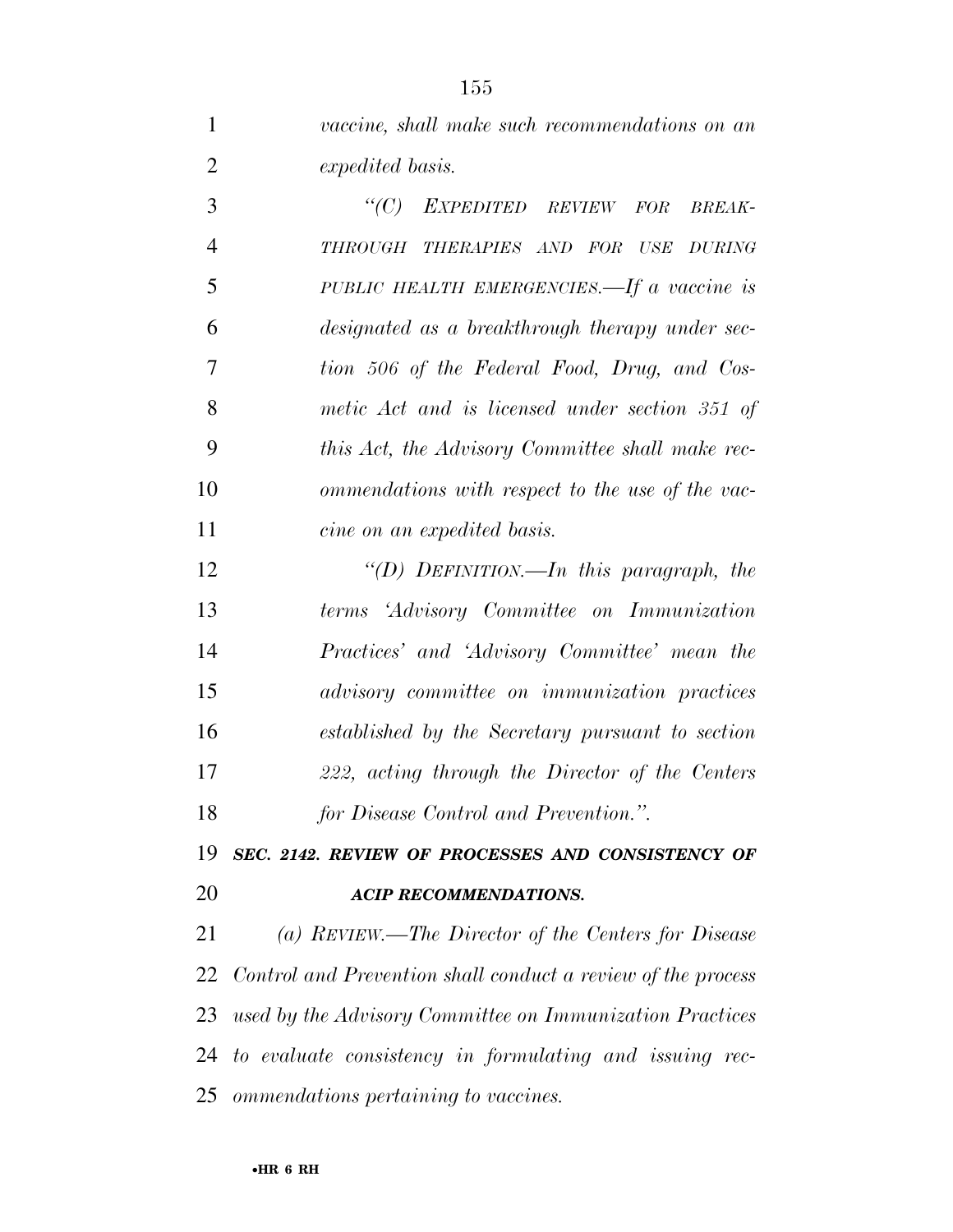*vaccine, shall make such recommendations on an expedited basis.*

*"(C) EXPEDITED REVIEW FOR BREAKTHROUGH THERAPIES AND FOR USE DURING PUBLIC HEALTH EMERGENCIES.—If a vaccine is designated as a breakthrough therapy under section 506 of the Federal Food, Drug, and Cosmetic Act and is licensed under section 351 of this Act, the Advisory Committee shall make recommendations with respect to the use of the vaccine on an expedited basis.*

*"(D) DEFINITION.—In this paragraph, the terms 'Advisory Committee on Immunization Practices' and 'Advisory Committee' mean the advisory committee on immunization practices established by the Secretary pursuant to section 222, acting through the Director of the Centers for Disease Control and Prevention.".*

***SEC. 2142. REVIEW OF PROCESSES AND CONSISTENCY OF ACIP RECOMMENDATIONS.***

*(a) REVIEW.—The Director of the Centers for Disease Control and Prevention shall conduct a review of the process used by the Advisory Committee on Immunization Practices to evaluate consistency in formulating and issuing recommendations pertaining to vaccines.*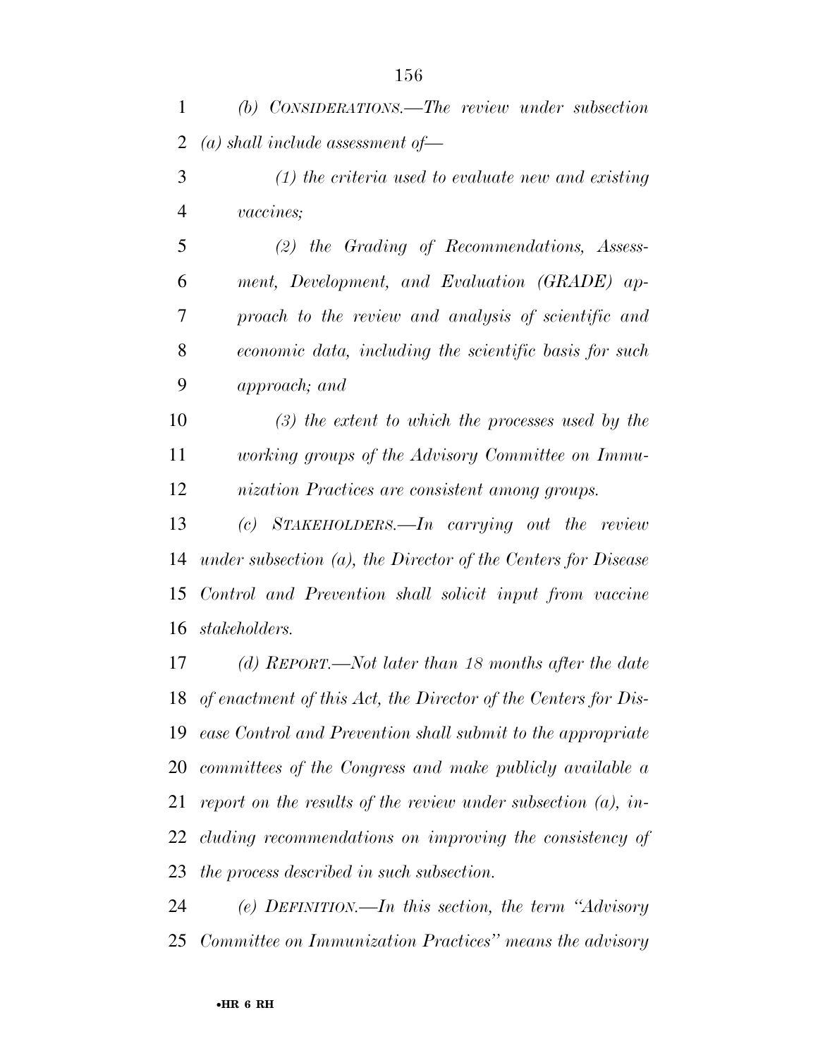*(b) CONSIDERATIONS.—The review under subsection (a) shall include assessment of—*

*(1) the criteria used to evaluate new and existing vaccines;*

*(2) the Grading of Recommendations, Assessment, Development, and Evaluation (GRADE) approach to the review and analysis of scientific and economic data, including the scientific basis for such approach; and*

*(3) the extent to which the processes used by the working groups of the Advisory Committee on Immunization Practices are consistent among groups.*

*(c) STAKEHOLDERS.—In carrying out the review under subsection (a), the Director of the Centers for Disease Control and Prevention shall solicit input from vaccine stakeholders.*

*(d) REPORT.—Not later than 18 months after the date of enactment of this Act, the Director of the Centers for Disease Control and Prevention shall submit to the appropriate committees of the Congress and make publicly available a report on the results of the review under subsection (a), including recommendations on improving the consistency of the process described in such subsection.*

*(e) DEFINITION.—In this section, the term "Advisory Committee on Immunization Practices" means the advisory*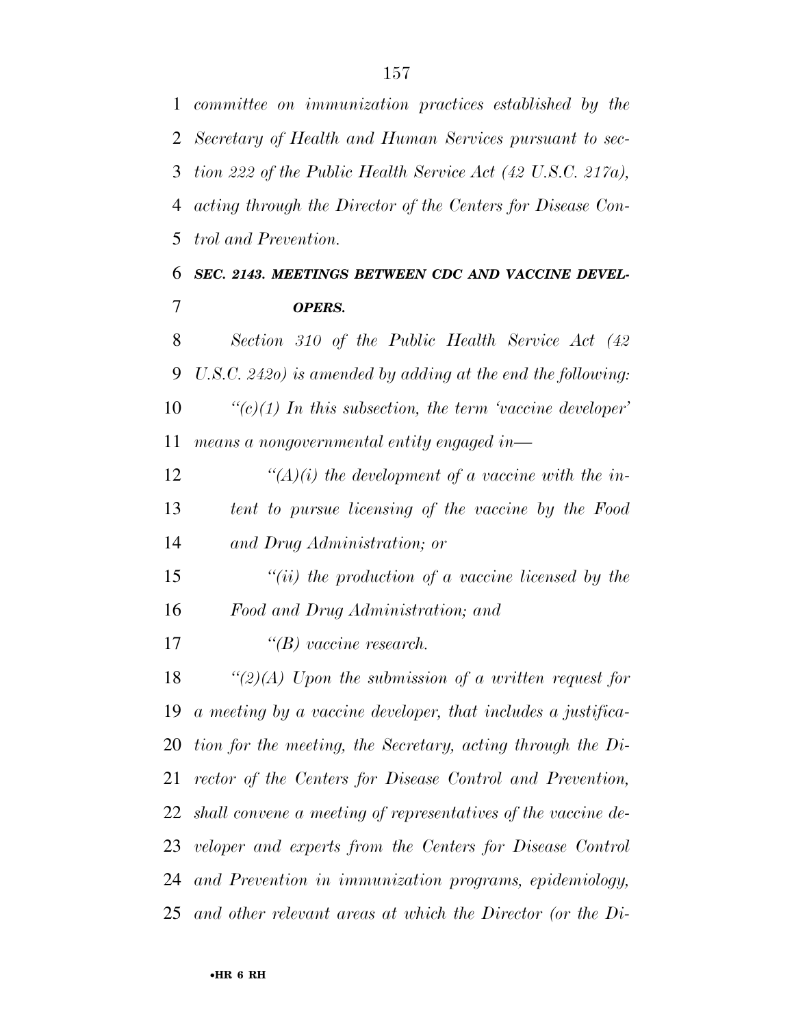*committee on immunization practices established by the Secretary of Health and Human Services pursuant to section 222 of the Public Health Service Act (42 U.S.C. 217a), acting through the Director of the Centers for Disease Control and Prevention.*

### *SEC. 2143. MEETINGS BETWEEN CDC AND VACCINE DEVELOPERS.*

*Section 310 of the Public Health Service Act (42 U.S.C. 242o) is amended by adding at the end the following:*

*"(c)(1) In this subsection, the term 'vaccine developer' means a nongovernmental entity engaged in—*

*"(A)(i) the development of a vaccine with the intent to pursue licensing of the vaccine by the Food and Drug Administration; or*

*"(ii) the production of a vaccine licensed by the Food and Drug Administration; and*

*"(B) vaccine research.*

*"(2)(A) Upon the submission of a written request for a meeting by a vaccine developer, that includes a justification for the meeting, the Secretary, acting through the Director of the Centers for Disease Control and Prevention, shall convene a meeting of representatives of the vaccine developer and experts from the Centers for Disease Control and Prevention in immunization programs, epidemiology, and other relevant areas at which the Director (or the Di-*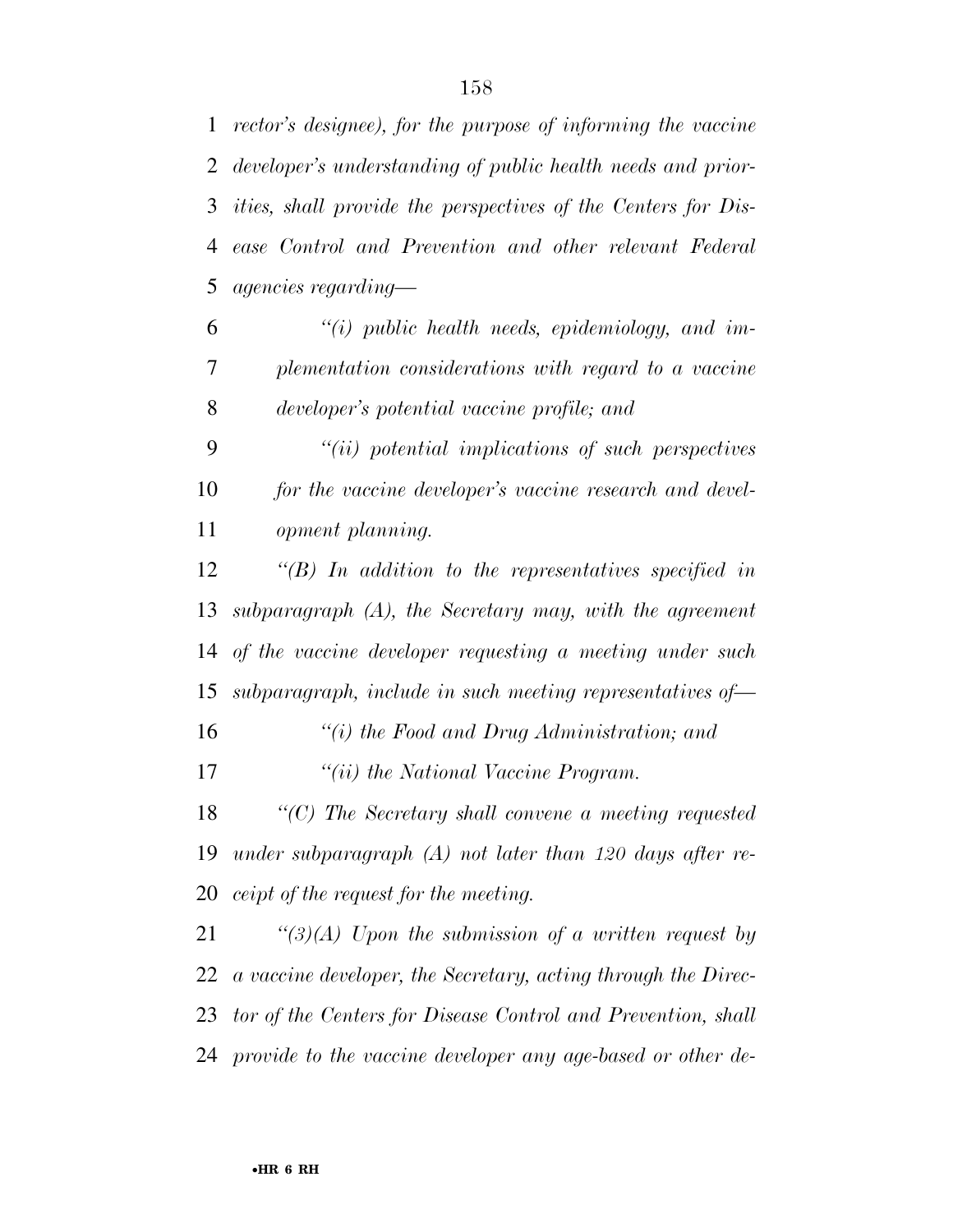*rector's designee), for the purpose of informing the vaccine developer's understanding of public health needs and priorities, shall provide the perspectives of the Centers for Disease Control and Prevention and other relevant Federal agencies regarding—*

*"(i) public health needs, epidemiology, and implementation considerations with regard to a vaccine developer's potential vaccine profile; and*

*"(ii) potential implications of such perspectives for the vaccine developer's vaccine research and development planning.*

*"(B) In addition to the representatives specified in subparagraph (A), the Secretary may, with the agreement of the vaccine developer requesting a meeting under such subparagraph, include in such meeting representatives of—*

*"(i) the Food and Drug Administration; and*

*"(ii) the National Vaccine Program.*

*"(C) The Secretary shall convene a meeting requested under subparagraph (A) not later than 120 days after receipt of the request for the meeting.*

*"(3)(A) Upon the submission of a written request by a vaccine developer, the Secretary, acting through the Director of the Centers for Disease Control and Prevention, shall provide to the vaccine developer any age-based or other de-*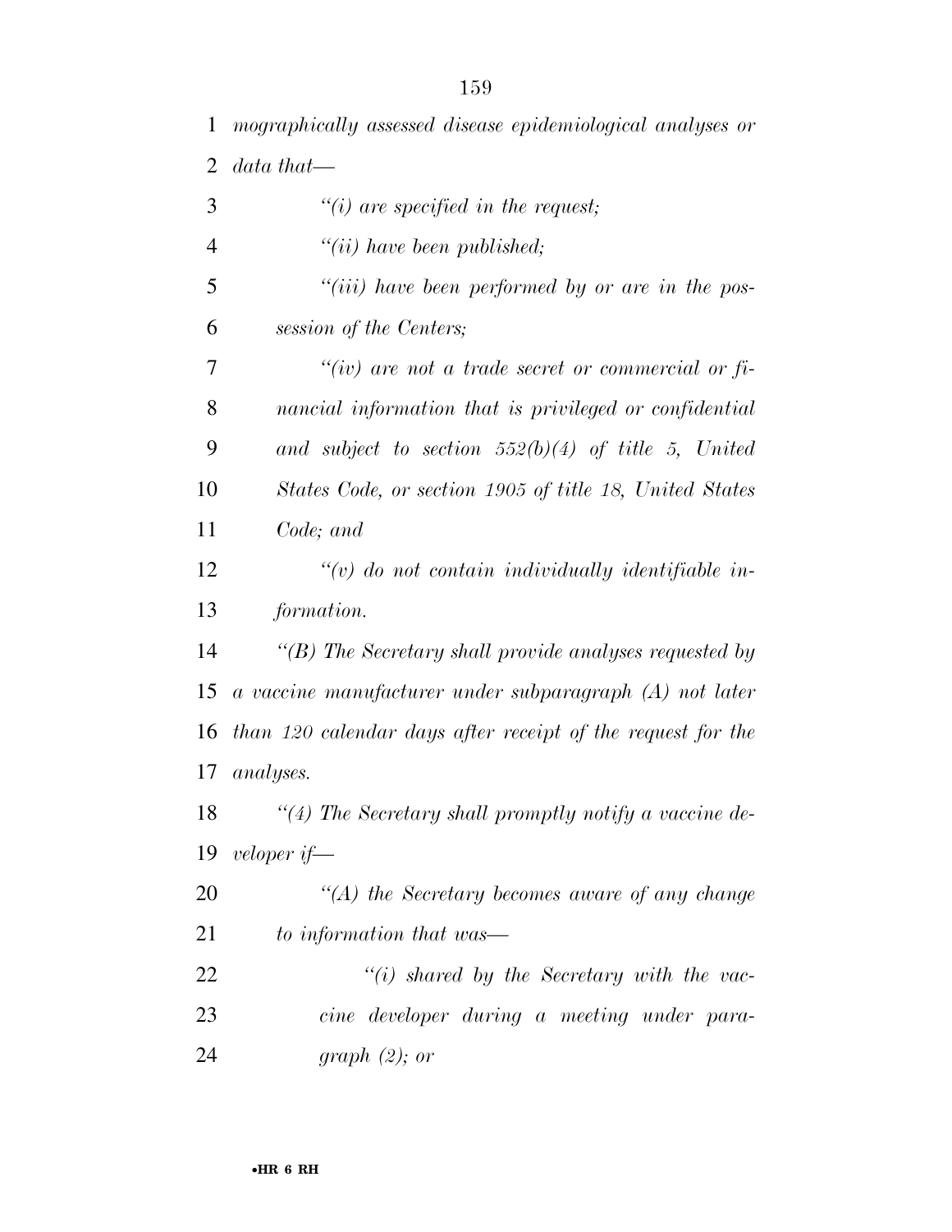*mographically assessed disease epidemiological analyses or data that—*

*“(i) are specified in the request;*

*“(ii) have been published;*

*“(iii) have been performed by or are in the possession of the Centers;*

*“(iv) are not a trade secret or commercial or financial information that is privileged or confidential and subject to section 552(b)(4) of title 5, United States Code, or section 1905 of title 18, United States Code; and*

*“(v) do not contain individually identifiable information.*

*“(B) The Secretary shall provide analyses requested by a vaccine manufacturer under subparagraph (A) not later than 120 calendar days after receipt of the request for the analyses.*

*“(4) The Secretary shall promptly notify a vaccine developer if—*

*“(A) the Secretary becomes aware of any change to information that was—*

*“(i) shared by the Secretary with the vaccine developer during a meeting under paragraph (2); or*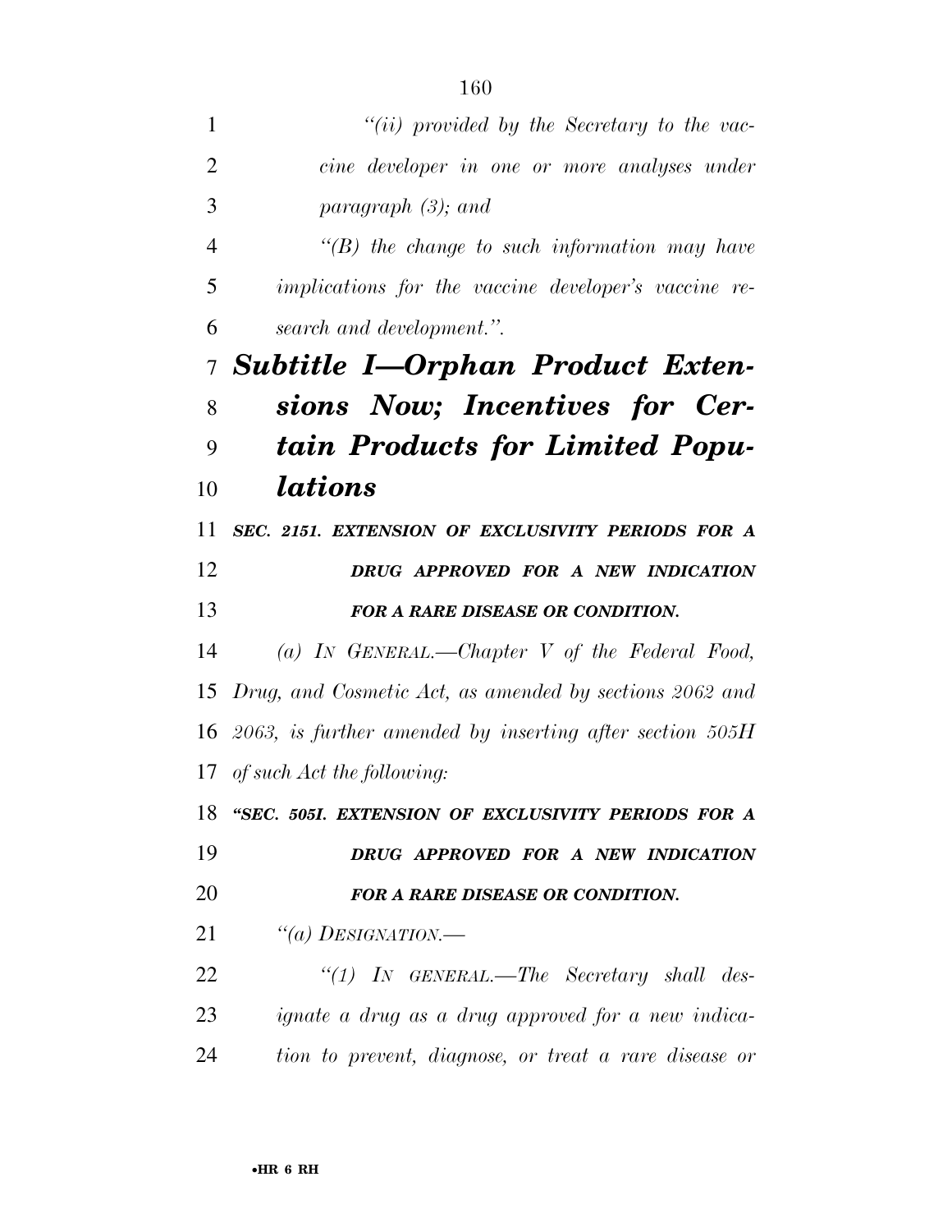*"(ii) provided by the Secretary to the vaccine developer in one or more analyses under paragraph (3); and*

*"(B) the change to such information may have implications for the vaccine developer's vaccine research and development.".*

## ***Subtitle I—Orphan Product Extensions Now; Incentives for Certain Products for Limited Populations***

***SEC. 2151. EXTENSION OF EXCLUSIVITY PERIODS FOR A DRUG APPROVED FOR A NEW INDICATION FOR A RARE DISEASE OR CONDITION.***

*(a) IN GENERAL.—Chapter V of the Federal Food, Drug, and Cosmetic Act, as amended by sections 2062 and 2063, is further amended by inserting after section 505H of such Act the following:*

***"SEC. 505I. EXTENSION OF EXCLUSIVITY PERIODS FOR A DRUG APPROVED FOR A NEW INDICATION FOR A RARE DISEASE OR CONDITION.***

*"(a) DESIGNATION.—*

*"(1) IN GENERAL.—The Secretary shall designate a drug as a drug approved for a new indication to prevent, diagnose, or treat a rare disease or*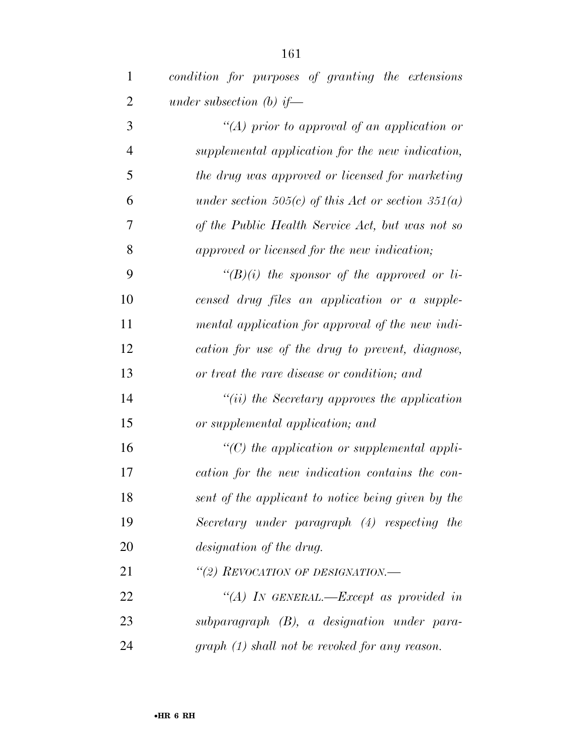*condition for purposes of granting the extensions under subsection (b) if—*

*"(A) prior to approval of an application or supplemental application for the new indication, the drug was approved or licensed for marketing under section 505(c) of this Act or section 351(a) of the Public Health Service Act, but was not so approved or licensed for the new indication;*

*"(B)(i) the sponsor of the approved or licensed drug files an application or a supplemental application for approval of the new indication for use of the drug to prevent, diagnose, or treat the rare disease or condition; and*

*"(ii) the Secretary approves the application or supplemental application; and*

*"(C) the application or supplemental application for the new indication contains the consent of the applicant to notice being given by the Secretary under paragraph (4) respecting the designation of the drug.*

*"(2) REVOCATION OF DESIGNATION.—*

*"(A) IN GENERAL.—Except as provided in subparagraph (B), a designation under paragraph (1) shall not be revoked for any reason.*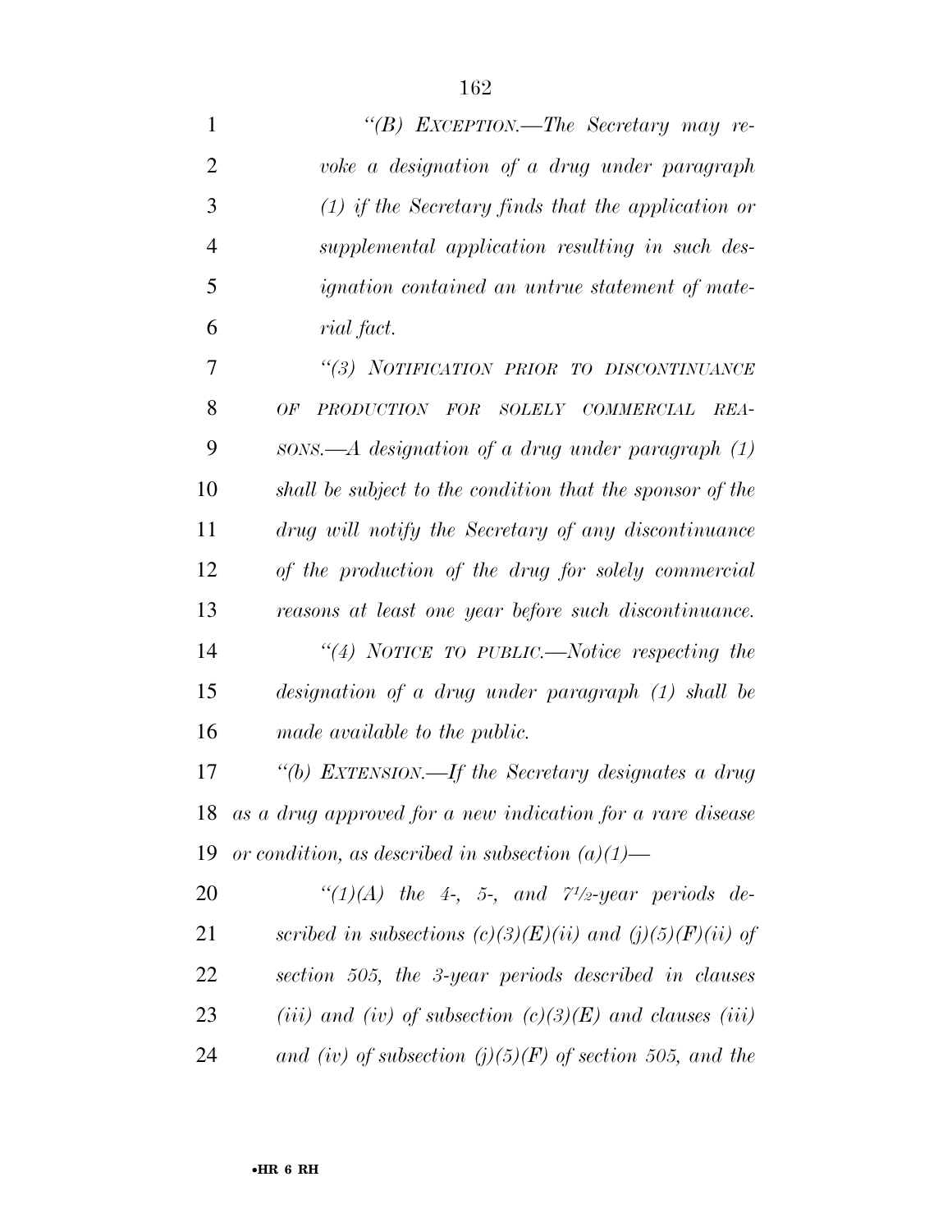*"(B) EXCEPTION.—The Secretary may revoke a designation of a drug under paragraph (1) if the Secretary finds that the application or supplemental application resulting in such designation contained an untrue statement of material fact.*

*"(3) NOTIFICATION PRIOR TO DISCONTINUANCE OF PRODUCTION FOR SOLELY COMMERCIAL REASONS.—A designation of a drug under paragraph (1) shall be subject to the condition that the sponsor of the drug will notify the Secretary of any discontinuance of the production of the drug for solely commercial reasons at least one year before such discontinuance.*

*"(4) NOTICE TO PUBLIC.—Notice respecting the designation of a drug under paragraph (1) shall be made available to the public.*

*"(b) EXTENSION.—If the Secretary designates a drug as a drug approved for a new indication for a rare disease or condition, as described in subsection (a)(1)—*

*"(1)(A) the 4-, 5-, and 7½-year periods described in subsections (c)(3)(E)(ii) and (j)(5)(F)(ii) of section 505, the 3-year periods described in clauses (iii) and (iv) of subsection (c)(3)(E) and clauses (iii) and (iv) of subsection (j)(5)(F) of section 505, and the*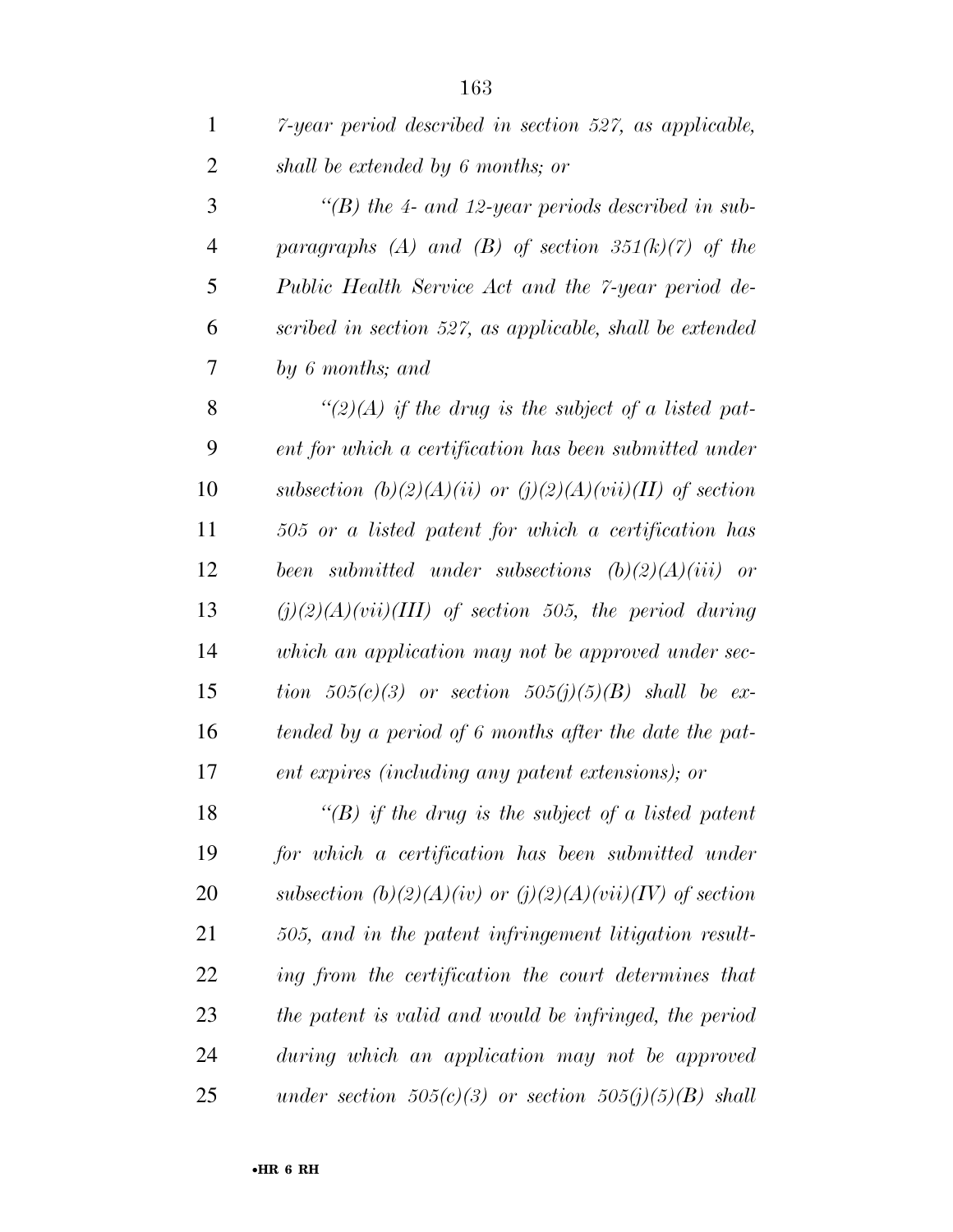*7-year period described in section 527, as applicable, shall be extended by 6 months; or*

*"(B) the 4- and 12-year periods described in subparagraphs (A) and (B) of section 351(k)(7) of the Public Health Service Act and the 7-year period described in section 527, as applicable, shall be extended by 6 months; and*

*"(2)(A) if the drug is the subject of a listed patent for which a certification has been submitted under subsection (b)(2)(A)(ii) or (j)(2)(A)(vii)(II) of section 505 or a listed patent for which a certification has been submitted under subsections (b)(2)(A)(iii) or (j)(2)(A)(vii)(III) of section 505, the period during which an application may not be approved under section 505(c)(3) or section 505(j)(5)(B) shall be extended by a period of 6 months after the date the patent expires (including any patent extensions); or*

*"(B) if the drug is the subject of a listed patent for which a certification has been submitted under subsection (b)(2)(A)(iv) or (j)(2)(A)(vii)(IV) of section 505, and in the patent infringement litigation resulting from the certification the court determines that the patent is valid and would be infringed, the period during which an application may not be approved under section 505(c)(3) or section 505(j)(5)(B) shall*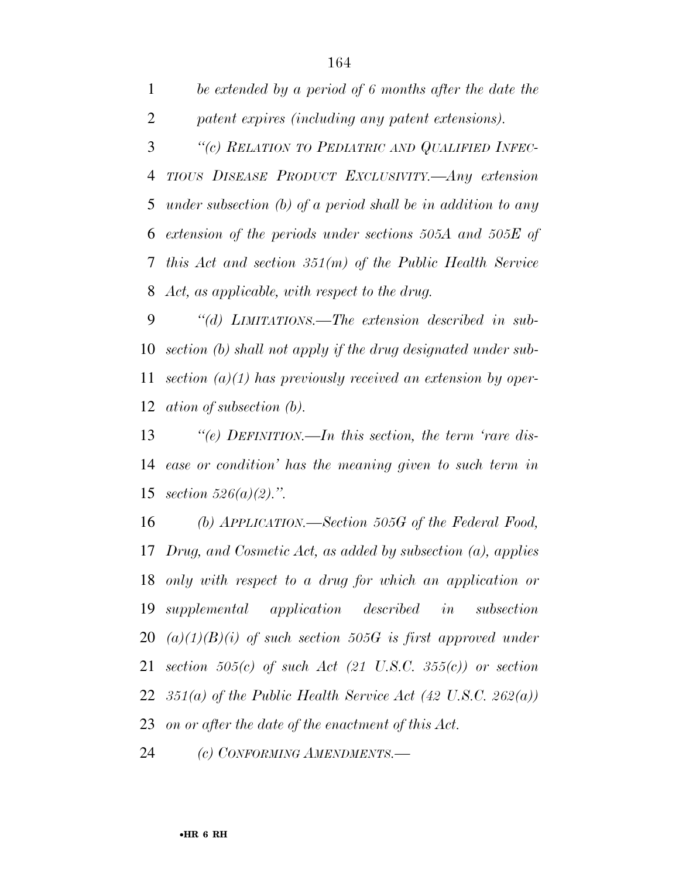*be extended by a period of 6 months after the date the patent expires (including any patent extensions).*

*"(c) RELATION TO PEDIATRIC AND QUALIFIED INFECTIOUS DISEASE PRODUCT EXCLUSIVITY.—Any extension under subsection (b) of a period shall be in addition to any extension of the periods under sections 505A and 505E of this Act and section 351(m) of the Public Health Service Act, as applicable, with respect to the drug.*

*"(d) LIMITATIONS.—The extension described in subsection (b) shall not apply if the drug designated under subsection (a)(1) has previously received an extension by operation of subsection (b).*

*"(e) DEFINITION.—In this section, the term 'rare disease or condition' has the meaning given to such term in section 526(a)(2).".*

*(b) APPLICATION.—Section 505G of the Federal Food, Drug, and Cosmetic Act, as added by subsection (a), applies only with respect to a drug for which an application or supplemental application described in subsection (a)(1)(B)(i) of such section 505G is first approved under section 505(c) of such Act (21 U.S.C. 355(c)) or section 351(a) of the Public Health Service Act (42 U.S.C. 262(a)) on or after the date of the enactment of this Act.*

*(c) CONFORMING AMENDMENTS.—*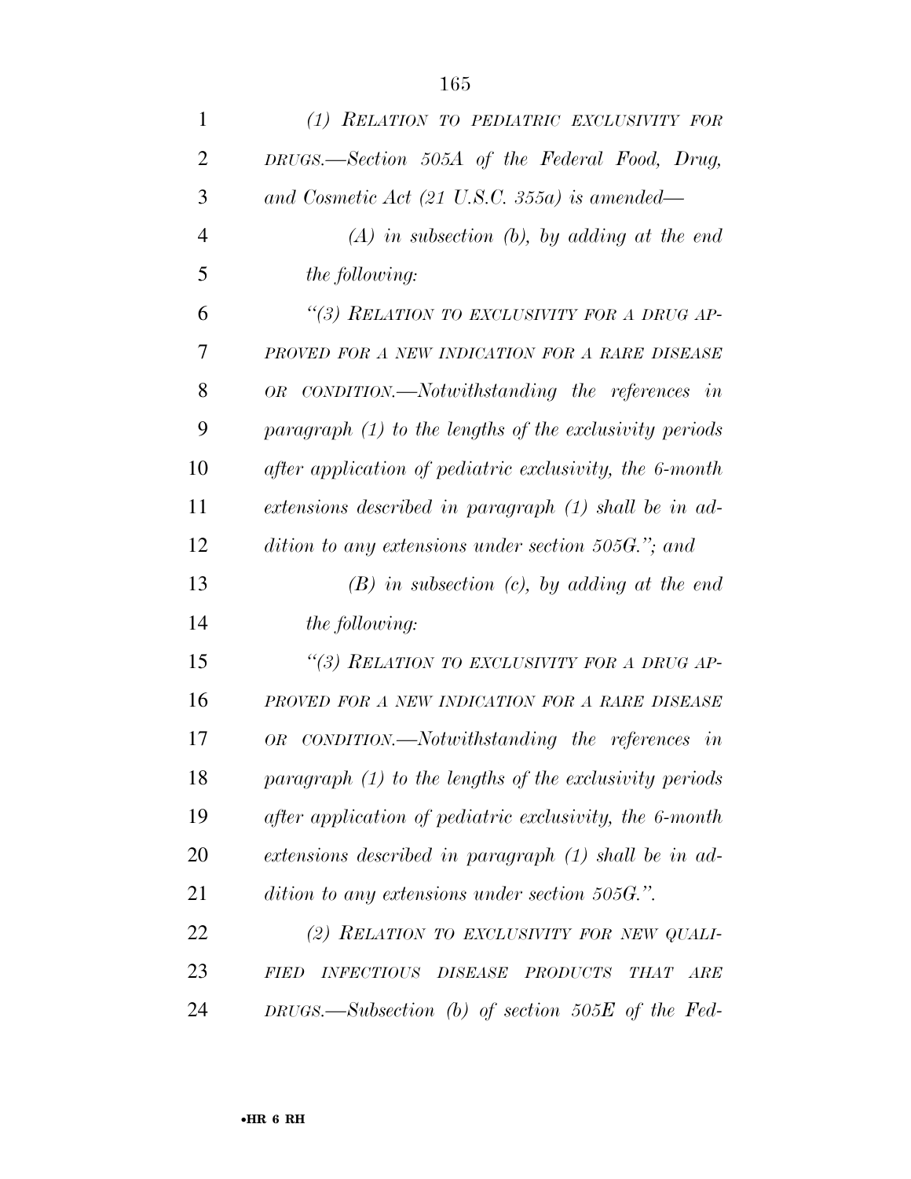*(1) RELATION TO PEDIATRIC EXCLUSIVITY FOR DRUGS.—Section 505A of the Federal Food, Drug, and Cosmetic Act (21 U.S.C. 355a) is amended—*

*(A) in subsection (b), by adding at the end the following:*

*"(3) RELATION TO EXCLUSIVITY FOR A DRUG APPROVED FOR A NEW INDICATION FOR A RARE DISEASE OR CONDITION.—Notwithstanding the references in paragraph (1) to the lengths of the exclusivity periods after application of pediatric exclusivity, the 6-month extensions described in paragraph (1) shall be in addition to any extensions under section 505G."; and*

*(B) in subsection (c), by adding at the end the following:*

*"(3) RELATION TO EXCLUSIVITY FOR A DRUG APPROVED FOR A NEW INDICATION FOR A RARE DISEASE OR CONDITION.—Notwithstanding the references in paragraph (1) to the lengths of the exclusivity periods after application of pediatric exclusivity, the 6-month extensions described in paragraph (1) shall be in addition to any extensions under section 505G.".*

*(2) RELATION TO EXCLUSIVITY FOR NEW QUALIFIED INFECTIOUS DISEASE PRODUCTS THAT ARE DRUGS.—Subsection (b) of section 505E of the Fed-*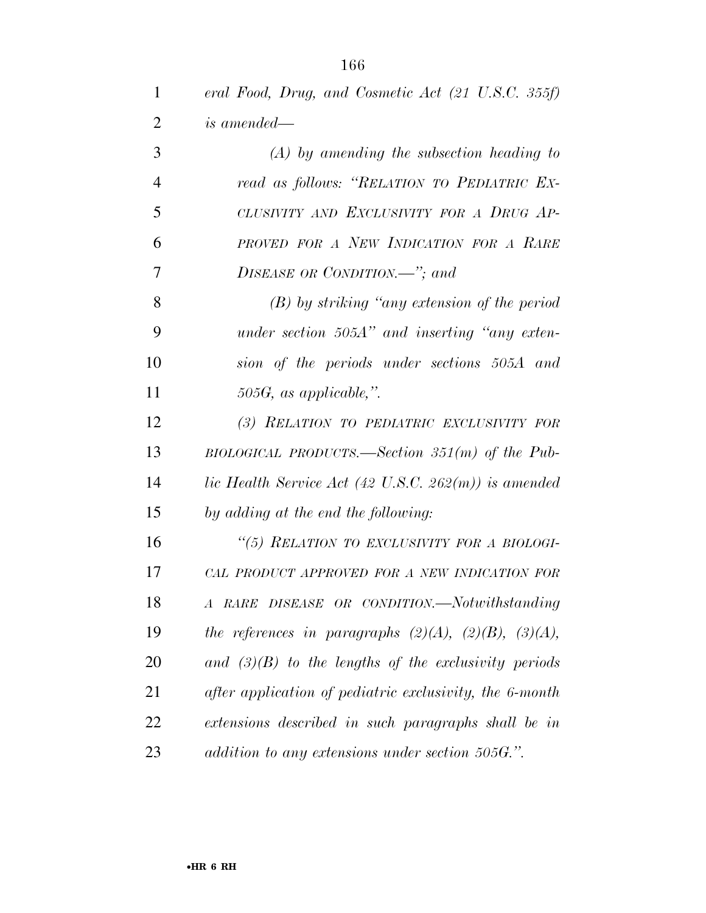*eral Food, Drug, and Cosmetic Act (21 U.S.C. 355f) is amended—*

*(A) by amending the subsection heading to read as follows: "RELATION TO PEDIATRIC EXCLUSIVITY AND EXCLUSIVITY FOR A DRUG APPROVED FOR A NEW INDICATION FOR A RARE DISEASE OR CONDITION.—"; and*

*(B) by striking "any extension of the period under section 505A" and inserting "any extension of the periods under sections 505A and 505G, as applicable,".*

*(3) RELATION TO PEDIATRIC EXCLUSIVITY FOR BIOLOGICAL PRODUCTS.—Section 351(m) of the Public Health Service Act (42 U.S.C. 262(m)) is amended by adding at the end the following:*

*"(5) RELATION TO EXCLUSIVITY FOR A BIOLOGICAL PRODUCT APPROVED FOR A NEW INDICATION FOR A RARE DISEASE OR CONDITION.—Notwithstanding the references in paragraphs (2)(A), (2)(B), (3)(A), and (3)(B) to the lengths of the exclusivity periods after application of pediatric exclusivity, the 6-month extensions described in such paragraphs shall be in addition to any extensions under section 505G.".*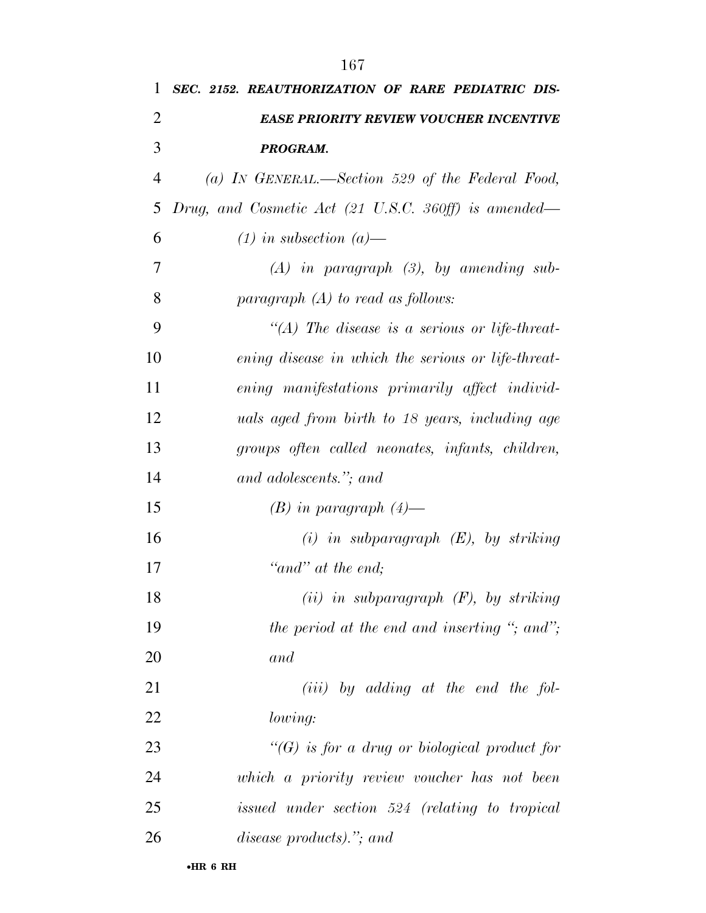***SEC. 2152. REAUTHORIZATION OF RARE PEDIATRIC DISEASE PRIORITY REVIEW VOUCHER INCENTIVE PROGRAM.***

*(a) IN GENERAL.—Section 529 of the Federal Food, Drug, and Cosmetic Act (21 U.S.C. 360ff) is amended—*

*(1) in subsection (a)—*

*(A) in paragraph (3), by amending subparagraph (A) to read as follows:*

*"(A) The disease is a serious or life-threatening disease in which the serious or life-threatening manifestations primarily affect individuals aged from birth to 18 years, including age groups often called neonates, infants, children, and adolescents."; and*

*(B) in paragraph (4)—*

*(i) in subparagraph (E), by striking "and" at the end;*

*(ii) in subparagraph (F), by striking the period at the end and inserting "; and"; and*

*(iii) by adding at the end the following:*

*"(G) is for a drug or biological product for which a priority review voucher has not been issued under section 524 (relating to tropical disease products)."; and*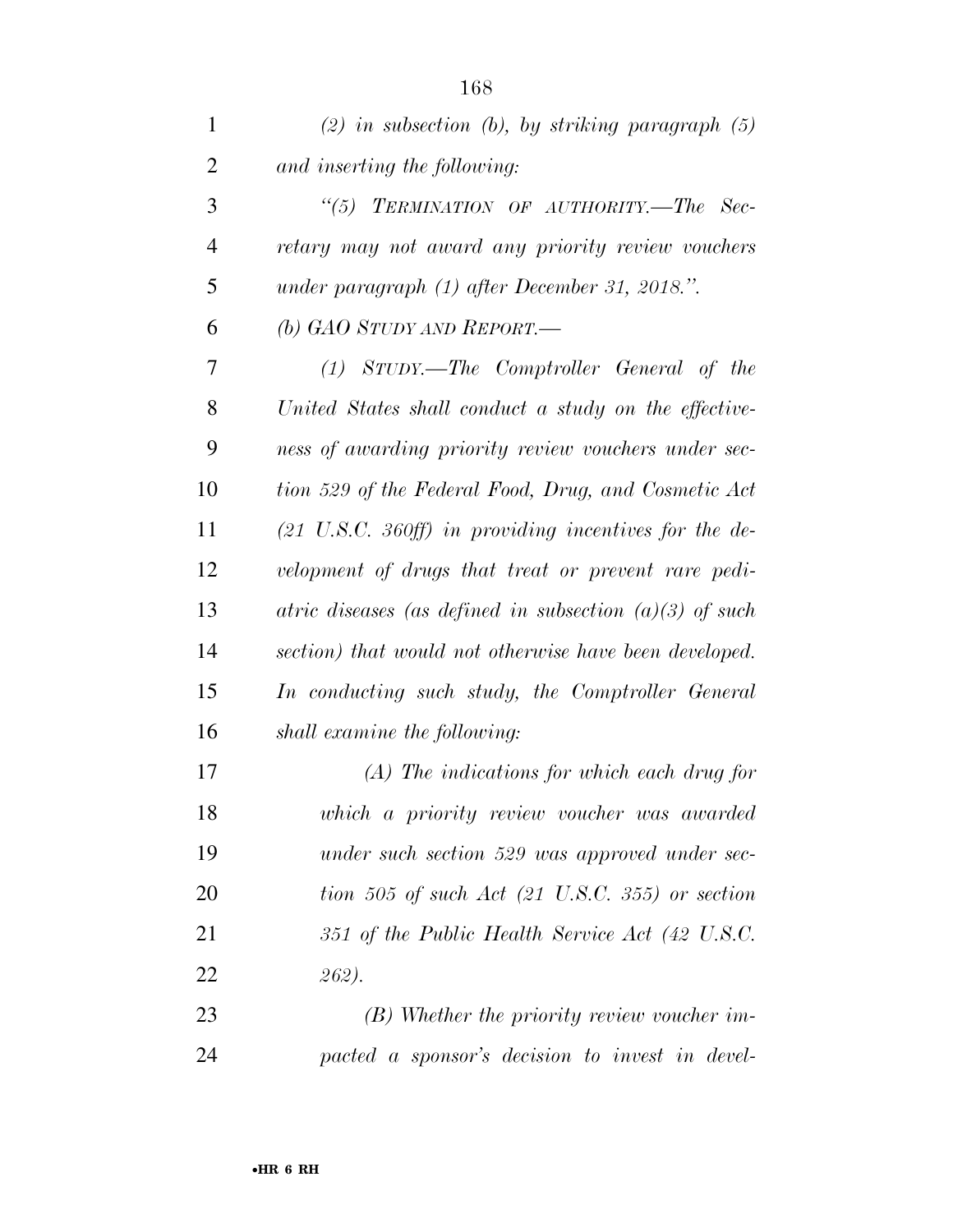*(2) in subsection (b), by striking paragraph (5) and inserting the following:*

*"(5) TERMINATION OF AUTHORITY.—The Secretary may not award any priority review vouchers under paragraph (1) after December 31, 2018.".*

*(b) GAO STUDY AND REPORT.—*

*(1) STUDY.—The Comptroller General of the United States shall conduct a study on the effectiveness of awarding priority review vouchers under section 529 of the Federal Food, Drug, and Cosmetic Act (21 U.S.C. 360ff) in providing incentives for the development of drugs that treat or prevent rare pediatric diseases (as defined in subsection (a)(3) of such section) that would not otherwise have been developed. In conducting such study, the Comptroller General shall examine the following:*

*(A) The indications for which each drug for which a priority review voucher was awarded under such section 529 was approved under section 505 of such Act (21 U.S.C. 355) or section 351 of the Public Health Service Act (42 U.S.C. 262).*

*(B) Whether the priority review voucher impacted a sponsor's decision to invest in devel-*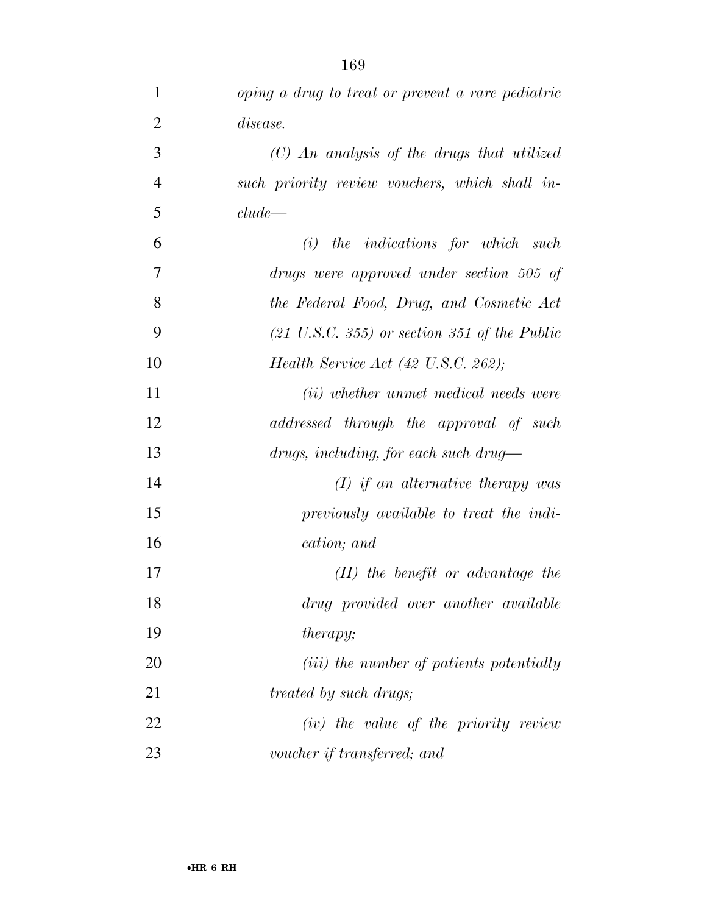*oping a drug to treat or prevent a rare pediatric disease.*

*(C) An analysis of the drugs that utilized such priority review vouchers, which shall include—*

*(i) the indications for which such drugs were approved under section 505 of the Federal Food, Drug, and Cosmetic Act (21 U.S.C. 355) or section 351 of the Public Health Service Act (42 U.S.C. 262);*

*(ii) whether unmet medical needs were addressed through the approval of such drugs, including, for each such drug—*

*(I) if an alternative therapy was previously available to treat the indication; and*

*(II) the benefit or advantage the drug provided over another available therapy;*

*(iii) the number of patients potentially treated by such drugs;*

*(iv) the value of the priority review voucher if transferred; and*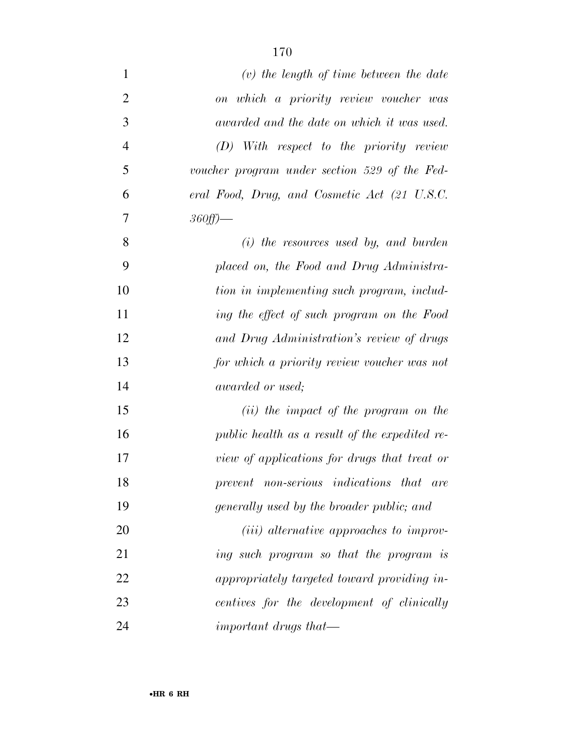*(v) the length of time between the date on which a priority review voucher was awarded and the date on which it was used.*

*(D) With respect to the priority review voucher program under section 529 of the Federal Food, Drug, and Cosmetic Act (21 U.S.C. 360ff)—*

*(i) the resources used by, and burden placed on, the Food and Drug Administration in implementing such program, including the effect of such program on the Food and Drug Administration's review of drugs for which a priority review voucher was not awarded or used;*

*(ii) the impact of the program on the public health as a result of the expedited review of applications for drugs that treat or prevent non-serious indications that are generally used by the broader public; and*

*(iii) alternative approaches to improving such program so that the program is appropriately targeted toward providing incentives for the development of clinically important drugs that—*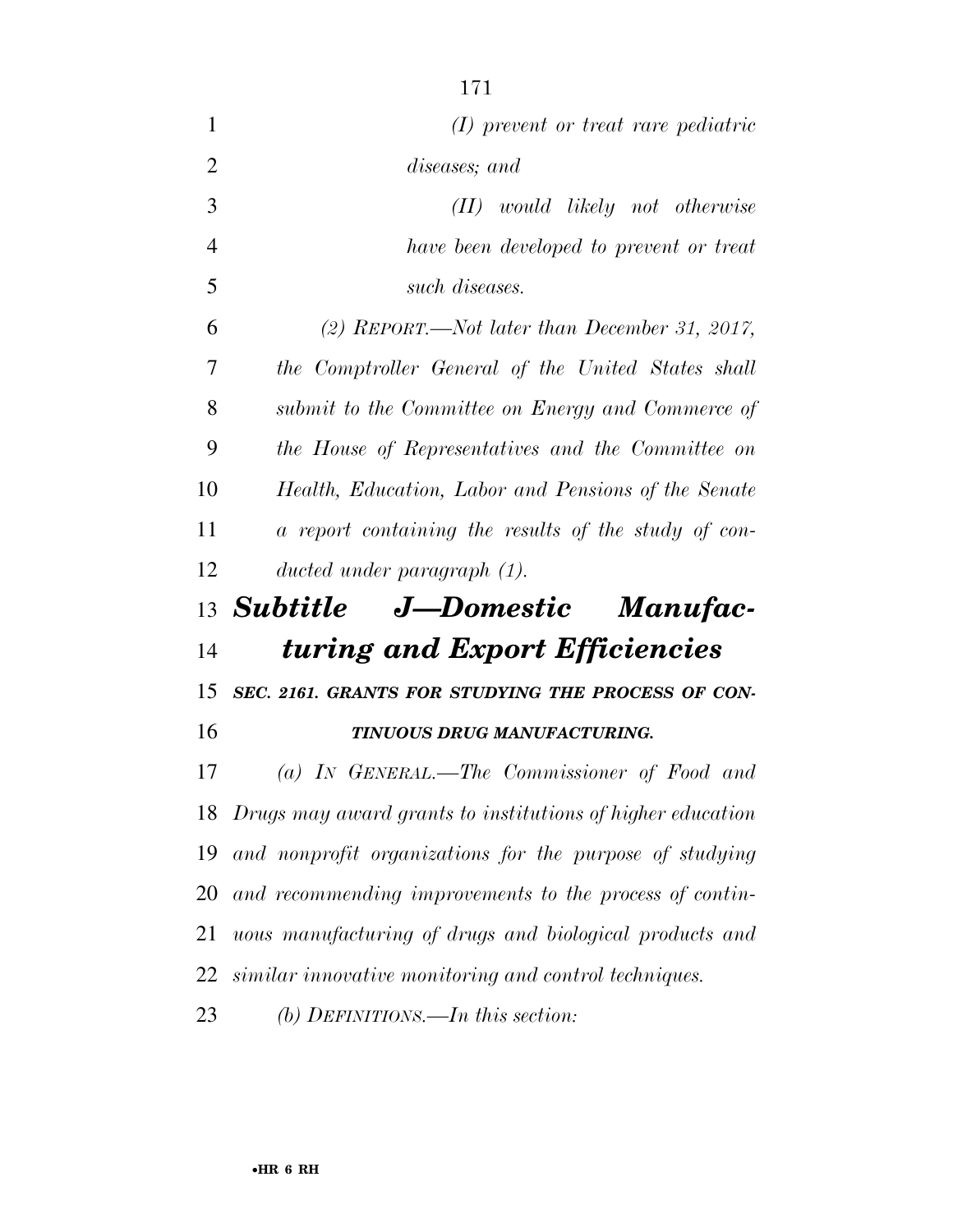*(I) prevent or treat rare pediatric diseases; and*

*(II) would likely not otherwise have been developed to prevent or treat such diseases.*

*(2) REPORT.—Not later than December 31, 2017, the Comptroller General of the United States shall submit to the Committee on Energy and Commerce of the House of Representatives and the Committee on Health, Education, Labor and Pensions of the Senate a report containing the results of the study of conducted under paragraph (1).*

## *Subtitle J—Domestic Manufacturing and Export Efficiencies*

### *SEC. 2161. GRANTS FOR STUDYING THE PROCESS OF CONTINUOUS DRUG MANUFACTURING.*

*(a) IN GENERAL.—The Commissioner of Food and Drugs may award grants to institutions of higher education and nonprofit organizations for the purpose of studying and recommending improvements to the process of continuous manufacturing of drugs and biological products and similar innovative monitoring and control techniques.*

*(b) DEFINITIONS.—In this section:*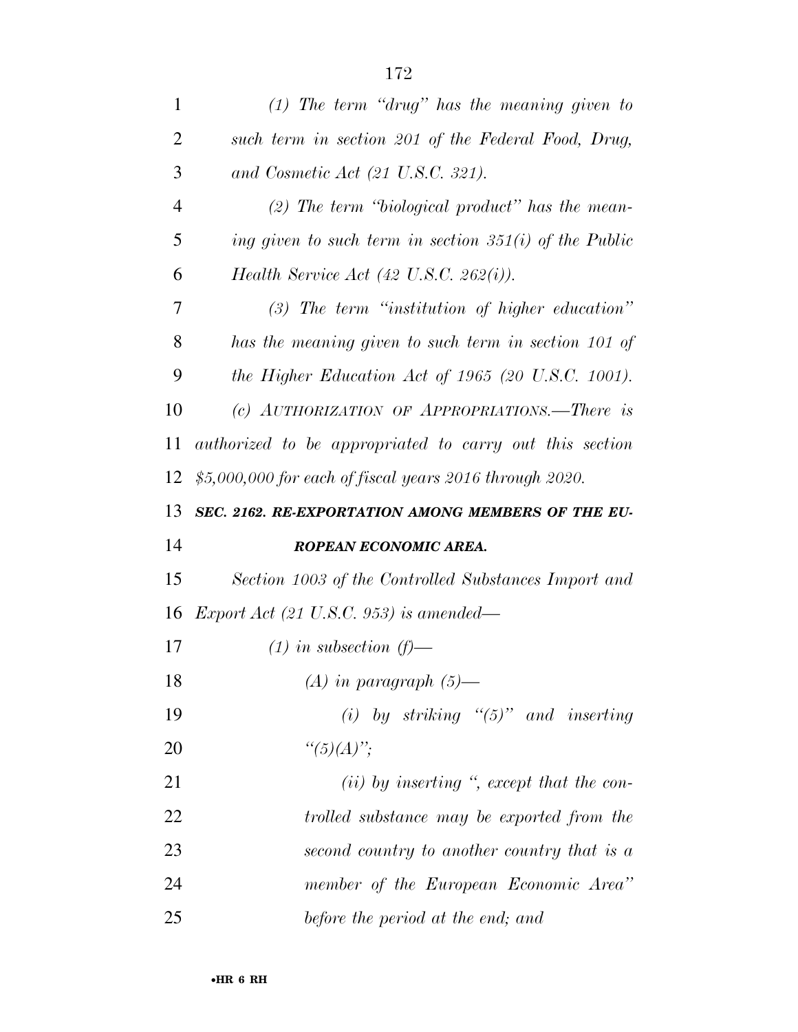*(1) The term "drug" has the meaning given to such term in section 201 of the Federal Food, Drug, and Cosmetic Act (21 U.S.C. 321).*

*(2) The term "biological product" has the meaning given to such term in section 351(i) of the Public Health Service Act (42 U.S.C. 262(i)).*

*(3) The term "institution of higher education" has the meaning given to such term in section 101 of the Higher Education Act of 1965 (20 U.S.C. 1001).*

*(c) AUTHORIZATION OF APPROPRIATIONS.—There is authorized to be appropriated to carry out this section $5,000,000 for each of fiscal years 2016 through 2020.*

***SEC. 2162. RE-EXPORTATION AMONG MEMBERS OF THE EUROPEAN ECONOMIC AREA.***

*Section 1003 of the Controlled Substances Import and Export Act (21 U.S.C. 953) is amended—*

*(1) in subsection (f)—*

*(A) in paragraph (5)—*

*(i) by striking "(5)" and inserting "(5)(A)";*

*(ii) by inserting ", except that the controlled substance may be exported from the second country to another country that is a member of the European Economic Area" before the period at the end; and*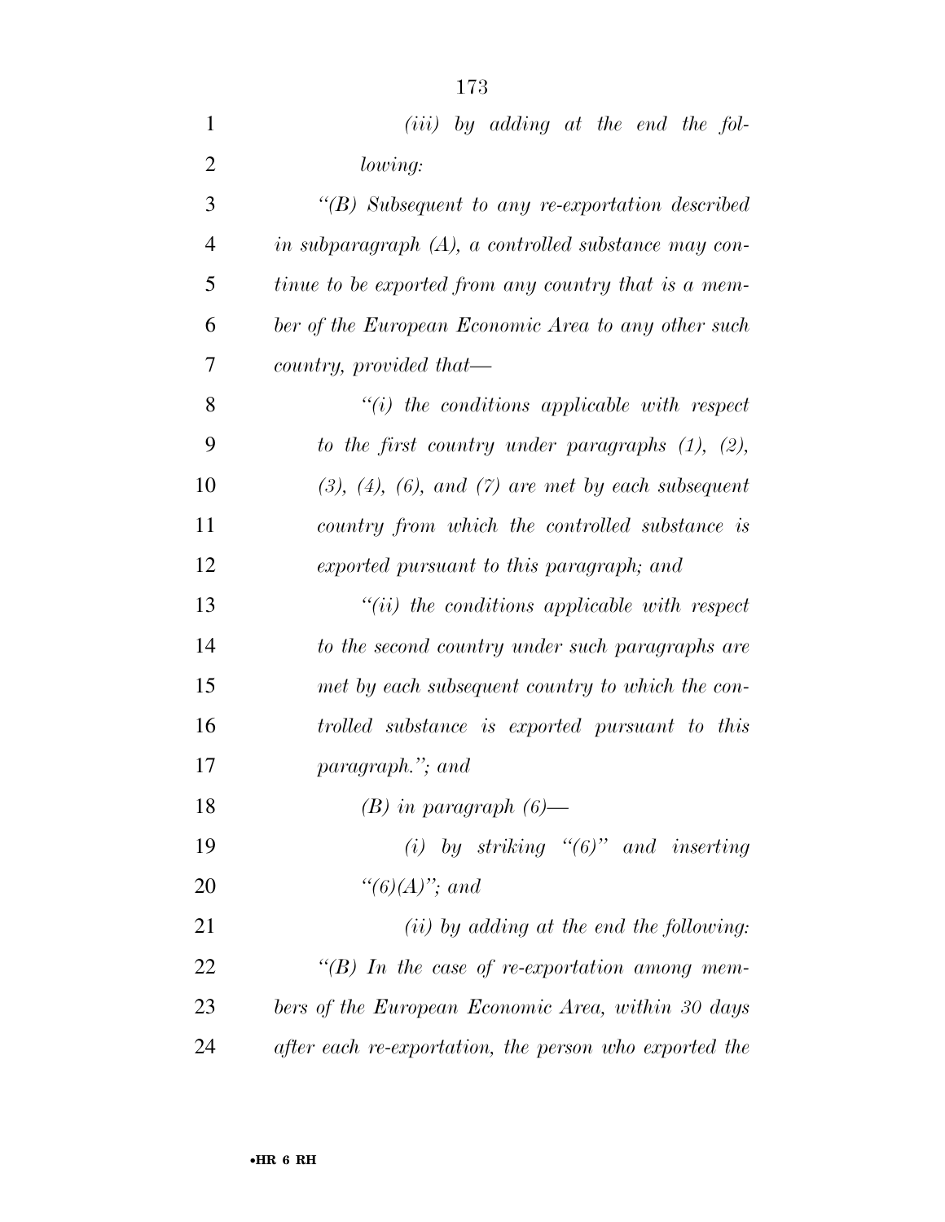*(iii) by adding at the end the following:*

*"(B) Subsequent to any re-exportation described in subparagraph (A), a controlled substance may continue to be exported from any country that is a member of the European Economic Area to any other such country, provided that—*

*"(i) the conditions applicable with respect to the first country under paragraphs (1), (2), (3), (4), (6), and (7) are met by each subsequent country from which the controlled substance is exported pursuant to this paragraph; and*

*"(ii) the conditions applicable with respect to the second country under such paragraphs are met by each subsequent country to which the controlled substance is exported pursuant to this paragraph."; and*

*(B) in paragraph (6)—*

*(i) by striking "(6)" and inserting "(6)(A)"; and*

*(ii) by adding at the end the following:*

*"(B) In the case of re-exportation among members of the European Economic Area, within 30 days after each re-exportation, the person who exported the*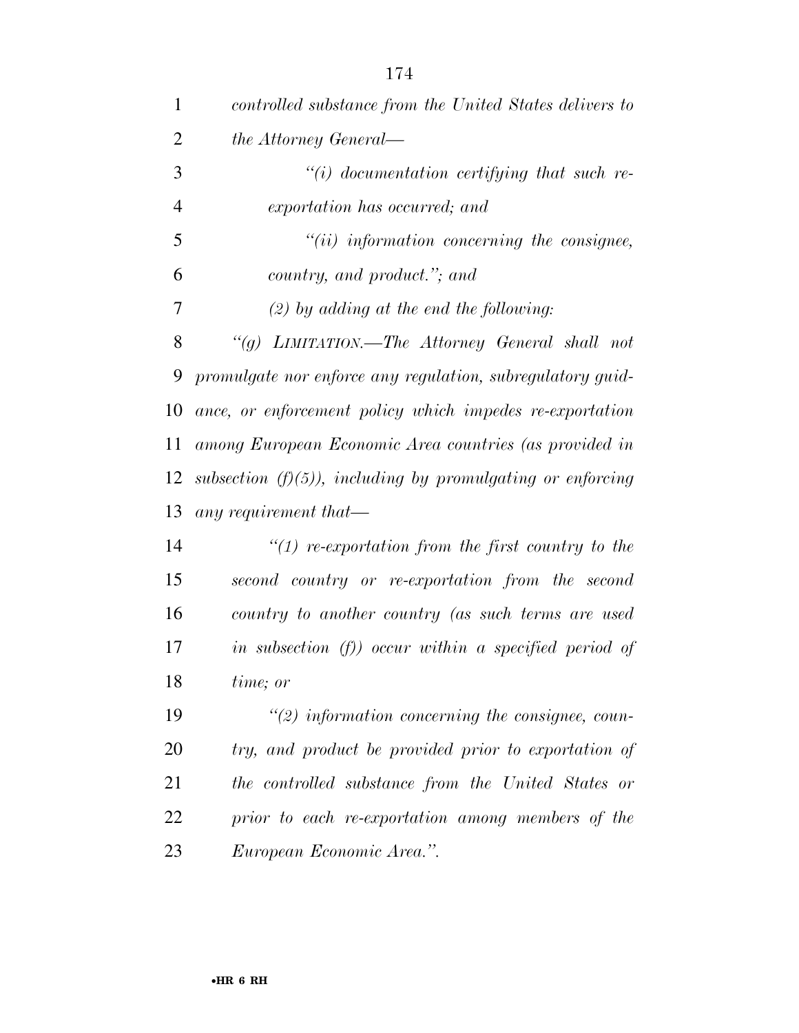*controlled substance from the United States delivers to the Attorney General—*

*"(i) documentation certifying that such re-exportation has occurred; and*

*"(ii) information concerning the consignee, country, and product."; and*

*(2) by adding at the end the following:*

*"(g) LIMITATION.—The Attorney General shall not promulgate nor enforce any regulation, subregulatory guidance, or enforcement policy which impedes re-exportation among European Economic Area countries (as provided in subsection (f)(5)), including by promulgating or enforcing any requirement that—*

*"(1) re-exportation from the first country to the second country or re-exportation from the second country to another country (as such terms are used in subsection (f)) occur within a specified period of time; or*

*"(2) information concerning the consignee, country, and product be provided prior to exportation of the controlled substance from the United States or prior to each re-exportation among members of the European Economic Area.".*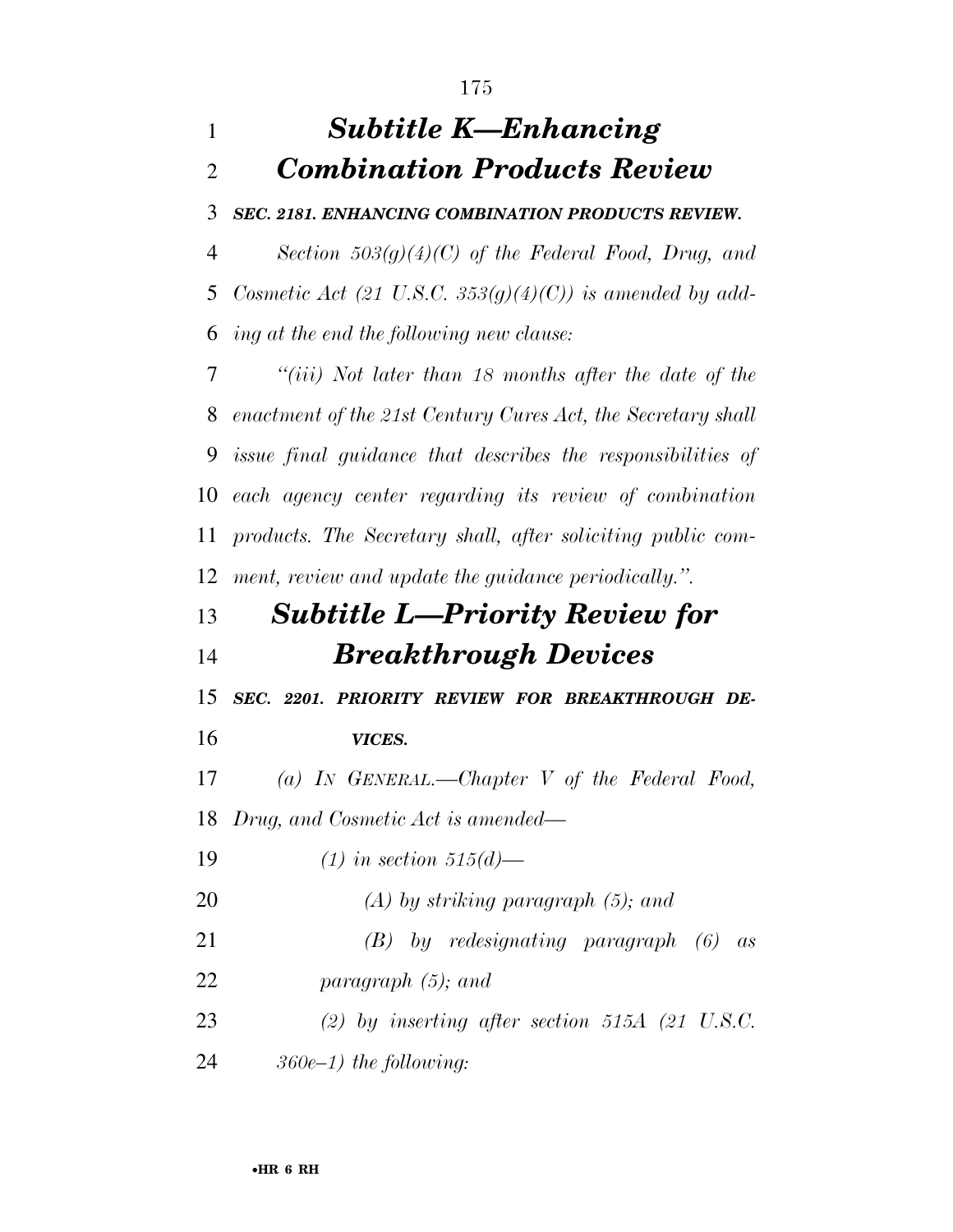## *Subtitle K—Enhancing Combination Products Review*

***SEC. 2181. ENHANCING COMBINATION PRODUCTS REVIEW.***

*Section 503(g)(4)(C) of the Federal Food, Drug, and Cosmetic Act (21 U.S.C. 353(g)(4)(C)) is amended by adding at the end the following new clause:*

*"(iii) Not later than 18 months after the date of the enactment of the 21st Century Cures Act, the Secretary shall issue final guidance that describes the responsibilities of each agency center regarding its review of combination products. The Secretary shall, after soliciting public comment, review and update the guidance periodically.".*

## *Subtitle L—Priority Review for Breakthrough Devices*

***SEC. 2201. PRIORITY REVIEW FOR BREAKTHROUGH DEVICES.***

*(a) IN GENERAL.—Chapter V of the Federal Food, Drug, and Cosmetic Act is amended—*

*(1) in section 515(d)—*

*(A) by striking paragraph (5); and*

*(B) by redesignating paragraph (6) as paragraph (5); and*

*(2) by inserting after section 515A (21 U.S.C. 360e–1) the following:*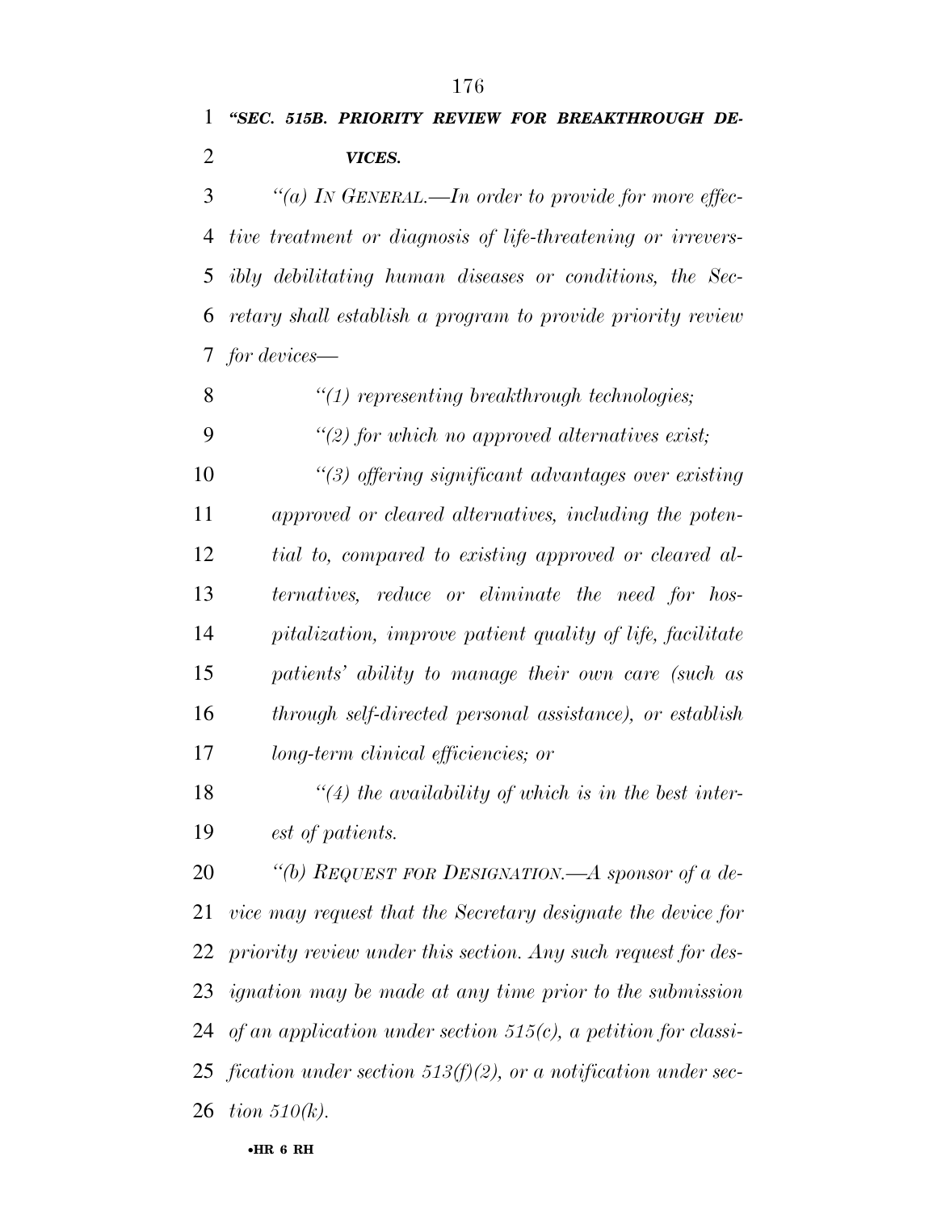***"SEC. 515B. PRIORITY REVIEW FOR BREAKTHROUGH DEVICES.***

*"(a) IN GENERAL.—In order to provide for more effective treatment or diagnosis of life-threatening or irreversibly debilitating human diseases or conditions, the Secretary shall establish a program to provide priority review for devices—*

*"(1) representing breakthrough technologies;*

*"(2) for which no approved alternatives exist;*

*"(3) offering significant advantages over existing approved or cleared alternatives, including the potential to, compared to existing approved or cleared alternatives, reduce or eliminate the need for hospitalization, improve patient quality of life, facilitate patients' ability to manage their own care (such as through self-directed personal assistance), or establish long-term clinical efficiencies; or*

*"(4) the availability of which is in the best interest of patients.*

*"(b) REQUEST FOR DESIGNATION.—A sponsor of a device may request that the Secretary designate the device for priority review under this section. Any such request for designation may be made at any time prior to the submission of an application under section 515(c), a petition for classification under section 513(f)(2), or a notification under section 510(k).*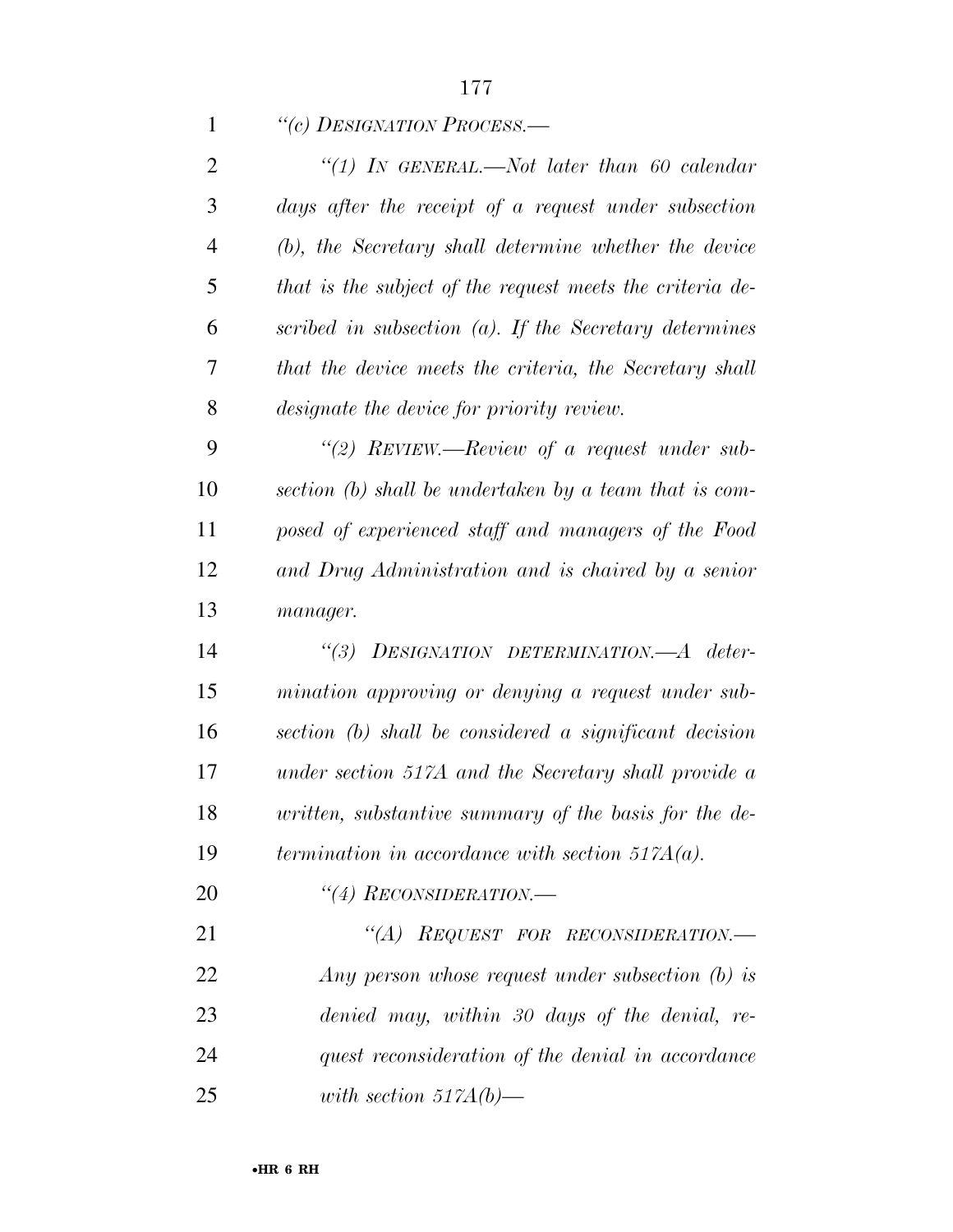*"(c) DESIGNATION PROCESS.—*

*"(1) IN GENERAL.—Not later than 60 calendar days after the receipt of a request under subsection (b), the Secretary shall determine whether the device that is the subject of the request meets the criteria described in subsection (a). If the Secretary determines that the device meets the criteria, the Secretary shall designate the device for priority review.*

*"(2) REVIEW.—Review of a request under subsection (b) shall be undertaken by a team that is composed of experienced staff and managers of the Food and Drug Administration and is chaired by a senior manager.*

*"(3) DESIGNATION DETERMINATION.—A determination approving or denying a request under subsection (b) shall be considered a significant decision under section 517A and the Secretary shall provide a written, substantive summary of the basis for the determination in accordance with section 517A(a).*

*"(4) RECONSIDERATION.—*

*"(A) REQUEST FOR RECONSIDERATION.— Any person whose request under subsection (b) is denied may, within 30 days of the denial, request reconsideration of the denial in accordance with section 517A(b)—*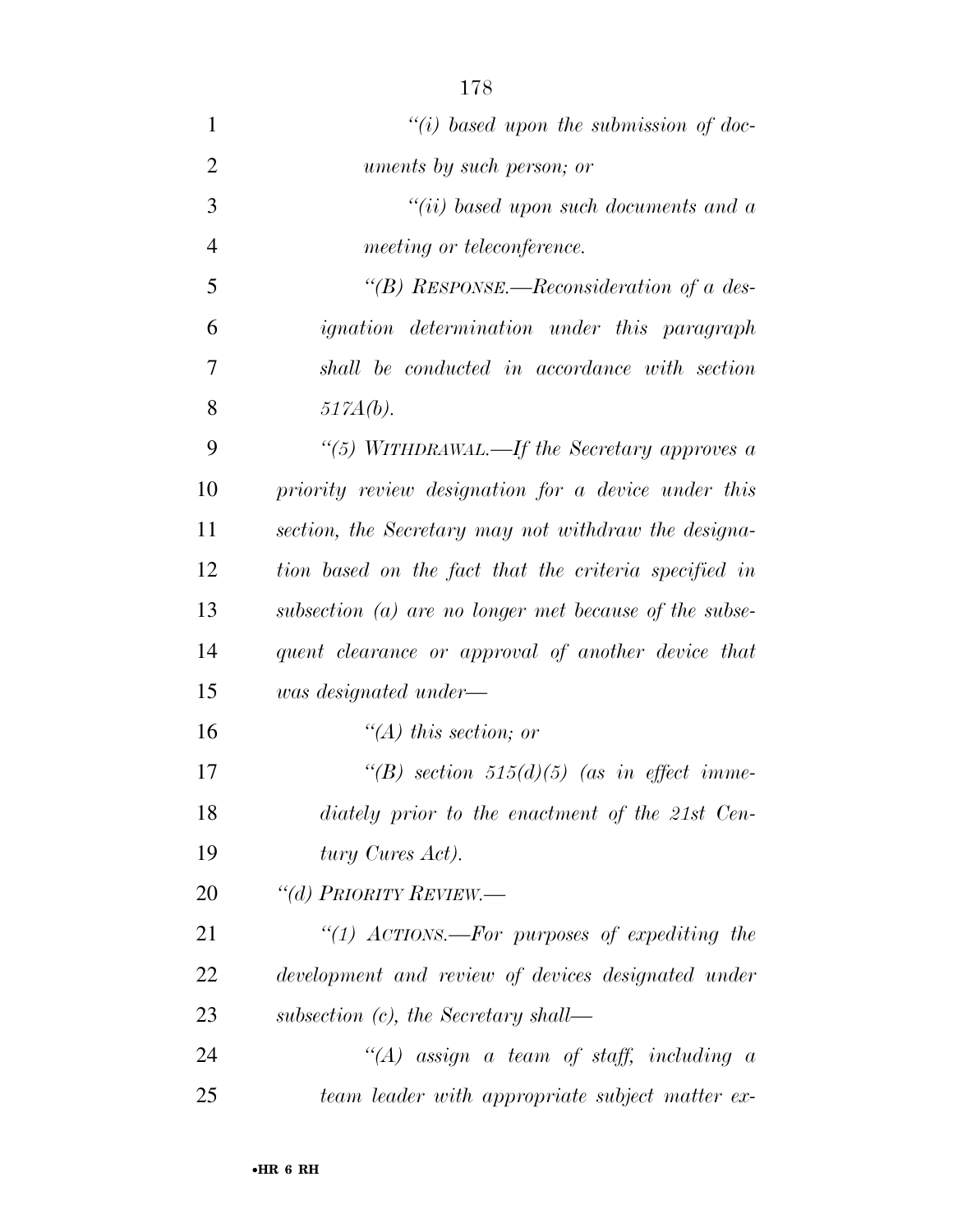*"(i) based upon the submission of documents by such person; or*

*"(ii) based upon such documents and a meeting or teleconference.*

*"(B) RESPONSE.—Reconsideration of a designation determination under this paragraph shall be conducted in accordance with section 517A(b).*

*"(5) WITHDRAWAL.—If the Secretary approves a priority review designation for a device under this section, the Secretary may not withdraw the designation based on the fact that the criteria specified in subsection (a) are no longer met because of the subsequent clearance or approval of another device that was designated under—*

*"(A) this section; or*

*"(B) section 515(d)(5) (as in effect immediately prior to the enactment of the 21st Century Cures Act).*

*"(d) PRIORITY REVIEW.—*

*"(1) ACTIONS.—For purposes of expediting the development and review of devices designated under subsection (c), the Secretary shall—*

*"(A) assign a team of staff, including a team leader with appropriate subject matter ex-*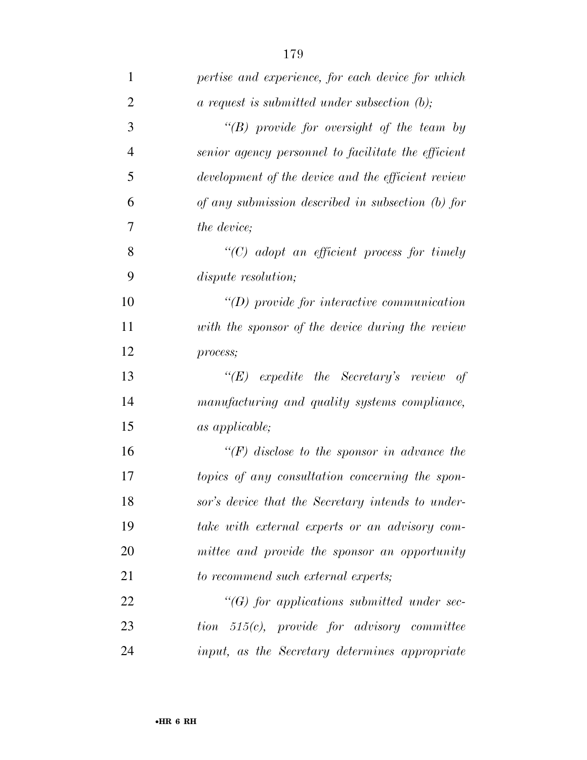*pertise and experience, for each device for which a request is submitted under subsection (b);*

*"(B) provide for oversight of the team by senior agency personnel to facilitate the efficient development of the device and the efficient review of any submission described in subsection (b) for the device;*

*"(C) adopt an efficient process for timely dispute resolution;*

*"(D) provide for interactive communication with the sponsor of the device during the review process;*

*"(E) expedite the Secretary's review of manufacturing and quality systems compliance, as applicable;*

*"(F) disclose to the sponsor in advance the topics of any consultation concerning the sponsor's device that the Secretary intends to undertake with external experts or an advisory committee and provide the sponsor an opportunity to recommend such external experts;*

*"(G) for applications submitted under section 515(c), provide for advisory committee input, as the Secretary determines appropriate*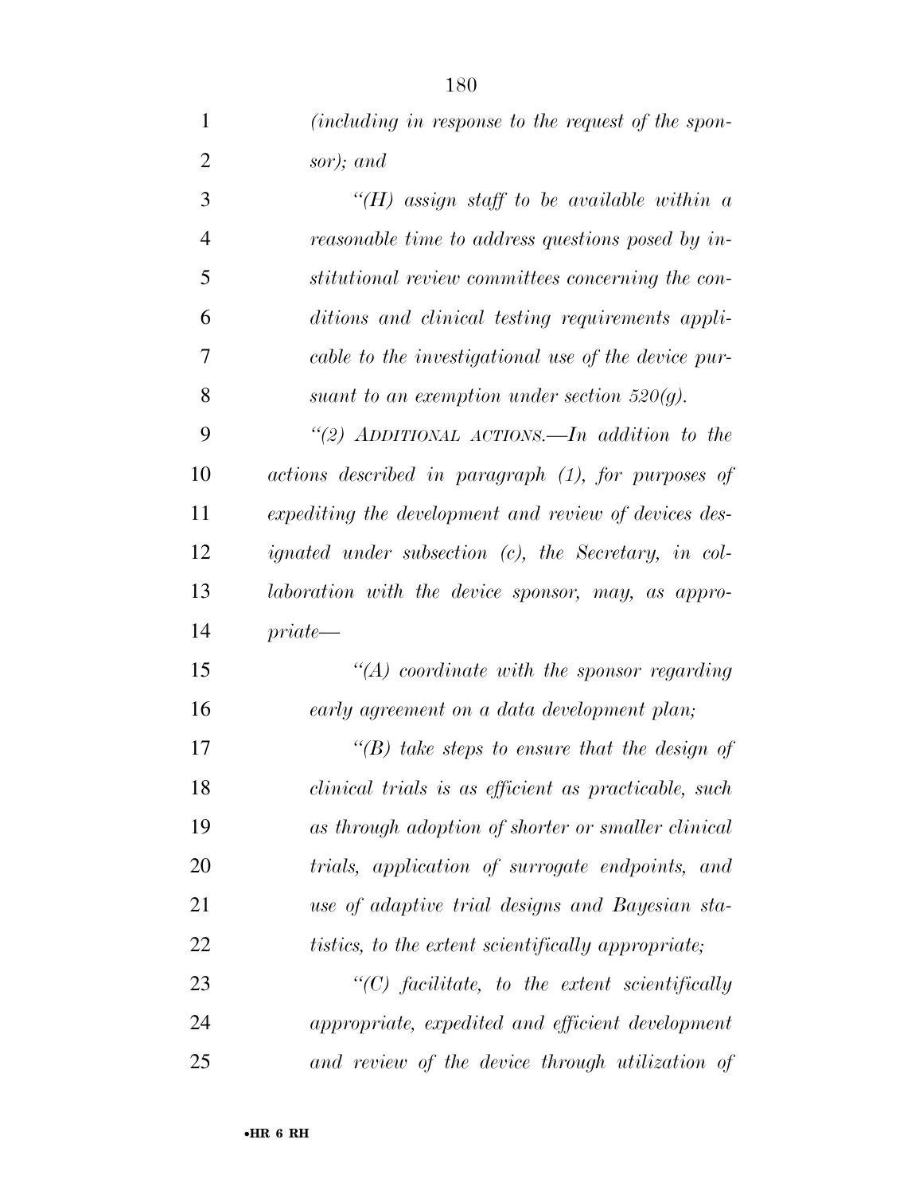*(including in response to the request of the sponsor); and*

*"(H) assign staff to be available within a reasonable time to address questions posed by institutional review committees concerning the conditions and clinical testing requirements applicable to the investigational use of the device pursuant to an exemption under section 520(g).*

*"(2) ADDITIONAL ACTIONS.—In addition to the actions described in paragraph (1), for purposes of expediting the development and review of devices designated under subsection (c), the Secretary, in collaboration with the device sponsor, may, as appropriate—*

*"(A) coordinate with the sponsor regarding early agreement on a data development plan;*

*"(B) take steps to ensure that the design of clinical trials is as efficient as practicable, such as through adoption of shorter or smaller clinical trials, application of surrogate endpoints, and use of adaptive trial designs and Bayesian statistics, to the extent scientifically appropriate;*

*"(C) facilitate, to the extent scientifically appropriate, expedited and efficient development and review of the device through utilization of*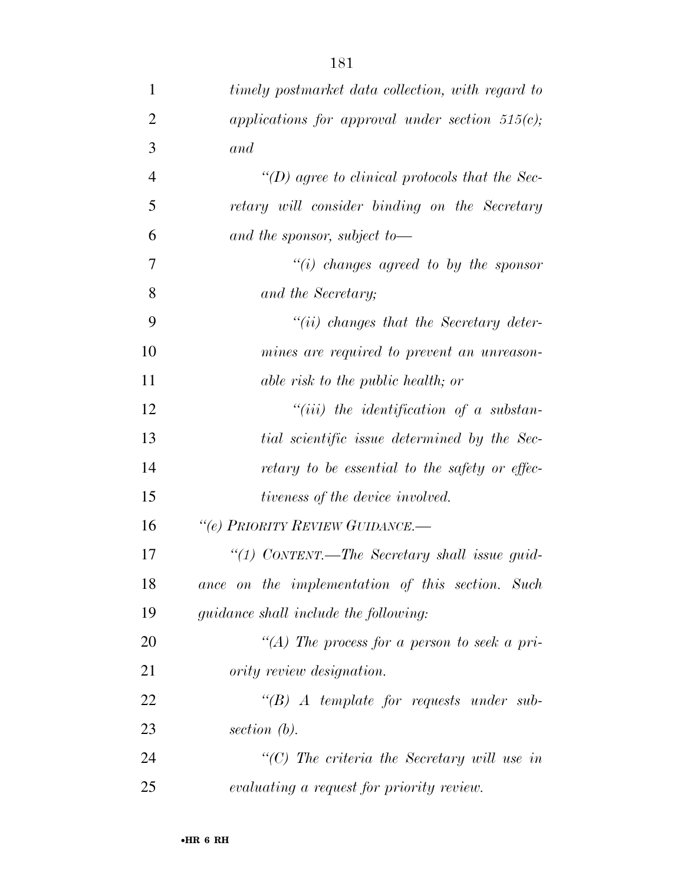*timely postmarket data collection, with regard to applications for approval under section 515(c); and*

*"(D) agree to clinical protocols that the Secretary will consider binding on the Secretary and the sponsor, subject to—*

*"(i) changes agreed to by the sponsor and the Secretary;*

*"(ii) changes that the Secretary determines are required to prevent an unreasonable risk to the public health; or*

*"(iii) the identification of a substantial scientific issue determined by the Secretary to be essential to the safety or effectiveness of the device involved.*

*"(e) PRIORITY REVIEW GUIDANCE.—*

*"(1) CONTENT.—The Secretary shall issue guidance on the implementation of this section. Such guidance shall include the following:*

*"(A) The process for a person to seek a priority review designation.*

*"(B) A template for requests under subsection (b).*

*"(C) The criteria the Secretary will use in evaluating a request for priority review.*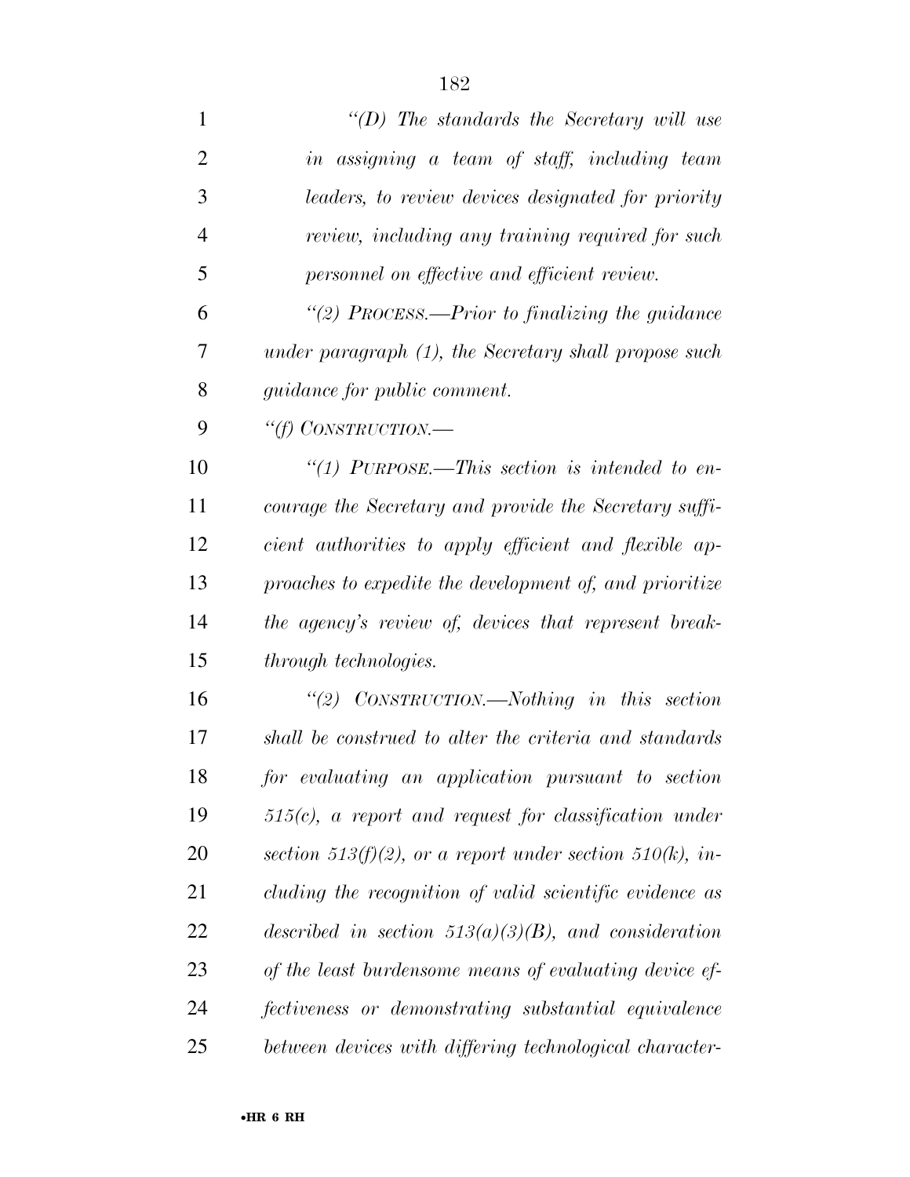*"(D) The standards the Secretary will use in assigning a team of staff, including team leaders, to review devices designated for priority review, including any training required for such personnel on effective and efficient review.*

*"(2) PROCESS.—Prior to finalizing the guidance under paragraph (1), the Secretary shall propose such guidance for public comment.*

*"(f) CONSTRUCTION.—*

*"(1) PURPOSE.—This section is intended to encourage the Secretary and provide the Secretary sufficient authorities to apply efficient and flexible approaches to expedite the development of, and prioritize the agency's review of, devices that represent breakthrough technologies.*

*"(2) CONSTRUCTION.—Nothing in this section shall be construed to alter the criteria and standards for evaluating an application pursuant to section 515(c), a report and request for classification under section 513(f)(2), or a report under section 510(k), including the recognition of valid scientific evidence as described in section 513(a)(3)(B), and consideration of the least burdensome means of evaluating device effectiveness or demonstrating substantial equivalence between devices with differing technological character-*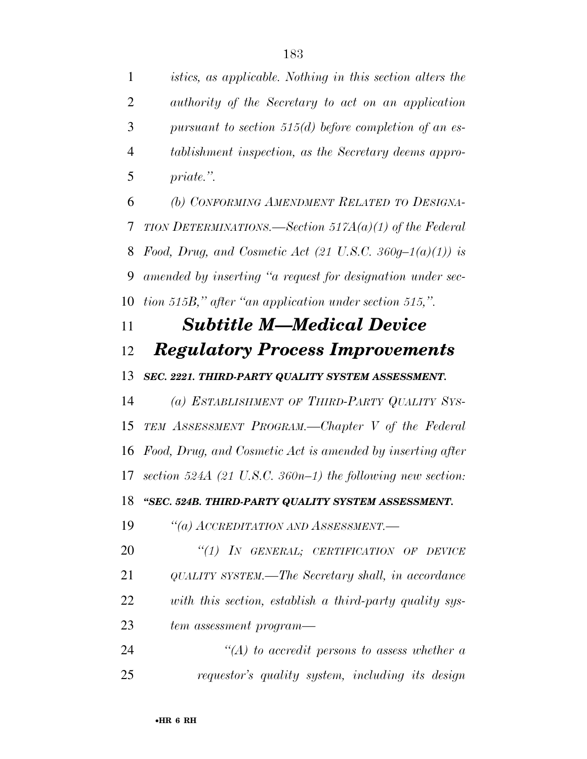*istics, as applicable. Nothing in this section alters the authority of the Secretary to act on an application pursuant to section 515(d) before completion of an establishment inspection, as the Secretary deems appropriate.".*

*(b) CONFORMING AMENDMENT RELATED TO DESIGNATION DETERMINATIONS.—Section 517A(a)(1) of the Federal Food, Drug, and Cosmetic Act (21 U.S.C. 360g–1(a)(1)) is amended by inserting "a request for designation under section 515B," after "an application under section 515,".*

## *Subtitle M—Medical Device Regulatory Process Improvements*

***SEC. 2221. THIRD-PARTY QUALITY SYSTEM ASSESSMENT.***

*(a) ESTABLISHMENT OF THIRD-PARTY QUALITY SYSTEM ASSESSMENT PROGRAM.—Chapter V of the Federal Food, Drug, and Cosmetic Act is amended by inserting after section 524A (21 U.S.C. 360n–1) the following new section:*

***"SEC. 524B. THIRD-PARTY QUALITY SYSTEM ASSESSMENT.***

*"(a) ACCREDITATION AND ASSESSMENT.—*

*"(1) IN GENERAL; CERTIFICATION OF DEVICE QUALITY SYSTEM.—The Secretary shall, in accordance with this section, establish a third-party quality system assessment program—*

*"(A) to accredit persons to assess whether a requestor's quality system, including its design*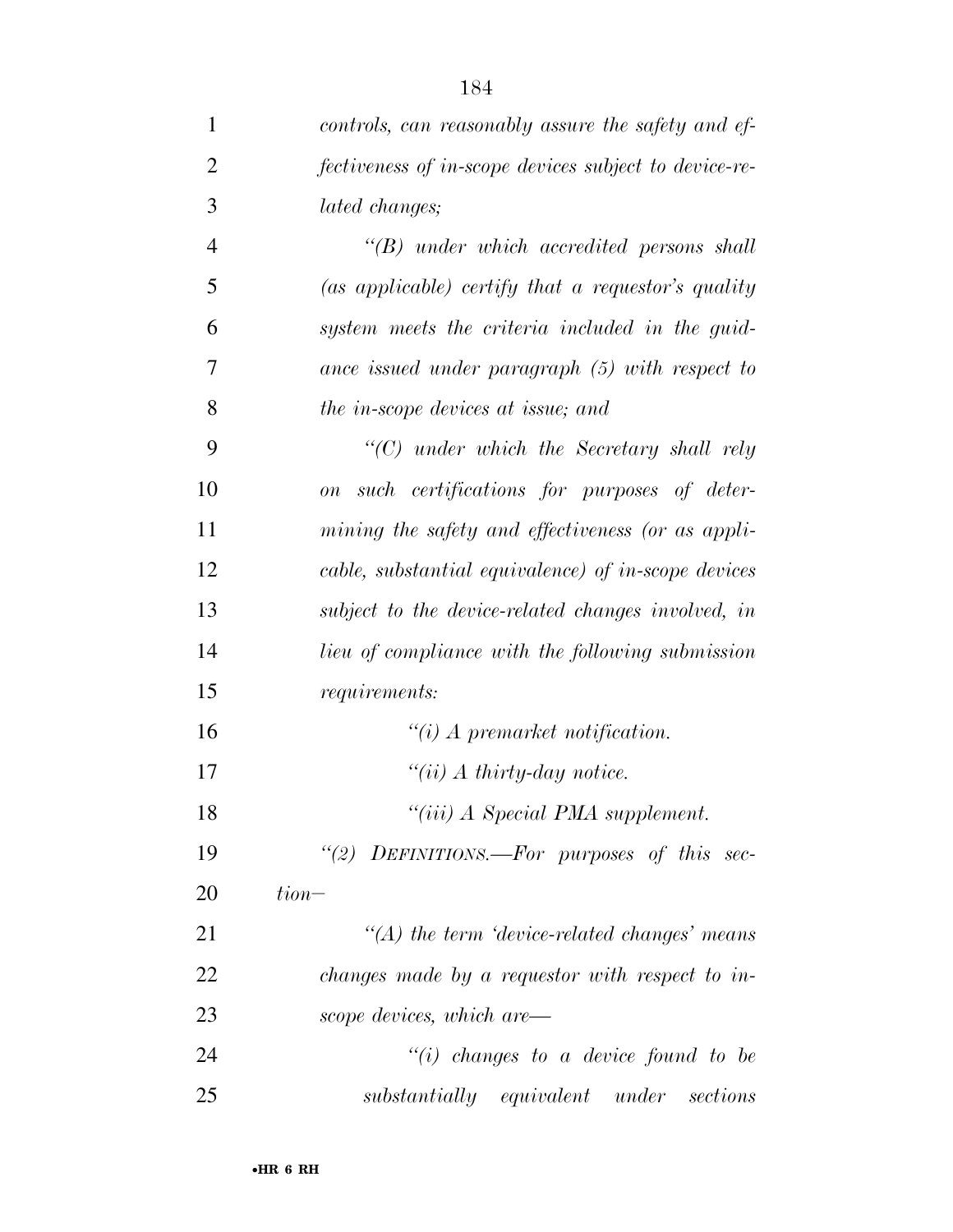*controls, can reasonably assure the safety and effectiveness of in-scope devices subject to device-related changes;*

*"(B) under which accredited persons shall (as applicable) certify that a requestor's quality system meets the criteria included in the guidance issued under paragraph (5) with respect to the in-scope devices at issue; and*

*"(C) under which the Secretary shall rely on such certifications for purposes of determining the safety and effectiveness (or as applicable, substantial equivalence) of in-scope devices subject to the device-related changes involved, in lieu of compliance with the following submission requirements:*

*"(i) A premarket notification.*

*"(ii) A thirty-day notice.*

*"(iii) A Special PMA supplement.*

*"(2) DEFINITIONS.—For purposes of this section—*

*"(A) the term 'device-related changes' means changes made by a requestor with respect to in-scope devices, which are—*

*"(i) changes to a device found to be substantially equivalent under sections*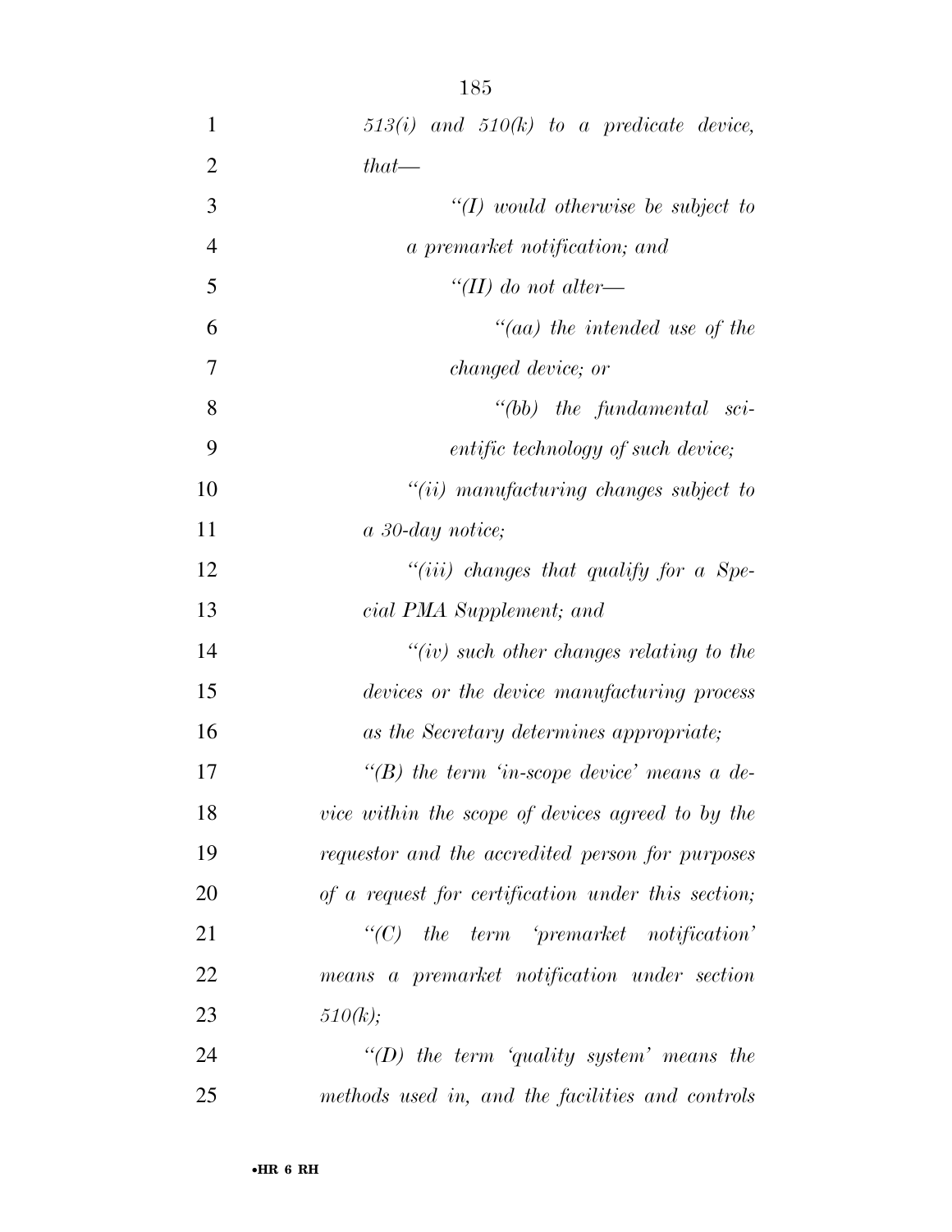*513(i) and 510(k) to a predicate device, that—*

*"(I) would otherwise be subject to a premarket notification; and*

*"(II) do not alter—*

*"(aa) the intended use of the changed device; or*

*"(bb) the fundamental scientific technology of such device;*

*"(ii) manufacturing changes subject to a 30-day notice;*

*"(iii) changes that qualify for a Special PMA Supplement; and*

*"(iv) such other changes relating to the devices or the device manufacturing process as the Secretary determines appropriate;*

*"(B) the term 'in-scope device' means a device within the scope of devices agreed to by the requestor and the accredited person for purposes of a request for certification under this section;*

*"(C) the term 'premarket notification' means a premarket notification under section 510(k);*

*"(D) the term 'quality system' means the methods used in, and the facilities and controls*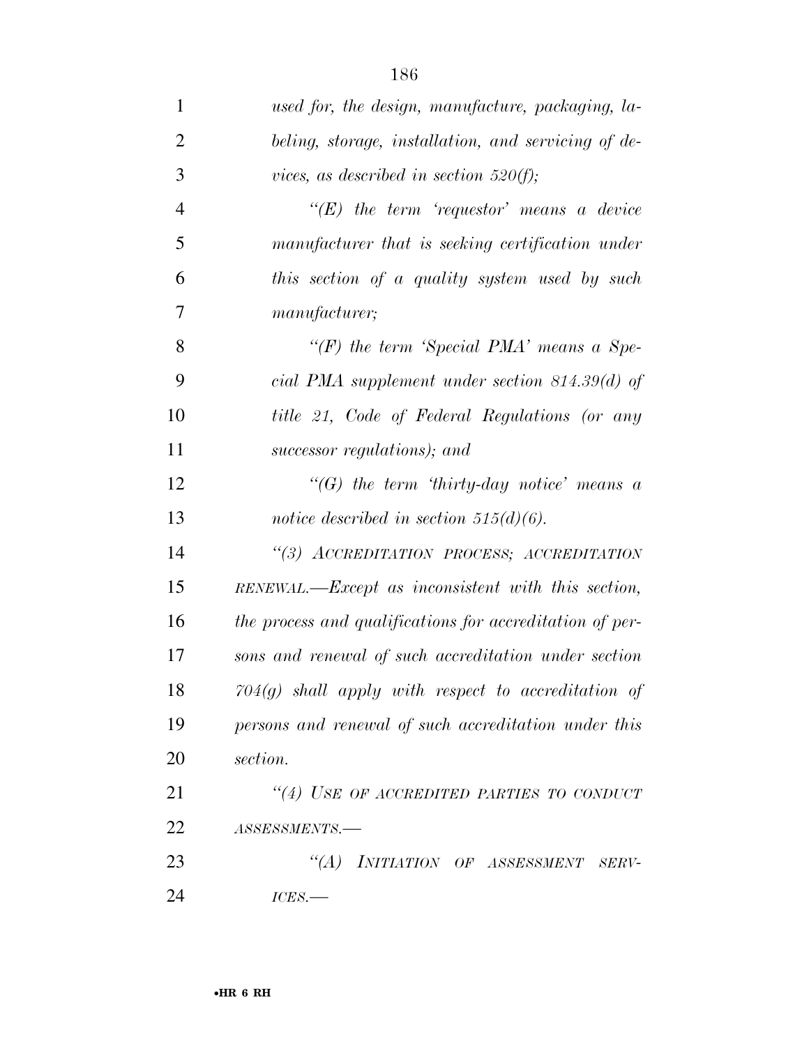*used for, the design, manufacture, packaging, labeling, storage, installation, and servicing of devices, as described in section 520(f);*

*''(E) the term 'requestor' means a device manufacturer that is seeking certification under this section of a quality system used by such manufacturer;*

*''(F) the term 'Special PMA' means a Special PMA supplement under section 814.39(d) of title 21, Code of Federal Regulations (or any successor regulations); and*

*''(G) the term 'thirty-day notice' means a notice described in section 515(d)(6).*

*''(3) ACCREDITATION PROCESS; ACCREDITATION RENEWAL.—Except as inconsistent with this section, the process and qualifications for accreditation of persons and renewal of such accreditation under section 704(g) shall apply with respect to accreditation of persons and renewal of such accreditation under this section.*

*''(4) USE OF ACCREDITED PARTIES TO CONDUCT ASSESSMENTS.—*

*''(A) INITIATION OF ASSESSMENT SERVICES.—*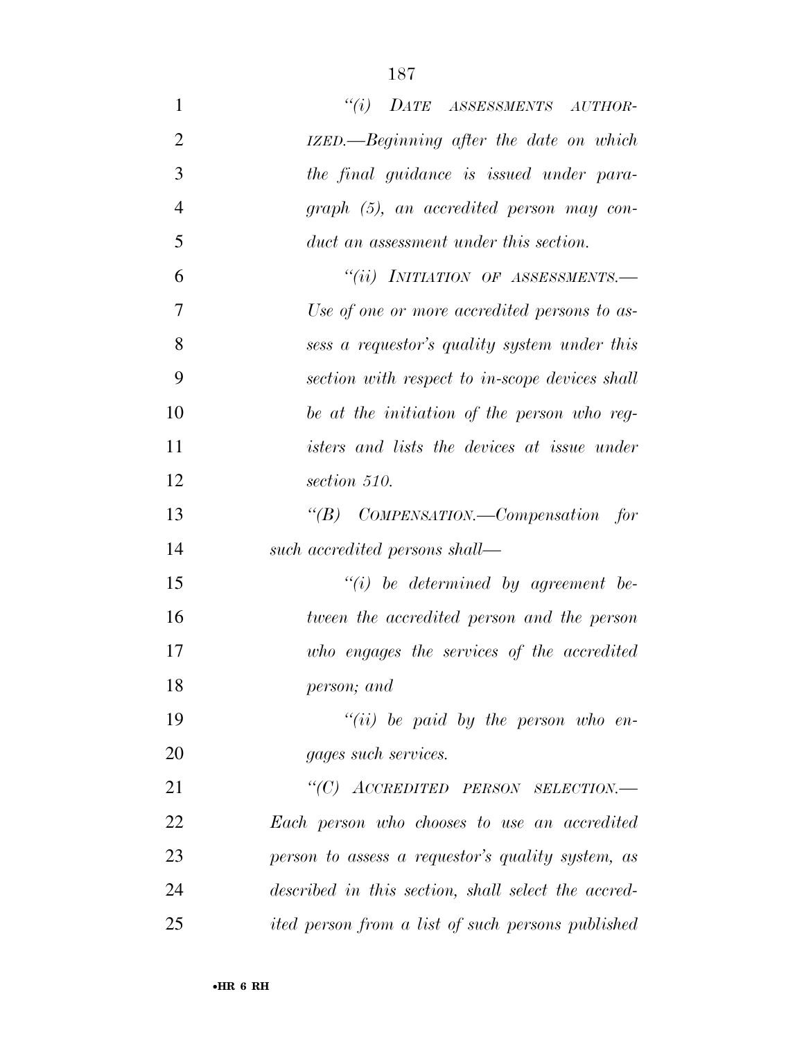*"(i) DATE ASSESSMENTS AUTHORIZED.—Beginning after the date on which the final guidance is issued under paragraph (5), an accredited person may conduct an assessment under this section.*

*"(ii) INITIATION OF ASSESSMENTS.—Use of one or more accredited persons to assess a requestor's quality system under this section with respect to in-scope devices shall be at the initiation of the person who registers and lists the devices at issue under section 510.*

*"(B) COMPENSATION.—Compensation for such accredited persons shall—*

*"(i) be determined by agreement between the accredited person and the person who engages the services of the accredited person; and*

*"(ii) be paid by the person who engages such services.*

*"(C) ACCREDITED PERSON SELECTION.—Each person who chooses to use an accredited person to assess a requestor's quality system, as described in this section, shall select the accredited person from a list of such persons published*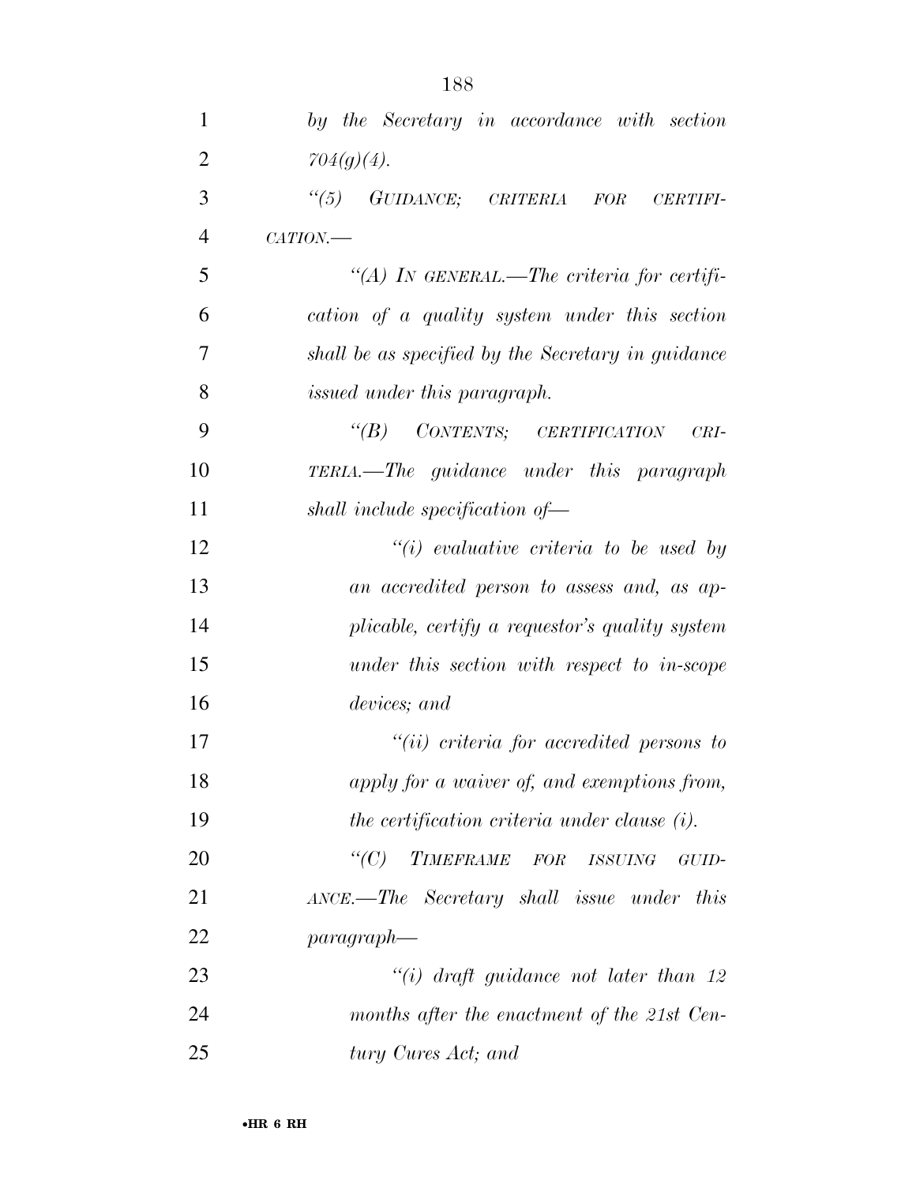*by the Secretary in accordance with section 704(g)(4).*

*“(5) GUIDANCE; CRITERIA FOR CERTIFICATION.—*

*“(A) IN GENERAL.—The criteria for certification of a quality system under this section shall be as specified by the Secretary in guidance issued under this paragraph.*

*“(B) CONTENTS; CERTIFICATION CRITERIA.—The guidance under this paragraph shall include specification of—*

*“(i) evaluative criteria to be used by an accredited person to assess and, as applicable, certify a requestor’s quality system under this section with respect to in-scope devices; and*

*“(ii) criteria for accredited persons to apply for a waiver of, and exemptions from, the certification criteria under clause (i).*

*“(C) TIMEFRAME FOR ISSUING GUIDANCE.—The Secretary shall issue under this paragraph—*

*“(i) draft guidance not later than 12 months after the enactment of the 21st Century Cures Act; and*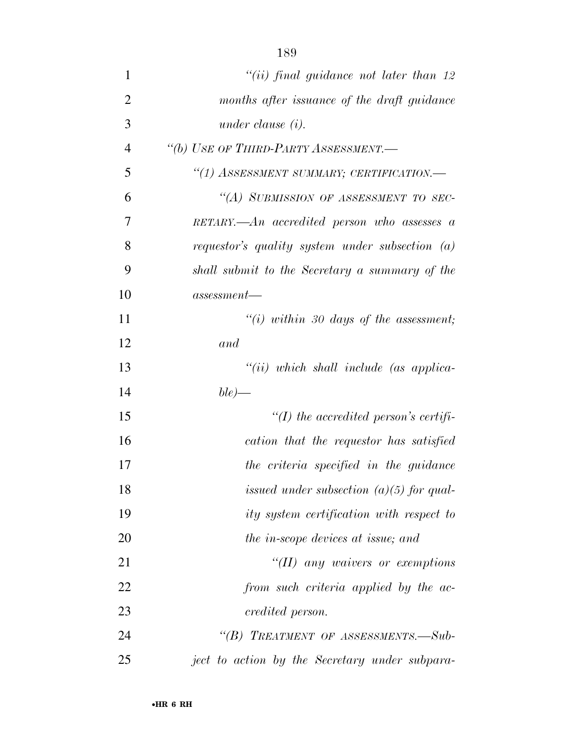*"(ii) final guidance not later than 12 months after issuance of the draft guidance under clause (i).*

*"(b) USE OF THIRD-PARTY ASSESSMENT.—*

*"(1) ASSESSMENT SUMMARY; CERTIFICATION.—*

*"(A) SUBMISSION OF ASSESSMENT TO SECRETARY.—An accredited person who assesses a requestor's quality system under subsection (a) shall submit to the Secretary a summary of the assessment—*

*"(i) within 30 days of the assessment; and*

*"(ii) which shall include (as applicable)—*

*"(I) the accredited person's certification that the requestor has satisfied the criteria specified in the guidance issued under subsection (a)(5) for quality system certification with respect to the in-scope devices at issue; and*

*"(II) any waivers or exemptions from such criteria applied by the accredited person.*

*"(B) TREATMENT OF ASSESSMENTS.—Subject to action by the Secretary under subpara-*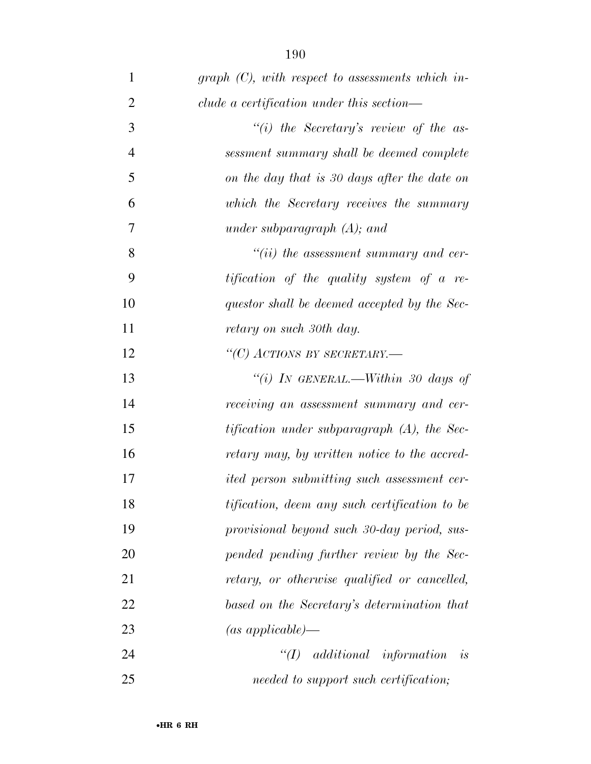*graph (C), with respect to assessments which include a certification under this section—*

*"(i) the Secretary's review of the assessment summary shall be deemed complete on the day that is 30 days after the date on which the Secretary receives the summary under subparagraph (A); and*

*"(ii) the assessment summary and certification of the quality system of a requestor shall be deemed accepted by the Secretary on such 30th day.*

*"(C) ACTIONS BY SECRETARY.—*

*"(i) IN GENERAL.—Within 30 days of receiving an assessment summary and certification under subparagraph (A), the Secretary may, by written notice to the accredited person submitting such assessment certification, deem any such certification to be provisional beyond such 30-day period, suspended pending further review by the Secretary, or otherwise qualified or cancelled, based on the Secretary's determination that (as applicable)—*

*"(I) additional information is needed to support such certification;*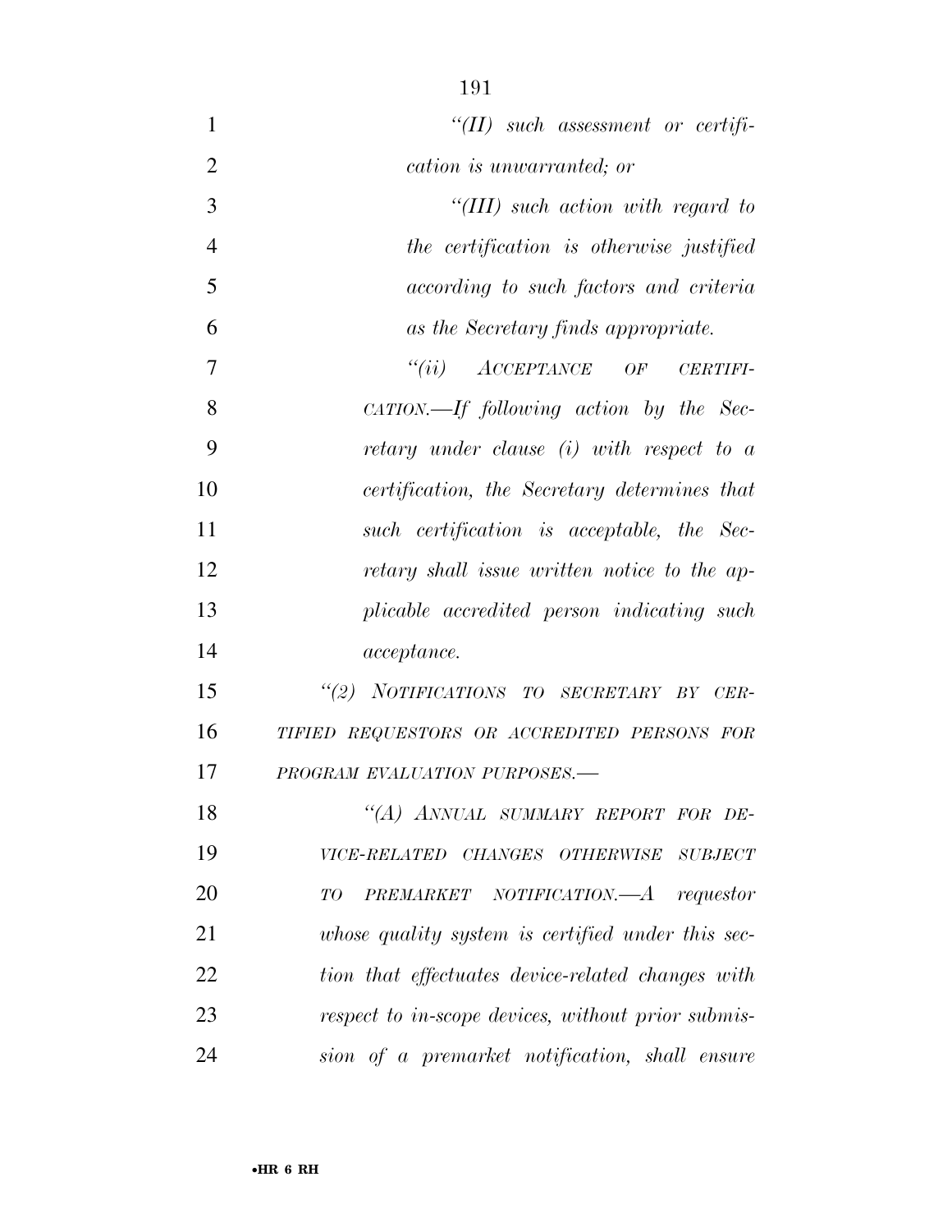*"(II) such assessment or certification is unwarranted; or*

*"(III) such action with regard to the certification is otherwise justified according to such factors and criteria as the Secretary finds appropriate.*

*"(ii) ACCEPTANCE OF CERTIFICATION.—If following action by the Secretary under clause (i) with respect to a certification, the Secretary determines that such certification is acceptable, the Secretary shall issue written notice to the applicable accredited person indicating such acceptance.*

*"(2) NOTIFICATIONS TO SECRETARY BY CERTIFIED REQUESTORS OR ACCREDITED PERSONS FOR PROGRAM EVALUATION PURPOSES.—*

*"(A) ANNUAL SUMMARY REPORT FOR DEVICE-RELATED CHANGES OTHERWISE SUBJECT TO PREMARKET NOTIFICATION.—A requestor whose quality system is certified under this section that effectuates device-related changes with respect to in-scope devices, without prior submission of a premarket notification, shall ensure*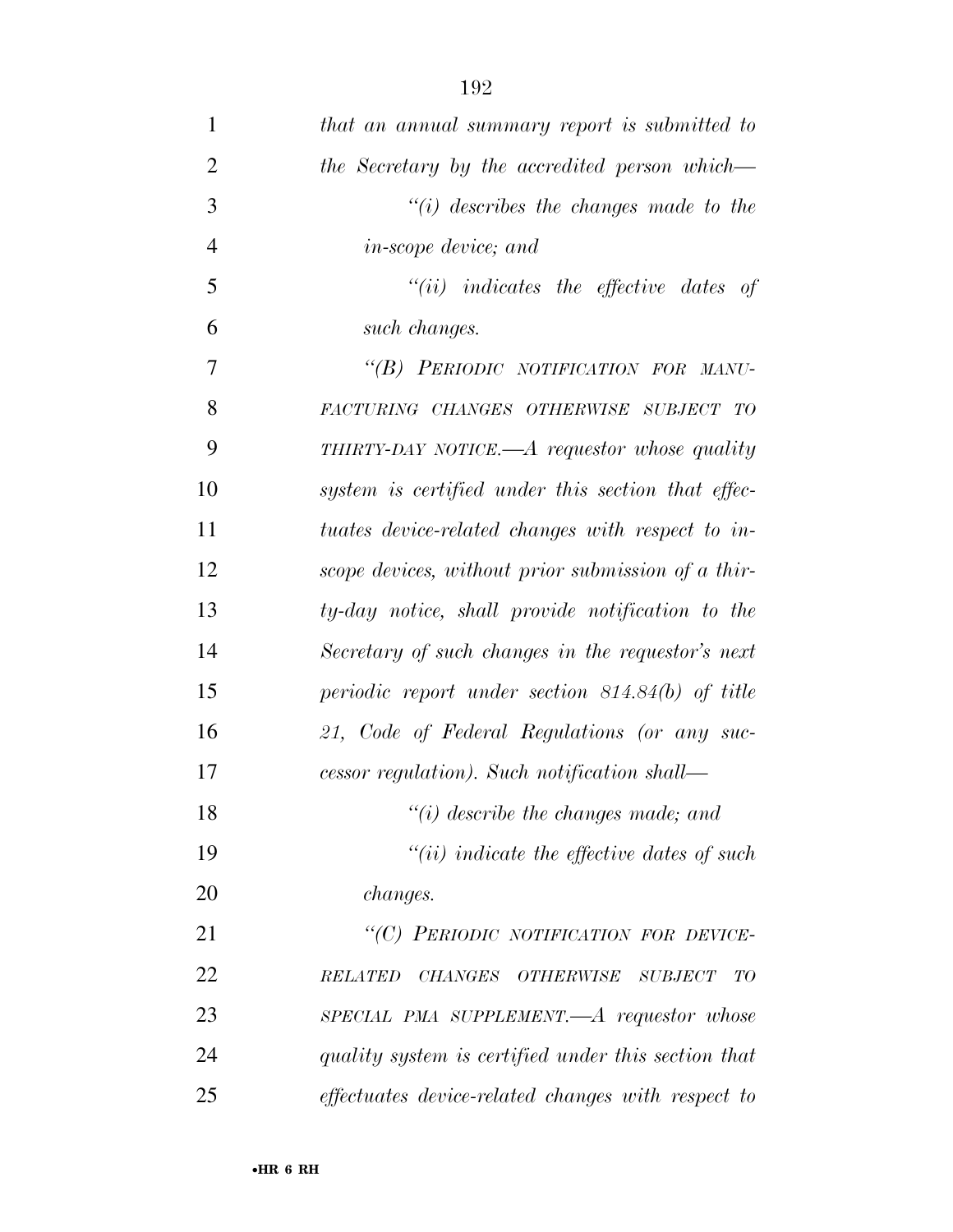*that an annual summary report is submitted to the Secretary by the accredited person which—*

*"(i) describes the changes made to the in-scope device; and*

*"(ii) indicates the effective dates of such changes.*

*"(B) PERIODIC NOTIFICATION FOR MANUFACTURING CHANGES OTHERWISE SUBJECT TO THIRTY-DAY NOTICE.—A requestor whose quality system is certified under this section that effectuates device-related changes with respect to in-scope devices, without prior submission of a thirty-day notice, shall provide notification to the Secretary of such changes in the requestor's next periodic report under section 814.84(b) of title 21, Code of Federal Regulations (or any successor regulation). Such notification shall—*

*"(i) describe the changes made; and*

*"(ii) indicate the effective dates of such changes.*

*"(C) PERIODIC NOTIFICATION FOR DEVICE-RELATED CHANGES OTHERWISE SUBJECT TO SPECIAL PMA SUPPLEMENT.—A requestor whose quality system is certified under this section that effectuates device-related changes with respect to*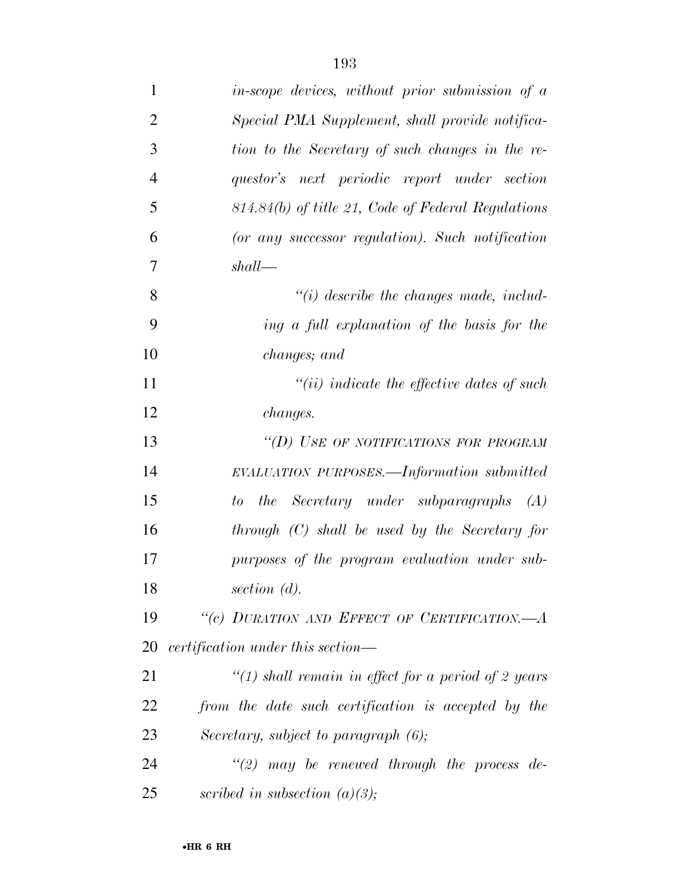*in-scope devices, without prior submission of a Special PMA Supplement, shall provide notification to the Secretary of such changes in the requestor's next periodic report under section 814.84(b) of title 21, Code of Federal Regulations (or any successor regulation). Such notification shall—*

*"(i) describe the changes made, including a full explanation of the basis for the changes; and*

*"(ii) indicate the effective dates of such changes.*

*"(D) USE OF NOTIFICATIONS FOR PROGRAM EVALUATION PURPOSES.—Information submitted to the Secretary under subparagraphs (A) through (C) shall be used by the Secretary for purposes of the program evaluation under subsection (d).*

*"(c) DURATION AND EFFECT OF CERTIFICATION.—A certification under this section—*

*"(1) shall remain in effect for a period of 2 years from the date such certification is accepted by the Secretary, subject to paragraph (6);*

*"(2) may be renewed through the process described in subsection (a)(3);*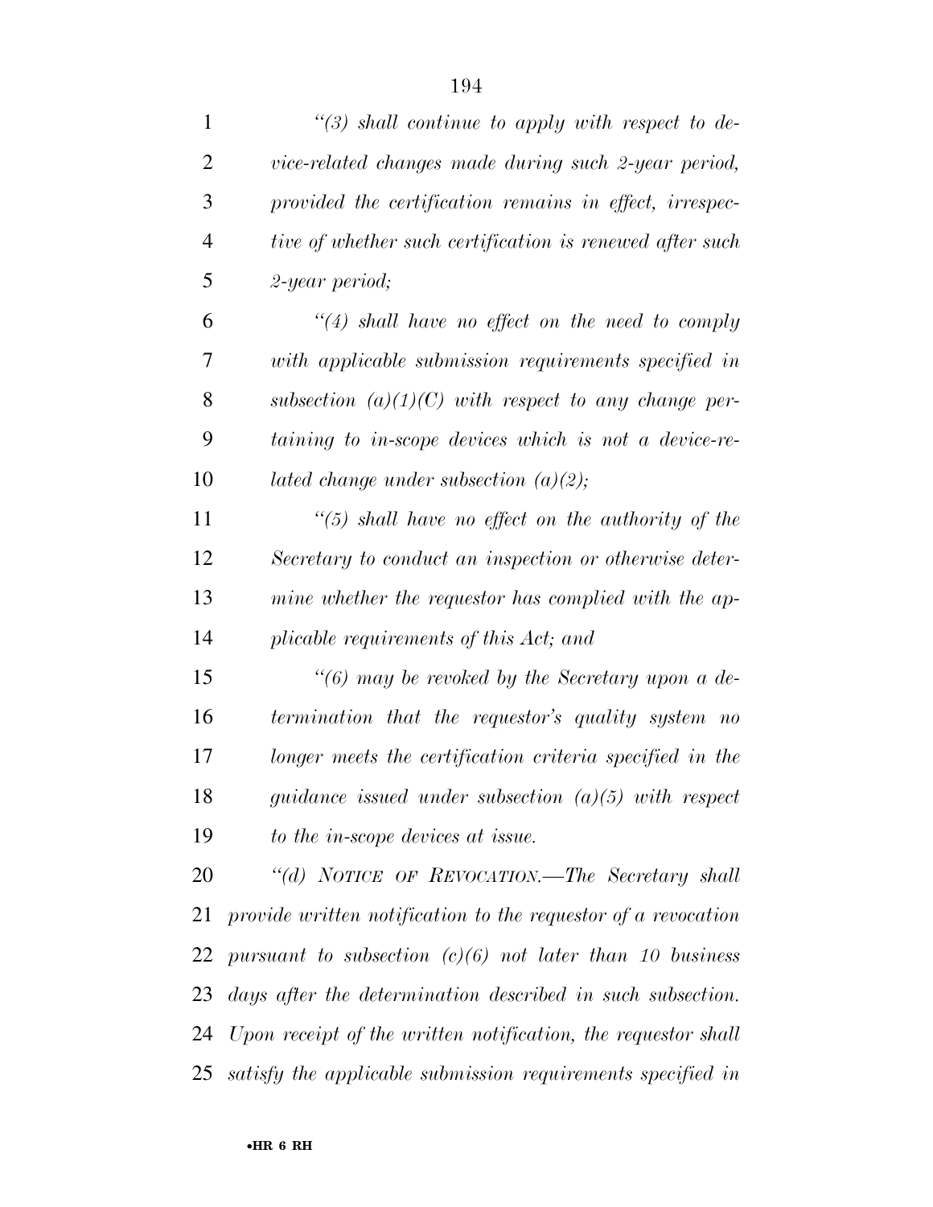*"(3) shall continue to apply with respect to device-related changes made during such 2-year period, provided the certification remains in effect, irrespective of whether such certification is renewed after such 2-year period;*

*"(4) shall have no effect on the need to comply with applicable submission requirements specified in subsection (a)(1)(C) with respect to any change pertaining to in-scope devices which is not a device-related change under subsection (a)(2);*

*"(5) shall have no effect on the authority of the Secretary to conduct an inspection or otherwise determine whether the requestor has complied with the applicable requirements of this Act; and*

*"(6) may be revoked by the Secretary upon a determination that the requestor's quality system no longer meets the certification criteria specified in the guidance issued under subsection (a)(5) with respect to the in-scope devices at issue.*

*"(d) NOTICE OF REVOCATION.—The Secretary shall provide written notification to the requestor of a revocation pursuant to subsection (c)(6) not later than 10 business days after the determination described in such subsection. Upon receipt of the written notification, the requestor shall satisfy the applicable submission requirements specified in*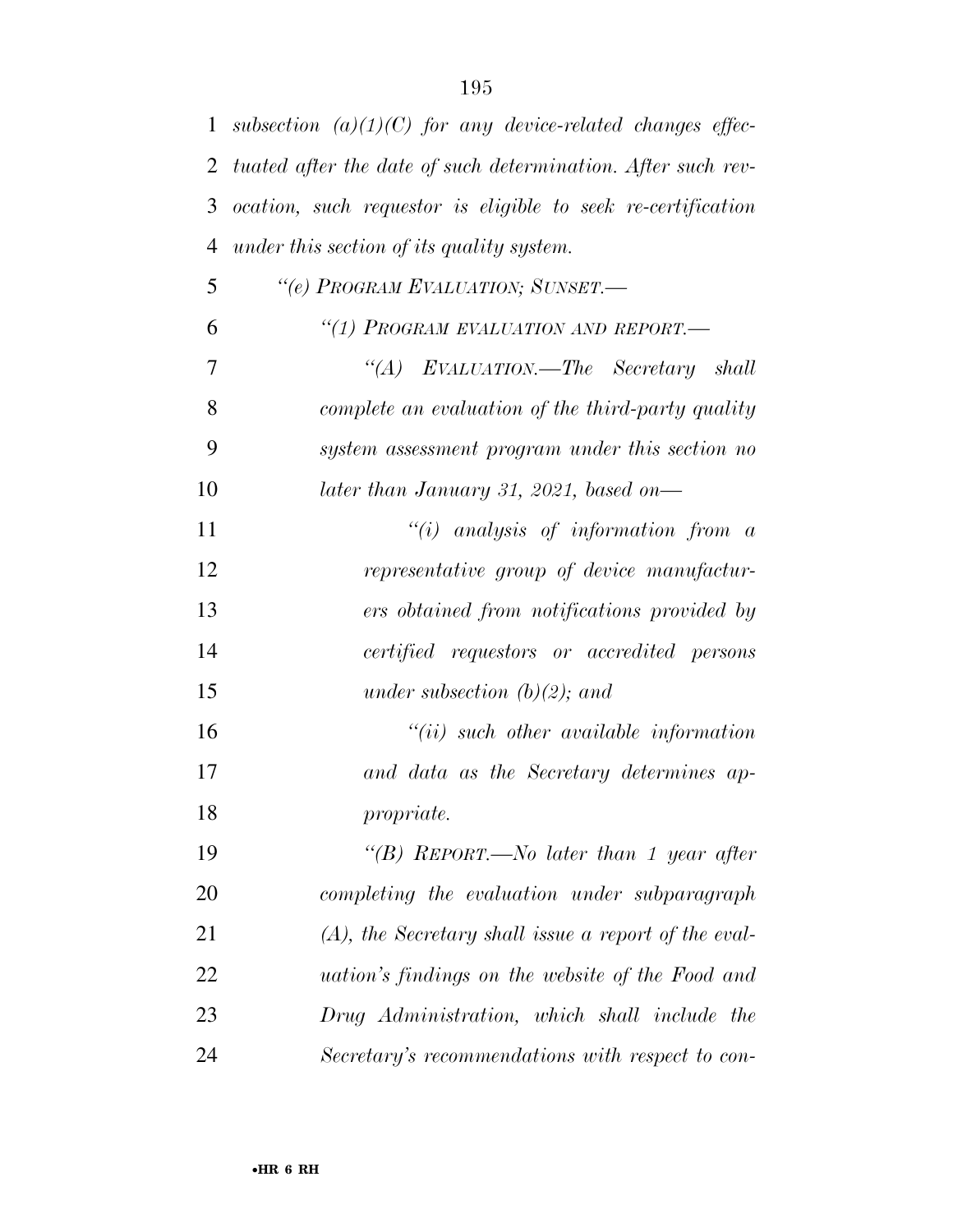*subsection (a)(1)(C) for any device-related changes effectuated after the date of such determination. After such revocation, such requestor is eligible to seek re-certification under this section of its quality system.*

*"(e) PROGRAM EVALUATION; SUNSET.—*

*"(1) PROGRAM EVALUATION AND REPORT.—*

*"(A) EVALUATION.—The Secretary shall complete an evaluation of the third-party quality system assessment program under this section no later than January 31, 2021, based on—*

*"(i) analysis of information from a representative group of device manufacturers obtained from notifications provided by certified requestors or accredited persons under subsection (b)(2); and*

*"(ii) such other available information and data as the Secretary determines appropriate.*

*"(B) REPORT.—No later than 1 year after completing the evaluation under subparagraph (A), the Secretary shall issue a report of the evaluation's findings on the website of the Food and Drug Administration, which shall include the Secretary's recommendations with respect to con-*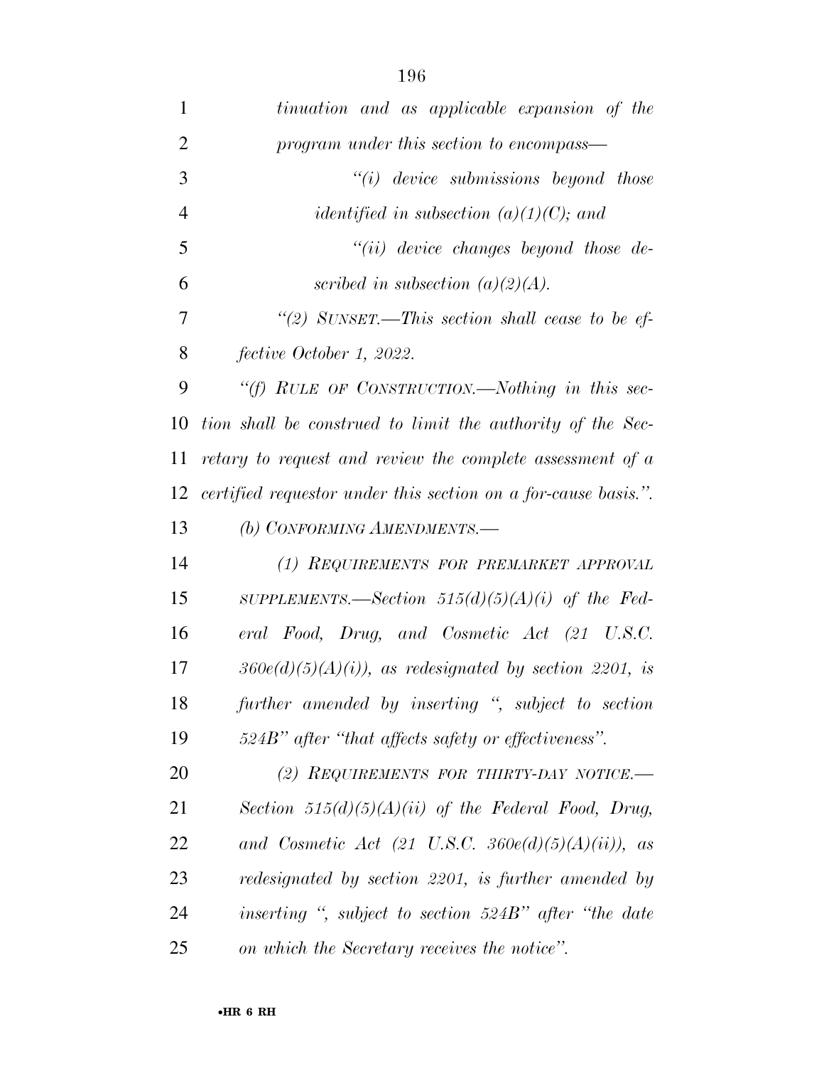*tinuation and as applicable expansion of the program under this section to encompass—*

*"(i) device submissions beyond those identified in subsection (a)(1)(C); and*

*"(ii) device changes beyond those described in subsection (a)(2)(A).*

*"(2) SUNSET.—This section shall cease to be effective October 1, 2022.*

*"(f) RULE OF CONSTRUCTION.—Nothing in this section shall be construed to limit the authority of the Secretary to request and review the complete assessment of a certified requestor under this section on a for-cause basis.".*

*(b) CONFORMING AMENDMENTS.—*

*(1) REQUIREMENTS FOR PREMARKET APPROVAL SUPPLEMENTS.—Section 515(d)(5)(A)(i) of the Federal Food, Drug, and Cosmetic Act (21 U.S.C. 360e(d)(5)(A)(i)), as redesignated by section 2201, is further amended by inserting ", subject to section 524B" after "that affects safety or effectiveness".*

*(2) REQUIREMENTS FOR THIRTY-DAY NOTICE.—Section 515(d)(5)(A)(ii) of the Federal Food, Drug, and Cosmetic Act (21 U.S.C. 360e(d)(5)(A)(ii)), as redesignated by section 2201, is further amended by inserting ", subject to section 524B" after "the date on which the Secretary receives the notice".*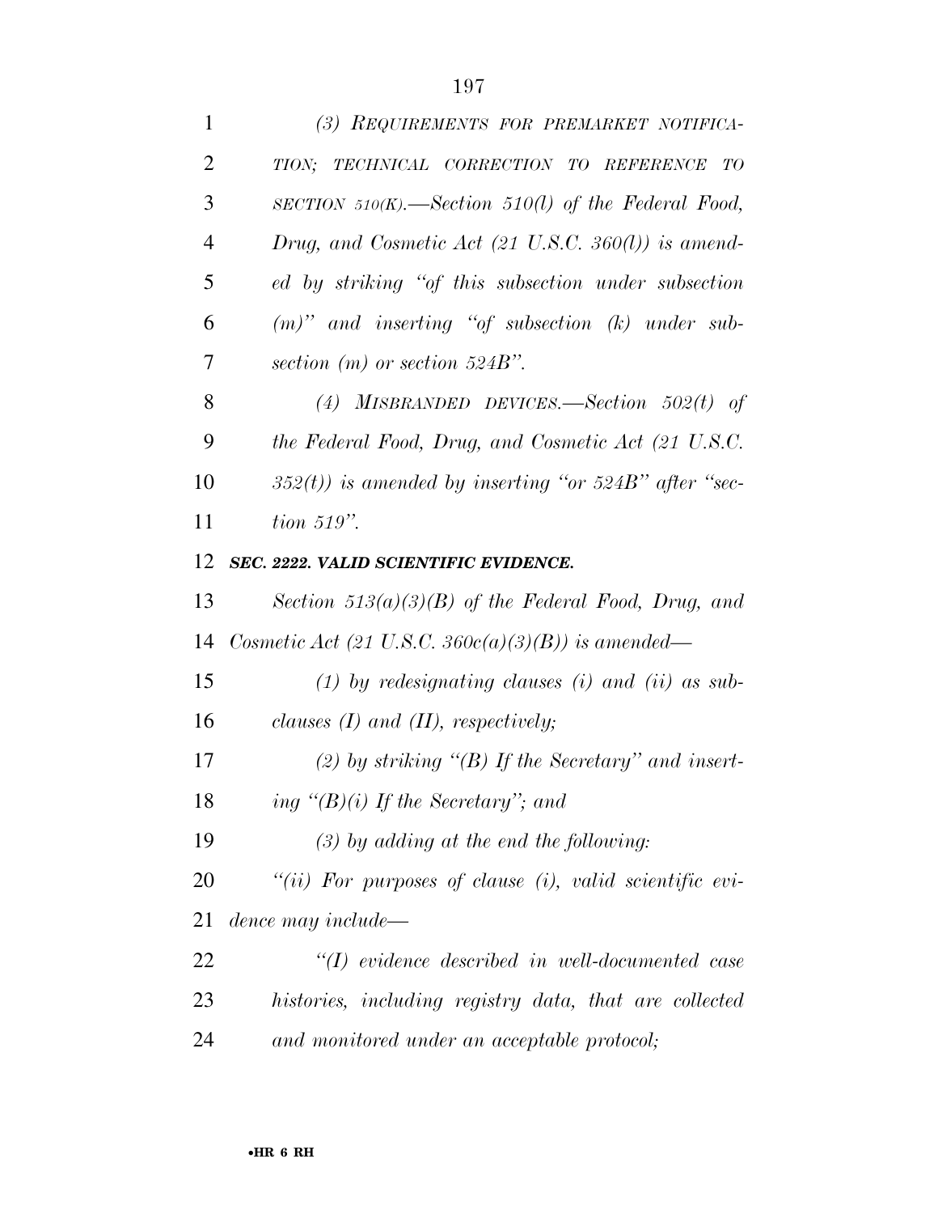*(3) REQUIREMENTS FOR PREMARKET NOTIFICATION; TECHNICAL CORRECTION TO REFERENCE TO SECTION 510(K).—Section 510(l) of the Federal Food, Drug, and Cosmetic Act (21 U.S.C. 360(l)) is amended by striking "of this subsection under subsection (m)" and inserting "of subsection (k) under subsection (m) or section 524B".*

*(4) MISBRANDED DEVICES.—Section 502(t) of the Federal Food, Drug, and Cosmetic Act (21 U.S.C. 352(t)) is amended by inserting "or 524B" after "section 519".*

***SEC. 2222. VALID SCIENTIFIC EVIDENCE.***

*Section 513(a)(3)(B) of the Federal Food, Drug, and Cosmetic Act (21 U.S.C. 360c(a)(3)(B)) is amended—*

*(1) by redesignating clauses (i) and (ii) as subclauses (I) and (II), respectively;*

*(2) by striking "(B) If the Secretary" and inserting "(B)(i) If the Secretary"; and*

*(3) by adding at the end the following:*

*"(ii) For purposes of clause (i), valid scientific evidence may include—*

*"(I) evidence described in well-documented case histories, including registry data, that are collected and monitored under an acceptable protocol;*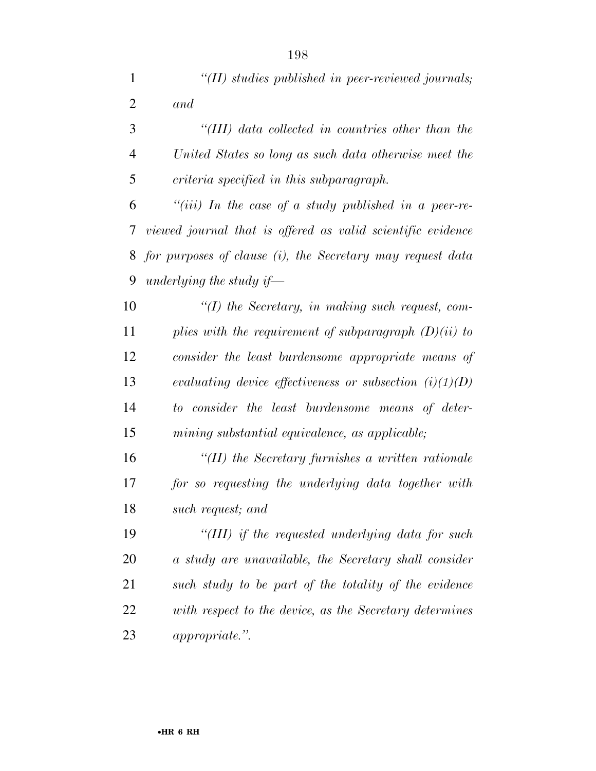*''(II) studies published in peer-reviewed journals; and*

*''(III) data collected in countries other than the United States so long as such data otherwise meet the criteria specified in this subparagraph.*

*''(iii) In the case of a study published in a peer-reviewed journal that is offered as valid scientific evidence for purposes of clause (i), the Secretary may request data underlying the study if—*

*''(I) the Secretary, in making such request, complies with the requirement of subparagraph (D)(ii) to consider the least burdensome appropriate means of evaluating device effectiveness or subsection (i)(1)(D) to consider the least burdensome means of determining substantial equivalence, as applicable;*

*''(II) the Secretary furnishes a written rationale for so requesting the underlying data together with such request; and*

*''(III) if the requested underlying data for such a study are unavailable, the Secretary shall consider such study to be part of the totality of the evidence with respect to the device, as the Secretary determines appropriate.''.*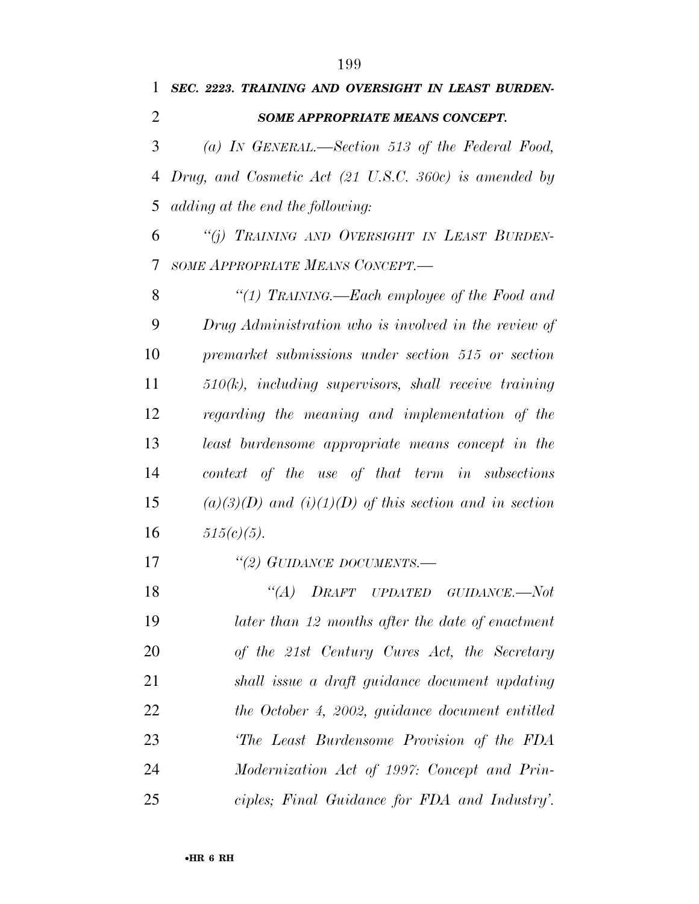***SEC. 2223. TRAINING AND OVERSIGHT IN LEAST BURDENSOME APPROPRIATE MEANS CONCEPT.***

*(a) IN GENERAL.—Section 513 of the Federal Food, Drug, and Cosmetic Act (21 U.S.C. 360c) is amended by adding at the end the following:*

*"(j) TRAINING AND OVERSIGHT IN LEAST BURDENSOME APPROPRIATE MEANS CONCEPT.—*

*"(1) TRAINING.—Each employee of the Food and Drug Administration who is involved in the review of premarket submissions under section 515 or section 510(k), including supervisors, shall receive training regarding the meaning and implementation of the least burdensome appropriate means concept in the context of the use of that term in subsections (a)(3)(D) and (i)(1)(D) of this section and in section 515(c)(5).*

*"(2) GUIDANCE DOCUMENTS.—*

*"(A) DRAFT UPDATED GUIDANCE.—Not later than 12 months after the date of enactment of the 21st Century Cures Act, the Secretary shall issue a draft guidance document updating the October 4, 2002, guidance document entitled 'The Least Burdensome Provision of the FDA Modernization Act of 1997: Concept and Principles; Final Guidance for FDA and Industry'.*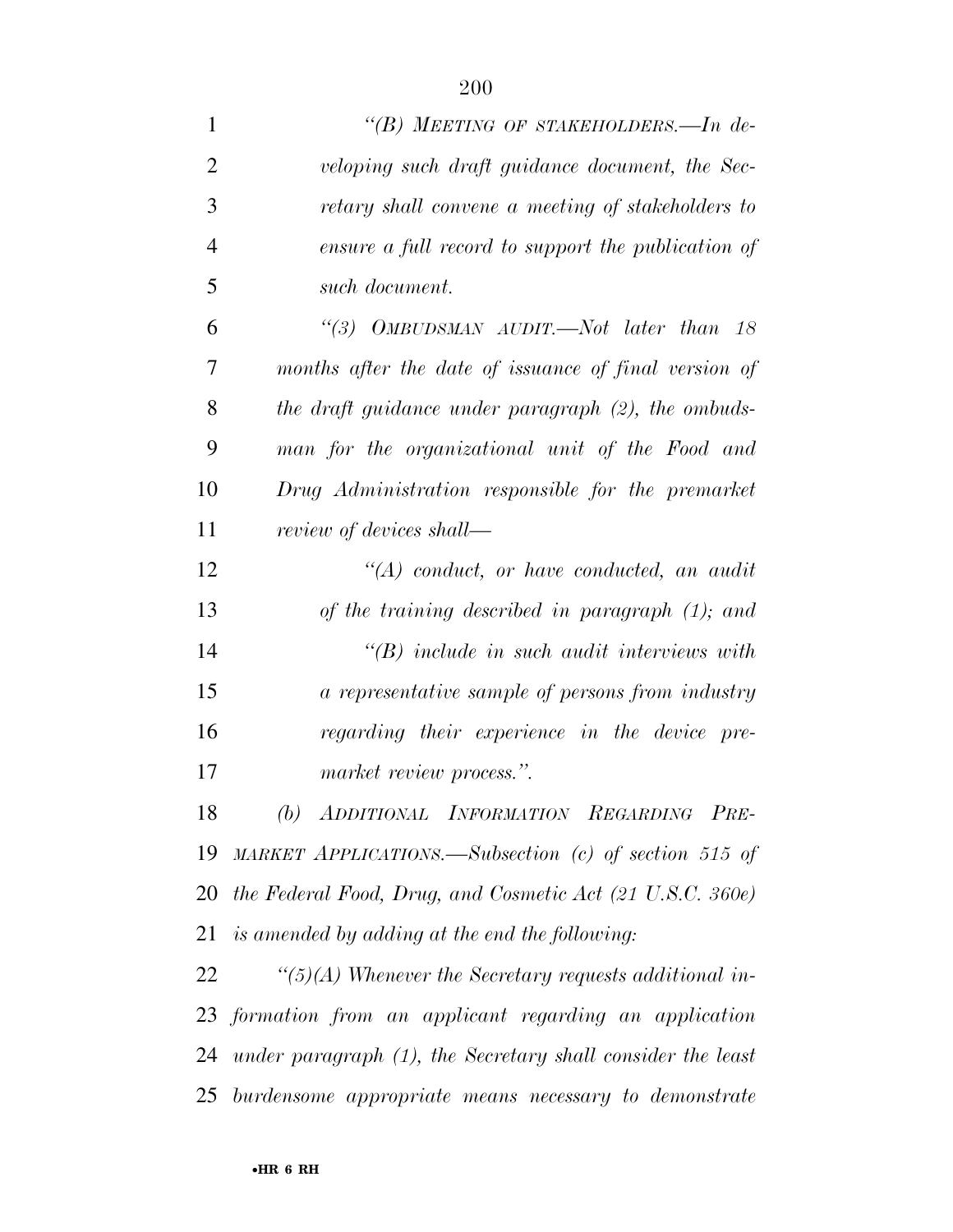*"(B) MEETING OF STAKEHOLDERS.—In developing such draft guidance document, the Secretary shall convene a meeting of stakeholders to ensure a full record to support the publication of such document.*

*"(3) OMBUDSMAN AUDIT.—Not later than 18 months after the date of issuance of final version of the draft guidance under paragraph (2), the ombudsman for the organizational unit of the Food and Drug Administration responsible for the premarket review of devices shall—*

*"(A) conduct, or have conducted, an audit of the training described in paragraph (1); and*

*"(B) include in such audit interviews with a representative sample of persons from industry regarding their experience in the device premarket review process.".*

*(b) ADDITIONAL INFORMATION REGARDING PREMARKET APPLICATIONS.—Subsection (c) of section 515 of the Federal Food, Drug, and Cosmetic Act (21 U.S.C. 360e) is amended by adding at the end the following:*

*"(5)(A) Whenever the Secretary requests additional information from an applicant regarding an application under paragraph (1), the Secretary shall consider the least burdensome appropriate means necessary to demonstrate*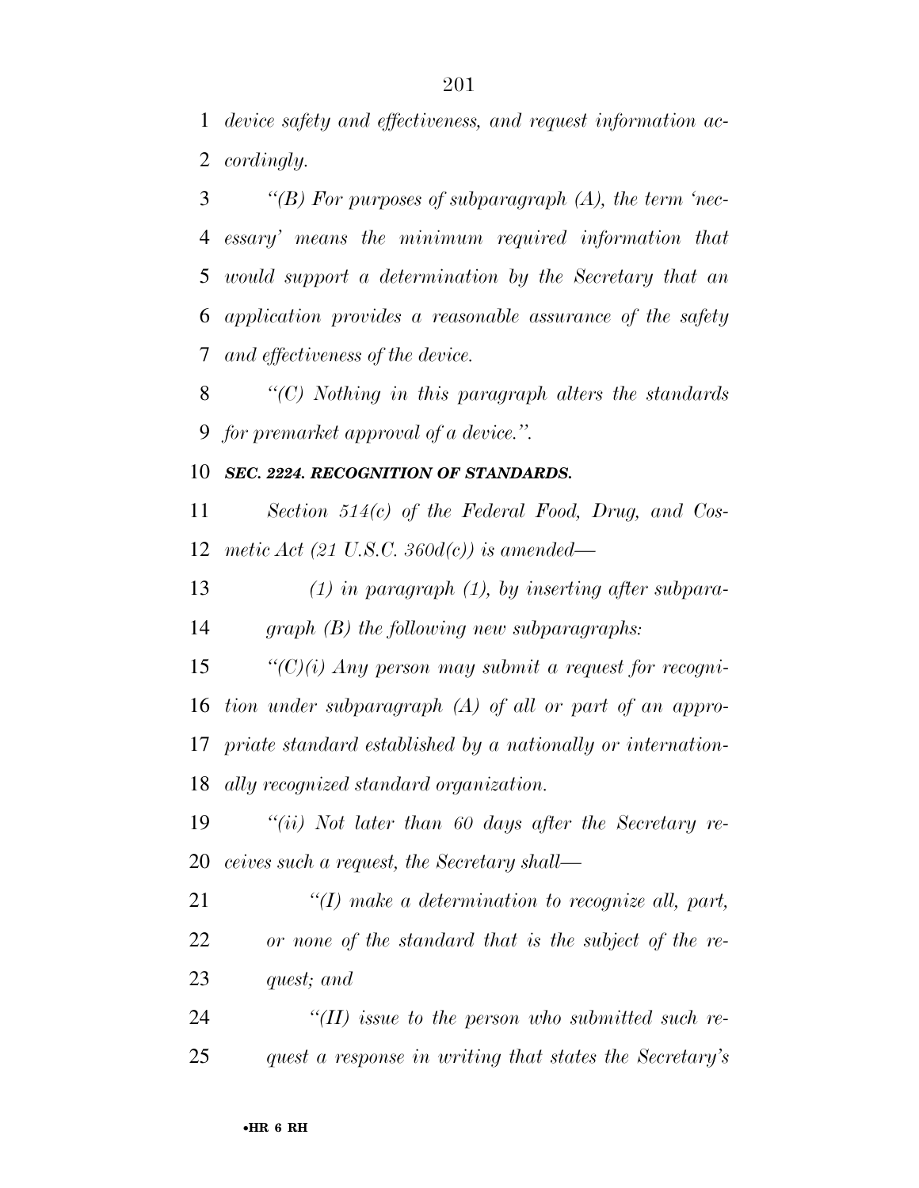*device safety and effectiveness, and request information accordingly.*

*"(B) For purposes of subparagraph (A), the term 'necessary' means the minimum required information that would support a determination by the Secretary that an application provides a reasonable assurance of the safety and effectiveness of the device.*

*"(C) Nothing in this paragraph alters the standards for premarket approval of a device.".*

***SEC. 2224. RECOGNITION OF STANDARDS.***

*Section 514(c) of the Federal Food, Drug, and Cosmetic Act (21 U.S.C. 360d(c)) is amended—*

*(1) in paragraph (1), by inserting after subparagraph (B) the following new subparagraphs:*

*"(C)(i) Any person may submit a request for recognition under subparagraph (A) of all or part of an appropriate standard established by a nationally or internationally recognized standard organization.*

*"(ii) Not later than 60 days after the Secretary receives such a request, the Secretary shall—*

*"(I) make a determination to recognize all, part, or none of the standard that is the subject of the request; and*

*"(II) issue to the person who submitted such request a response in writing that states the Secretary's*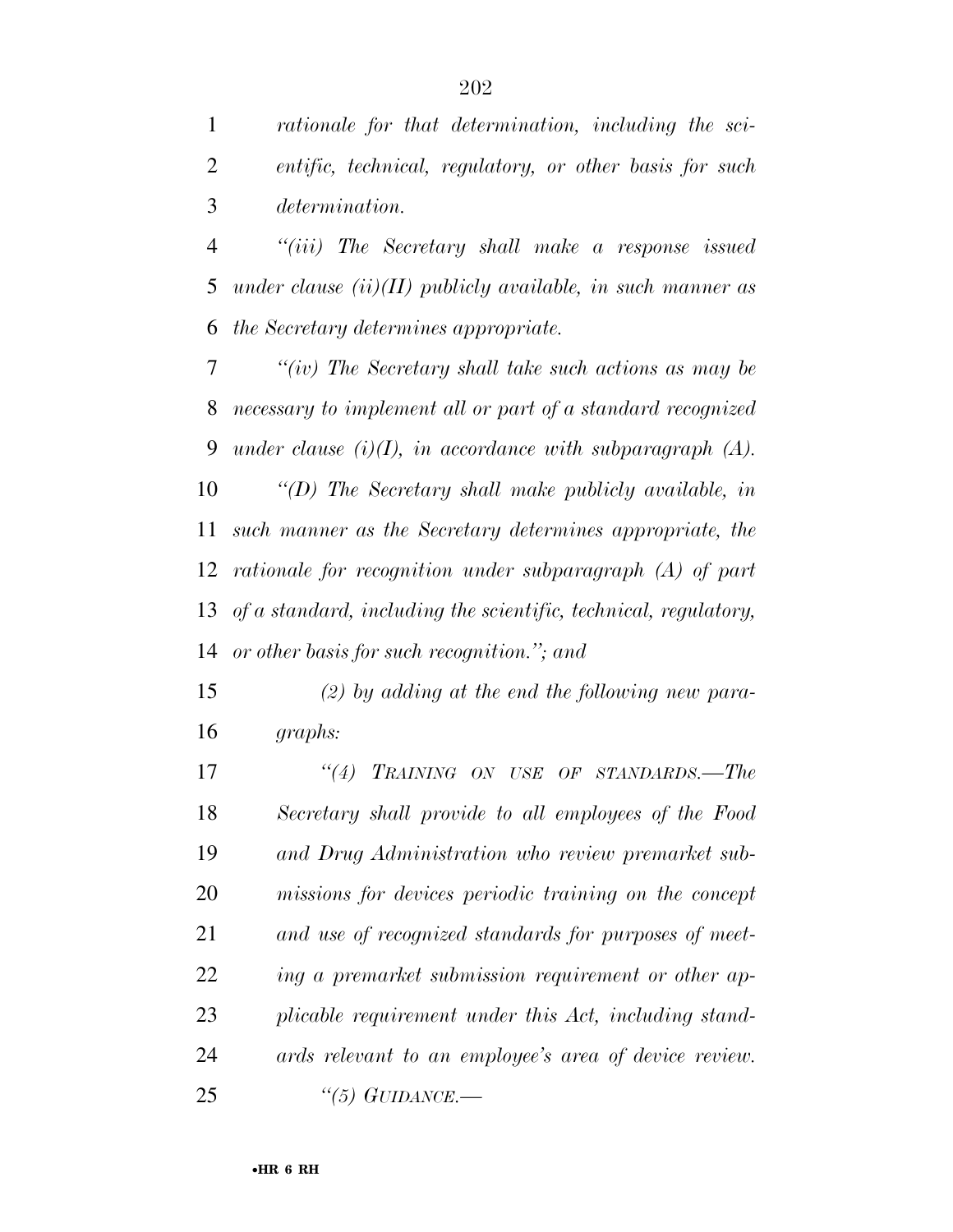*rationale for that determination, including the scientific, technical, regulatory, or other basis for such determination.*

*"(iii) The Secretary shall make a response issued under clause (ii)(II) publicly available, in such manner as the Secretary determines appropriate.*

*"(iv) The Secretary shall take such actions as may be necessary to implement all or part of a standard recognized under clause (i)(I), in accordance with subparagraph (A).*

*"(D) The Secretary shall make publicly available, in such manner as the Secretary determines appropriate, the rationale for recognition under subparagraph (A) of part of a standard, including the scientific, technical, regulatory, or other basis for such recognition."; and*

*(2) by adding at the end the following new paragraphs:*

*"(4) TRAINING ON USE OF STANDARDS.—The Secretary shall provide to all employees of the Food and Drug Administration who review premarket submissions for devices periodic training on the concept and use of recognized standards for purposes of meeting a premarket submission requirement or other applicable requirement under this Act, including standards relevant to an employee's area of device review.*

*"(5) GUIDANCE.—*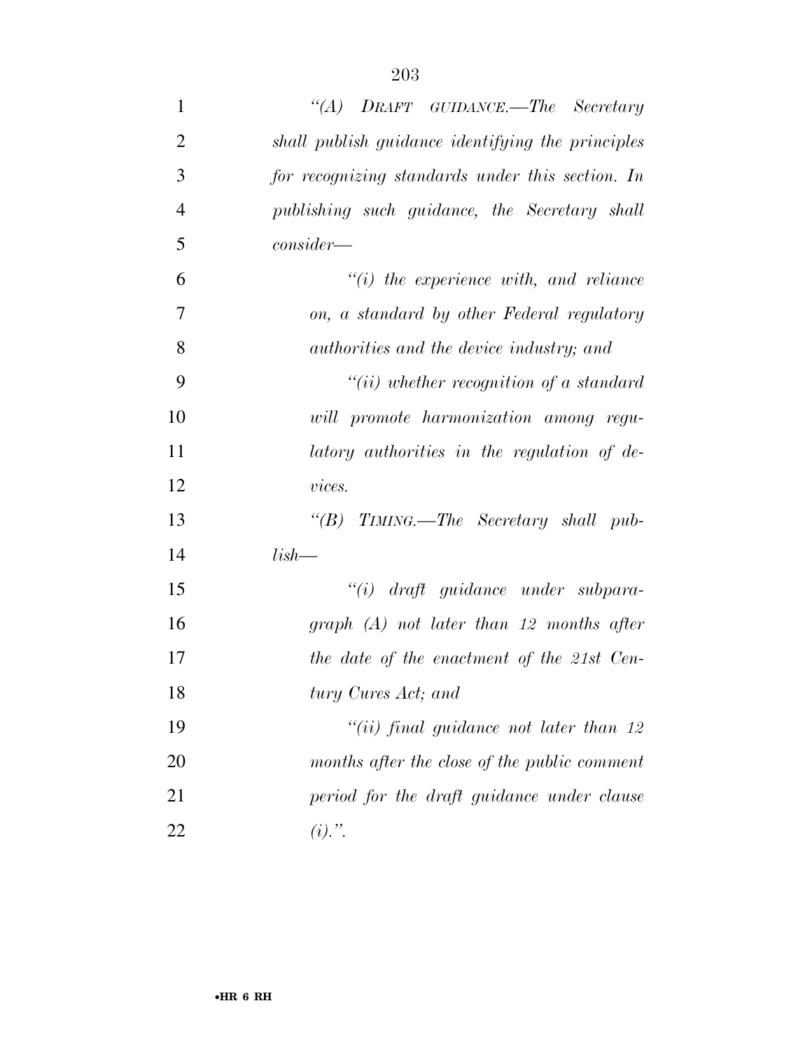*"(A) DRAFT GUIDANCE.—The Secretary shall publish guidance identifying the principles for recognizing standards under this section. In publishing such guidance, the Secretary shall consider—*

*"(i) the experience with, and reliance on, a standard by other Federal regulatory authorities and the device industry; and*

*"(ii) whether recognition of a standard will promote harmonization among regulatory authorities in the regulation of devices.*

*"(B) TIMING.—The Secretary shall publish—*

*"(i) draft guidance under subparagraph (A) not later than 12 months after the date of the enactment of the 21st Century Cures Act; and*

*"(ii) final guidance not later than 12 months after the close of the public comment period for the draft guidance under clause (i).".*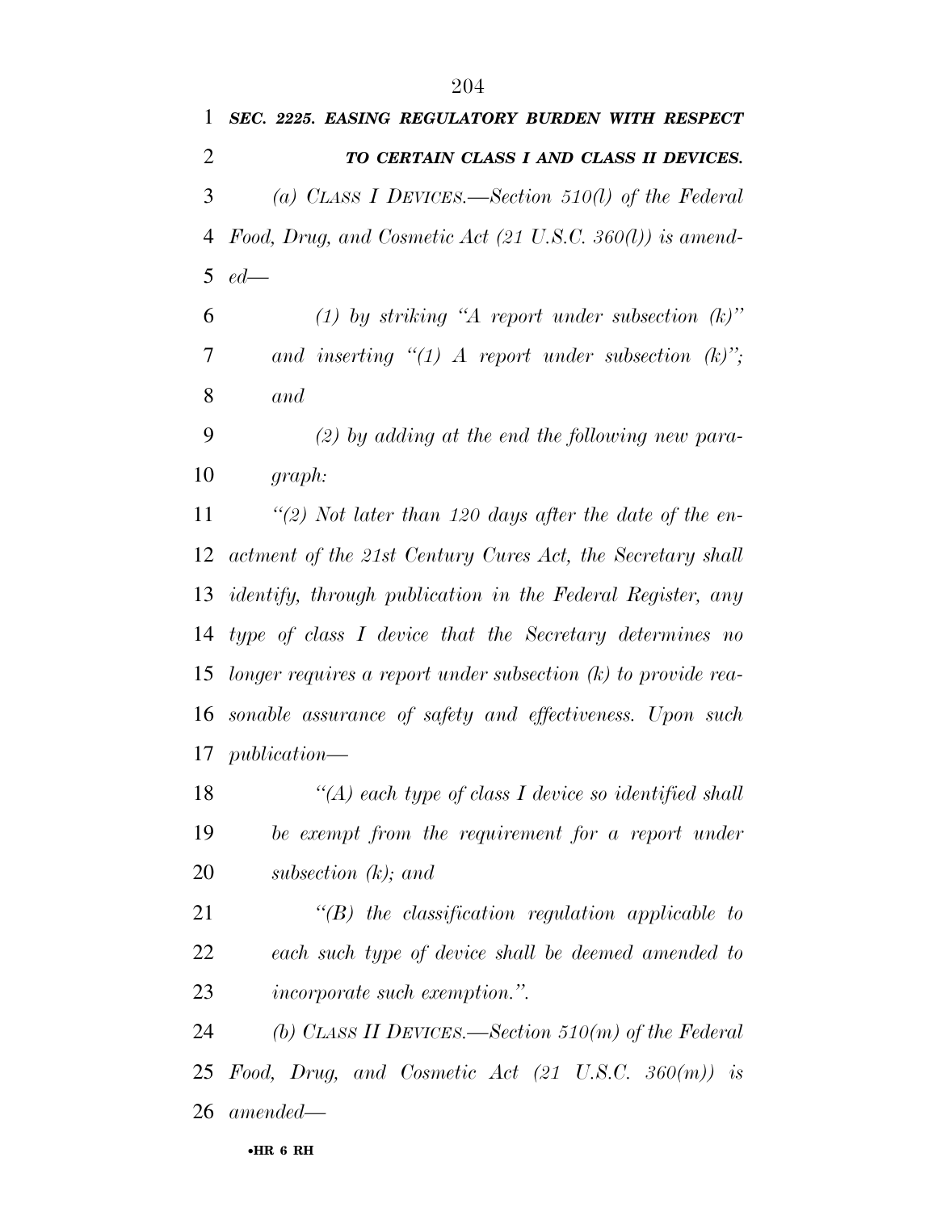***SEC. 2225. EASING REGULATORY BURDEN WITH RESPECT TO CERTAIN CLASS I AND CLASS II DEVICES.***

*(a) CLASS I DEVICES.—Section 510(l) of the Federal Food, Drug, and Cosmetic Act (21 U.S.C. 360(l)) is amended—*

*(1) by striking "A report under subsection (k)" and inserting "(1) A report under subsection (k)"; and*

*(2) by adding at the end the following new paragraph:*

*"(2) Not later than 120 days after the date of the enactment of the 21st Century Cures Act, the Secretary shall identify, through publication in the Federal Register, any type of class I device that the Secretary determines no longer requires a report under subsection (k) to provide reasonable assurance of safety and effectiveness. Upon such publication—*

*"(A) each type of class I device so identified shall be exempt from the requirement for a report under subsection (k); and*

*"(B) the classification regulation applicable to each such type of device shall be deemed amended to incorporate such exemption.".*

*(b) CLASS II DEVICES.—Section 510(m) of the Federal Food, Drug, and Cosmetic Act (21 U.S.C. 360(m)) is amended—*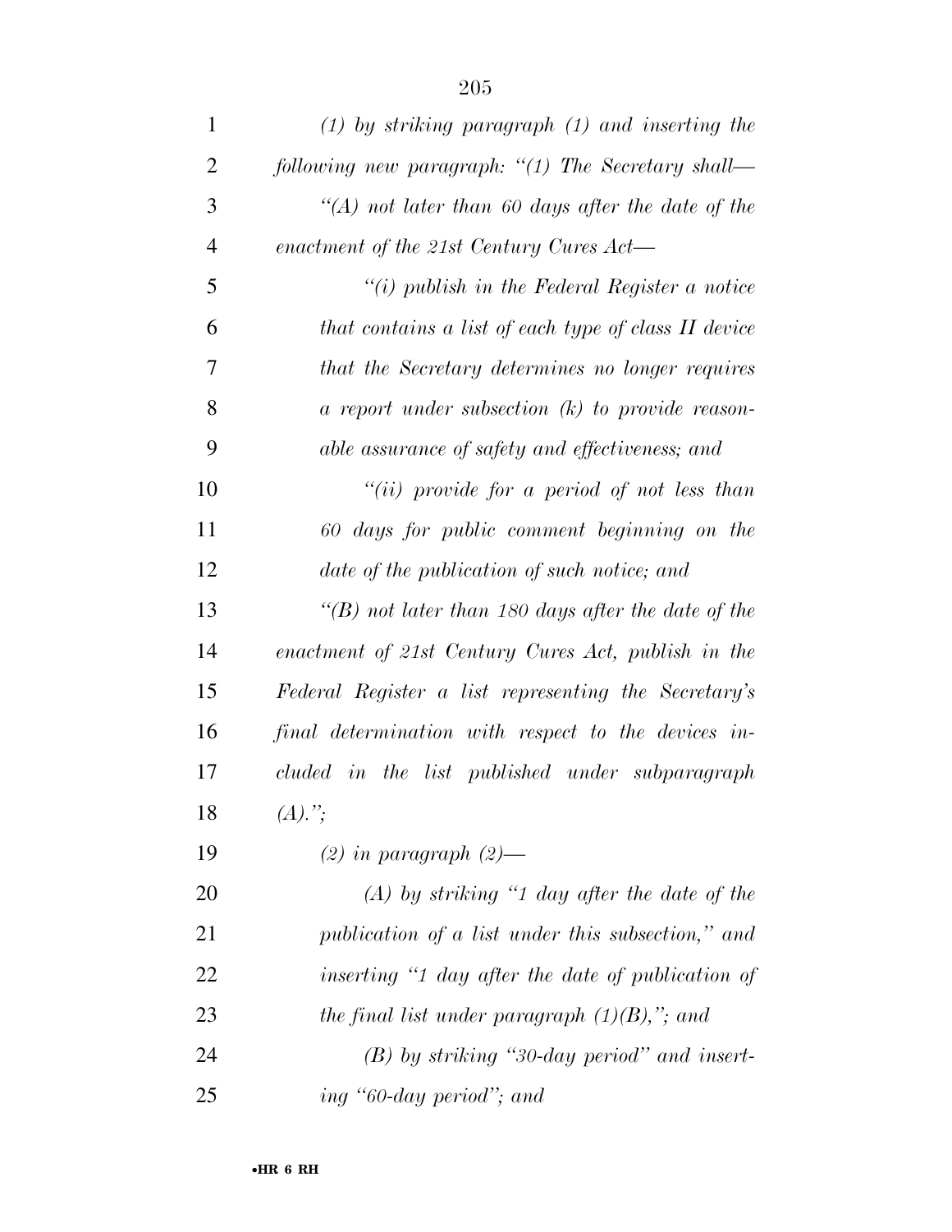*(1) by striking paragraph (1) and inserting the following new paragraph: "(1) The Secretary shall—*

*"(A) not later than 60 days after the date of the enactment of the 21st Century Cures Act—*

*"(i) publish in the Federal Register a notice that contains a list of each type of class II device that the Secretary determines no longer requires a report under subsection (k) to provide reasonable assurance of safety and effectiveness; and*

*"(ii) provide for a period of not less than 60 days for public comment beginning on the date of the publication of such notice; and*

*"(B) not later than 180 days after the date of the enactment of 21st Century Cures Act, publish in the Federal Register a list representing the Secretary's final determination with respect to the devices included in the list published under subparagraph (A).";*

*(2) in paragraph (2)—*

*(A) by striking "1 day after the date of the publication of a list under this subsection," and inserting "1 day after the date of publication of the final list under paragraph (1)(B),"; and*

*(B) by striking "30-day period" and inserting "60-day period"; and*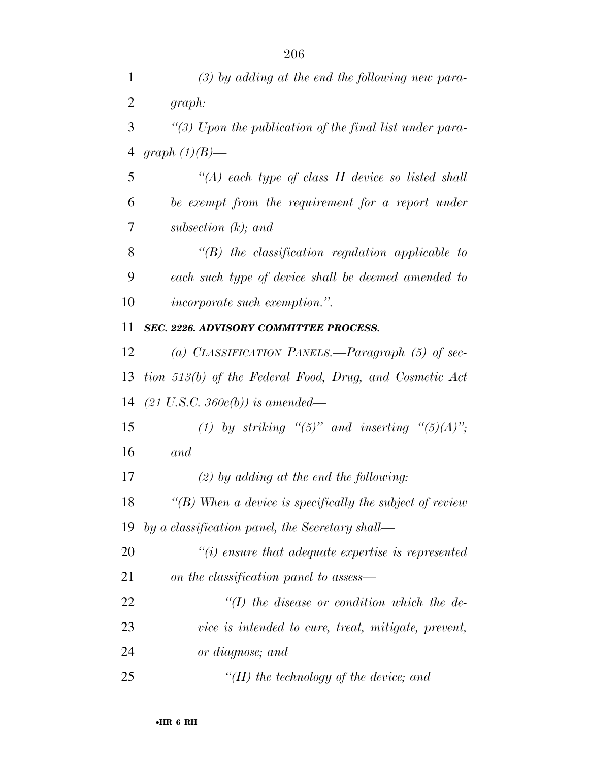*(3) by adding at the end the following new paragraph:*

*"(3) Upon the publication of the final list under paragraph (1)(B)—*

*"(A) each type of class II device so listed shall be exempt from the requirement for a report under subsection (k); and*

*"(B) the classification regulation applicable to each such type of device shall be deemed amended to incorporate such exemption.".*

***SEC. 2226. ADVISORY COMMITTEE PROCESS.***

*(a) CLASSIFICATION PANELS.—Paragraph (5) of section 513(b) of the Federal Food, Drug, and Cosmetic Act (21 U.S.C. 360c(b)) is amended—*

*(1) by striking "(5)" and inserting "(5)(A)"; and*

*(2) by adding at the end the following:*

*"(B) When a device is specifically the subject of review by a classification panel, the Secretary shall—*

*"(i) ensure that adequate expertise is represented on the classification panel to assess—*

*"(I) the disease or condition which the device is intended to cure, treat, mitigate, prevent, or diagnose; and*

*"(II) the technology of the device; and*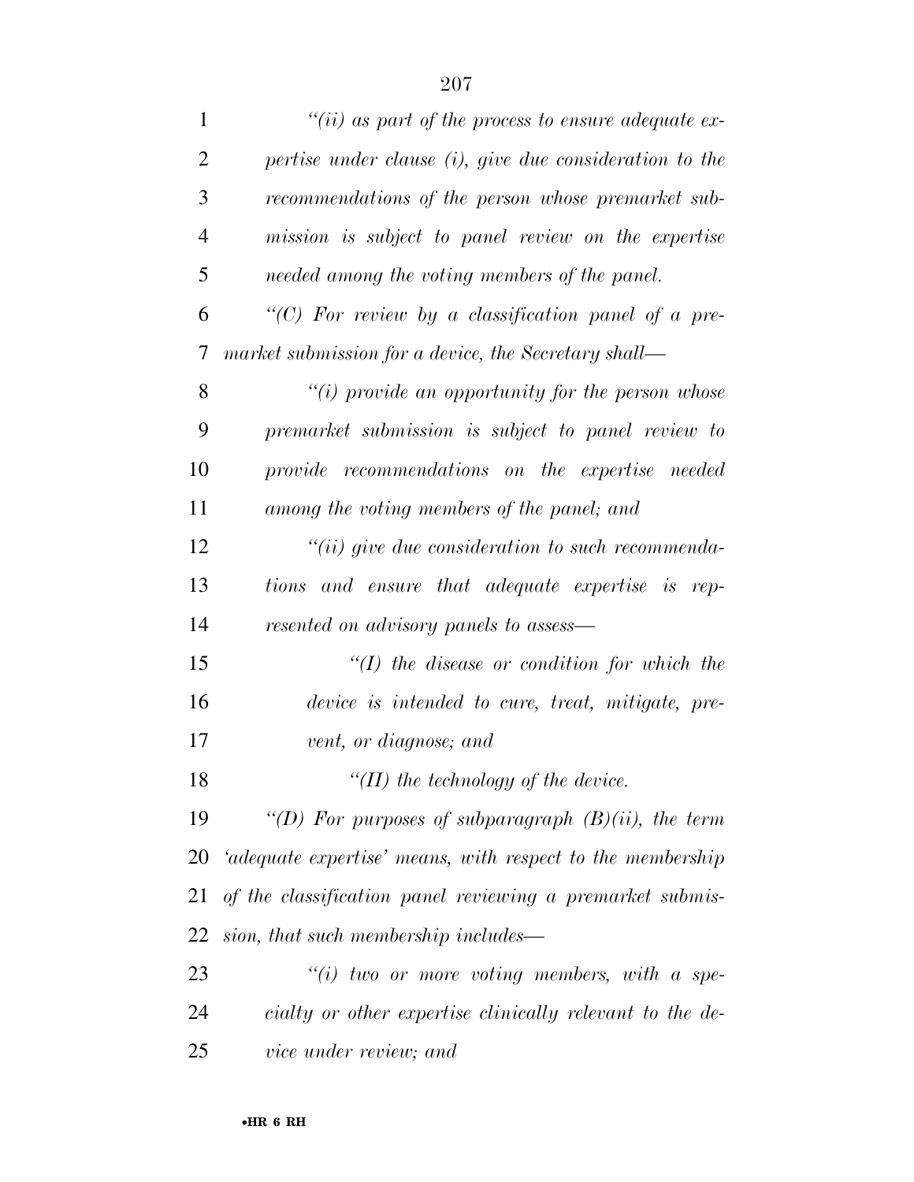*"(ii) as part of the process to ensure adequate expertise under clause (i), give due consideration to the recommendations of the person whose premarket submission is subject to panel review on the expertise needed among the voting members of the panel.*

*"(C) For review by a classification panel of a premarket submission for a device, the Secretary shall—*

*"(i) provide an opportunity for the person whose premarket submission is subject to panel review to provide recommendations on the expertise needed among the voting members of the panel; and*

*"(ii) give due consideration to such recommendations and ensure that adequate expertise is represented on advisory panels to assess—*

*"(I) the disease or condition for which the device is intended to cure, treat, mitigate, prevent, or diagnose; and*

*"(II) the technology of the device.*

*"(D) For purposes of subparagraph (B)(ii), the term 'adequate expertise' means, with respect to the membership of the classification panel reviewing a premarket submission, that such membership includes—*

*"(i) two or more voting members, with a specialty or other expertise clinically relevant to the device under review; and*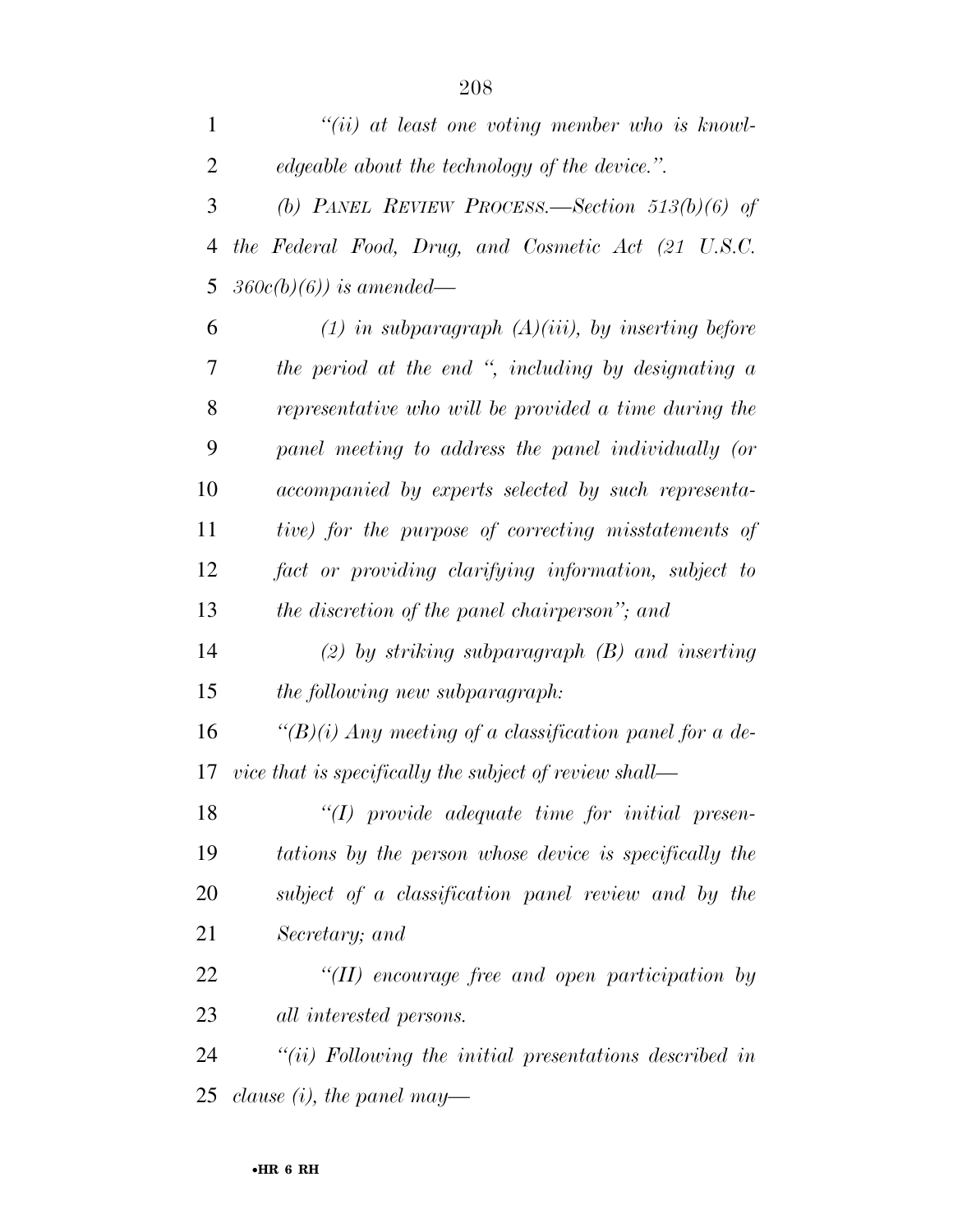*"(ii) at least one voting member who is knowledgeable about the technology of the device.".*

*(b) PANEL REVIEW PROCESS.—Section 513(b)(6) of the Federal Food, Drug, and Cosmetic Act (21 U.S.C. 360c(b)(6)) is amended—*

*(1) in subparagraph (A)(iii), by inserting before the period at the end ", including by designating a representative who will be provided a time during the panel meeting to address the panel individually (or accompanied by experts selected by such representative) for the purpose of correcting misstatements of fact or providing clarifying information, subject to the discretion of the panel chairperson"; and*

*(2) by striking subparagraph (B) and inserting the following new subparagraph:*

*"(B)(i) Any meeting of a classification panel for a device that is specifically the subject of review shall—*

*"(I) provide adequate time for initial presentations by the person whose device is specifically the subject of a classification panel review and by the Secretary; and*

*"(II) encourage free and open participation by all interested persons.*

*"(ii) Following the initial presentations described in clause (i), the panel may—*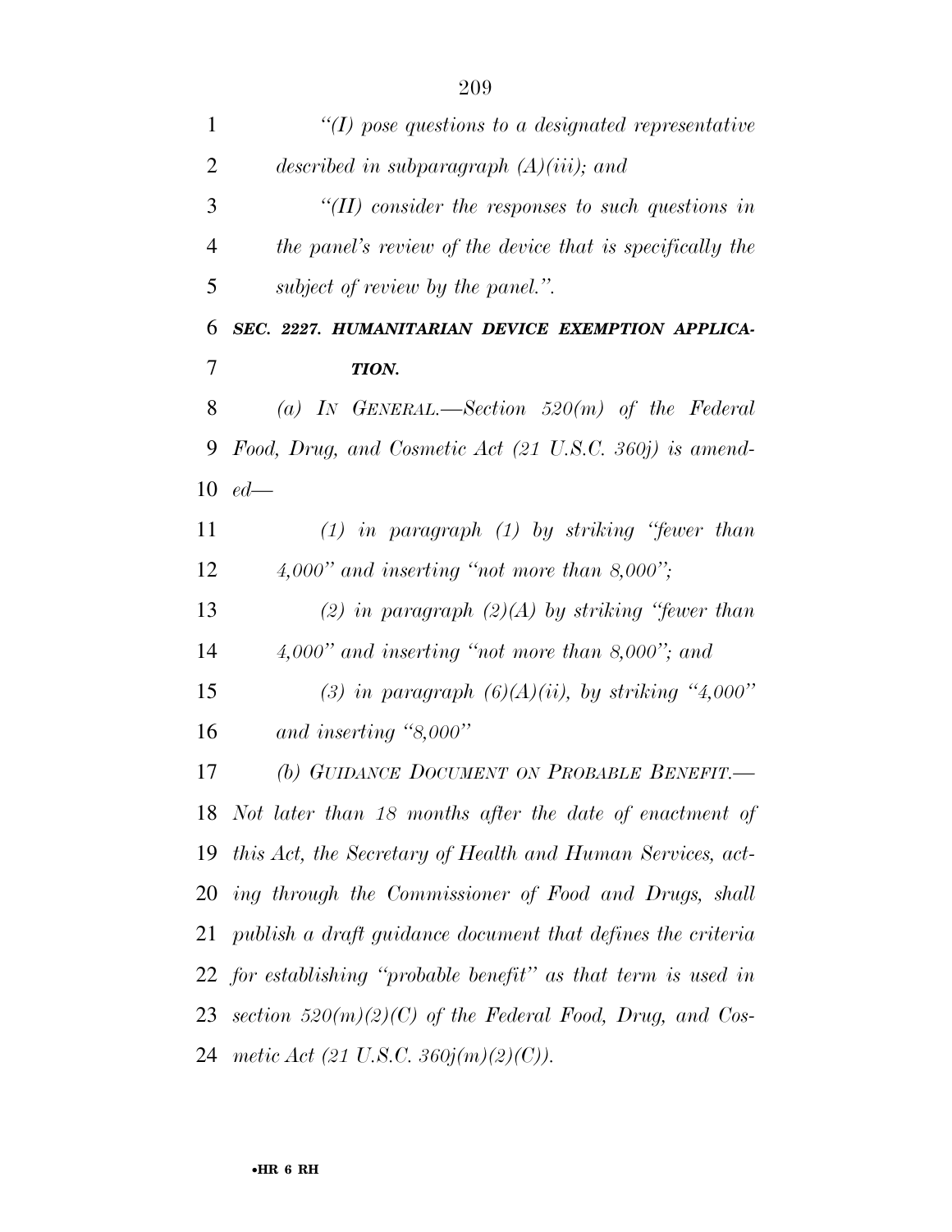*"(I) pose questions to a designated representative described in subparagraph (A)(iii); and*

*"(II) consider the responses to such questions in the panel's review of the device that is specifically the subject of review by the panel.".*

***SEC. 2227. HUMANITARIAN DEVICE EXEMPTION APPLICATION.***

*(a) IN GENERAL.—Section 520(m) of the Federal Food, Drug, and Cosmetic Act (21 U.S.C. 360j) is amended—*

*(1) in paragraph (1) by striking "fewer than 4,000" and inserting "not more than 8,000";*

*(2) in paragraph (2)(A) by striking "fewer than 4,000" and inserting "not more than 8,000"; and*

*(3) in paragraph (6)(A)(ii), by striking "4,000" and inserting "8,000"*

*(b) GUIDANCE DOCUMENT ON PROBABLE BENEFIT.—Not later than 18 months after the date of enactment of this Act, the Secretary of Health and Human Services, acting through the Commissioner of Food and Drugs, shall publish a draft guidance document that defines the criteria for establishing "probable benefit" as that term is used in section 520(m)(2)(C) of the Federal Food, Drug, and Cosmetic Act (21 U.S.C. 360j(m)(2)(C)).*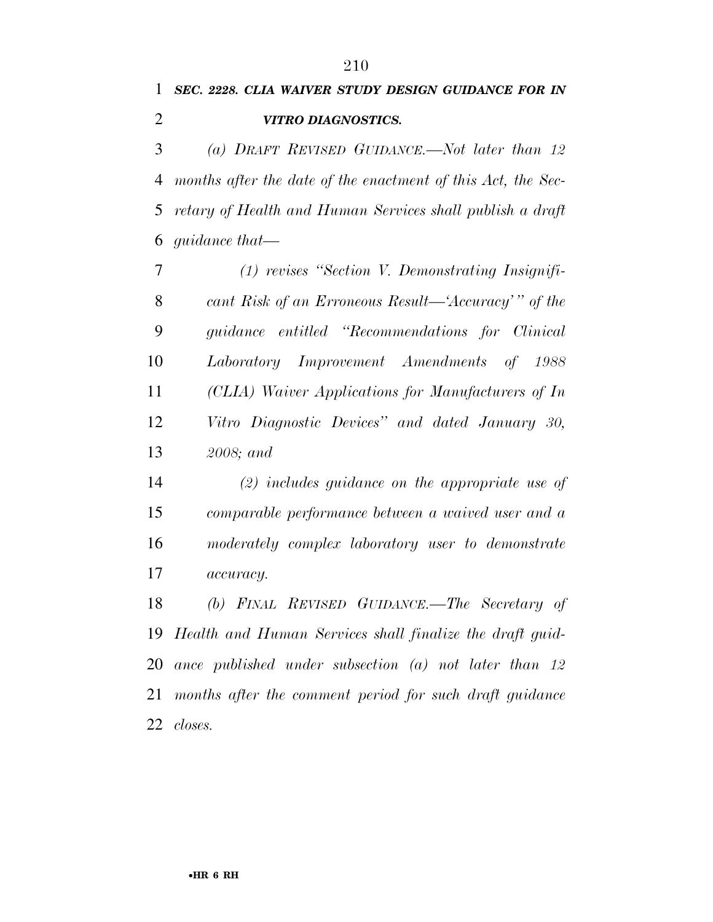***SEC. 2228. CLIA WAIVER STUDY DESIGN GUIDANCE FOR IN VITRO DIAGNOSTICS.***

*(a) DRAFT REVISED GUIDANCE.—Not later than 12 months after the date of the enactment of this Act, the Secretary of Health and Human Services shall publish a draft guidance that—*

*(1) revises "Section V. Demonstrating Insignificant Risk of an Erroneous Result—'Accuracy'" of the guidance entitled "Recommendations for Clinical Laboratory Improvement Amendments of 1988 (CLIA) Waiver Applications for Manufacturers of In Vitro Diagnostic Devices" and dated January 30, 2008; and*

*(2) includes guidance on the appropriate use of comparable performance between a waived user and a moderately complex laboratory user to demonstrate accuracy.*

*(b) FINAL REVISED GUIDANCE.—The Secretary of Health and Human Services shall finalize the draft guidance published under subsection (a) not later than 12 months after the comment period for such draft guidance closes.*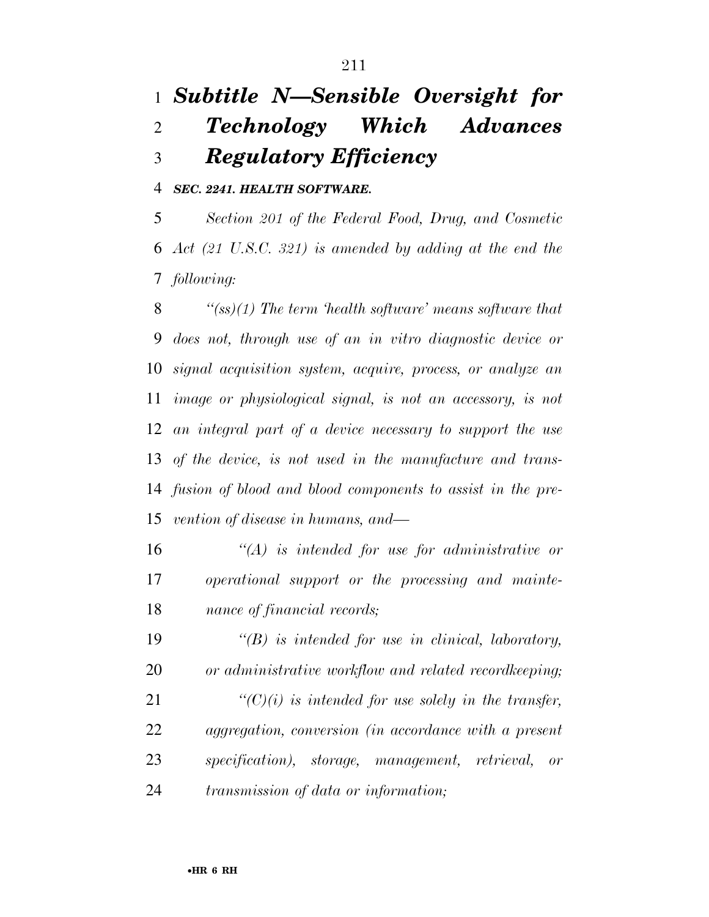# *Subtitle N—Sensible Oversight for Technology Which Advances Regulatory Efficiency*

***SEC. 2241. HEALTH SOFTWARE.***

*Section 201 of the Federal Food, Drug, and Cosmetic Act (21 U.S.C. 321) is amended by adding at the end the following:*

*''(ss)(1) The term 'health software' means software that does not, through use of an in vitro diagnostic device or signal acquisition system, acquire, process, or analyze an image or physiological signal, is not an accessory, is not an integral part of a device necessary to support the use of the device, is not used in the manufacture and transfusion of blood and blood components to assist in the prevention of disease in humans, and—*

*''(A) is intended for use for administrative or operational support or the processing and maintenance of financial records;*

*''(B) is intended for use in clinical, laboratory, or administrative workflow and related recordkeeping;*

*''(C)(i) is intended for use solely in the transfer, aggregation, conversion (in accordance with a present specification), storage, management, retrieval, or transmission of data or information;*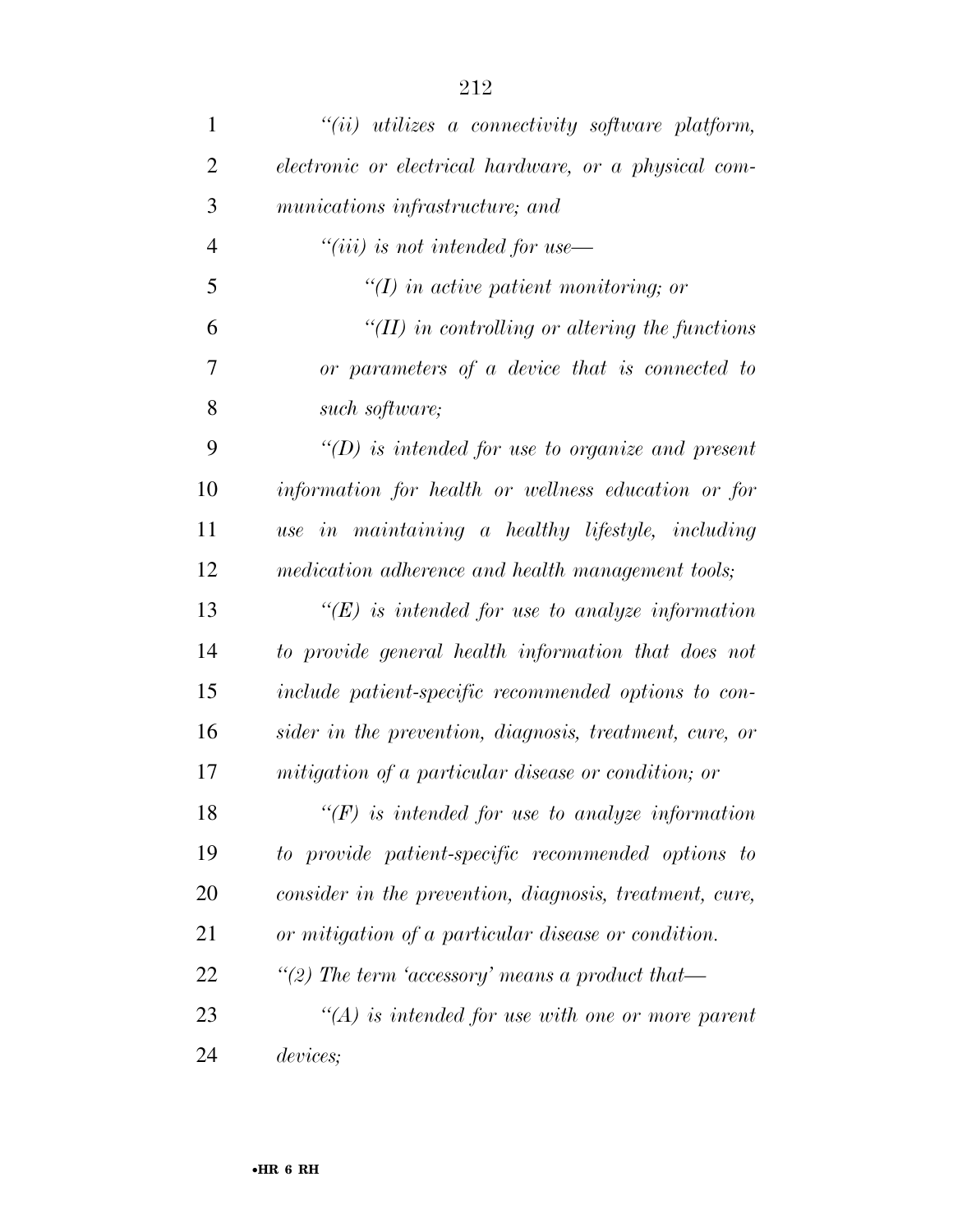*"(ii) utilizes a connectivity software platform, electronic or electrical hardware, or a physical communications infrastructure; and*

*"(iii) is not intended for use—*

*"(I) in active patient monitoring; or*

*"(II) in controlling or altering the functions or parameters of a device that is connected to such software;*

*"(D) is intended for use to organize and present information for health or wellness education or for use in maintaining a healthy lifestyle, including medication adherence and health management tools;*

*"(E) is intended for use to analyze information to provide general health information that does not include patient-specific recommended options to consider in the prevention, diagnosis, treatment, cure, or mitigation of a particular disease or condition; or*

*"(F) is intended for use to analyze information to provide patient-specific recommended options to consider in the prevention, diagnosis, treatment, cure, or mitigation of a particular disease or condition.*

*"(2) The term 'accessory' means a product that—*

*"(A) is intended for use with one or more parent devices;*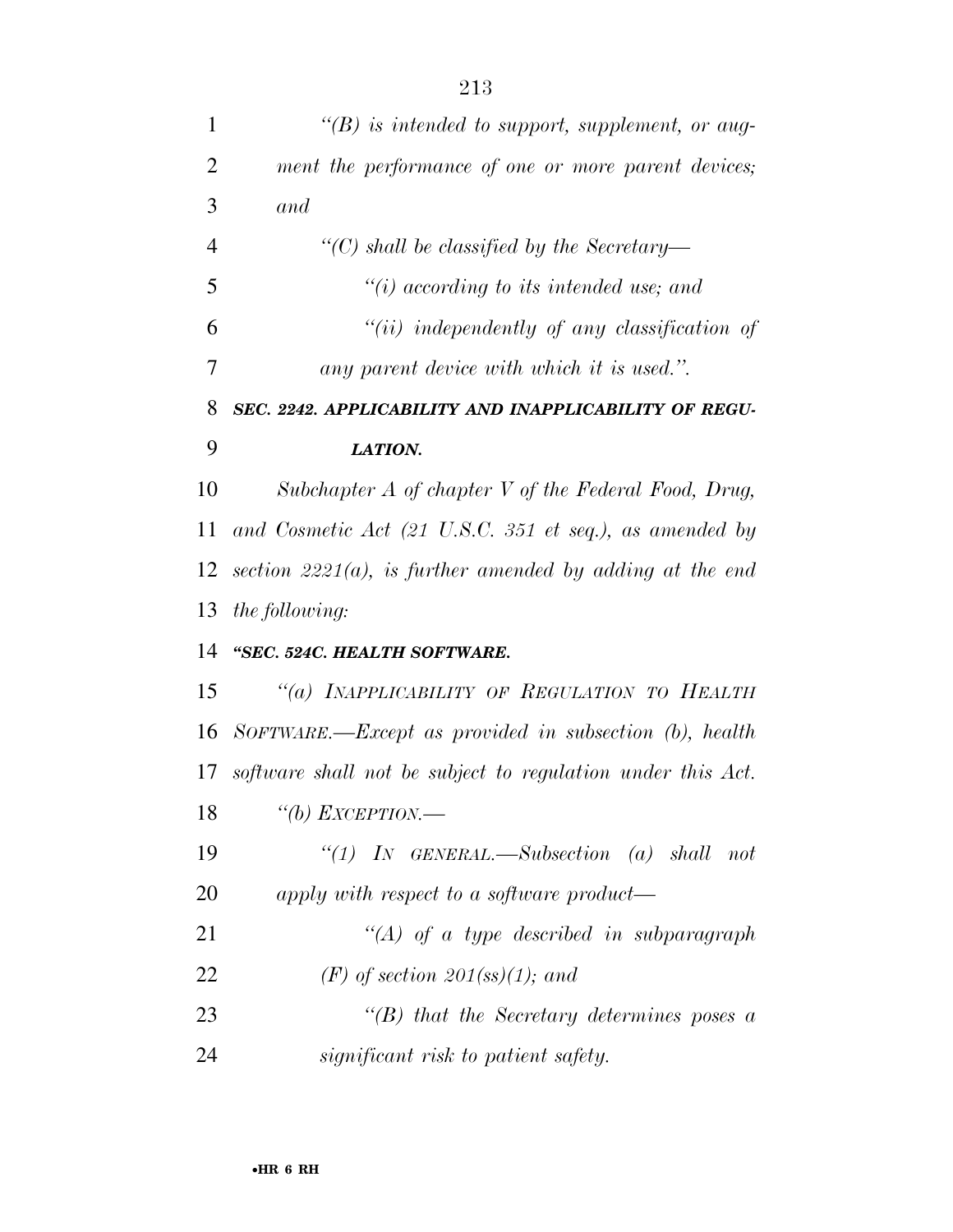*"(B) is intended to support, supplement, or augment the performance of one or more parent devices; and*

*"(C) shall be classified by the Secretary—*

*"(i) according to its intended use; and*

*"(ii) independently of any classification of any parent device with which it is used.".*

***SEC. 2242. APPLICABILITY AND INAPPLICABILITY OF REGULATION.***

*Subchapter A of chapter V of the Federal Food, Drug, and Cosmetic Act (21 U.S.C. 351 et seq.), as amended by section 2221(a), is further amended by adding at the end the following:*

***"SEC. 524C. HEALTH SOFTWARE.***

*"(a) INAPPLICABILITY OF REGULATION TO HEALTH SOFTWARE.—Except as provided in subsection (b), health software shall not be subject to regulation under this Act.*

*"(b) EXCEPTION.—*

*"(1) IN GENERAL.—Subsection (a) shall not apply with respect to a software product—*

*"(A) of a type described in subparagraph (F) of section 201(ss)(1); and*

*"(B) that the Secretary determines poses a significant risk to patient safety.*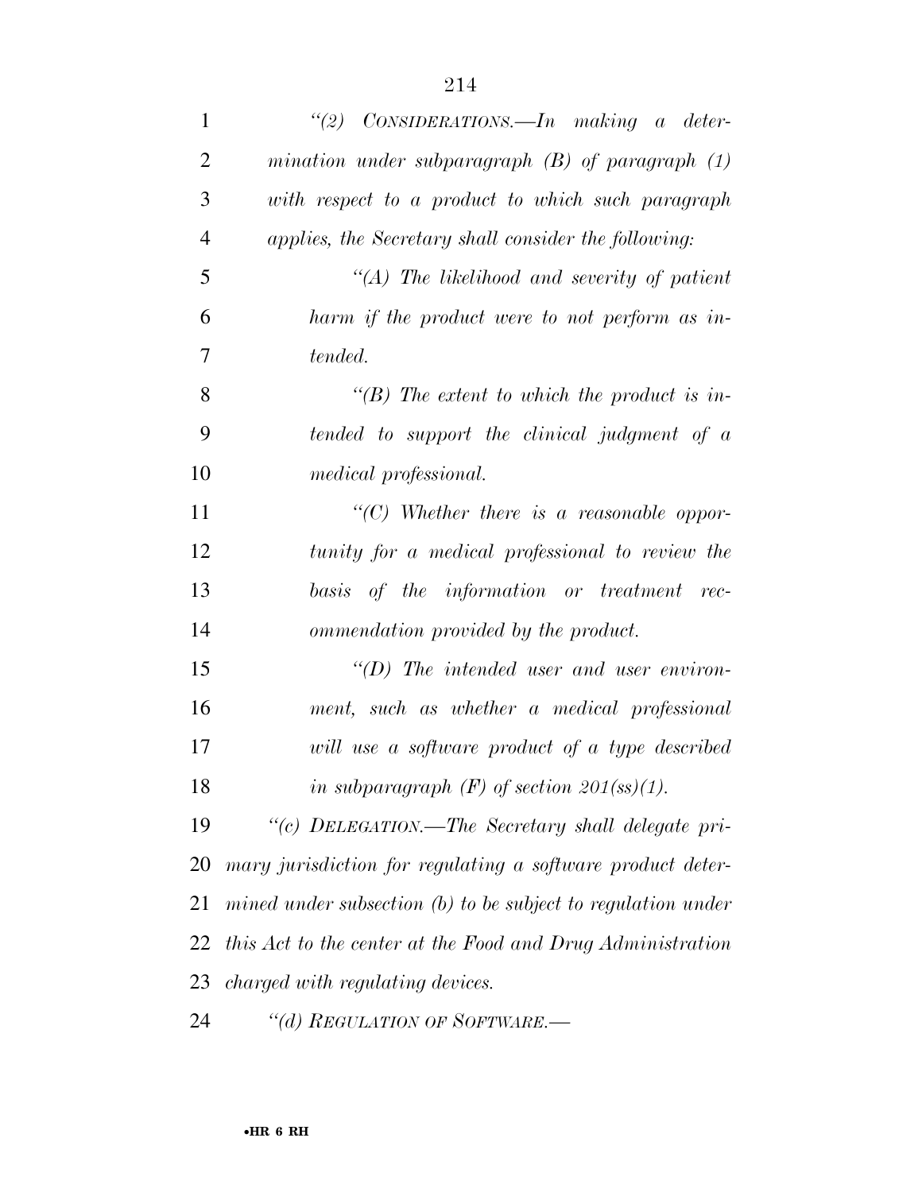*"(2) CONSIDERATIONS.—In making a determination under subparagraph (B) of paragraph (1) with respect to a product to which such paragraph applies, the Secretary shall consider the following:*

*"(A) The likelihood and severity of patient harm if the product were to not perform as intended.*

*"(B) The extent to which the product is intended to support the clinical judgment of a medical professional.*

*"(C) Whether there is a reasonable opportunity for a medical professional to review the basis of the information or treatment recommendation provided by the product.*

*"(D) The intended user and user environment, such as whether a medical professional will use a software product of a type described in subparagraph (F) of section 201(ss)(1).*

*"(c) DELEGATION.—The Secretary shall delegate primary jurisdiction for regulating a software product determined under subsection (b) to be subject to regulation under this Act to the center at the Food and Drug Administration charged with regulating devices.*

*"(d) REGULATION OF SOFTWARE.—*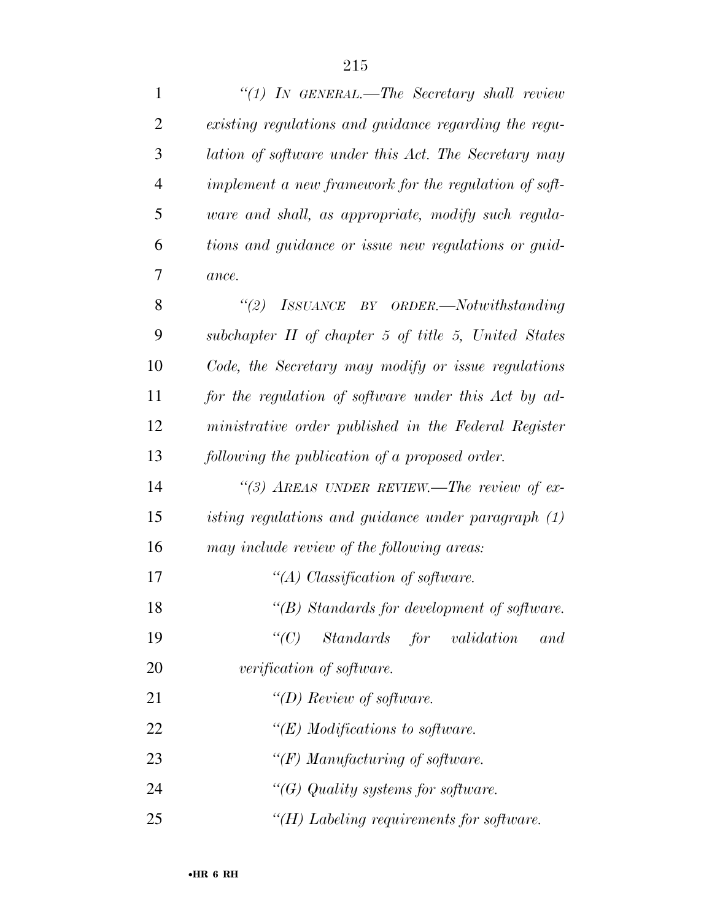*"(1) In general.—The Secretary shall review existing regulations and guidance regarding the regulation of software under this Act. The Secretary may implement a new framework for the regulation of software and shall, as appropriate, modify such regulations and guidance or issue new regulations or guidance.*

*"(2) Issuance by order.—Notwithstanding subchapter II of chapter 5 of title 5, United States Code, the Secretary may modify or issue regulations for the regulation of software under this Act by administrative order published in the Federal Register following the publication of a proposed order.*

*"(3) Areas under review.—The review of existing regulations and guidance under paragraph (1) may include review of the following areas:*

*"(A) Classification of software.*

*"(B) Standards for development of software.*

*"(C) Standards for validation and verification of software.*

*"(D) Review of software.*

*"(E) Modifications to software.*

*"(F) Manufacturing of software.*

*"(G) Quality systems for software.*

*"(H) Labeling requirements for software.*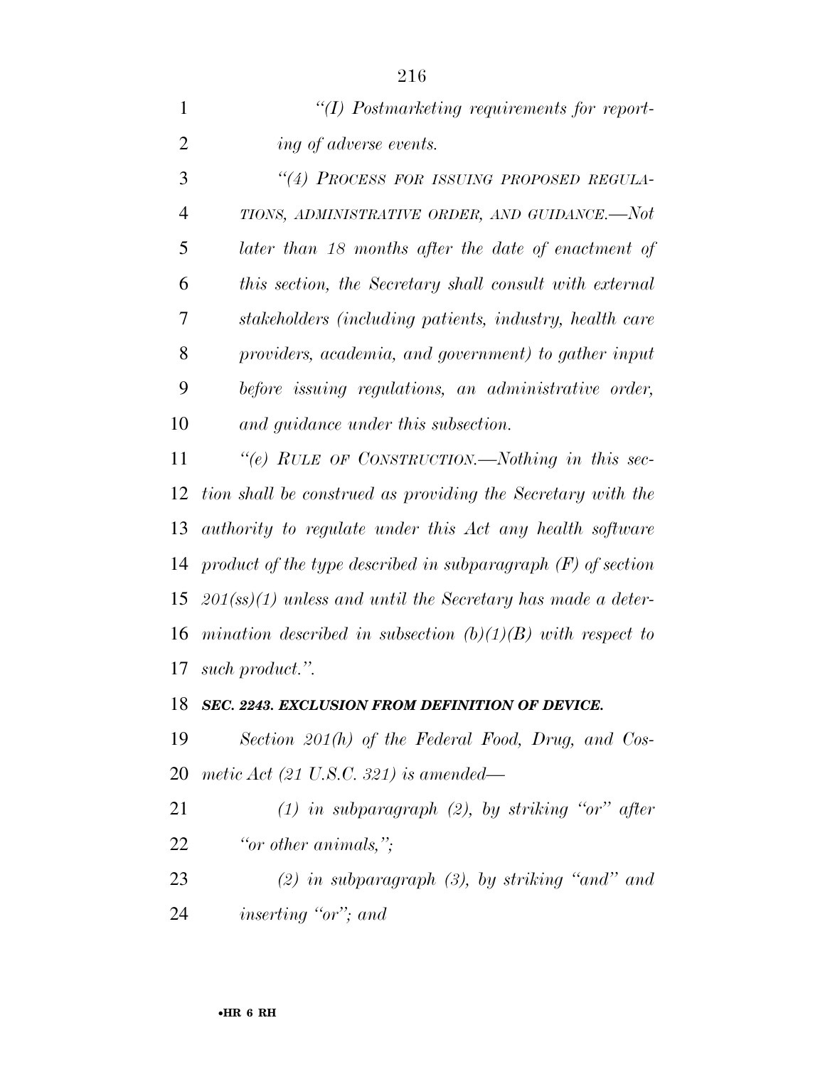*"(I) Postmarketing requirements for reporting of adverse events.*

*"(4) PROCESS FOR ISSUING PROPOSED REGULATIONS, ADMINISTRATIVE ORDER, AND GUIDANCE.—Not later than 18 months after the date of enactment of this section, the Secretary shall consult with external stakeholders (including patients, industry, health care providers, academia, and government) to gather input before issuing regulations, an administrative order, and guidance under this subsection.*

*"(e) RULE OF CONSTRUCTION.—Nothing in this section shall be construed as providing the Secretary with the authority to regulate under this Act any health software product of the type described in subparagraph (F) of section 201(ss)(1) unless and until the Secretary has made a determination described in subsection (b)(1)(B) with respect to such product.".*

***SEC. 2243. EXCLUSION FROM DEFINITION OF DEVICE.***

*Section 201(h) of the Federal Food, Drug, and Cosmetic Act (21 U.S.C. 321) is amended—*

*(1) in subparagraph (2), by striking "or" after "or other animals,";*

*(2) in subparagraph (3), by striking "and" and inserting "or"; and*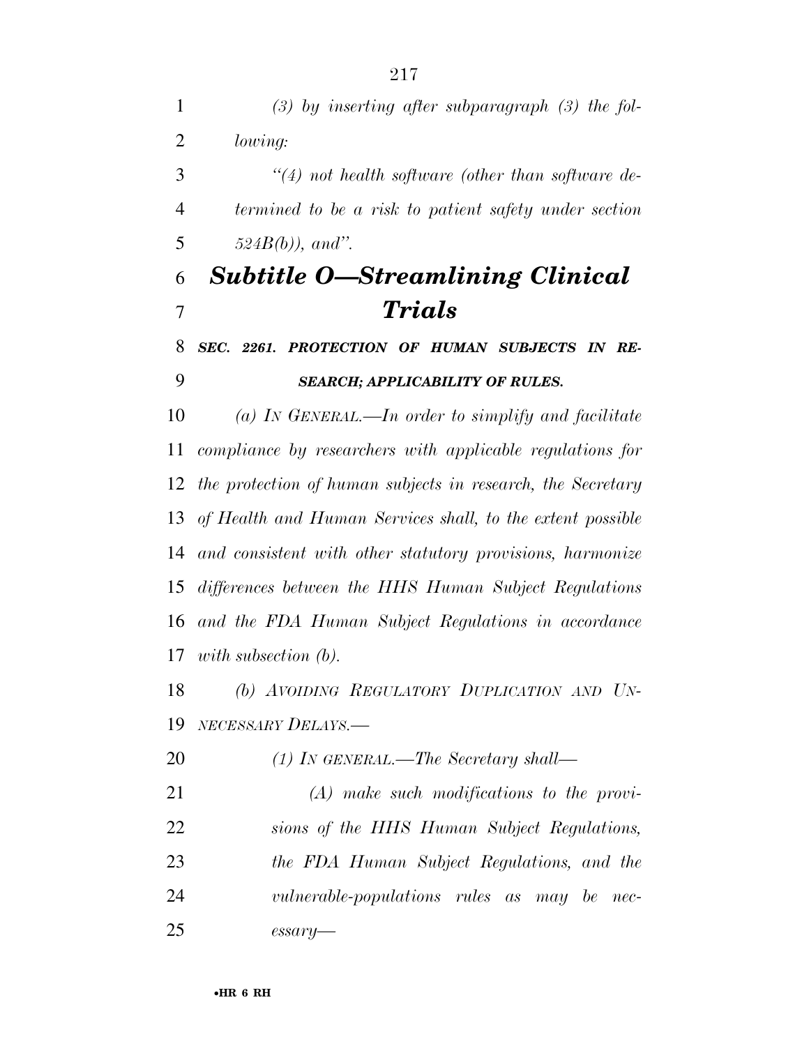*(3) by inserting after subparagraph (3) the following:*

*"(4) not health software (other than software determined to be a risk to patient safety under section 524B(b)), and".*

# *Subtitle O—Streamlining Clinical Trials*

### *SEC. 2261. PROTECTION OF HUMAN SUBJECTS IN RESEARCH; APPLICABILITY OF RULES.*

*(a) IN GENERAL.—In order to simplify and facilitate compliance by researchers with applicable regulations for the protection of human subjects in research, the Secretary of Health and Human Services shall, to the extent possible and consistent with other statutory provisions, harmonize differences between the HHS Human Subject Regulations and the FDA Human Subject Regulations in accordance with subsection (b).*

*(b) AVOIDING REGULATORY DUPLICATION AND UNNECESSARY DELAYS.—*

*(1) IN GENERAL.—The Secretary shall—*

*(A) make such modifications to the provisions of the HHS Human Subject Regulations, the FDA Human Subject Regulations, and the vulnerable-populations rules as may be necessary—*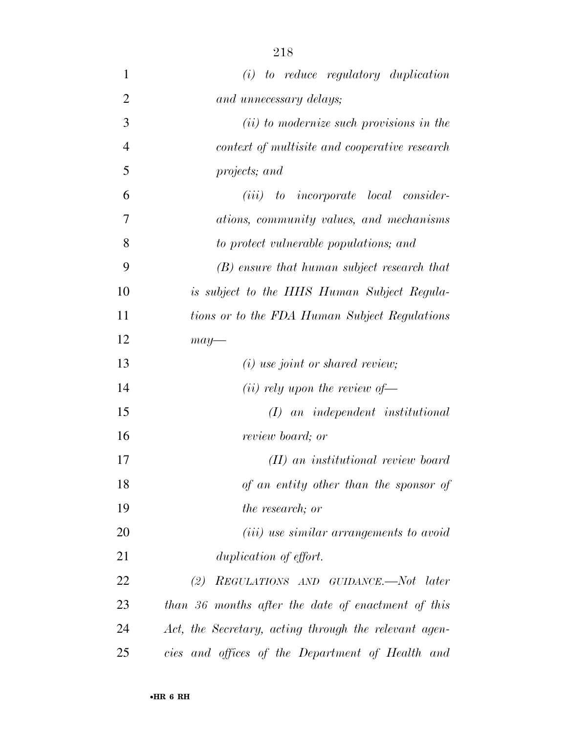*(i) to reduce regulatory duplication and unnecessary delays;*

*(ii) to modernize such provisions in the context of multisite and cooperative research projects; and*

*(iii) to incorporate local considerations, community values, and mechanisms to protect vulnerable populations; and*

*(B) ensure that human subject research that is subject to the HHS Human Subject Regulations or to the FDA Human Subject Regulations may—*

*(i) use joint or shared review;*

*(ii) rely upon the review of—*

*(I) an independent institutional review board; or*

*(II) an institutional review board of an entity other than the sponsor of the research; or*

*(iii) use similar arrangements to avoid duplication of effort.*

*(2) REGULATIONS AND GUIDANCE.—Not later than 36 months after the date of enactment of this Act, the Secretary, acting through the relevant agencies and offices of the Department of Health and*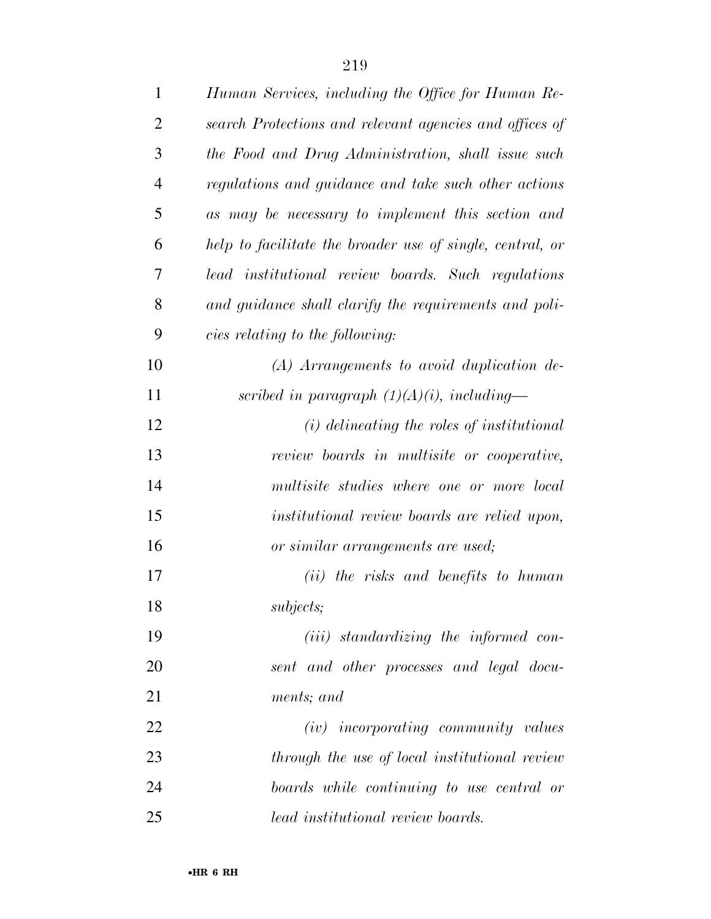*Human Services, including the Office for Human Research Protections and relevant agencies and offices of the Food and Drug Administration, shall issue such regulations and guidance and take such other actions as may be necessary to implement this section and help to facilitate the broader use of single, central, or lead institutional review boards. Such regulations and guidance shall clarify the requirements and policies relating to the following:*

*(A) Arrangements to avoid duplication described in paragraph (1)(A)(i), including—*

*(i) delineating the roles of institutional review boards in multisite or cooperative, multisite studies where one or more local institutional review boards are relied upon, or similar arrangements are used;*

*(ii) the risks and benefits to human subjects;*

*(iii) standardizing the informed consent and other processes and legal documents; and*

*(iv) incorporating community values through the use of local institutional review boards while continuing to use central or lead institutional review boards.*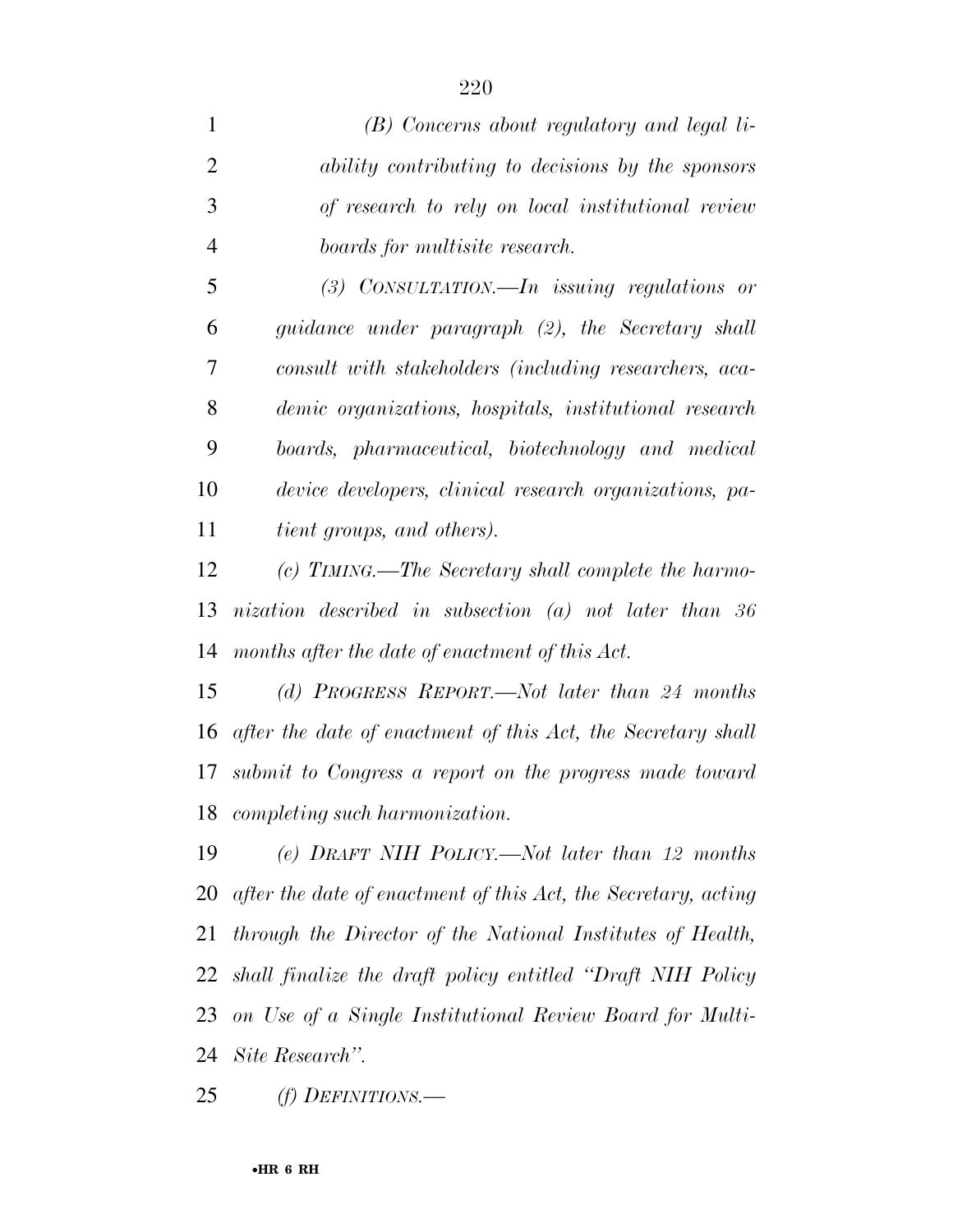*(B) Concerns about regulatory and legal liability contributing to decisions by the sponsors of research to rely on local institutional review boards for multisite research.*

*(3) CONSULTATION.—In issuing regulations or guidance under paragraph (2), the Secretary shall consult with stakeholders (including researchers, academic organizations, hospitals, institutional research boards, pharmaceutical, biotechnology and medical device developers, clinical research organizations, patient groups, and others).*

*(c) TIMING.—The Secretary shall complete the harmonization described in subsection (a) not later than 36 months after the date of enactment of this Act.*

*(d) PROGRESS REPORT.—Not later than 24 months after the date of enactment of this Act, the Secretary shall submit to Congress a report on the progress made toward completing such harmonization.*

*(e) DRAFT NIH POLICY.—Not later than 12 months after the date of enactment of this Act, the Secretary, acting through the Director of the National Institutes of Health, shall finalize the draft policy entitled "Draft NIH Policy on Use of a Single Institutional Review Board for Multi-Site Research".*

*(f) DEFINITIONS.—*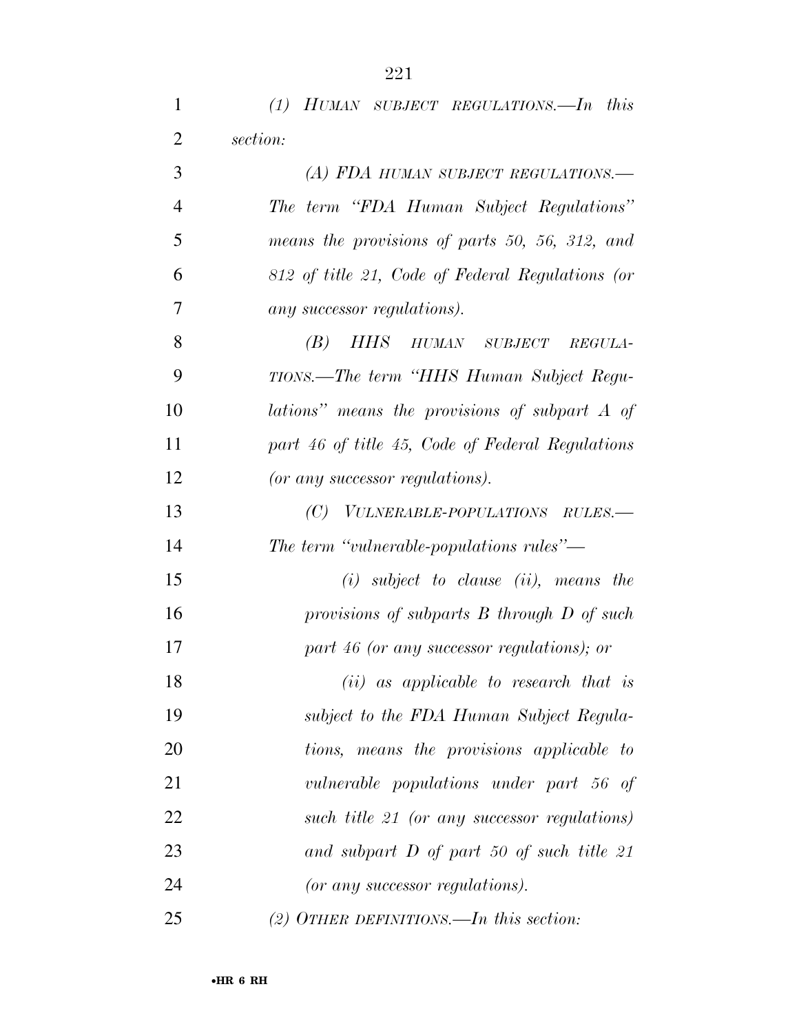*(1) HUMAN SUBJECT REGULATIONS.—In this section:*

*(A) FDA HUMAN SUBJECT REGULATIONS.—The term "FDA Human Subject Regulations" means the provisions of parts 50, 56, 312, and 812 of title 21, Code of Federal Regulations (or any successor regulations).*

*(B) HHS HUMAN SUBJECT REGULATIONS.—The term "HHS Human Subject Regulations" means the provisions of subpart A of part 46 of title 45, Code of Federal Regulations (or any successor regulations).*

*(C) VULNERABLE-POPULATIONS RULES.—The term "vulnerable-populations rules"—*

*(i) subject to clause (ii), means the provisions of subparts B through D of such part 46 (or any successor regulations); or*

*(ii) as applicable to research that is subject to the FDA Human Subject Regulations, means the provisions applicable to vulnerable populations under part 56 of such title 21 (or any successor regulations) and subpart D of part 50 of such title 21 (or any successor regulations).*

*(2) OTHER DEFINITIONS.—In this section:*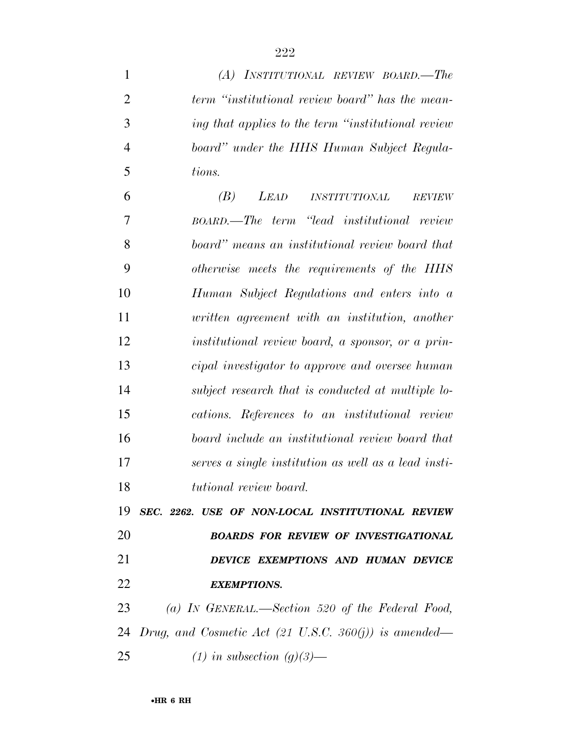*(A) INSTITUTIONAL REVIEW BOARD.—The term "institutional review board" has the meaning that applies to the term "institutional review board" under the HHS Human Subject Regulations.*

*(B) LEAD INSTITUTIONAL REVIEW BOARD.—The term "lead institutional review board" means an institutional review board that otherwise meets the requirements of the HHS Human Subject Regulations and enters into a written agreement with an institution, another institutional review board, a sponsor, or a principal investigator to approve and oversee human subject research that is conducted at multiple locations. References to an institutional review board include an institutional review board that serves a single institution as well as a lead institutional review board.*

***SEC. 2262. USE OF NON-LOCAL INSTITUTIONAL REVIEW BOARDS FOR REVIEW OF INVESTIGATIONAL DEVICE EXEMPTIONS AND HUMAN DEVICE EXEMPTIONS.***

*(a) IN GENERAL.—Section 520 of the Federal Food, Drug, and Cosmetic Act (21 U.S.C. 360(j)) is amended—*

*(1) in subsection (g)(3)—*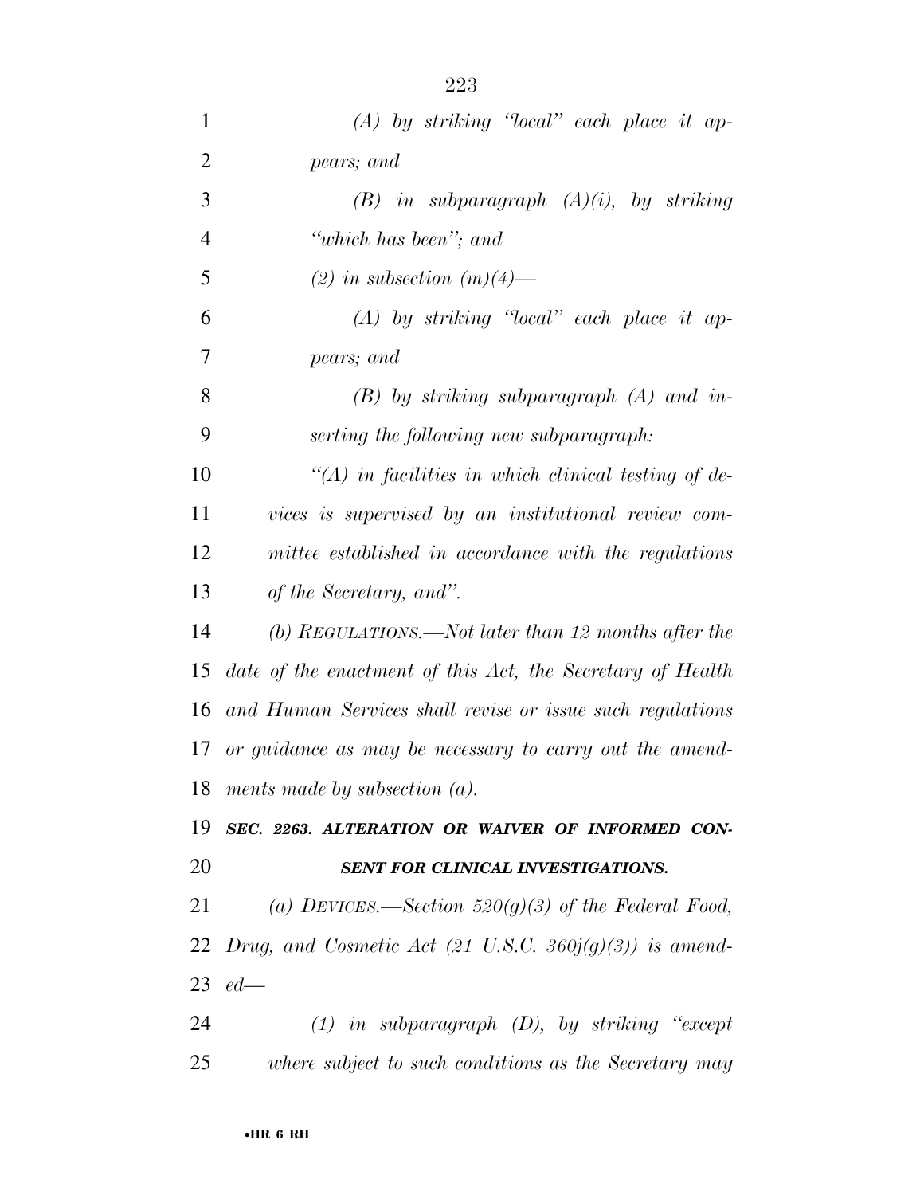*(A) by striking "local" each place it appears; and*

*(B) in subparagraph (A)(i), by striking "which has been"; and*

*(2) in subsection (m)(4)—*

*(A) by striking "local" each place it appears; and*

*(B) by striking subparagraph (A) and inserting the following new subparagraph:*

*"(A) in facilities in which clinical testing of devices is supervised by an institutional review committee established in accordance with the regulations of the Secretary, and".*

*(b) REGULATIONS.—Not later than 12 months after the date of the enactment of this Act, the Secretary of Health and Human Services shall revise or issue such regulations or guidance as may be necessary to carry out the amendments made by subsection (a).*

***SEC. 2263. ALTERATION OR WAIVER OF INFORMED CONSENT FOR CLINICAL INVESTIGATIONS.***

*(a) DEVICES.—Section 520(g)(3) of the Federal Food, Drug, and Cosmetic Act (21 U.S.C. 360j(g)(3)) is amended—*

*(1) in subparagraph (D), by striking "except where subject to such conditions as the Secretary may*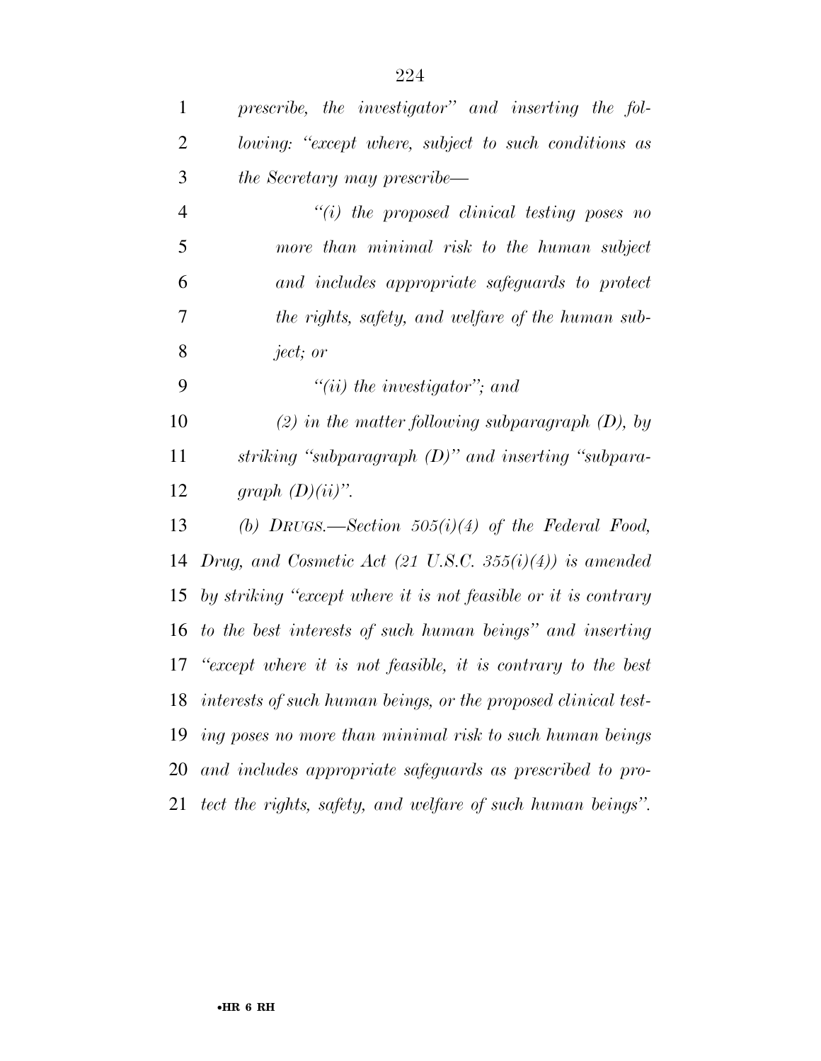*prescribe, the investigator'' and inserting the following: ''except where, subject to such conditions as the Secretary may prescribe—*

*''(i) the proposed clinical testing poses no more than minimal risk to the human subject and includes appropriate safeguards to protect the rights, safety, and welfare of the human subject; or*

*''(ii) the investigator''; and*

*(2) in the matter following subparagraph (D), by striking ''subparagraph (D)'' and inserting ''subparagraph (D)(ii)''.*

*(b) DRUGS.—Section 505(i)(4) of the Federal Food, Drug, and Cosmetic Act (21 U.S.C. 355(i)(4)) is amended by striking ''except where it is not feasible or it is contrary to the best interests of such human beings'' and inserting ''except where it is not feasible, it is contrary to the best interests of such human beings, or the proposed clinical testing poses no more than minimal risk to such human beings and includes appropriate safeguards as prescribed to protect the rights, safety, and welfare of such human beings''.*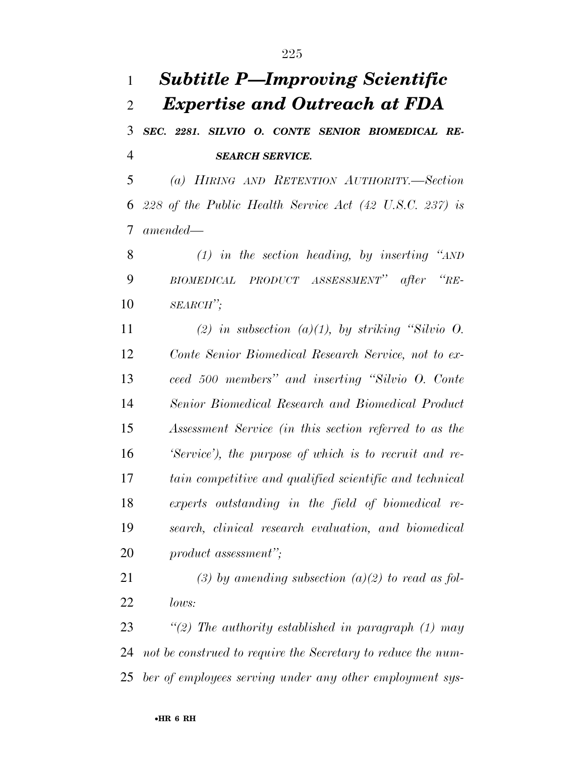# *Subtitle P—Improving Scientific Expertise and Outreach at FDA*

***SEC. 2281. SILVIO O. CONTE SENIOR BIOMEDICAL RESEARCH SERVICE.***

*(a) HIRING AND RETENTION AUTHORITY.—Section 228 of the Public Health Service Act (42 U.S.C. 237) is amended—*

*(1) in the section heading, by inserting "AND BIOMEDICAL PRODUCT ASSESSMENT" after "RESEARCH";*

*(2) in subsection (a)(1), by striking "Silvio O. Conte Senior Biomedical Research Service, not to exceed 500 members" and inserting "Silvio O. Conte Senior Biomedical Research and Biomedical Product Assessment Service (in this section referred to as the 'Service'), the purpose of which is to recruit and retain competitive and qualified scientific and technical experts outstanding in the field of biomedical research, clinical research evaluation, and biomedical product assessment";*

*(3) by amending subsection (a)(2) to read as follows:*

*"(2) The authority established in paragraph (1) may not be construed to require the Secretary to reduce the number of employees serving under any other employment sys-*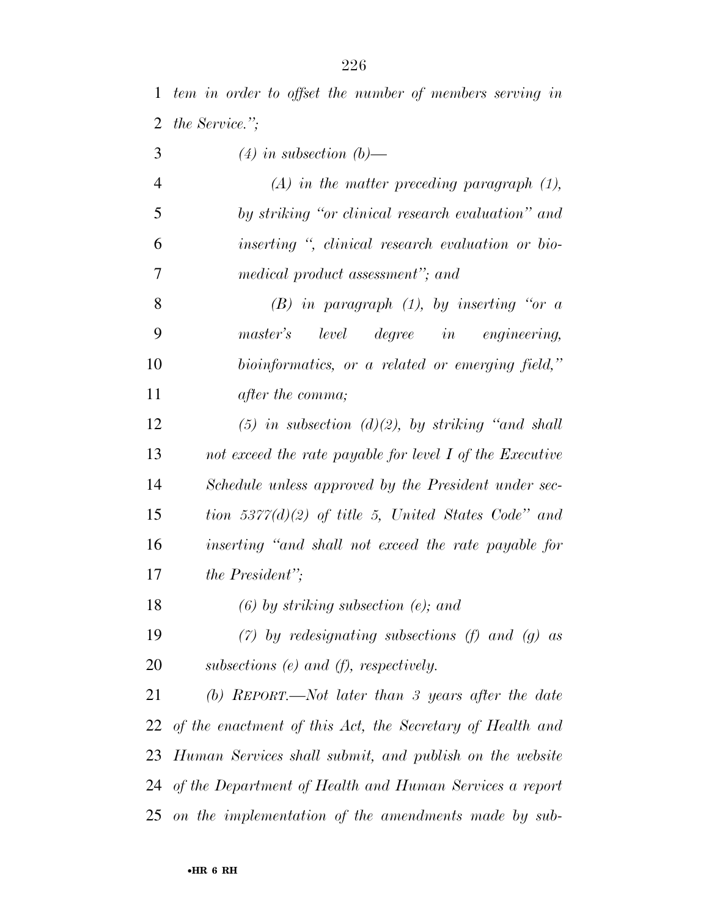*tem in order to offset the number of members serving in the Service.";*

*(4) in subsection (b)—*

*(A) in the matter preceding paragraph (1), by striking "or clinical research evaluation" and inserting ", clinical research evaluation or biomedical product assessment"; and*

*(B) in paragraph (1), by inserting "or a master's level degree in engineering, bioinformatics, or a related or emerging field," after the comma;*

*(5) in subsection (d)(2), by striking "and shall not exceed the rate payable for level I of the Executive Schedule unless approved by the President under section 5377(d)(2) of title 5, United States Code" and inserting "and shall not exceed the rate payable for the President";*

*(6) by striking subsection (e); and*

*(7) by redesignating subsections (f) and (g) as subsections (e) and (f), respectively.*

*(b) REPORT.—Not later than 3 years after the date of the enactment of this Act, the Secretary of Health and Human Services shall submit, and publish on the website of the Department of Health and Human Services a report on the implementation of the amendments made by sub-*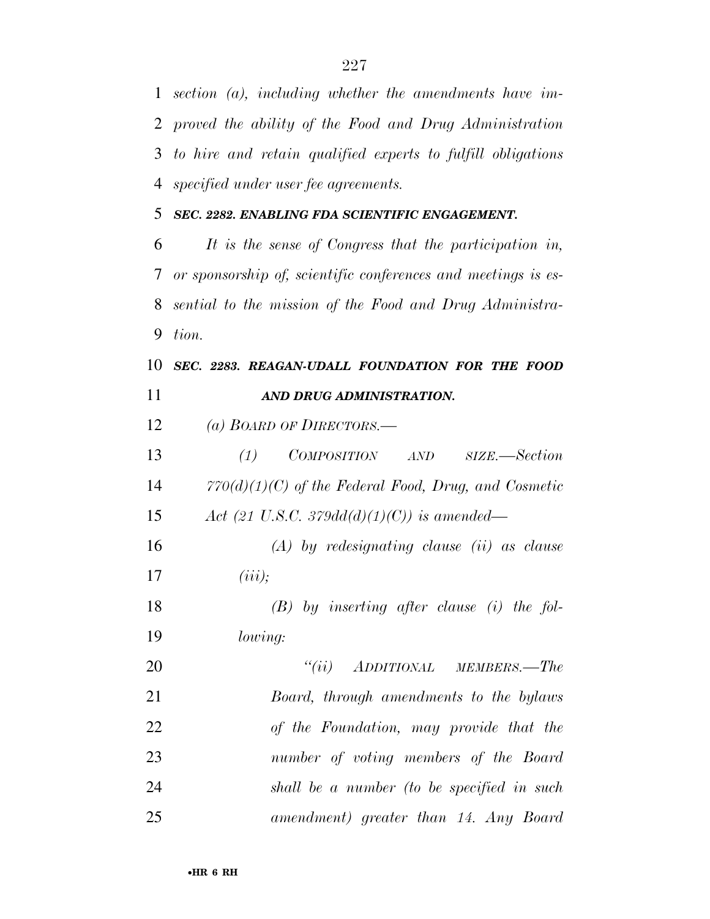*section (a), including whether the amendments have improved the ability of the Food and Drug Administration to hire and retain qualified experts to fulfill obligations specified under user fee agreements.*

***SEC. 2282. ENABLING FDA SCIENTIFIC ENGAGEMENT.***

*It is the sense of Congress that the participation in, or sponsorship of, scientific conferences and meetings is essential to the mission of the Food and Drug Administration.*

***SEC. 2283. REAGAN-UDALL FOUNDATION FOR THE FOOD AND DRUG ADMINISTRATION.***

*(a) BOARD OF DIRECTORS.—*

*(1) COMPOSITION AND SIZE.—Section 770(d)(1)(C) of the Federal Food, Drug, and Cosmetic Act (21 U.S.C. 379dd(d)(1)(C)) is amended—*

*(A) by redesignating clause (ii) as clause (iii);*

*(B) by inserting after clause (i) the following:*

*"(ii) ADDITIONAL MEMBERS.—The Board, through amendments to the bylaws of the Foundation, may provide that the number of voting members of the Board shall be a number (to be specified in such amendment) greater than 14. Any Board*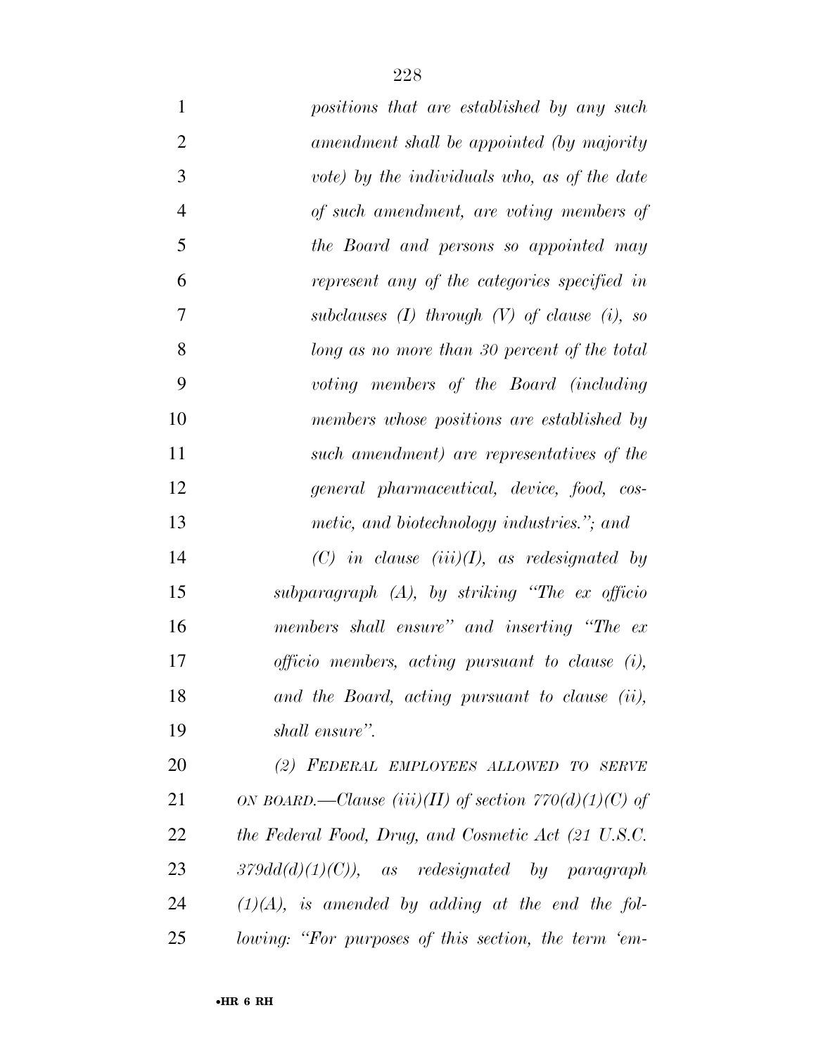*positions that are established by any such amendment shall be appointed (by majority vote) by the individuals who, as of the date of such amendment, are voting members of the Board and persons so appointed may represent any of the categories specified in subclauses (I) through (V) of clause (i), so long as no more than 30 percent of the total voting members of the Board (including members whose positions are established by such amendment) are representatives of the general pharmaceutical, device, food, cosmetic, and biotechnology industries.''; and*

*(C) in clause (iii)(I), as redesignated by subparagraph (A), by striking ''The ex officio members shall ensure'' and inserting ''The ex officio members, acting pursuant to clause (i), and the Board, acting pursuant to clause (ii), shall ensure''.*

*(2) FEDERAL EMPLOYEES ALLOWED TO SERVE ON BOARD.—Clause (iii)(II) of section 770(d)(1)(C) of the Federal Food, Drug, and Cosmetic Act (21 U.S.C. 379dd(d)(1)(C)), as redesignated by paragraph (1)(A), is amended by adding at the end the following: ''For purposes of this section, the term 'em-*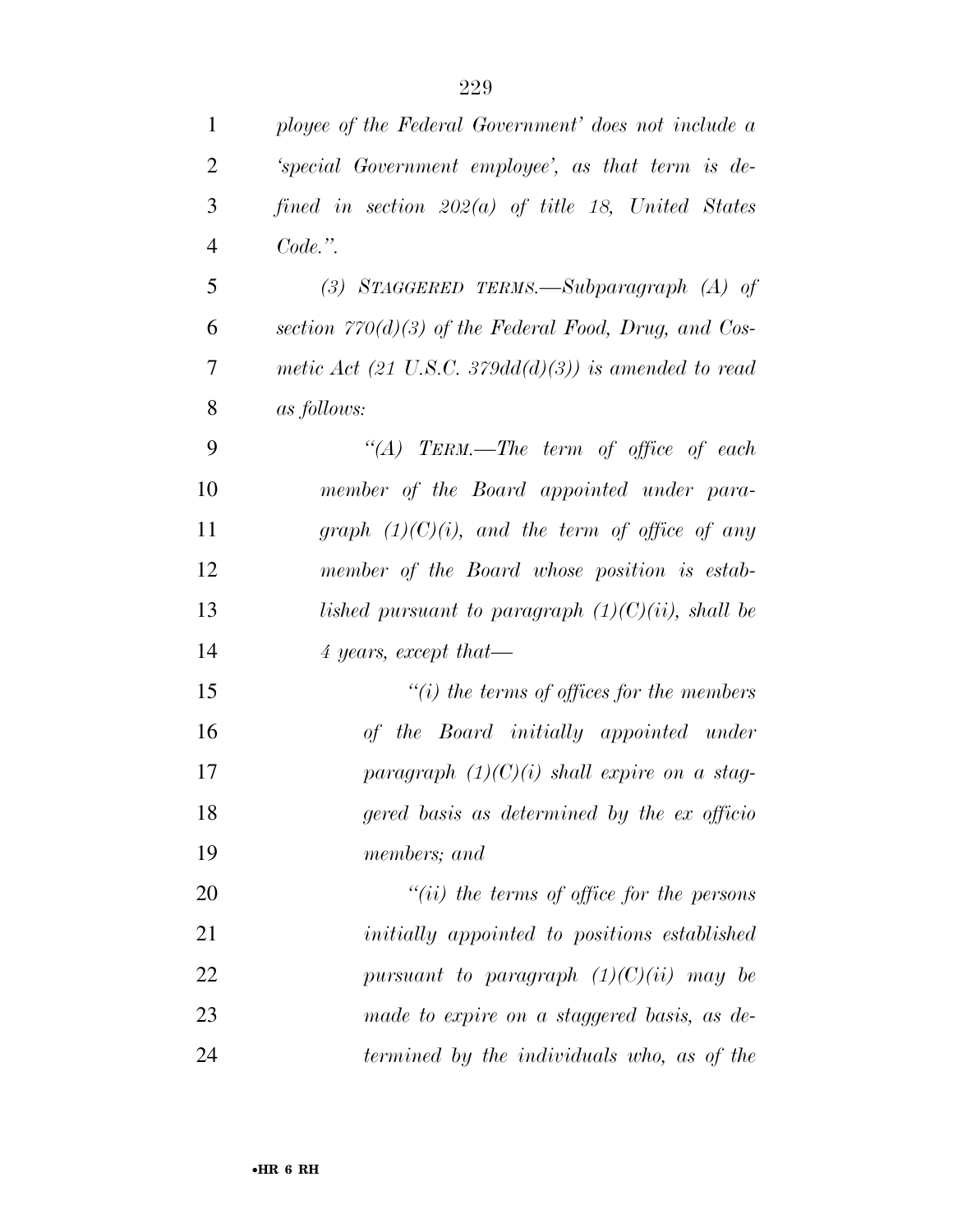*ployee of the Federal Government' does not include a 'special Government employee', as that term is defined in section 202(a) of title 18, United States Code.".*

*(3) STAGGERED TERMS.—Subparagraph (A) of section 770(d)(3) of the Federal Food, Drug, and Cosmetic Act (21 U.S.C. 379dd(d)(3)) is amended to read as follows:*

*"(A) TERM.—The term of office of each member of the Board appointed under paragraph (1)(C)(i), and the term of office of any member of the Board whose position is established pursuant to paragraph (1)(C)(ii), shall be 4 years, except that—*

*"(i) the terms of offices for the members of the Board initially appointed under paragraph (1)(C)(i) shall expire on a staggered basis as determined by the ex officio members; and*

*"(ii) the terms of office for the persons initially appointed to positions established pursuant to paragraph (1)(C)(ii) may be made to expire on a staggered basis, as determined by the individuals who, as of the*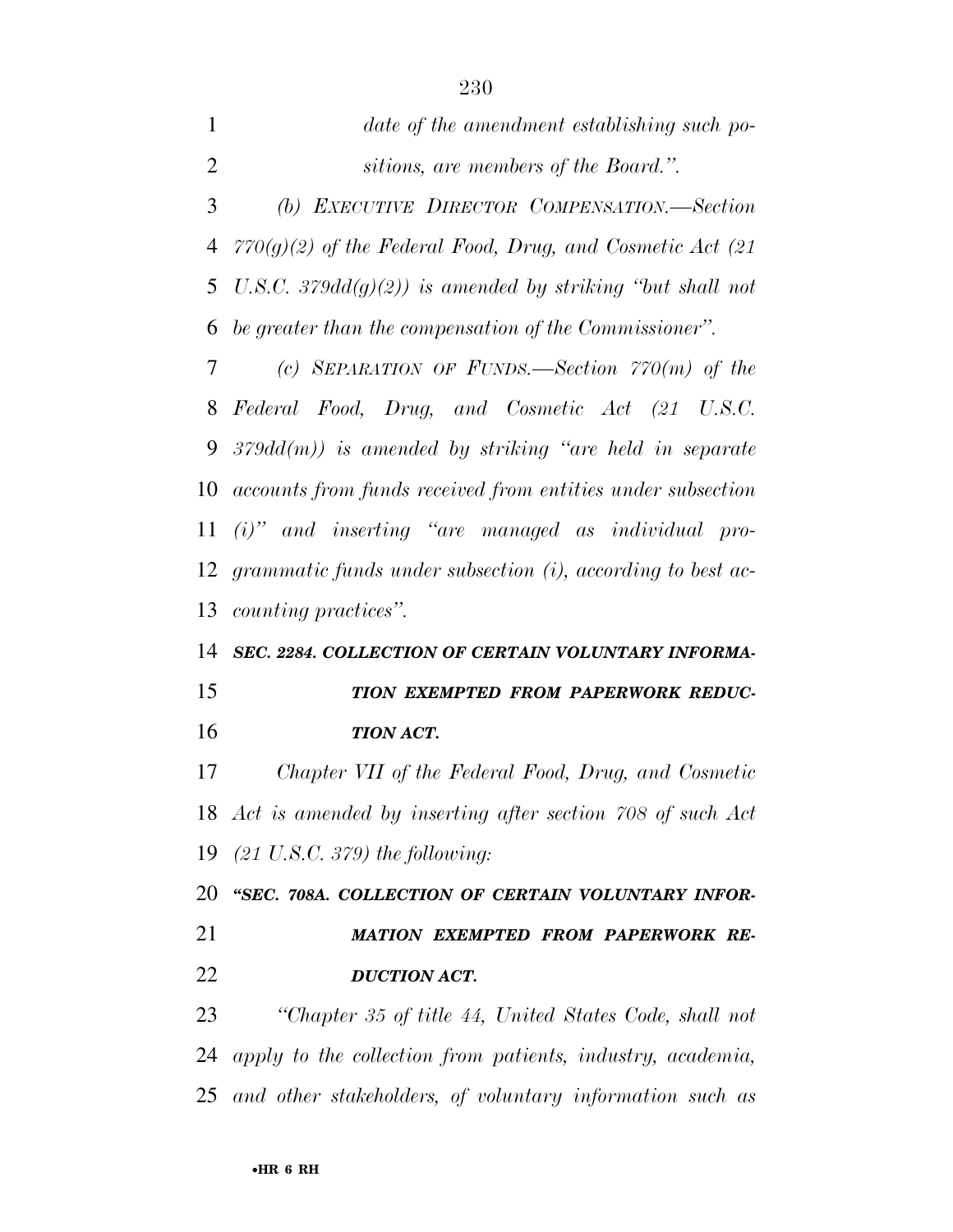*date of the amendment establishing such positions, are members of the Board.".*

*(b) EXECUTIVE DIRECTOR COMPENSATION.—Section 770(g)(2) of the Federal Food, Drug, and Cosmetic Act (21 U.S.C. 379dd(g)(2)) is amended by striking "but shall not be greater than the compensation of the Commissioner".*

*(c) SEPARATION OF FUNDS.—Section 770(m) of the Federal Food, Drug, and Cosmetic Act (21 U.S.C. 379dd(m)) is amended by striking "are held in separate accounts from funds received from entities under subsection (i)" and inserting "are managed as individual programmatic funds under subsection (i), according to best accounting practices".*

***SEC. 2284. COLLECTION OF CERTAIN VOLUNTARY INFORMATION EXEMPTED FROM PAPERWORK REDUCTION ACT.***

*Chapter VII of the Federal Food, Drug, and Cosmetic Act is amended by inserting after section 708 of such Act (21 U.S.C. 379) the following:*

***"SEC. 708A. COLLECTION OF CERTAIN VOLUNTARY INFORMATION EXEMPTED FROM PAPERWORK REDUCTION ACT.***

*"Chapter 35 of title 44, United States Code, shall not apply to the collection from patients, industry, academia, and other stakeholders, of voluntary information such as*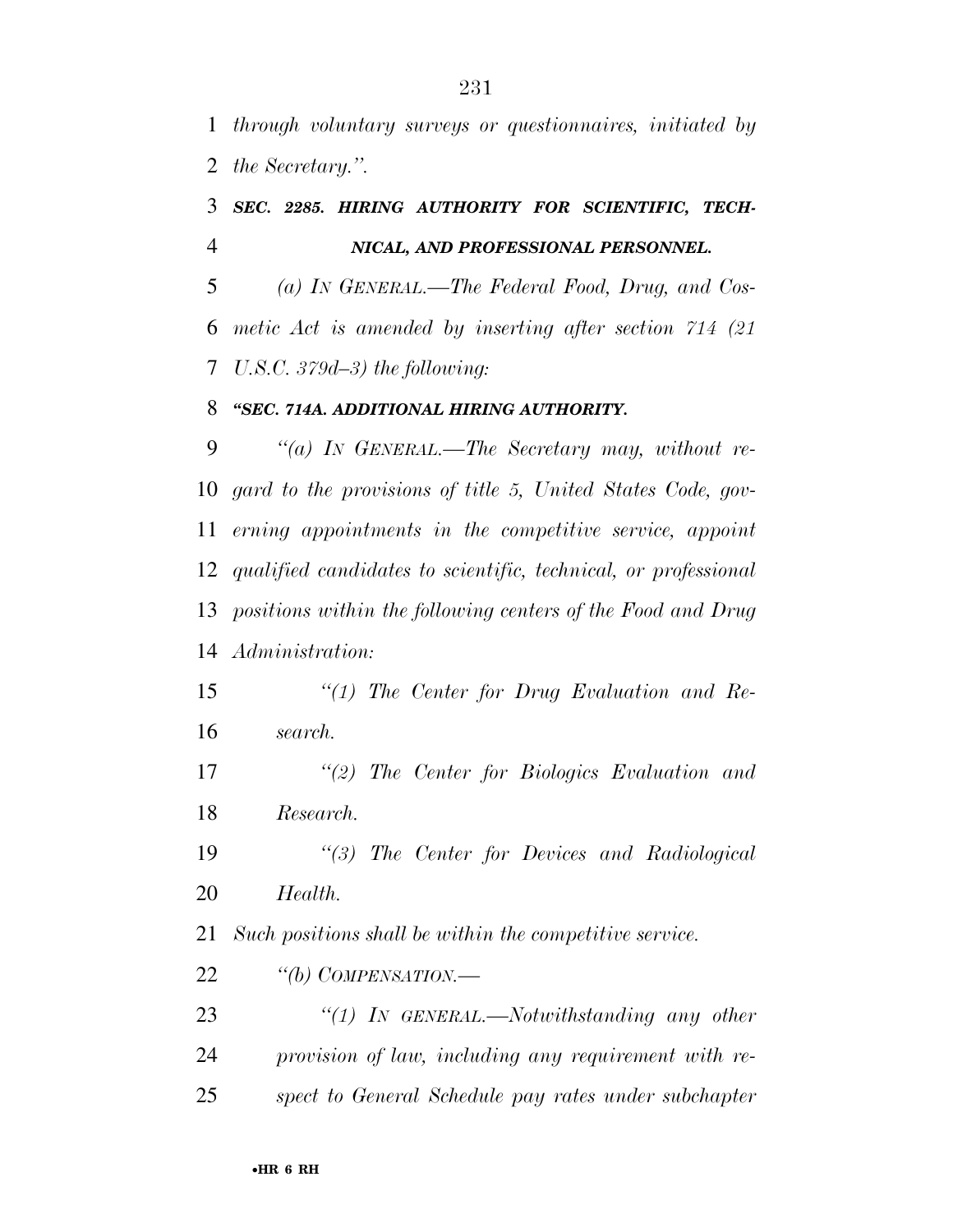*through voluntary surveys or questionnaires, initiated by the Secretary.''.*

### ***SEC. 2285. HIRING AUTHORITY FOR SCIENTIFIC, TECHNICAL, AND PROFESSIONAL PERSONNEL.***

*(a) IN GENERAL.—The Federal Food, Drug, and Cosmetic Act is amended by inserting after section 714 (21 U.S.C. 379d–3) the following:*

### ***''SEC. 714A. ADDITIONAL HIRING AUTHORITY.***

*''(a) IN GENERAL.—The Secretary may, without regard to the provisions of title 5, United States Code, governing appointments in the competitive service, appoint qualified candidates to scientific, technical, or professional positions within the following centers of the Food and Drug Administration:*

*''(1) The Center for Drug Evaluation and Research.*

*''(2) The Center for Biologics Evaluation and Research.*

*''(3) The Center for Devices and Radiological Health.*

*Such positions shall be within the competitive service.*

*''(b) COMPENSATION.—*

*''(1) IN GENERAL.—Notwithstanding any other provision of law, including any requirement with respect to General Schedule pay rates under subchapter*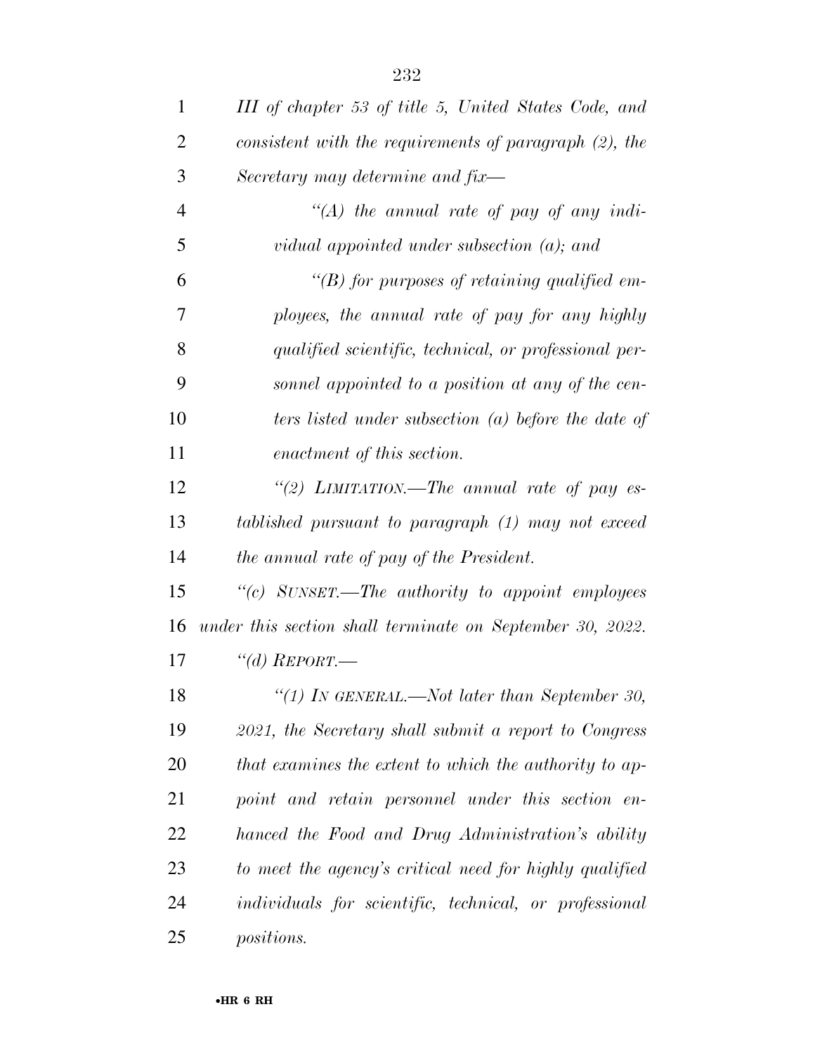*III of chapter 53 of title 5, United States Code, and consistent with the requirements of paragraph (2), the Secretary may determine and fix—*

*"(A) the annual rate of pay of any individual appointed under subsection (a); and*

*"(B) for purposes of retaining qualified employees, the annual rate of pay for any highly qualified scientific, technical, or professional personnel appointed to a position at any of the centers listed under subsection (a) before the date of enactment of this section.*

*"(2) LIMITATION.—The annual rate of pay established pursuant to paragraph (1) may not exceed the annual rate of pay of the President.*

*"(c) SUNSET.—The authority to appoint employees under this section shall terminate on September 30, 2022.*

*"(d) REPORT.—*

*"(1) IN GENERAL.—Not later than September 30, 2021, the Secretary shall submit a report to Congress that examines the extent to which the authority to appoint and retain personnel under this section enhanced the Food and Drug Administration's ability to meet the agency's critical need for highly qualified individuals for scientific, technical, or professional positions.*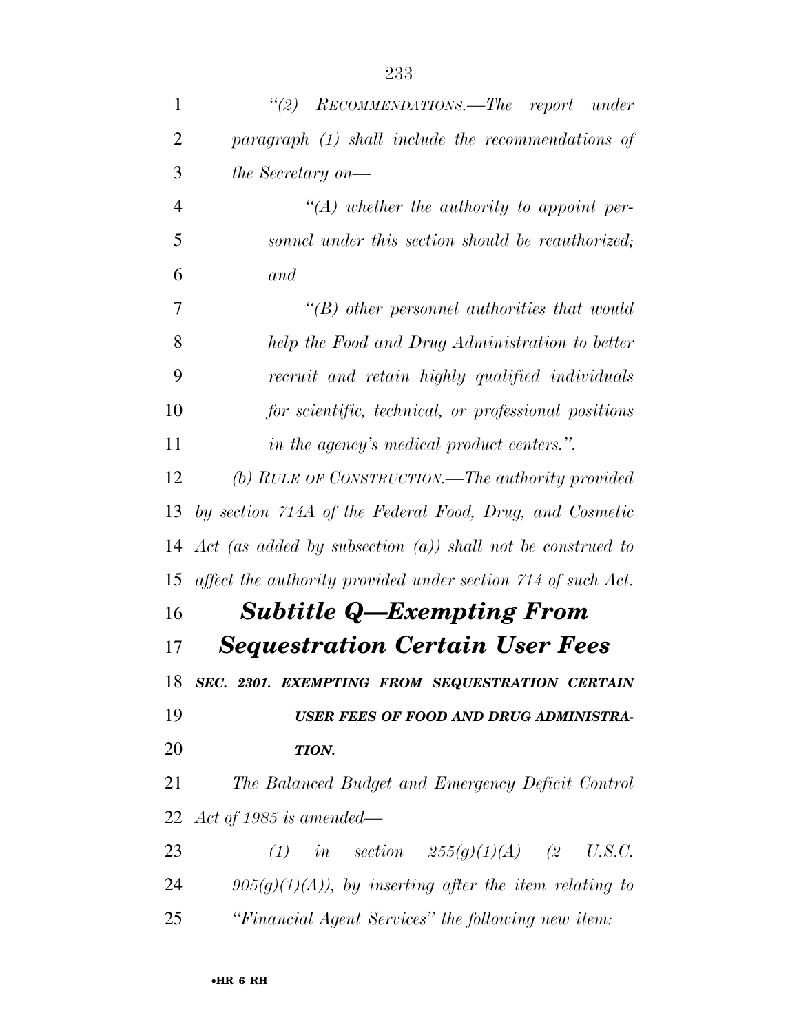*"(2) RECOMMENDATIONS.—The report under paragraph (1) shall include the recommendations of the Secretary on—*

*"(A) whether the authority to appoint personnel under this section should be reauthorized; and*

*"(B) other personnel authorities that would help the Food and Drug Administration to better recruit and retain highly qualified individuals for scientific, technical, or professional positions in the agency's medical product centers.".*

*(b) RULE OF CONSTRUCTION.—The authority provided by section 714A of the Federal Food, Drug, and Cosmetic Act (as added by subsection (a)) shall not be construed to affect the authority provided under section 714 of such Act.*

## *Subtitle Q—Exempting From Sequestration Certain User Fees*

### ***SEC. 2301. EXEMPTING FROM SEQUESTRATION CERTAIN USER FEES OF FOOD AND DRUG ADMINISTRATION.***

*The Balanced Budget and Emergency Deficit Control Act of 1985 is amended—*

*(1) in section 255(g)(1)(A) (2 U.S.C. 905(g)(1)(A)), by inserting after the item relating to "Financial Agent Services" the following new item:*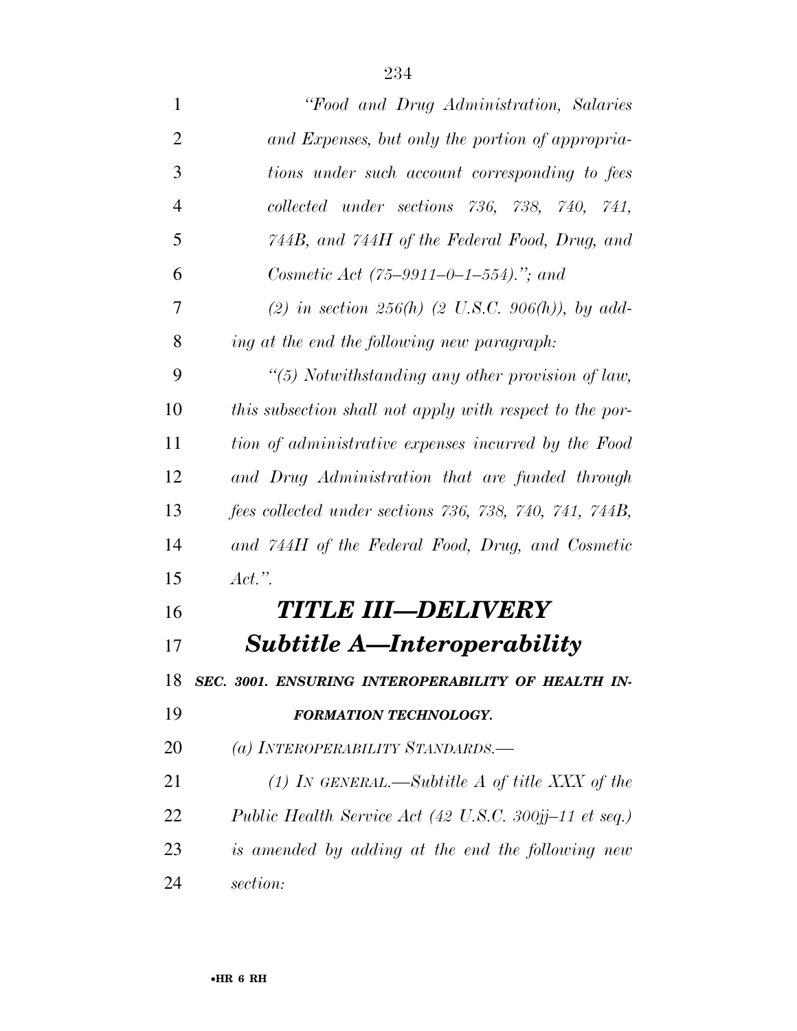*"Food and Drug Administration, Salaries and Expenses, but only the portion of appropriations under such account corresponding to fees collected under sections 736, 738, 740, 741, 744B, and 744H of the Federal Food, Drug, and Cosmetic Act (75–9911–0–1–554)."; and*

*(2) in section 256(h) (2 U.S.C. 906(h)), by adding at the end the following new paragraph:*

*"(5) Notwithstanding any other provision of law, this subsection shall not apply with respect to the portion of administrative expenses incurred by the Food and Drug Administration that are funded through fees collected under sections 736, 738, 740, 741, 744B, and 744H of the Federal Food, Drug, and Cosmetic Act.".*

# *TITLE III—DELIVERY*

## *Subtitle A—Interoperability*

***SEC. 3001. ENSURING INTEROPERABILITY OF HEALTH INFORMATION TECHNOLOGY.***

*(a) INTEROPERABILITY STANDARDS.—*

*(1) IN GENERAL.—Subtitle A of title XXX of the Public Health Service Act (42 U.S.C. 300jj–11 et seq.) is amended by adding at the end the following new section:*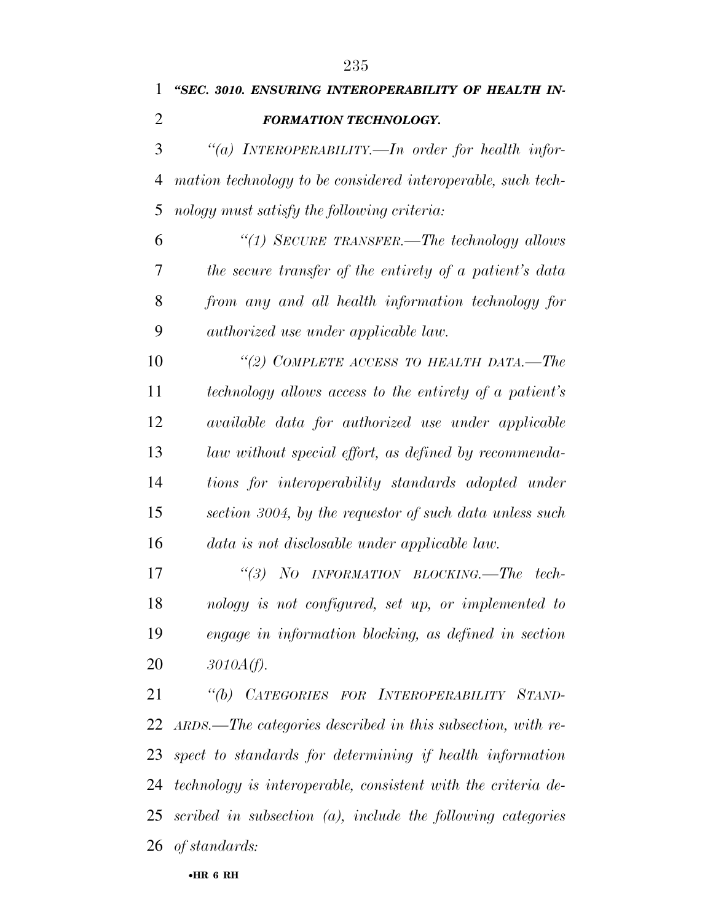***"SEC. 3010. ENSURING INTEROPERABILITY OF HEALTH INFORMATION TECHNOLOGY.***

*"(a) INTEROPERABILITY.—In order for health information technology to be considered interoperable, such technology must satisfy the following criteria:*

*"(1) SECURE TRANSFER.—The technology allows the secure transfer of the entirety of a patient's data from any and all health information technology for authorized use under applicable law.*

*"(2) COMPLETE ACCESS TO HEALTH DATA.—The technology allows access to the entirety of a patient's available data for authorized use under applicable law without special effort, as defined by recommendations for interoperability standards adopted under section 3004, by the requestor of such data unless such data is not disclosable under applicable law.*

*"(3) NO INFORMATION BLOCKING.—The technology is not configured, set up, or implemented to engage in information blocking, as defined in section 3010A(f).*

*"(b) CATEGORIES FOR INTEROPERABILITY STANDARDS.—The categories described in this subsection, with respect to standards for determining if health information technology is interoperable, consistent with the criteria described in subsection (a), include the following categories of standards:*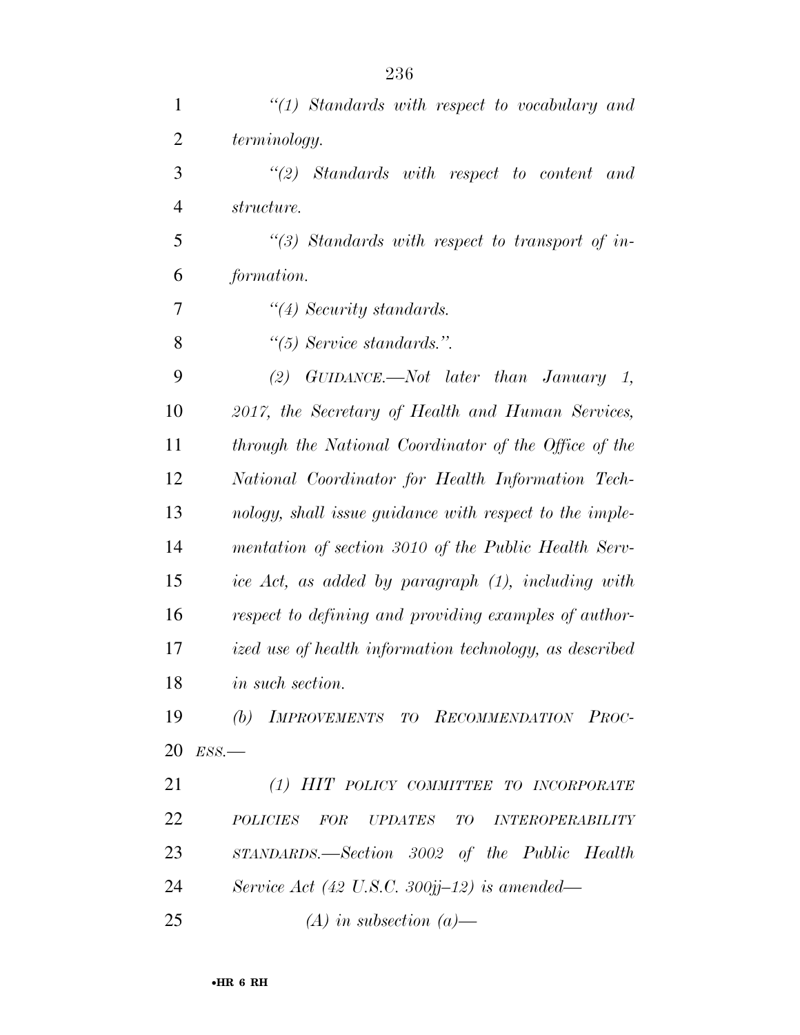*"(1) Standards with respect to vocabulary and terminology.*

*"(2) Standards with respect to content and structure.*

*"(3) Standards with respect to transport of information.*

*"(4) Security standards.*

*"(5) Service standards.".*

*(2) GUIDANCE.—Not later than January 1, 2017, the Secretary of Health and Human Services, through the National Coordinator of the Office of the National Coordinator for Health Information Technology, shall issue guidance with respect to the implementation of section 3010 of the Public Health Service Act, as added by paragraph (1), including with respect to defining and providing examples of authorized use of health information technology, as described in such section.*

*(b) IMPROVEMENTS TO RECOMMENDATION PROCESS.—*

*(1) HIT POLICY COMMITTEE TO INCORPORATE POLICIES FOR UPDATES TO INTEROPERABILITY STANDARDS.—Section 3002 of the Public Health Service Act (42 U.S.C. 300jj–12) is amended—*

*(A) in subsection (a)—*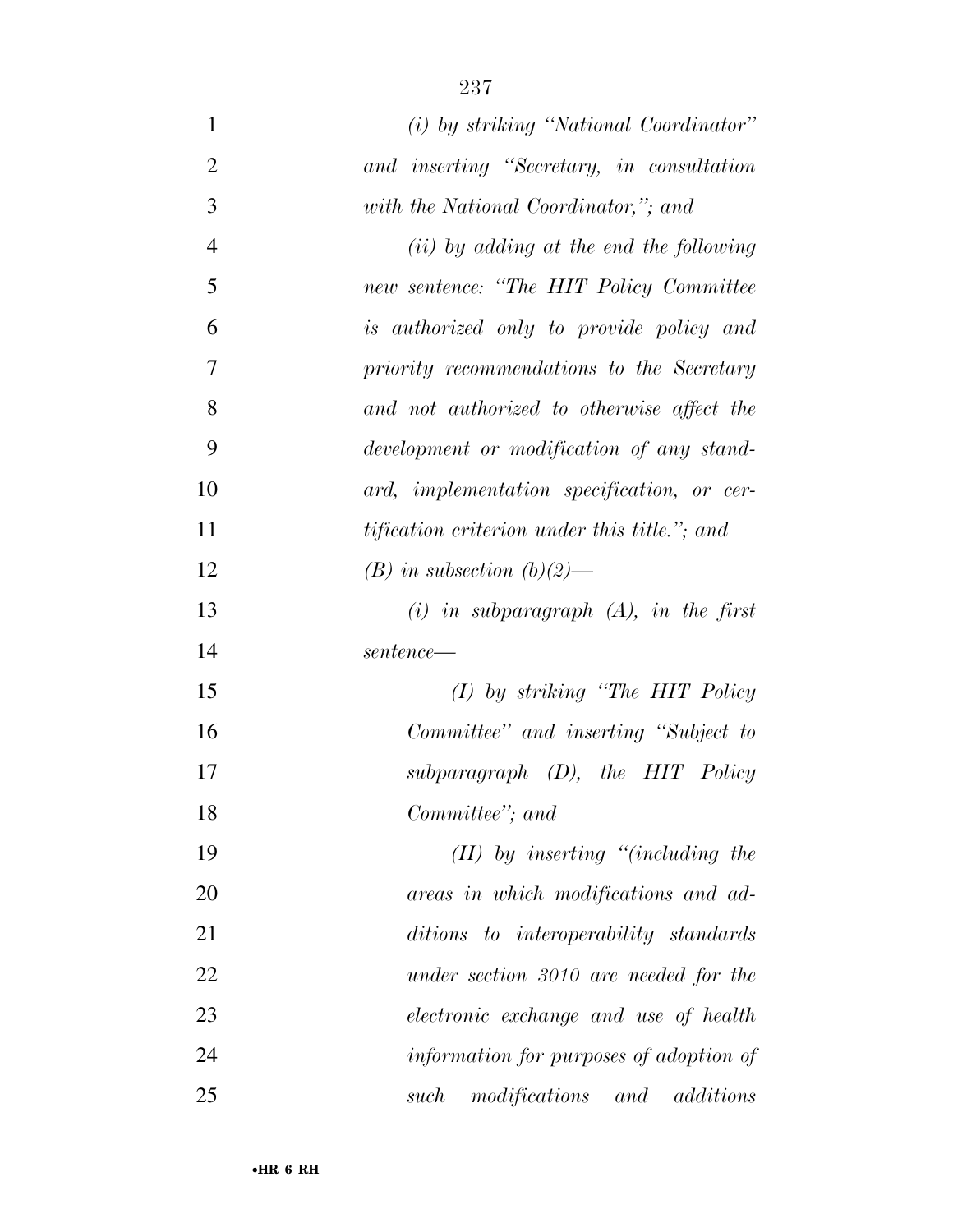*(i) by striking "National Coordinator" and inserting "Secretary, in consultation with the National Coordinator,"; and*

*(ii) by adding at the end the following new sentence: "The HIT Policy Committee is authorized only to provide policy and priority recommendations to the Secretary and not authorized to otherwise affect the development or modification of any standard, implementation specification, or certification criterion under this title."; and*

*(B) in subsection (b)(2)—*

*(i) in subparagraph (A), in the first sentence—*

*(I) by striking "The HIT Policy Committee" and inserting "Subject to subparagraph (D), the HIT Policy Committee"; and*

*(II) by inserting "(including the areas in which modifications and additions to interoperability standards under section 3010 are needed for the electronic exchange and use of health information for purposes of adoption of such modifications and additions*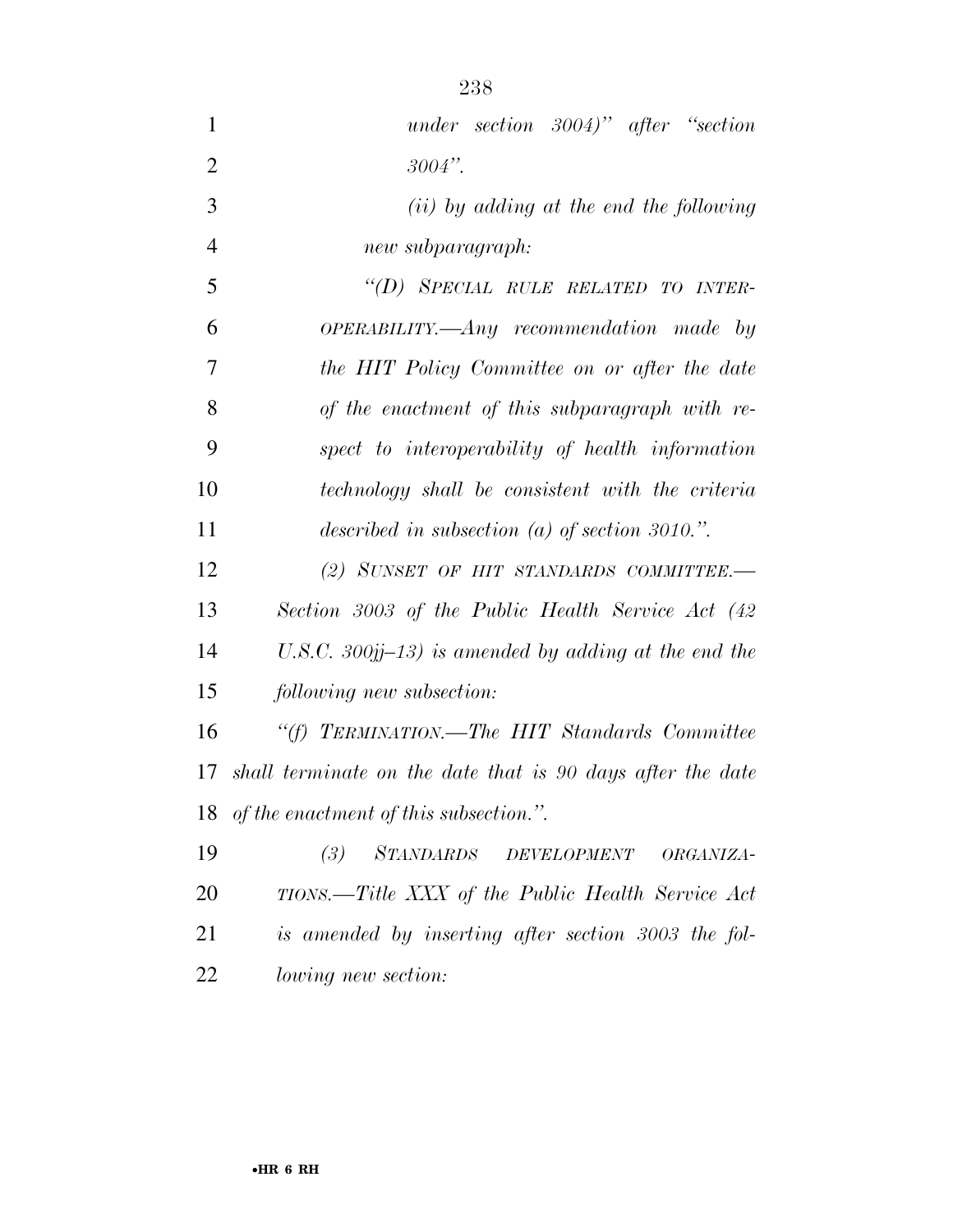*under section 3004)" after "section 3004".*

*(ii) by adding at the end the following new subparagraph:*

*"(D) SPECIAL RULE RELATED TO INTEROPERABILITY.—Any recommendation made by the HIT Policy Committee on or after the date of the enactment of this subparagraph with respect to interoperability of health information technology shall be consistent with the criteria described in subsection (a) of section 3010.".*

*(2) SUNSET OF HIT STANDARDS COMMITTEE.—Section 3003 of the Public Health Service Act (42 U.S.C. 300jj–13) is amended by adding at the end the following new subsection:*

*"(f) TERMINATION.—The HIT Standards Committee shall terminate on the date that is 90 days after the date of the enactment of this subsection.".*

*(3) STANDARDS DEVELOPMENT ORGANIZATIONS.—Title XXX of the Public Health Service Act is amended by inserting after section 3003 the following new section:*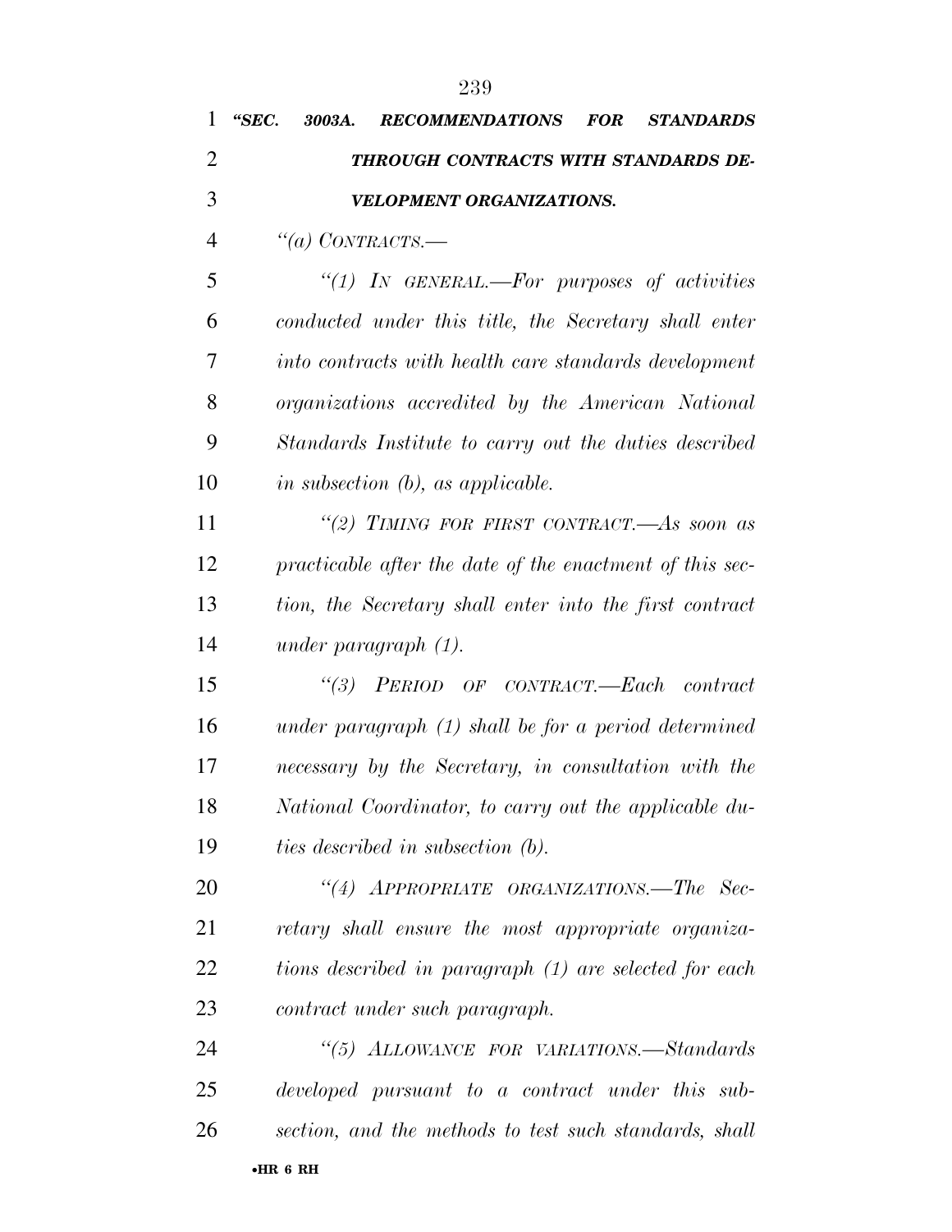***"SEC. 3003A. RECOMMENDATIONS FOR STANDARDS THROUGH CONTRACTS WITH STANDARDS DEVELOPMENT ORGANIZATIONS.***

*''(a) CONTRACTS.—*

*''(1) IN GENERAL.—For purposes of activities conducted under this title, the Secretary shall enter into contracts with health care standards development organizations accredited by the American National Standards Institute to carry out the duties described in subsection (b), as applicable.*

*''(2) TIMING FOR FIRST CONTRACT.—As soon as practicable after the date of the enactment of this section, the Secretary shall enter into the first contract under paragraph (1).*

*''(3) PERIOD OF CONTRACT.—Each contract under paragraph (1) shall be for a period determined necessary by the Secretary, in consultation with the National Coordinator, to carry out the applicable duties described in subsection (b).*

*''(4) APPROPRIATE ORGANIZATIONS.—The Secretary shall ensure the most appropriate organizations described in paragraph (1) are selected for each contract under such paragraph.*

*''(5) ALLOWANCE FOR VARIATIONS.—Standards developed pursuant to a contract under this subsection, and the methods to test such standards, shall*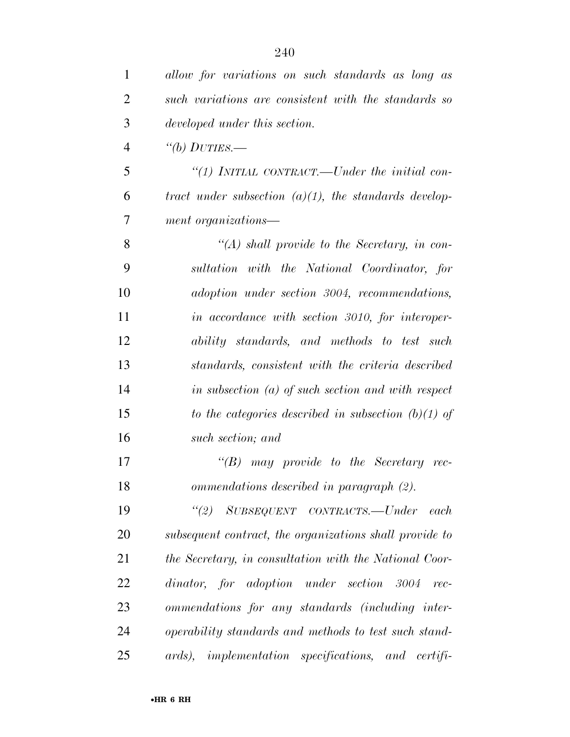*allow for variations on such standards as long as such variations are consistent with the standards so developed under this section.*

*"(b) DUTIES.—*

*"(1) INITIAL CONTRACT.—Under the initial contract under subsection (a)(1), the standards development organizations—*

*"(A) shall provide to the Secretary, in consultation with the National Coordinator, for adoption under section 3004, recommendations, in accordance with section 3010, for interoperability standards, and methods to test such standards, consistent with the criteria described in subsection (a) of such section and with respect to the categories described in subsection (b)(1) of such section; and*

*"(B) may provide to the Secretary recommendations described in paragraph (2).*

*"(2) SUBSEQUENT CONTRACTS.—Under each subsequent contract, the organizations shall provide to the Secretary, in consultation with the National Coordinator, for adoption under section 3004 recommendations for any standards (including interoperability standards and methods to test such standards), implementation specifications, and certifi-*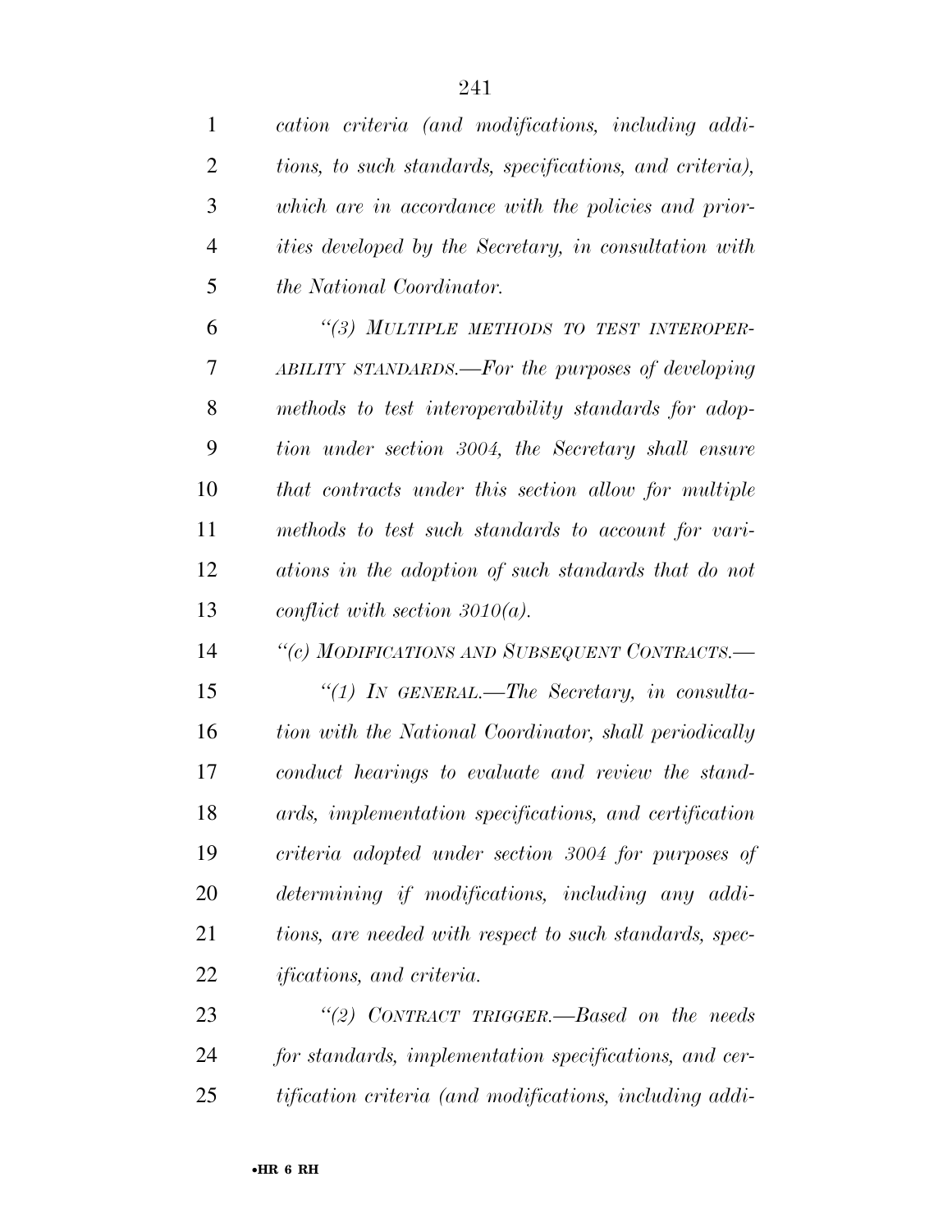*cation criteria (and modifications, including additions, to such standards, specifications, and criteria), which are in accordance with the policies and priorities developed by the Secretary, in consultation with the National Coordinator.*

*"(3) MULTIPLE METHODS TO TEST INTEROPERABILITY STANDARDS.—For the purposes of developing methods to test interoperability standards for adoption under section 3004, the Secretary shall ensure that contracts under this section allow for multiple methods to test such standards to account for variations in the adoption of such standards that do not conflict with section 3010(a).*

*"(c) MODIFICATIONS AND SUBSEQUENT CONTRACTS.—*

*"(1) IN GENERAL.—The Secretary, in consultation with the National Coordinator, shall periodically conduct hearings to evaluate and review the standards, implementation specifications, and certification criteria adopted under section 3004 for purposes of determining if modifications, including any additions, are needed with respect to such standards, specifications, and criteria.*

*"(2) CONTRACT TRIGGER.—Based on the needs for standards, implementation specifications, and certification criteria (and modifications, including addi-*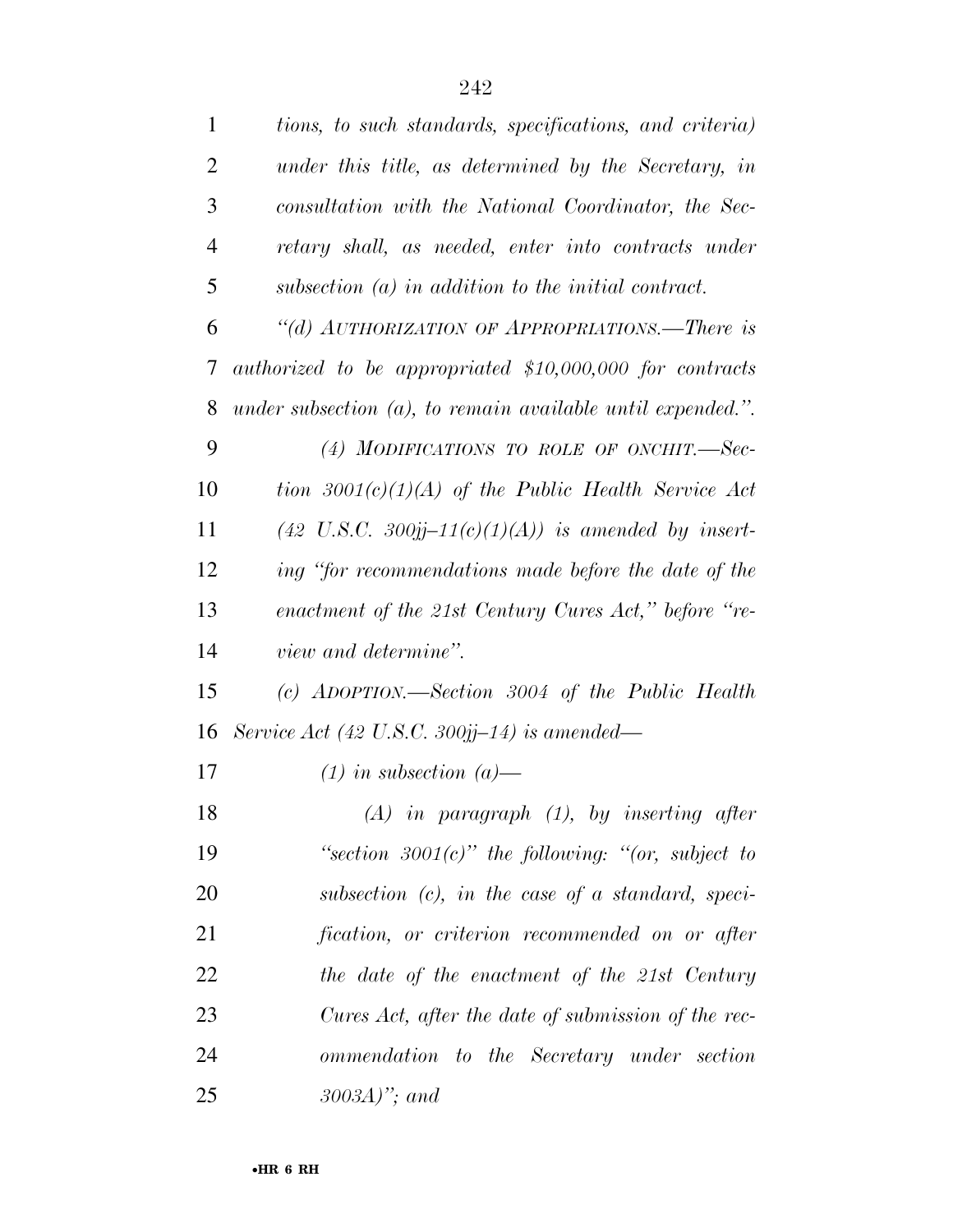*tions, to such standards, specifications, and criteria) under this title, as determined by the Secretary, in consultation with the National Coordinator, the Secretary shall, as needed, enter into contracts under subsection (a) in addition to the initial contract.*

*"(d) AUTHORIZATION OF APPROPRIATIONS.—There is authorized to be appropriated $10,000,000 for contracts under subsection (a), to remain available until expended.".*

*(4) MODIFICATIONS TO ROLE OF ONCHIT.—Section 3001(c)(1)(A) of the Public Health Service Act (42 U.S.C. 300jj–11(c)(1)(A)) is amended by inserting "for recommendations made before the date of the enactment of the 21st Century Cures Act," before "review and determine".*

*(c) ADOPTION.—Section 3004 of the Public Health Service Act (42 U.S.C. 300jj–14) is amended—*

*(1) in subsection (a)—*

*(A) in paragraph (1), by inserting after "section 3001(c)" the following: "(or, subject to subsection (c), in the case of a standard, specification, or criterion recommended on or after the date of the enactment of the 21st Century Cures Act, after the date of submission of the recommendation to the Secretary under section 3003A)"; and*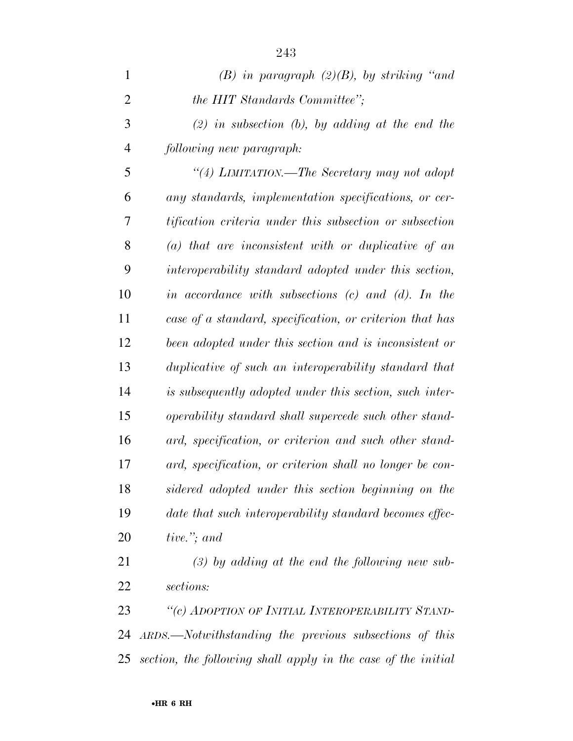*(B) in paragraph (2)(B), by striking "and the HIT Standards Committee";*

*(2) in subsection (b), by adding at the end the following new paragraph:*

*"(4) LIMITATION.—The Secretary may not adopt any standards, implementation specifications, or certification criteria under this subsection or subsection (a) that are inconsistent with or duplicative of an interoperability standard adopted under this section, in accordance with subsections (c) and (d). In the case of a standard, specification, or criterion that has been adopted under this section and is inconsistent or duplicative of such an interoperability standard that is subsequently adopted under this section, such interoperability standard shall supercede such other standard, specification, or criterion and such other standard, specification, or criterion shall no longer be considered adopted under this section beginning on the date that such interoperability standard becomes effective."; and*

*(3) by adding at the end the following new subsections:*

*"(c) ADOPTION OF INITIAL INTEROPERABILITY STANDARDS.—Notwithstanding the previous subsections of this section, the following shall apply in the case of the initial*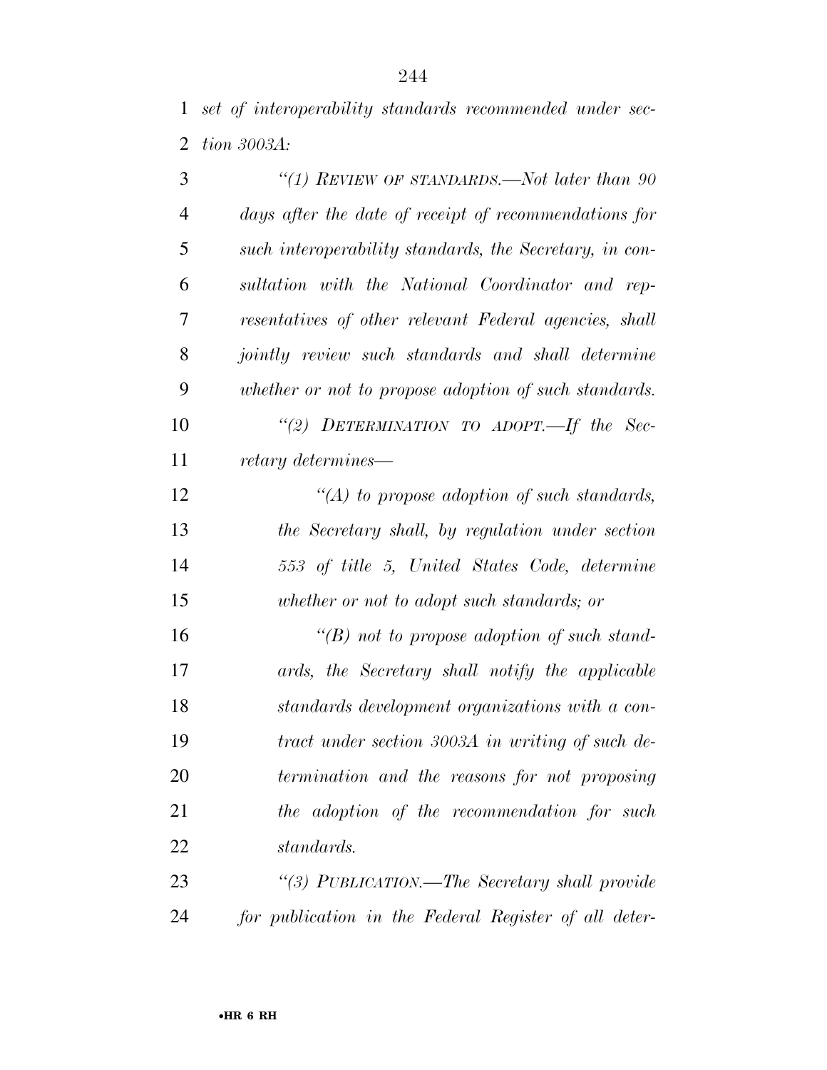*set of interoperability standards recommended under section 3003A:*

*"(1) REVIEW OF STANDARDS.—Not later than 90 days after the date of receipt of recommendations for such interoperability standards, the Secretary, in consultation with the National Coordinator and representatives of other relevant Federal agencies, shall jointly review such standards and shall determine whether or not to propose adoption of such standards.*

*"(2) DETERMINATION TO ADOPT.—If the Secretary determines—*

*"(A) to propose adoption of such standards, the Secretary shall, by regulation under section 553 of title 5, United States Code, determine whether or not to adopt such standards; or*

*"(B) not to propose adoption of such standards, the Secretary shall notify the applicable standards development organizations with a contract under section 3003A in writing of such determination and the reasons for not proposing the adoption of the recommendation for such standards.*

*"(3) PUBLICATION.—The Secretary shall provide for publication in the Federal Register of all deter-*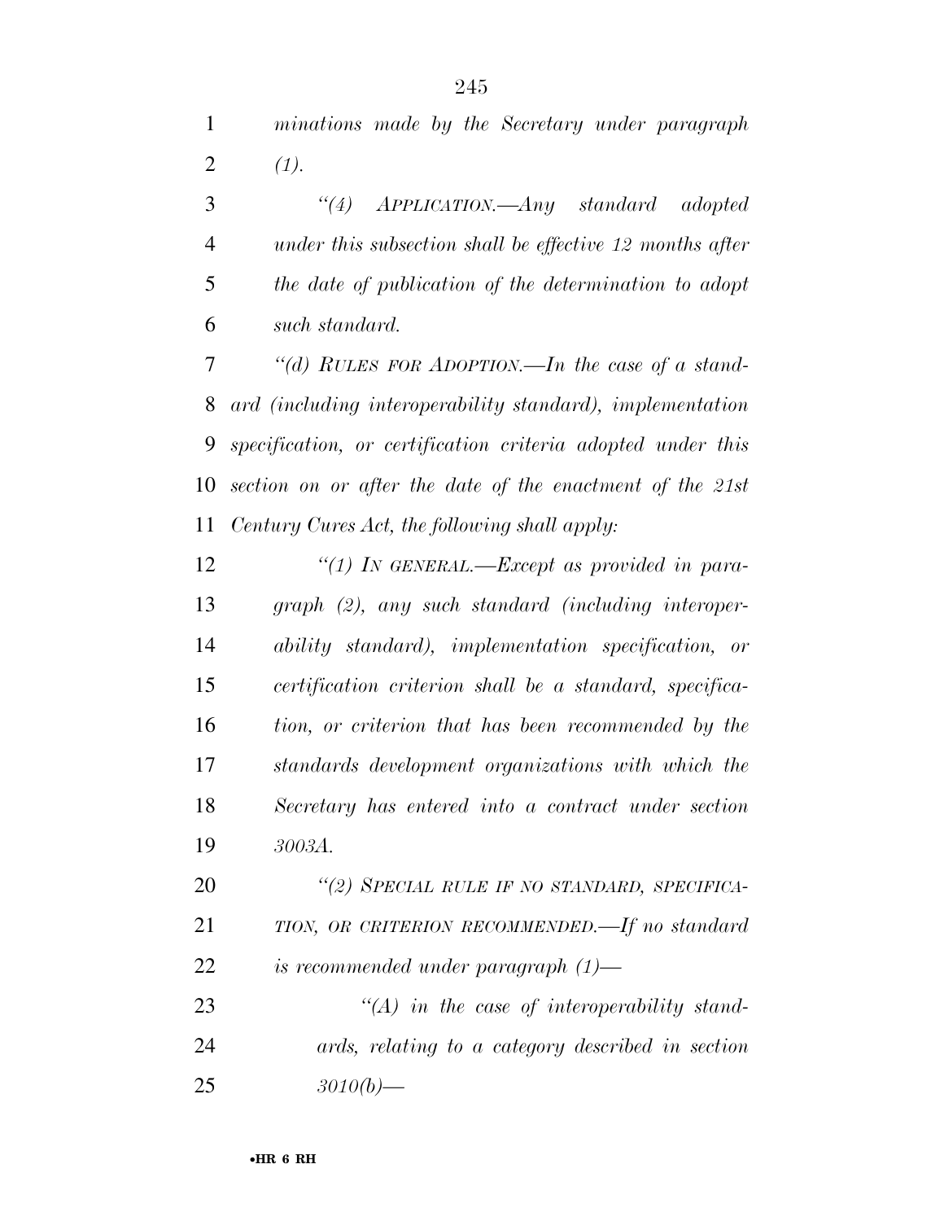*minations made by the Secretary under paragraph (1).*

*"(4) APPLICATION.—Any standard adopted under this subsection shall be effective 12 months after the date of publication of the determination to adopt such standard.*

*"(d) RULES FOR ADOPTION.—In the case of a standard (including interoperability standard), implementation specification, or certification criteria adopted under this section on or after the date of the enactment of the 21st Century Cures Act, the following shall apply:*

*"(1) IN GENERAL.—Except as provided in paragraph (2), any such standard (including interoperability standard), implementation specification, or certification criterion shall be a standard, specification, or criterion that has been recommended by the standards development organizations with which the Secretary has entered into a contract under section 3003A.*

*"(2) SPECIAL RULE IF NO STANDARD, SPECIFICATION, OR CRITERION RECOMMENDED.—If no standard is recommended under paragraph (1)—*

*"(A) in the case of interoperability standards, relating to a category described in section 3010(b)—*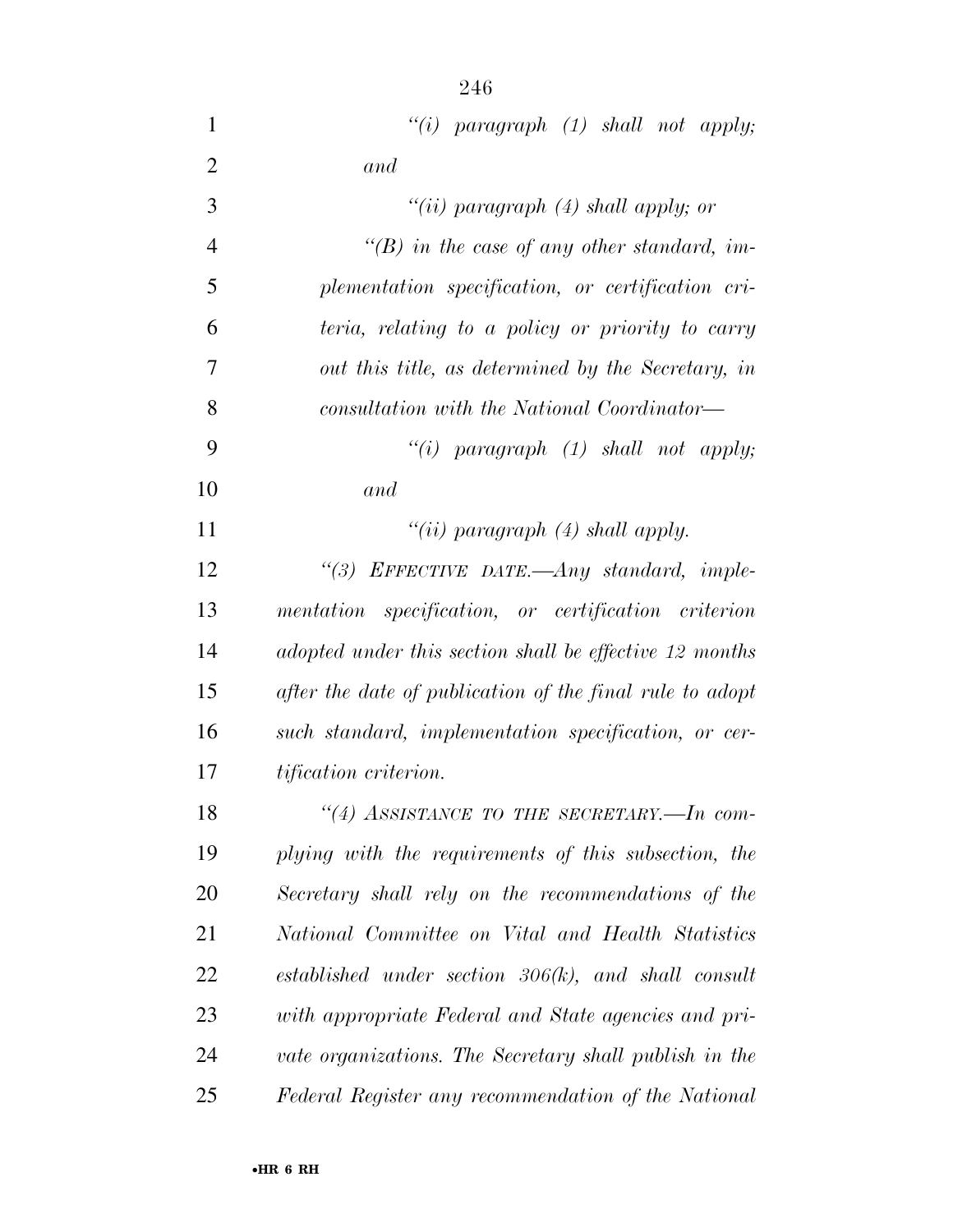*"(i) paragraph (1) shall not apply; and*

*"(ii) paragraph (4) shall apply; or*

*"(B) in the case of any other standard, implementation specification, or certification criteria, relating to a policy or priority to carry out this title, as determined by the Secretary, in consultation with the National Coordinator—*

*"(i) paragraph (1) shall not apply; and*

*"(ii) paragraph (4) shall apply.*

*"(3) EFFECTIVE DATE.—Any standard, implementation specification, or certification criterion adopted under this section shall be effective 12 months after the date of publication of the final rule to adopt such standard, implementation specification, or certification criterion.*

*"(4) ASSISTANCE TO THE SECRETARY.—In complying with the requirements of this subsection, the Secretary shall rely on the recommendations of the National Committee on Vital and Health Statistics established under section 306(k), and shall consult with appropriate Federal and State agencies and private organizations. The Secretary shall publish in the Federal Register any recommendation of the National*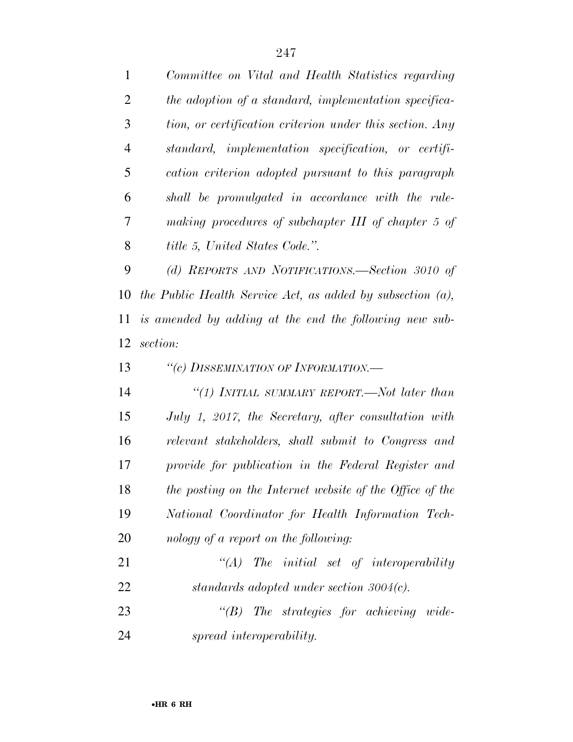*Committee on Vital and Health Statistics regarding the adoption of a standard, implementation specification, or certification criterion under this section. Any standard, implementation specification, or certification criterion adopted pursuant to this paragraph shall be promulgated in accordance with the rulemaking procedures of subchapter III of chapter 5 of title 5, United States Code.".*

*(d) REPORTS AND NOTIFICATIONS.—Section 3010 of the Public Health Service Act, as added by subsection (a), is amended by adding at the end the following new subsection:*

*"(c) DISSEMINATION OF INFORMATION.—*

*"(1) INITIAL SUMMARY REPORT.—Not later than July 1, 2017, the Secretary, after consultation with relevant stakeholders, shall submit to Congress and provide for publication in the Federal Register and the posting on the Internet website of the Office of the National Coordinator for Health Information Technology of a report on the following:*

*"(A) The initial set of interoperability standards adopted under section 3004(c).*

*"(B) The strategies for achieving widespread interoperability.*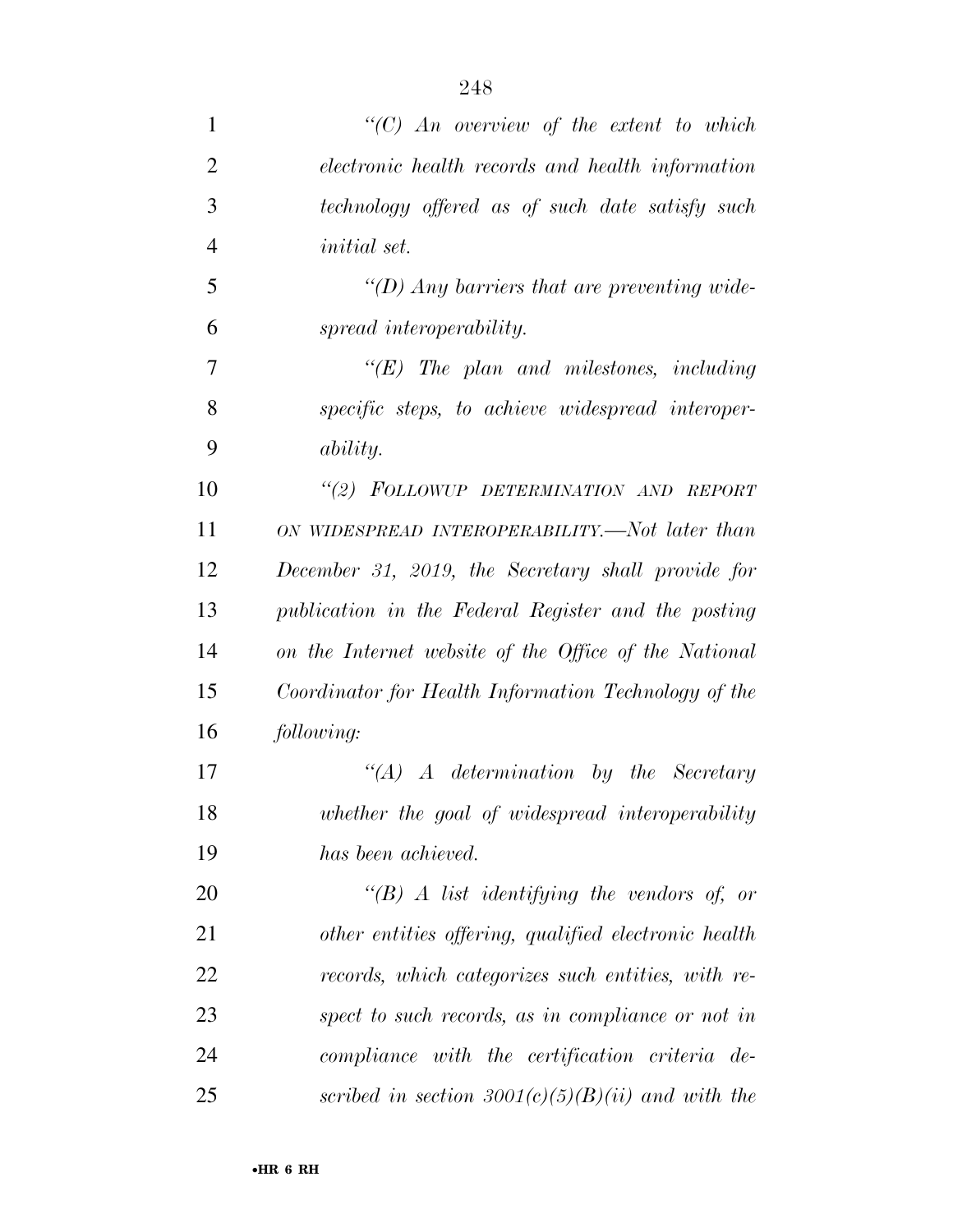*"(C) An overview of the extent to which electronic health records and health information technology offered as of such date satisfy such initial set.*

*"(D) Any barriers that are preventing widespread interoperability.*

*"(E) The plan and milestones, including specific steps, to achieve widespread interoperability.*

*"(2) FOLLOWUP DETERMINATION AND REPORT ON WIDESPREAD INTEROPERABILITY.—Not later than December 31, 2019, the Secretary shall provide for publication in the Federal Register and the posting on the Internet website of the Office of the National Coordinator for Health Information Technology of the following:*

*"(A) A determination by the Secretary whether the goal of widespread interoperability has been achieved.*

*"(B) A list identifying the vendors of, or other entities offering, qualified electronic health records, which categorizes such entities, with respect to such records, as in compliance or not in compliance with the certification criteria described in section 3001(c)(5)(B)(ii) and with the*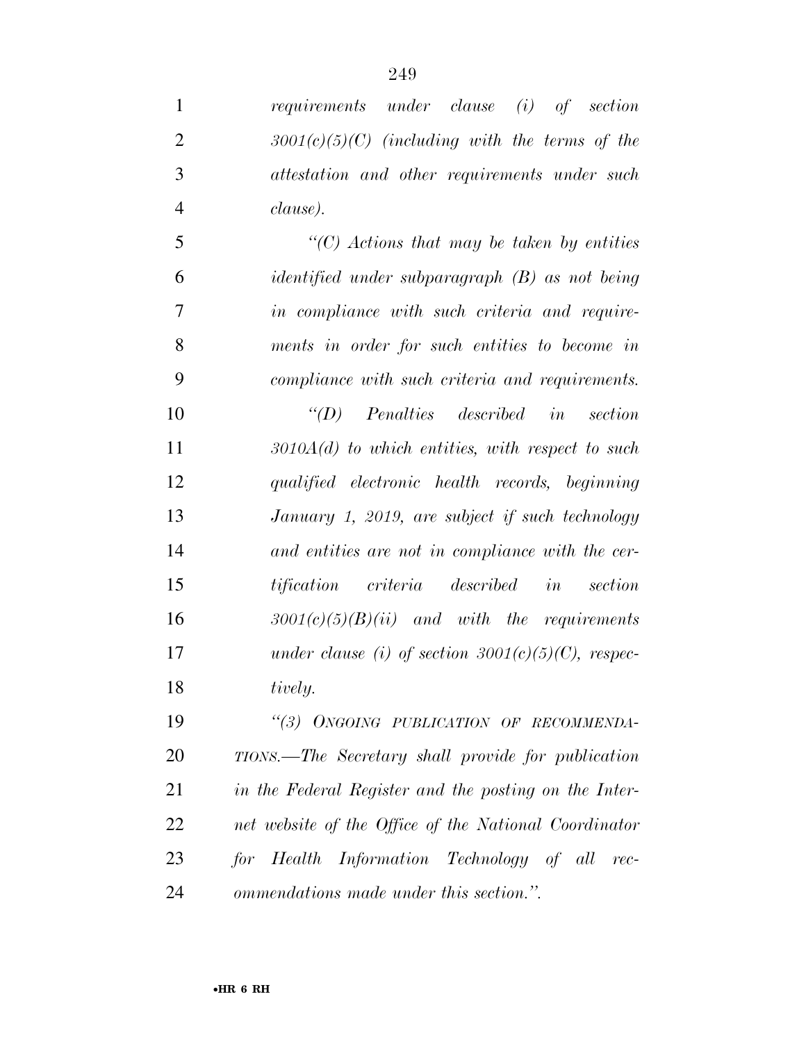*requirements under clause (i) of section 3001(c)(5)(C) (including with the terms of the attestation and other requirements under such clause).*

*"(C) Actions that may be taken by entities identified under subparagraph (B) as not being in compliance with such criteria and requirements in order for such entities to become in compliance with such criteria and requirements.*

*"(D) Penalties described in section 3010A(d) to which entities, with respect to such qualified electronic health records, beginning January 1, 2019, are subject if such technology and entities are not in compliance with the certification criteria described in section 3001(c)(5)(B)(ii) and with the requirements under clause (i) of section 3001(c)(5)(C), respectively.*

*"(3) ONGOING PUBLICATION OF RECOMMENDATIONS.—The Secretary shall provide for publication in the Federal Register and the posting on the Internet website of the Office of the National Coordinator for Health Information Technology of all recommendations made under this section.".*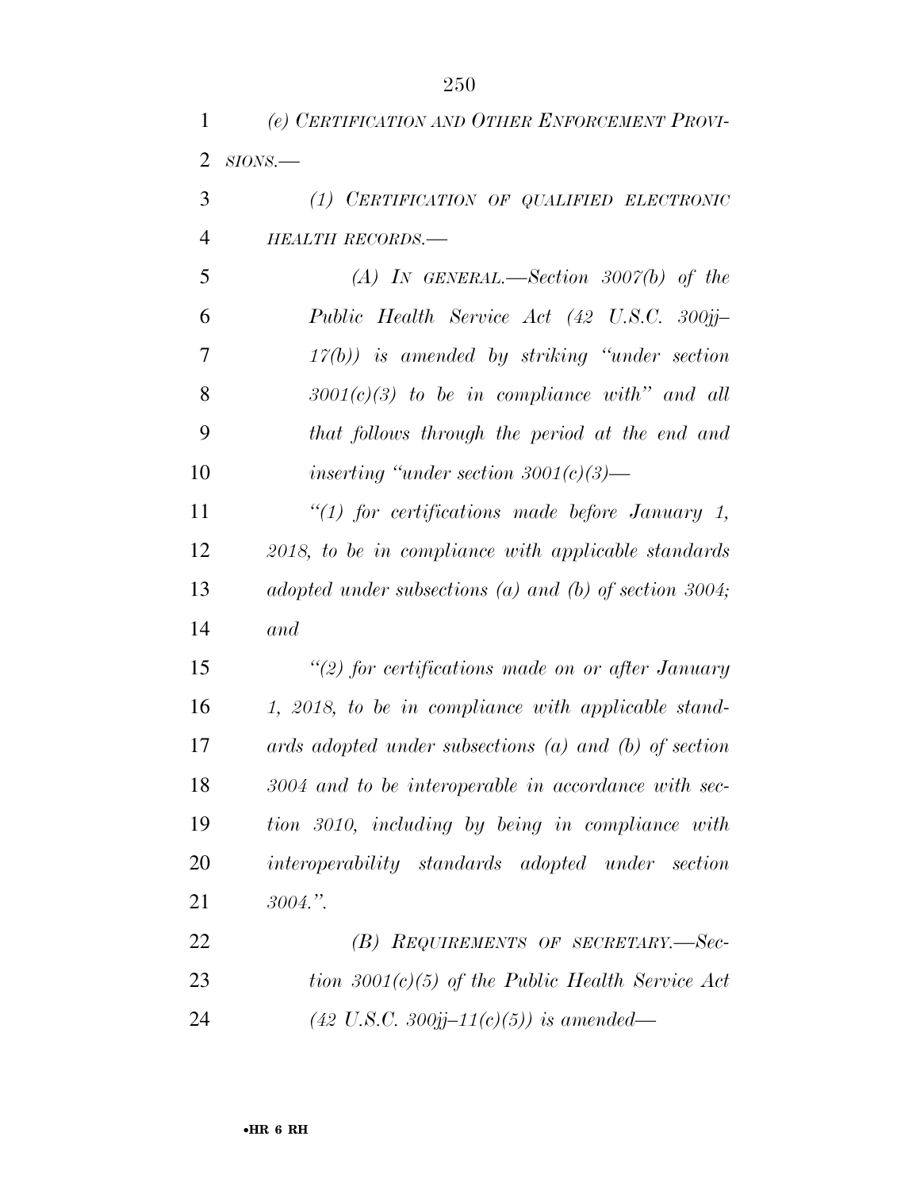*(e) CERTIFICATION AND OTHER ENFORCEMENT PROVISIONS.—*

*(1) CERTIFICATION OF QUALIFIED ELECTRONIC HEALTH RECORDS.—*

*(A) IN GENERAL.—Section 3007(b) of the Public Health Service Act (42 U.S.C. 300jj–17(b)) is amended by striking "under section 3001(c)(3) to be in compliance with" and all that follows through the period at the end and inserting "under section 3001(c)(3)—*

*"(1) for certifications made before January 1, 2018, to be in compliance with applicable standards adopted under subsections (a) and (b) of section 3004; and*

*"(2) for certifications made on or after January 1, 2018, to be in compliance with applicable standards adopted under subsections (a) and (b) of section 3004 and to be interoperable in accordance with section 3010, including by being in compliance with interoperability standards adopted under section 3004.".*

*(B) REQUIREMENTS OF SECRETARY.—Section 3001(c)(5) of the Public Health Service Act (42 U.S.C. 300jj–11(c)(5)) is amended—*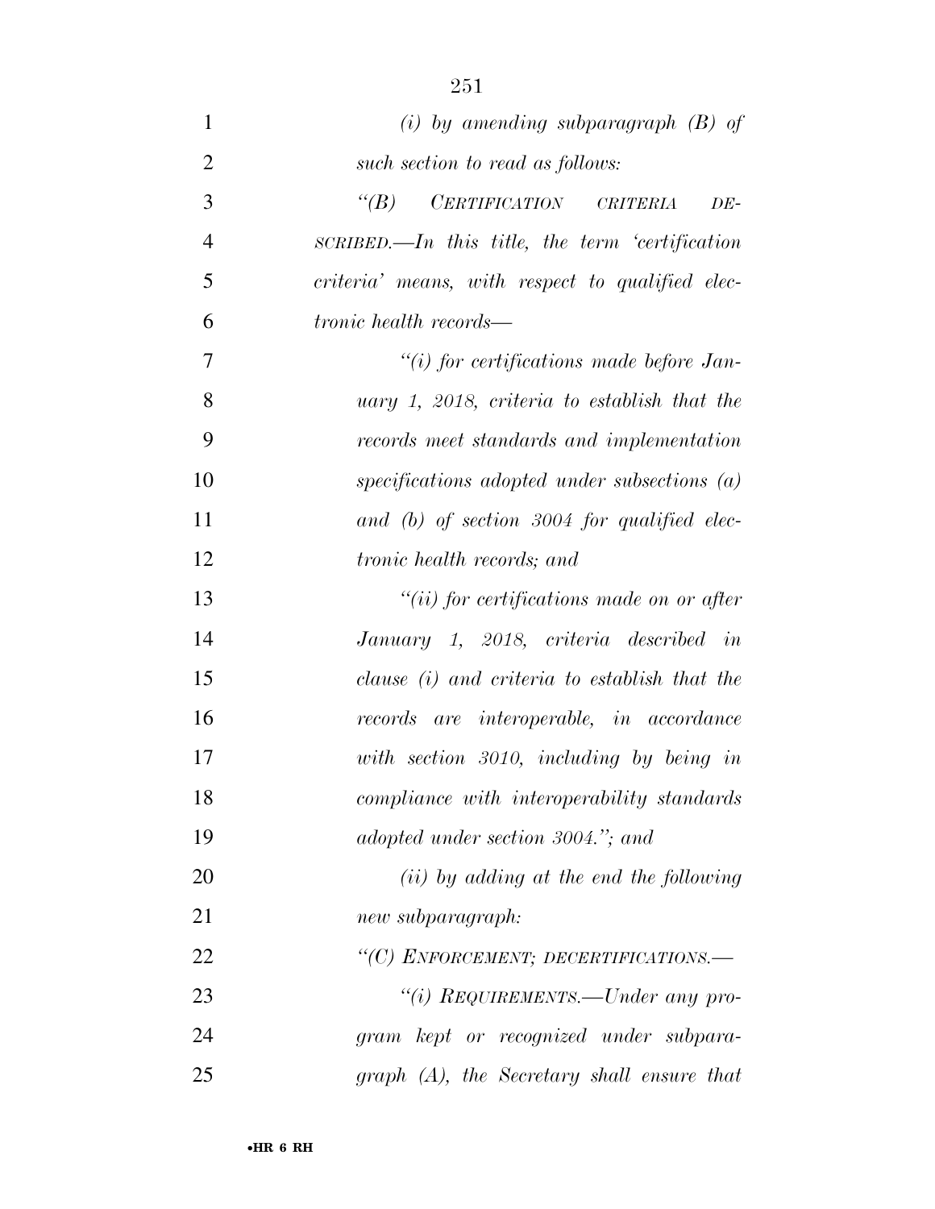*(i) by amending subparagraph (B) of such section to read as follows:*

*"(B) CERTIFICATION CRITERIA DESCRIBED.—In this title, the term 'certification criteria' means, with respect to qualified electronic health records—*

*"(i) for certifications made before January 1, 2018, criteria to establish that the records meet standards and implementation specifications adopted under subsections (a) and (b) of section 3004 for qualified electronic health records; and*

*"(ii) for certifications made on or after January 1, 2018, criteria described in clause (i) and criteria to establish that the records are interoperable, in accordance with section 3010, including by being in compliance with interoperability standards adopted under section 3004."; and*

*(ii) by adding at the end the following new subparagraph:*

*"(C) ENFORCEMENT; DECERTIFICATIONS.—*

*"(i) REQUIREMENTS.—Under any program kept or recognized under subparagraph (A), the Secretary shall ensure that*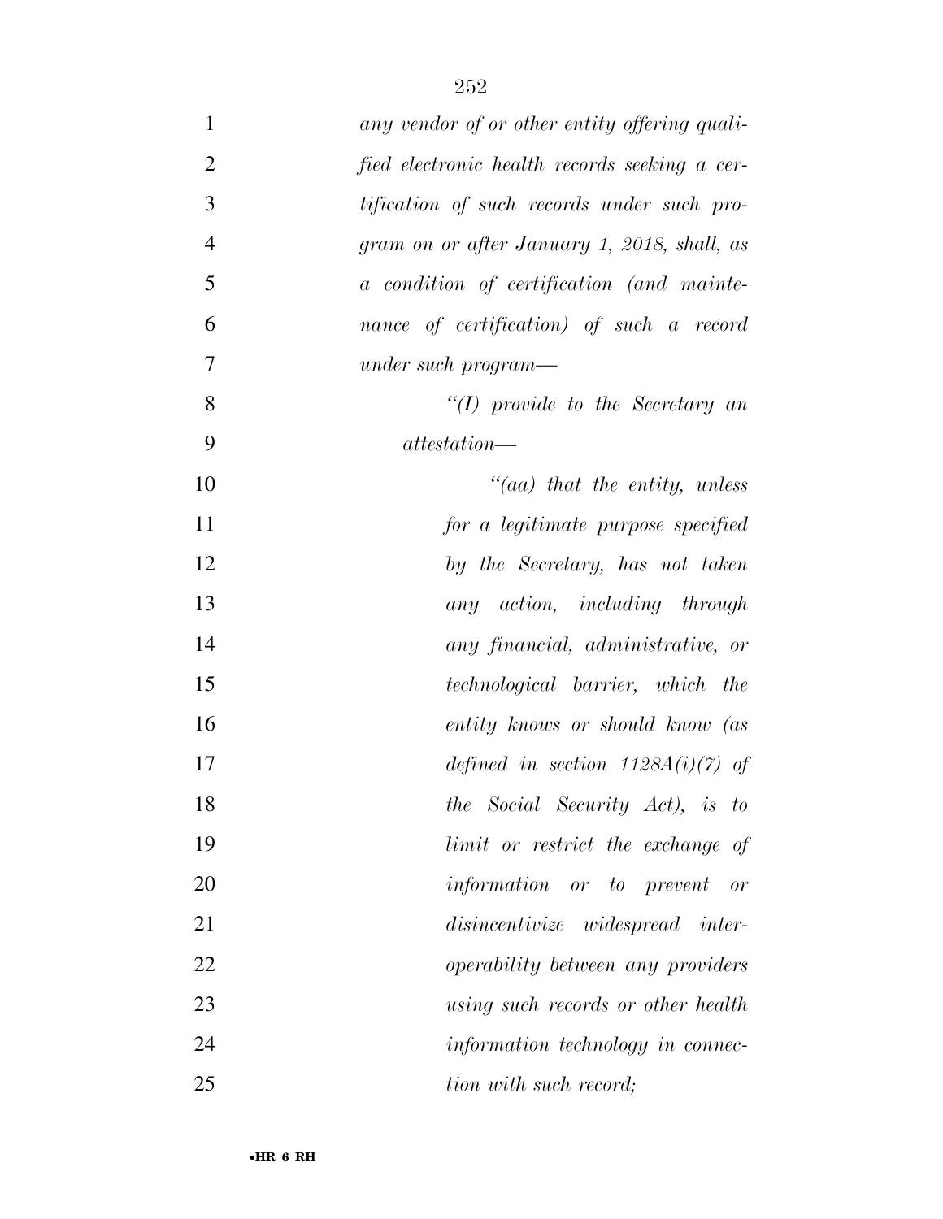*any vendor of or other entity offering qualified electronic health records seeking a certification of such records under such program on or after January 1, 2018, shall, as a condition of certification (and maintenance of certification) of such a record under such program—*

*"(I) provide to the Secretary an attestation—*

*"(aa) that the entity, unless for a legitimate purpose specified by the Secretary, has not taken any action, including through any financial, administrative, or technological barrier, which the entity knows or should know (as defined in section 1128A(i)(7) of the Social Security Act), is to limit or restrict the exchange of information or to prevent or disincentivize widespread interoperability between any providers using such records or other health information technology in connection with such record;*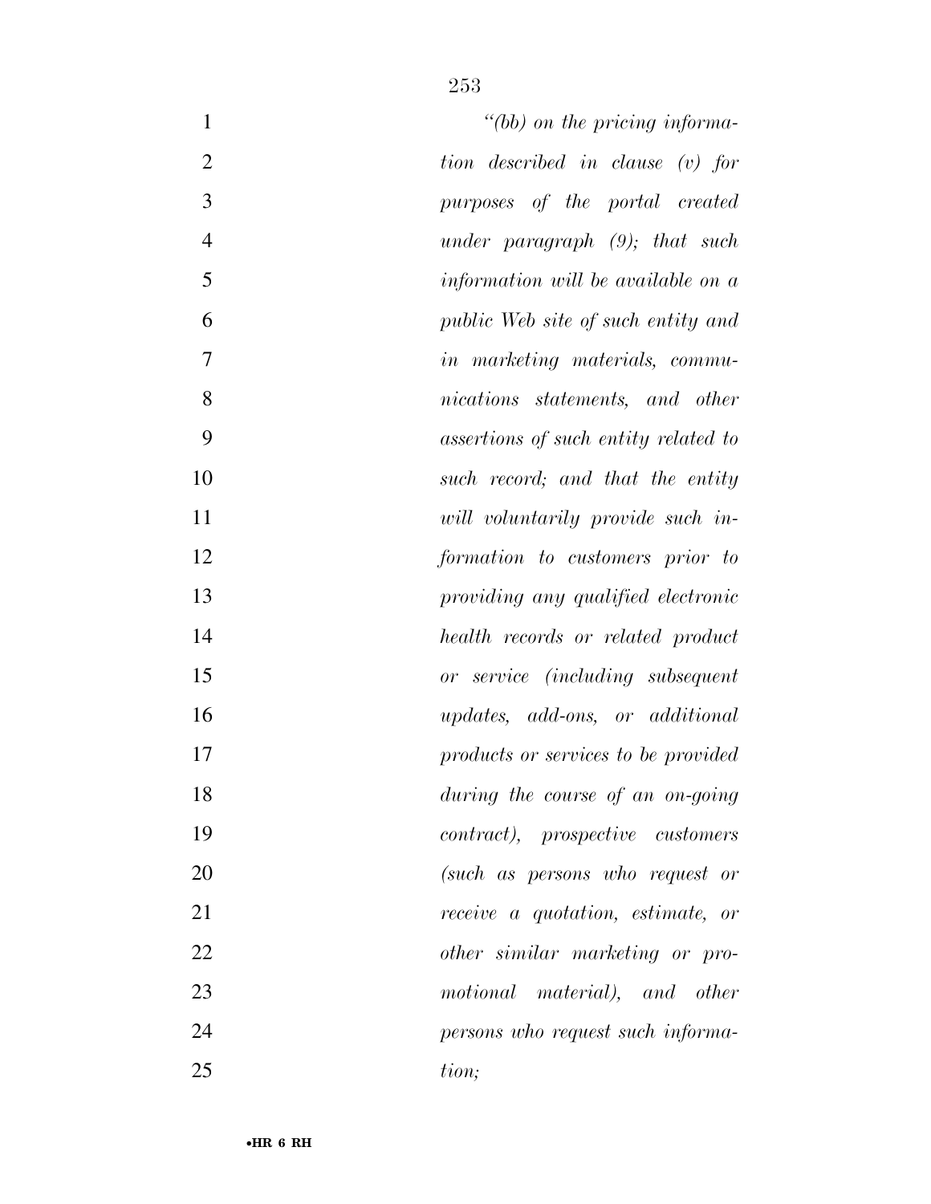*"(bb) on the pricing information described in clause (v) for purposes of the portal created under paragraph (9); that such information will be available on a public Web site of such entity and in marketing materials, communications statements, and other assertions of such entity related to such record; and that the entity will voluntarily provide such information to customers prior to providing any qualified electronic health records or related product or service (including subsequent updates, add-ons, or additional products or services to be provided during the course of an on-going contract), prospective customers (such as persons who request or receive a quotation, estimate, or other similar marketing or promotional material), and other persons who request such information;*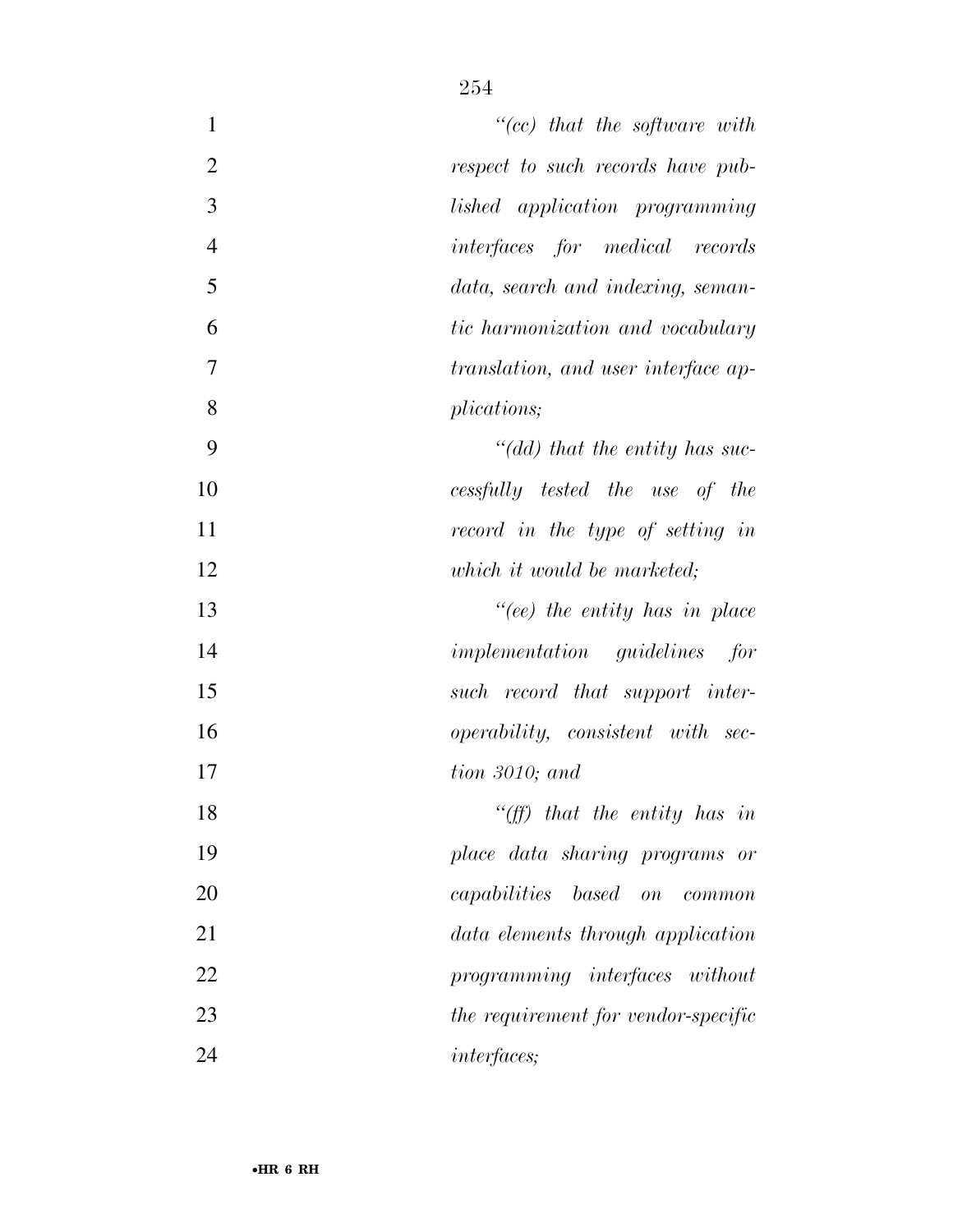*"(cc) that the software with respect to such records have published application programming interfaces for medical records data, search and indexing, semantic harmonization and vocabulary translation, and user interface applications;*

*"(dd) that the entity has successfully tested the use of the record in the type of setting in which it would be marketed;*

*"(ee) the entity has in place implementation guidelines for such record that support interoperability, consistent with section 3010; and*

*"(ff) that the entity has in place data sharing programs or capabilities based on common data elements through application programming interfaces without the requirement for vendor-specific interfaces;*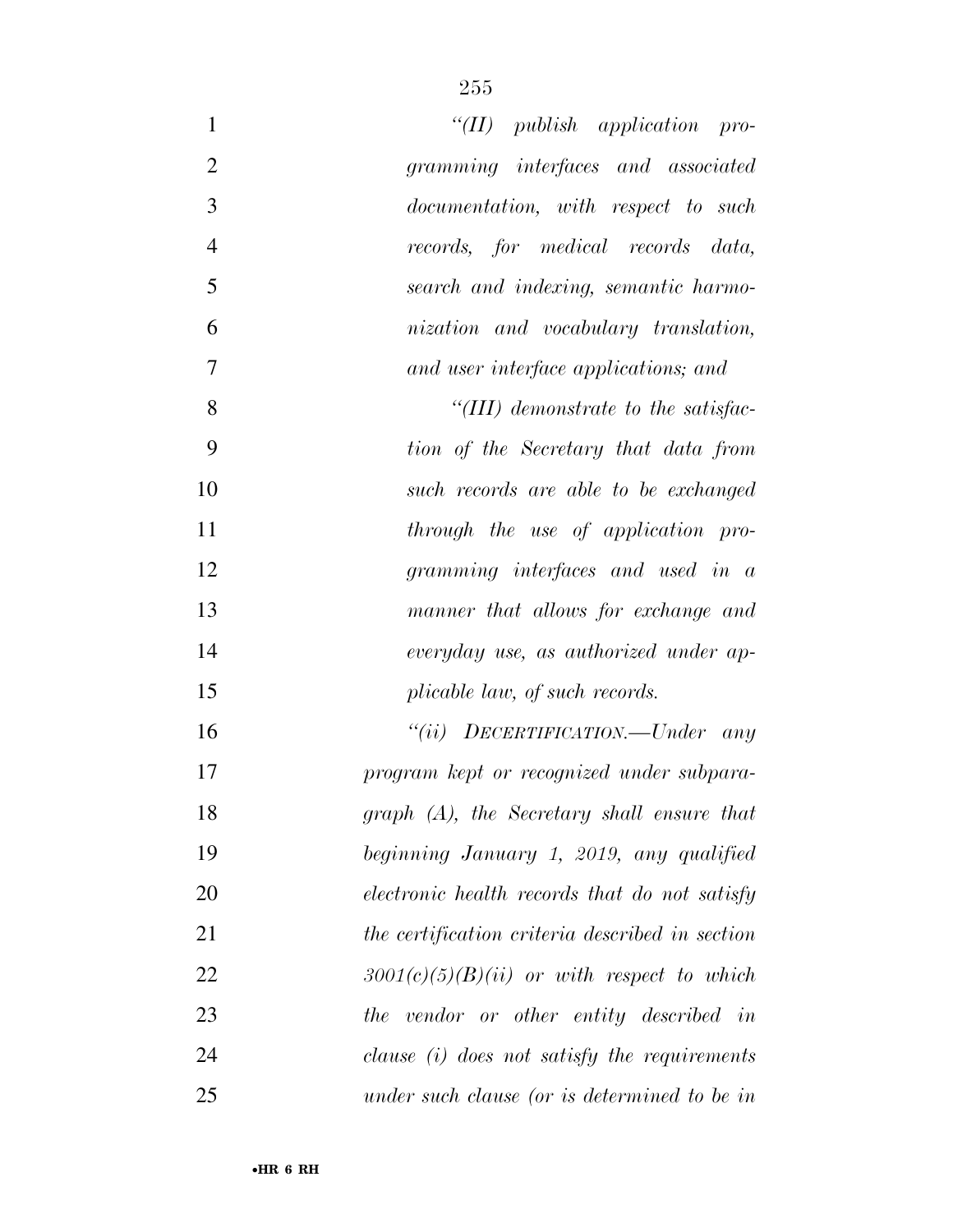*"(II) publish application programming interfaces and associated documentation, with respect to such records, for medical records data, search and indexing, semantic harmonization and vocabulary translation, and user interface applications; and*

*"(III) demonstrate to the satisfaction of the Secretary that data from such records are able to be exchanged through the use of application programming interfaces and used in a manner that allows for exchange and everyday use, as authorized under applicable law, of such records.*

*"(ii) DECERTIFICATION.—Under any program kept or recognized under subparagraph (A), the Secretary shall ensure that beginning January 1, 2019, any qualified electronic health records that do not satisfy the certification criteria described in section 3001(c)(5)(B)(ii) or with respect to which the vendor or other entity described in clause (i) does not satisfy the requirements under such clause (or is determined to be in*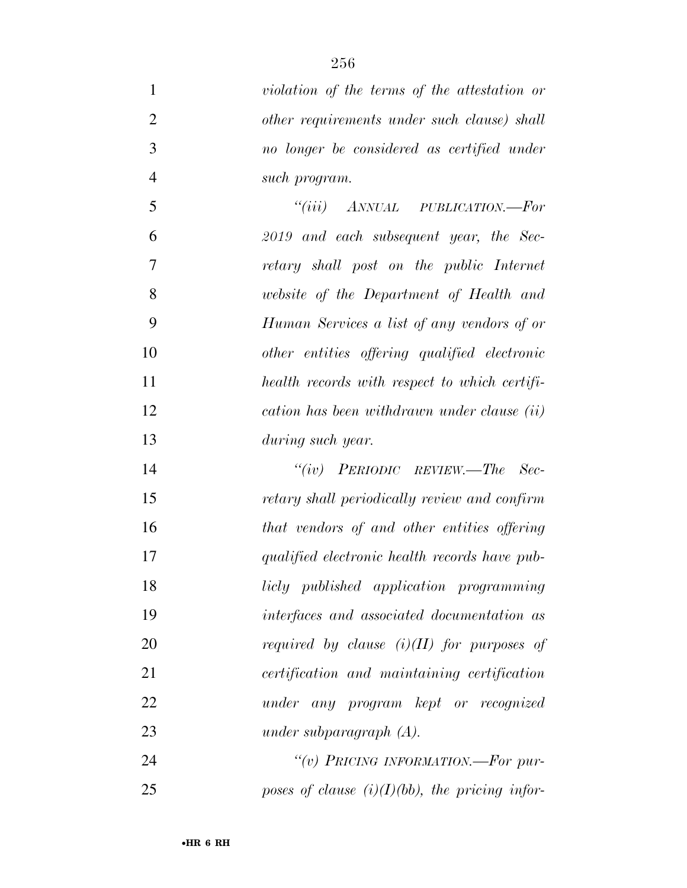*violation of the terms of the attestation or other requirements under such clause) shall no longer be considered as certified under such program.*

*"(iii) ANNUAL PUBLICATION.—For 2019 and each subsequent year, the Secretary shall post on the public Internet website of the Department of Health and Human Services a list of any vendors of or other entities offering qualified electronic health records with respect to which certification has been withdrawn under clause (ii) during such year.*

*"(iv) PERIODIC REVIEW.—The Secretary shall periodically review and confirm that vendors of and other entities offering qualified electronic health records have publicly published application programming interfaces and associated documentation as required by clause (i)(II) for purposes of certification and maintaining certification under any program kept or recognized under subparagraph (A).*

*"(v) PRICING INFORMATION.—For purposes of clause (i)(I)(bb), the pricing infor-*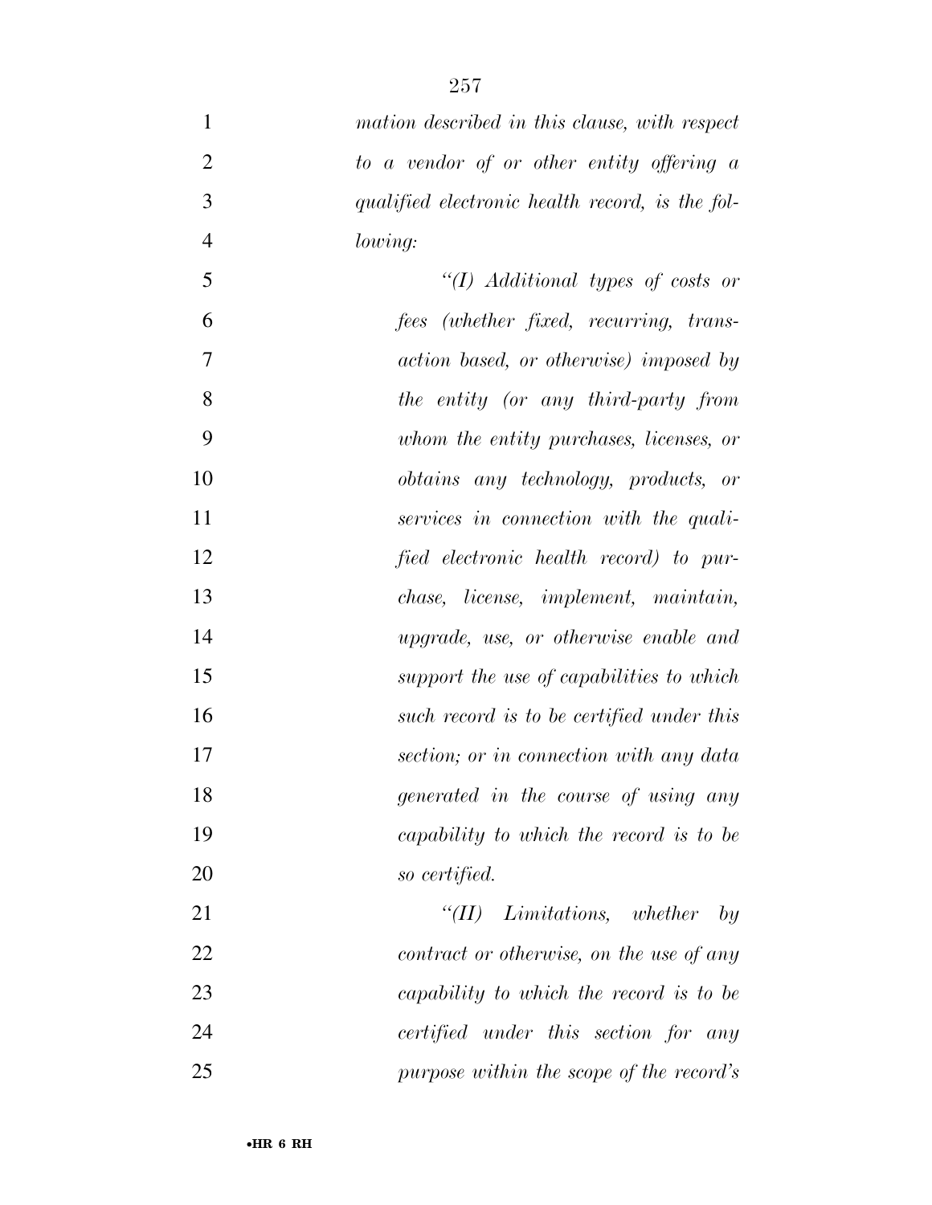*mation described in this clause, with respect to a vendor of or other entity offering a qualified electronic health record, is the following:*

*"(I) Additional types of costs or fees (whether fixed, recurring, transaction based, or otherwise) imposed by the entity (or any third-party from whom the entity purchases, licenses, or obtains any technology, products, or services in connection with the qualified electronic health record) to purchase, license, implement, maintain, upgrade, use, or otherwise enable and support the use of capabilities to which such record is to be certified under this section; or in connection with any data generated in the course of using any capability to which the record is to be so certified.*

*"(II) Limitations, whether by contract or otherwise, on the use of any capability to which the record is to be certified under this section for any purpose within the scope of the record's*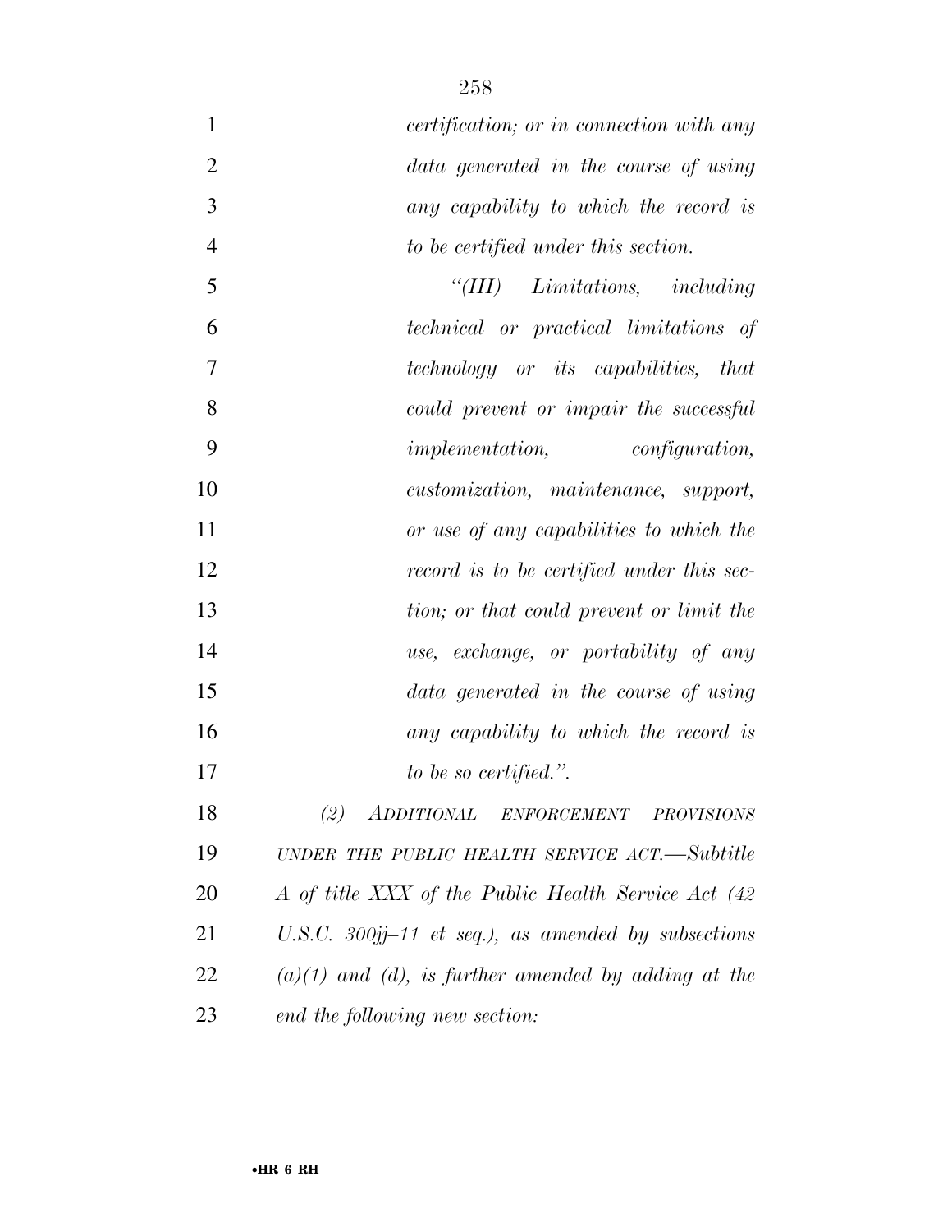*certification; or in connection with any data generated in the course of using any capability to which the record is to be certified under this section.*

*"(III) Limitations, including technical or practical limitations of technology or its capabilities, that could prevent or impair the successful implementation, configuration, customization, maintenance, support, or use of any capabilities to which the record is to be certified under this section; or that could prevent or limit the use, exchange, or portability of any data generated in the course of using any capability to which the record is to be so certified.".*

*(2) ADDITIONAL ENFORCEMENT PROVISIONS UNDER THE PUBLIC HEALTH SERVICE ACT.—Subtitle A of title XXX of the Public Health Service Act (42 U.S.C. 300jj–11 et seq.), as amended by subsections (a)(1) and (d), is further amended by adding at the end the following new section:*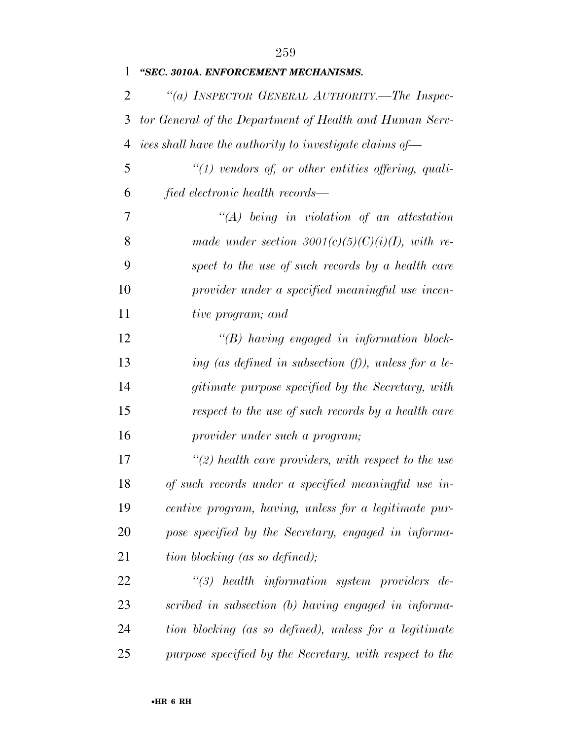***"SEC. 3010A. ENFORCEMENT MECHANISMS.***

*"(a) INSPECTOR GENERAL AUTHORITY.—The Inspector General of the Department of Health and Human Services shall have the authority to investigate claims of—*

*"(1) vendors of, or other entities offering, qualified electronic health records—*

*"(A) being in violation of an attestation made under section 3001(c)(5)(C)(i)(I), with respect to the use of such records by a health care provider under a specified meaningful use incentive program; and*

*"(B) having engaged in information blocking (as defined in subsection (f)), unless for a legitimate purpose specified by the Secretary, with respect to the use of such records by a health care provider under such a program;*

*"(2) health care providers, with respect to the use of such records under a specified meaningful use incentive program, having, unless for a legitimate purpose specified by the Secretary, engaged in information blocking (as so defined);*

*"(3) health information system providers described in subsection (b) having engaged in information blocking (as so defined), unless for a legitimate purpose specified by the Secretary, with respect to the*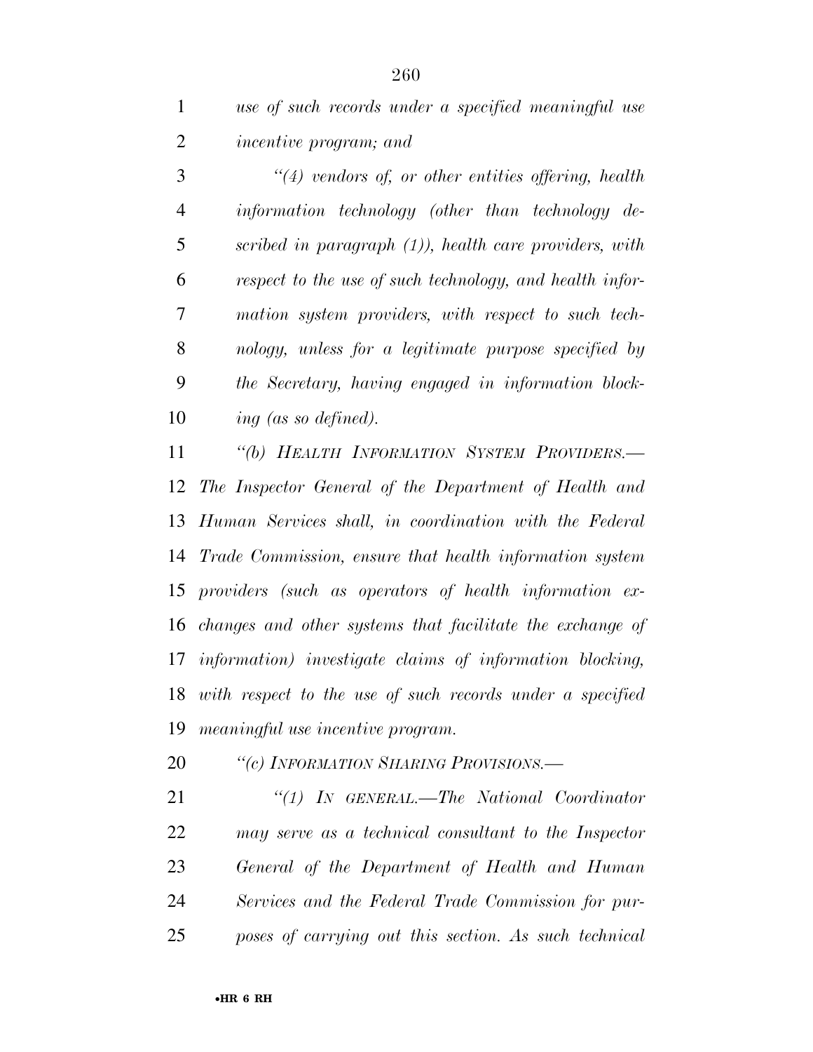*use of such records under a specified meaningful use incentive program; and*

*"(4) vendors of, or other entities offering, health information technology (other than technology described in paragraph (1)), health care providers, with respect to the use of such technology, and health information system providers, with respect to such technology, unless for a legitimate purpose specified by the Secretary, having engaged in information blocking (as so defined).*

*"(b) HEALTH INFORMATION SYSTEM PROVIDERS.—The Inspector General of the Department of Health and Human Services shall, in coordination with the Federal Trade Commission, ensure that health information system providers (such as operators of health information exchanges and other systems that facilitate the exchange of information) investigate claims of information blocking, with respect to the use of such records under a specified meaningful use incentive program.*

*"(c) INFORMATION SHARING PROVISIONS.—*

*"(1) IN GENERAL.—The National Coordinator may serve as a technical consultant to the Inspector General of the Department of Health and Human Services and the Federal Trade Commission for purposes of carrying out this section. As such technical*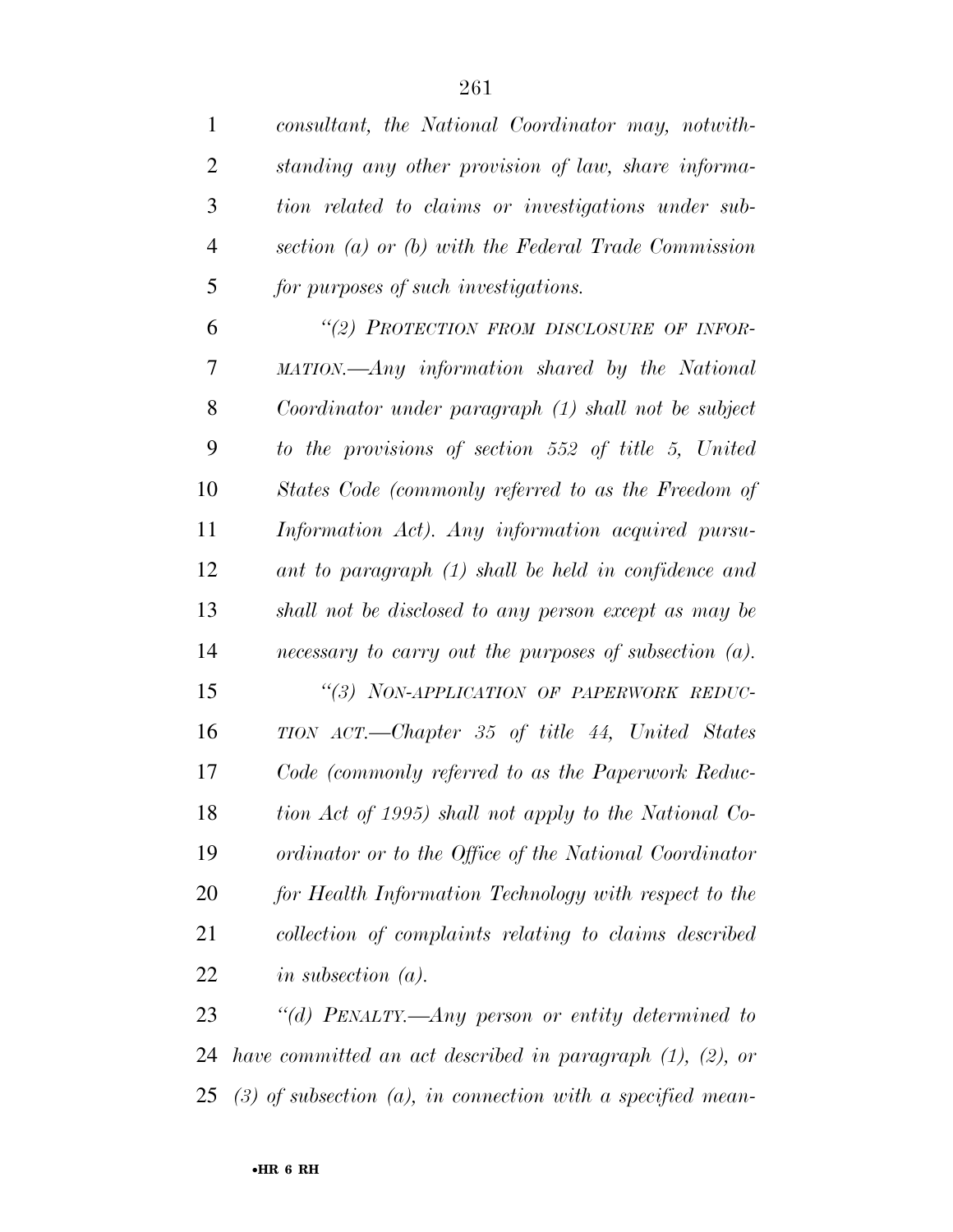*consultant, the National Coordinator may, notwithstanding any other provision of law, share information related to claims or investigations under subsection (a) or (b) with the Federal Trade Commission for purposes of such investigations.*

*"(2) PROTECTION FROM DISCLOSURE OF INFORMATION.—Any information shared by the National Coordinator under paragraph (1) shall not be subject to the provisions of section 552 of title 5, United States Code (commonly referred to as the Freedom of Information Act). Any information acquired pursuant to paragraph (1) shall be held in confidence and shall not be disclosed to any person except as may be necessary to carry out the purposes of subsection (a).*

*"(3) NON-APPLICATION OF PAPERWORK REDUCTION ACT.—Chapter 35 of title 44, United States Code (commonly referred to as the Paperwork Reduction Act of 1995) shall not apply to the National Coordinator or to the Office of the National Coordinator for Health Information Technology with respect to the collection of complaints relating to claims described in subsection (a).*

*"(d) PENALTY.—Any person or entity determined to have committed an act described in paragraph (1), (2), or (3) of subsection (a), in connection with a specified mean-*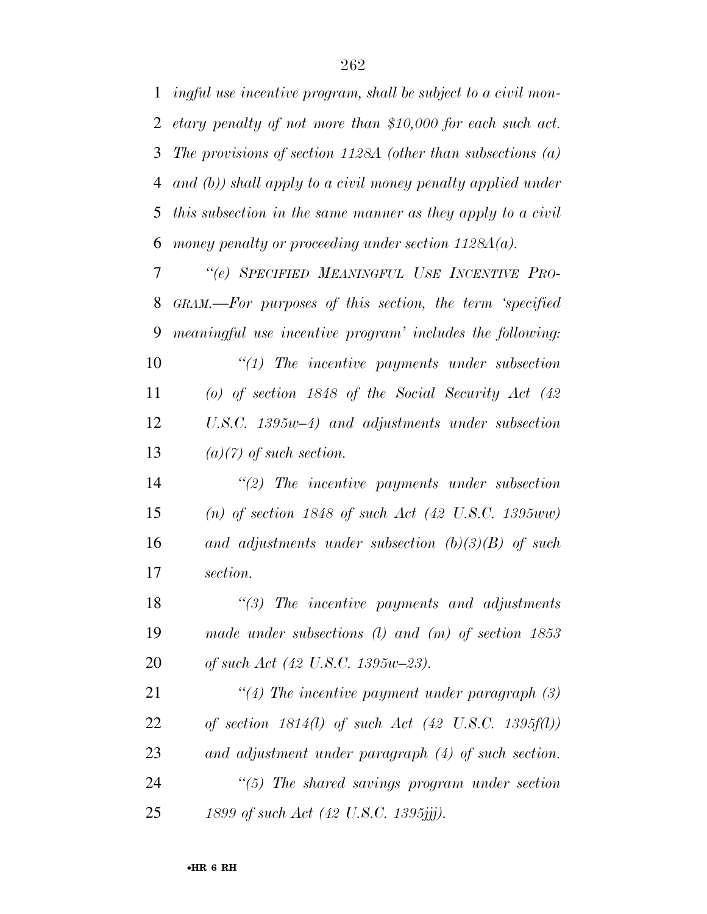*ingful use incentive program, shall be subject to a civil monetary penalty of not more than $10,000 for each such act. The provisions of section 1128A (other than subsections (a) and (b)) shall apply to a civil money penalty applied under this subsection in the same manner as they apply to a civil money penalty or proceeding under section 1128A(a).*

*"(e) SPECIFIED MEANINGFUL USE INCENTIVE PROGRAM.—For purposes of this section, the term 'specified meaningful use incentive program' includes the following:*

*"(1) The incentive payments under subsection (o) of section 1848 of the Social Security Act (42 U.S.C. 1395w–4) and adjustments under subsection (a)(7) of such section.*

*"(2) The incentive payments under subsection (n) of section 1848 of such Act (42 U.S.C. 1395ww) and adjustments under subsection (b)(3)(B) of such section.*

*"(3) The incentive payments and adjustments made under subsections (l) and (m) of section 1853 of such Act (42 U.S.C. 1395w–23).*

*"(4) The incentive payment under paragraph (3) of section 1814(l) of such Act (42 U.S.C. 1395f(l)) and adjustment under paragraph (4) of such section.*

*"(5) The shared savings program under section 1899 of such Act (42 U.S.C. 1395jjj).*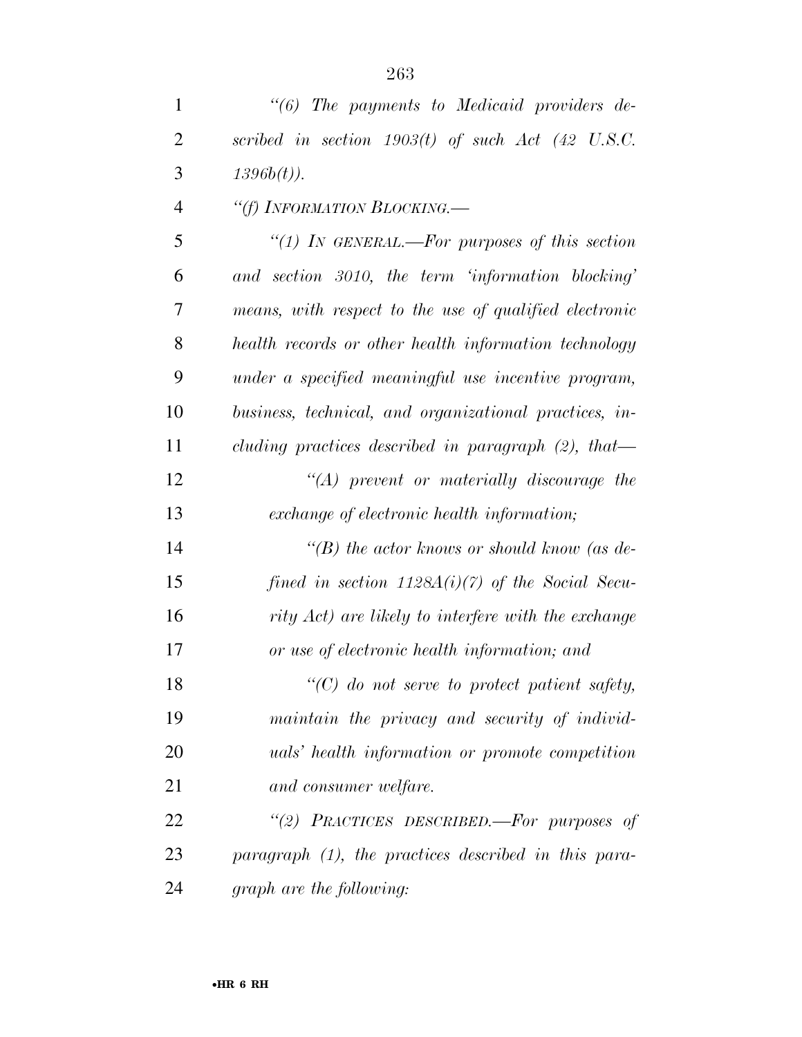*"(6) The payments to Medicaid providers described in section 1903(t) of such Act (42 U.S.C. 1396b(t)).*

*"(f) INFORMATION BLOCKING.—*

*"(1) IN GENERAL.—For purposes of this section and section 3010, the term 'information blocking' means, with respect to the use of qualified electronic health records or other health information technology under a specified meaningful use incentive program, business, technical, and organizational practices, including practices described in paragraph (2), that—*

*"(A) prevent or materially discourage the exchange of electronic health information;*

*"(B) the actor knows or should know (as defined in section 1128A(i)(7) of the Social Security Act) are likely to interfere with the exchange or use of electronic health information; and*

*"(C) do not serve to protect patient safety, maintain the privacy and security of individuals' health information or promote competition and consumer welfare.*

*"(2) PRACTICES DESCRIBED.—For purposes of paragraph (1), the practices described in this paragraph are the following:*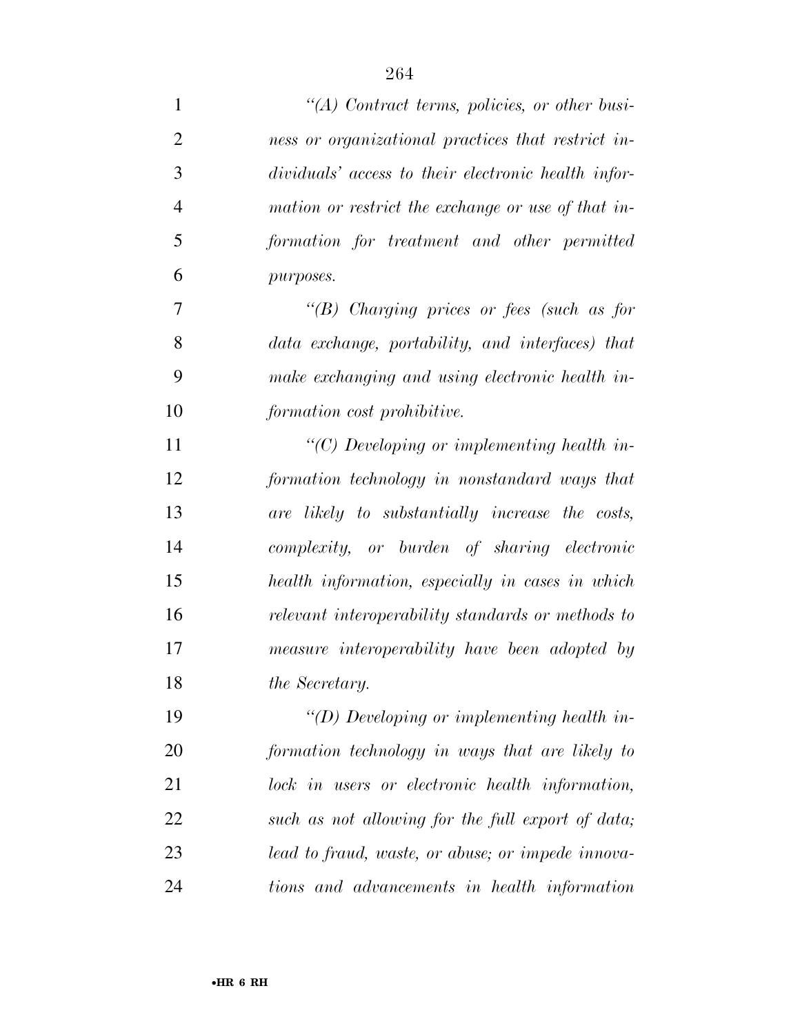*"(A) Contract terms, policies, or other business or organizational practices that restrict individuals' access to their electronic health information or restrict the exchange or use of that information for treatment and other permitted purposes.*

*"(B) Charging prices or fees (such as for data exchange, portability, and interfaces) that make exchanging and using electronic health information cost prohibitive.*

*"(C) Developing or implementing health information technology in nonstandard ways that are likely to substantially increase the costs, complexity, or burden of sharing electronic health information, especially in cases in which relevant interoperability standards or methods to measure interoperability have been adopted by the Secretary.*

*"(D) Developing or implementing health information technology in ways that are likely to lock in users or electronic health information, such as not allowing for the full export of data; lead to fraud, waste, or abuse; or impede innovations and advancements in health information*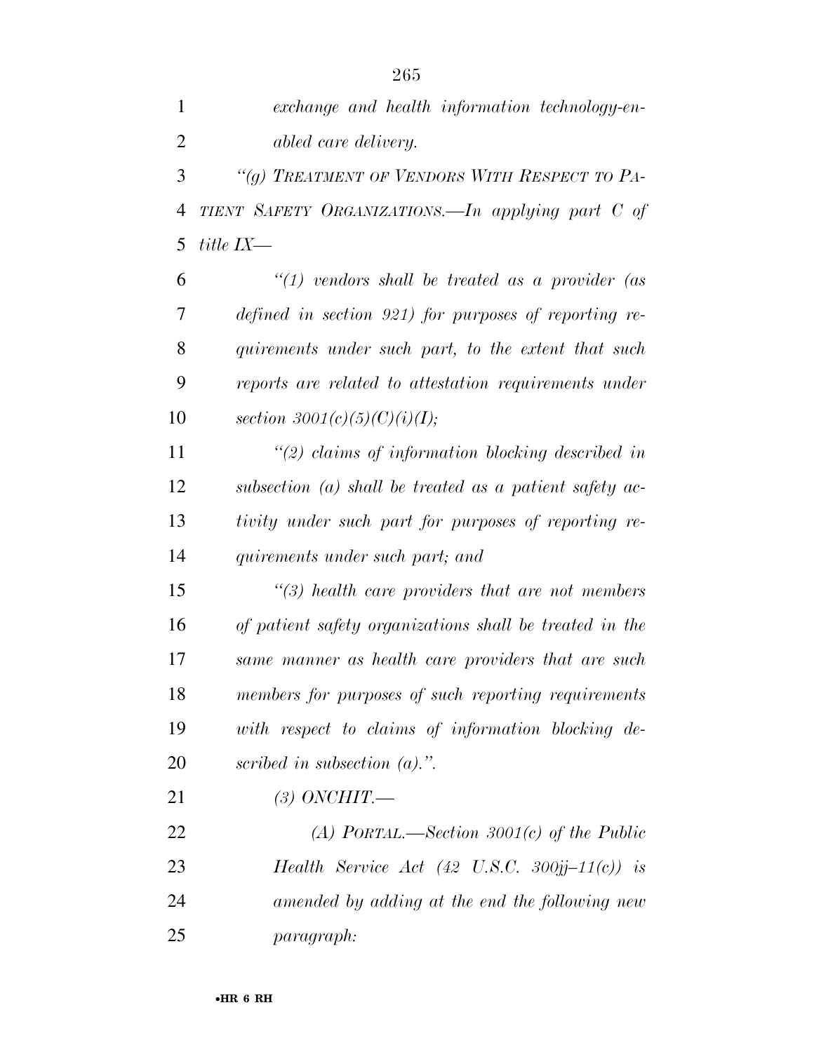*exchange and health information technology-enabled care delivery.*

*“(g) TREATMENT OF VENDORS WITH RESPECT TO PATIENT SAFETY ORGANIZATIONS.—In applying part C of title IX—*

*“(1) vendors shall be treated as a provider (as defined in section 921) for purposes of reporting requirements under such part, to the extent that such reports are related to attestation requirements under section 3001(c)(5)(C)(i)(I);*

*“(2) claims of information blocking described in subsection (a) shall be treated as a patient safety activity under such part for purposes of reporting requirements under such part; and*

*“(3) health care providers that are not members of patient safety organizations shall be treated in the same manner as health care providers that are such members for purposes of such reporting requirements with respect to claims of information blocking described in subsection (a).”.*

*(3) ONCHIT.—*

*(A) PORTAL.—Section 3001(c) of the Public Health Service Act (42 U.S.C. 300jj–11(c)) is amended by adding at the end the following new paragraph:*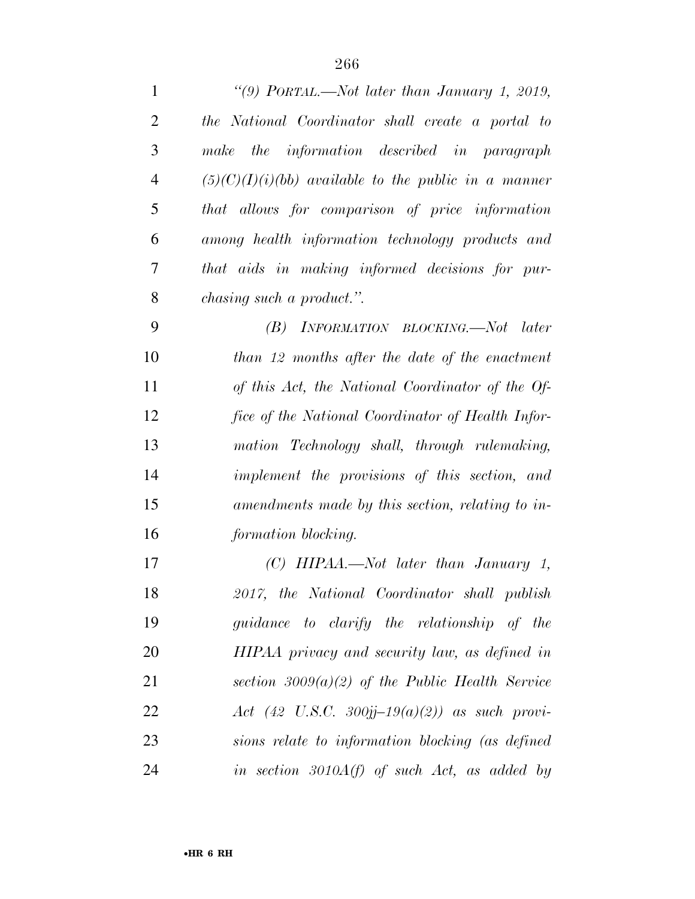*"(9) PORTAL.—Not later than January 1, 2019, the National Coordinator shall create a portal to make the information described in paragraph (5)(C)(I)(i)(bb) available to the public in a manner that allows for comparison of price information among health information technology products and that aids in making informed decisions for purchasing such a product.".*

*(B) INFORMATION BLOCKING.—Not later than 12 months after the date of the enactment of this Act, the National Coordinator of the Office of the National Coordinator of Health Information Technology shall, through rulemaking, implement the provisions of this section, and amendments made by this section, relating to information blocking.*

*(C) HIPAA.—Not later than January 1, 2017, the National Coordinator shall publish guidance to clarify the relationship of the HIPAA privacy and security law, as defined in section 3009(a)(2) of the Public Health Service Act (42 U.S.C. 300jj–19(a)(2)) as such provisions relate to information blocking (as defined in section 3010A(f) of such Act, as added by*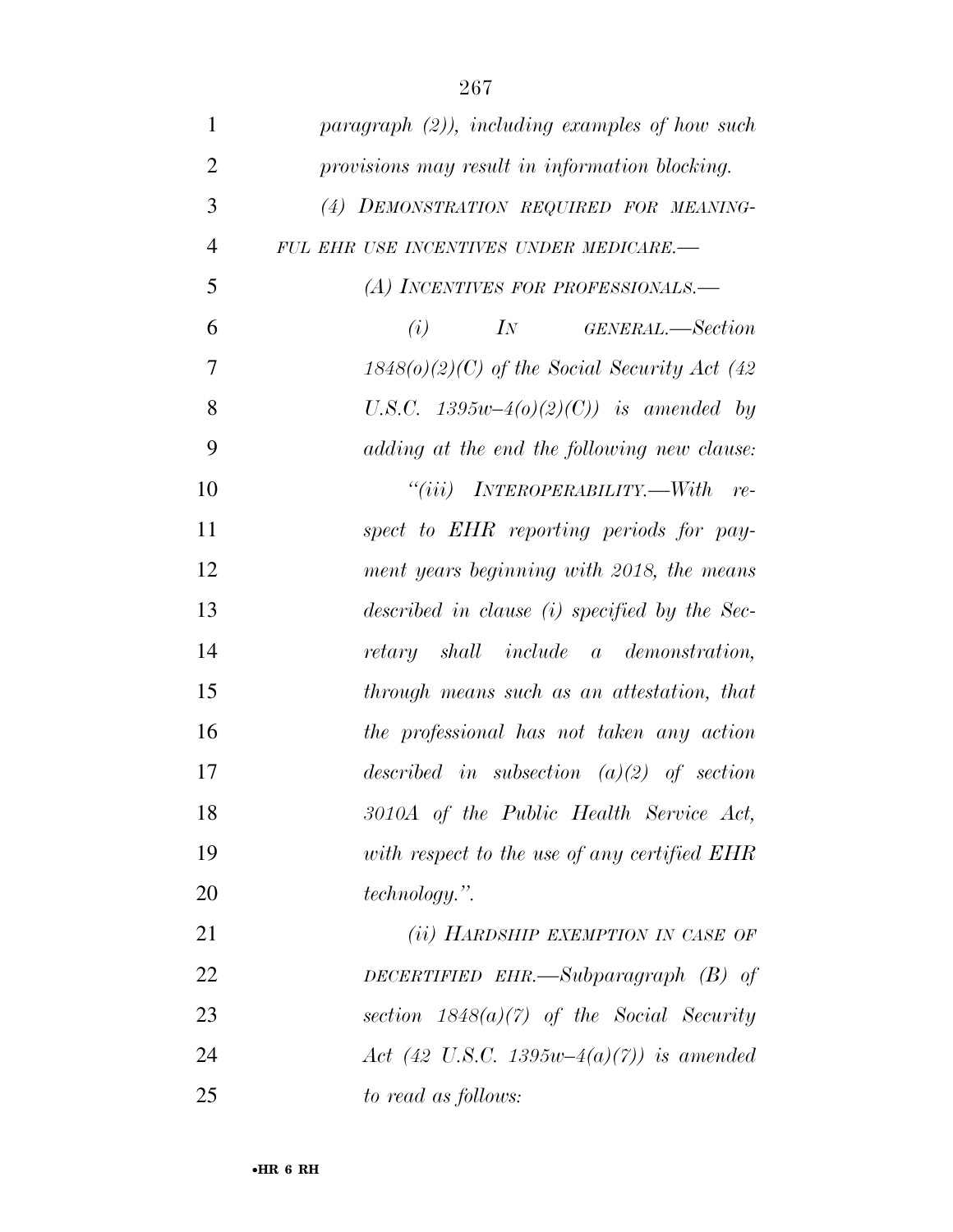*paragraph (2)), including examples of how such provisions may result in information blocking.*

*(4) DEMONSTRATION REQUIRED FOR MEANINGFUL EHR USE INCENTIVES UNDER MEDICARE.—*

*(A) INCENTIVES FOR PROFESSIONALS.—*

*(i) IN GENERAL.—Section 1848(o)(2)(C) of the Social Security Act (42 U.S.C. 1395w–4(o)(2)(C)) is amended by adding at the end the following new clause:*

*''(iii) INTEROPERABILITY.—With respect to EHR reporting periods for payment years beginning with 2018, the means described in clause (i) specified by the Secretary shall include a demonstration, through means such as an attestation, that the professional has not taken any action described in subsection (a)(2) of section 3010A of the Public Health Service Act, with respect to the use of any certified EHR technology.''.*

*(ii) HARDSHIP EXEMPTION IN CASE OF DECERTIFIED EHR.—Subparagraph (B) of section 1848(a)(7) of the Social Security Act (42 U.S.C. 1395w–4(a)(7)) is amended to read as follows:*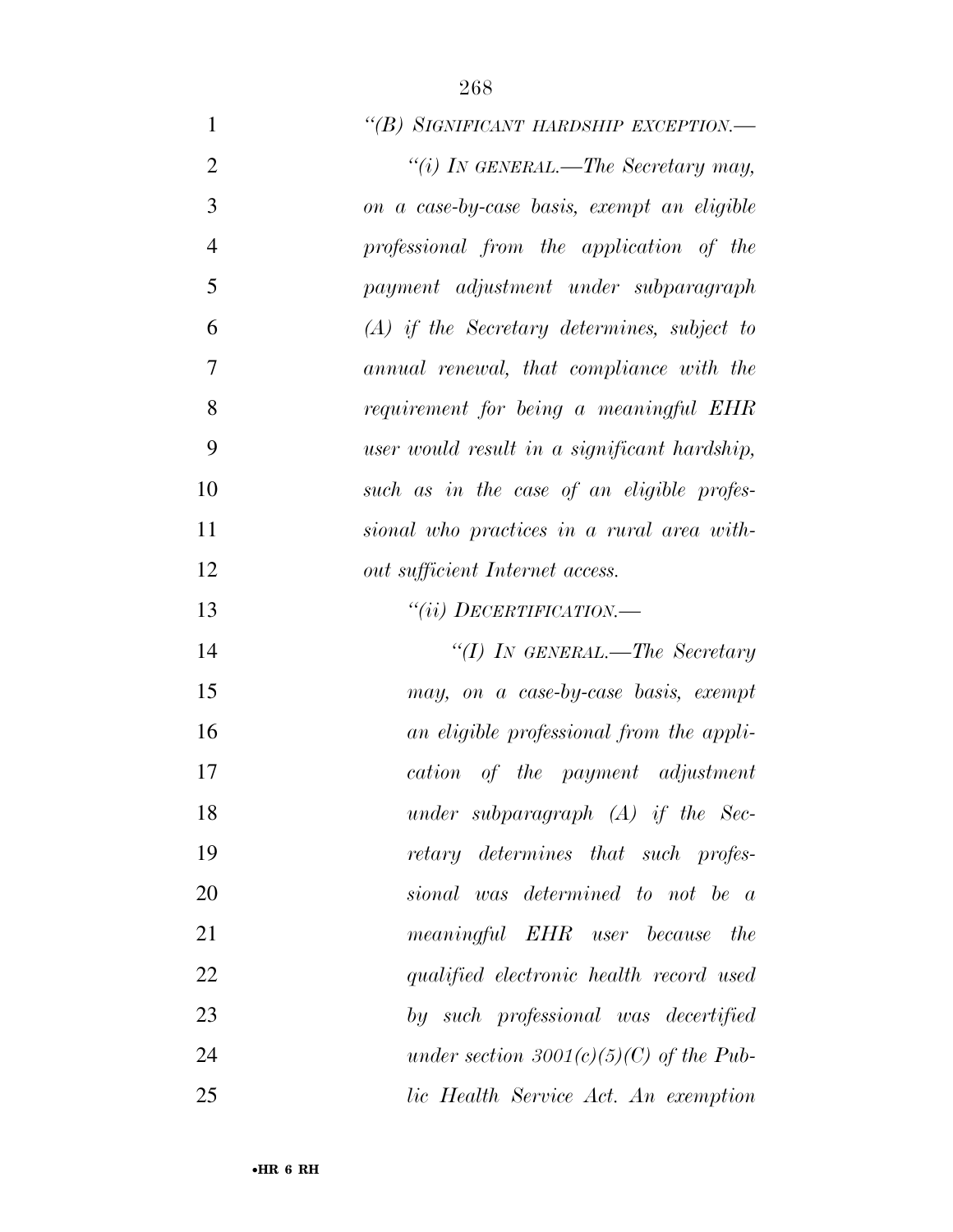*"(B) SIGNIFICANT HARDSHIP EXCEPTION.—*

*"(i) IN GENERAL.—The Secretary may, on a case-by-case basis, exempt an eligible professional from the application of the payment adjustment under subparagraph (A) if the Secretary determines, subject to annual renewal, that compliance with the requirement for being a meaningful EHR user would result in a significant hardship, such as in the case of an eligible professional who practices in a rural area without sufficient Internet access.*

*"(ii) DECERTIFICATION.—*

*"(I) IN GENERAL.—The Secretary may, on a case-by-case basis, exempt an eligible professional from the application of the payment adjustment under subparagraph (A) if the Secretary determines that such professional was determined to not be a meaningful EHR user because the qualified electronic health record used by such professional was decertified under section 3001(c)(5)(C) of the Public Health Service Act. An exemption*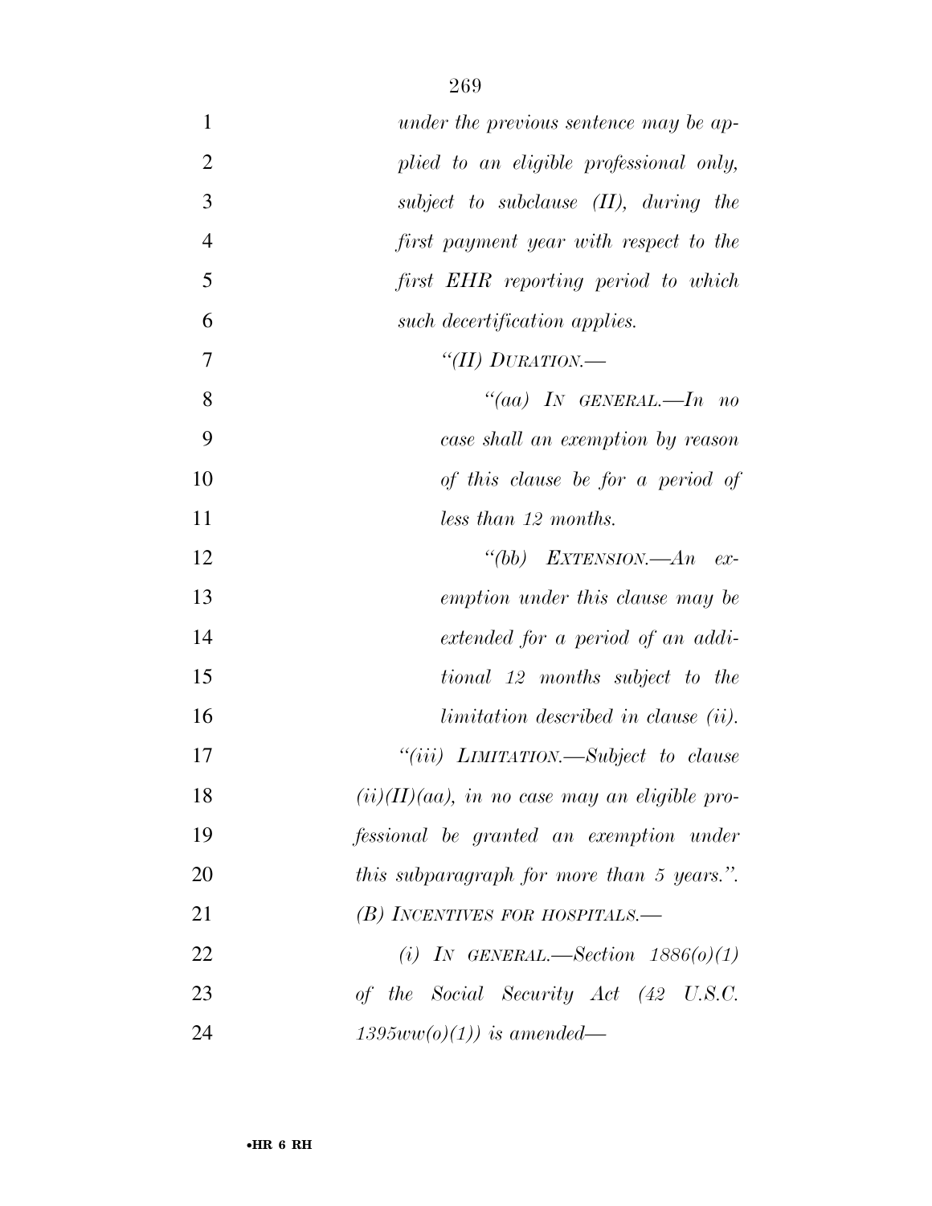*under the previous sentence may be applied to an eligible professional only, subject to subclause (II), during the first payment year with respect to the first EHR reporting period to which such decertification applies.*

*“(II) DURATION.—*

*“(aa) IN GENERAL.—In no case shall an exemption by reason of this clause be for a period of less than 12 months.*

*“(bb) EXTENSION.—An exemption under this clause may be extended for a period of an additional 12 months subject to the limitation described in clause (ii).*

*“(iii) LIMITATION.—Subject to clause (ii)(II)(aa), in no case may an eligible professional be granted an exemption under this subparagraph for more than 5 years.”.*

*(B) INCENTIVES FOR HOSPITALS.—*

*(i) IN GENERAL.—Section 1886(o)(1) of the Social Security Act (42 U.S.C. 1395ww(o)(1)) is amended—*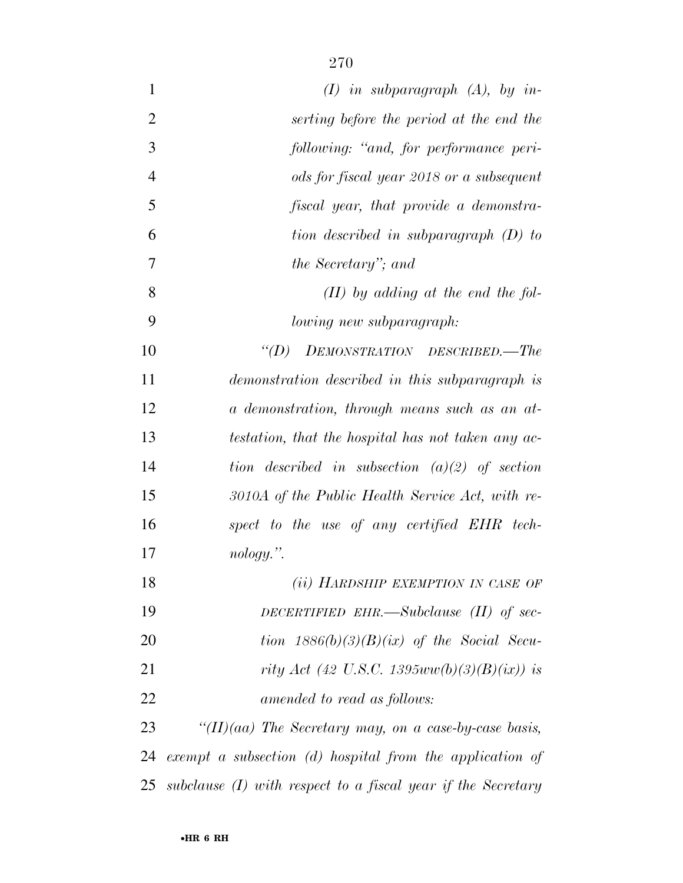*(I) in subparagraph (A), by inserting before the period at the end the following: "and, for performance periods for fiscal year 2018 or a subsequent fiscal year, that provide a demonstration described in subparagraph (D) to the Secretary"; and*

*(II) by adding at the end the following new subparagraph:*

*"(D) DEMONSTRATION DESCRIBED.—The demonstration described in this subparagraph is a demonstration, through means such as an attestation, that the hospital has not taken any action described in subsection (a)(2) of section 3010A of the Public Health Service Act, with respect to the use of any certified EHR technology.".*

*(ii) HARDSHIP EXEMPTION IN CASE OF DECERTIFIED EHR.—Subclause (II) of section 1886(b)(3)(B)(ix) of the Social Security Act (42 U.S.C. 1395ww(b)(3)(B)(ix)) is amended to read as follows:*

*"(II)(aa) The Secretary may, on a case-by-case basis, exempt a subsection (d) hospital from the application of subclause (I) with respect to a fiscal year if the Secretary*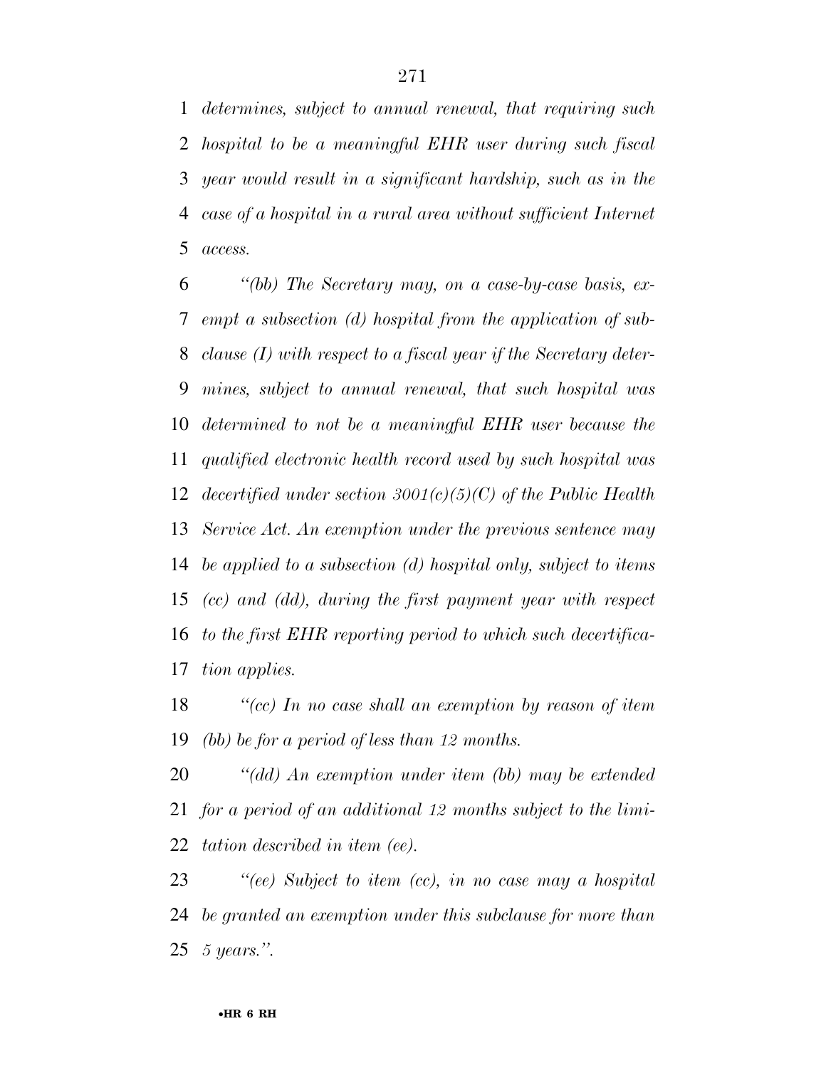*determines, subject to annual renewal, that requiring such hospital to be a meaningful EHR user during such fiscal year would result in a significant hardship, such as in the case of a hospital in a rural area without sufficient Internet access.*

*"(bb) The Secretary may, on a case-by-case basis, exempt a subsection (d) hospital from the application of subclause (I) with respect to a fiscal year if the Secretary determines, subject to annual renewal, that such hospital was determined to not be a meaningful EHR user because the qualified electronic health record used by such hospital was decertified under section 3001(c)(5)(C) of the Public Health Service Act. An exemption under the previous sentence may be applied to a subsection (d) hospital only, subject to items (cc) and (dd), during the first payment year with respect to the first EHR reporting period to which such decertification applies.*

*"(cc) In no case shall an exemption by reason of item (bb) be for a period of less than 12 months.*

*"(dd) An exemption under item (bb) may be extended for a period of an additional 12 months subject to the limitation described in item (ee).*

*"(ee) Subject to item (cc), in no case may a hospital be granted an exemption under this subclause for more than 5 years.".*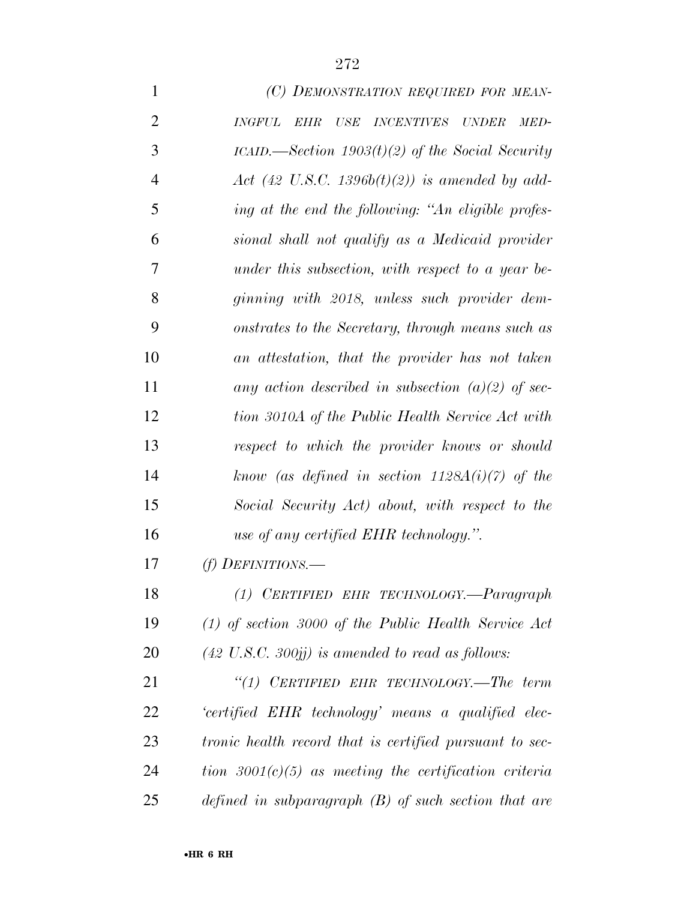*(C) DEMONSTRATION REQUIRED FOR MEANINGFUL EHR USE INCENTIVES UNDER MEDICAID.—Section 1903(t)(2) of the Social Security Act (42 U.S.C. 1396b(t)(2)) is amended by adding at the end the following: "An eligible professional shall not qualify as a Medicaid provider under this subsection, with respect to a year beginning with 2018, unless such provider demonstrates to the Secretary, through means such as an attestation, that the provider has not taken any action described in subsection (a)(2) of section 3010A of the Public Health Service Act with respect to which the provider knows or should know (as defined in section 1128A(i)(7) of the Social Security Act) about, with respect to the use of any certified EHR technology.".*

*(f) DEFINITIONS.—*

*(1) CERTIFIED EHR TECHNOLOGY.—Paragraph (1) of section 3000 of the Public Health Service Act (42 U.S.C. 300jj) is amended to read as follows:*

*"(1) CERTIFIED EHR TECHNOLOGY.—The term 'certified EHR technology' means a qualified electronic health record that is certified pursuant to section 3001(c)(5) as meeting the certification criteria defined in subparagraph (B) of such section that are*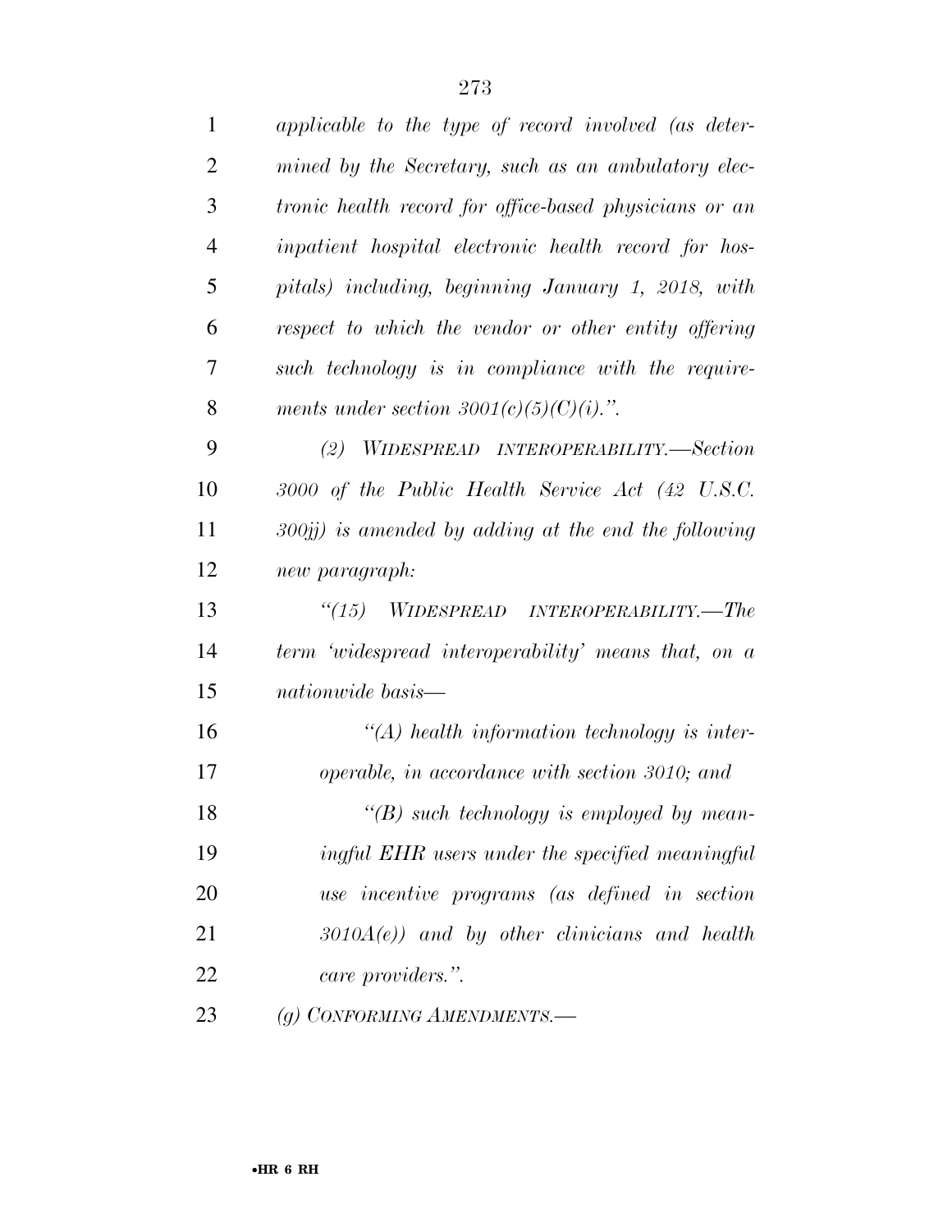*applicable to the type of record involved (as determined by the Secretary, such as an ambulatory electronic health record for office-based physicians or an inpatient hospital electronic health record for hospitals) including, beginning January 1, 2018, with respect to which the vendor or other entity offering such technology is in compliance with the requirements under section 3001(c)(5)(C)(i).''.*

*(2) WIDESPREAD INTEROPERABILITY.—Section 3000 of the Public Health Service Act (42 U.S.C. 300jj) is amended by adding at the end the following new paragraph:*

*''(15) WIDESPREAD INTEROPERABILITY.—The term 'widespread interoperability' means that, on a nationwide basis—*

*''(A) health information technology is interoperable, in accordance with section 3010; and*

*''(B) such technology is employed by meaningful EHR users under the specified meaningful use incentive programs (as defined in section 3010A(e)) and by other clinicians and health care providers.''.*

*(g) CONFORMING AMENDMENTS.—*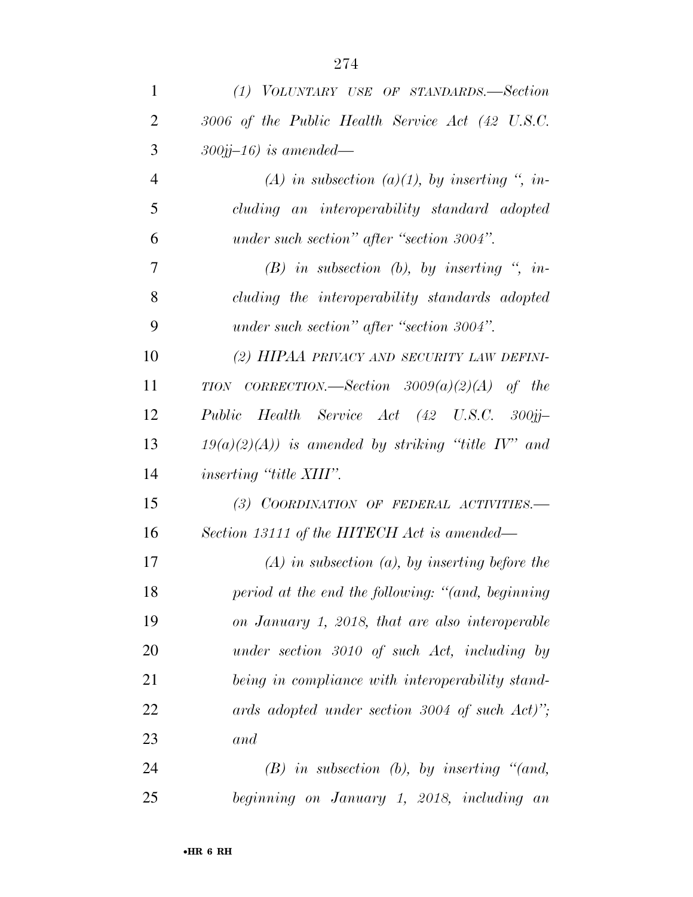*(1) VOLUNTARY USE OF STANDARDS.—Section 3006 of the Public Health Service Act (42 U.S.C. 300jj–16) is amended—*

*(A) in subsection (a)(1), by inserting ", including an interoperability standard adopted under such section" after "section 3004".*

*(B) in subsection (b), by inserting ", including the interoperability standards adopted under such section" after "section 3004".*

*(2) HIPAA PRIVACY AND SECURITY LAW DEFINITION CORRECTION.—Section 3009(a)(2)(A) of the Public Health Service Act (42 U.S.C. 300jj–19(a)(2)(A)) is amended by striking "title IV" and inserting "title XIII".*

*(3) COORDINATION OF FEDERAL ACTIVITIES.—Section 13111 of the HITECH Act is amended—*

*(A) in subsection (a), by inserting before the period at the end the following: "(and, beginning on January 1, 2018, that are also interoperable under section 3010 of such Act, including by being in compliance with interoperability standards adopted under section 3004 of such Act)"; and*

*(B) in subsection (b), by inserting "(and, beginning on January 1, 2018, including an*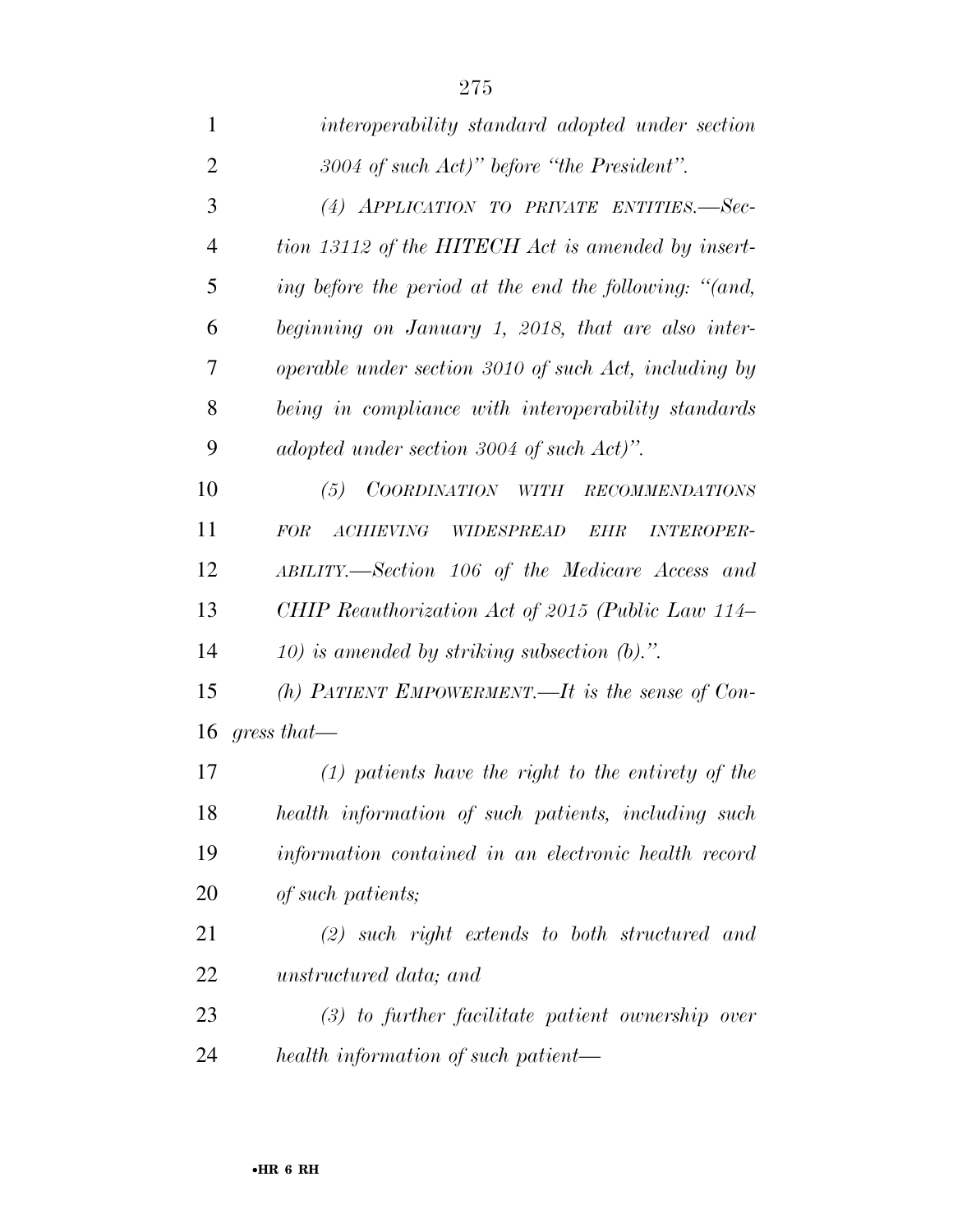*interoperability standard adopted under section 3004 of such Act)" before "the President".*

*(4) APPLICATION TO PRIVATE ENTITIES.—Section 13112 of the HITECH Act is amended by inserting before the period at the end the following: "(and, beginning on January 1, 2018, that are also interoperable under section 3010 of such Act, including by being in compliance with interoperability standards adopted under section 3004 of such Act)".*

*(5) COORDINATION WITH RECOMMENDATIONS FOR ACHIEVING WIDESPREAD EHR INTEROPERABILITY.—Section 106 of the Medicare Access and CHIP Reauthorization Act of 2015 (Public Law 114–10) is amended by striking subsection (b).".*

*(h) PATIENT EMPOWERMENT.—It is the sense of Congress that—*

*(1) patients have the right to the entirety of the health information of such patients, including such information contained in an electronic health record of such patients;*

*(2) such right extends to both structured and unstructured data; and*

*(3) to further facilitate patient ownership over health information of such patient—*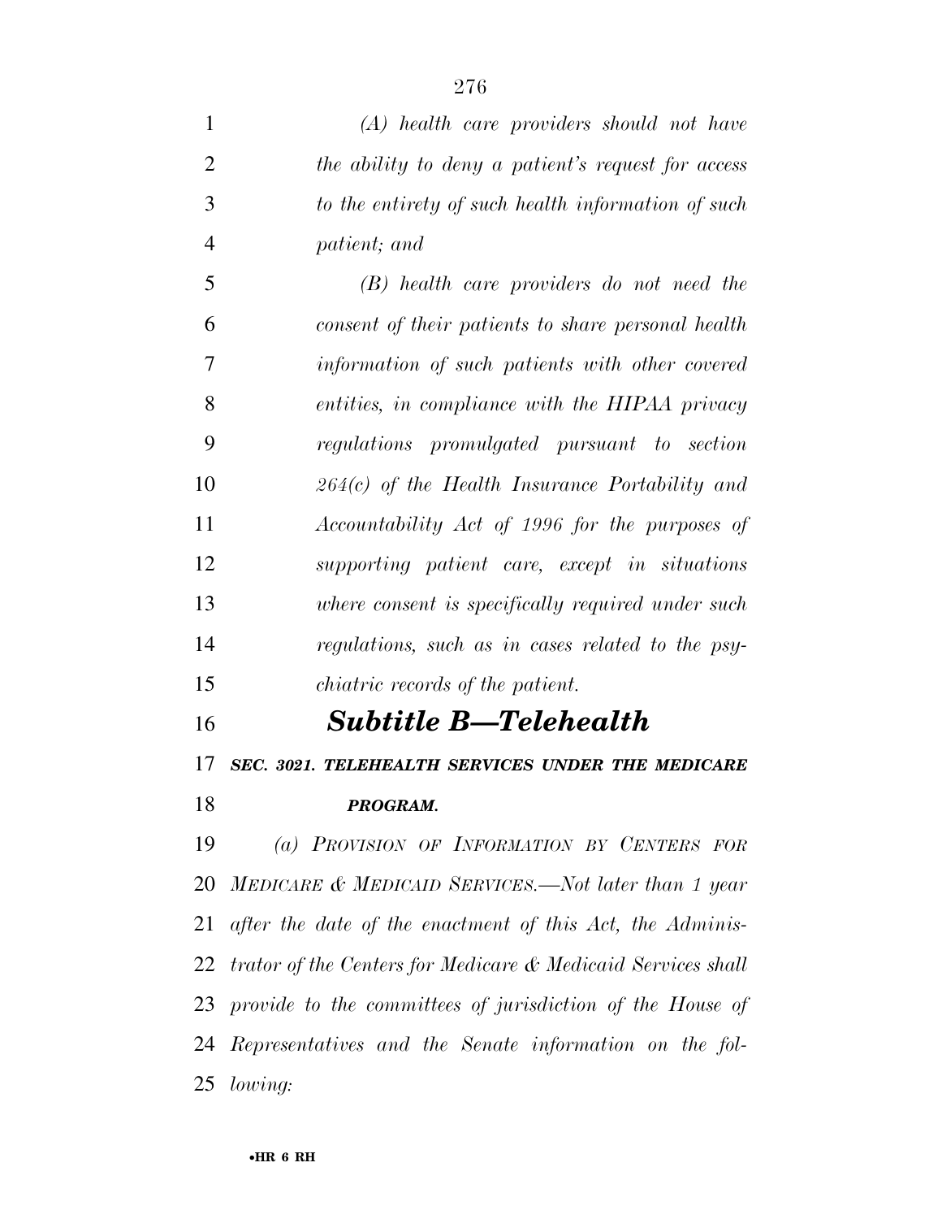*(A) health care providers should not have the ability to deny a patient's request for access to the entirety of such health information of such patient; and*

*(B) health care providers do not need the consent of their patients to share personal health information of such patients with other covered entities, in compliance with the HIPAA privacy regulations promulgated pursuant to section 264(c) of the Health Insurance Portability and Accountability Act of 1996 for the purposes of supporting patient care, except in situations where consent is specifically required under such regulations, such as in cases related to the psychiatric records of the patient.*

## *Subtitle B—Telehealth*

### *SEC. 3021. TELEHEALTH SERVICES UNDER THE MEDICARE PROGRAM.*

*(a) PROVISION OF INFORMATION BY CENTERS FOR MEDICARE & MEDICAID SERVICES.—Not later than 1 year after the date of the enactment of this Act, the Administrator of the Centers for Medicare & Medicaid Services shall provide to the committees of jurisdiction of the House of Representatives and the Senate information on the following:*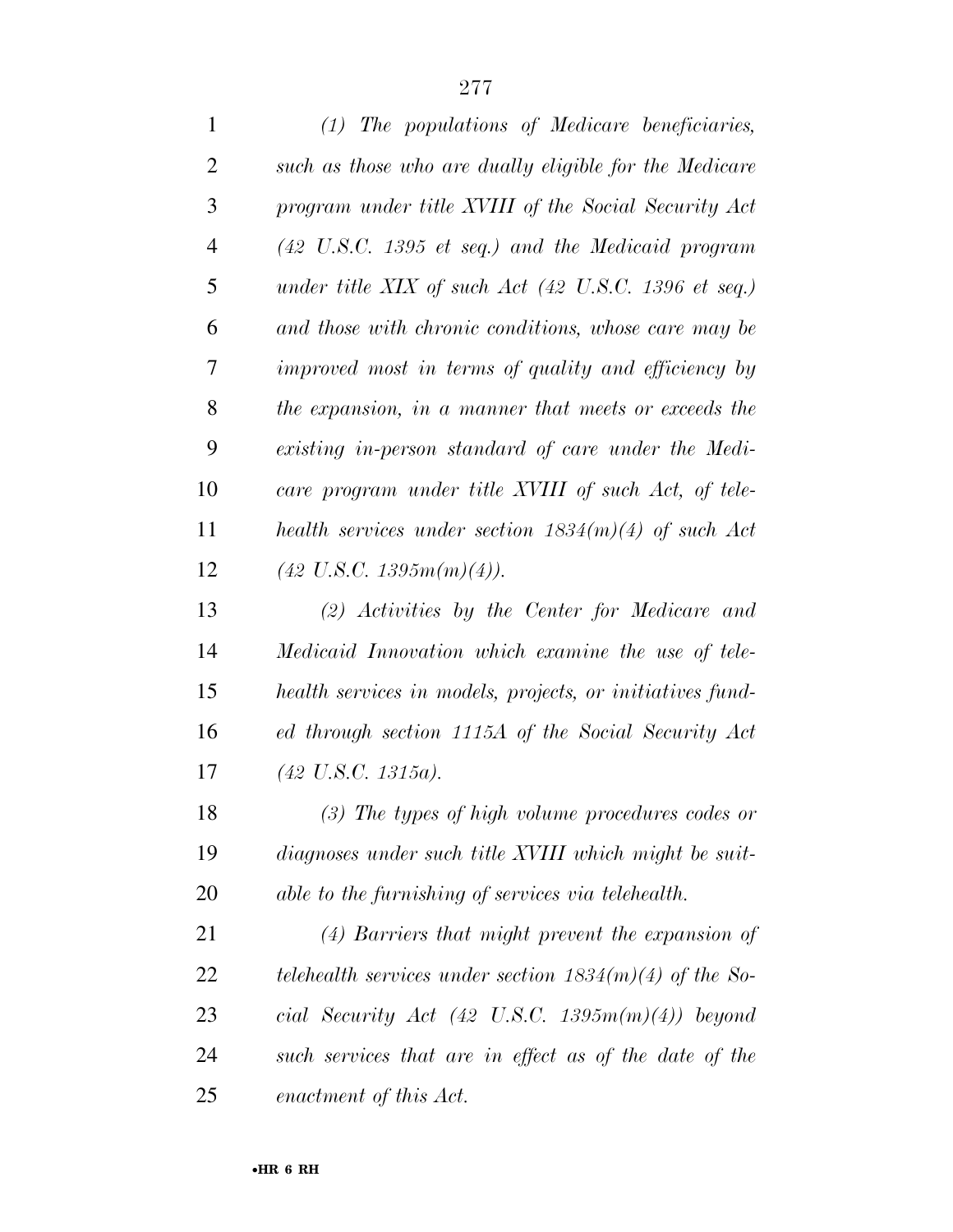*(1) The populations of Medicare beneficiaries, such as those who are dually eligible for the Medicare program under title XVIII of the Social Security Act (42 U.S.C. 1395 et seq.) and the Medicaid program under title XIX of such Act (42 U.S.C. 1396 et seq.) and those with chronic conditions, whose care may be improved most in terms of quality and efficiency by the expansion, in a manner that meets or exceeds the existing in-person standard of care under the Medicare program under title XVIII of such Act, of telehealth services under section 1834(m)(4) of such Act (42 U.S.C. 1395m(m)(4)).*

*(2) Activities by the Center for Medicare and Medicaid Innovation which examine the use of telehealth services in models, projects, or initiatives funded through section 1115A of the Social Security Act (42 U.S.C. 1315a).*

*(3) The types of high volume procedures codes or diagnoses under such title XVIII which might be suitable to the furnishing of services via telehealth.*

*(4) Barriers that might prevent the expansion of telehealth services under section 1834(m)(4) of the Social Security Act (42 U.S.C. 1395m(m)(4)) beyond such services that are in effect as of the date of the enactment of this Act.*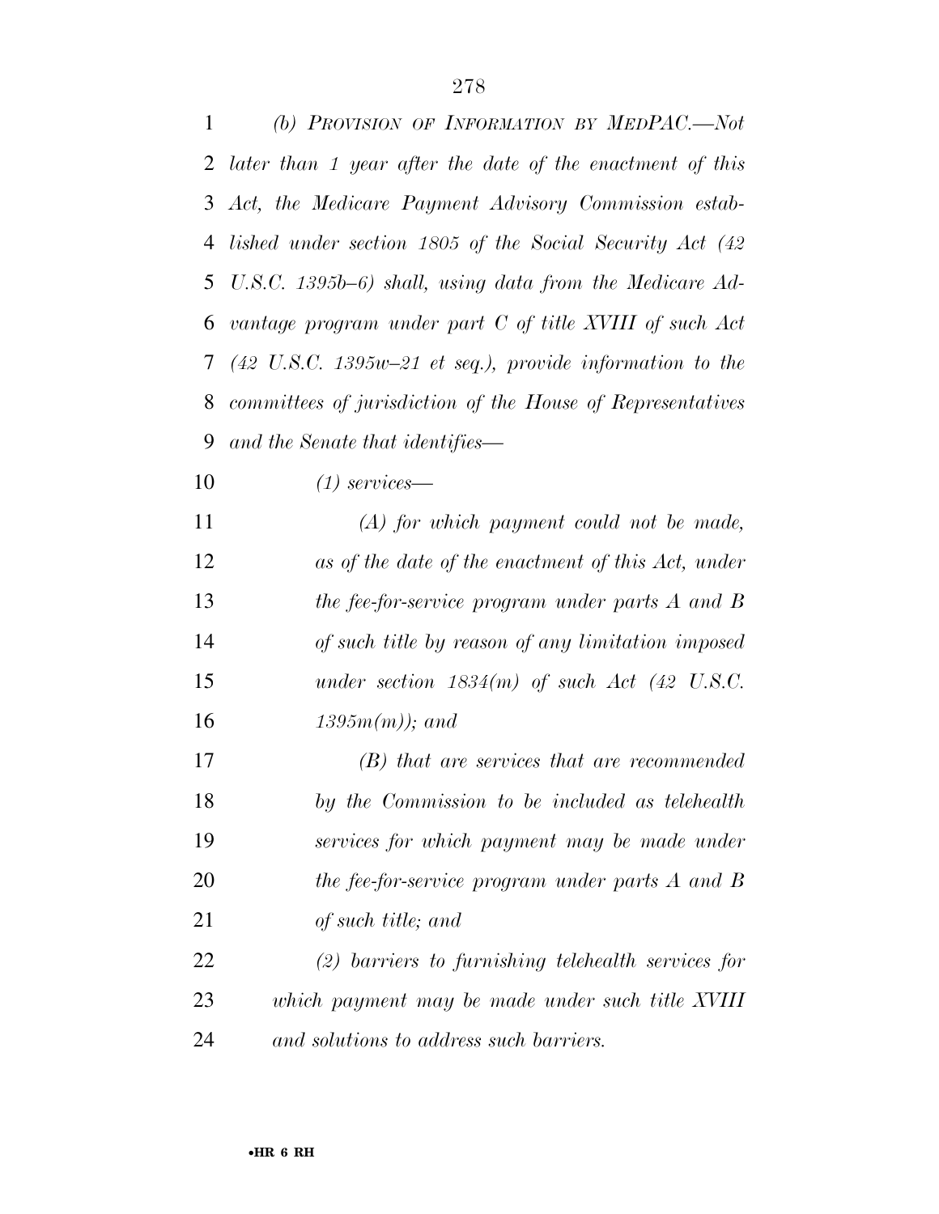*(b) PROVISION OF INFORMATION BY MEDPAC.—Not later than 1 year after the date of the enactment of this Act, the Medicare Payment Advisory Commission established under section 1805 of the Social Security Act (42 U.S.C. 1395b–6) shall, using data from the Medicare Advantage program under part C of title XVIII of such Act (42 U.S.C. 1395w–21 et seq.), provide information to the committees of jurisdiction of the House of Representatives and the Senate that identifies—*

*(1) services—*

*(A) for which payment could not be made, as of the date of the enactment of this Act, under the fee-for-service program under parts A and B of such title by reason of any limitation imposed under section 1834(m) of such Act (42 U.S.C. 1395m(m)); and*

*(B) that are services that are recommended by the Commission to be included as telehealth services for which payment may be made under the fee-for-service program under parts A and B of such title; and*

*(2) barriers to furnishing telehealth services for which payment may be made under such title XVIII and solutions to address such barriers.*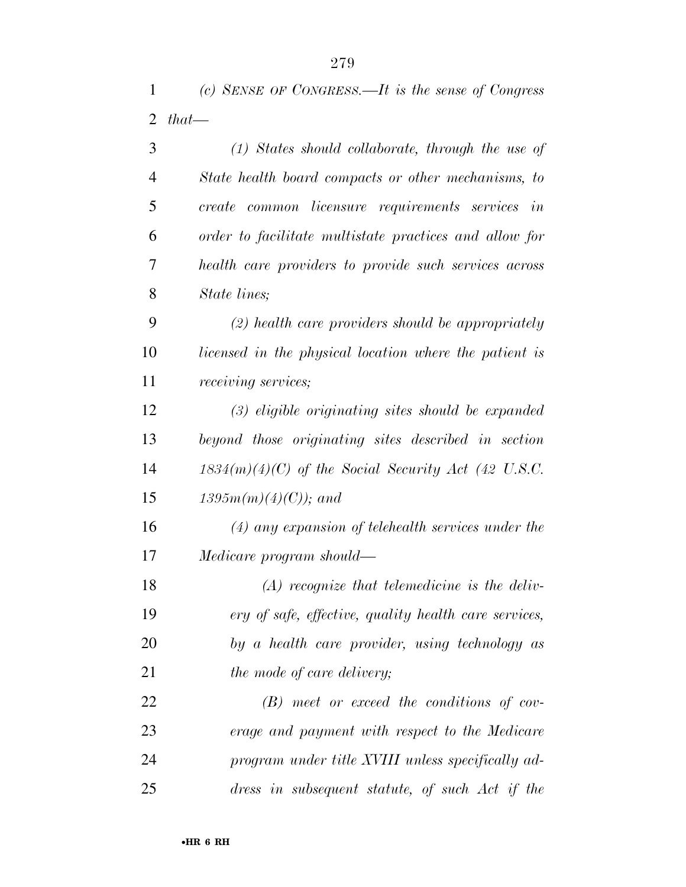*(c) SENSE OF CONGRESS.—It is the sense of Congress that—*

*(1) States should collaborate, through the use of State health board compacts or other mechanisms, to create common licensure requirements services in order to facilitate multistate practices and allow for health care providers to provide such services across State lines;*

*(2) health care providers should be appropriately licensed in the physical location where the patient is receiving services;*

*(3) eligible originating sites should be expanded beyond those originating sites described in section 1834(m)(4)(C) of the Social Security Act (42 U.S.C. 1395m(m)(4)(C)); and*

*(4) any expansion of telehealth services under the Medicare program should—*

*(A) recognize that telemedicine is the delivery of safe, effective, quality health care services, by a health care provider, using technology as the mode of care delivery;*

*(B) meet or exceed the conditions of coverage and payment with respect to the Medicare program under title XVIII unless specifically address in subsequent statute, of such Act if the*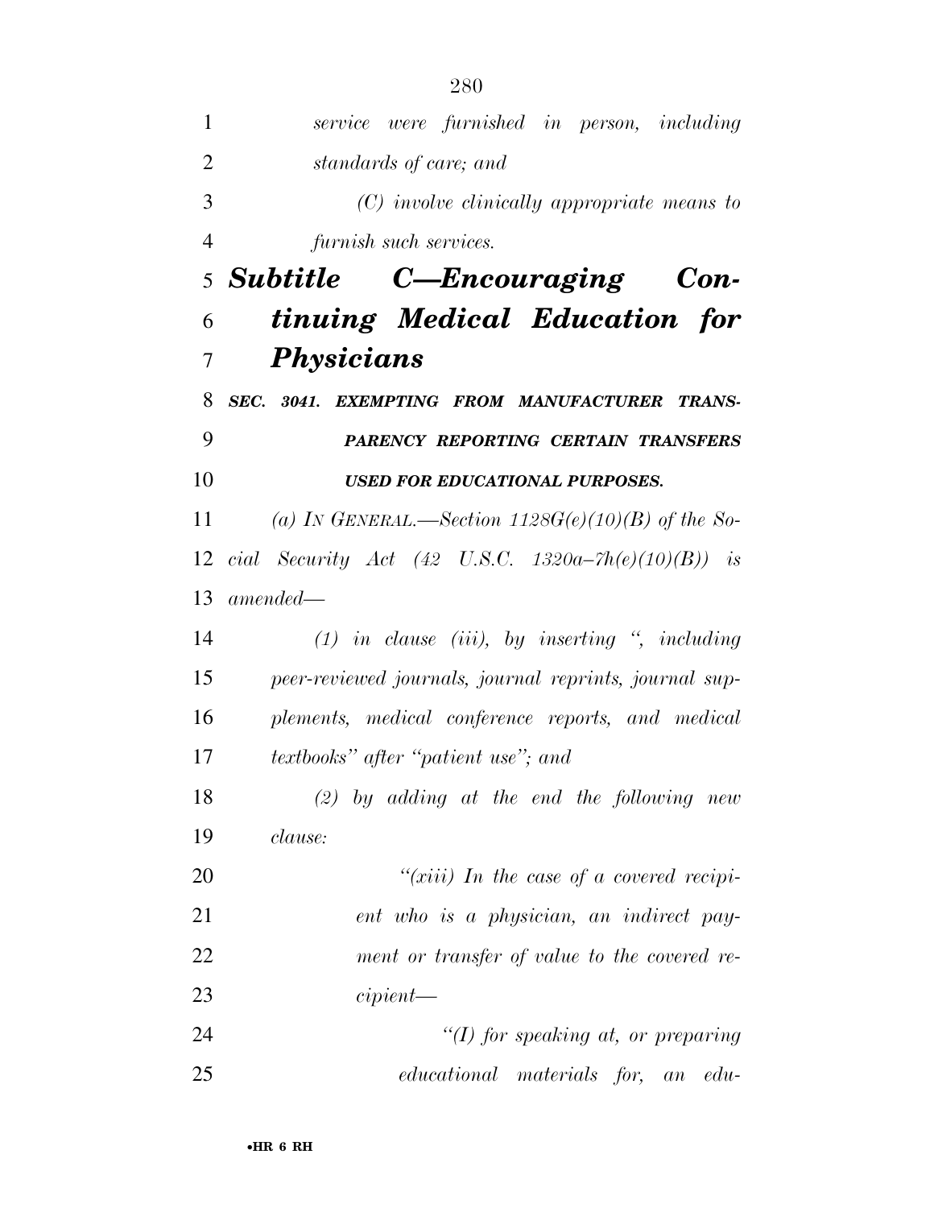*service were furnished in person, including standards of care; and*

*(C) involve clinically appropriate means to furnish such services.*

## *Subtitle C—Encouraging Continuing Medical Education for Physicians*

***SEC. 3041. EXEMPTING FROM MANUFACTURER TRANSPARENCY REPORTING CERTAIN TRANSFERS USED FOR EDUCATIONAL PURPOSES.***

*(a) IN GENERAL.—Section 1128G(e)(10)(B) of the Social Security Act (42 U.S.C. 1320a–7h(e)(10)(B)) is amended—*

*(1) in clause (iii), by inserting ", including peer-reviewed journals, journal reprints, journal supplements, medical conference reports, and medical textbooks" after "patient use"; and*

*(2) by adding at the end the following new clause:*

*"(xiii) In the case of a covered recipient who is a physician, an indirect payment or transfer of value to the covered recipient—*

*"(I) for speaking at, or preparing educational materials for, an edu-*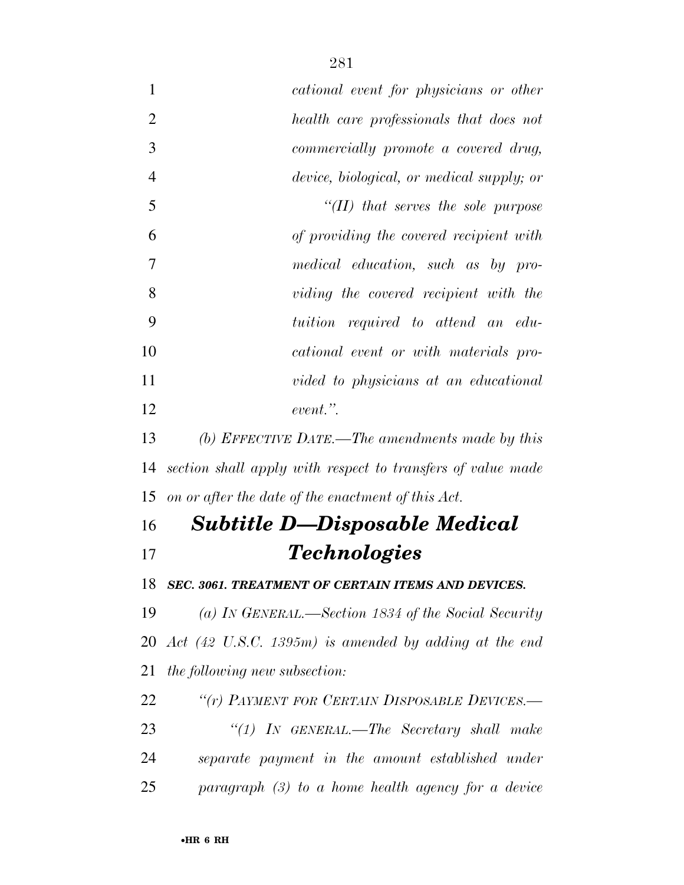*cational event for physicians or other health care professionals that does not commercially promote a covered drug, device, biological, or medical supply; or*

*"(II) that serves the sole purpose of providing the covered recipient with medical education, such as by providing the covered recipient with the tuition required to attend an educational event or with materials provided to physicians at an educational event.".*

*(b) EFFECTIVE DATE.—The amendments made by this section shall apply with respect to transfers of value made on or after the date of the enactment of this Act.*

## *Subtitle D—Disposable Medical Technologies*

***SEC. 3061. TREATMENT OF CERTAIN ITEMS AND DEVICES.***

*(a) IN GENERAL.—Section 1834 of the Social Security Act (42 U.S.C. 1395m) is amended by adding at the end the following new subsection:*

*"(r) PAYMENT FOR CERTAIN DISPOSABLE DEVICES.—*

*"(1) IN GENERAL.—The Secretary shall make separate payment in the amount established under paragraph (3) to a home health agency for a device*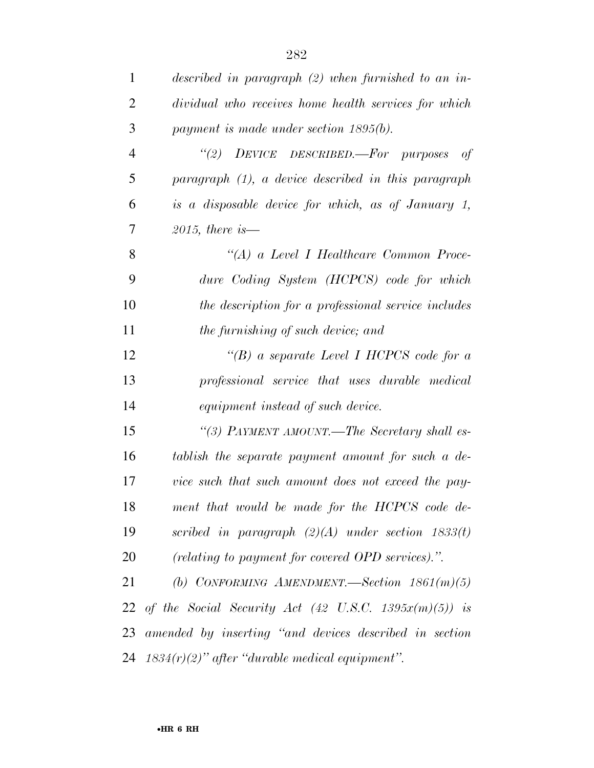*described in paragraph (2) when furnished to an individual who receives home health services for which payment is made under section 1895(b).*

*"(2) DEVICE DESCRIBED.—For purposes of paragraph (1), a device described in this paragraph is a disposable device for which, as of January 1, 2015, there is—*

*"(A) a Level I Healthcare Common Procedure Coding System (HCPCS) code for which the description for a professional service includes the furnishing of such device; and*

*"(B) a separate Level I HCPCS code for a professional service that uses durable medical equipment instead of such device.*

*"(3) PAYMENT AMOUNT.—The Secretary shall establish the separate payment amount for such a device such that such amount does not exceed the payment that would be made for the HCPCS code described in paragraph (2)(A) under section 1833(t) (relating to payment for covered OPD services).".*

*(b) CONFORMING AMENDMENT.—Section 1861(m)(5) of the Social Security Act (42 U.S.C. 1395x(m)(5)) is amended by inserting "and devices described in section 1834(r)(2)" after "durable medical equipment".*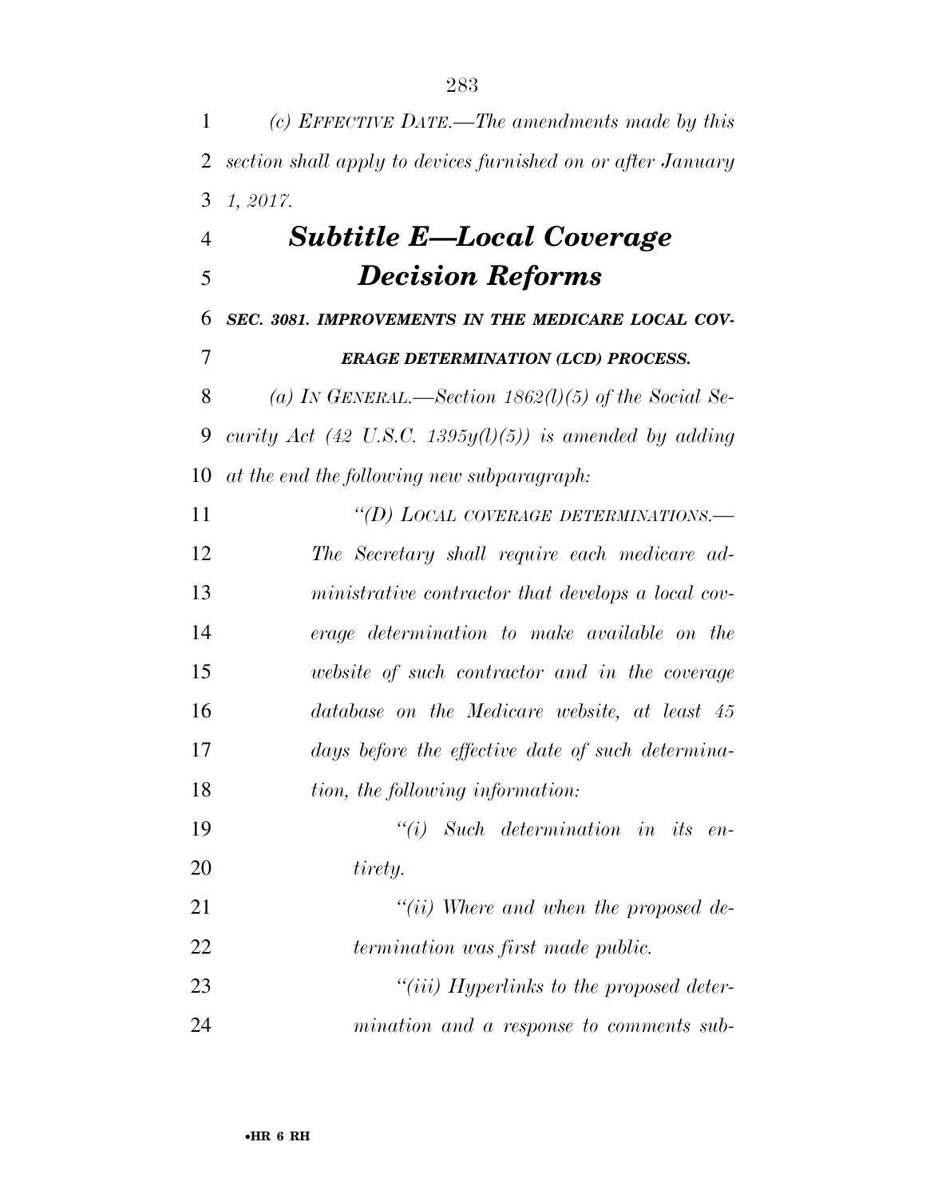*(c) EFFECTIVE DATE.—The amendments made by this section shall apply to devices furnished on or after January 1, 2017.*

## *Subtitle E—Local Coverage Decision Reforms*

***SEC. 3081. IMPROVEMENTS IN THE MEDICARE LOCAL COVERAGE DETERMINATION (LCD) PROCESS.***

*(a) IN GENERAL.—Section 1862(l)(5) of the Social Security Act (42 U.S.C. 1395y(l)(5)) is amended by adding at the end the following new subparagraph:*

*"(D) LOCAL COVERAGE DETERMINATIONS.—The Secretary shall require each medicare administrative contractor that develops a local coverage determination to make available on the website of such contractor and in the coverage database on the Medicare website, at least 45 days before the effective date of such determination, the following information:*

*"(i) Such determination in its entirety.*

*"(ii) Where and when the proposed determination was first made public.*

*"(iii) Hyperlinks to the proposed determination and a response to comments sub-*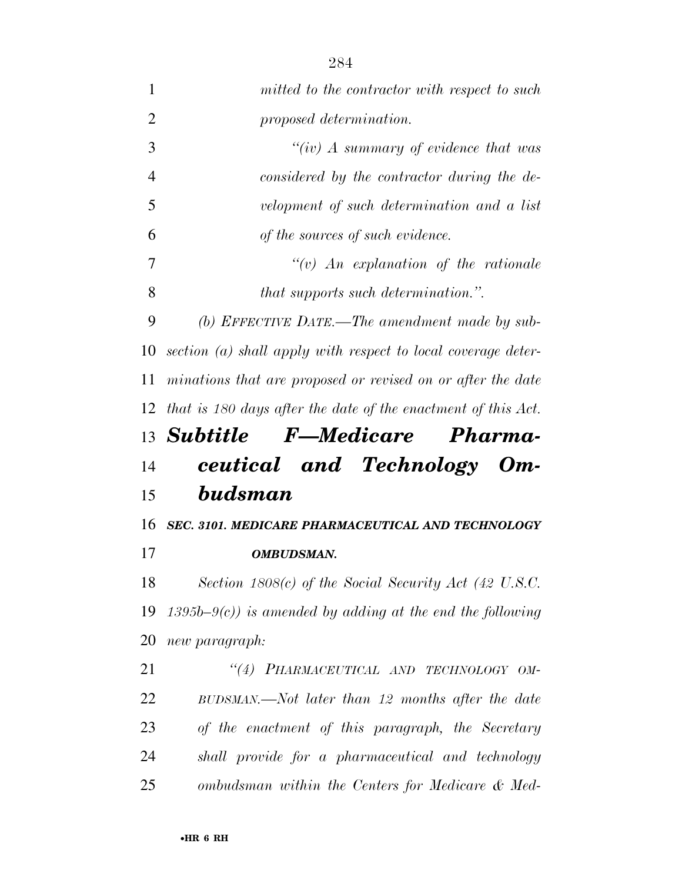*mitted to the contractor with respect to such proposed determination.*

*"(iv) A summary of evidence that was considered by the contractor during the development of such determination and a list of the sources of such evidence.*

*"(v) An explanation of the rationale that supports such determination.".*

*(b) EFFECTIVE DATE.—The amendment made by subsection (a) shall apply with respect to local coverage determinations that are proposed or revised on or after the date that is 180 days after the date of the enactment of this Act.*

## ***Subtitle F—Medicare Pharmaceutical and Technology Ombudsman***

***SEC. 3101. MEDICARE PHARMACEUTICAL AND TECHNOLOGY OMBUDSMAN.***

*Section 1808(c) of the Social Security Act (42 U.S.C. 1395b–9(c)) is amended by adding at the end the following new paragraph:*

*"(4) PHARMACEUTICAL AND TECHNOLOGY OMBUDSMAN.—Not later than 12 months after the date of the enactment of this paragraph, the Secretary shall provide for a pharmaceutical and technology ombudsman within the Centers for Medicare & Med-*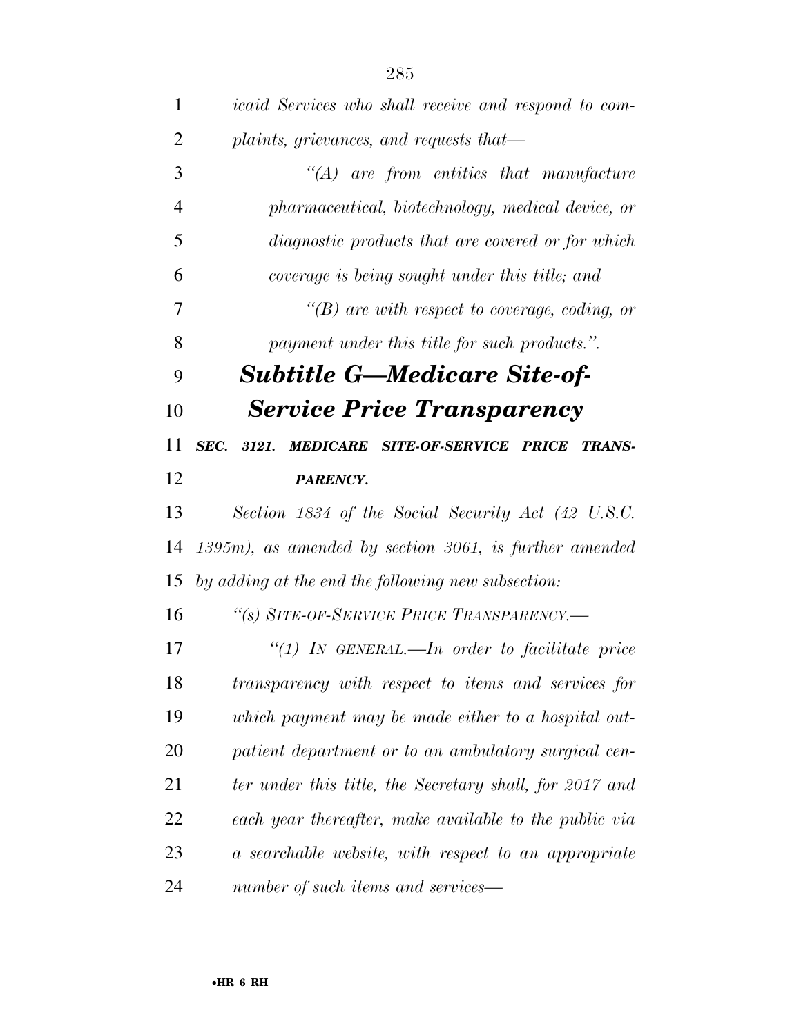*icaid Services who shall receive and respond to complaints, grievances, and requests that—*

*"(A) are from entities that manufacture pharmaceutical, biotechnology, medical device, or diagnostic products that are covered or for which coverage is being sought under this title; and*

*"(B) are with respect to coverage, coding, or payment under this title for such products.".*

## *Subtitle G—Medicare Site-of-Service Price Transparency*

***SEC. 3121. MEDICARE SITE-OF-SERVICE PRICE TRANSPARENCY.***

*Section 1834 of the Social Security Act (42 U.S.C. 1395m), as amended by section 3061, is further amended by adding at the end the following new subsection:*

*"(s) SITE-OF-SERVICE PRICE TRANSPARENCY.—*

*"(1) IN GENERAL.—In order to facilitate price transparency with respect to items and services for which payment may be made either to a hospital outpatient department or to an ambulatory surgical center under this title, the Secretary shall, for 2017 and each year thereafter, make available to the public via a searchable website, with respect to an appropriate number of such items and services—*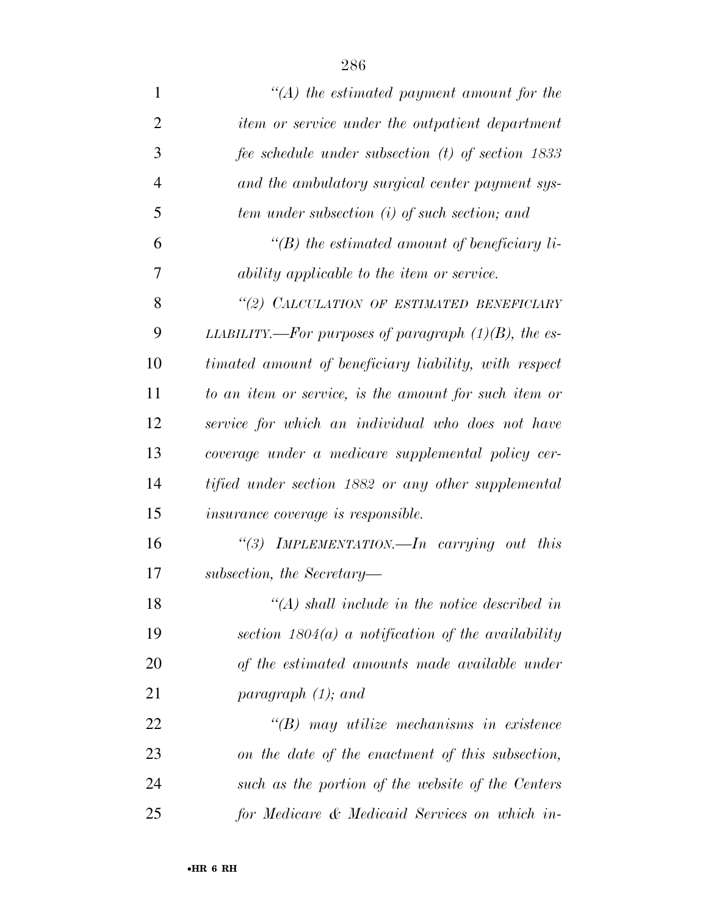*"(A) the estimated payment amount for the item or service under the outpatient department fee schedule under subsection (t) of section 1833 and the ambulatory surgical center payment system under subsection (i) of such section; and*

*"(B) the estimated amount of beneficiary liability applicable to the item or service.*

*"(2) CALCULATION OF ESTIMATED BENEFICIARY LIABILITY.—For purposes of paragraph (1)(B), the estimated amount of beneficiary liability, with respect to an item or service, is the amount for such item or service for which an individual who does not have coverage under a medicare supplemental policy certified under section 1882 or any other supplemental insurance coverage is responsible.*

*"(3) IMPLEMENTATION.—In carrying out this subsection, the Secretary—*

*"(A) shall include in the notice described in section 1804(a) a notification of the availability of the estimated amounts made available under paragraph (1); and*

*"(B) may utilize mechanisms in existence on the date of the enactment of this subsection, such as the portion of the website of the Centers for Medicare & Medicaid Services on which in-*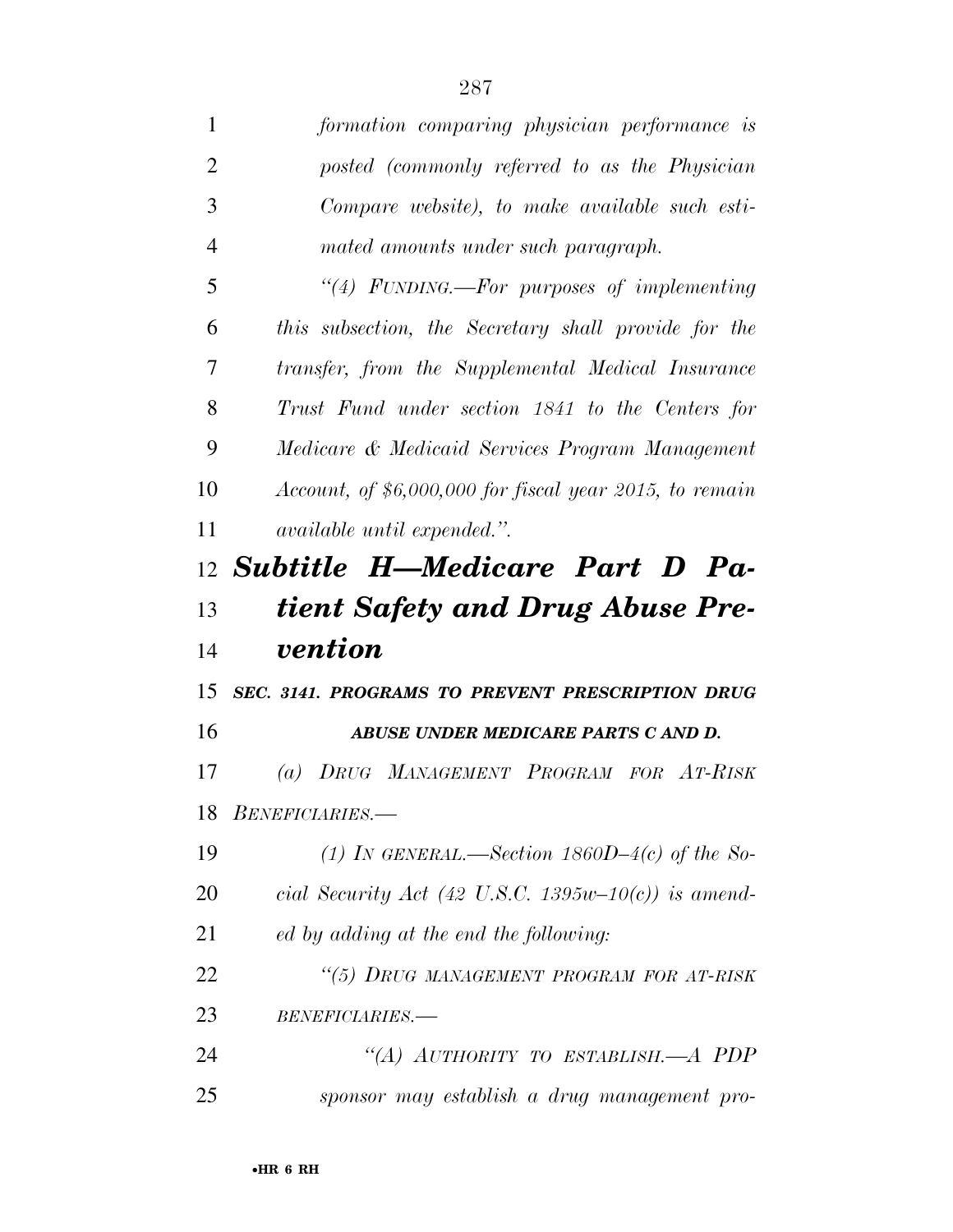*formation comparing physician performance is posted (commonly referred to as the Physician Compare website), to make available such estimated amounts under such paragraph.*

*"(4) FUNDING.—For purposes of implementing this subsection, the Secretary shall provide for the transfer, from the Supplemental Medical Insurance Trust Fund under section 1841 to the Centers for Medicare & Medicaid Services Program Management Account, of $6,000,000 for fiscal year 2015, to remain available until expended.".*

## *Subtitle H—Medicare Part D Patient Safety and Drug Abuse Prevention*

***SEC. 3141. PROGRAMS TO PREVENT PRESCRIPTION DRUG ABUSE UNDER MEDICARE PARTS C AND D.***

*(a) DRUG MANAGEMENT PROGRAM FOR AT-RISK BENEFICIARIES.—*

*(1) IN GENERAL.—Section 1860D–4(c) of the Social Security Act (42 U.S.C. 1395w–10(c)) is amended by adding at the end the following:*

*"(5) DRUG MANAGEMENT PROGRAM FOR AT-RISK BENEFICIARIES.—*

*"(A) AUTHORITY TO ESTABLISH.—A PDP sponsor may establish a drug management pro-*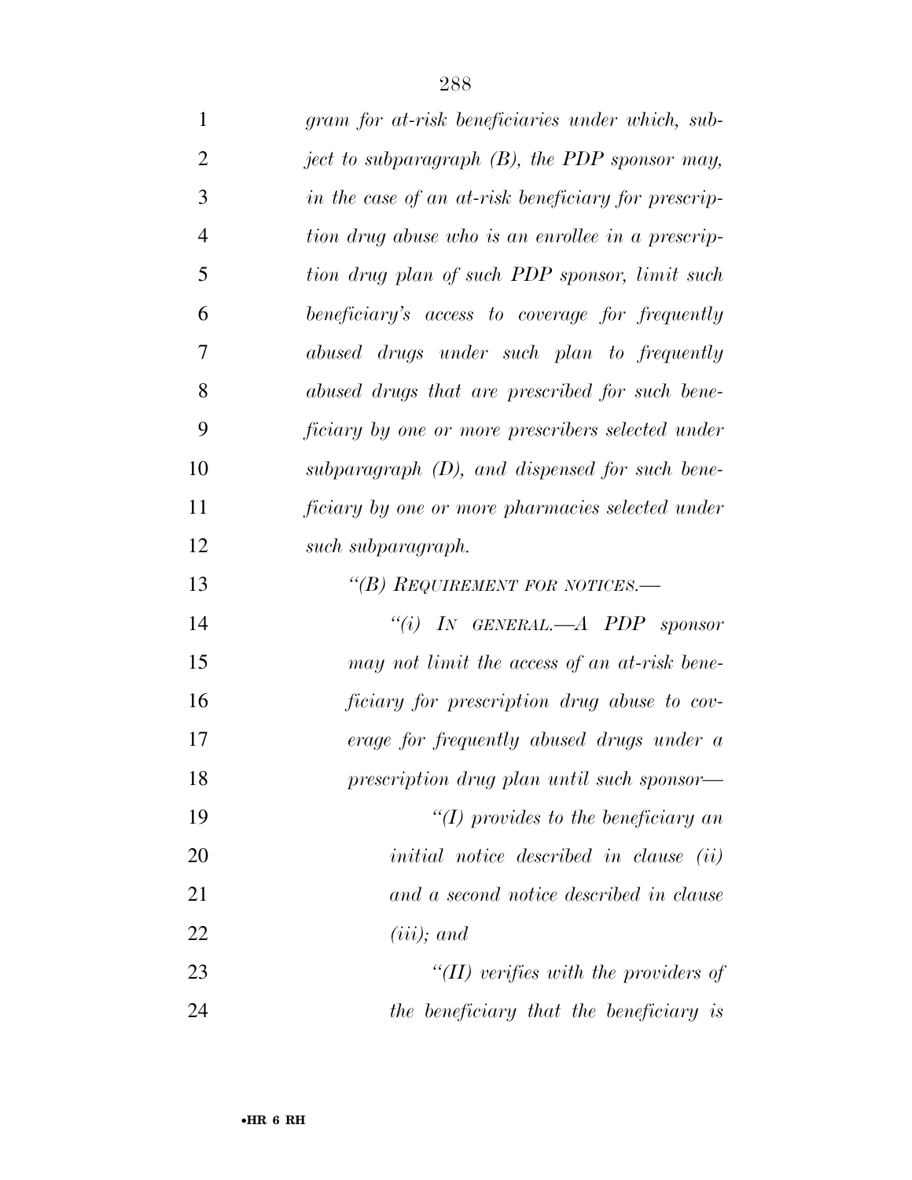*gram for at-risk beneficiaries under which, subject to subparagraph (B), the PDP sponsor may, in the case of an at-risk beneficiary for prescription drug abuse who is an enrollee in a prescription drug plan of such PDP sponsor, limit such beneficiary's access to coverage for frequently abused drugs under such plan to frequently abused drugs that are prescribed for such beneficiary by one or more prescribers selected under subparagraph (D), and dispensed for such beneficiary by one or more pharmacies selected under such subparagraph.*

*"(B) REQUIREMENT FOR NOTICES.—*

*"(i) IN GENERAL.—A PDP sponsor may not limit the access of an at-risk beneficiary for prescription drug abuse to coverage for frequently abused drugs under a prescription drug plan until such sponsor—*

*"(I) provides to the beneficiary an initial notice described in clause (ii) and a second notice described in clause (iii); and*

*"(II) verifies with the providers of the beneficiary that the beneficiary is*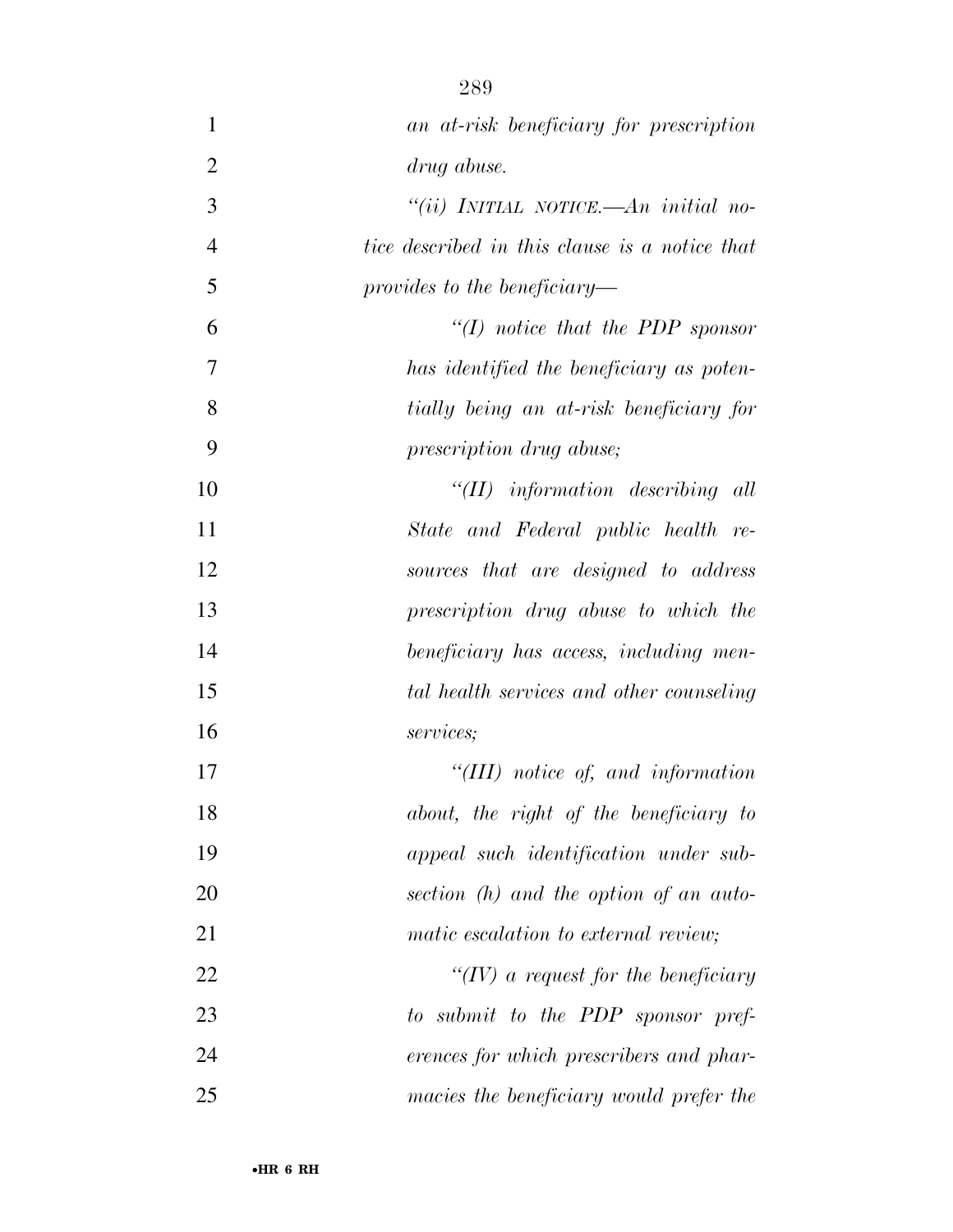*an at-risk beneficiary for prescription drug abuse.*

*"(ii) INITIAL NOTICE.—An initial notice described in this clause is a notice that provides to the beneficiary—*

*"(I) notice that the PDP sponsor has identified the beneficiary as potentially being an at-risk beneficiary for prescription drug abuse;*

*"(II) information describing all State and Federal public health resources that are designed to address prescription drug abuse to which the beneficiary has access, including mental health services and other counseling services;*

*"(III) notice of, and information about, the right of the beneficiary to appeal such identification under subsection (h) and the option of an automatic escalation to external review;*

*"(IV) a request for the beneficiary to submit to the PDP sponsor preferences for which prescribers and pharmacies the beneficiary would prefer the*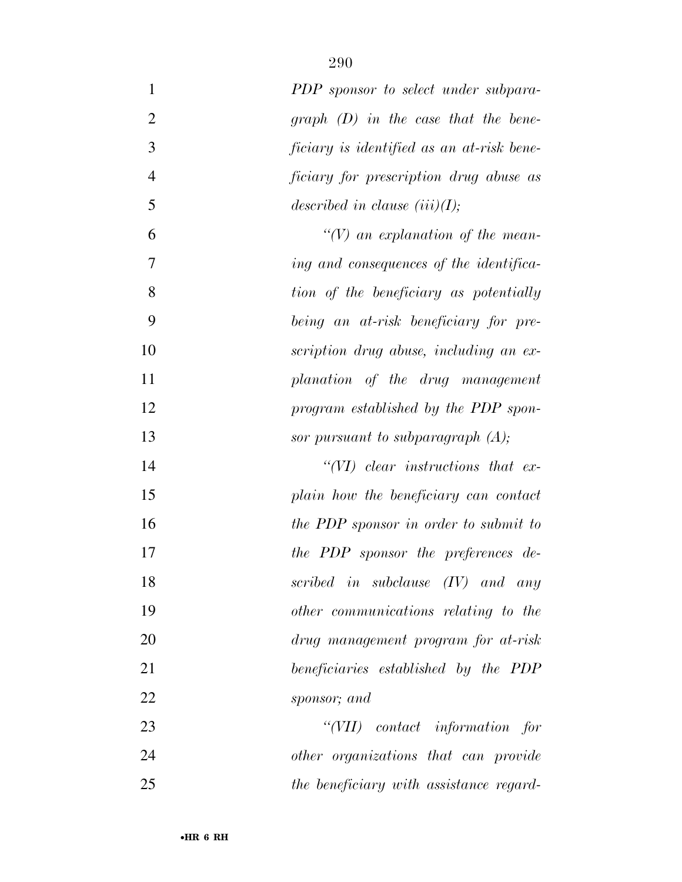*PDP sponsor to select under subparagraph (D) in the case that the beneficiary is identified as an at-risk beneficiary for prescription drug abuse as described in clause (iii)(I);*

*"(V) an explanation of the meaning and consequences of the identification of the beneficiary as potentially being an at-risk beneficiary for prescription drug abuse, including an explanation of the drug management program established by the PDP sponsor pursuant to subparagraph (A);*

*"(VI) clear instructions that explain how the beneficiary can contact the PDP sponsor in order to submit to the PDP sponsor the preferences described in subclause (IV) and any other communications relating to the drug management program for at-risk beneficiaries established by the PDP sponsor; and*

*"(VII) contact information for other organizations that can provide the beneficiary with assistance regard-*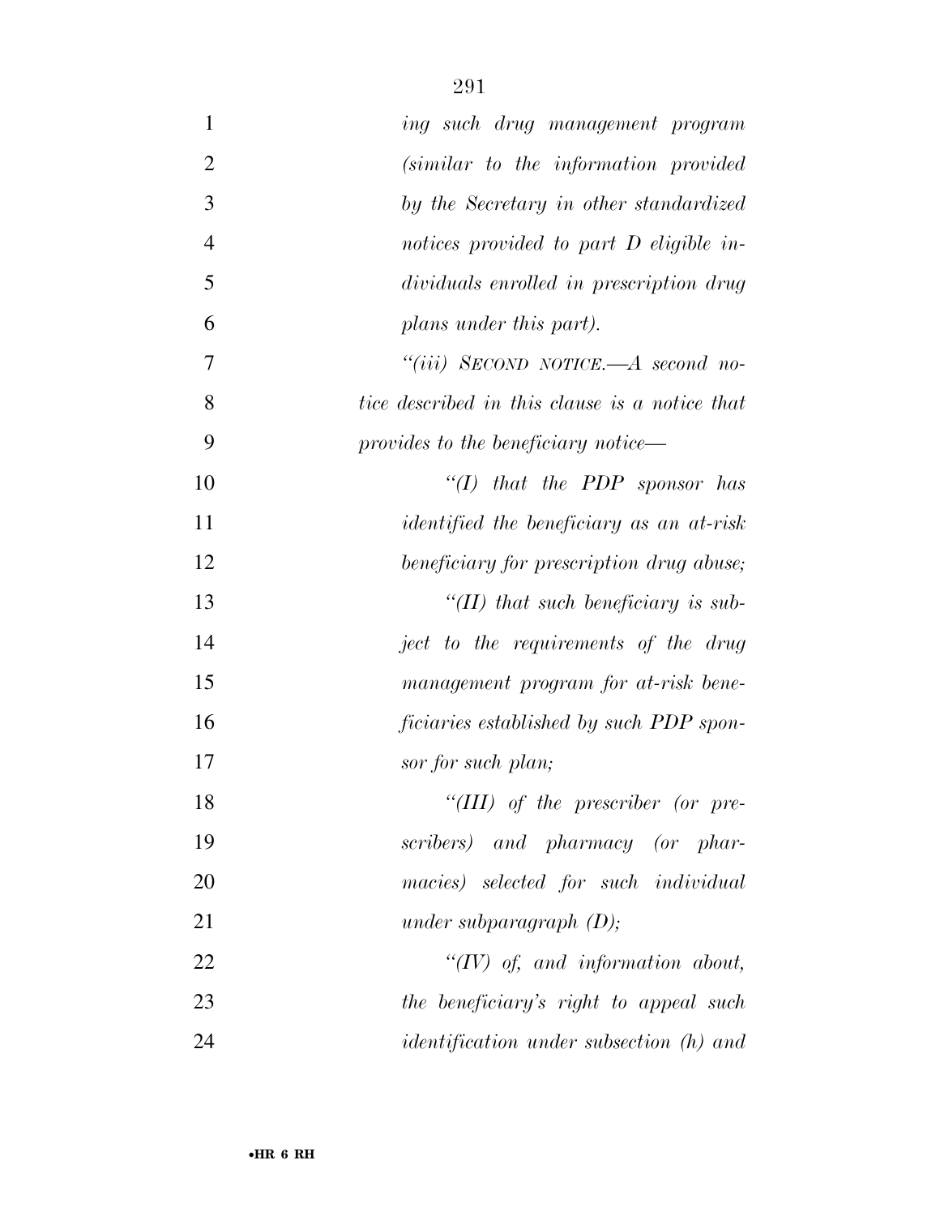*ing such drug management program (similar to the information provided by the Secretary in other standardized notices provided to part D eligible individuals enrolled in prescription drug plans under this part).*

*"(iii) SECOND NOTICE.—A second notice described in this clause is a notice that provides to the beneficiary notice—*

*"(I) that the PDP sponsor has identified the beneficiary as an at-risk beneficiary for prescription drug abuse;*

*"(II) that such beneficiary is subject to the requirements of the drug management program for at-risk beneficiaries established by such PDP sponsor for such plan;*

*"(III) of the prescriber (or prescribers) and pharmacy (or pharmacies) selected for such individual under subparagraph (D);*

*"(IV) of, and information about, the beneficiary's right to appeal such identification under subsection (h) and*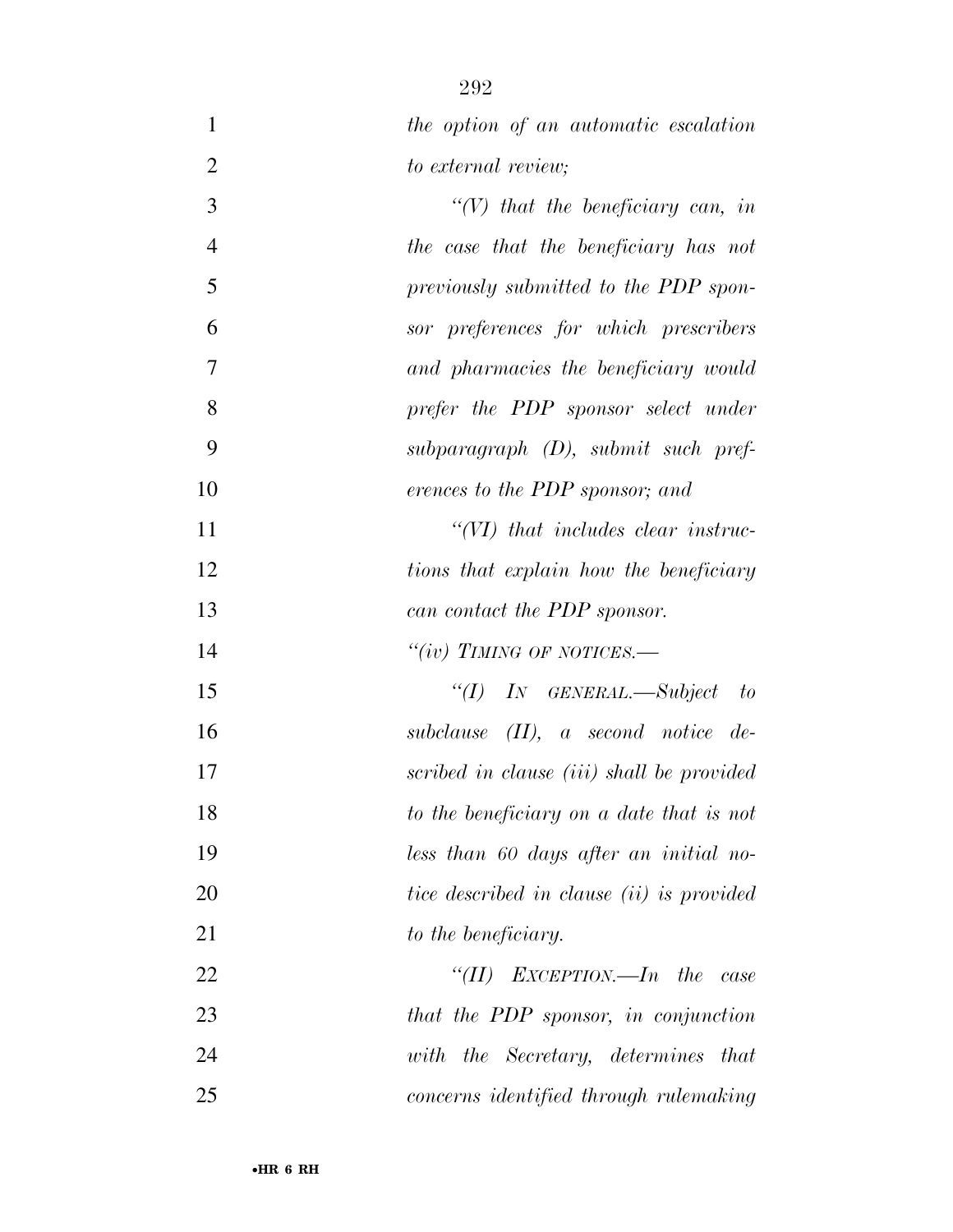*the option of an automatic escalation to external review;*

*"(V) that the beneficiary can, in the case that the beneficiary has not previously submitted to the PDP sponsor preferences for which prescribers and pharmacies the beneficiary would prefer the PDP sponsor select under subparagraph (D), submit such preferences to the PDP sponsor; and*

*"(VI) that includes clear instructions that explain how the beneficiary can contact the PDP sponsor.*

*"(iv) TIMING OF NOTICES.—*

*"(I) IN GENERAL.—Subject to subclause (II), a second notice described in clause (iii) shall be provided to the beneficiary on a date that is not less than 60 days after an initial notice described in clause (ii) is provided to the beneficiary.*

*"(II) EXCEPTION.—In the case that the PDP sponsor, in conjunction with the Secretary, determines that concerns identified through rulemaking*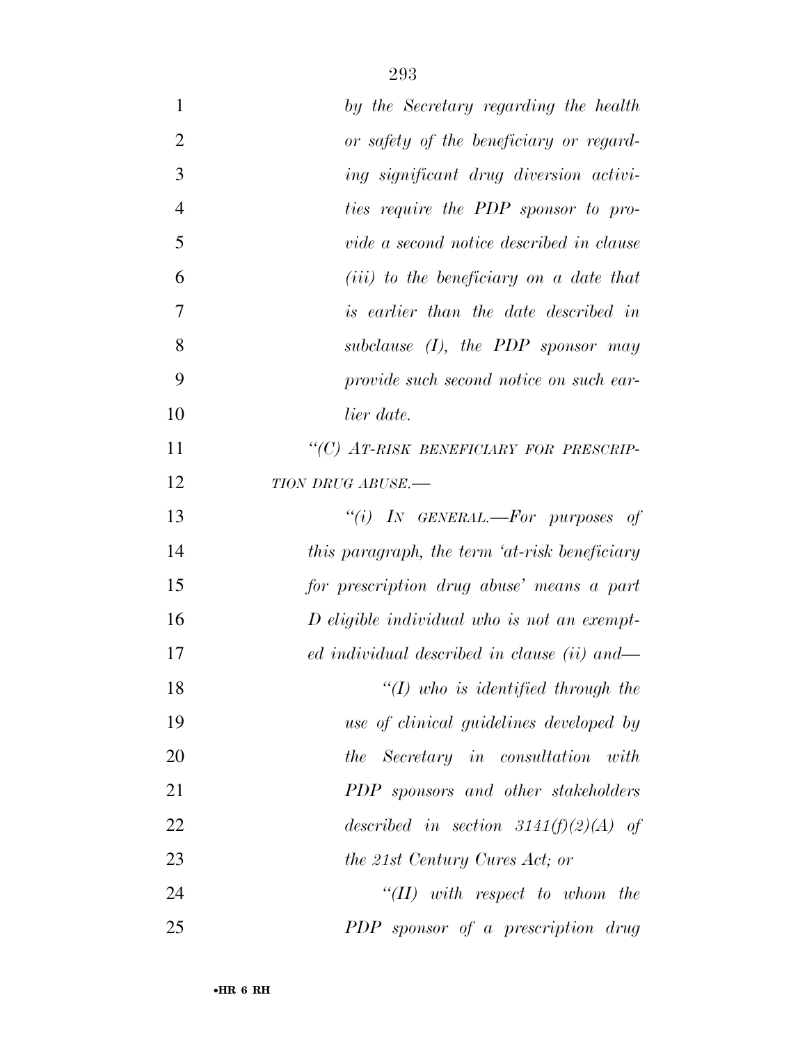*by the Secretary regarding the health or safety of the beneficiary or regarding significant drug diversion activities require the PDP sponsor to provide a second notice described in clause (iii) to the beneficiary on a date that is earlier than the date described in subclause (I), the PDP sponsor may provide such second notice on such earlier date.*

*"(C) AT-RISK BENEFICIARY FOR PRESCRIPTION DRUG ABUSE.—*

*"(i) IN GENERAL.—For purposes of this paragraph, the term 'at-risk beneficiary for prescription drug abuse' means a part D eligible individual who is not an exempted individual described in clause (ii) and—*

*"(I) who is identified through the use of clinical guidelines developed by the Secretary in consultation with PDP sponsors and other stakeholders described in section 3141(f)(2)(A) of the 21st Century Cures Act; or*

*"(II) with respect to whom the PDP sponsor of a prescription drug*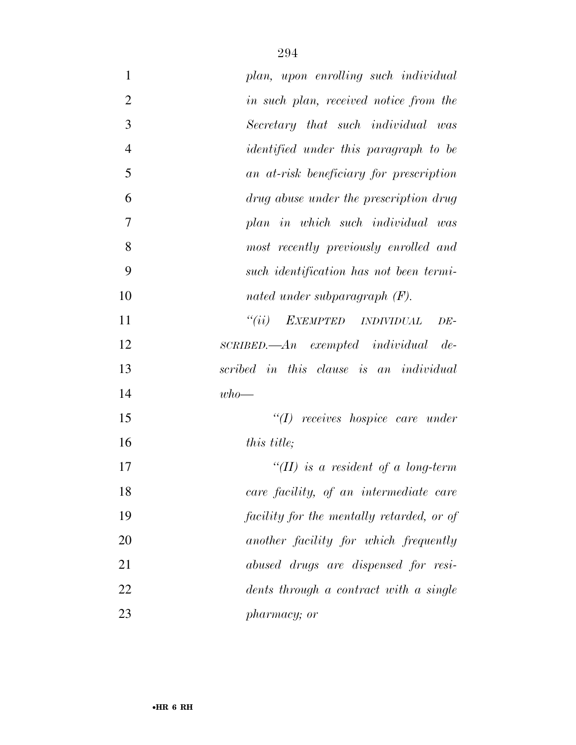*plan, upon enrolling such individual in such plan, received notice from the Secretary that such individual was identified under this paragraph to be an at-risk beneficiary for prescription drug abuse under the prescription drug plan in which such individual was most recently previously enrolled and such identification has not been terminated under subparagraph (F).*

*"(ii) EXEMPTED INDIVIDUAL DESCRIBED.—An exempted individual described in this clause is an individual who—*

*"(I) receives hospice care under this title;*

*"(II) is a resident of a long-term care facility, of an intermediate care facility for the mentally retarded, or of another facility for which frequently abused drugs are dispensed for residents through a contract with a single pharmacy; or*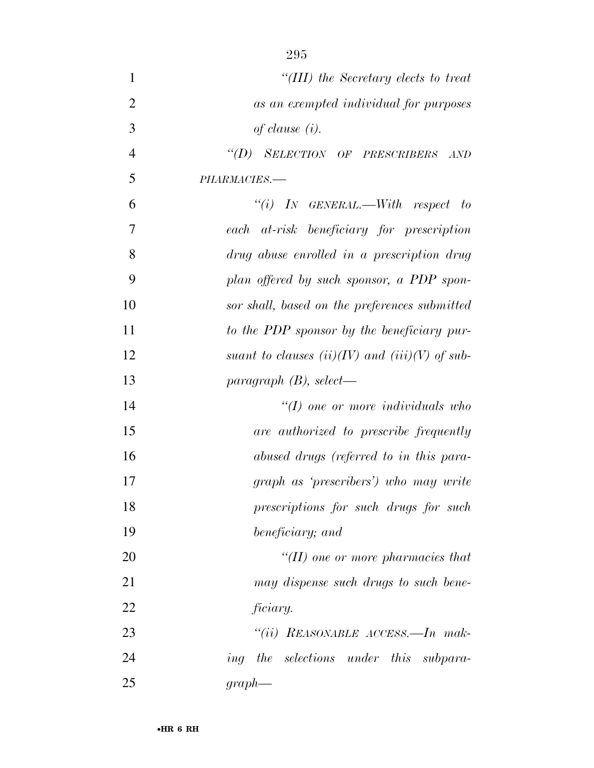*"(III) the Secretary elects to treat as an exempted individual for purposes of clause (i).*

*"(D) SELECTION OF PRESCRIBERS AND PHARMACIES.—*

*"(i) IN GENERAL.—With respect to each at-risk beneficiary for prescription drug abuse enrolled in a prescription drug plan offered by such sponsor, a PDP sponsor shall, based on the preferences submitted to the PDP sponsor by the beneficiary pursuant to clauses (ii)(IV) and (iii)(V) of subparagraph (B), select—*

*"(I) one or more individuals who are authorized to prescribe frequently abused drugs (referred to in this paragraph as 'prescribers') who may write prescriptions for such drugs for such beneficiary; and*

*"(II) one or more pharmacies that may dispense such drugs to such beneficiary.*

*"(ii) REASONABLE ACCESS.—In making the selections under this subparagraph—*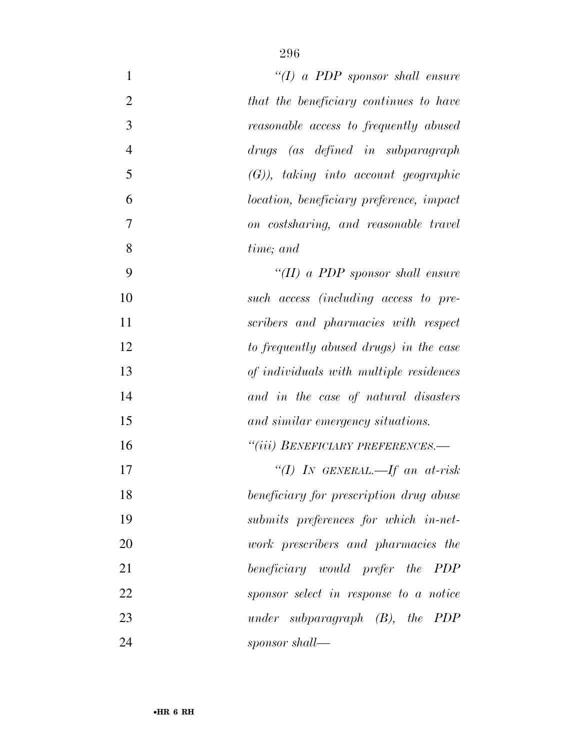*"(I) a PDP sponsor shall ensure that the beneficiary continues to have reasonable access to frequently abused drugs (as defined in subparagraph (G)), taking into account geographic location, beneficiary preference, impact on costsharing, and reasonable travel time; and*

*"(II) a PDP sponsor shall ensure such access (including access to prescribers and pharmacies with respect to frequently abused drugs) in the case of individuals with multiple residences and in the case of natural disasters and similar emergency situations.*

*"(iii) BENEFICIARY PREFERENCES.—*

*"(I) IN GENERAL.—If an at-risk beneficiary for prescription drug abuse submits preferences for which in-network prescribers and pharmacies the beneficiary would prefer the PDP sponsor select in response to a notice under subparagraph (B), the PDP sponsor shall—*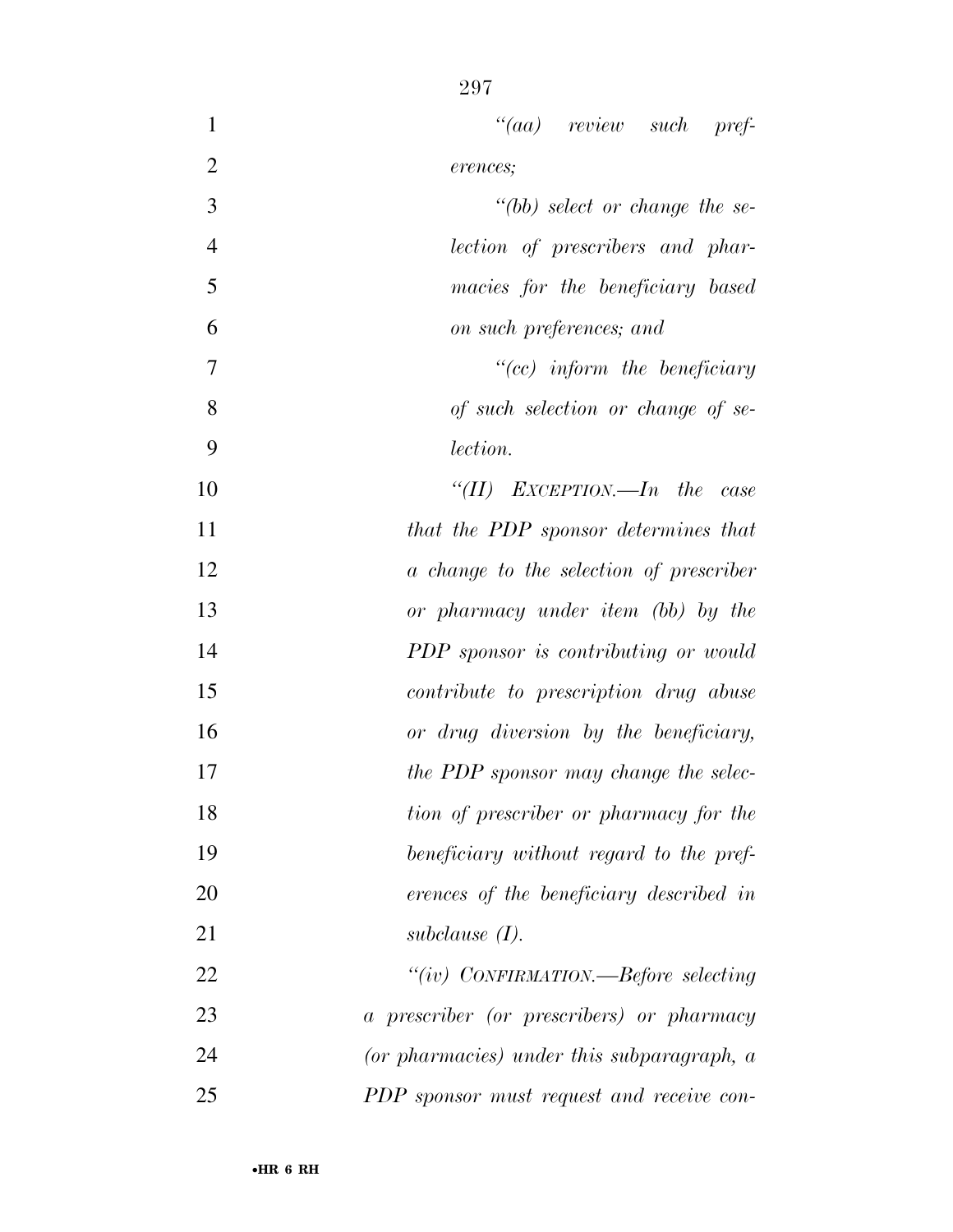*"(aa) review such preferences;*

*"(bb) select or change the selection of prescribers and pharmacies for the beneficiary based on such preferences; and*

*"(cc) inform the beneficiary of such selection or change of selection.*

*"(II) EXCEPTION.—In the case that the PDP sponsor determines that a change to the selection of prescriber or pharmacy under item (bb) by the PDP sponsor is contributing or would contribute to prescription drug abuse or drug diversion by the beneficiary, the PDP sponsor may change the selection of prescriber or pharmacy for the beneficiary without regard to the preferences of the beneficiary described in subclause (I).*

*"(iv) CONFIRMATION.—Before selecting a prescriber (or prescribers) or pharmacy (or pharmacies) under this subparagraph, a PDP sponsor must request and receive con-*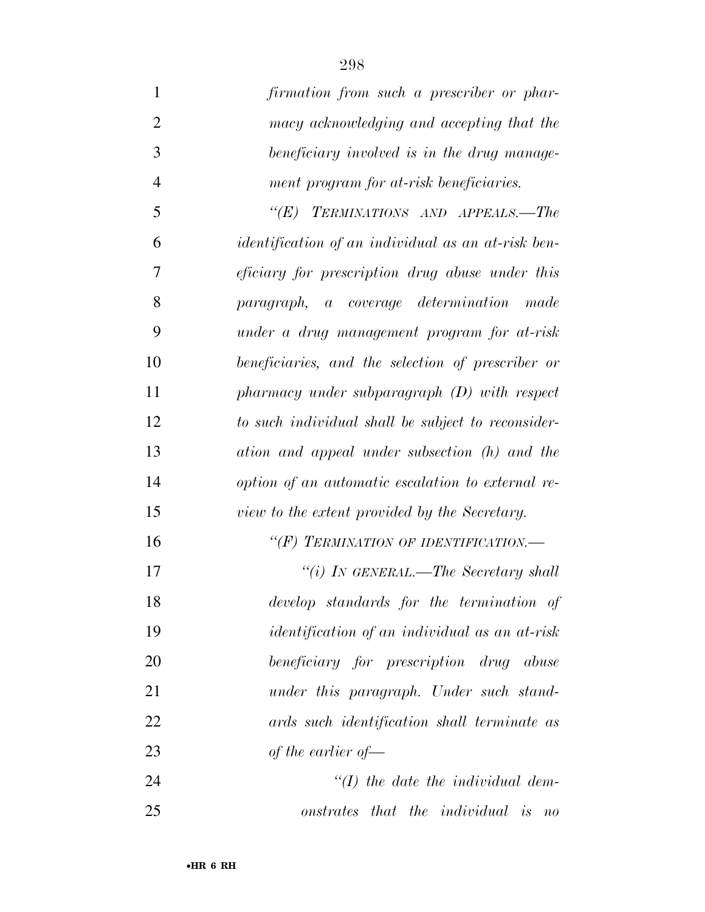*firmation from such a prescriber or pharmacy acknowledging and accepting that the beneficiary involved is in the drug management program for at-risk beneficiaries.*

*"(E) TERMINATIONS AND APPEALS.—The identification of an individual as an at-risk beneficiary for prescription drug abuse under this paragraph, a coverage determination made under a drug management program for at-risk beneficiaries, and the selection of prescriber or pharmacy under subparagraph (D) with respect to such individual shall be subject to reconsideration and appeal under subsection (h) and the option of an automatic escalation to external review to the extent provided by the Secretary.*

*"(F) TERMINATION OF IDENTIFICATION.—*

*"(i) IN GENERAL.—The Secretary shall develop standards for the termination of identification of an individual as an at-risk beneficiary for prescription drug abuse under this paragraph. Under such standards such identification shall terminate as of the earlier of—*

*"(I) the date the individual demonstrates that the individual is no*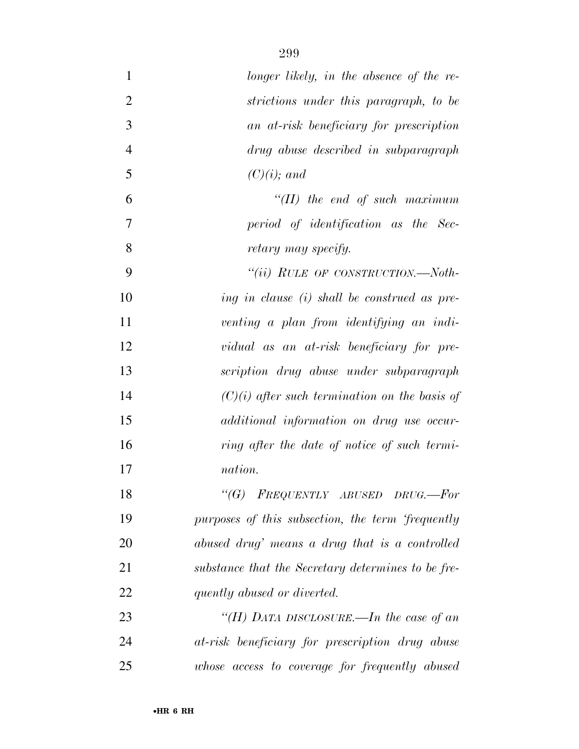*longer likely, in the absence of the restrictions under this paragraph, to be an at-risk beneficiary for prescription drug abuse described in subparagraph (C)(i); and*

*"(II) the end of such maximum period of identification as the Secretary may specify.*

*"(ii) RULE OF CONSTRUCTION.—Nothing in clause (i) shall be construed as preventing a plan from identifying an individual as an at-risk beneficiary for prescription drug abuse under subparagraph (C)(i) after such termination on the basis of additional information on drug use occurring after the date of notice of such termination.*

*"(G) FREQUENTLY ABUSED DRUG.—For purposes of this subsection, the term 'frequently abused drug' means a drug that is a controlled substance that the Secretary determines to be frequently abused or diverted.*

*"(H) DATA DISCLOSURE.—In the case of an at-risk beneficiary for prescription drug abuse whose access to coverage for frequently abused*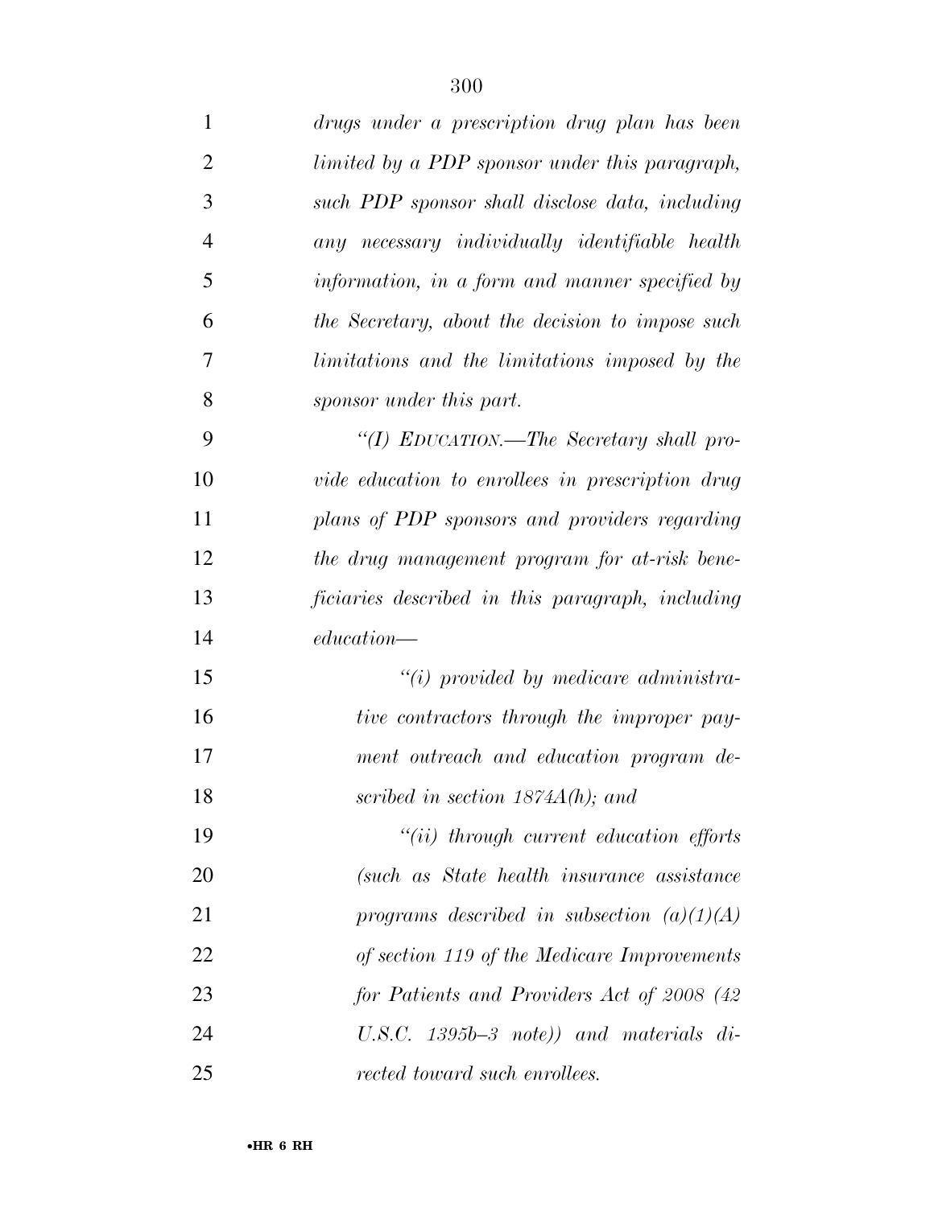*drugs under a prescription drug plan has been limited by a PDP sponsor under this paragraph, such PDP sponsor shall disclose data, including any necessary individually identifiable health information, in a form and manner specified by the Secretary, about the decision to impose such limitations and the limitations imposed by the sponsor under this part.*

*"(I) EDUCATION.—The Secretary shall provide education to enrollees in prescription drug plans of PDP sponsors and providers regarding the drug management program for at-risk beneficiaries described in this paragraph, including education—*

*"(i) provided by medicare administrative contractors through the improper payment outreach and education program described in section 1874A(h); and*

*"(ii) through current education efforts (such as State health insurance assistance programs described in subsection (a)(1)(A) of section 119 of the Medicare Improvements for Patients and Providers Act of 2008 (42 U.S.C. 1395b–3 note)) and materials directed toward such enrollees.*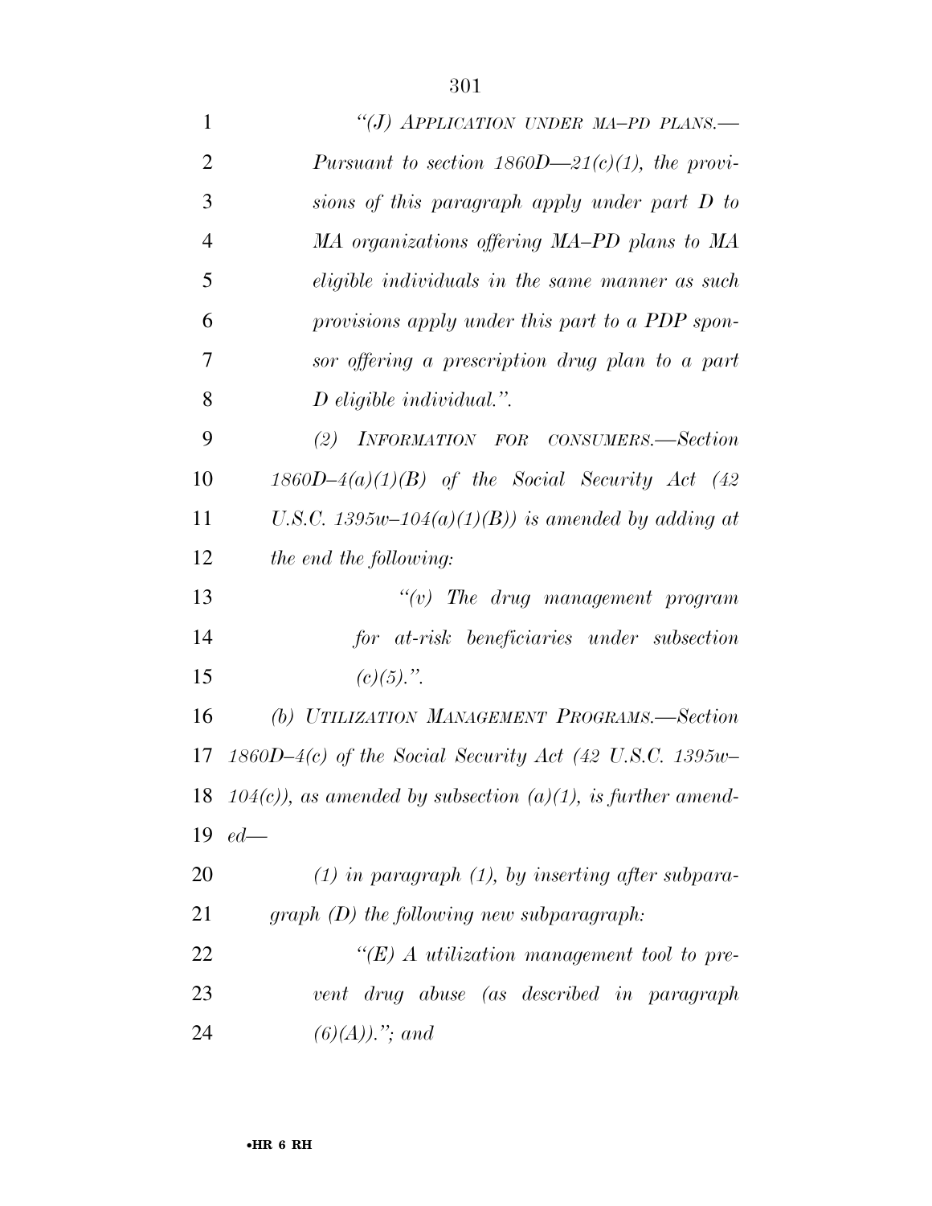*"(J) APPLICATION UNDER MA–PD PLANS.—Pursuant to section 1860D—21(c)(1), the provisions of this paragraph apply under part D to MA organizations offering MA–PD plans to MA eligible individuals in the same manner as such provisions apply under this part to a PDP sponsor offering a prescription drug plan to a part D eligible individual.".*

*(2) INFORMATION FOR CONSUMERS.—Section 1860D–4(a)(1)(B) of the Social Security Act (42 U.S.C. 1395w–104(a)(1)(B)) is amended by adding at the end the following:*

*"(v) The drug management program for at-risk beneficiaries under subsection (c)(5).".*

*(b) UTILIZATION MANAGEMENT PROGRAMS.—Section 1860D–4(c) of the Social Security Act (42 U.S.C. 1395w–104(c)), as amended by subsection (a)(1), is further amended—*

*(1) in paragraph (1), by inserting after subparagraph (D) the following new subparagraph:*

*"(E) A utilization management tool to prevent drug abuse (as described in paragraph (6)(A))."; and*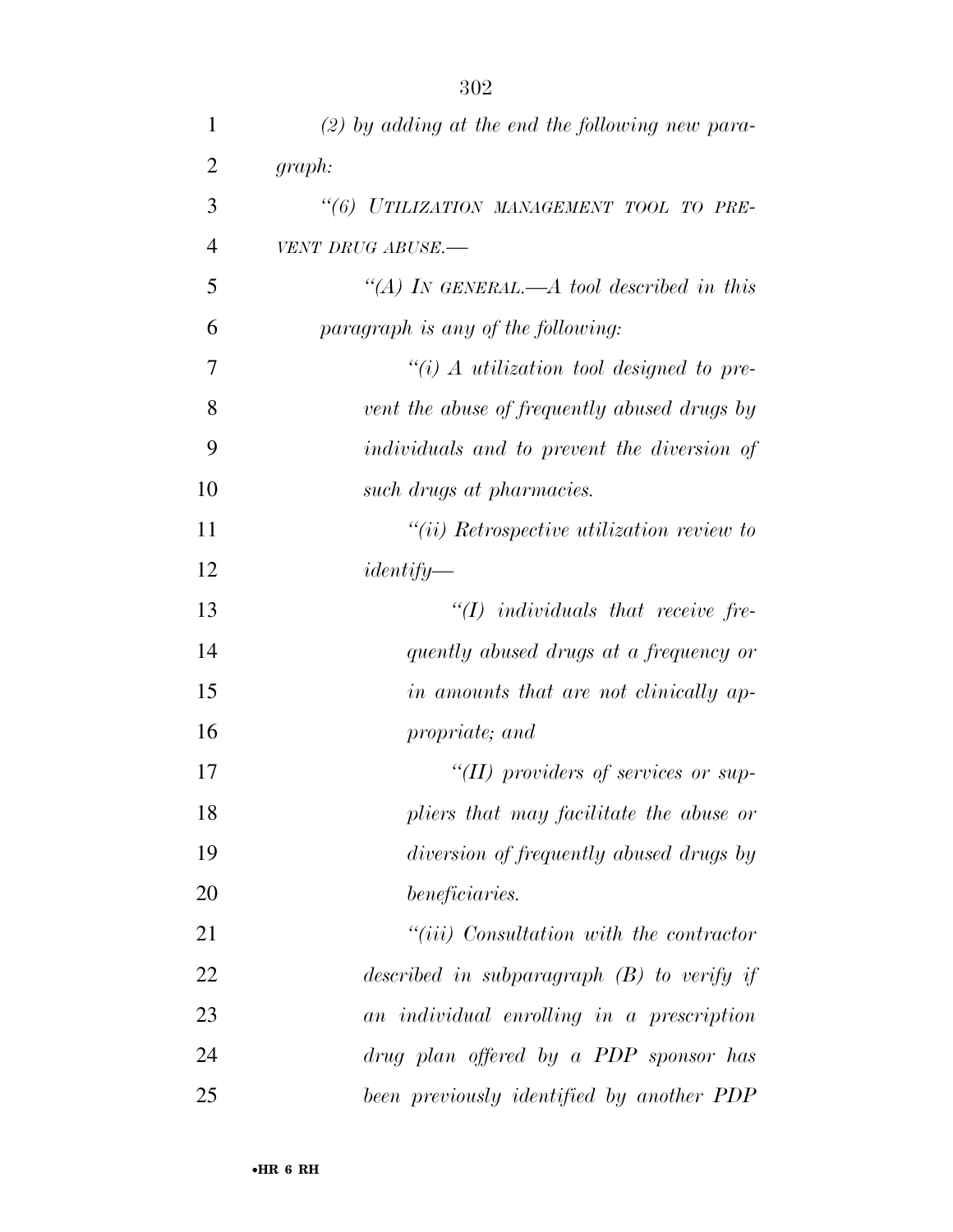*(2) by adding at the end the following new paragraph:*

*"(6) UTILIZATION MANAGEMENT TOOL TO PREVENT DRUG ABUSE.—*

*"(A) IN GENERAL.—A tool described in this paragraph is any of the following:*

*"(i) A utilization tool designed to prevent the abuse of frequently abused drugs by individuals and to prevent the diversion of such drugs at pharmacies.*

*"(ii) Retrospective utilization review to identify—*

*"(I) individuals that receive frequently abused drugs at a frequency or in amounts that are not clinically appropriate; and*

*"(II) providers of services or suppliers that may facilitate the abuse or diversion of frequently abused drugs by beneficiaries.*

*"(iii) Consultation with the contractor described in subparagraph (B) to verify if an individual enrolling in a prescription drug plan offered by a PDP sponsor has been previously identified by another PDP*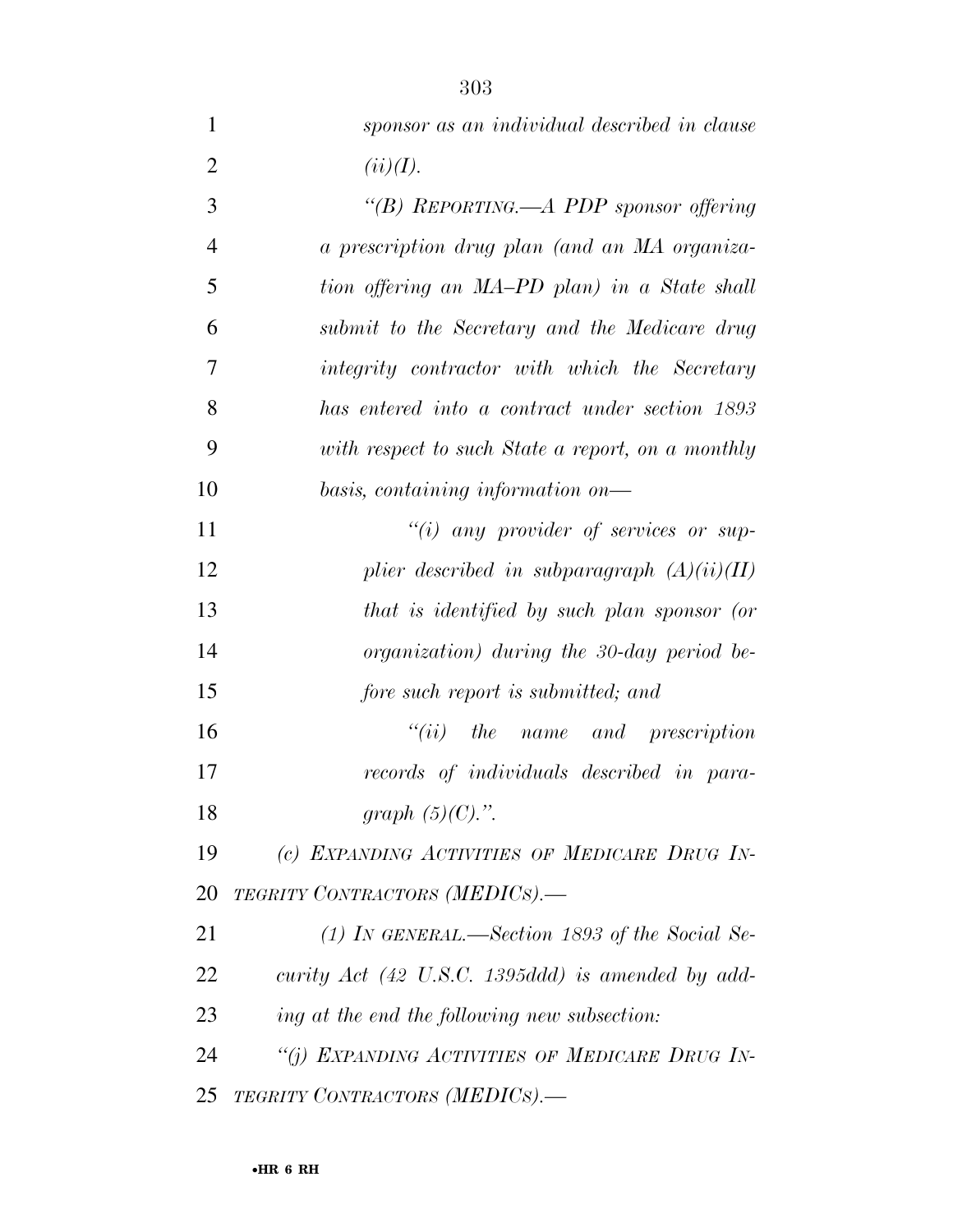*sponsor as an individual described in clause (ii)(I).*

*"(B) REPORTING.—A PDP sponsor offering a prescription drug plan (and an MA organization offering an MA–PD plan) in a State shall submit to the Secretary and the Medicare drug integrity contractor with which the Secretary has entered into a contract under section 1893 with respect to such State a report, on a monthly basis, containing information on—*

*"(i) any provider of services or supplier described in subparagraph (A)(ii)(II) that is identified by such plan sponsor (or organization) during the 30-day period before such report is submitted; and*

*"(ii) the name and prescription records of individuals described in paragraph (5)(C).".*

*(c) EXPANDING ACTIVITIES OF MEDICARE DRUG INTEGRITY CONTRACTORS (MEDICS).—*

*(1) IN GENERAL.—Section 1893 of the Social Security Act (42 U.S.C. 1395ddd) is amended by adding at the end the following new subsection:*

*"(j) EXPANDING ACTIVITIES OF MEDICARE DRUG INTEGRITY CONTRACTORS (MEDICS).—*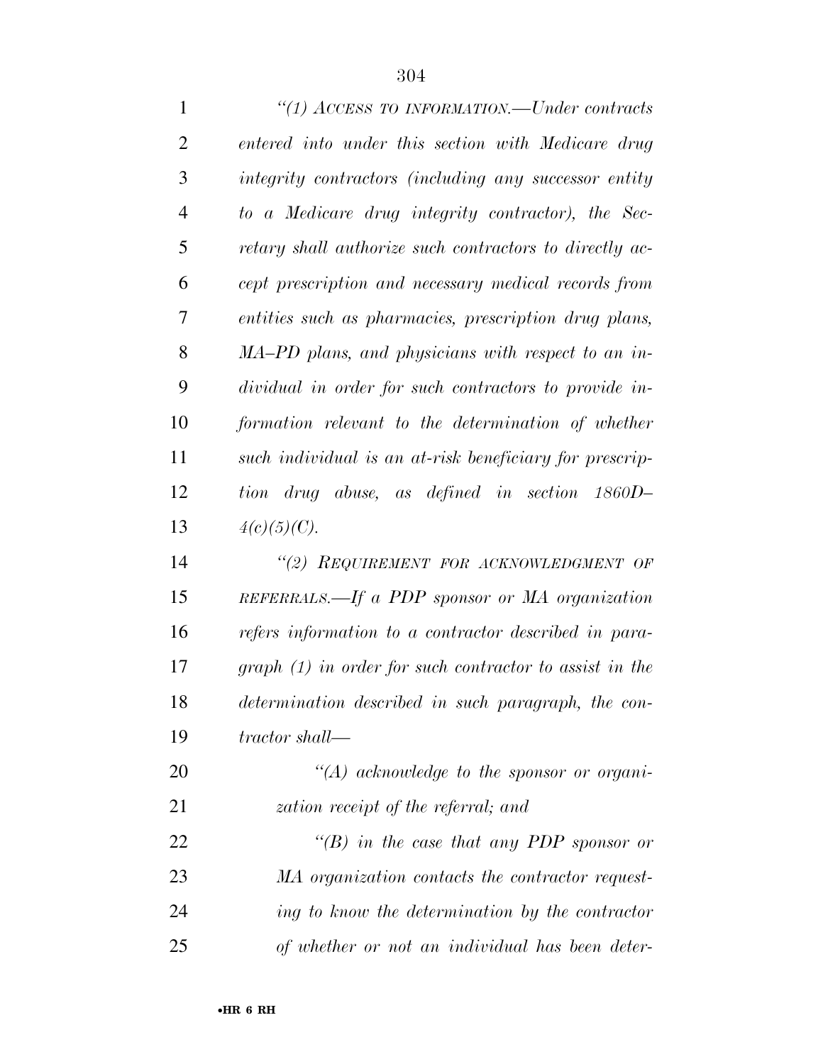*"(1) ACCESS TO INFORMATION.—Under contracts entered into under this section with Medicare drug integrity contractors (including any successor entity to a Medicare drug integrity contractor), the Secretary shall authorize such contractors to directly accept prescription and necessary medical records from entities such as pharmacies, prescription drug plans, MA–PD plans, and physicians with respect to an individual in order for such contractors to provide information relevant to the determination of whether such individual is an at-risk beneficiary for prescription drug abuse, as defined in section 1860D–4(c)(5)(C).*

*"(2) REQUIREMENT FOR ACKNOWLEDGMENT OF REFERRALS.—If a PDP sponsor or MA organization refers information to a contractor described in paragraph (1) in order for such contractor to assist in the determination described in such paragraph, the contractor shall—*

*"(A) acknowledge to the sponsor or organization receipt of the referral; and*

*"(B) in the case that any PDP sponsor or MA organization contacts the contractor requesting to know the determination by the contractor of whether or not an individual has been deter-*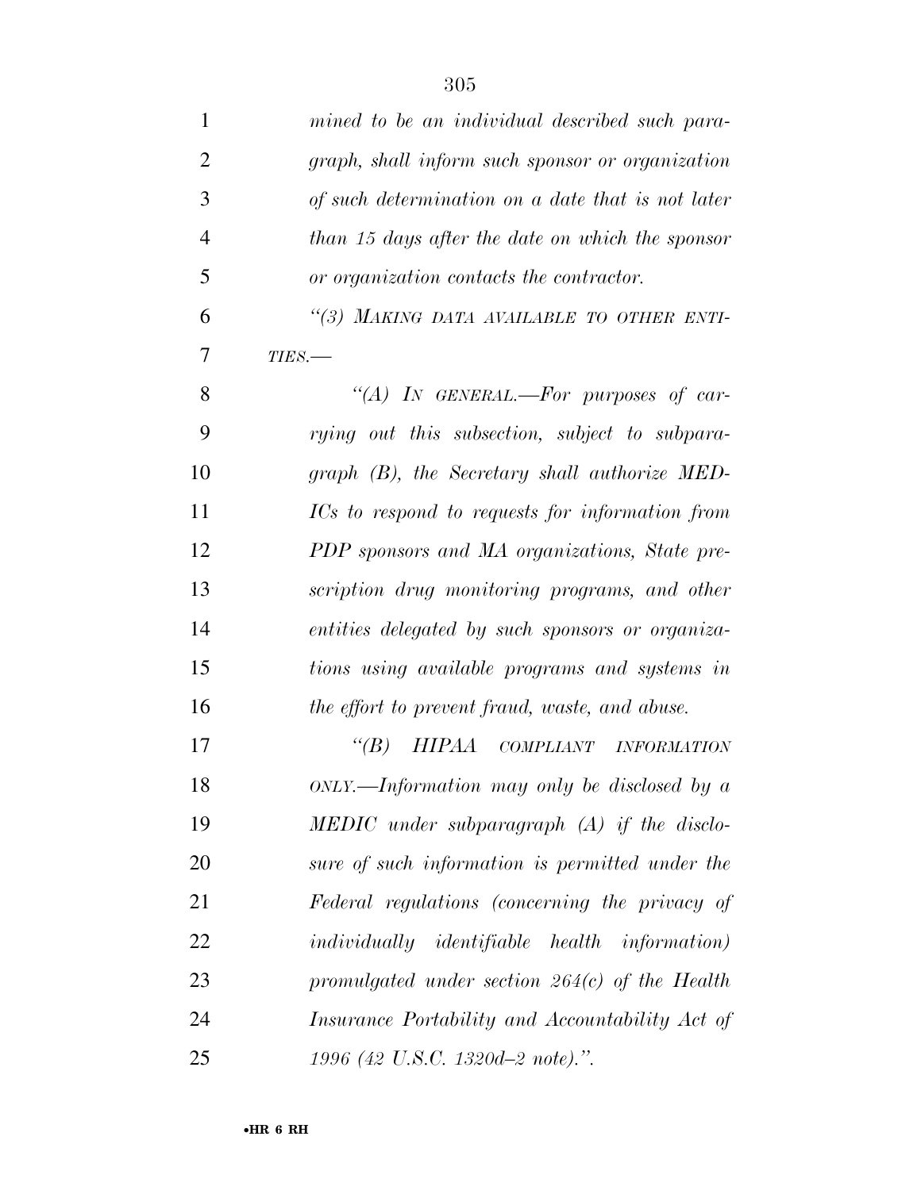*mined to be an individual described such paragraph, shall inform such sponsor or organization of such determination on a date that is not later than 15 days after the date on which the sponsor or organization contacts the contractor.*

*"(3) MAKING DATA AVAILABLE TO OTHER ENTITIES.—*

*"(A) IN GENERAL.—For purposes of carrying out this subsection, subject to subparagraph (B), the Secretary shall authorize MEDICs to respond to requests for information from PDP sponsors and MA organizations, State prescription drug monitoring programs, and other entities delegated by such sponsors or organizations using available programs and systems in the effort to prevent fraud, waste, and abuse.*

*"(B) HIPAA COMPLIANT INFORMATION ONLY.—Information may only be disclosed by a MEDIC under subparagraph (A) if the disclosure of such information is permitted under the Federal regulations (concerning the privacy of individually identifiable health information) promulgated under section 264(c) of the Health Insurance Portability and Accountability Act of 1996 (42 U.S.C. 1320d–2 note).".*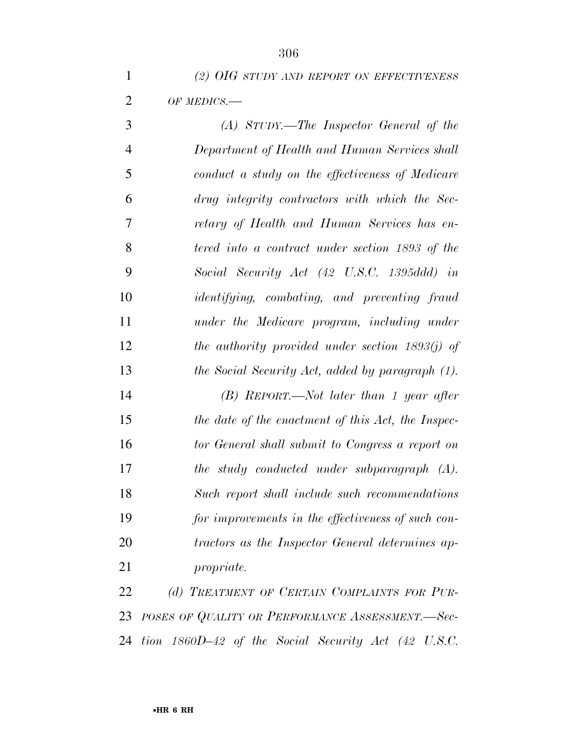*(2) OIG STUDY AND REPORT ON EFFECTIVENESS OF MEDICS.—*

*(A) STUDY.—The Inspector General of the Department of Health and Human Services shall conduct a study on the effectiveness of Medicare drug integrity contractors with which the Secretary of Health and Human Services has entered into a contract under section 1893 of the Social Security Act (42 U.S.C. 1395ddd) in identifying, combating, and preventing fraud under the Medicare program, including under the authority provided under section 1893(j) of the Social Security Act, added by paragraph (1).*

*(B) REPORT.—Not later than 1 year after the date of the enactment of this Act, the Inspector General shall submit to Congress a report on the study conducted under subparagraph (A). Such report shall include such recommendations for improvements in the effectiveness of such contractors as the Inspector General determines appropriate.*

*(d) TREATMENT OF CERTAIN COMPLAINTS FOR PURPOSES OF QUALITY OR PERFORMANCE ASSESSMENT.—Section 1860D–42 of the Social Security Act (42 U.S.C.*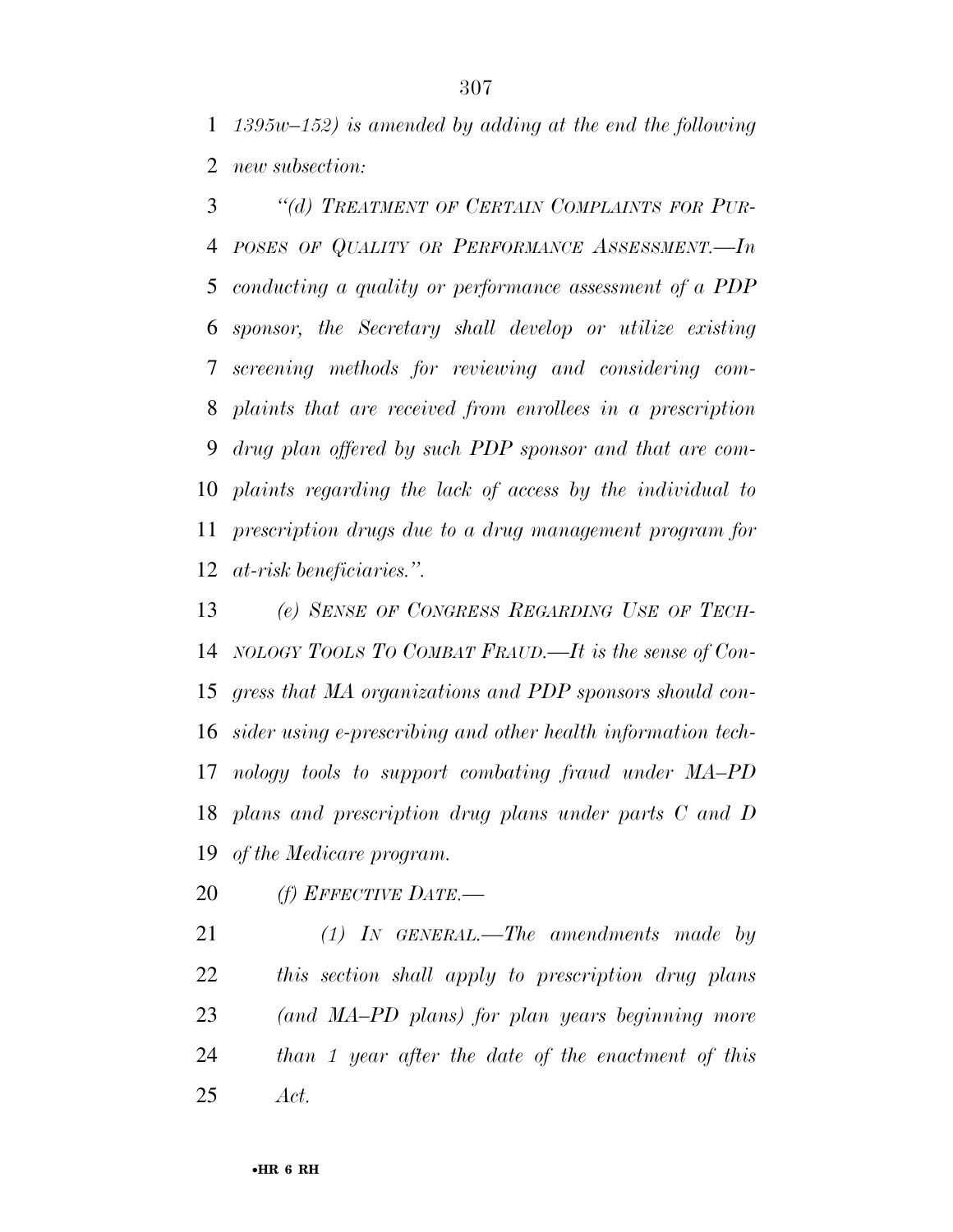*1395w–152) is amended by adding at the end the following new subsection:*

*"(d) TREATMENT OF CERTAIN COMPLAINTS FOR PURPOSES OF QUALITY OR PERFORMANCE ASSESSMENT.—In conducting a quality or performance assessment of a PDP sponsor, the Secretary shall develop or utilize existing screening methods for reviewing and considering complaints that are received from enrollees in a prescription drug plan offered by such PDP sponsor and that are complaints regarding the lack of access by the individual to prescription drugs due to a drug management program for at-risk beneficiaries.".*

*(e) SENSE OF CONGRESS REGARDING USE OF TECHNOLOGY TOOLS TO COMBAT FRAUD.—It is the sense of Congress that MA organizations and PDP sponsors should consider using e-prescribing and other health information technology tools to support combating fraud under MA–PD plans and prescription drug plans under parts C and D of the Medicare program.*

*(f) EFFECTIVE DATE.—*

*(1) IN GENERAL.—The amendments made by this section shall apply to prescription drug plans (and MA–PD plans) for plan years beginning more than 1 year after the date of the enactment of this Act.*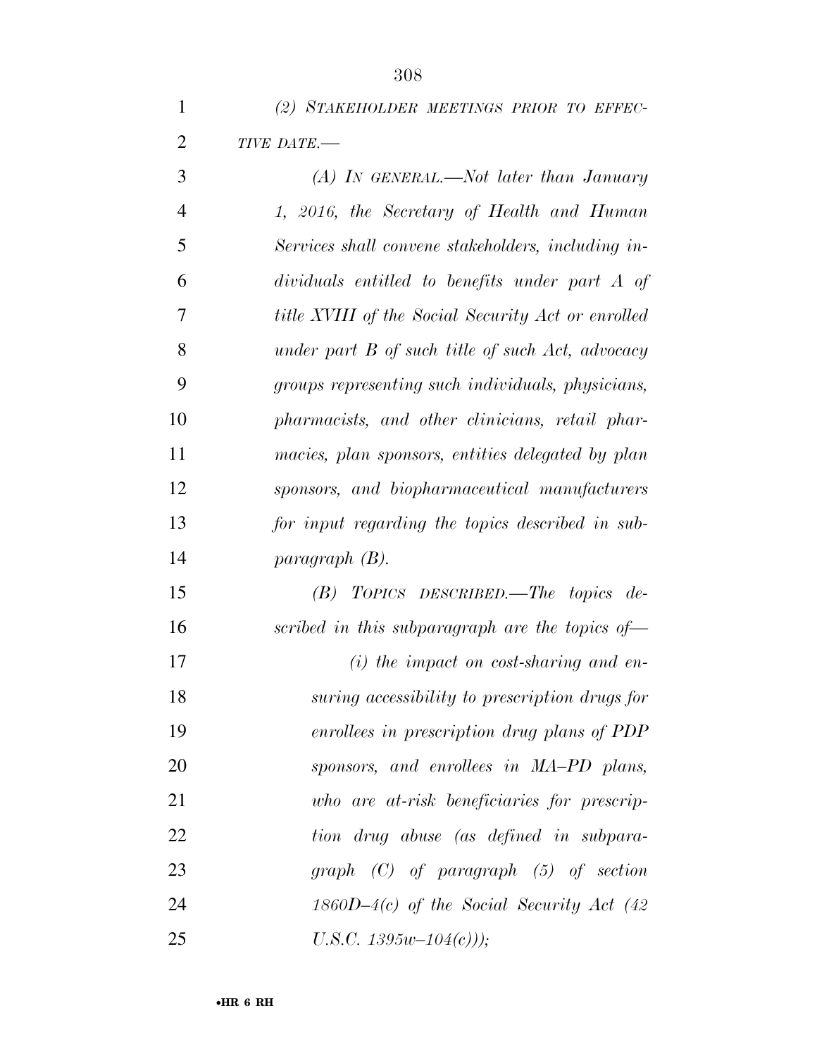*(2) STAKEHOLDER MEETINGS PRIOR TO EFFECTIVE DATE.—*

*(A) IN GENERAL.—Not later than January 1, 2016, the Secretary of Health and Human Services shall convene stakeholders, including individuals entitled to benefits under part A of title XVIII of the Social Security Act or enrolled under part B of such title of such Act, advocacy groups representing such individuals, physicians, pharmacists, and other clinicians, retail pharmacies, plan sponsors, entities delegated by plan sponsors, and biopharmaceutical manufacturers for input regarding the topics described in subparagraph (B).*

*(B) TOPICS DESCRIBED.—The topics described in this subparagraph are the topics of—*

*(i) the impact on cost-sharing and ensuring accessibility to prescription drugs for enrollees in prescription drug plans of PDP sponsors, and enrollees in MA–PD plans, who are at-risk beneficiaries for prescription drug abuse (as defined in subparagraph (C) of paragraph (5) of section 1860D–4(c) of the Social Security Act (42 U.S.C. 1395w–104(c)));*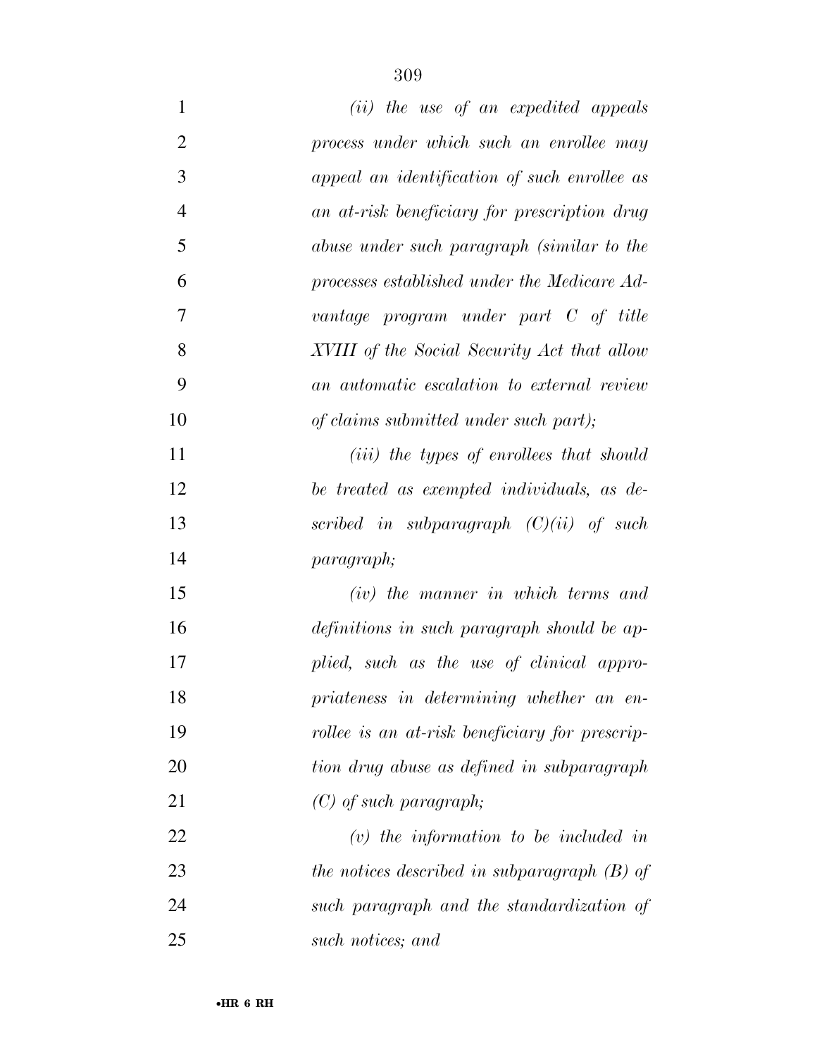*(ii) the use of an expedited appeals process under which such an enrollee may appeal an identification of such enrollee as an at-risk beneficiary for prescription drug abuse under such paragraph (similar to the processes established under the Medicare Advantage program under part C of title XVIII of the Social Security Act that allow an automatic escalation to external review of claims submitted under such part);*

*(iii) the types of enrollees that should be treated as exempted individuals, as described in subparagraph (C)(ii) of such paragraph;*

*(iv) the manner in which terms and definitions in such paragraph should be applied, such as the use of clinical appropriateness in determining whether an enrollee is an at-risk beneficiary for prescription drug abuse as defined in subparagraph (C) of such paragraph;*

*(v) the information to be included in the notices described in subparagraph (B) of such paragraph and the standardization of such notices; and*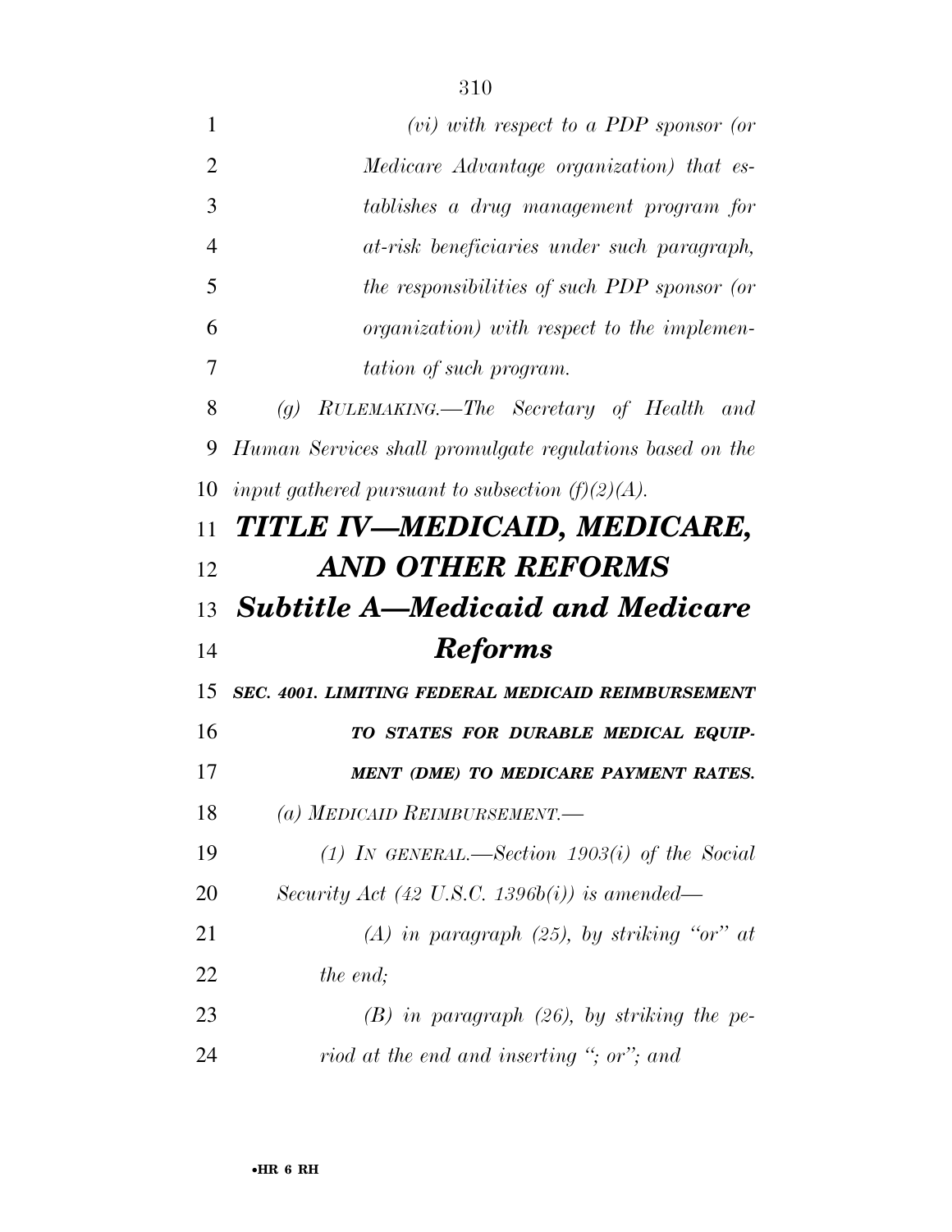*(vi) with respect to a PDP sponsor (or Medicare Advantage organization) that establishes a drug management program for at-risk beneficiaries under such paragraph, the responsibilities of such PDP sponsor (or organization) with respect to the implementation of such program.*

*(g) RULEMAKING.—The Secretary of Health and Human Services shall promulgate regulations based on the input gathered pursuant to subsection (f)(2)(A).*

# *TITLE IV—MEDICAID, MEDICARE, AND OTHER REFORMS*

## *Subtitle A—Medicaid and Medicare Reforms*

***SEC. 4001. LIMITING FEDERAL MEDICAID REIMBURSEMENT TO STATES FOR DURABLE MEDICAL EQUIPMENT (DME) TO MEDICARE PAYMENT RATES.***

*(a) MEDICAID REIMBURSEMENT.—*

*(1) IN GENERAL.—Section 1903(i) of the Social Security Act (42 U.S.C. 1396b(i)) is amended—*

*(A) in paragraph (25), by striking "or" at the end;*

*(B) in paragraph (26), by striking the period at the end and inserting "; or"; and*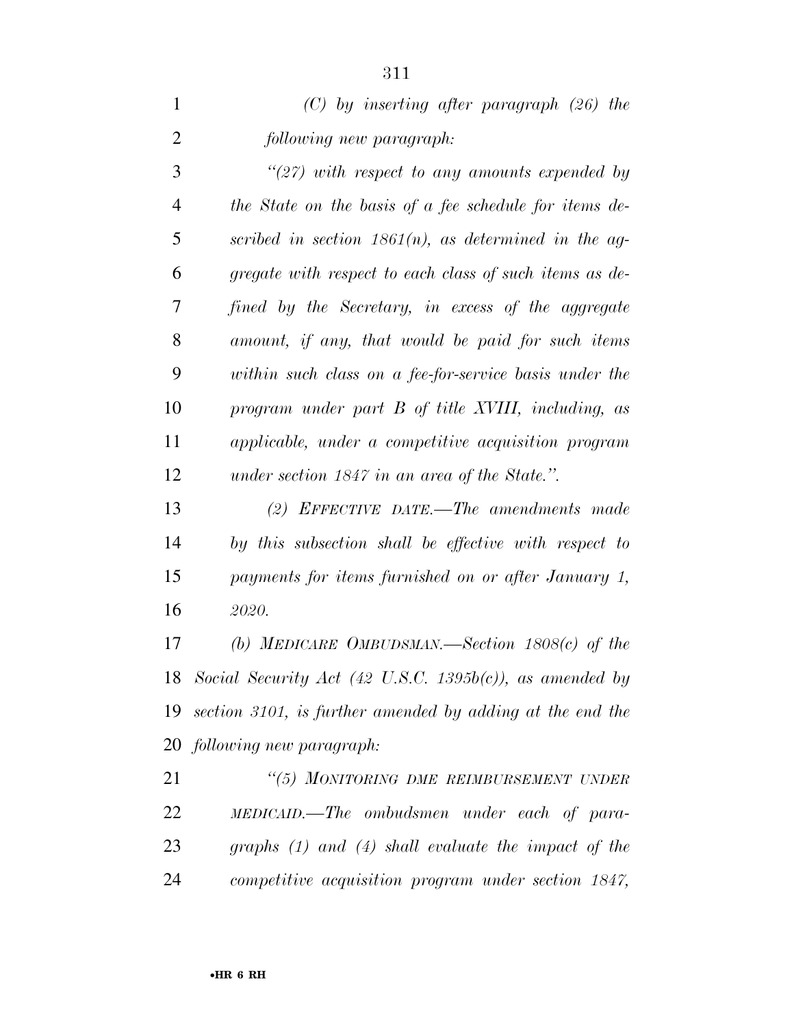*(C) by inserting after paragraph (26) the following new paragraph:*

*"(27) with respect to any amounts expended by the State on the basis of a fee schedule for items described in section 1861(n), as determined in the aggregate with respect to each class of such items as defined by the Secretary, in excess of the aggregate amount, if any, that would be paid for such items within such class on a fee-for-service basis under the program under part B of title XVIII, including, as applicable, under a competitive acquisition program under section 1847 in an area of the State.".*

*(2) EFFECTIVE DATE.—The amendments made by this subsection shall be effective with respect to payments for items furnished on or after January 1, 2020.*

*(b) MEDICARE OMBUDSMAN.—Section 1808(c) of the Social Security Act (42 U.S.C. 1395b(c)), as amended by section 3101, is further amended by adding at the end the following new paragraph:*

*"(5) MONITORING DME REIMBURSEMENT UNDER MEDICAID.—The ombudsmen under each of paragraphs (1) and (4) shall evaluate the impact of the competitive acquisition program under section 1847,*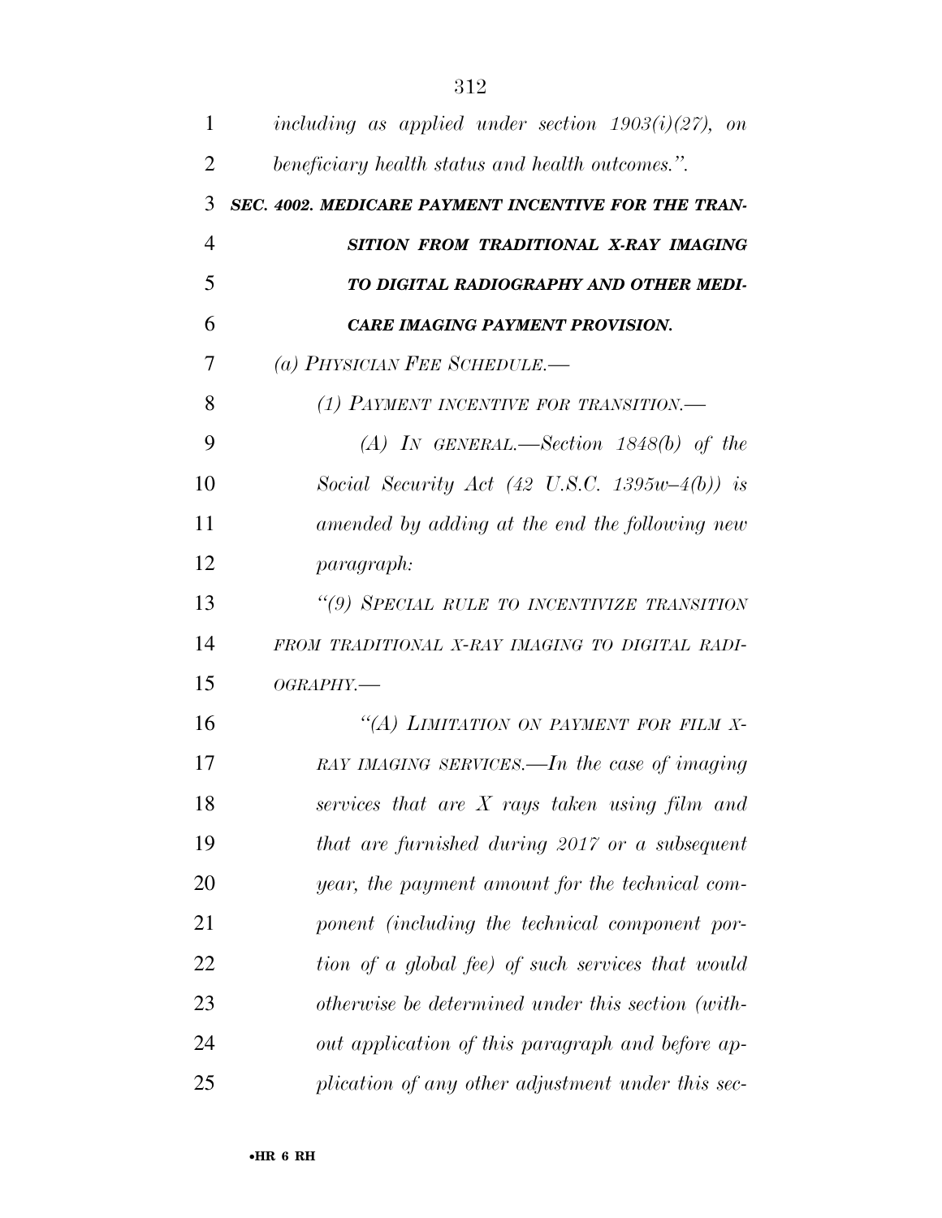*including as applied under section 1903(i)(27), on beneficiary health status and health outcomes.".*

***SEC. 4002. MEDICARE PAYMENT INCENTIVE FOR THE TRANSITION FROM TRADITIONAL X-RAY IMAGING TO DIGITAL RADIOGRAPHY AND OTHER MEDICARE IMAGING PAYMENT PROVISION.***

*(a) PHYSICIAN FEE SCHEDULE.—*

*(1) PAYMENT INCENTIVE FOR TRANSITION.—*

*(A) IN GENERAL.—Section 1848(b) of the Social Security Act (42 U.S.C. 1395w–4(b)) is amended by adding at the end the following new paragraph:*

*"(9) SPECIAL RULE TO INCENTIVIZE TRANSITION FROM TRADITIONAL X-RAY IMAGING TO DIGITAL RADIOGRAPHY.—*

*"(A) LIMITATION ON PAYMENT FOR FILM X-RAY IMAGING SERVICES.—In the case of imaging services that are X rays taken using film and that are furnished during 2017 or a subsequent year, the payment amount for the technical component (including the technical component portion of a global fee) of such services that would otherwise be determined under this section (without application of this paragraph and before application of any other adjustment under this sec-*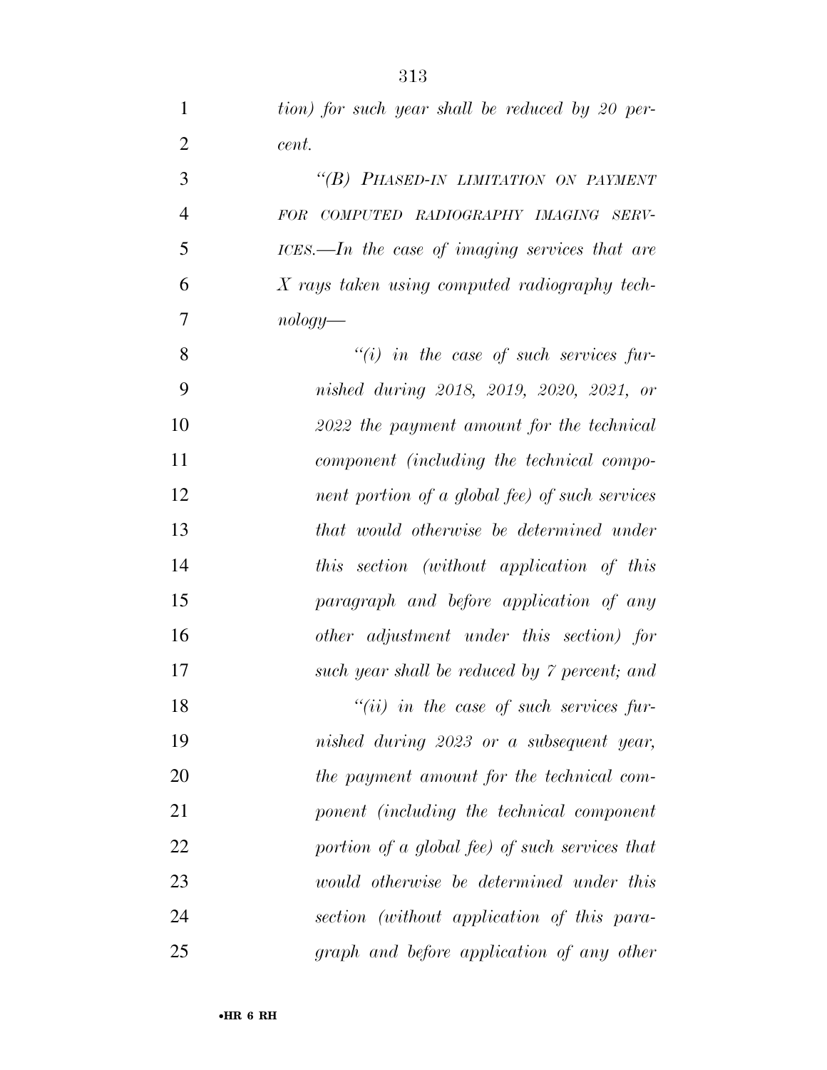*tion) for such year shall be reduced by 20 percent.*

*"(B) PHASED-IN LIMITATION ON PAYMENT FOR COMPUTED RADIOGRAPHY IMAGING SERVICES.—In the case of imaging services that are X rays taken using computed radiography technology—*

*"(i) in the case of such services furnished during 2018, 2019, 2020, 2021, or 2022 the payment amount for the technical component (including the technical component portion of a global fee) of such services that would otherwise be determined under this section (without application of this paragraph and before application of any other adjustment under this section) for such year shall be reduced by 7 percent; and*

*"(ii) in the case of such services furnished during 2023 or a subsequent year, the payment amount for the technical component (including the technical component portion of a global fee) of such services that would otherwise be determined under this section (without application of this paragraph and before application of any other*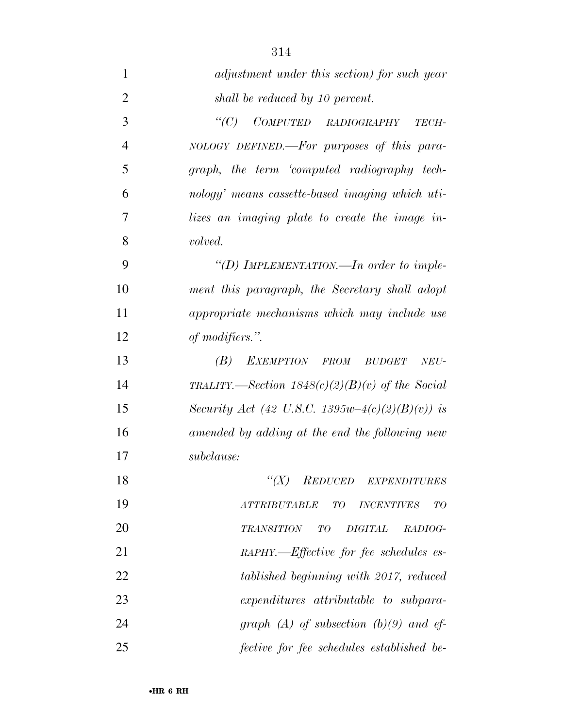*adjustment under this section) for such year shall be reduced by 10 percent.*

*"(C) COMPUTED RADIOGRAPHY TECHNOLOGY DEFINED.—For purposes of this paragraph, the term 'computed radiography technology' means cassette-based imaging which utilizes an imaging plate to create the image involved.*

*"(D) IMPLEMENTATION.—In order to implement this paragraph, the Secretary shall adopt appropriate mechanisms which may include use of modifiers.".*

*(B) EXEMPTION FROM BUDGET NEUTRALITY.—Section 1848(c)(2)(B)(v) of the Social Security Act (42 U.S.C. 1395w–4(c)(2)(B)(v)) is amended by adding at the end the following new subclause:*

*"(X) REDUCED EXPENDITURES ATTRIBUTABLE TO INCENTIVES TO TRANSITION TO DIGITAL RADIOGRAPHY.—Effective for fee schedules established beginning with 2017, reduced expenditures attributable to subparagraph (A) of subsection (b)(9) and effective for fee schedules established be-*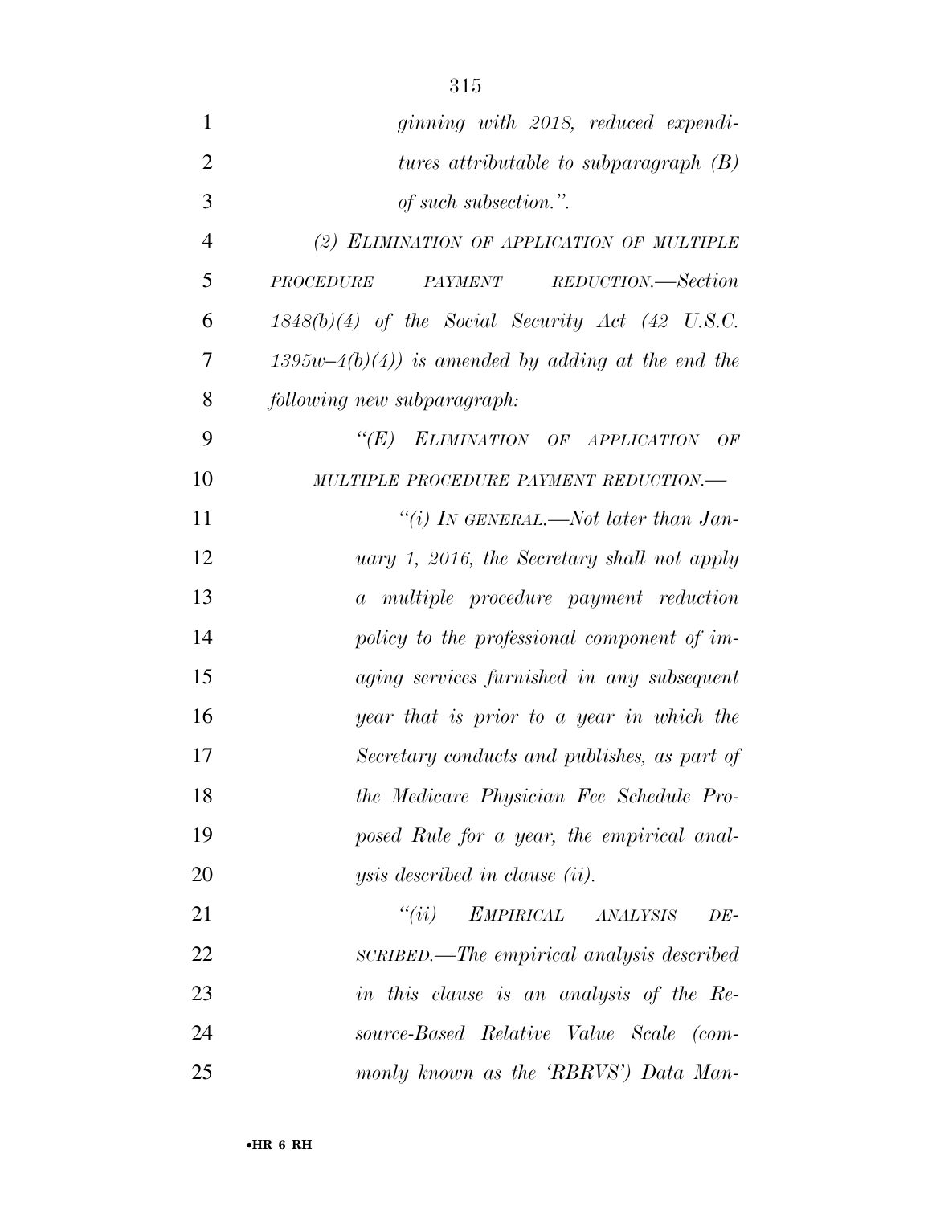*ginning with 2018, reduced expenditures attributable to subparagraph (B) of such subsection.".*

*(2) ELIMINATION OF APPLICATION OF MULTIPLE PROCEDURE PAYMENT REDUCTION.—Section 1848(b)(4) of the Social Security Act (42 U.S.C. 1395w–4(b)(4)) is amended by adding at the end the following new subparagraph:*

*"(E) ELIMINATION OF APPLICATION OF MULTIPLE PROCEDURE PAYMENT REDUCTION.—*

*"(i) IN GENERAL.—Not later than January 1, 2016, the Secretary shall not apply a multiple procedure payment reduction policy to the professional component of imaging services furnished in any subsequent year that is prior to a year in which the Secretary conducts and publishes, as part of the Medicare Physician Fee Schedule Proposed Rule for a year, the empirical analysis described in clause (ii).*

*"(ii) EMPIRICAL ANALYSIS DESCRIBED.—The empirical analysis described in this clause is an analysis of the Resource-Based Relative Value Scale (commonly known as the 'RBRVS') Data Man-*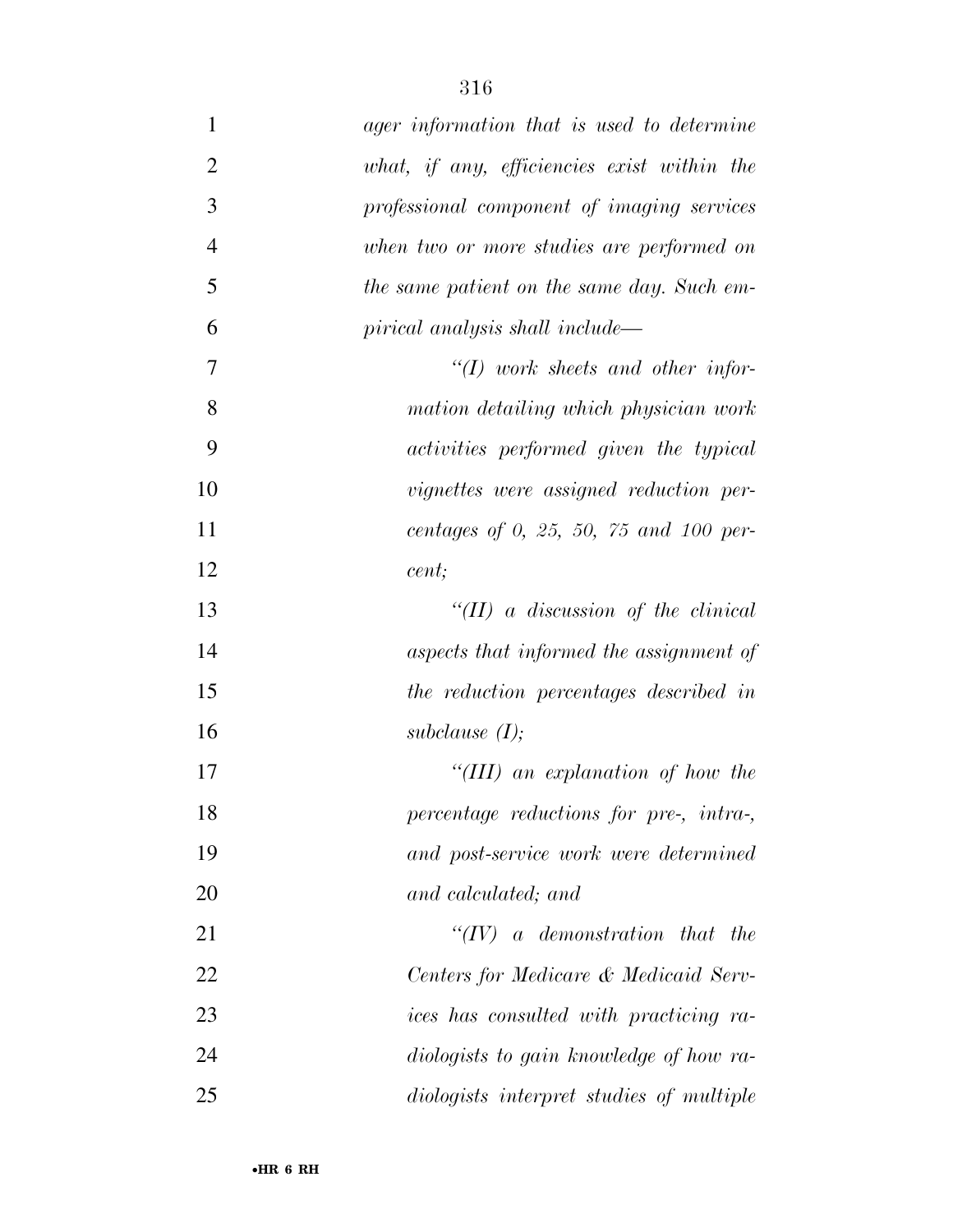*ager information that is used to determine what, if any, efficiencies exist within the professional component of imaging services when two or more studies are performed on the same patient on the same day. Such empirical analysis shall include—*

*"(I) work sheets and other information detailing which physician work activities performed given the typical vignettes were assigned reduction percentages of 0, 25, 50, 75 and 100 percent;*

*"(II) a discussion of the clinical aspects that informed the assignment of the reduction percentages described in subclause (I);*

*"(III) an explanation of how the percentage reductions for pre-, intra-, and post-service work were determined and calculated; and*

*"(IV) a demonstration that the Centers for Medicare & Medicaid Services has consulted with practicing radiologists to gain knowledge of how radiologists interpret studies of multiple*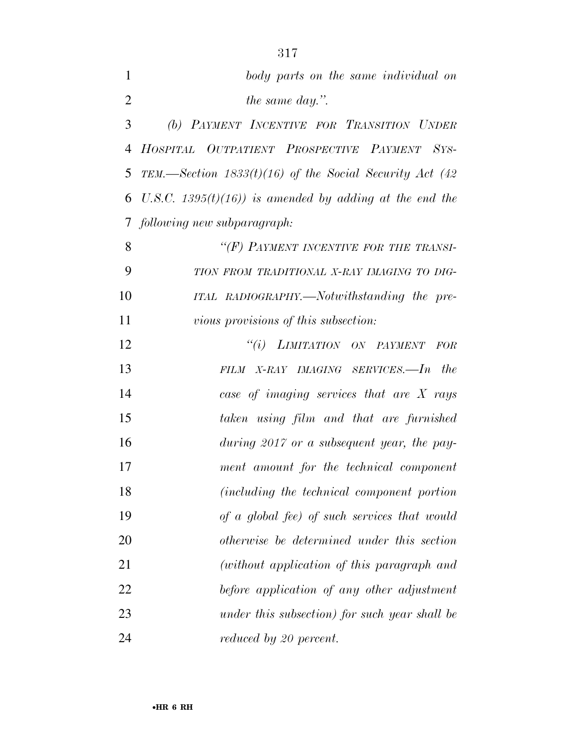*body parts on the same individual on the same day.''.*

*(b) PAYMENT INCENTIVE FOR TRANSITION UNDER HOSPITAL OUTPATIENT PROSPECTIVE PAYMENT SYSTEM.—Section 1833(t)(16) of the Social Security Act (42 U.S.C. 1395(t)(16)) is amended by adding at the end the following new subparagraph:*

*''(F) PAYMENT INCENTIVE FOR THE TRANSITION FROM TRADITIONAL X-RAY IMAGING TO DIGITAL RADIOGRAPHY.—Notwithstanding the previous provisions of this subsection:*

*''(i) LIMITATION ON PAYMENT FOR FILM X-RAY IMAGING SERVICES.—In the case of imaging services that are X rays taken using film and that are furnished during 2017 or a subsequent year, the payment amount for the technical component (including the technical component portion of a global fee) of such services that would otherwise be determined under this section (without application of this paragraph and before application of any other adjustment under this subsection) for such year shall be reduced by 20 percent.*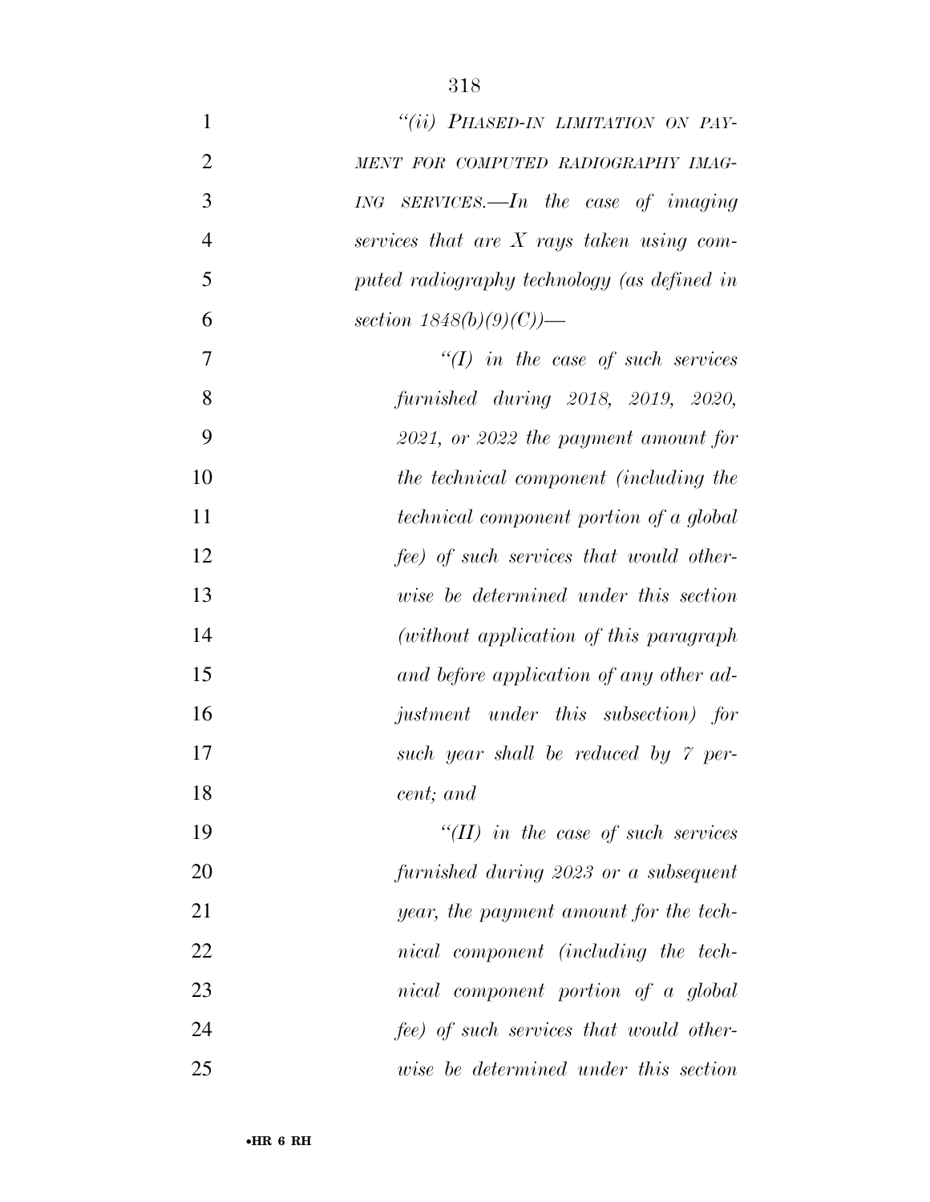*"(ii) PHASED-IN LIMITATION ON PAYMENT FOR COMPUTED RADIOGRAPHY IMAGING SERVICES.—In the case of imaging services that are X rays taken using computed radiography technology (as defined in section 1848(b)(9)(C))—*

*"(I) in the case of such services furnished during 2018, 2019, 2020, 2021, or 2022 the payment amount for the technical component (including the technical component portion of a global fee) of such services that would otherwise be determined under this section (without application of this paragraph and before application of any other adjustment under this subsection) for such year shall be reduced by 7 percent; and*

*"(II) in the case of such services furnished during 2023 or a subsequent year, the payment amount for the technical component (including the technical component portion of a global fee) of such services that would otherwise be determined under this section*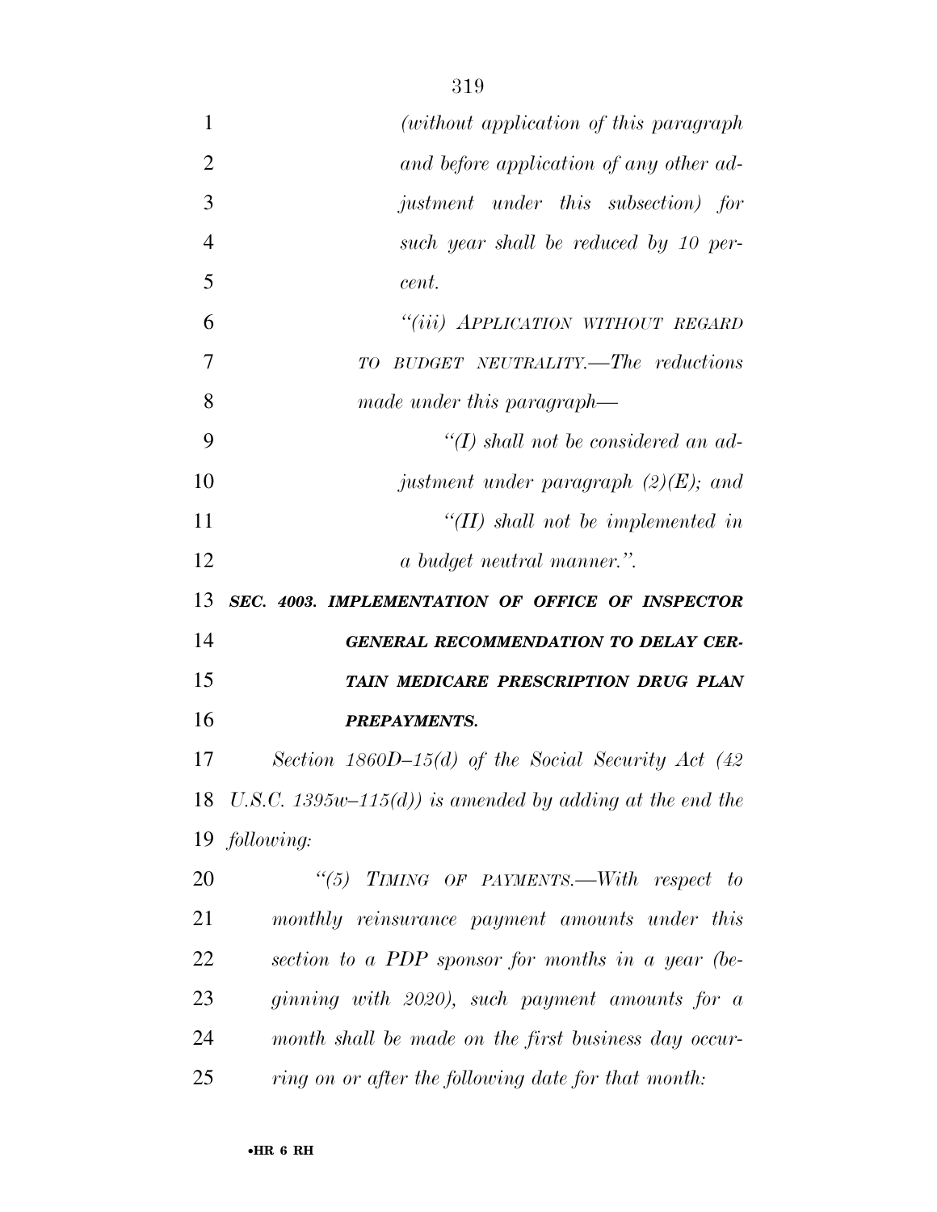*(without application of this paragraph and before application of any other adjustment under this subsection) for such year shall be reduced by 10 percent.*

*"(iii) APPLICATION WITHOUT REGARD TO BUDGET NEUTRALITY.—The reductions made under this paragraph—*

*"(I) shall not be considered an adjustment under paragraph (2)(E); and*

*"(II) shall not be implemented in a budget neutral manner.".*

***SEC. 4003. IMPLEMENTATION OF OFFICE OF INSPECTOR GENERAL RECOMMENDATION TO DELAY CERTAIN MEDICARE PRESCRIPTION DRUG PLAN PREPAYMENTS.***

*Section 1860D–15(d) of the Social Security Act (42 U.S.C. 1395w–115(d)) is amended by adding at the end the following:*

*"(5) TIMING OF PAYMENTS.—With respect to monthly reinsurance payment amounts under this section to a PDP sponsor for months in a year (beginning with 2020), such payment amounts for a month shall be made on the first business day occurring on or after the following date for that month:*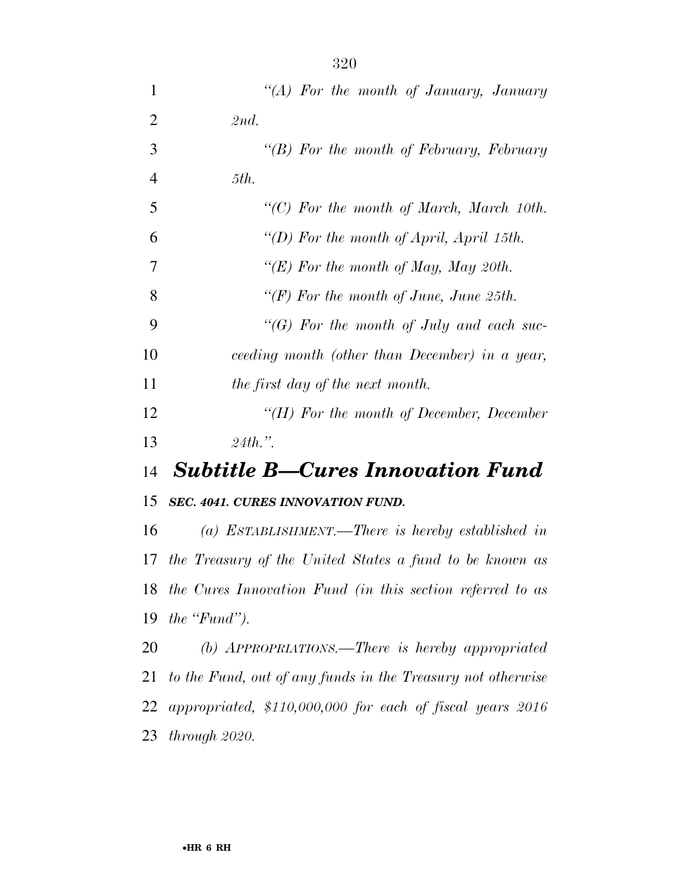*"(A) For the month of January, January 2nd.*

*"(B) For the month of February, February 5th.*

*"(C) For the month of March, March 10th.*

*"(D) For the month of April, April 15th.*

*"(E) For the month of May, May 20th.*

*"(F) For the month of June, June 25th.*

*"(G) For the month of July and each succeeding month (other than December) in a year, the first day of the next month.*

*"(H) For the month of December, December 24th.".*

## *Subtitle B—Cures Innovation Fund*

### *SEC. 4041. CURES INNOVATION FUND.*

*(a) ESTABLISHMENT.—There is hereby established in the Treasury of the United States a fund to be known as the Cures Innovation Fund (in this section referred to as the "Fund").*

*(b) APPROPRIATIONS.—There is hereby appropriated to the Fund, out of any funds in the Treasury not otherwise appropriated, $110,000,000 for each of fiscal years 2016 through 2020.*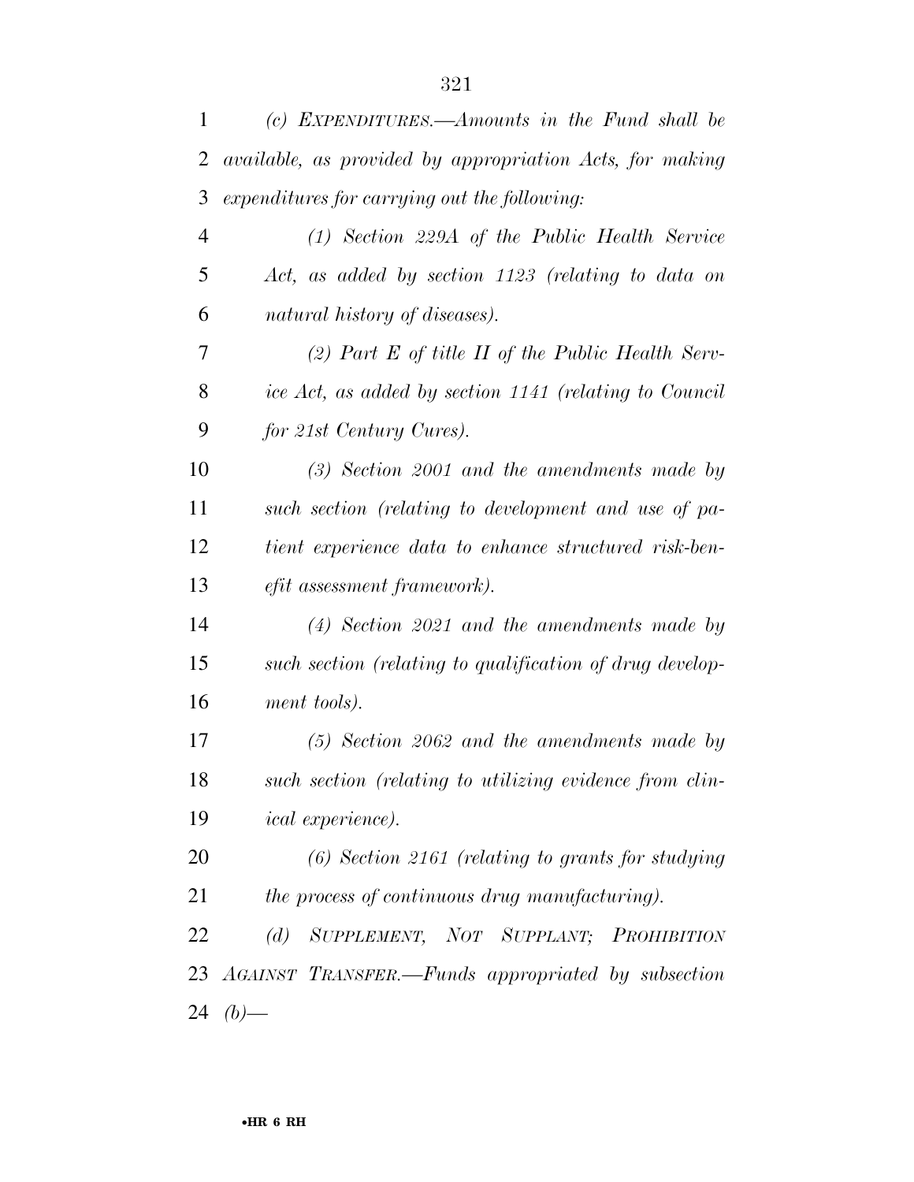*(c) EXPENDITURES.—Amounts in the Fund shall be available, as provided by appropriation Acts, for making expenditures for carrying out the following:*

*(1) Section 229A of the Public Health Service Act, as added by section 1123 (relating to data on natural history of diseases).*

*(2) Part E of title II of the Public Health Service Act, as added by section 1141 (relating to Council for 21st Century Cures).*

*(3) Section 2001 and the amendments made by such section (relating to development and use of patient experience data to enhance structured risk-benefit assessment framework).*

*(4) Section 2021 and the amendments made by such section (relating to qualification of drug development tools).*

*(5) Section 2062 and the amendments made by such section (relating to utilizing evidence from clinical experience).*

*(6) Section 2161 (relating to grants for studying the process of continuous drug manufacturing).*

*(d) SUPPLEMENT, NOT SUPPLANT; PROHIBITION AGAINST TRANSFER.—Funds appropriated by subsection (b)—*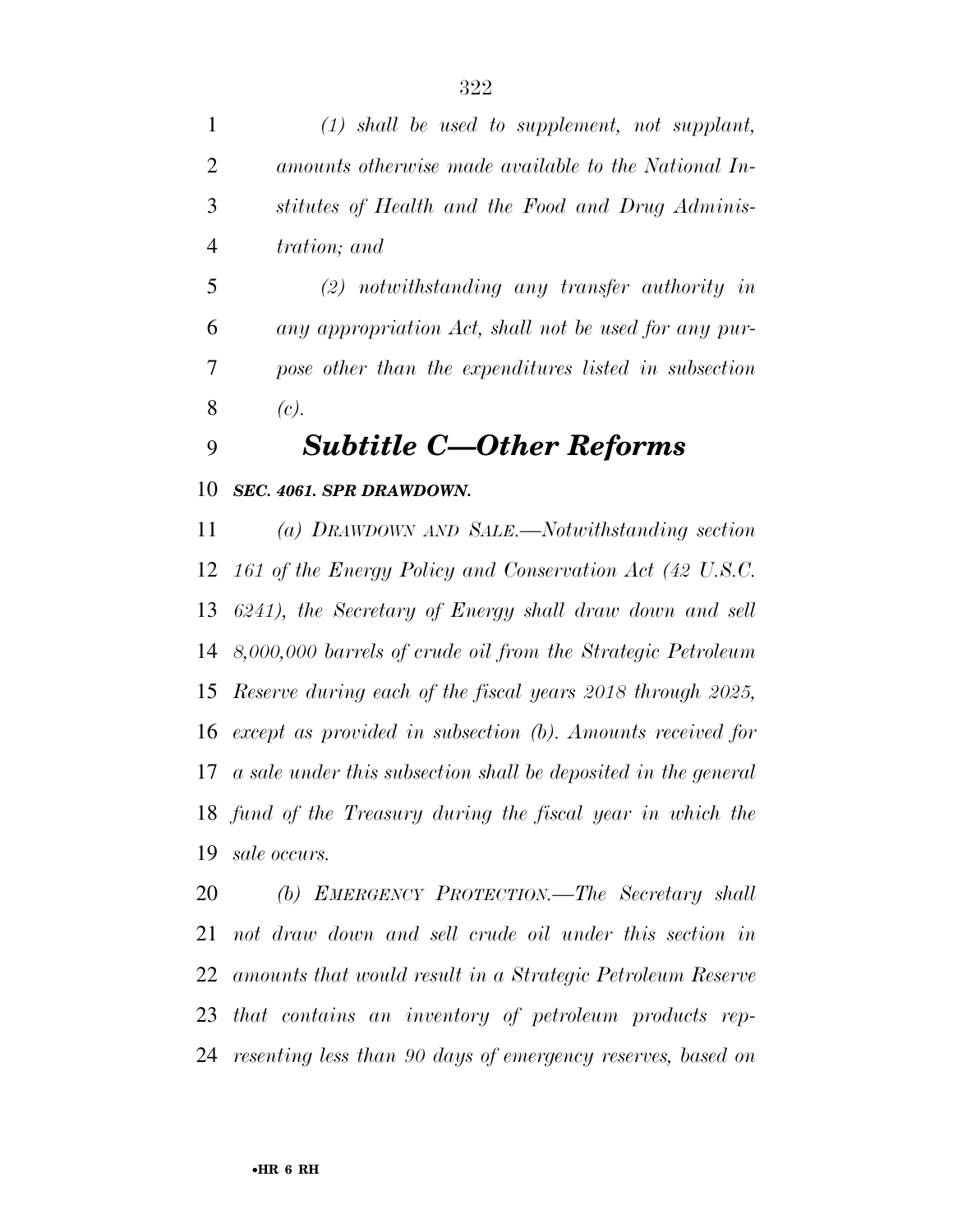*(1) shall be used to supplement, not supplant, amounts otherwise made available to the National Institutes of Health and the Food and Drug Administration; and*

*(2) notwithstanding any transfer authority in any appropriation Act, shall not be used for any purpose other than the expenditures listed in subsection (c).*

## *Subtitle C—Other Reforms*

***SEC. 4061. SPR DRAWDOWN.***

*(a) DRAWDOWN AND SALE.—Notwithstanding section 161 of the Energy Policy and Conservation Act (42 U.S.C. 6241), the Secretary of Energy shall draw down and sell 8,000,000 barrels of crude oil from the Strategic Petroleum Reserve during each of the fiscal years 2018 through 2025, except as provided in subsection (b). Amounts received for a sale under this subsection shall be deposited in the general fund of the Treasury during the fiscal year in which the sale occurs.*

*(b) EMERGENCY PROTECTION.—The Secretary shall not draw down and sell crude oil under this section in amounts that would result in a Strategic Petroleum Reserve that contains an inventory of petroleum products representing less than 90 days of emergency reserves, based on*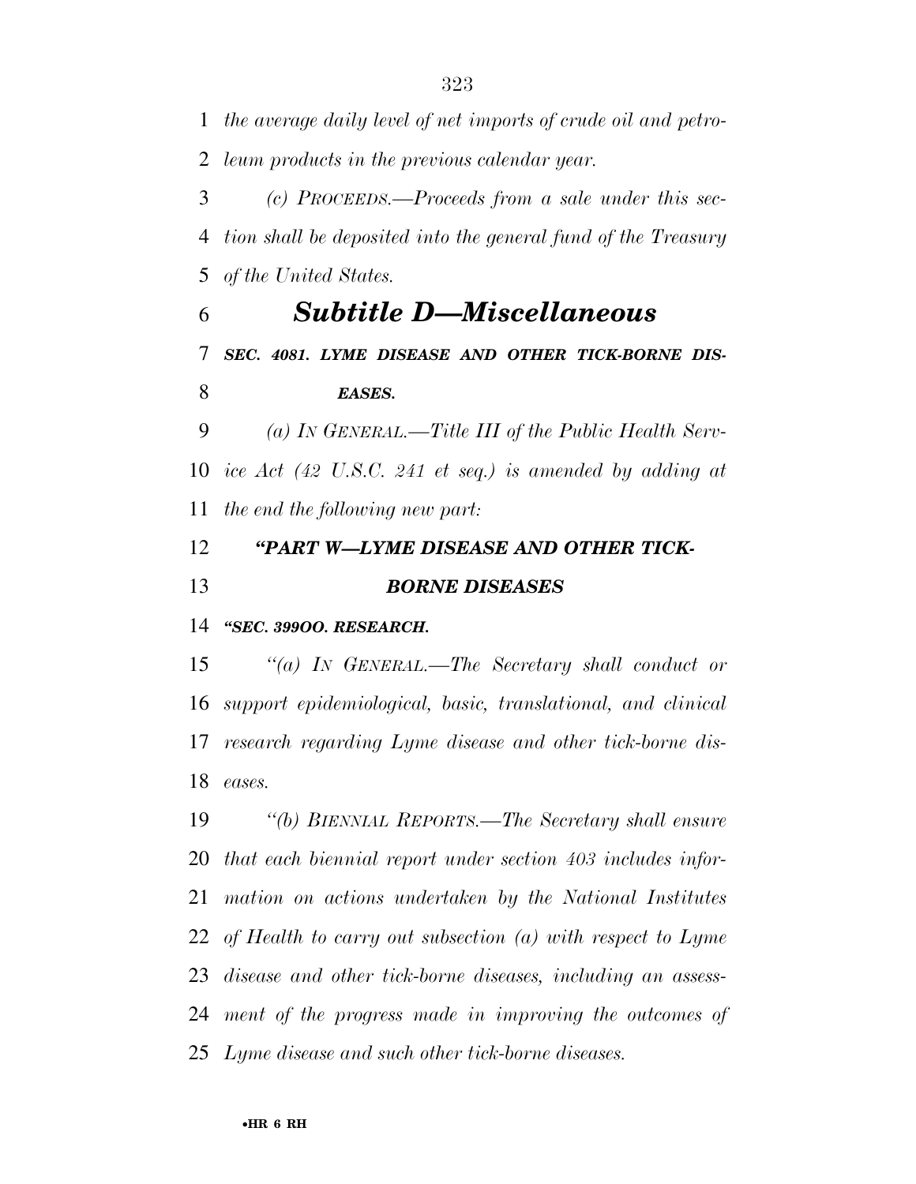*the average daily level of net imports of crude oil and petroleum products in the previous calendar year.*

*(c) PROCEEDS.—Proceeds from a sale under this section shall be deposited into the general fund of the Treasury of the United States.*

## *Subtitle D—Miscellaneous*

### *SEC. 4081. LYME DISEASE AND OTHER TICK-BORNE DISEASES.*

*(a) IN GENERAL.—Title III of the Public Health Service Act (42 U.S.C. 241 et seq.) is amended by adding at the end the following new part:*

### *"PART W—LYME DISEASE AND OTHER TICK-BORNE DISEASES*

#### *"SEC. 399OO. RESEARCH.*

*"(a) IN GENERAL.—The Secretary shall conduct or support epidemiological, basic, translational, and clinical research regarding Lyme disease and other tick-borne diseases.*

*"(b) BIENNIAL REPORTS.—The Secretary shall ensure that each biennial report under section 403 includes information on actions undertaken by the National Institutes of Health to carry out subsection (a) with respect to Lyme disease and other tick-borne diseases, including an assessment of the progress made in improving the outcomes of Lyme disease and such other tick-borne diseases.*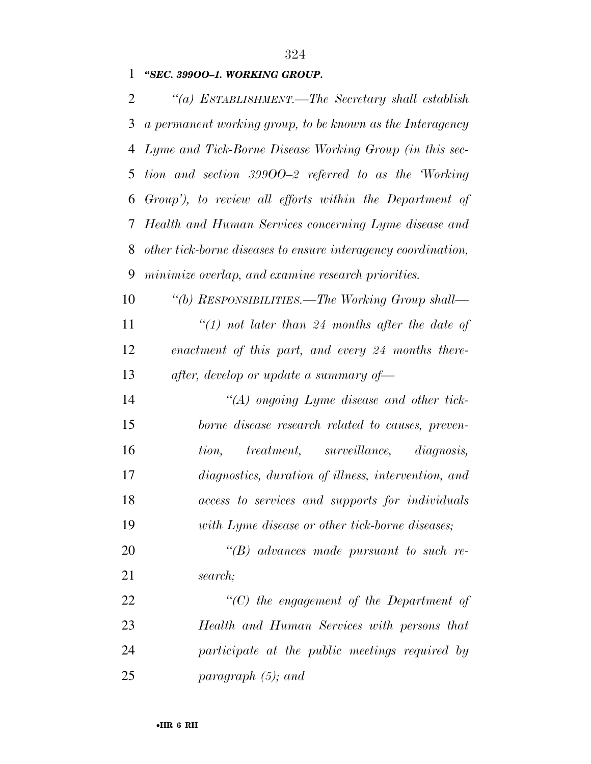***"SEC. 399OO–1. WORKING GROUP.***

*"(a) ESTABLISHMENT.—The Secretary shall establish a permanent working group, to be known as the Interagency Lyme and Tick-Borne Disease Working Group (in this section and section 399OO–2 referred to as the 'Working Group'), to review all efforts within the Department of Health and Human Services concerning Lyme disease and other tick-borne diseases to ensure interagency coordination, minimize overlap, and examine research priorities.*

*"(b) RESPONSIBILITIES.—The Working Group shall—*

*"(1) not later than 24 months after the date of enactment of this part, and every 24 months thereafter, develop or update a summary of—*

*"(A) ongoing Lyme disease and other tick-borne disease research related to causes, prevention, treatment, surveillance, diagnosis, diagnostics, duration of illness, intervention, and access to services and supports for individuals with Lyme disease or other tick-borne diseases;*

*"(B) advances made pursuant to such research;*

*"(C) the engagement of the Department of Health and Human Services with persons that participate at the public meetings required by paragraph (5); and*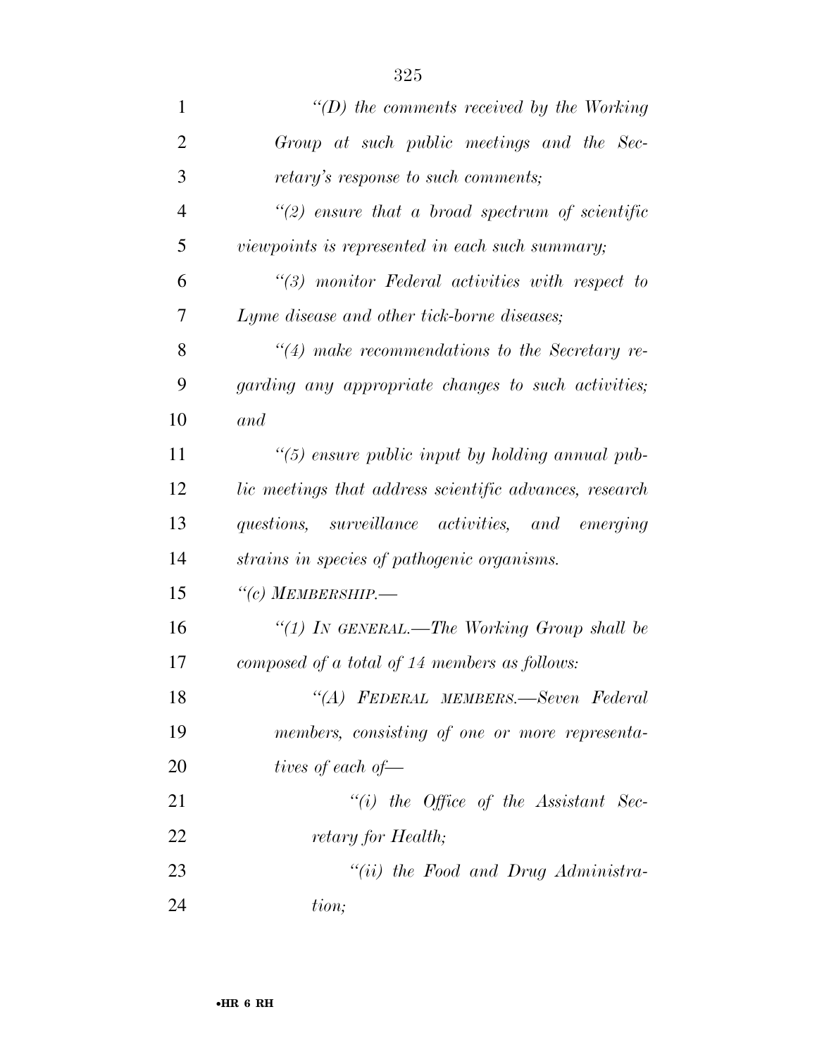*"(D) the comments received by the Working Group at such public meetings and the Secretary's response to such comments;*

*"(2) ensure that a broad spectrum of scientific viewpoints is represented in each such summary;*

*"(3) monitor Federal activities with respect to Lyme disease and other tick-borne diseases;*

*"(4) make recommendations to the Secretary regarding any appropriate changes to such activities; and*

*"(5) ensure public input by holding annual public meetings that address scientific advances, research questions, surveillance activities, and emerging strains in species of pathogenic organisms.*

*"(c) MEMBERSHIP.—*

*"(1) IN GENERAL.—The Working Group shall be composed of a total of 14 members as follows:*

*"(A) FEDERAL MEMBERS.—Seven Federal members, consisting of one or more representatives of each of—*

*"(i) the Office of the Assistant Secretary for Health;*

*"(ii) the Food and Drug Administration;*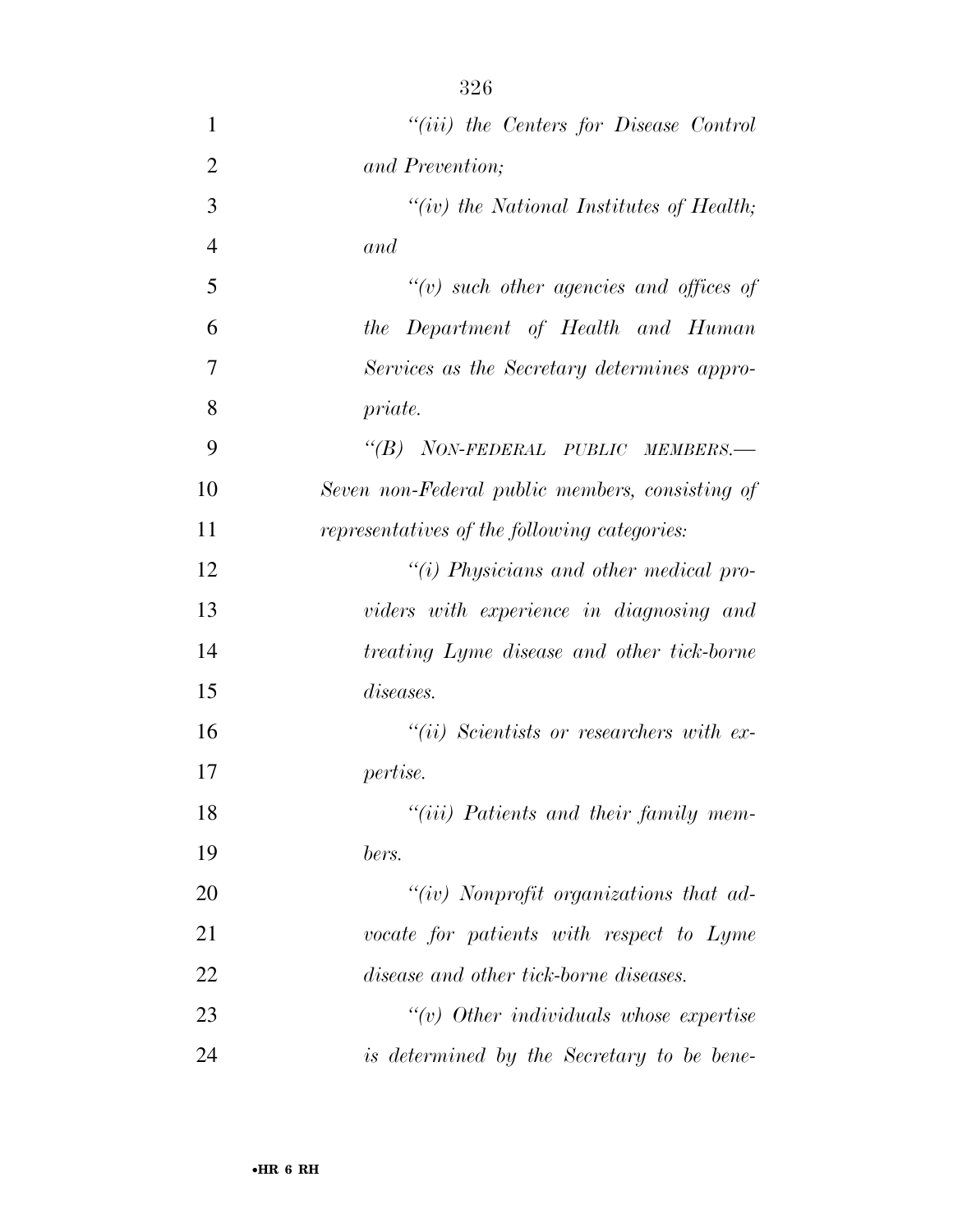*"(iii) the Centers for Disease Control and Prevention;*

*"(iv) the National Institutes of Health; and*

*"(v) such other agencies and offices of the Department of Health and Human Services as the Secretary determines appropriate.*

*"(B) NON-FEDERAL PUBLIC MEMBERS.—Seven non-Federal public members, consisting of representatives of the following categories:*

*"(i) Physicians and other medical providers with experience in diagnosing and treating Lyme disease and other tick-borne diseases.*

*"(ii) Scientists or researchers with expertise.*

*"(iii) Patients and their family members.*

*"(iv) Nonprofit organizations that advocate for patients with respect to Lyme disease and other tick-borne diseases.*

*"(v) Other individuals whose expertise is determined by the Secretary to be bene-*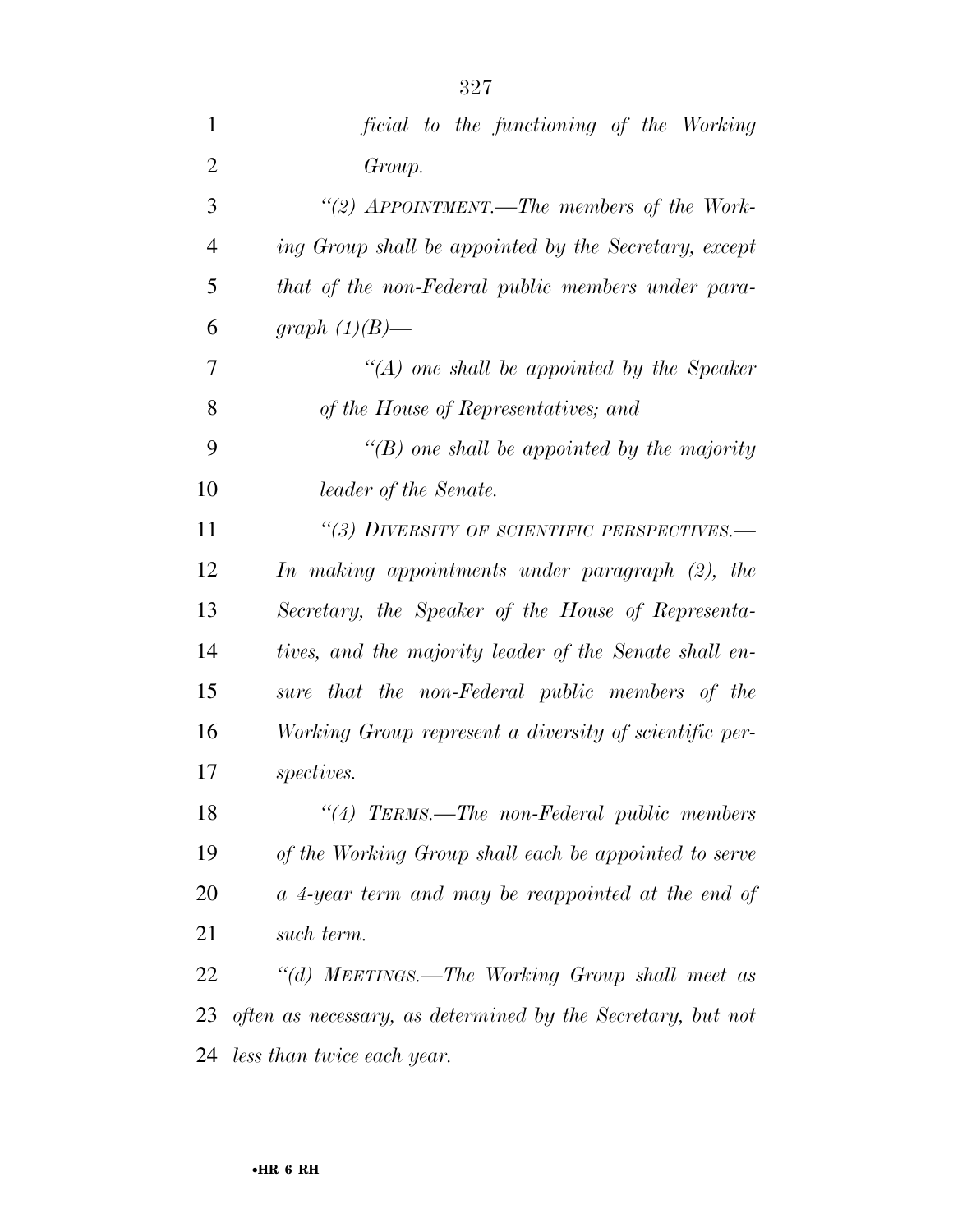*ficial to the functioning of the Working Group.*

*"(2) APPOINTMENT.—The members of the Working Group shall be appointed by the Secretary, except that of the non-Federal public members under paragraph (1)(B)—*

*"(A) one shall be appointed by the Speaker of the House of Representatives; and*

*"(B) one shall be appointed by the majority leader of the Senate.*

*"(3) DIVERSITY OF SCIENTIFIC PERSPECTIVES.—In making appointments under paragraph (2), the Secretary, the Speaker of the House of Representatives, and the majority leader of the Senate shall ensure that the non-Federal public members of the Working Group represent a diversity of scientific perspectives.*

*"(4) TERMS.—The non-Federal public members of the Working Group shall each be appointed to serve a 4-year term and may be reappointed at the end of such term.*

*"(d) MEETINGS.—The Working Group shall meet as often as necessary, as determined by the Secretary, but not less than twice each year.*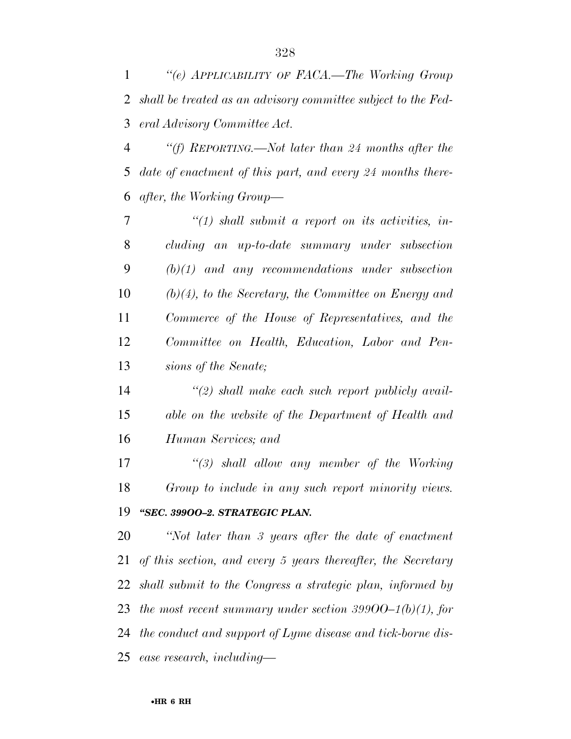*"(e) APPLICABILITY OF FACA.—The Working Group shall be treated as an advisory committee subject to the Federal Advisory Committee Act.*

*"(f) REPORTING.—Not later than 24 months after the date of enactment of this part, and every 24 months thereafter, the Working Group—*

*"(1) shall submit a report on its activities, including an up-to-date summary under subsection (b)(1) and any recommendations under subsection (b)(4), to the Secretary, the Committee on Energy and Commerce of the House of Representatives, and the Committee on Health, Education, Labor and Pensions of the Senate;*

*"(2) shall make each such report publicly available on the website of the Department of Health and Human Services; and*

*"(3) shall allow any member of the Working Group to include in any such report minority views.*

***"SEC. 399OO–2. STRATEGIC PLAN.***

*"Not later than 3 years after the date of enactment of this section, and every 5 years thereafter, the Secretary shall submit to the Congress a strategic plan, informed by the most recent summary under section 399OO–1(b)(1), for the conduct and support of Lyme disease and tick-borne disease research, including—*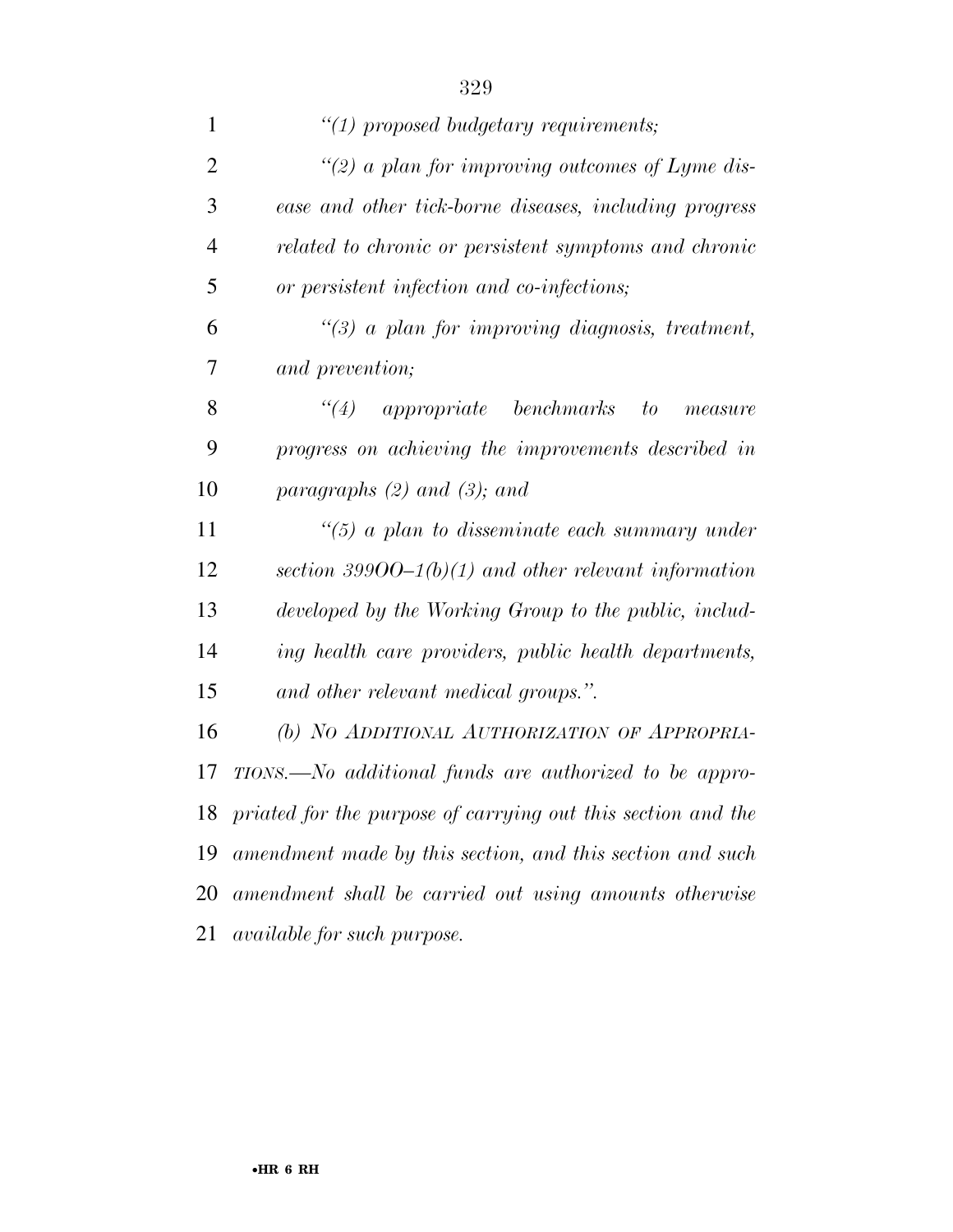*"(1) proposed budgetary requirements;*

*"(2) a plan for improving outcomes of Lyme disease and other tick-borne diseases, including progress related to chronic or persistent symptoms and chronic or persistent infection and co-infections;*

*"(3) a plan for improving diagnosis, treatment, and prevention;*

*"(4) appropriate benchmarks to measure progress on achieving the improvements described in paragraphs (2) and (3); and*

*"(5) a plan to disseminate each summary under section 399OO–1(b)(1) and other relevant information developed by the Working Group to the public, including health care providers, public health departments, and other relevant medical groups.".*

*(b) NO ADDITIONAL AUTHORIZATION OF APPROPRIATIONS.—No additional funds are authorized to be appropriated for the purpose of carrying out this section and the amendment made by this section, and this section and such amendment shall be carried out using amounts otherwise available for such purpose.*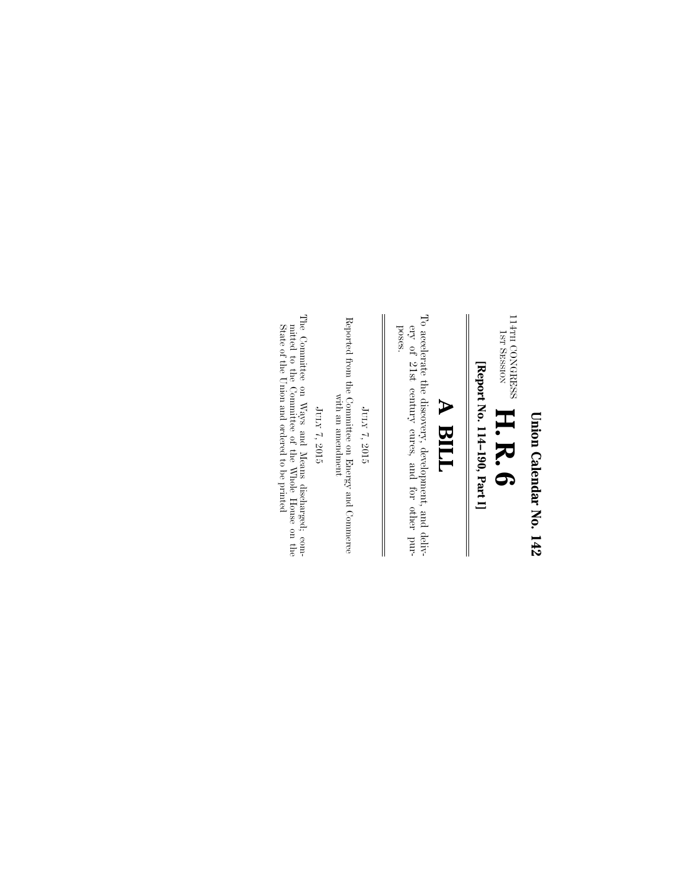# Union Calendar No. 142

114TH CONGRESS
1ST SESSION

# H. R. 6

**[Report No. 114–190, Part I]**

# A BILL

To accelerate the discovery, development, and delivery of 21st century cures, and for other purposes.

JULY 7, 2015

Reported from the Committee on Energy and Commerce with an amendment

JULY 7, 2015

The Committee on Ways and Means discharged; committed to the Committee of the Whole House on the State of the Union and ordered to be printed